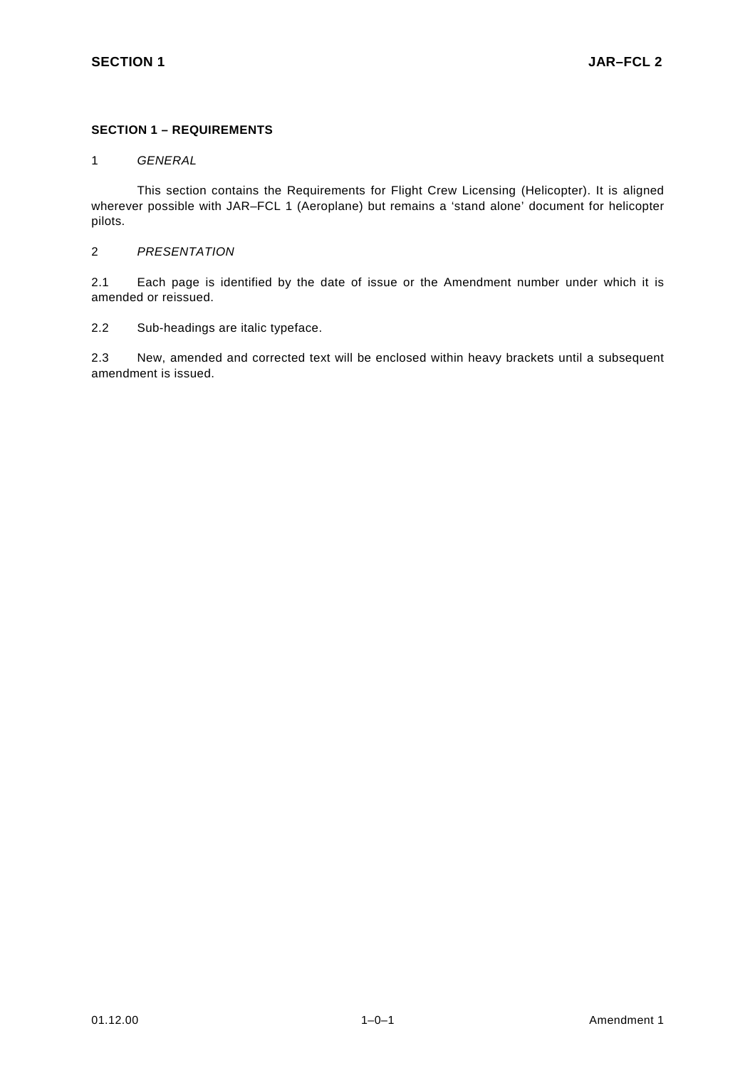## SECTION 1 – REQUIREMENTS

### 1 *GENERAL*

This section contains the Requirements for Flight Crew Licensing (Helicopter). It is aligned wherever possible with JAR–FCL 1 (Aeroplane) but remains a 'stand alone' document for helicopter pilots.

### 2 *PRESENTATION*

2.1 Each page is identified by the date of issue or the Amendment number under which it is amended or reissued.

2.2 Sub-headings are italic typeface.

2.3 New, amended and corrected text will be enclosed within heavy brackets until a subsequent amendment is issued.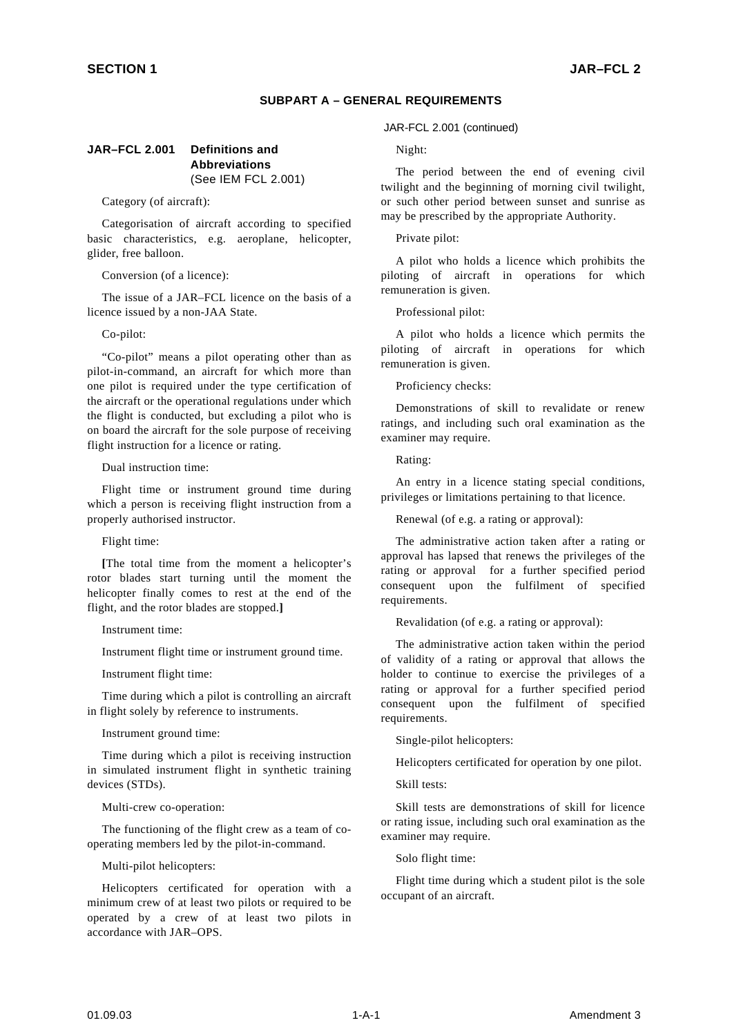## SUBPART A – GENERAL REQUIREMENTS

### JAR–FCL 2.001 Definitions and Abbreviations
(See IEM FCL 2.001)

Category (of aircraft):

Categorisation of aircraft according to specified basic characteristics, e.g. aeroplane, helicopter, glider, free balloon.

Conversion (of a licence):

The issue of a JAR–FCL licence on the basis of a licence issued by a non-JAA State.

Co-pilot:

"Co-pilot" means a pilot operating other than as pilot-in-command, an aircraft for which more than one pilot is required under the type certification of the aircraft or the operational regulations under which the flight is conducted, but excluding a pilot who is on board the aircraft for the sole purpose of receiving flight instruction for a licence or rating.

Dual instruction time:

Flight time or instrument ground time during which a person is receiving flight instruction from a properly authorised instructor.

Flight time:

**[**The total time from the moment a helicopter's rotor blades start turning until the moment the helicopter finally comes to rest at the end of the flight, and the rotor blades are stopped.**]**

Instrument time:

Instrument flight time or instrument ground time.

Instrument flight time:

Time during which a pilot is controlling an aircraft in flight solely by reference to instruments.

Instrument ground time:

Time during which a pilot is receiving instruction in simulated instrument flight in synthetic training devices (STDs).

Multi-crew co-operation:

The functioning of the flight crew as a team of co-operating members led by the pilot-in-command.

Multi-pilot helicopters:

Helicopters certificated for operation with a minimum crew of at least two pilots or required to be operated by a crew of at least two pilots in accordance with JAR–OPS.

JAR-FCL 2.001 (continued)

Night:

The period between the end of evening civil twilight and the beginning of morning civil twilight, or such other period between sunset and sunrise as may be prescribed by the appropriate Authority.

Private pilot:

A pilot who holds a licence which prohibits the piloting of aircraft in operations for which remuneration is given.

Professional pilot:

A pilot who holds a licence which permits the piloting of aircraft in operations for which remuneration is given.

Proficiency checks:

Demonstrations of skill to revalidate or renew ratings, and including such oral examination as the examiner may require.

Rating:

An entry in a licence stating special conditions, privileges or limitations pertaining to that licence.

Renewal (of e.g. a rating or approval):

The administrative action taken after a rating or approval has lapsed that renews the privileges of the rating or approval for a further specified period consequent upon the fulfilment of specified requirements.

Revalidation (of e.g. a rating or approval):

The administrative action taken within the period of validity of a rating or approval that allows the holder to continue to exercise the privileges of a rating or approval for a further specified period consequent upon the fulfilment of specified requirements.

Single-pilot helicopters:

Helicopters certificated for operation by one pilot.

Skill tests:

Skill tests are demonstrations of skill for licence or rating issue, including such oral examination as the examiner may require.

Solo flight time:

Flight time during which a student pilot is the sole occupant of an aircraft.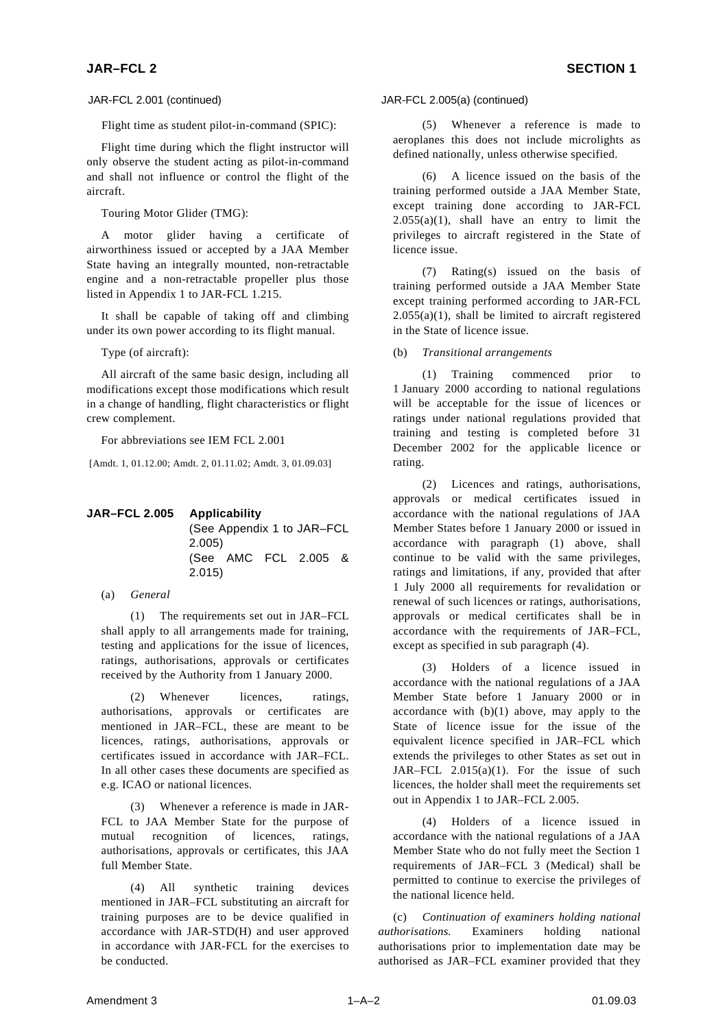JAR-FCL 2.001 (continued)

Flight time as student pilot-in-command (SPIC):

Flight time during which the flight instructor will only observe the student acting as pilot-in-command and shall not influence or control the flight of the aircraft.

Touring Motor Glider (TMG):

A motor glider having a certificate of airworthiness issued or accepted by a JAA Member State having an integrally mounted, non-retractable engine and a non-retractable propeller plus those listed in Appendix 1 to JAR-FCL 1.215.

It shall be capable of taking off and climbing under its own power according to its flight manual.

Type (of aircraft):

All aircraft of the same basic design, including all modifications except those modifications which result in a change of handling, flight characteristics or flight crew complement.

For abbreviations see IEM FCL 2.001

[Amdt. 1, 01.12.00; Amdt. 2, 01.11.02; Amdt. 3, 01.09.03]

## JAR–FCL 2.005 Applicability

(See Appendix 1 to JAR–FCL 2.005)
(See AMC FCL 2.005 & 2.015)

(a) *General*

(1) The requirements set out in JAR–FCL shall apply to all arrangements made for training, testing and applications for the issue of licences, ratings, authorisations, approvals or certificates received by the Authority from 1 January 2000.

(2) Whenever licences, ratings, authorisations, approvals or certificates are mentioned in JAR–FCL, these are meant to be licences, ratings, authorisations, approvals or certificates issued in accordance with JAR–FCL. In all other cases these documents are specified as e.g. ICAO or national licences.

(3) Whenever a reference is made in JAR-FCL to JAA Member State for the purpose of mutual recognition of licences, ratings, authorisations, approvals or certificates, this JAA full Member State.

(4) All synthetic training devices mentioned in JAR–FCL substituting an aircraft for training purposes are to be device qualified in accordance with JAR-STD(H) and user approved in accordance with JAR-FCL for the exercises to be conducted.

JAR-FCL 2.005(a) (continued)

(5) Whenever a reference is made to aeroplanes this does not include microlights as defined nationally, unless otherwise specified.

(6) A licence issued on the basis of the training performed outside a JAA Member State, except training done according to JAR-FCL 2.055(a)(1), shall have an entry to limit the privileges to aircraft registered in the State of licence issue.

(7) Rating(s) issued on the basis of training performed outside a JAA Member State except training performed according to JAR-FCL 2.055(a)(1), shall be limited to aircraft registered in the State of licence issue.

(b) *Transitional arrangements*

(1) Training commenced prior to 1 January 2000 according to national regulations will be acceptable for the issue of licences or ratings under national regulations provided that training and testing is completed before 31 December 2002 for the applicable licence or rating.

(2) Licences and ratings, authorisations, approvals or medical certificates issued in accordance with the national regulations of JAA Member States before 1 January 2000 or issued in accordance with paragraph (1) above, shall continue to be valid with the same privileges, ratings and limitations, if any, provided that after 1 July 2000 all requirements for revalidation or renewal of such licences or ratings, authorisations, approvals or medical certificates shall be in accordance with the requirements of JAR–FCL, except as specified in sub paragraph (4).

(3) Holders of a licence issued in accordance with the national regulations of a JAA Member State before 1 January 2000 or in accordance with (b)(1) above, may apply to the State of licence issue for the issue of the equivalent licence specified in JAR–FCL which extends the privileges to other States as set out in JAR–FCL 2.015(a)(1). For the issue of such licences, the holder shall meet the requirements set out in Appendix 1 to JAR–FCL 2.005.

(4) Holders of a licence issued in accordance with the national regulations of a JAA Member State who do not fully meet the Section 1 requirements of JAR–FCL 3 (Medical) shall be permitted to continue to exercise the privileges of the national licence held.

(c) *Continuation of examiners holding national authorisations.* Examiners holding national authorisations prior to implementation date may be authorised as JAR–FCL examiner provided that they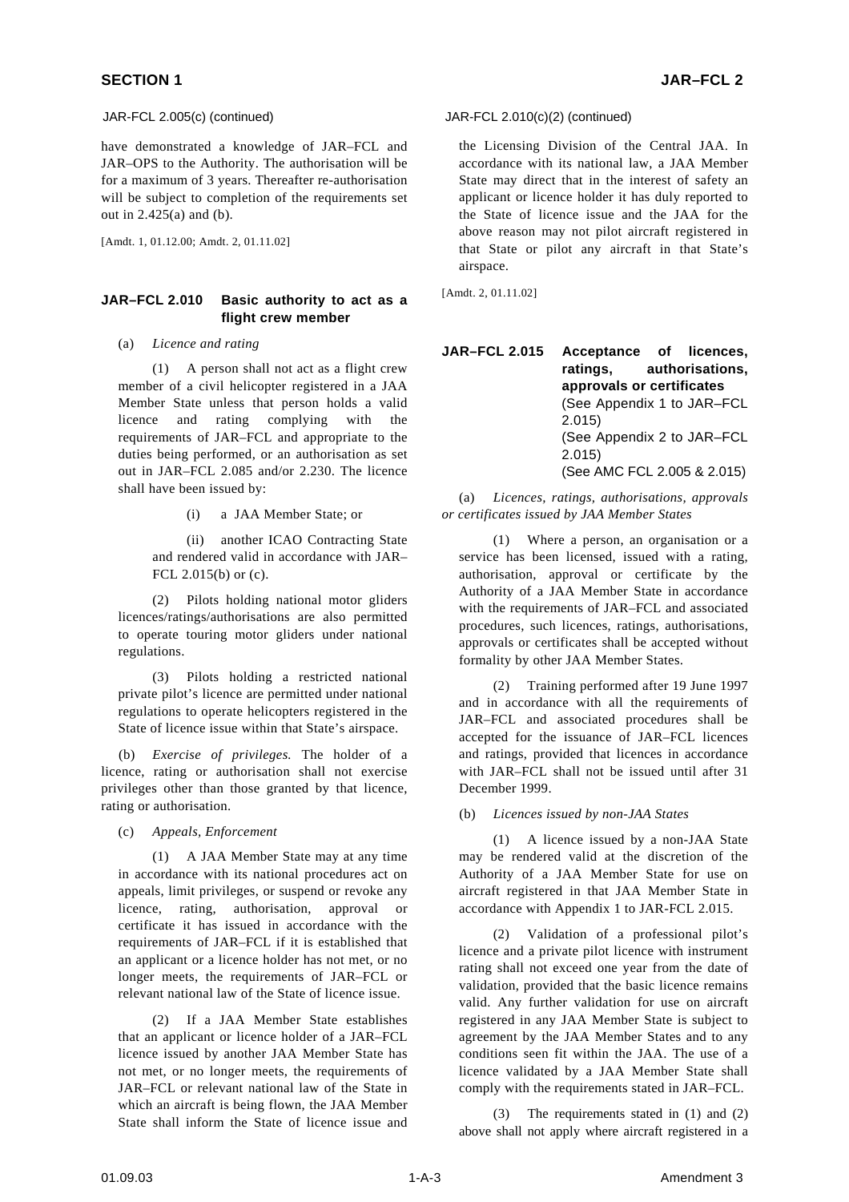JAR-FCL 2.005(c) (continued)

have demonstrated a knowledge of JAR–FCL and JAR–OPS to the Authority. The authorisation will be for a maximum of 3 years. Thereafter re-authorisation will be subject to completion of the requirements set out in 2.425(a) and (b).

[Amdt. 1, 01.12.00; Amdt. 2, 01.11.02]

## JAR–FCL 2.010 Basic authority to act as a flight crew member

(a) *Licence and rating*

(1) A person shall not act as a flight crew member of a civil helicopter registered in a JAA Member State unless that person holds a valid licence and rating complying with the requirements of JAR–FCL and appropriate to the duties being performed, or an authorisation as set out in JAR–FCL 2.085 and/or 2.230. The licence shall have been issued by:

(i) a JAA Member State; or

(ii) another ICAO Contracting State and rendered valid in accordance with JAR–FCL 2.015(b) or (c).

(2) Pilots holding national motor gliders licences/ratings/authorisations are also permitted to operate touring motor gliders under national regulations.

(3) Pilots holding a restricted national private pilot's licence are permitted under national regulations to operate helicopters registered in the State of licence issue within that State's airspace.

(b) *Exercise of privileges.* The holder of a licence, rating or authorisation shall not exercise privileges other than those granted by that licence, rating or authorisation.

(c) *Appeals, Enforcement*

(1) A JAA Member State may at any time in accordance with its national procedures act on appeals, limit privileges, or suspend or revoke any licence, rating, authorisation, approval or certificate it has issued in accordance with the requirements of JAR–FCL if it is established that an applicant or a licence holder has not met, or no longer meets, the requirements of JAR–FCL or relevant national law of the State of licence issue.

(2) If a JAA Member State establishes that an applicant or licence holder of a JAR–FCL licence issued by another JAA Member State has not met, or no longer meets, the requirements of JAR–FCL or relevant national law of the State in which an aircraft is being flown, the JAA Member State shall inform the State of licence issue and the Licensing Division of the Central JAA. In accordance with its national law, a JAA Member State may direct that in the interest of safety an applicant or licence holder it has duly reported to the State of licence issue and the JAA for the above reason may not pilot aircraft registered in that State or pilot any aircraft in that State's airspace.

[Amdt. 2, 01.11.02]

## JAR–FCL 2.015 Acceptance of licences, ratings, authorisations, approvals or certificates

(See Appendix 1 to JAR–FCL 2.015)
(See Appendix 2 to JAR–FCL 2.015)
(See AMC FCL 2.005 & 2.015)

(a) *Licences, ratings, authorisations, approvals or certificates issued by JAA Member States*

(1) Where a person, an organisation or a service has been licensed, issued with a rating, authorisation, approval or certificate by the Authority of a JAA Member State in accordance with the requirements of JAR–FCL and associated procedures, such licences, ratings, authorisations, approvals or certificates shall be accepted without formality by other JAA Member States.

(2) Training performed after 19 June 1997 and in accordance with all the requirements of JAR–FCL and associated procedures shall be accepted for the issuance of JAR–FCL licences and ratings, provided that licences in accordance with JAR–FCL shall not be issued until after 31 December 1999.

(b) *Licences issued by non-JAA States*

(1) A licence issued by a non-JAA State may be rendered valid at the discretion of the Authority of a JAA Member State for use on aircraft registered in that JAA Member State in accordance with Appendix 1 to JAR-FCL 2.015.

(2) Validation of a professional pilot's licence and a private pilot licence with instrument rating shall not exceed one year from the date of validation, provided that the basic licence remains valid. Any further validation for use on aircraft registered in any JAA Member State is subject to agreement by the JAA Member States and to any conditions seen fit within the JAA. The use of a licence validated by a JAA Member State shall comply with the requirements stated in JAR–FCL.

(3) The requirements stated in (1) and (2) above shall not apply where aircraft registered in a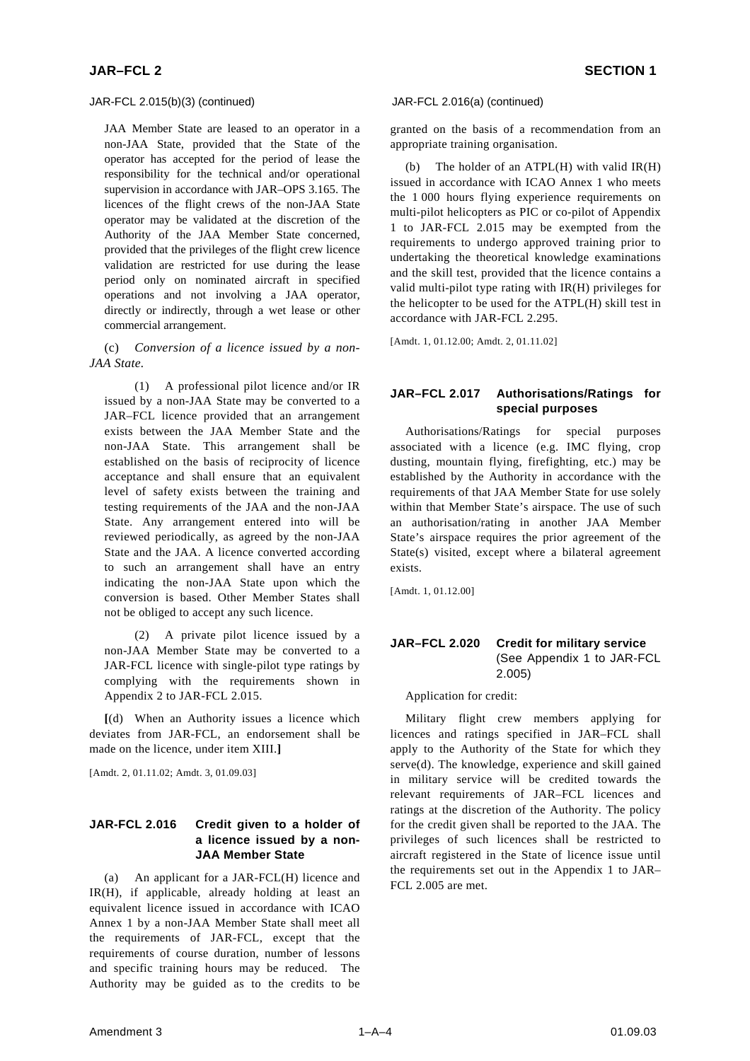JAR-FCL 2.015(b)(3) (continued)

JAA Member State are leased to an operator in a non-JAA State, provided that the State of the operator has accepted for the period of lease the responsibility for the technical and/or operational supervision in accordance with JAR–OPS 3.165. The licences of the flight crews of the non-JAA State operator may be validated at the discretion of the Authority of the JAA Member State concerned, provided that the privileges of the flight crew licence validation are restricted for use during the lease period only on nominated aircraft in specified operations and not involving a JAA operator, directly or indirectly, through a wet lease or other commercial arrangement.

(c) *Conversion of a licence issued by a non-JAA State.*

(1) A professional pilot licence and/or IR issued by a non-JAA State may be converted to a JAR–FCL licence provided that an arrangement exists between the JAA Member State and the non-JAA State. This arrangement shall be established on the basis of reciprocity of licence acceptance and shall ensure that an equivalent level of safety exists between the training and testing requirements of the JAA and the non-JAA State. Any arrangement entered into will be reviewed periodically, as agreed by the non-JAA State and the JAA. A licence converted according to such an arrangement shall have an entry indicating the non-JAA State upon which the conversion is based. Other Member States shall not be obliged to accept any such licence.

(2) A private pilot licence issued by a non-JAA Member State may be converted to a JAR-FCL licence with single-pilot type ratings by complying with the requirements shown in Appendix 2 to JAR-FCL 2.015.

**[**(d) When an Authority issues a licence which deviates from JAR-FCL, an endorsement shall be made on the licence, under item XIII.**]**

[Amdt. 2, 01.11.02; Amdt. 3, 01.09.03]

## JAR-FCL 2.016 Credit given to a holder of a licence issued by a non-JAA Member State

(a) An applicant for a JAR-FCL(H) licence and IR(H), if applicable, already holding at least an equivalent licence issued in accordance with ICAO Annex 1 by a non-JAA Member State shall meet all the requirements of JAR-FCL, except that the requirements of course duration, number of lessons and specific training hours may be reduced. The Authority may be guided as to the credits to be granted on the basis of a recommendation from an appropriate training organisation.

(b) The holder of an ATPL(H) with valid IR(H) issued in accordance with ICAO Annex 1 who meets the 1 000 hours flying experience requirements on multi-pilot helicopters as PIC or co-pilot of Appendix 1 to JAR-FCL 2.015 may be exempted from the requirements to undergo approved training prior to undertaking the theoretical knowledge examinations and the skill test, provided that the licence contains a valid multi-pilot type rating with IR(H) privileges for the helicopter to be used for the ATPL(H) skill test in accordance with JAR-FCL 2.295.

[Amdt. 1, 01.12.00; Amdt. 2, 01.11.02]

## JAR–FCL 2.017 Authorisations/Ratings for special purposes

Authorisations/Ratings for special purposes associated with a licence (e.g. IMC flying, crop dusting, mountain flying, firefighting, etc.) may be established by the Authority in accordance with the requirements of that JAA Member State for use solely within that Member State's airspace. The use of such an authorisation/rating in another JAA Member State's airspace requires the prior agreement of the State(s) visited, except where a bilateral agreement exists.

[Amdt. 1, 01.12.00]

## JAR–FCL 2.020 Credit for military service (See Appendix 1 to JAR-FCL 2.005)

Application for credit:

Military flight crew members applying for licences and ratings specified in JAR–FCL shall apply to the Authority of the State for which they serve(d). The knowledge, experience and skill gained in military service will be credited towards the relevant requirements of JAR–FCL licences and ratings at the discretion of the Authority. The policy for the credit given shall be reported to the JAA. The privileges of such licences shall be restricted to aircraft registered in the State of licence issue until the requirements set out in the Appendix 1 to JAR–FCL 2.005 are met.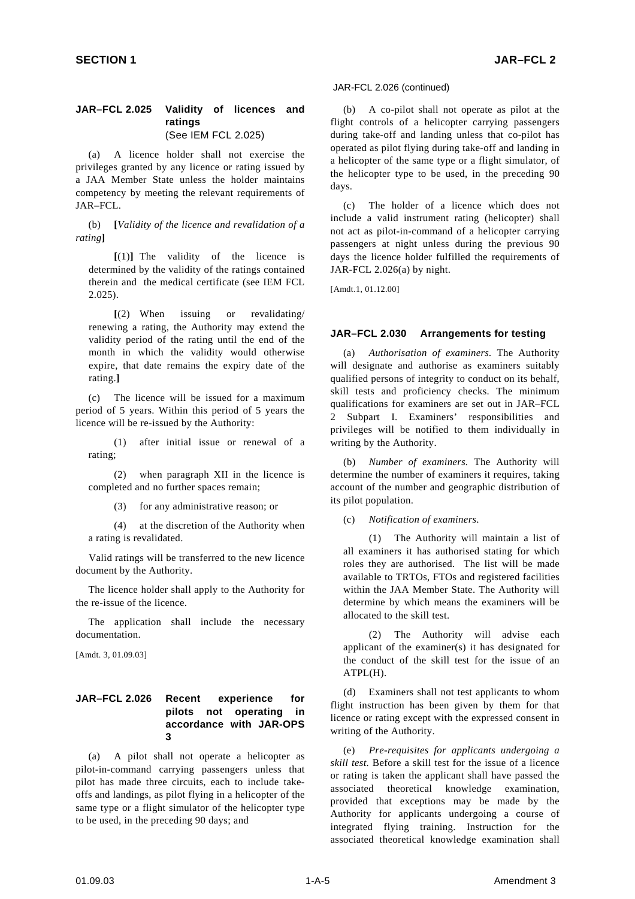## JAR–FCL 2.025 Validity of licences and ratings
(See IEM FCL 2.025)

(a) A licence holder shall not exercise the privileges granted by any licence or rating issued by a JAA Member State unless the holder maintains competency by meeting the relevant requirements of JAR–FCL.

(b) **[***Validity of the licence and revalidation of a rating***]**

**[**(1)**]** The validity of the licence is determined by the validity of the ratings contained therein and the medical certificate (see IEM FCL 2.025).

**[**(2) When issuing or revalidating/ renewing a rating, the Authority may extend the validity period of the rating until the end of the month in which the validity would otherwise expire, that date remains the expiry date of the rating.**]**

(c) The licence will be issued for a maximum period of 5 years. Within this period of 5 years the licence will be re-issued by the Authority:

(1) after initial issue or renewal of a rating;

(2) when paragraph XII in the licence is completed and no further spaces remain;

(3) for any administrative reason; or

(4) at the discretion of the Authority when a rating is revalidated.

Valid ratings will be transferred to the new licence document by the Authority.

The licence holder shall apply to the Authority for the re-issue of the licence.

The application shall include the necessary documentation.

[Amdt. 3, 01.09.03]

## JAR–FCL 2.026 Recent experience for pilots not operating in accordance with JAR-OPS 3

(a) A pilot shall not operate a helicopter as pilot-in-command carrying passengers unless that pilot has made three circuits, each to include take-offs and landings, as pilot flying in a helicopter of the same type or a flight simulator of the helicopter type to be used, in the preceding 90 days; and

JAR-FCL 2.026 (continued)

(b) A co-pilot shall not operate as pilot at the flight controls of a helicopter carrying passengers during take-off and landing unless that co-pilot has operated as pilot flying during take-off and landing in a helicopter of the same type or a flight simulator, of the helicopter type to be used, in the preceding 90 days.

(c) The holder of a licence which does not include a valid instrument rating (helicopter) shall not act as pilot-in-command of a helicopter carrying passengers at night unless during the previous 90 days the licence holder fulfilled the requirements of JAR-FCL 2.026(a) by night.

[Amdt.1, 01.12.00]

## JAR–FCL 2.030 Arrangements for testing

(a) *Authorisation of examiners.* The Authority will designate and authorise as examiners suitably qualified persons of integrity to conduct on its behalf, skill tests and proficiency checks. The minimum qualifications for examiners are set out in JAR–FCL 2 Subpart I. Examiners' responsibilities and privileges will be notified to them individually in writing by the Authority.

(b) *Number of examiners.* The Authority will determine the number of examiners it requires, taking account of the number and geographic distribution of its pilot population.

(c) *Notification of examiners*.

(1) The Authority will maintain a list of all examiners it has authorised stating for which roles they are authorised. The list will be made available to TRTOs, FTOs and registered facilities within the JAA Member State. The Authority will determine by which means the examiners will be allocated to the skill test.

(2) The Authority will advise each applicant of the examiner(s) it has designated for the conduct of the skill test for the issue of an ATPL(H).

(d) Examiners shall not test applicants to whom flight instruction has been given by them for that licence or rating except with the expressed consent in writing of the Authority.

(e) *Pre-requisites for applicants undergoing a skill test.* Before a skill test for the issue of a licence or rating is taken the applicant shall have passed the associated theoretical knowledge examination, provided that exceptions may be made by the Authority for applicants undergoing a course of integrated flying training. Instruction for the associated theoretical knowledge examination shall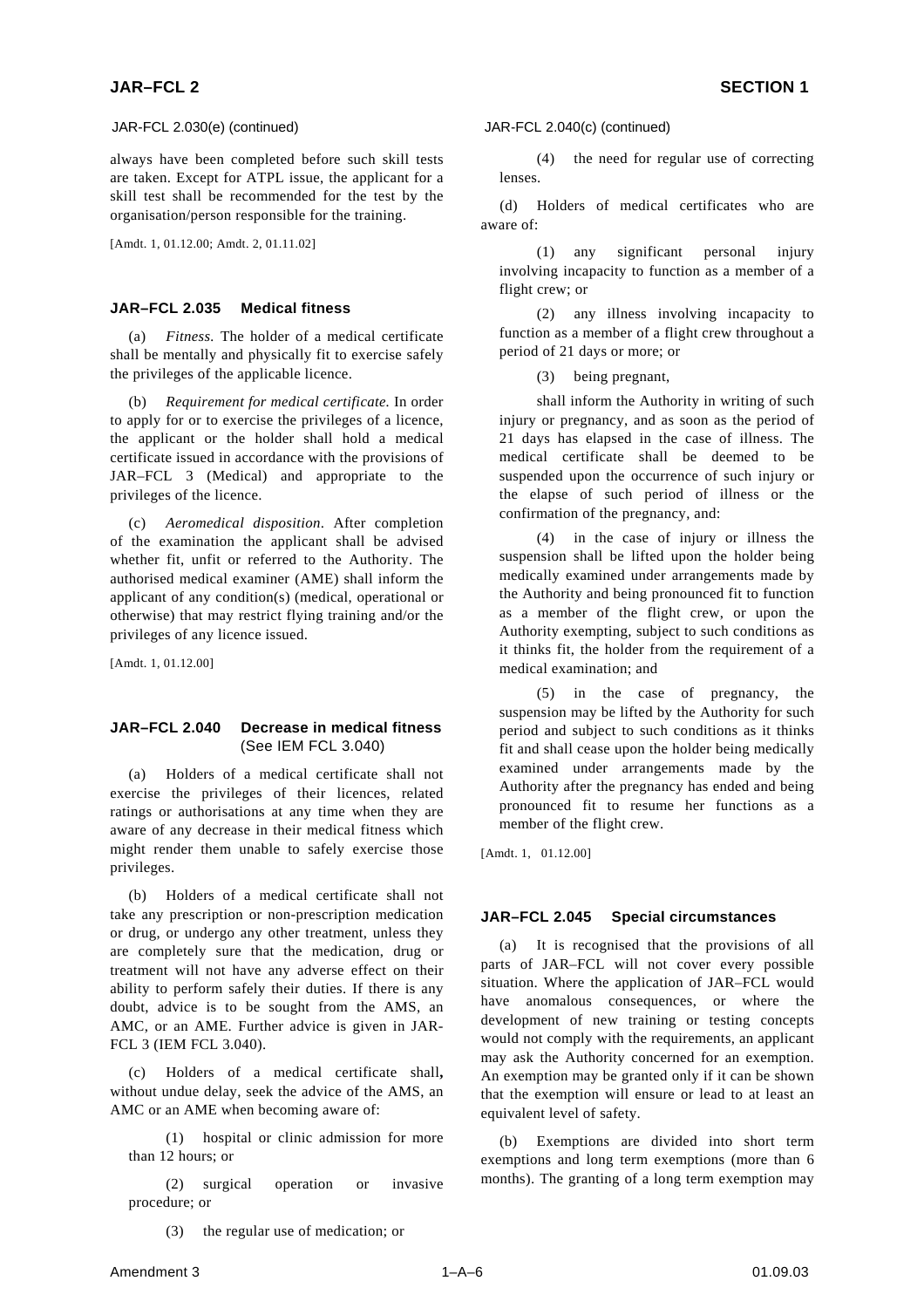JAR-FCL 2.030(e) (continued)

always have been completed before such skill tests are taken. Except for ATPL issue, the applicant for a skill test shall be recommended for the test by the organisation/person responsible for the training.

[Amdt. 1, 01.12.00; Amdt. 2, 01.11.02]

## JAR–FCL 2.035 Medical fitness

(a) *Fitness.* The holder of a medical certificate shall be mentally and physically fit to exercise safely the privileges of the applicable licence.

(b) *Requirement for medical certificate.* In order to apply for or to exercise the privileges of a licence, the applicant or the holder shall hold a medical certificate issued in accordance with the provisions of JAR–FCL 3 (Medical) and appropriate to the privileges of the licence.

(c) *Aeromedical disposition.* After completion of the examination the applicant shall be advised whether fit, unfit or referred to the Authority. The authorised medical examiner (AME) shall inform the applicant of any condition(s) (medical, operational or otherwise) that may restrict flying training and/or the privileges of any licence issued.

[Amdt. 1, 01.12.00]

## JAR–FCL 2.040 Decrease in medical fitness (See IEM FCL 3.040)

(a) Holders of a medical certificate shall not exercise the privileges of their licences, related ratings or authorisations at any time when they are aware of any decrease in their medical fitness which might render them unable to safely exercise those privileges.

(b) Holders of a medical certificate shall not take any prescription or non-prescription medication or drug, or undergo any other treatment, unless they are completely sure that the medication, drug or treatment will not have any adverse effect on their ability to perform safely their duties. If there is any doubt, advice is to be sought from the AMS, an AMC, or an AME. Further advice is given in JAR-FCL 3 (IEM FCL 3.040).

(c) Holders of a medical certificate shall**,** without undue delay, seek the advice of the AMS, an AMC or an AME when becoming aware of:

(1) hospital or clinic admission for more than 12 hours; or

(2) surgical operation or invasive procedure; or

(3) the regular use of medication; or

JAR-FCL 2.040(c) (continued)

(4) the need for regular use of correcting lenses.

(d) Holders of medical certificates who are aware of:

(1) any significant personal injury involving incapacity to function as a member of a flight crew; or

(2) any illness involving incapacity to function as a member of a flight crew throughout a period of 21 days or more; or

(3) being pregnant,

shall inform the Authority in writing of such injury or pregnancy, and as soon as the period of 21 days has elapsed in the case of illness. The medical certificate shall be deemed to be suspended upon the occurrence of such injury or the elapse of such period of illness or the confirmation of the pregnancy, and:

(4) in the case of injury or illness the suspension shall be lifted upon the holder being medically examined under arrangements made by the Authority and being pronounced fit to function as a member of the flight crew, or upon the Authority exempting, subject to such conditions as it thinks fit, the holder from the requirement of a medical examination; and

(5) in the case of pregnancy, the suspension may be lifted by the Authority for such period and subject to such conditions as it thinks fit and shall cease upon the holder being medically examined under arrangements made by the Authority after the pregnancy has ended and being pronounced fit to resume her functions as a member of the flight crew.

[Amdt. 1, 01.12.00]

## JAR–FCL 2.045 Special circumstances

(a) It is recognised that the provisions of all parts of JAR–FCL will not cover every possible situation. Where the application of JAR–FCL would have anomalous consequences, or where the development of new training or testing concepts would not comply with the requirements, an applicant may ask the Authority concerned for an exemption. An exemption may be granted only if it can be shown that the exemption will ensure or lead to at least an equivalent level of safety.

(b) Exemptions are divided into short term exemptions and long term exemptions (more than 6 months). The granting of a long term exemption may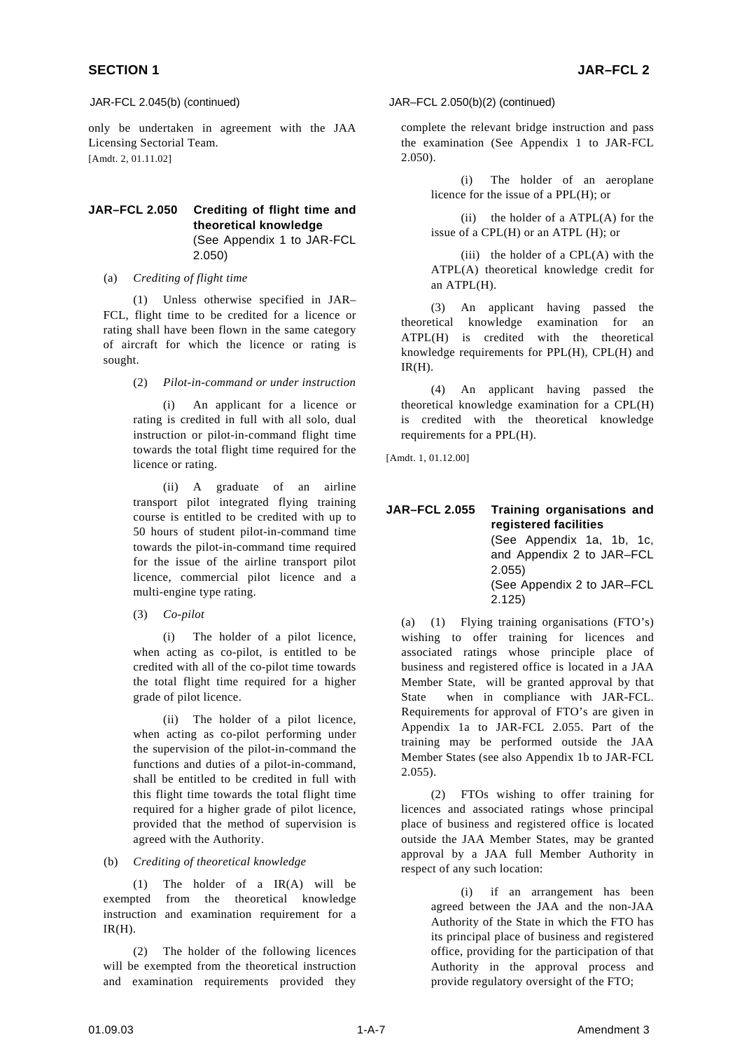JAR-FCL 2.045(b) (continued)

only be undertaken in agreement with the JAA Licensing Sectorial Team.

[Amdt. 2, 01.11.02]

## JAR–FCL 2.050 Crediting of flight time and theoretical knowledge

(See Appendix 1 to JAR-FCL 2.050)

(a) *Crediting of flight time*

(1) Unless otherwise specified in JAR–FCL, flight time to be credited for a licence or rating shall have been flown in the same category of aircraft for which the licence or rating is sought.

(2) *Pilot-in-command or under instruction*

(i) An applicant for a licence or rating is credited in full with all solo, dual instruction or pilot-in-command flight time towards the total flight time required for the licence or rating.

(ii) A graduate of an airline transport pilot integrated flying training course is entitled to be credited with up to 50 hours of student pilot-in-command time towards the pilot-in-command time required for the issue of the airline transport pilot licence, commercial pilot licence and a multi-engine type rating.

(3) *Co-pilot*

(i) The holder of a pilot licence, when acting as co-pilot, is entitled to be credited with all of the co-pilot time towards the total flight time required for a higher grade of pilot licence.

(ii) The holder of a pilot licence, when acting as co-pilot performing under the supervision of the pilot-in-command the functions and duties of a pilot-in-command, shall be entitled to be credited in full with this flight time towards the total flight time required for a higher grade of pilot licence, provided that the method of supervision is agreed with the Authority.

(b) *Crediting of theoretical knowledge*

(1) The holder of a IR(A) will be exempted from the theoretical knowledge instruction and examination requirement for a IR(H).

(2) The holder of the following licences will be exempted from the theoretical instruction and examination requirements provided they complete the relevant bridge instruction and pass the examination (See Appendix 1 to JAR-FCL 2.050).

(i) The holder of an aeroplane licence for the issue of a PPL(H); or

(ii) the holder of a ATPL(A) for the issue of a CPL(H) or an ATPL (H); or

(iii) the holder of a CPL(A) with the ATPL(A) theoretical knowledge credit for an ATPL(H).

(3) An applicant having passed the theoretical knowledge examination for an ATPL(H) is credited with the theoretical knowledge requirements for PPL(H), CPL(H) and IR(H).

(4) An applicant having passed the theoretical knowledge examination for a CPL(H) is credited with the theoretical knowledge requirements for a PPL(H).

[Amdt. 1, 01.12.00]

## JAR–FCL 2.055 Training organisations and registered facilities

(See Appendix 1a, 1b, 1c, and Appendix 2 to JAR–FCL 2.055)
(See Appendix 2 to JAR–FCL 2.125)

(a) (1) Flying training organisations (FTO's) wishing to offer training for licences and associated ratings whose principle place of business and registered office is located in a JAA Member State, will be granted approval by that State when in compliance with JAR-FCL. Requirements for approval of FTO's are given in Appendix 1a to JAR-FCL 2.055. Part of the training may be performed outside the JAA Member States (see also Appendix 1b to JAR-FCL 2.055).

(2) FTOs wishing to offer training for licences and associated ratings whose principal place of business and registered office is located outside the JAA Member States, may be granted approval by a JAA full Member Authority in respect of any such location:

(i) if an arrangement has been agreed between the JAA and the non-JAA Authority of the State in which the FTO has its principal place of business and registered office, providing for the participation of that Authority in the approval process and provide regulatory oversight of the FTO;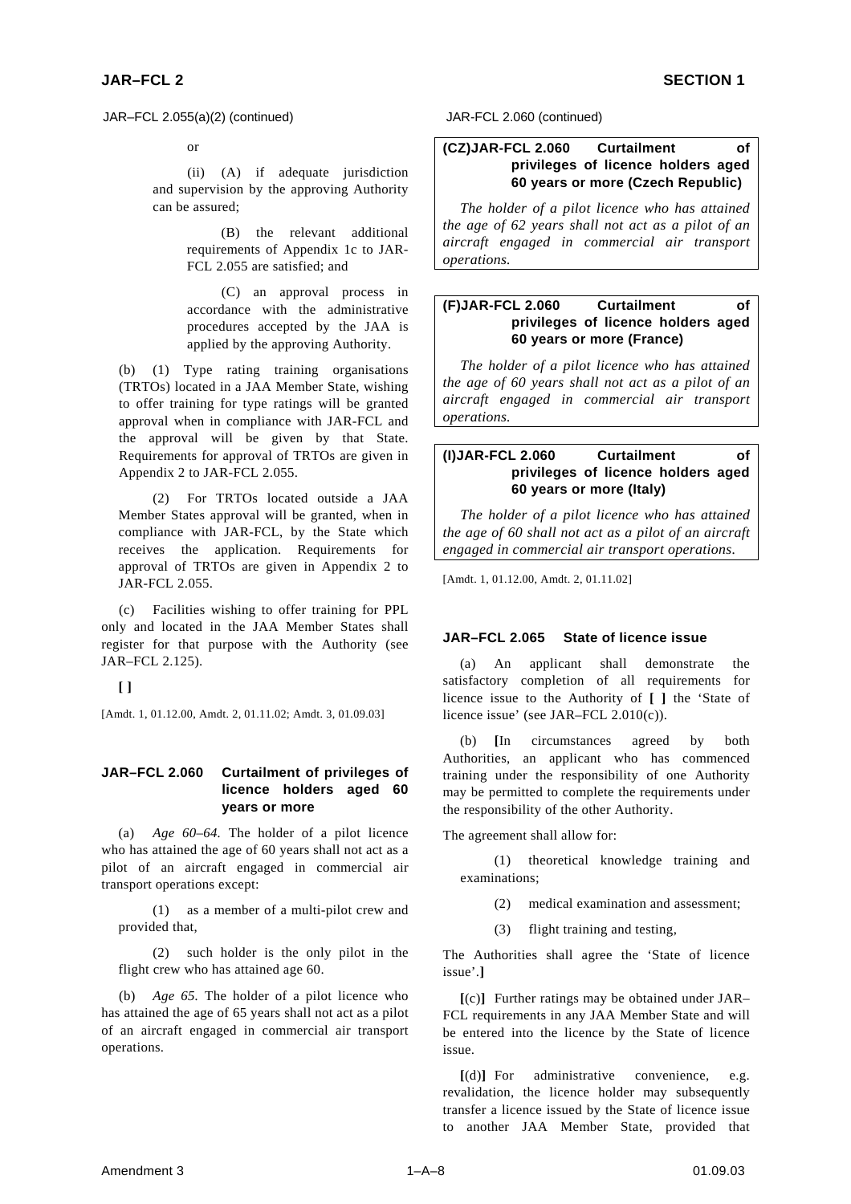JAR–FCL 2.055(a)(2) (continued)

or

(ii) (A) if adequate jurisdiction and supervision by the approving Authority can be assured;

(B) the relevant additional requirements of Appendix 1c to JAR-FCL 2.055 are satisfied; and

(C) an approval process in accordance with the administrative procedures accepted by the JAA is applied by the approving Authority.

(b) (1) Type rating training organisations (TRTOs) located in a JAA Member State, wishing to offer training for type ratings will be granted approval when in compliance with JAR-FCL and the approval will be given by that State. Requirements for approval of TRTOs are given in Appendix 2 to JAR-FCL 2.055.

(2) For TRTOs located outside a JAA Member States approval will be granted, when in compliance with JAR-FCL, by the State which receives the application. Requirements for approval of TRTOs are given in Appendix 2 to JAR-FCL 2.055.

(c) Facilities wishing to offer training for PPL only and located in the JAA Member States shall register for that purpose with the Authority (see JAR–FCL 2.125).

**[ ]**

[Amdt. 1, 01.12.00, Amdt. 2, 01.11.02; Amdt. 3, 01.09.03]

### JAR–FCL 2.060 Curtailment of privileges of licence holders aged 60 years or more

(a) *Age 60–64.* The holder of a pilot licence who has attained the age of 60 years shall not act as a pilot of an aircraft engaged in commercial air transport operations except:

(1) as a member of a multi-pilot crew and provided that,

(2) such holder is the only pilot in the flight crew who has attained age 60.

(b) *Age 65.* The holder of a pilot licence who has attained the age of 65 years shall not act as a pilot of an aircraft engaged in commercial air transport operations.

JAR-FCL 2.060 (continued)

**(CZ)JAR-FCL 2.060 Curtailment of privileges of licence holders aged 60 years or more (Czech Republic)**

*The holder of a pilot licence who has attained the age of 62 years shall not act as a pilot of an aircraft engaged in commercial air transport operations.*

**(F)JAR-FCL 2.060 Curtailment of privileges of licence holders aged 60 years or more (France)**

*The holder of a pilot licence who has attained the age of 60 years shall not act as a pilot of an aircraft engaged in commercial air transport operations.*

**(I)JAR-FCL 2.060 Curtailment of privileges of licence holders aged 60 years or more (Italy)**

*The holder of a pilot licence who has attained the age of 60 shall not act as a pilot of an aircraft engaged in commercial air transport operations.*

[Amdt. 1, 01.12.00, Amdt. 2, 01.11.02]

### JAR–FCL 2.065 State of licence issue

(a) An applicant shall demonstrate the satisfactory completion of all requirements for licence issue to the Authority of **[ ]** the 'State of licence issue' (see JAR–FCL 2.010(c)).

(b) **[**In circumstances agreed by both Authorities, an applicant who has commenced training under the responsibility of one Authority may be permitted to complete the requirements under the responsibility of the other Authority.

The agreement shall allow for:

(1) theoretical knowledge training and examinations;

(2) medical examination and assessment;

(3) flight training and testing,

The Authorities shall agree the 'State of licence issue'.**]**

**[**(c)**]** Further ratings may be obtained under JAR–FCL requirements in any JAA Member State and will be entered into the licence by the State of licence issue.

**[**(d)**]** For administrative convenience, e.g. revalidation, the licence holder may subsequently transfer a licence issued by the State of licence issue to another JAA Member State, provided that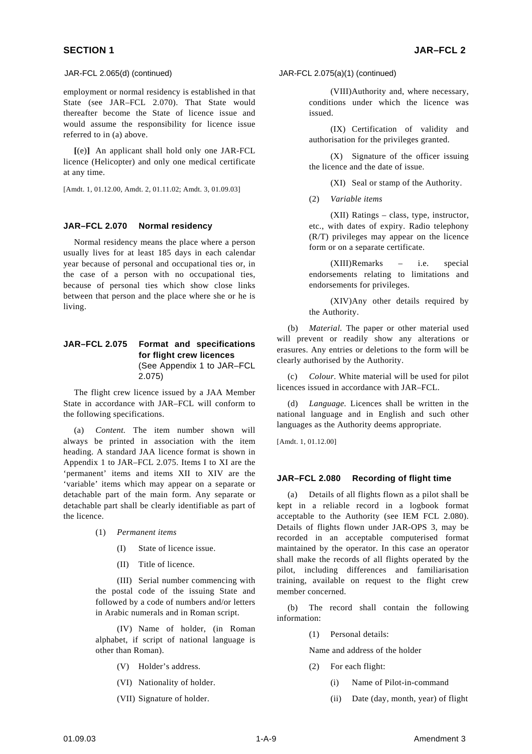JAR-FCL 2.065(d) (continued)

employment or normal residency is established in that State (see JAR–FCL 2.070). That State would thereafter become the State of licence issue and would assume the responsibility for licence issue referred to in (a) above.

**[**(e)**]** An applicant shall hold only one JAR-FCL licence (Helicopter) and only one medical certificate at any time.

[Amdt. 1, 01.12.00, Amdt. 2, 01.11.02; Amdt. 3, 01.09.03]

## JAR–FCL 2.070 Normal residency

Normal residency means the place where a person usually lives for at least 185 days in each calendar year because of personal and occupational ties or, in the case of a person with no occupational ties, because of personal ties which show close links between that person and the place where she or he is living.

## JAR–FCL 2.075 Format and specifications for flight crew licences (See Appendix 1 to JAR–FCL 2.075)

The flight crew licence issued by a JAA Member State in accordance with JAR–FCL will conform to the following specifications.

(a) *Content.* The item number shown will always be printed in association with the item heading. A standard JAA licence format is shown in Appendix 1 to JAR–FCL 2.075. Items I to XI are the 'permanent' items and items XII to XIV are the 'variable' items which may appear on a separate or detachable part of the main form. Any separate or detachable part shall be clearly identifiable as part of the licence.

(1) *Permanent items*

(I) State of licence issue.

(II) Title of licence.

(III) Serial number commencing with the postal code of the issuing State and followed by a code of numbers and/or letters in Arabic numerals and in Roman script.

(IV) Name of holder, (in Roman alphabet, if script of national language is other than Roman).

(V) Holder's address.

(VI) Nationality of holder.

(VII) Signature of holder.

JAR-FCL 2.075(a)(1) (continued)

(VIII) Authority and, where necessary, conditions under which the licence was issued.

(IX) Certification of validity and authorisation for the privileges granted.

(X) Signature of the officer issuing the licence and the date of issue.

(XI) Seal or stamp of the Authority.

(2) *Variable items*

(XII) Ratings – class, type, instructor, etc., with dates of expiry. Radio telephony (R/T) privileges may appear on the licence form or on a separate certificate.

(XIII) Remarks – i.e. special endorsements relating to limitations and endorsements for privileges.

(XIV) Any other details required by the Authority.

(b) *Material.* The paper or other material used will prevent or readily show any alterations or erasures. Any entries or deletions to the form will be clearly authorised by the Authority.

(c) *Colour.* White material will be used for pilot licences issued in accordance with JAR–FCL.

(d) *Language.* Licences shall be written in the national language and in English and such other languages as the Authority deems appropriate.

[Amdt. 1, 01.12.00]

## JAR–FCL 2.080 Recording of flight time

(a) Details of all flights flown as a pilot shall be kept in a reliable record in a logbook format acceptable to the Authority (see IEM FCL 2.080). Details of flights flown under JAR-OPS 3, may be recorded in an acceptable computerised format maintained by the operator. In this case an operator shall make the records of all flights operated by the pilot, including differences and familiarisation training, available on request to the flight crew member concerned.

(b) The record shall contain the following information:

(1) Personal details:

Name and address of the holder

(2) For each flight:

(i) Name of Pilot-in-command

(ii) Date (day, month, year) of flight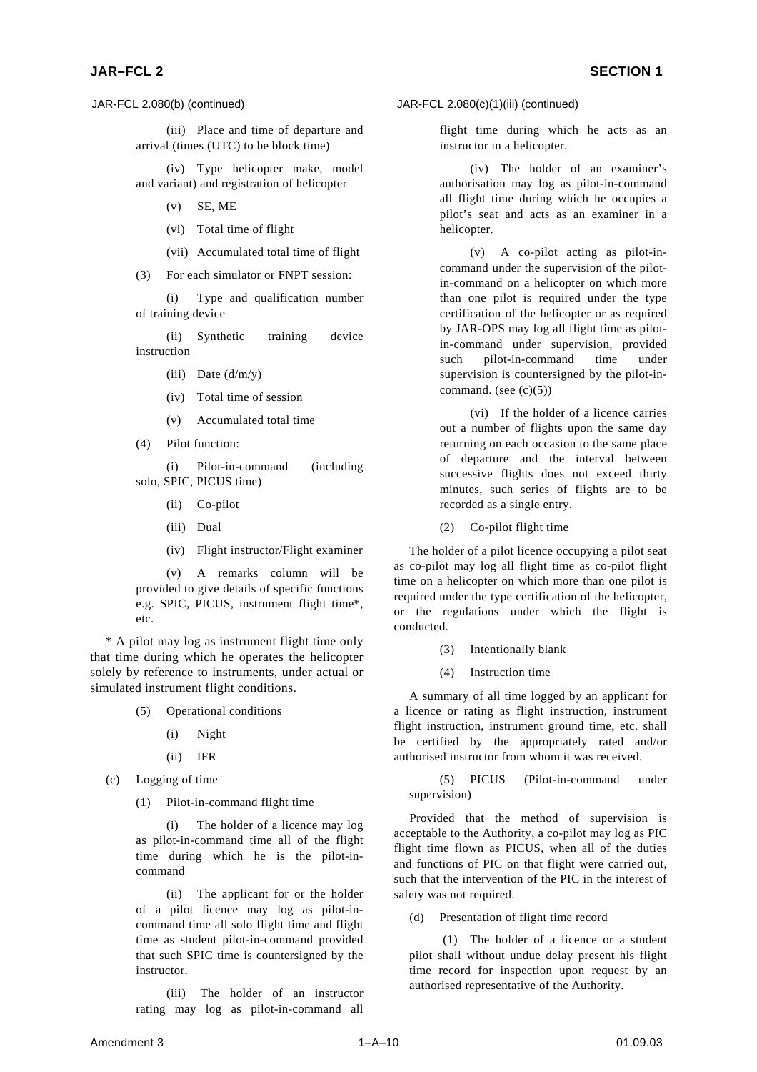JAR-FCL 2.080(b) (continued)

(iii) Place and time of departure and arrival (times (UTC) to be block time)

(iv) Type helicopter make, model and variant) and registration of helicopter

(v) SE, ME

(vi) Total time of flight

(vii) Accumulated total time of flight

(3) For each simulator or FNPT session:

(i) Type and qualification number of training device

(ii) Synthetic training device instruction

(iii) Date (d/m/y)

(iv) Total time of session

(v) Accumulated total time

(4) Pilot function:

(i) Pilot-in-command (including solo, SPIC, PICUS time)

(ii) Co-pilot

(iii) Dual

(iv) Flight instructor/Flight examiner

(v) A remarks column will be provided to give details of specific functions e.g. SPIC, PICUS, instrument flight time*, etc.

\* A pilot may log as instrument flight time only that time during which he operates the helicopter solely by reference to instruments, under actual or simulated instrument flight conditions.

(5) Operational conditions

(i) Night

(ii) IFR

(c) Logging of time

(1) Pilot-in-command flight time

(i) The holder of a licence may log as pilot-in-command time all of the flight time during which he is the pilot-in-command

(ii) The applicant for or the holder of a pilot licence may log as pilot-in-command time all solo flight time and flight time as student pilot-in-command provided that such SPIC time is countersigned by the instructor.

(iii) The holder of an instructor rating may log as pilot-in-command all

JAR-FCL 2.080(c)(1)(iii) (continued)

flight time during which he acts as an instructor in a helicopter.

(iv) The holder of an examiner's authorisation may log as pilot-in-command all flight time during which he occupies a pilot's seat and acts as an examiner in a helicopter.

(v) A co-pilot acting as pilot-in-command under the supervision of the pilot-in-command on a helicopter on which more than one pilot is required under the type certification of the helicopter or as required by JAR-OPS may log all flight time as pilot-in-command under supervision, provided such pilot-in-command time under supervision is countersigned by the pilot-in-command. (see (c)(5))

(vi) If the holder of a licence carries out a number of flights upon the same day returning on each occasion to the same place of departure and the interval between successive flights does not exceed thirty minutes, such series of flights are to be recorded as a single entry.

(2) Co-pilot flight time

The holder of a pilot licence occupying a pilot seat as co-pilot may log all flight time as co-pilot flight time on a helicopter on which more than one pilot is required under the type certification of the helicopter, or the regulations under which the flight is conducted.

(3) Intentionally blank

(4) Instruction time

A summary of all time logged by an applicant for a licence or rating as flight instruction, instrument flight instruction, instrument ground time, etc. shall be certified by the appropriately rated and/or authorised instructor from whom it was received.

(5) PICUS (Pilot-in-command under supervision)

Provided that the method of supervision is acceptable to the Authority, a co-pilot may log as PIC flight time flown as PICUS, when all of the duties and functions of PIC on that flight were carried out, such that the intervention of the PIC in the interest of safety was not required.

(d) Presentation of flight time record

(1) The holder of a licence or a student pilot shall without undue delay present his flight time record for inspection upon request by an authorised representative of the Authority.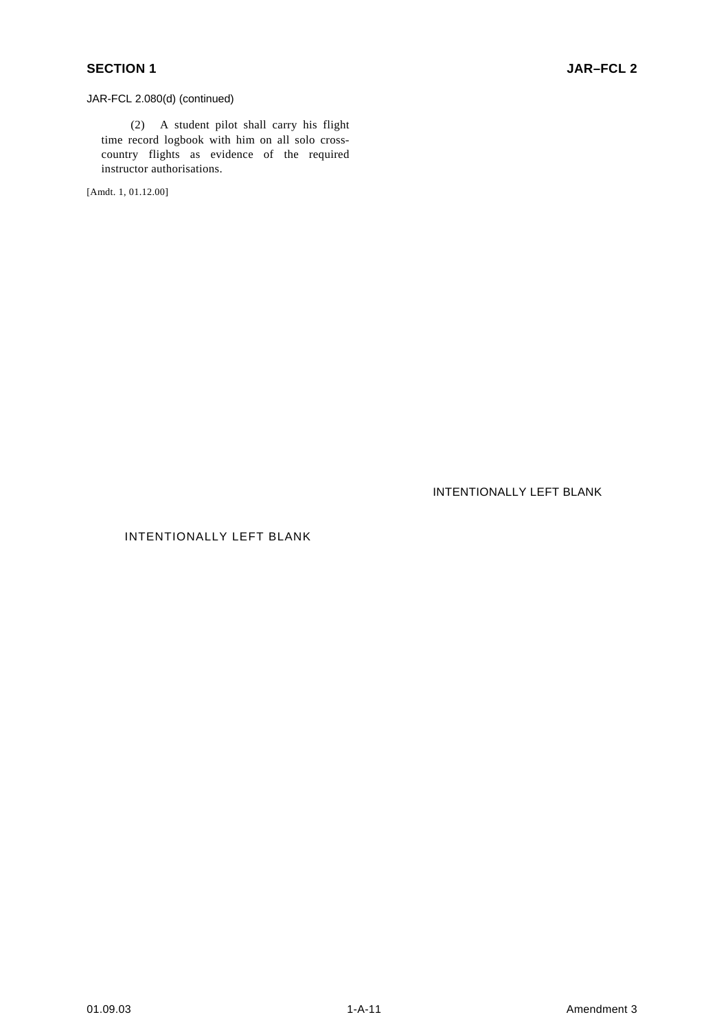JAR-FCL 2.080(d) (continued)

(2) A student pilot shall carry his flight time record logbook with him on all solo cross-country flights as evidence of the required instructor authorisations.

[Amdt. 1, 01.12.00]

INTENTIONALLY LEFT BLANK

INTENTIONALLY LEFT BLANK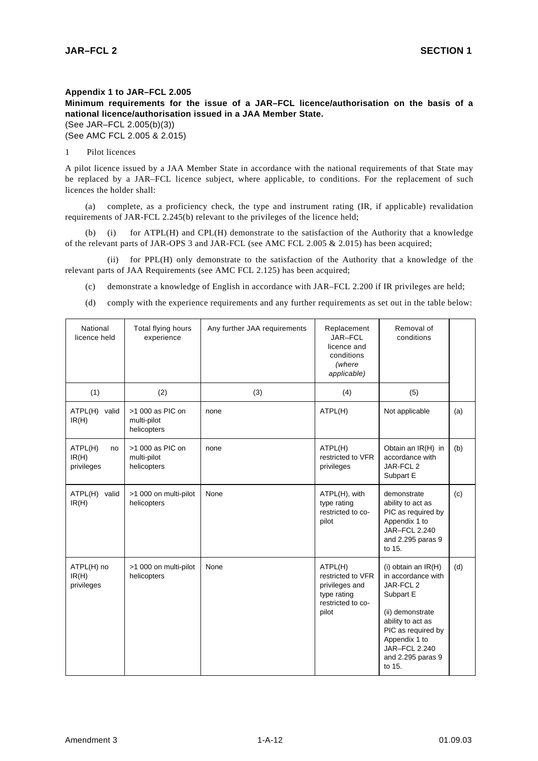### Appendix 1 to JAR–FCL 2.005

**Minimum requirements for the issue of a JAR–FCL licence/authorisation on the basis of a national licence/authorisation issued in a JAA Member State.**

(See JAR–FCL 2.005(b)(3))
(See AMC FCL 2.005 & 2.015)

1 Pilot licences

A pilot licence issued by a JAA Member State in accordance with the national requirements of that State may be replaced by a JAR–FCL licence subject, where applicable, to conditions. For the replacement of such licences the holder shall:

(a) complete, as a proficiency check, the type and instrument rating (IR, if applicable) revalidation requirements of JAR-FCL 2.245(b) relevant to the privileges of the licence held;

(b) (i) for ATPL(H) and CPL(H) demonstrate to the satisfaction of the Authority that a knowledge of the relevant parts of JAR-OPS 3 and JAR-FCL (see AMC FCL 2.005 & 2.015) has been acquired;

(ii) for PPL(H) only demonstrate to the satisfaction of the Authority that a knowledge of the relevant parts of JAA Requirements (see AMC FCL 2.125) has been acquired;

(c) demonstrate a knowledge of English in accordance with JAR–FCL 2.200 if IR privileges are held;

(d) comply with the experience requirements and any further requirements as set out in the table below:

| National licence held | Total flying hours experience | Any further JAA requirements | Replacement JAR–FCL licence and conditions *(where applicable)* | Removal of conditions | |
|---|---|---|---|---|---|
| (1) | (2) | (3) | (4) | (5) | |
| ATPL(H) valid IR(H) | >1 000 as PIC on multi-pilot helicopters | none | ATPL(H) | Not applicable | (a) |
| ATPL(H) no IR(H) privileges | >1 000 as PIC on multi-pilot helicopters | none | ATPL(H) restricted to VFR privileges | Obtain an IR(H) in accordance with JAR-FCL 2 Subpart E | (b) |
| ATPL(H) valid IR(H) | >1 000 on multi-pilot helicopters | None | ATPL(H), with type rating restricted to co-pilot | demonstrate ability to act as PIC as required by Appendix 1 to JAR–FCL 2.240 and 2.295 paras 9 to 15. | (c) |
| ATPL(H) no IR(H) privileges | >1 000 on multi-pilot helicopters | None | ATPL(H) restricted to VFR privileges and type rating restricted to co-pilot | (i) obtain an IR(H) in accordance with JAR-FCL 2 Subpart E<br><br>(ii) demonstrate ability to act as PIC as required by Appendix 1 to JAR–FCL 2.240 and 2.295 paras 9 to 15. | (d) |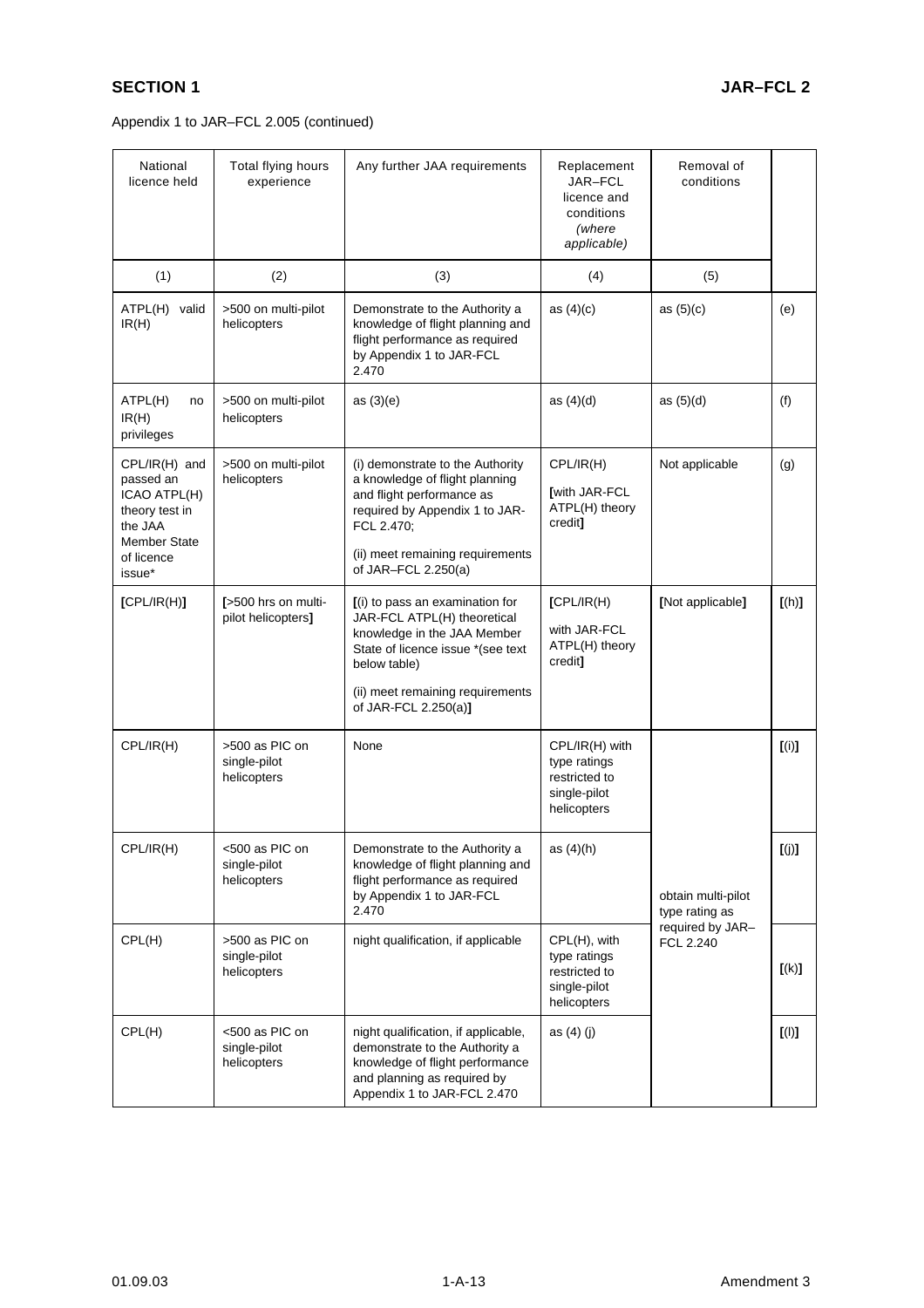Appendix 1 to JAR–FCL 2.005 (continued)

| National licence held | Total flying hours experience | Any further JAA requirements | Replacement JAR–FCL licence and conditions *(where applicable)* | Removal of conditions | |
|---|---|---|---|---|---|
| (1) | (2) | (3) | (4) | (5) | |
| ATPL(H) valid IR(H) | >500 on multi-pilot helicopters | Demonstrate to the Authority a knowledge of flight planning and flight performance as required by Appendix 1 to JAR-FCL 2.470 | as (4)(c) | as (5)(c) | (e) |
| ATPL(H) no IR(H) privileges | >500 on multi-pilot helicopters | as (3)(e) | as (4)(d) | as (5)(d) | (f) |
| CPL/IR(H) and passed an ICAO ATPL(H) theory test in the JAA Member State of licence issue* | >500 on multi-pilot helicopters | (i) demonstrate to the Authority a knowledge of flight planning and flight performance as required by Appendix 1 to JAR-FCL 2.470;<br>(ii) meet remaining requirements of JAR–FCL 2.250(a) | CPL/IR(H)<br>[with JAR-FCL ATPL(H) theory credit] | Not applicable | (g) |
| [CPL/IR(H)] | [>500 hrs on multi-pilot helicopters] | [(i) to pass an examination for JAR-FCL ATPL(H) theoretical knowledge in the JAA Member State of licence issue *(see text below table)<br>(ii) meet remaining requirements of JAR-FCL 2.250(a)] | [CPL/IR(H)<br>with JAR-FCL ATPL(H) theory credit] | [Not applicable] | [(h)] |
| CPL/IR(H) | >500 as PIC on single-pilot helicopters | None | CPL/IR(H) with type ratings restricted to single-pilot helicopters | obtain multi-pilot type rating as required by JAR–FCL 2.240 | [(i)] |
| CPL/IR(H) | <500 as PIC on single-pilot helicopters | Demonstrate to the Authority a knowledge of flight planning and flight performance as required by Appendix 1 to JAR-FCL 2.470 | as (4)(h) | | [(j)] |
| CPL(H) | >500 as PIC on single-pilot helicopters | night qualification, if applicable | CPL(H), with type ratings restricted to single-pilot helicopters | | [(k)] |
| CPL(H) | <500 as PIC on single-pilot helicopters | night qualification, if applicable, demonstrate to the Authority a knowledge of flight performance and planning as required by Appendix 1 to JAR-FCL 2.470 | as (4) (j) | | [(l)] |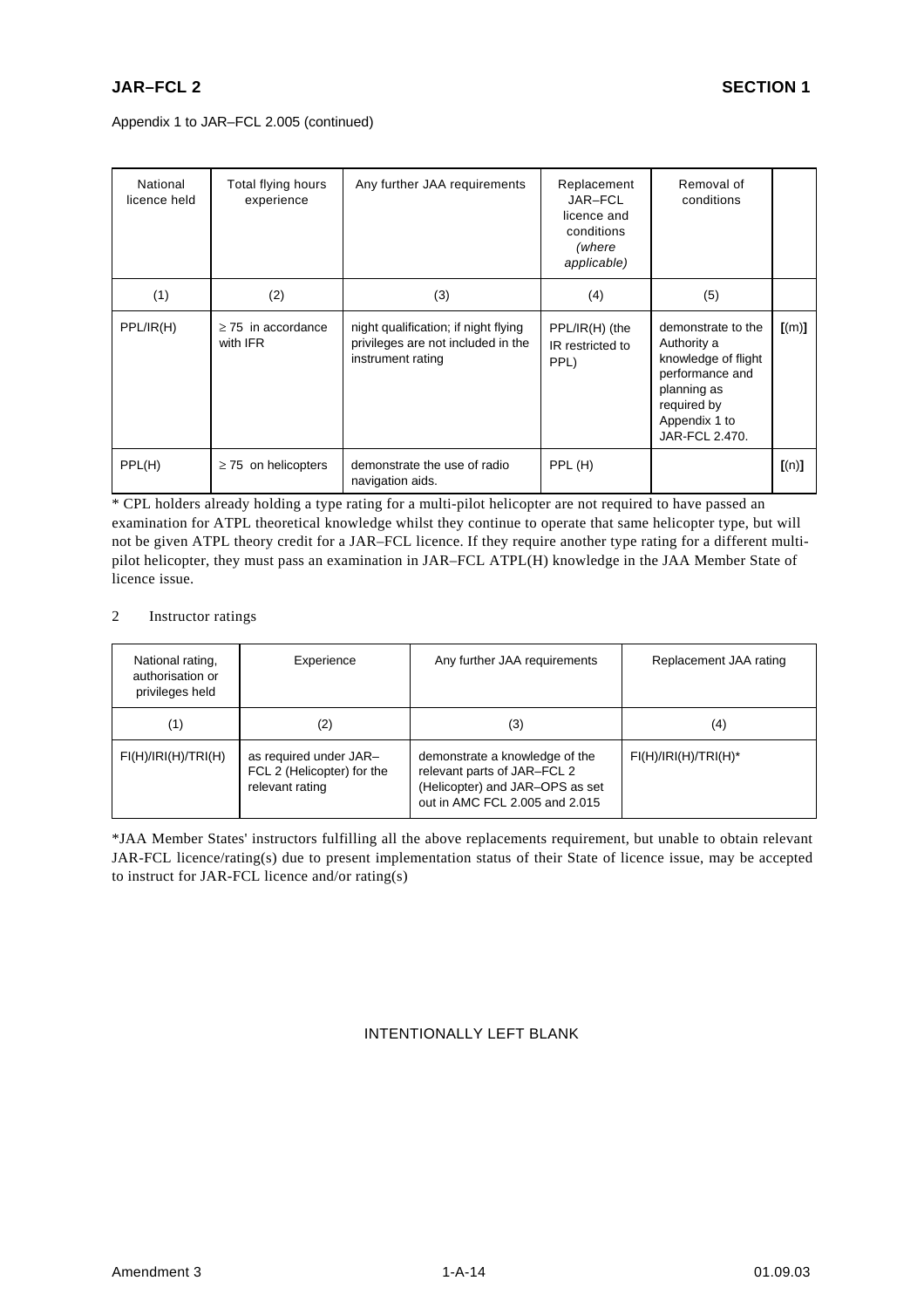Appendix 1 to JAR–FCL 2.005 (continued)

| National licence held | Total flying hours experience | Any further JAA requirements | Replacement JAR–FCL licence and conditions *(where applicable)* | Removal of conditions | |
|---|---|---|---|---|---|
| (1) | (2) | (3) | (4) | (5) | |
| PPL/IR(H) | ≥ 75 in accordance with IFR | night qualification; if night flying privileges are not included in the instrument rating | PPL/IR(H) (the IR restricted to PPL) | demonstrate to the Authority a knowledge of flight performance and planning as required by Appendix 1 to JAR-FCL 2.470. | **[**(m)**]** |
| PPL(H) | ≥ 75 on helicopters | demonstrate the use of radio navigation aids. | PPL (H) | | **[**(n)**]** |

\* CPL holders already holding a type rating for a multi-pilot helicopter are not required to have passed an examination for ATPL theoretical knowledge whilst they continue to operate that same helicopter type, but will not be given ATPL theory credit for a JAR–FCL licence. If they require another type rating for a different multi-pilot helicopter, they must pass an examination in JAR–FCL ATPL(H) knowledge in the JAA Member State of licence issue.

2 Instructor ratings

| National rating, authorisation or privileges held | Experience | Any further JAA requirements | Replacement JAA rating |
|---|---|---|---|
| (1) | (2) | (3) | (4) |
| FI(H)/IRI(H)/TRI(H) | as required under JAR–FCL 2 (Helicopter) for the relevant rating | demonstrate a knowledge of the relevant parts of JAR–FCL 2 (Helicopter) and JAR–OPS as set out in AMC FCL 2.005 and 2.015 | FI(H)/IRI(H)/TRI(H)* |

*JAA Member States' instructors fulfilling all the above replacements requirement, but unable to obtain relevant JAR-FCL licence/rating(s) due to present implementation status of their State of licence issue, may be accepted to instruct for JAR-FCL licence and/or rating(s)

INTENTIONALLY LEFT BLANK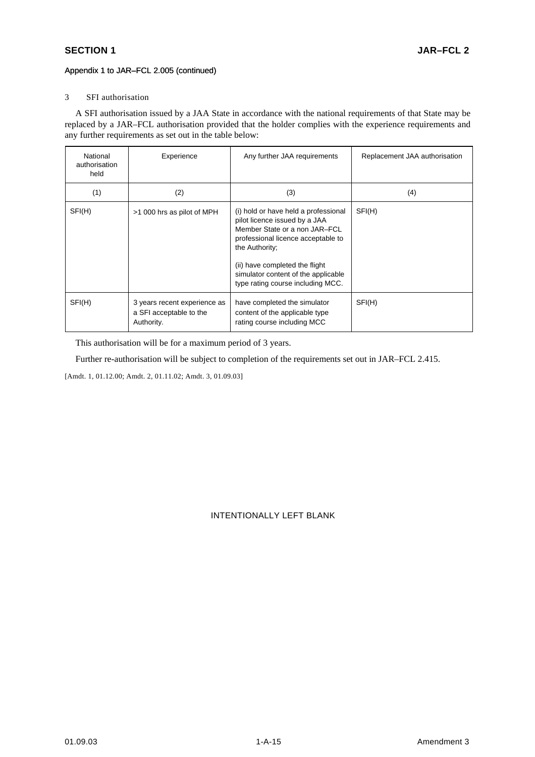Appendix 1 to JAR–FCL 2.005 (continued)

3 SFI authorisation

A SFI authorisation issued by a JAA State in accordance with the national requirements of that State may be replaced by a JAR–FCL authorisation provided that the holder complies with the experience requirements and any further requirements as set out in the table below:

| National authorisation held | Experience | Any further JAA requirements | Replacement JAA authorisation |
|---|---|---|---|
| (1) | (2) | (3) | (4) |
| SFI(H) | >1 000 hrs as pilot of MPH | (i) hold or have held a professional pilot licence issued by a JAA Member State or a non JAR–FCL professional licence acceptable to the Authority;<br><br>(ii) have completed the flight simulator content of the applicable type rating course including MCC. | SFI(H) |
| SFI(H) | 3 years recent experience as a SFI acceptable to the Authority. | have completed the simulator content of the applicable type rating course including MCC | SFI(H) |

This authorisation will be for a maximum period of 3 years.

Further re-authorisation will be subject to completion of the requirements set out in JAR–FCL 2.415.

[Amdt. 1, 01.12.00; Amdt. 2, 01.11.02; Amdt. 3, 01.09.03]

INTENTIONALLY LEFT BLANK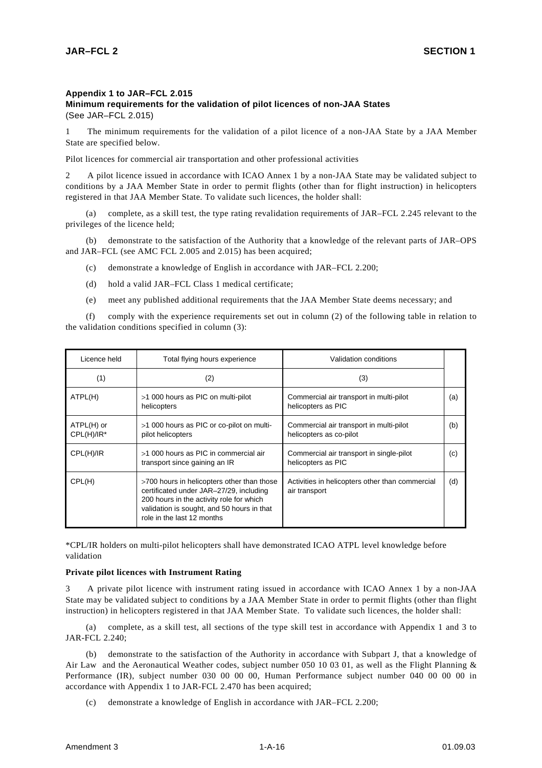## Appendix 1 to JAR–FCL 2.015
### Minimum requirements for the validation of pilot licences of non-JAA States
(See JAR–FCL 2.015)

1 The minimum requirements for the validation of a pilot licence of a non-JAA State by a JAA Member State are specified below.

Pilot licences for commercial air transportation and other professional activities

2 A pilot licence issued in accordance with ICAO Annex 1 by a non-JAA State may be validated subject to conditions by a JAA Member State in order to permit flights (other than for flight instruction) in helicopters registered in that JAA Member State. To validate such licences, the holder shall:

(a) complete, as a skill test, the type rating revalidation requirements of JAR–FCL 2.245 relevant to the privileges of the licence held;

(b) demonstrate to the satisfaction of the Authority that a knowledge of the relevant parts of JAR–OPS and JAR–FCL (see AMC FCL 2.005 and 2.015) has been acquired;

(c) demonstrate a knowledge of English in accordance with JAR–FCL 2.200;

(d) hold a valid JAR–FCL Class 1 medical certificate;

(e) meet any published additional requirements that the JAA Member State deems necessary; and

(f) comply with the experience requirements set out in column (2) of the following table in relation to the validation conditions specified in column (3):

| Licence held | Total flying hours experience | Validation conditions | |
|---|---|---|---|
| (1) | (2) | (3) | |
| ATPL(H) | >1 000 hours as PIC on multi-pilot helicopters | Commercial air transport in multi-pilot helicopters as PIC | (a) |
| ATPL(H) or CPL(H)/IR* | >1 000 hours as PIC or co-pilot on multi-pilot helicopters | Commercial air transport in multi-pilot helicopters as co-pilot | (b) |
| CPL(H)/IR | >1 000 hours as PIC in commercial air transport since gaining an IR | Commercial air transport in single-pilot helicopters as PIC | (c) |
| CPL(H) | >700 hours in helicopters other than those certificated under JAR–27/29, including 200 hours in the activity role for which validation is sought, and 50 hours in that role in the last 12 months | Activities in helicopters other than commercial air transport | (d) |

*CPL/IR holders on multi-pilot helicopters shall have demonstrated ICAO ATPL level knowledge before validation

**Private pilot licences with Instrument Rating**

3 A private pilot licence with instrument rating issued in accordance with ICAO Annex 1 by a non-JAA State may be validated subject to conditions by a JAA Member State in order to permit flights (other than flight instruction) in helicopters registered in that JAA Member State. To validate such licences, the holder shall:

(a) complete, as a skill test, all sections of the type skill test in accordance with Appendix 1 and 3 to JAR-FCL 2.240;

(b) demonstrate to the satisfaction of the Authority in accordance with Subpart J, that a knowledge of Air Law and the Aeronautical Weather codes, subject number 050 10 03 01, as well as the Flight Planning & Performance (IR), subject number 030 00 00 00, Human Performance subject number 040 00 00 00 in accordance with Appendix 1 to JAR-FCL 2.470 has been acquired;

(c) demonstrate a knowledge of English in accordance with JAR–FCL 2.200;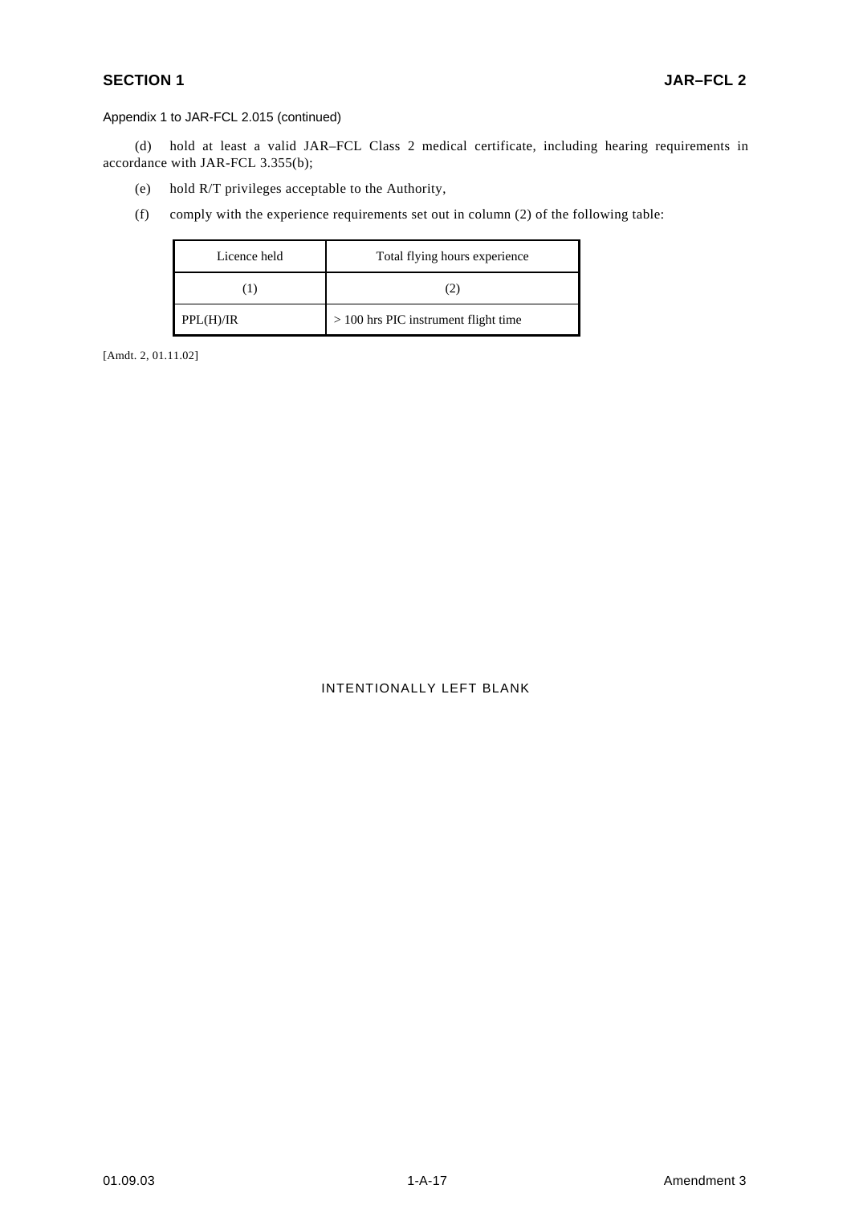Appendix 1 to JAR-FCL 2.015 (continued)

(d) hold at least a valid JAR–FCL Class 2 medical certificate, including hearing requirements in accordance with JAR-FCL 3.355(b);

(e) hold R/T privileges acceptable to the Authority,

(f) comply with the experience requirements set out in column (2) of the following table:

| Licence held | Total flying hours experience |
|---|---|
| (1) | (2) |
| PPL(H)/IR | > 100 hrs PIC instrument flight time |

[Amdt. 2, 01.11.02]

INTENTIONALLY LEFT BLANK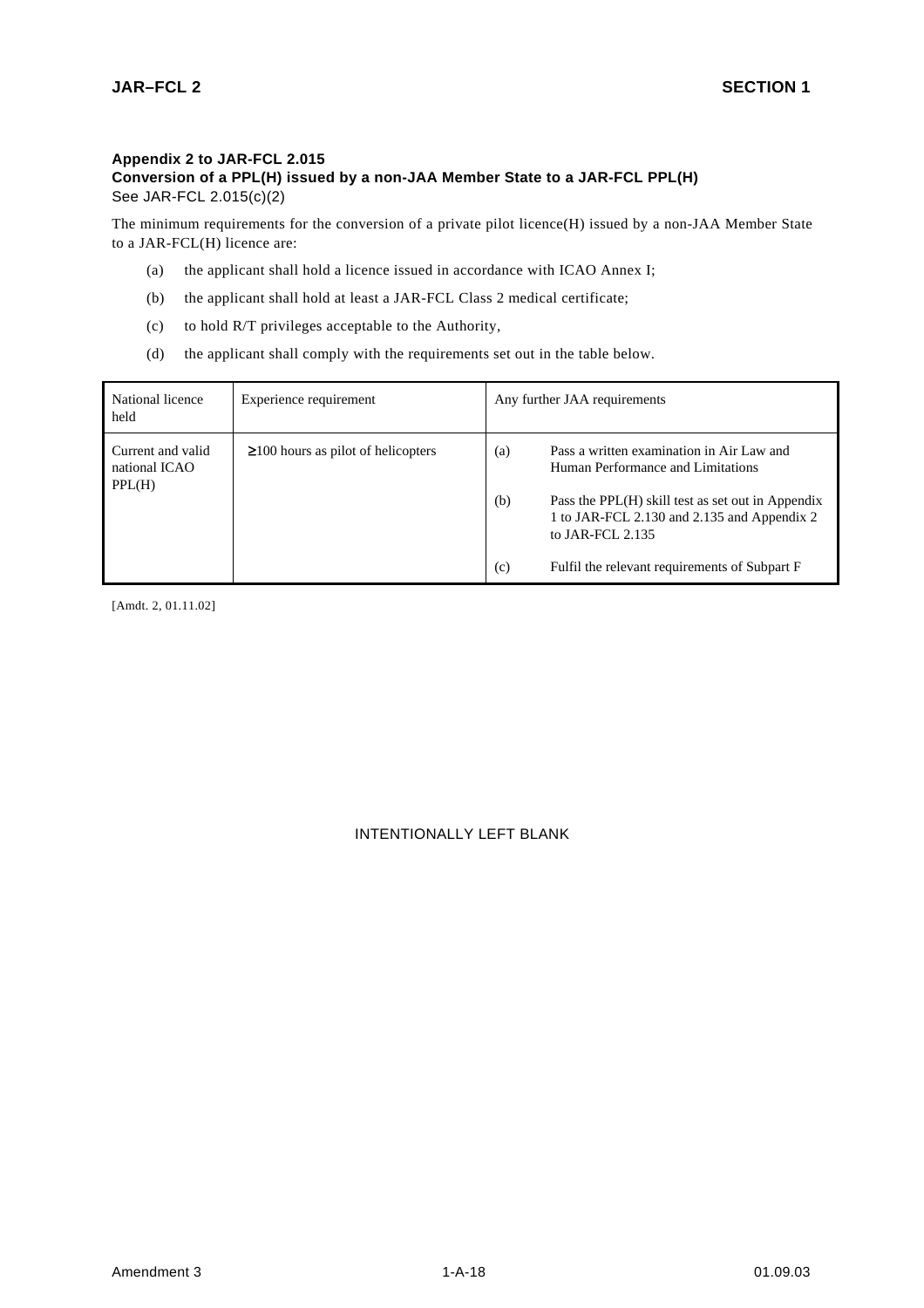### Appendix 2 to JAR-FCL 2.015

### Conversion of a PPL(H) issued by a non-JAA Member State to a JAR-FCL PPL(H)

See JAR-FCL 2.015(c)(2)

The minimum requirements for the conversion of a private pilot licence(H) issued by a non-JAA Member State to a JAR-FCL(H) licence are:

(a) the applicant shall hold a licence issued in accordance with ICAO Annex I;

(b) the applicant shall hold at least a JAR-FCL Class 2 medical certificate;

(c) to hold R/T privileges acceptable to the Authority,

(d) the applicant shall comply with the requirements set out in the table below.

| National licence held | Experience requirement | Any further JAA requirements |
|---|---|---|
| Current and valid national ICAO PPL(H) | $\geq$100 hours as pilot of helicopters | (a) Pass a written examination in Air Law and Human Performance and Limitations<br>(b) Pass the PPL(H) skill test as set out in Appendix 1 to JAR-FCL 2.130 and 2.135 and Appendix 2 to JAR-FCL 2.135<br>(c) Fulfil the relevant requirements of Subpart F |

[Amdt. 2, 01.11.02]

INTENTIONALLY LEFT BLANK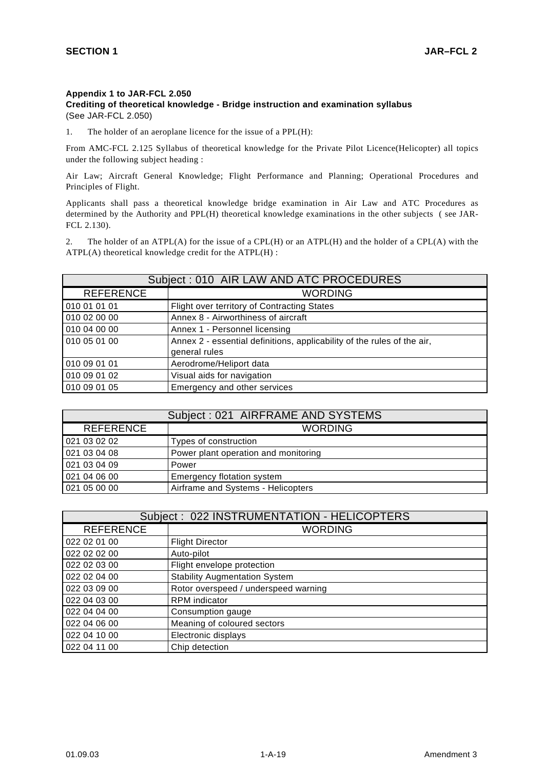**Appendix 1 to JAR-FCL 2.050**
**Crediting of theoretical knowledge - Bridge instruction and examination syllabus**
(See JAR-FCL 2.050)

1. The holder of an aeroplane licence for the issue of a PPL(H):

From AMC-FCL 2.125 Syllabus of theoretical knowledge for the Private Pilot Licence(Helicopter) all topics under the following subject heading :

Air Law; Aircraft General Knowledge; Flight Performance and Planning; Operational Procedures and Principles of Flight.

Applicants shall pass a theoretical knowledge bridge examination in Air Law and ATC Procedures as determined by the Authority and PPL(H) theoretical knowledge examinations in the other subjects (see JAR-FCL 2.130).

2. The holder of an ATPL(A) for the issue of a CPL(H) or an ATPL(H) and the holder of a CPL(A) with the ATPL(A) theoretical knowledge credit for the ATPL(H) :

| Subject : 010 AIR LAW AND ATC PROCEDURES | |
|---|---|
| REFERENCE | WORDING |
| 010 01 01 01 | Flight over territory of Contracting States |
| 010 02 00 00 | Annex 8 - Airworthiness of aircraft |
| 010 04 00 00 | Annex 1 - Personnel licensing |
| 010 05 01 00 | Annex 2 - essential definitions, applicability of the rules of the air, general rules |
| 010 09 01 01 | Aerodrome/Heliport data |
| 010 09 01 02 | Visual aids for navigation |
| 010 09 01 05 | Emergency and other services |

| Subject : 021 AIRFRAME AND SYSTEMS | |
|---|---|
| REFERENCE | WORDING |
| 021 03 02 02 | Types of construction |
| 021 03 04 08 | Power plant operation and monitoring |
| 021 03 04 09 | Power |
| 021 04 06 00 | Emergency flotation system |
| 021 05 00 00 | Airframe and Systems - Helicopters |

| Subject : 022 INSTRUMENTATION - HELICOPTERS | |
|---|---|
| REFERENCE | WORDING |
| 022 02 01 00 | Flight Director |
| 022 02 02 00 | Auto-pilot |
| 022 02 03 00 | Flight envelope protection |
| 022 02 04 00 | Stability Augmentation System |
| 022 03 09 00 | Rotor overspeed / underspeed warning |
| 022 04 03 00 | RPM indicator |
| 022 04 04 00 | Consumption gauge |
| 022 04 06 00 | Meaning of coloured sectors |
| 022 04 10 00 | Electronic displays |
| 022 04 11 00 | Chip detection |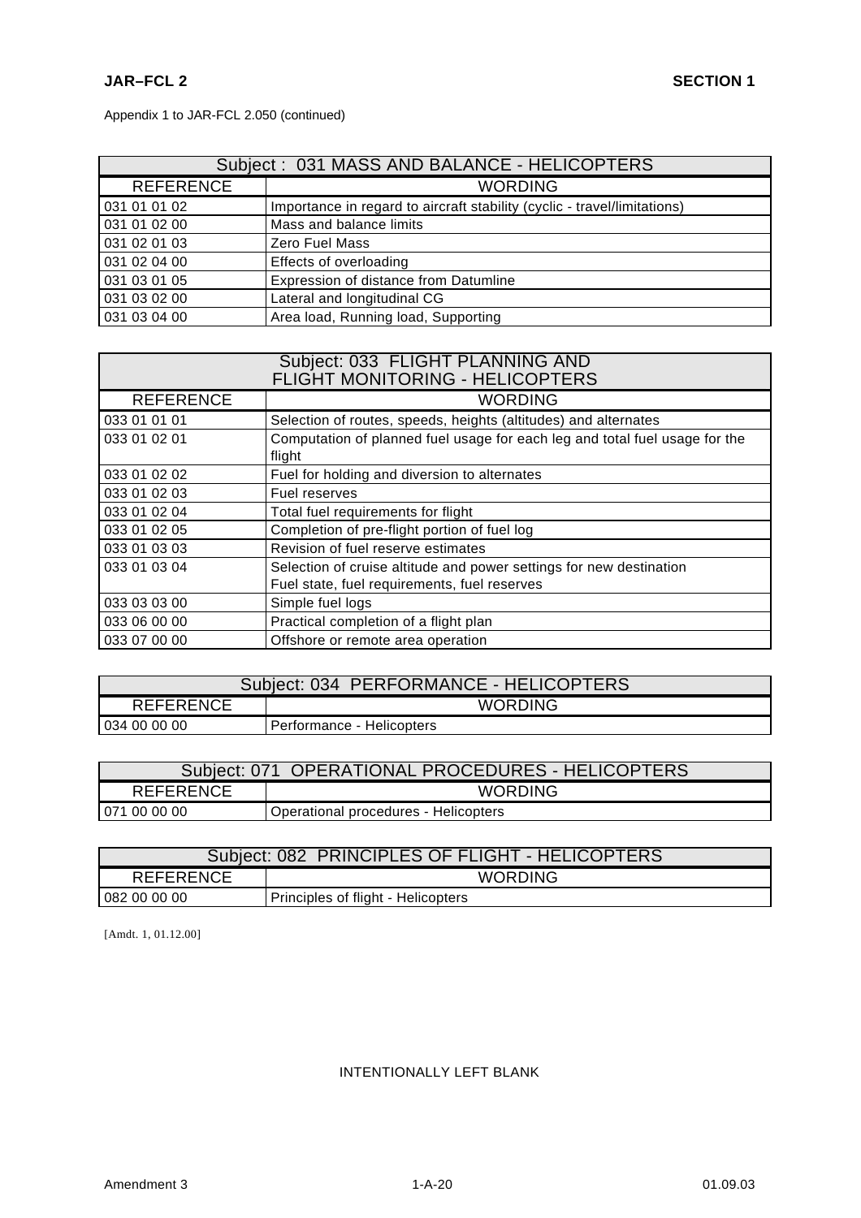Appendix 1 to JAR-FCL 2.050 (continued)

| Subject : 031 MASS AND BALANCE - HELICOPTERS | |
|---|---|
| REFERENCE | WORDING |
| 031 01 01 02 | Importance in regard to aircraft stability (cyclic - travel/limitations) |
| 031 01 02 00 | Mass and balance limits |
| 031 02 01 03 | Zero Fuel Mass |
| 031 02 04 00 | Effects of overloading |
| 031 03 01 05 | Expression of distance from Datumline |
| 031 03 02 00 | Lateral and longitudinal CG |
| 031 03 04 00 | Area load, Running load, Supporting |

| Subject: 033 FLIGHT PLANNING AND FLIGHT MONITORING - HELICOPTERS | |
|---|---|
| REFERENCE | WORDING |
| 033 01 01 01 | Selection of routes, speeds, heights (altitudes) and alternates |
| 033 01 02 01 | Computation of planned fuel usage for each leg and total fuel usage for the flight |
| 033 01 02 02 | Fuel for holding and diversion to alternates |
| 033 01 02 03 | Fuel reserves |
| 033 01 02 04 | Total fuel requirements for flight |
| 033 01 02 05 | Completion of pre-flight portion of fuel log |
| 033 01 03 03 | Revision of fuel reserve estimates |
| 033 01 03 04 | Selection of cruise altitude and power settings for new destination<br>Fuel state, fuel requirements, fuel reserves |
| 033 03 03 00 | Simple fuel logs |
| 033 06 00 00 | Practical completion of a flight plan |
| 033 07 00 00 | Offshore or remote area operation |

| Subject: 034 PERFORMANCE - HELICOPTERS | |
|---|---|
| REFERENCE | WORDING |
| 034 00 00 00 | Performance - Helicopters |

| Subject: 071 OPERATIONAL PROCEDURES - HELICOPTERS | |
|---|---|
| REFERENCE | WORDING |
| 071 00 00 00 | Operational procedures - Helicopters |

| Subject: 082 PRINCIPLES OF FLIGHT - HELICOPTERS | |
|---|---|
| REFERENCE | WORDING |
| 082 00 00 00 | Principles of flight - Helicopters |

[Amdt. 1, 01.12.00]

INTENTIONALLY LEFT BLANK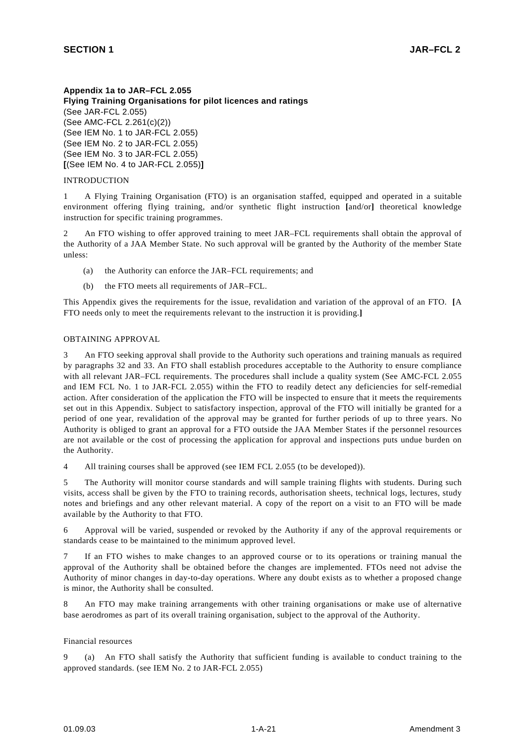**Appendix 1a to JAR–FCL 2.055**
**Flying Training Organisations for pilot licences and ratings**
(See JAR-FCL 2.055)
(See AMC-FCL 2.261(c)(2))
(See IEM No. 1 to JAR-FCL 2.055)
(See IEM No. 2 to JAR-FCL 2.055)
(See IEM No. 3 to JAR-FCL 2.055)
**[**(See IEM No. 4 to JAR-FCL 2.055)**]**

INTRODUCTION

1 A Flying Training Organisation (FTO) is an organisation staffed, equipped and operated in a suitable environment offering flying training, and/or synthetic flight instruction **[**and/or**]** theoretical knowledge instruction for specific training programmes.

2 An FTO wishing to offer approved training to meet JAR–FCL requirements shall obtain the approval of the Authority of a JAA Member State. No such approval will be granted by the Authority of the member State unless:

(a) the Authority can enforce the JAR–FCL requirements; and

(b) the FTO meets all requirements of JAR–FCL.

This Appendix gives the requirements for the issue, revalidation and variation of the approval of an FTO. **[**A FTO needs only to meet the requirements relevant to the instruction it is providing.**]**

OBTAINING APPROVAL

3 An FTO seeking approval shall provide to the Authority such operations and training manuals as required by paragraphs 32 and 33. An FTO shall establish procedures acceptable to the Authority to ensure compliance with all relevant JAR–FCL requirements. The procedures shall include a quality system (See AMC-FCL 2.055 and IEM FCL No. 1 to JAR-FCL 2.055) within the FTO to readily detect any deficiencies for self-remedial action. After consideration of the application the FTO will be inspected to ensure that it meets the requirements set out in this Appendix. Subject to satisfactory inspection, approval of the FTO will initially be granted for a period of one year, revalidation of the approval may be granted for further periods of up to three years. No Authority is obliged to grant an approval for a FTO outside the JAA Member States if the personnel resources are not available or the cost of processing the application for approval and inspections puts undue burden on the Authority.

4 All training courses shall be approved (see IEM FCL 2.055 (to be developed)).

5 The Authority will monitor course standards and will sample training flights with students. During such visits, access shall be given by the FTO to training records, authorisation sheets, technical logs, lectures, study notes and briefings and any other relevant material. A copy of the report on a visit to an FTO will be made available by the Authority to that FTO.

6 Approval will be varied, suspended or revoked by the Authority if any of the approval requirements or standards cease to be maintained to the minimum approved level.

7 If an FTO wishes to make changes to an approved course or to its operations or training manual the approval of the Authority shall be obtained before the changes are implemented. FTOs need not advise the Authority of minor changes in day-to-day operations. Where any doubt exists as to whether a proposed change is minor, the Authority shall be consulted.

8 An FTO may make training arrangements with other training organisations or make use of alternative base aerodromes as part of its overall training organisation, subject to the approval of the Authority.

Financial resources

9 (a) An FTO shall satisfy the Authority that sufficient funding is available to conduct training to the approved standards. (see IEM No. 2 to JAR-FCL 2.055)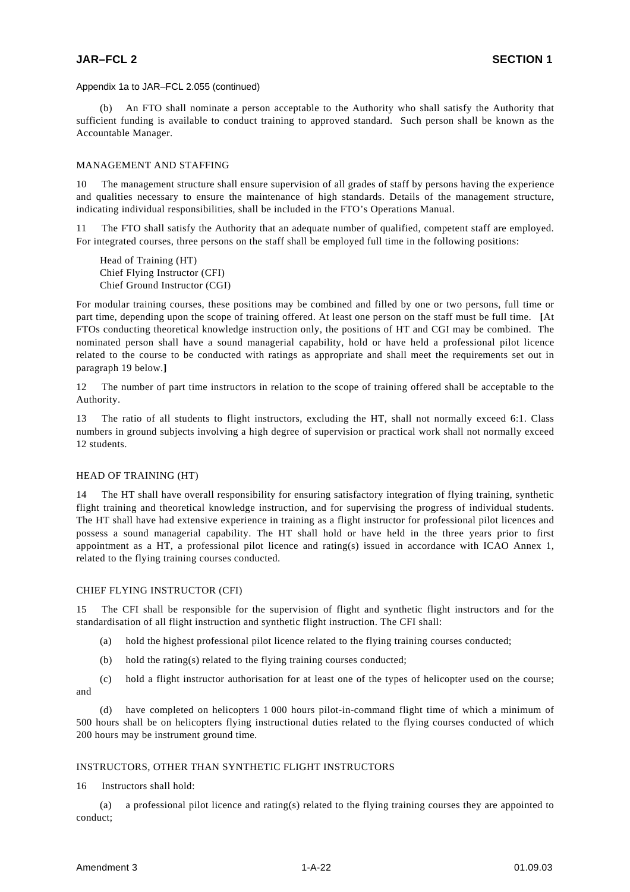Appendix 1a to JAR–FCL 2.055 (continued)

(b) An FTO shall nominate a person acceptable to the Authority who shall satisfy the Authority that sufficient funding is available to conduct training to approved standard. Such person shall be known as the Accountable Manager.

## MANAGEMENT AND STAFFING

10 The management structure shall ensure supervision of all grades of staff by persons having the experience and qualities necessary to ensure the maintenance of high standards. Details of the management structure, indicating individual responsibilities, shall be included in the FTO's Operations Manual.

11 The FTO shall satisfy the Authority that an adequate number of qualified, competent staff are employed. For integrated courses, three persons on the staff shall be employed full time in the following positions:

Head of Training (HT)
Chief Flying Instructor (CFI)
Chief Ground Instructor (CGI)

For modular training courses, these positions may be combined and filled by one or two persons, full time or part time, depending upon the scope of training offered. At least one person on the staff must be full time. **[**At FTOs conducting theoretical knowledge instruction only, the positions of HT and CGI may be combined. The nominated person shall have a sound managerial capability, hold or have held a professional pilot licence related to the course to be conducted with ratings as appropriate and shall meet the requirements set out in paragraph 19 below.**]**

12 The number of part time instructors in relation to the scope of training offered shall be acceptable to the Authority.

13 The ratio of all students to flight instructors, excluding the HT, shall not normally exceed 6:1. Class numbers in ground subjects involving a high degree of supervision or practical work shall not normally exceed 12 students.

## HEAD OF TRAINING (HT)

14 The HT shall have overall responsibility for ensuring satisfactory integration of flying training, synthetic flight training and theoretical knowledge instruction, and for supervising the progress of individual students. The HT shall have had extensive experience in training as a flight instructor for professional pilot licences and possess a sound managerial capability. The HT shall hold or have held in the three years prior to first appointment as a HT, a professional pilot licence and rating(s) issued in accordance with ICAO Annex 1, related to the flying training courses conducted.

## CHIEF FLYING INSTRUCTOR (CFI)

15 The CFI shall be responsible for the supervision of flight and synthetic flight instructors and for the standardisation of all flight instruction and synthetic flight instruction. The CFI shall:

(a) hold the highest professional pilot licence related to the flying training courses conducted;

(b) hold the rating(s) related to the flying training courses conducted;

(c) hold a flight instructor authorisation for at least one of the types of helicopter used on the course; and

(d) have completed on helicopters 1 000 hours pilot-in-command flight time of which a minimum of 500 hours shall be on helicopters flying instructional duties related to the flying courses conducted of which 200 hours may be instrument ground time.

## INSTRUCTORS, OTHER THAN SYNTHETIC FLIGHT INSTRUCTORS

16 Instructors shall hold:

(a) a professional pilot licence and rating(s) related to the flying training courses they are appointed to conduct;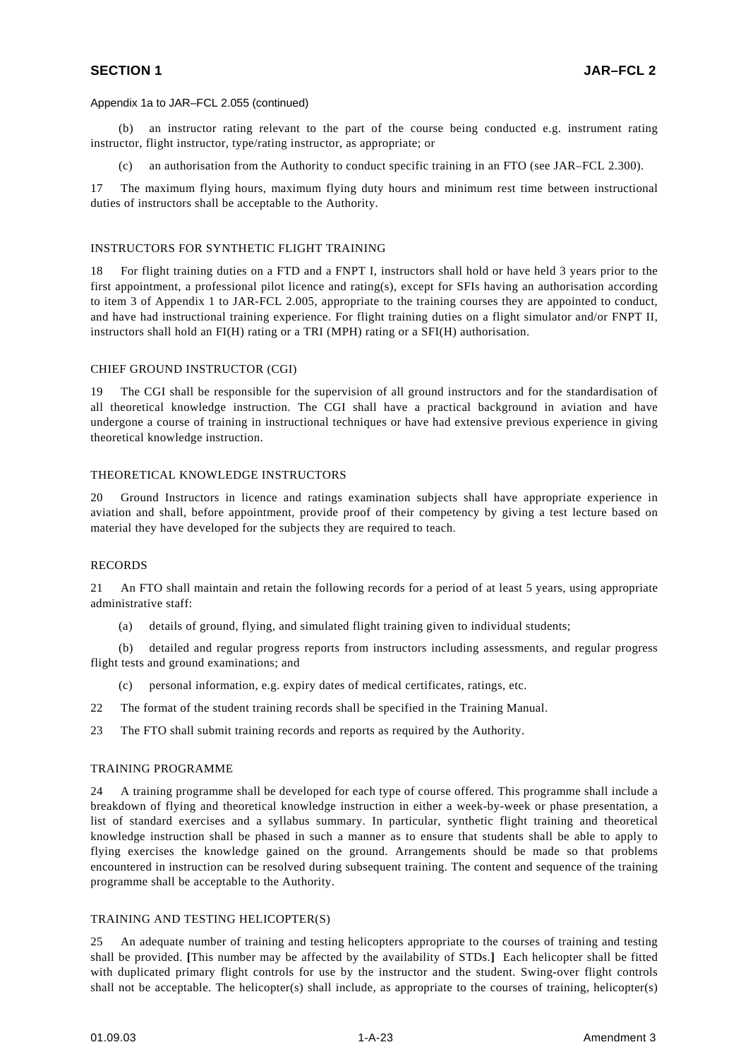Appendix 1a to JAR–FCL 2.055 (continued)

(b) an instructor rating relevant to the part of the course being conducted e.g. instrument rating instructor, flight instructor, type/rating instructor, as appropriate; or

(c) an authorisation from the Authority to conduct specific training in an FTO (see JAR–FCL 2.300).

17 The maximum flying hours, maximum flying duty hours and minimum rest time between instructional duties of instructors shall be acceptable to the Authority.

## INSTRUCTORS FOR SYNTHETIC FLIGHT TRAINING

18 For flight training duties on a FTD and a FNPT I, instructors shall hold or have held 3 years prior to the first appointment, a professional pilot licence and rating(s), except for SFIs having an authorisation according to item 3 of Appendix 1 to JAR-FCL 2.005, appropriate to the training courses they are appointed to conduct, and have had instructional training experience. For flight training duties on a flight simulator and/or FNPT II, instructors shall hold an FI(H) rating or a TRI (MPH) rating or a SFI(H) authorisation.

## CHIEF GROUND INSTRUCTOR (CGI)

19 The CGI shall be responsible for the supervision of all ground instructors and for the standardisation of all theoretical knowledge instruction. The CGI shall have a practical background in aviation and have undergone a course of training in instructional techniques or have had extensive previous experience in giving theoretical knowledge instruction.

## THEORETICAL KNOWLEDGE INSTRUCTORS

20 Ground Instructors in licence and ratings examination subjects shall have appropriate experience in aviation and shall, before appointment, provide proof of their competency by giving a test lecture based on material they have developed for the subjects they are required to teach.

## RECORDS

21 An FTO shall maintain and retain the following records for a period of at least 5 years, using appropriate administrative staff:

(a) details of ground, flying, and simulated flight training given to individual students;

(b) detailed and regular progress reports from instructors including assessments, and regular progress flight tests and ground examinations; and

(c) personal information, e.g. expiry dates of medical certificates, ratings, etc.

22 The format of the student training records shall be specified in the Training Manual.

23 The FTO shall submit training records and reports as required by the Authority.

## TRAINING PROGRAMME

24 A training programme shall be developed for each type of course offered. This programme shall include a breakdown of flying and theoretical knowledge instruction in either a week-by-week or phase presentation, a list of standard exercises and a syllabus summary. In particular, synthetic flight training and theoretical knowledge instruction shall be phased in such a manner as to ensure that students shall be able to apply to flying exercises the knowledge gained on the ground. Arrangements should be made so that problems encountered in instruction can be resolved during subsequent training. The content and sequence of the training programme shall be acceptable to the Authority.

## TRAINING AND TESTING HELICOPTER(S)

25 An adequate number of training and testing helicopters appropriate to the courses of training and testing shall be provided. **[**This number may be affected by the availability of STDs.**]** Each helicopter shall be fitted with duplicated primary flight controls for use by the instructor and the student. Swing-over flight controls shall not be acceptable. The helicopter(s) shall include, as appropriate to the courses of training, helicopter(s)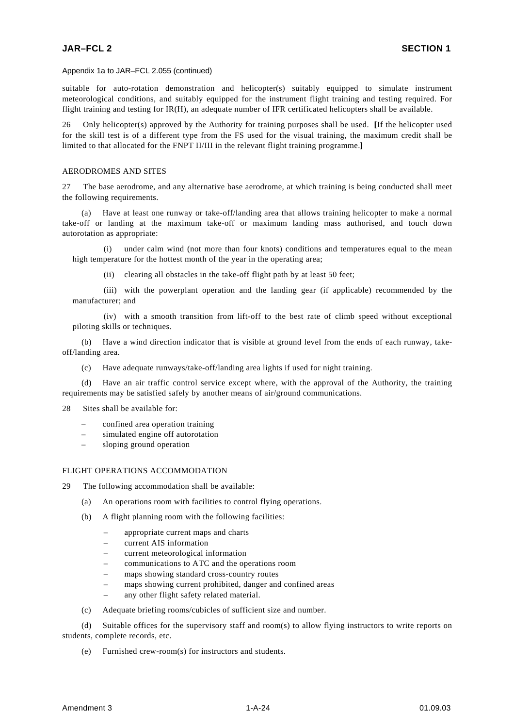Appendix 1a to JAR–FCL 2.055 (continued)

suitable for auto-rotation demonstration and helicopter(s) suitably equipped to simulate instrument meteorological conditions, and suitably equipped for the instrument flight training and testing required. For flight training and testing for IR(H), an adequate number of IFR certificated helicopters shall be available.

26 Only helicopter(s) approved by the Authority for training purposes shall be used. **[**If the helicopter used for the skill test is of a different type from the FS used for the visual training, the maximum credit shall be limited to that allocated for the FNPT II/III in the relevant flight training programme.**]**

AERODROMES AND SITES

27 The base aerodrome, and any alternative base aerodrome, at which training is being conducted shall meet the following requirements.

(a) Have at least one runway or take-off/landing area that allows training helicopter to make a normal take-off or landing at the maximum take-off or maximum landing mass authorised, and touch down autorotation as appropriate:

(i) under calm wind (not more than four knots) conditions and temperatures equal to the mean high temperature for the hottest month of the year in the operating area;

(ii) clearing all obstacles in the take-off flight path by at least 50 feet;

(iii) with the powerplant operation and the landing gear (if applicable) recommended by the manufacturer; and

(iv) with a smooth transition from lift-off to the best rate of climb speed without exceptional piloting skills or techniques.

(b) Have a wind direction indicator that is visible at ground level from the ends of each runway, take-off/landing area.

(c) Have adequate runways/take-off/landing area lights if used for night training.

(d) Have an air traffic control service except where, with the approval of the Authority, the training requirements may be satisfied safely by another means of air/ground communications.

28 Sites shall be available for:

– confined area operation training
– simulated engine off autorotation
– sloping ground operation

FLIGHT OPERATIONS ACCOMMODATION

29 The following accommodation shall be available:

(a) An operations room with facilities to control flying operations.

(b) A flight planning room with the following facilities:

– appropriate current maps and charts
– current AIS information
– current meteorological information
– communications to ATC and the operations room
– maps showing standard cross-country routes
– maps showing current prohibited, danger and confined areas
– any other flight safety related material.

(c) Adequate briefing rooms/cubicles of sufficient size and number.

(d) Suitable offices for the supervisory staff and room(s) to allow flying instructors to write reports on students, complete records, etc.

(e) Furnished crew-room(s) for instructors and students.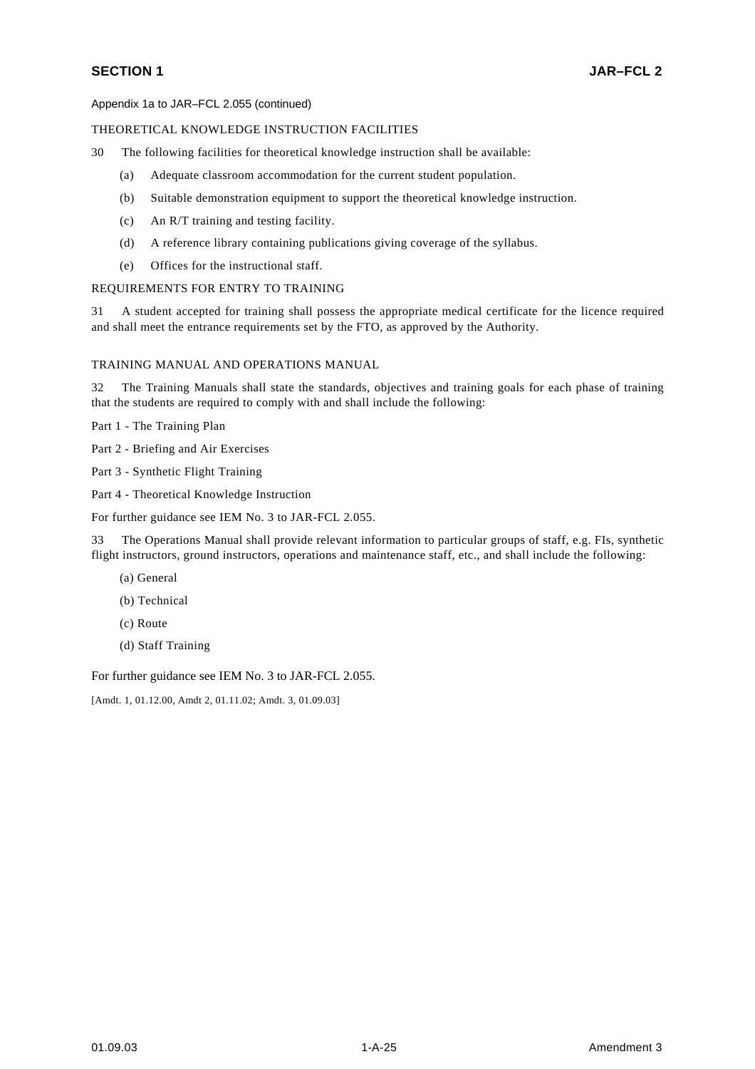Appendix 1a to JAR–FCL 2.055 (continued)

THEORETICAL KNOWLEDGE INSTRUCTION FACILITIES

30 The following facilities for theoretical knowledge instruction shall be available:

(a) Adequate classroom accommodation for the current student population.

(b) Suitable demonstration equipment to support the theoretical knowledge instruction.

(c) An R/T training and testing facility.

(d) A reference library containing publications giving coverage of the syllabus.

(e) Offices for the instructional staff.

REQUIREMENTS FOR ENTRY TO TRAINING

31 A student accepted for training shall possess the appropriate medical certificate for the licence required and shall meet the entrance requirements set by the FTO, as approved by the Authority.

TRAINING MANUAL AND OPERATIONS MANUAL

32 The Training Manuals shall state the standards, objectives and training goals for each phase of training that the students are required to comply with and shall include the following:

Part 1 - The Training Plan

Part 2 - Briefing and Air Exercises

Part 3 - Synthetic Flight Training

Part 4 - Theoretical Knowledge Instruction

For further guidance see IEM No. 3 to JAR-FCL 2.055.

33 The Operations Manual shall provide relevant information to particular groups of staff, e.g. FIs, synthetic flight instructors, ground instructors, operations and maintenance staff, etc., and shall include the following:

(a) General

(b) Technical

(c) Route

(d) Staff Training

For further guidance see IEM No. 3 to JAR-FCL 2.055.

[Amdt. 1, 01.12.00, Amdt 2, 01.11.02; Amdt. 3, 01.09.03]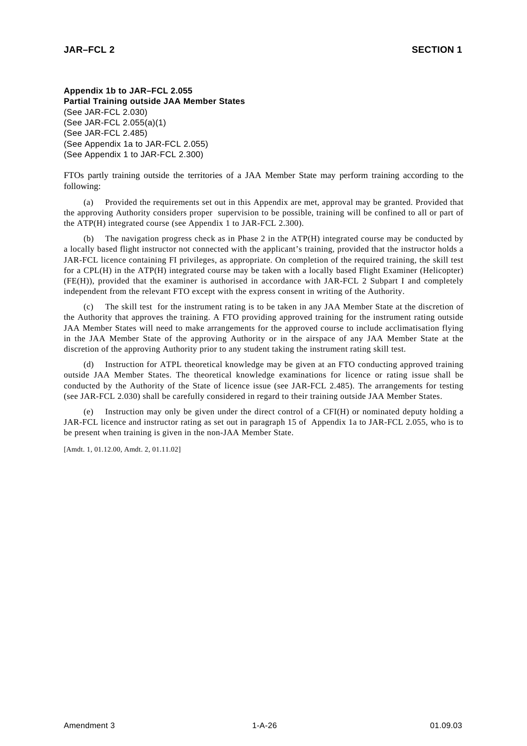**Appendix 1b to JAR–FCL 2.055**
**Partial Training outside JAA Member States**
(See JAR-FCL 2.030)
(See JAR-FCL 2.055(a)(1)
(See JAR-FCL 2.485)
(See Appendix 1a to JAR-FCL 2.055)
(See Appendix 1 to JAR-FCL 2.300)

FTOs partly training outside the territories of a JAA Member State may perform training according to the following:

(a) Provided the requirements set out in this Appendix are met, approval may be granted. Provided that the approving Authority considers proper supervision to be possible, training will be confined to all or part of the ATP(H) integrated course (see Appendix 1 to JAR-FCL 2.300).

(b) The navigation progress check as in Phase 2 in the ATP(H) integrated course may be conducted by a locally based flight instructor not connected with the applicant's training, provided that the instructor holds a JAR-FCL licence containing FI privileges, as appropriate. On completion of the required training, the skill test for a CPL(H) in the ATP(H) integrated course may be taken with a locally based Flight Examiner (Helicopter) (FE(H)), provided that the examiner is authorised in accordance with JAR-FCL 2 Subpart I and completely independent from the relevant FTO except with the express consent in writing of the Authority.

(c) The skill test for the instrument rating is to be taken in any JAA Member State at the discretion of the Authority that approves the training. A FTO providing approved training for the instrument rating outside JAA Member States will need to make arrangements for the approved course to include acclimatisation flying in the JAA Member State of the approving Authority or in the airspace of any JAA Member State at the discretion of the approving Authority prior to any student taking the instrument rating skill test.

(d) Instruction for ATPL theoretical knowledge may be given at an FTO conducting approved training outside JAA Member States. The theoretical knowledge examinations for licence or rating issue shall be conducted by the Authority of the State of licence issue (see JAR-FCL 2.485). The arrangements for testing (see JAR-FCL 2.030) shall be carefully considered in regard to their training outside JAA Member States.

(e) Instruction may only be given under the direct control of a CFI(H) or nominated deputy holding a JAR-FCL licence and instructor rating as set out in paragraph 15 of Appendix 1a to JAR-FCL 2.055, who is to be present when training is given in the non-JAA Member State.

[Amdt. 1, 01.12.00, Amdt. 2, 01.11.02]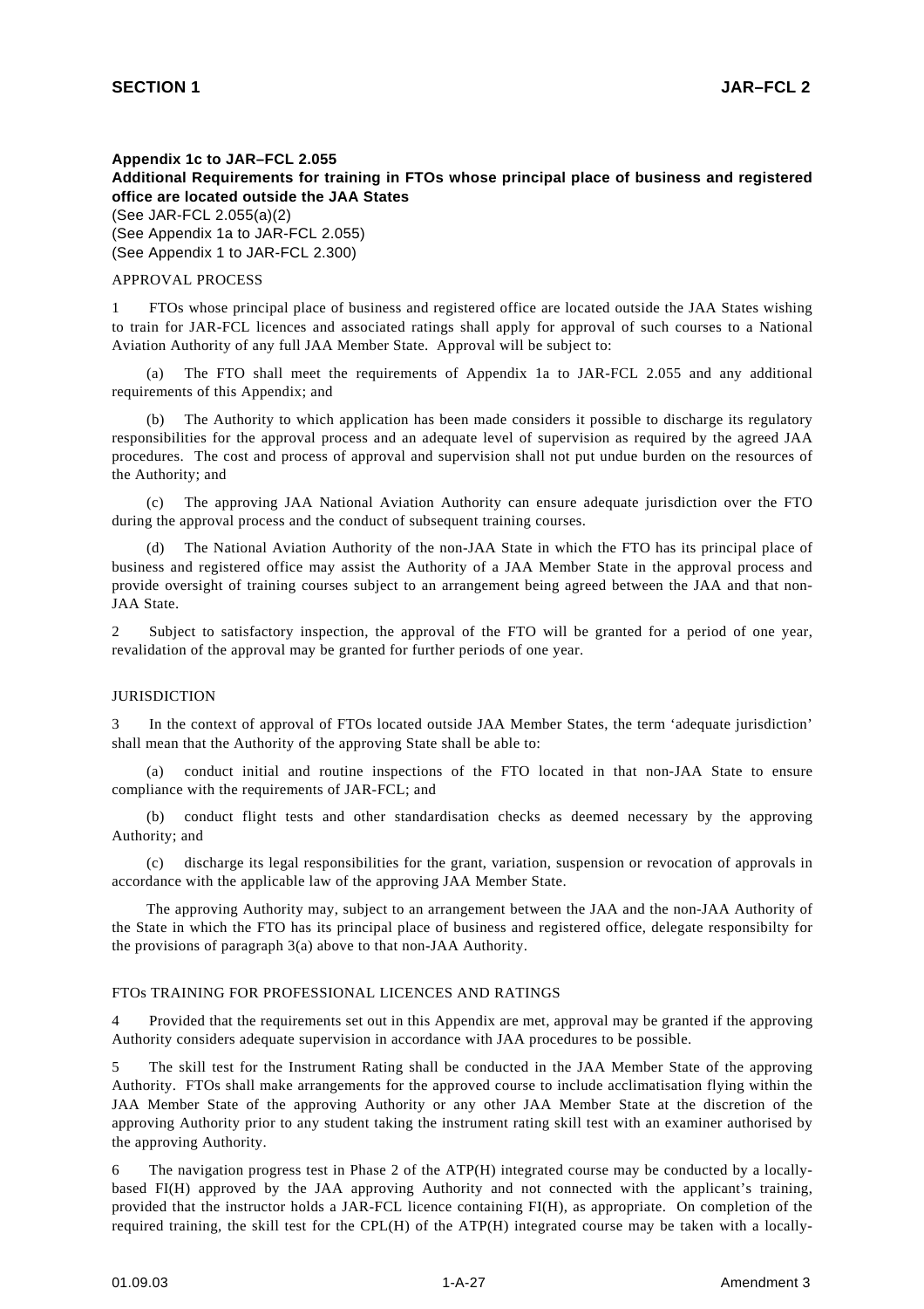**Appendix 1c to JAR–FCL 2.055**
**Additional Requirements for training in FTOs whose principal place of business and registered office are located outside the JAA States**
(See JAR-FCL 2.055(a)(2)
(See Appendix 1a to JAR-FCL 2.055)
(See Appendix 1 to JAR-FCL 2.300)

APPROVAL PROCESS

1 FTOs whose principal place of business and registered office are located outside the JAA States wishing to train for JAR-FCL licences and associated ratings shall apply for approval of such courses to a National Aviation Authority of any full JAA Member State. Approval will be subject to:

(a) The FTO shall meet the requirements of Appendix 1a to JAR-FCL 2.055 and any additional requirements of this Appendix; and

(b) The Authority to which application has been made considers it possible to discharge its regulatory responsibilities for the approval process and an adequate level of supervision as required by the agreed JAA procedures. The cost and process of approval and supervision shall not put undue burden on the resources of the Authority; and

(c) The approving JAA National Aviation Authority can ensure adequate jurisdiction over the FTO during the approval process and the conduct of subsequent training courses.

(d) The National Aviation Authority of the non-JAA State in which the FTO has its principal place of business and registered office may assist the Authority of a JAA Member State in the approval process and provide oversight of training courses subject to an arrangement being agreed between the JAA and that non-JAA State.

2 Subject to satisfactory inspection, the approval of the FTO will be granted for a period of one year, revalidation of the approval may be granted for further periods of one year.

JURISDICTION

3 In the context of approval of FTOs located outside JAA Member States, the term 'adequate jurisdiction' shall mean that the Authority of the approving State shall be able to:

(a) conduct initial and routine inspections of the FTO located in that non-JAA State to ensure compliance with the requirements of JAR-FCL; and

(b) conduct flight tests and other standardisation checks as deemed necessary by the approving Authority; and

(c) discharge its legal responsibilities for the grant, variation, suspension or revocation of approvals in accordance with the applicable law of the approving JAA Member State.

The approving Authority may, subject to an arrangement between the JAA and the non-JAA Authority of the State in which the FTO has its principal place of business and registered office, delegate responsibilty for the provisions of paragraph 3(a) above to that non-JAA Authority.

FTOs TRAINING FOR PROFESSIONAL LICENCES AND RATINGS

4 Provided that the requirements set out in this Appendix are met, approval may be granted if the approving Authority considers adequate supervision in accordance with JAA procedures to be possible.

5 The skill test for the Instrument Rating shall be conducted in the JAA Member State of the approving Authority. FTOs shall make arrangements for the approved course to include acclimatisation flying within the JAA Member State of the approving Authority or any other JAA Member State at the discretion of the approving Authority prior to any student taking the instrument rating skill test with an examiner authorised by the approving Authority.

6 The navigation progress test in Phase 2 of the ATP(H) integrated course may be conducted by a locally-based FI(H) approved by the JAA approving Authority and not connected with the applicant's training, provided that the instructor holds a JAR-FCL licence containing FI(H), as appropriate. On completion of the required training, the skill test for the CPL(H) of the ATP(H) integrated course may be taken with a locally-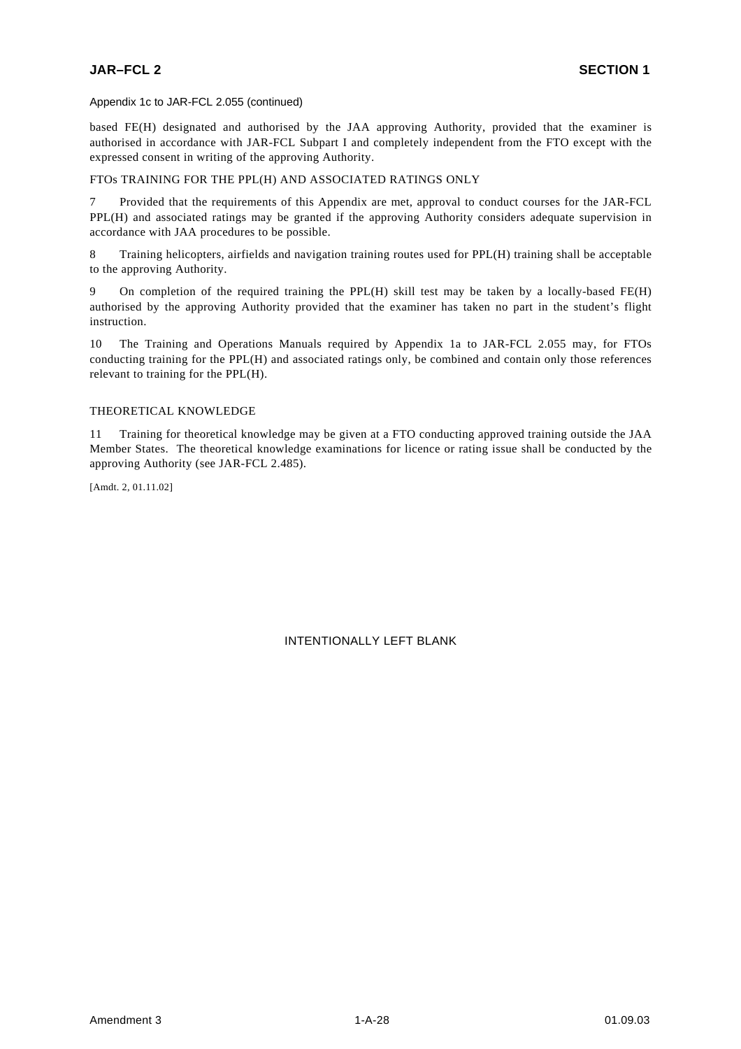Appendix 1c to JAR-FCL 2.055 (continued)

based FE(H) designated and authorised by the JAA approving Authority, provided that the examiner is authorised in accordance with JAR-FCL Subpart I and completely independent from the FTO except with the expressed consent in writing of the approving Authority.

FTOs TRAINING FOR THE PPL(H) AND ASSOCIATED RATINGS ONLY

7 Provided that the requirements of this Appendix are met, approval to conduct courses for the JAR-FCL PPL(H) and associated ratings may be granted if the approving Authority considers adequate supervision in accordance with JAA procedures to be possible.

8 Training helicopters, airfields and navigation training routes used for PPL(H) training shall be acceptable to the approving Authority.

9 On completion of the required training the PPL(H) skill test may be taken by a locally-based FE(H) authorised by the approving Authority provided that the examiner has taken no part in the student's flight instruction.

10 The Training and Operations Manuals required by Appendix 1a to JAR-FCL 2.055 may, for FTOs conducting training for the PPL(H) and associated ratings only, be combined and contain only those references relevant to training for the PPL(H).

THEORETICAL KNOWLEDGE

11 Training for theoretical knowledge may be given at a FTO conducting approved training outside the JAA Member States. The theoretical knowledge examinations for licence or rating issue shall be conducted by the approving Authority (see JAR-FCL 2.485).

[Amdt. 2, 01.11.02]

INTENTIONALLY LEFT BLANK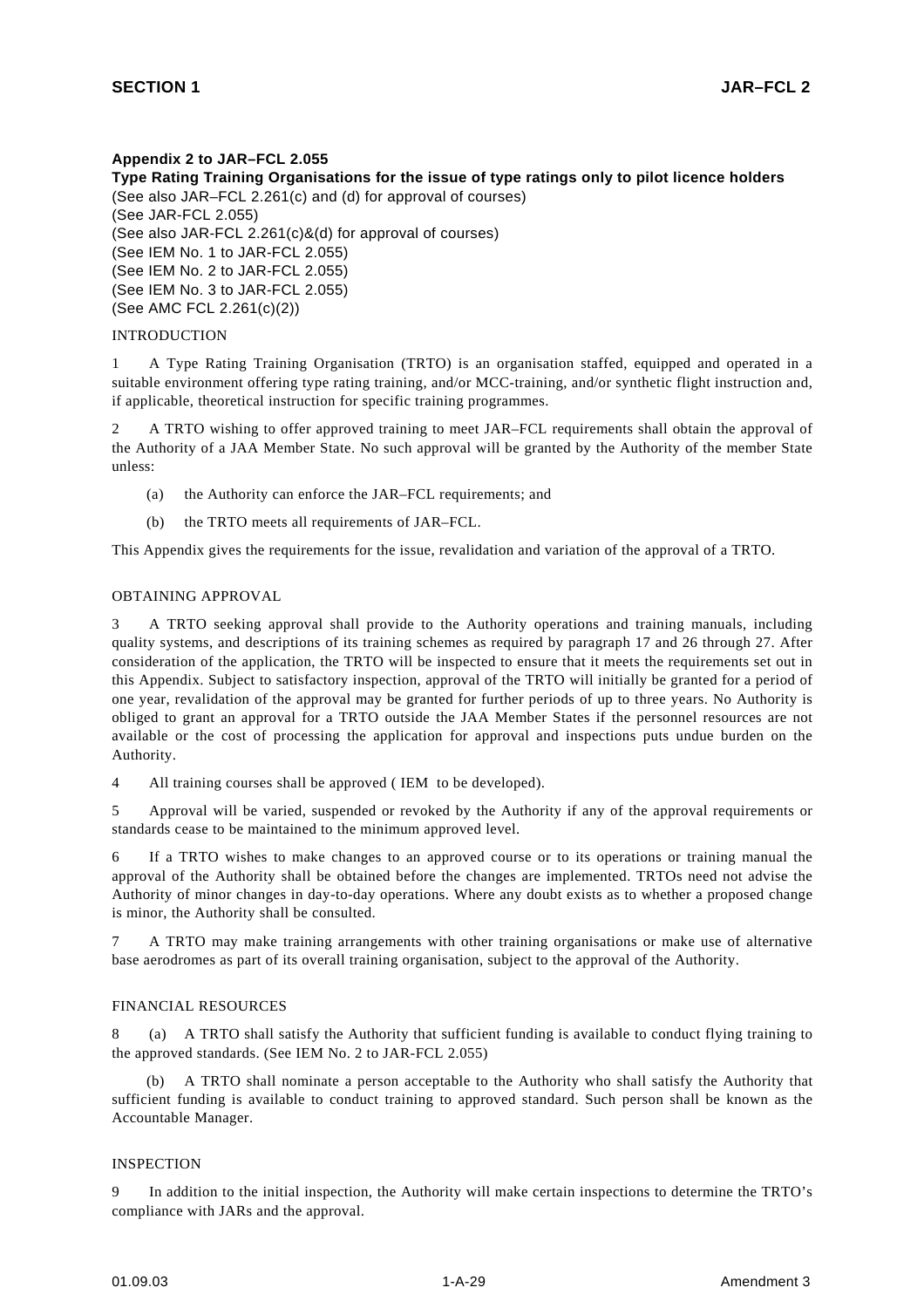### Appendix 2 to JAR–FCL 2.055

**Type Rating Training Organisations for the issue of type ratings only to pilot licence holders**

(See also JAR–FCL 2.261(c) and (d) for approval of courses)
(See JAR-FCL 2.055)
(See also JAR-FCL 2.261(c)&(d) for approval of courses)
(See IEM No. 1 to JAR-FCL 2.055)
(See IEM No. 2 to JAR-FCL 2.055)
(See IEM No. 3 to JAR-FCL 2.055)
(See AMC FCL 2.261(c)(2))

INTRODUCTION

1 A Type Rating Training Organisation (TRTO) is an organisation staffed, equipped and operated in a suitable environment offering type rating training, and/or MCC-training, and/or synthetic flight instruction and, if applicable, theoretical instruction for specific training programmes.

2 A TRTO wishing to offer approved training to meet JAR–FCL requirements shall obtain the approval of the Authority of a JAA Member State. No such approval will be granted by the Authority of the member State unless:

(a) the Authority can enforce the JAR–FCL requirements; and

(b) the TRTO meets all requirements of JAR–FCL.

This Appendix gives the requirements for the issue, revalidation and variation of the approval of a TRTO.

OBTAINING APPROVAL

3 A TRTO seeking approval shall provide to the Authority operations and training manuals, including quality systems, and descriptions of its training schemes as required by paragraph 17 and 26 through 27. After consideration of the application, the TRTO will be inspected to ensure that it meets the requirements set out in this Appendix. Subject to satisfactory inspection, approval of the TRTO will initially be granted for a period of one year, revalidation of the approval may be granted for further periods of up to three years. No Authority is obliged to grant an approval for a TRTO outside the JAA Member States if the personnel resources are not available or the cost of processing the application for approval and inspections puts undue burden on the Authority.

4 All training courses shall be approved ( IEM to be developed).

5 Approval will be varied, suspended or revoked by the Authority if any of the approval requirements or standards cease to be maintained to the minimum approved level.

6 If a TRTO wishes to make changes to an approved course or to its operations or training manual the approval of the Authority shall be obtained before the changes are implemented. TRTOs need not advise the Authority of minor changes in day-to-day operations. Where any doubt exists as to whether a proposed change is minor, the Authority shall be consulted.

7 A TRTO may make training arrangements with other training organisations or make use of alternative base aerodromes as part of its overall training organisation, subject to the approval of the Authority.

FINANCIAL RESOURCES

8 (a) A TRTO shall satisfy the Authority that sufficient funding is available to conduct flying training to the approved standards. (See IEM No. 2 to JAR-FCL 2.055)

(b) A TRTO shall nominate a person acceptable to the Authority who shall satisfy the Authority that sufficient funding is available to conduct training to approved standard. Such person shall be known as the Accountable Manager.

INSPECTION

9 In addition to the initial inspection, the Authority will make certain inspections to determine the TRTO's compliance with JARs and the approval.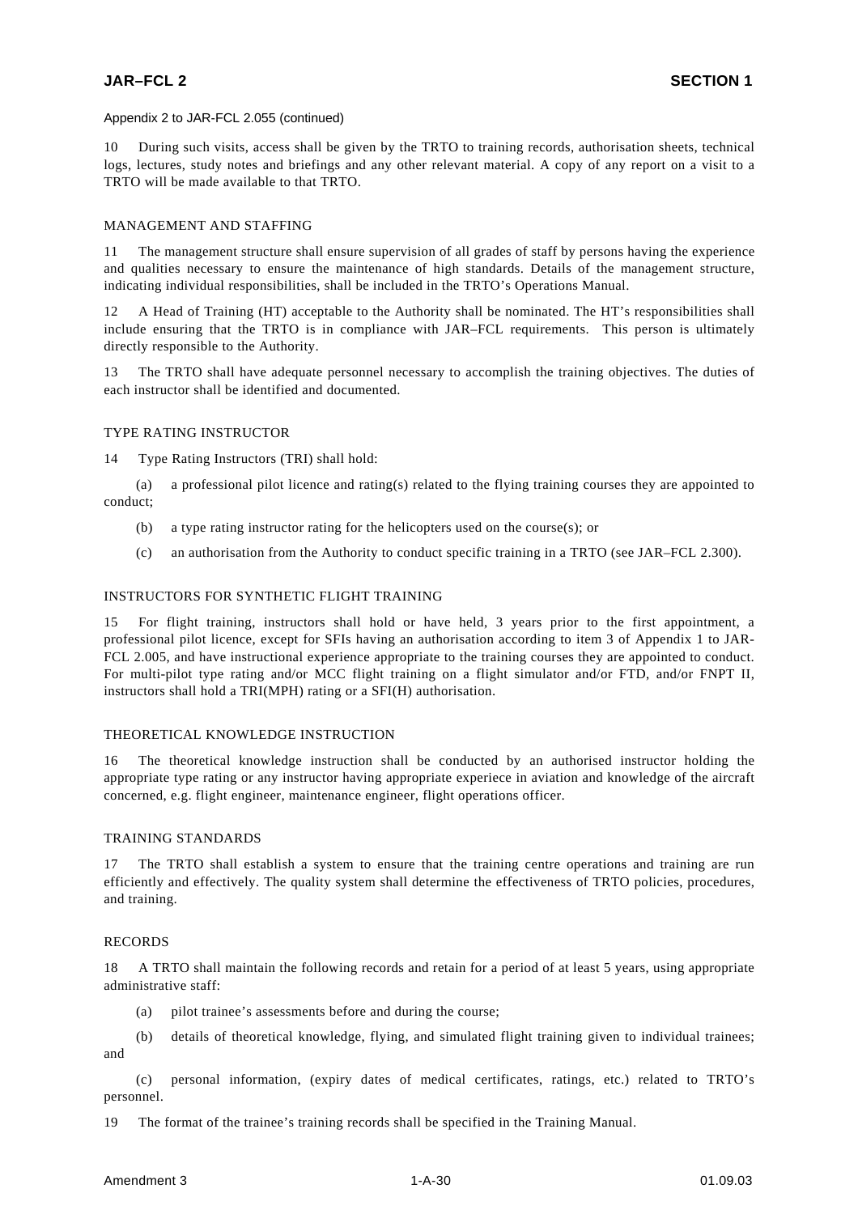Appendix 2 to JAR-FCL 2.055 (continued)

10 During such visits, access shall be given by the TRTO to training records, authorisation sheets, technical logs, lectures, study notes and briefings and any other relevant material. A copy of any report on a visit to a TRTO will be made available to that TRTO.

MANAGEMENT AND STAFFING

11 The management structure shall ensure supervision of all grades of staff by persons having the experience and qualities necessary to ensure the maintenance of high standards. Details of the management structure, indicating individual responsibilities, shall be included in the TRTO's Operations Manual.

12 A Head of Training (HT) acceptable to the Authority shall be nominated. The HT's responsibilities shall include ensuring that the TRTO is in compliance with JAR–FCL requirements. This person is ultimately directly responsible to the Authority.

13 The TRTO shall have adequate personnel necessary to accomplish the training objectives. The duties of each instructor shall be identified and documented.

TYPE RATING INSTRUCTOR

14 Type Rating Instructors (TRI) shall hold:

(a) a professional pilot licence and rating(s) related to the flying training courses they are appointed to conduct;

(b) a type rating instructor rating for the helicopters used on the course(s); or

(c) an authorisation from the Authority to conduct specific training in a TRTO (see JAR–FCL 2.300).

INSTRUCTORS FOR SYNTHETIC FLIGHT TRAINING

15 For flight training, instructors shall hold or have held, 3 years prior to the first appointment, a professional pilot licence, except for SFIs having an authorisation according to item 3 of Appendix 1 to JAR-FCL 2.005, and have instructional experience appropriate to the training courses they are appointed to conduct. For multi-pilot type rating and/or MCC flight training on a flight simulator and/or FTD, and/or FNPT II, instructors shall hold a TRI(MPH) rating or a SFI(H) authorisation.

THEORETICAL KNOWLEDGE INSTRUCTION

16 The theoretical knowledge instruction shall be conducted by an authorised instructor holding the appropriate type rating or any instructor having appropriate experiece in aviation and knowledge of the aircraft concerned, e.g. flight engineer, maintenance engineer, flight operations officer.

TRAINING STANDARDS

17 The TRTO shall establish a system to ensure that the training centre operations and training are run efficiently and effectively. The quality system shall determine the effectiveness of TRTO policies, procedures, and training.

RECORDS

18 A TRTO shall maintain the following records and retain for a period of at least 5 years, using appropriate administrative staff:

(a) pilot trainee's assessments before and during the course;

(b) details of theoretical knowledge, flying, and simulated flight training given to individual trainees; and

(c) personal information, (expiry dates of medical certificates, ratings, etc.) related to TRTO's personnel.

19 The format of the trainee's training records shall be specified in the Training Manual.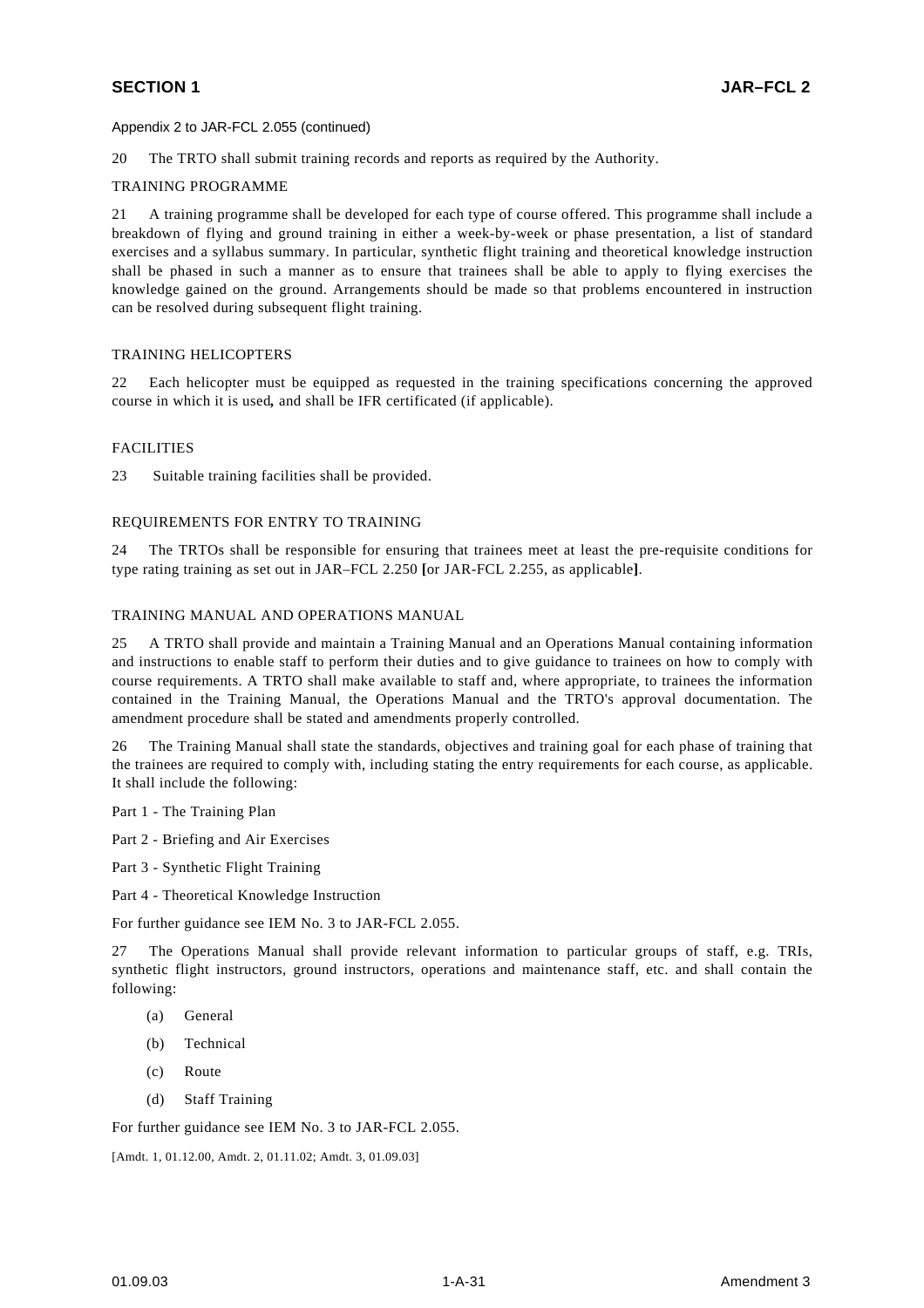Appendix 2 to JAR-FCL 2.055 (continued)

20 The TRTO shall submit training records and reports as required by the Authority.

TRAINING PROGRAMME

21 A training programme shall be developed for each type of course offered. This programme shall include a breakdown of flying and ground training in either a week-by-week or phase presentation, a list of standard exercises and a syllabus summary. In particular, synthetic flight training and theoretical knowledge instruction shall be phased in such a manner as to ensure that trainees shall be able to apply to flying exercises the knowledge gained on the ground. Arrangements should be made so that problems encountered in instruction can be resolved during subsequent flight training.

TRAINING HELICOPTERS

22 Each helicopter must be equipped as requested in the training specifications concerning the approved course in which it is used**,** and shall be IFR certificated (if applicable).

FACILITIES

23 Suitable training facilities shall be provided.

REQUIREMENTS FOR ENTRY TO TRAINING

24 The TRTOs shall be responsible for ensuring that trainees meet at least the pre-requisite conditions for type rating training as set out in JAR–FCL 2.250 **[**or JAR-FCL 2.255, as applicable**]**.

TRAINING MANUAL AND OPERATIONS MANUAL

25 A TRTO shall provide and maintain a Training Manual and an Operations Manual containing information and instructions to enable staff to perform their duties and to give guidance to trainees on how to comply with course requirements. A TRTO shall make available to staff and, where appropriate, to trainees the information contained in the Training Manual, the Operations Manual and the TRTO's approval documentation. The amendment procedure shall be stated and amendments properly controlled.

26 The Training Manual shall state the standards, objectives and training goal for each phase of training that the trainees are required to comply with, including stating the entry requirements for each course, as applicable. It shall include the following:

Part 1 - The Training Plan

Part 2 - Briefing and Air Exercises

Part 3 - Synthetic Flight Training

Part 4 - Theoretical Knowledge Instruction

For further guidance see IEM No. 3 to JAR-FCL 2.055.

27 The Operations Manual shall provide relevant information to particular groups of staff, e.g. TRIs, synthetic flight instructors, ground instructors, operations and maintenance staff, etc. and shall contain the following:

(a) General

(b) Technical

(c) Route

(d) Staff Training

For further guidance see IEM No. 3 to JAR-FCL 2.055.

[Amdt. 1, 01.12.00, Amdt. 2, 01.11.02; Amdt. 3, 01.09.03]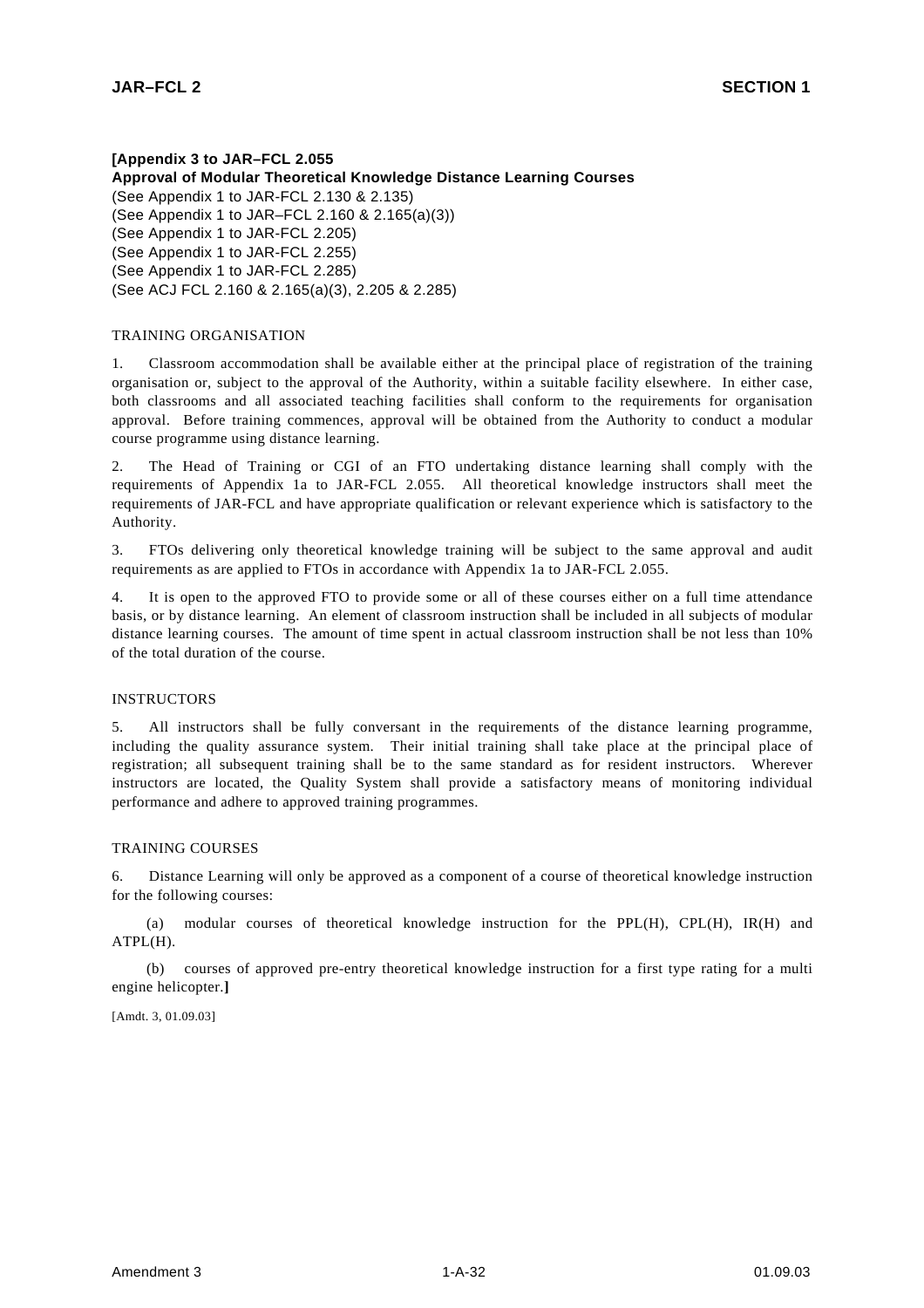**[Appendix 3 to JAR–FCL 2.055**
**Approval of Modular Theoretical Knowledge Distance Learning Courses**
(See Appendix 1 to JAR-FCL 2.130 & 2.135)
(See Appendix 1 to JAR–FCL 2.160 & 2.165(a)(3))
(See Appendix 1 to JAR-FCL 2.205)
(See Appendix 1 to JAR-FCL 2.255)
(See Appendix 1 to JAR-FCL 2.285)
(See ACJ FCL 2.160 & 2.165(a)(3), 2.205 & 2.285)

TRAINING ORGANISATION

1. Classroom accommodation shall be available either at the principal place of registration of the training organisation or, subject to the approval of the Authority, within a suitable facility elsewhere. In either case, both classrooms and all associated teaching facilities shall conform to the requirements for organisation approval. Before training commences, approval will be obtained from the Authority to conduct a modular course programme using distance learning.

2. The Head of Training or CGI of an FTO undertaking distance learning shall comply with the requirements of Appendix 1a to JAR-FCL 2.055. All theoretical knowledge instructors shall meet the requirements of JAR-FCL and have appropriate qualification or relevant experience which is satisfactory to the Authority.

3. FTOs delivering only theoretical knowledge training will be subject to the same approval and audit requirements as are applied to FTOs in accordance with Appendix 1a to JAR-FCL 2.055.

4. It is open to the approved FTO to provide some or all of these courses either on a full time attendance basis, or by distance learning. An element of classroom instruction shall be included in all subjects of modular distance learning courses. The amount of time spent in actual classroom instruction shall be not less than 10% of the total duration of the course.

INSTRUCTORS

5. All instructors shall be fully conversant in the requirements of the distance learning programme, including the quality assurance system. Their initial training shall take place at the principal place of registration; all subsequent training shall be to the same standard as for resident instructors. Wherever instructors are located, the Quality System shall provide a satisfactory means of monitoring individual performance and adhere to approved training programmes.

TRAINING COURSES

6. Distance Learning will only be approved as a component of a course of theoretical knowledge instruction for the following courses:

(a) modular courses of theoretical knowledge instruction for the PPL(H), CPL(H), IR(H) and ATPL(H).

(b) courses of approved pre-entry theoretical knowledge instruction for a first type rating for a multi engine helicopter.**]**

[Amdt. 3, 01.09.03]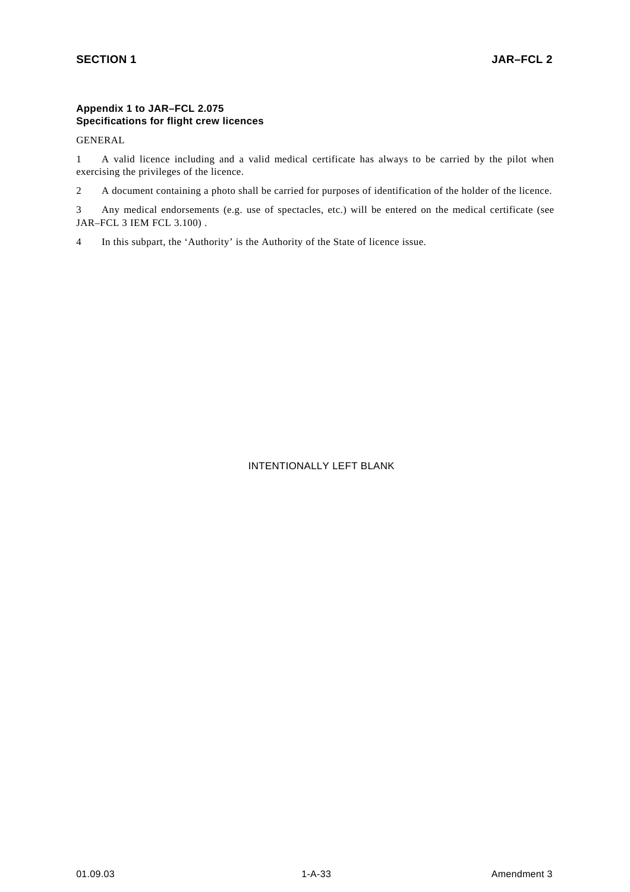**Appendix 1 to JAR–FCL 2.075**
**Specifications for flight crew licences**

GENERAL

1 A valid licence including and a valid medical certificate has always to be carried by the pilot when exercising the privileges of the licence.

2 A document containing a photo shall be carried for purposes of identification of the holder of the licence.

3 Any medical endorsements (e.g. use of spectacles, etc.) will be entered on the medical certificate (see JAR–FCL 3 IEM FCL 3.100) .

4 In this subpart, the 'Authority' is the Authority of the State of licence issue.

INTENTIONALLY LEFT BLANK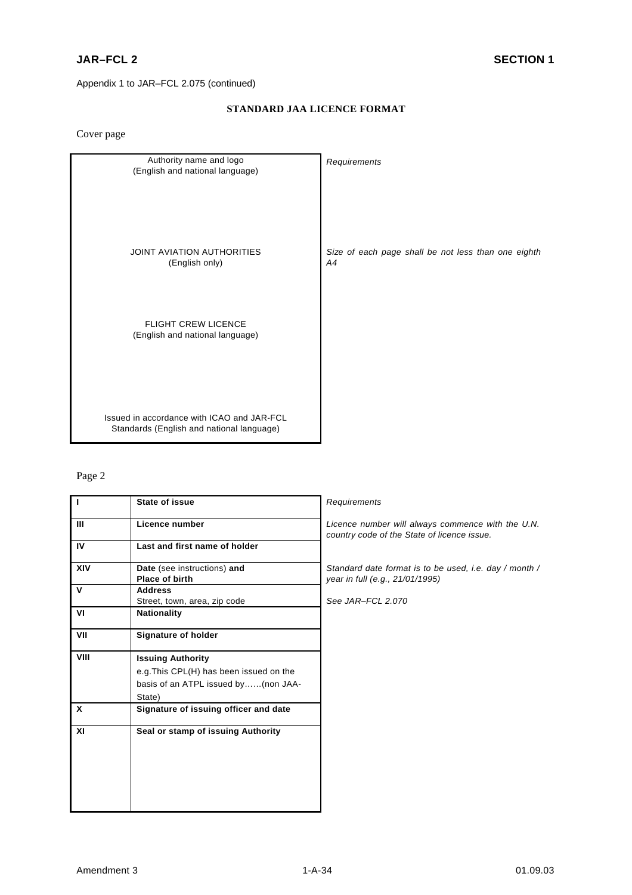Appendix 1 to JAR–FCL 2.075 (continued)

## STANDARD JAA LICENCE FORMAT

Cover page

| | |
|---|---|
| Authority name and logo<br>(English and national language)<br><br>JOINT AVIATION AUTHORITIES<br>(English only)<br><br>FLIGHT CREW LICENCE<br>(English and national language)<br><br>Issued in accordance with ICAO and JAR-FCL Standards (English and national language) | *Requirements*<br><br>*Size of each page shall be not less than one eighth A4* |

Page 2

| | | *Requirements* |
|---|---|---|
| **I** | **State of issue** | |
| **III** | **Licence number** | *Licence number will always commence with the U.N. country code of the State of licence issue.* |
| **IV** | **Last and first name of holder** | |
| **XIV** | **Date** (see instructions) **and Place of birth** | *Standard date format is to be used, i.e. day / month / year in full (e.g., 21/01/1995)* |
| **V** | **Address**<br>Street, town, area, zip code | *See JAR–FCL 2.070* |
| **VI** | **Nationality** | |
| **VII** | **Signature of holder** | |
| **VIII** | **Issuing Authority**<br>e.g.This CPL(H) has been issued on the basis of an ATPL issued by……(non JAA-State) | |
| **X** | **Signature of issuing officer and date** | |
| **XI** | **Seal or stamp of issuing Authority** | |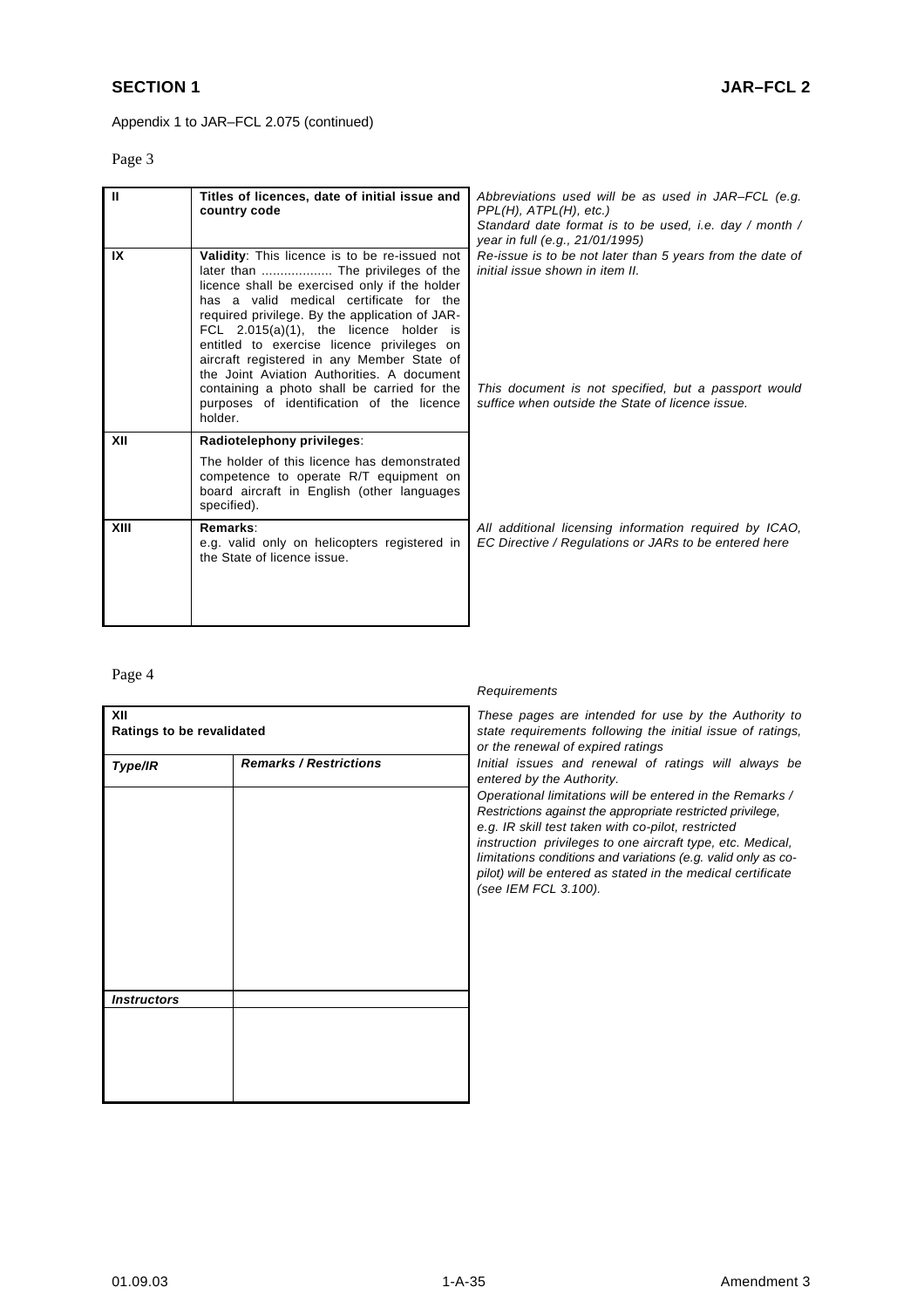Appendix 1 to JAR–FCL 2.075 (continued)

Page 3

| | | |
|---|---|---|
| **II** | **Titles of licences, date of initial issue and country code** | *Abbreviations used will be as used in JAR–FCL (e.g. PPL(H), ATPL(H), etc.)* <br> *Standard date format is to be used, i.e. day / month / year in full (e.g., 21/01/1995)* |
| **IX** | **Validity**: This licence is to be re-issued not later than .................. The privileges of the licence shall be exercised only if the holder has a valid medical certificate for the required privilege. By the application of JAR-FCL 2.015(a)(1), the licence holder is entitled to exercise licence privileges on aircraft registered in any Member State of the Joint Aviation Authorities. A document containing a photo shall be carried for the purposes of identification of the licence holder. | *Re-issue is to be not later than 5 years from the date of initial issue shown in item II.* <br> *This document is not specified, but a passport would suffice when outside the State of licence issue.* |
| **XII** | **Radiotelephony privileges**: <br> The holder of this licence has demonstrated competence to operate R/T equipment on board aircraft in English (other languages specified). | |
| **XIII** | **Remarks**: <br> e.g. valid only on helicopters registered in the State of licence issue. | *All additional licensing information required by ICAO, EC Directive / Regulations or JARs to be entered here* |

Page 4

| **XII** <br> **Ratings to be revalidated** | |
|---|---|
| ***Type/IR*** | ***Remarks / Restrictions*** |
| | |
| ***Instructors*** | |
| | |

*Requirements*

*These pages are intended for use by the Authority to state requirements following the initial issue of ratings, or the renewal of expired ratings*

*Initial issues and renewal of ratings will always be entered by the Authority.*

*Operational limitations will be entered in the Remarks / Restrictions against the appropriate restricted privilege, e.g. IR skill test taken with co-pilot, restricted instruction privileges to one aircraft type, etc. Medical, limitations conditions and variations (e.g. valid only as co-pilot) will be entered as stated in the medical certificate (see IEM FCL 3.100).*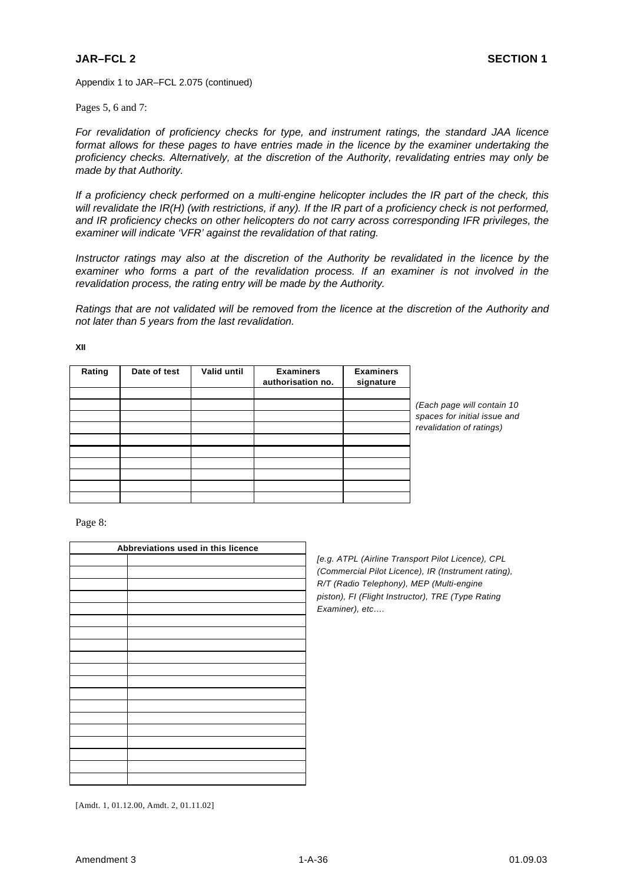Appendix 1 to JAR–FCL 2.075 (continued)

Pages 5, 6 and 7:

*For revalidation of proficiency checks for type, and instrument ratings, the standard JAA licence format allows for these pages to have entries made in the licence by the examiner undertaking the proficiency checks. Alternatively, at the discretion of the Authority, revalidating entries may only be made by that Authority.*

*If a proficiency check performed on a multi-engine helicopter includes the IR part of the check, this will revalidate the IR(H) (with restrictions, if any). If the IR part of a proficiency check is not performed, and IR proficiency checks on other helicopters do not carry across corresponding IFR privileges, the examiner will indicate 'VFR' against the revalidation of that rating.*

*Instructor ratings may also at the discretion of the Authority be revalidated in the licence by the examiner who forms a part of the revalidation process. If an examiner is not involved in the revalidation process, the rating entry will be made by the Authority.*

*Ratings that are not validated will be removed from the licence at the discretion of the Authority and not later than 5 years from the last revalidation.*

**XII**

| Rating | Date of test | Valid until | Examiners authorisation no. | Examiners signature |
|---|---|---|---|---|
| | | | | |
| | | | | |
| | | | | |
| | | | | |
| | | | | |
| | | | | |
| | | | | |
| | | | | |
| | | | | |
| | | | | |

*(Each page will contain 10 spaces for initial issue and revalidation of ratings)*

Page 8:

| Abbreviations used in this licence | |
|---|---|
| | |
| | |
| | |
| | |
| | |
| | |
| | |
| | |
| | |
| | |
| | |
| | |
| | |
| | |
| | |
| | |
| | |
| | |
| | |

*[e.g. ATPL (Airline Transport Pilot Licence), CPL (Commercial Pilot Licence), IR (Instrument rating), R/T (Radio Telephony), MEP (Multi-engine piston), FI (Flight Instructor), TRE (Type Rating Examiner), etc….*

[Amdt. 1, 01.12.00, Amdt. 2, 01.11.02]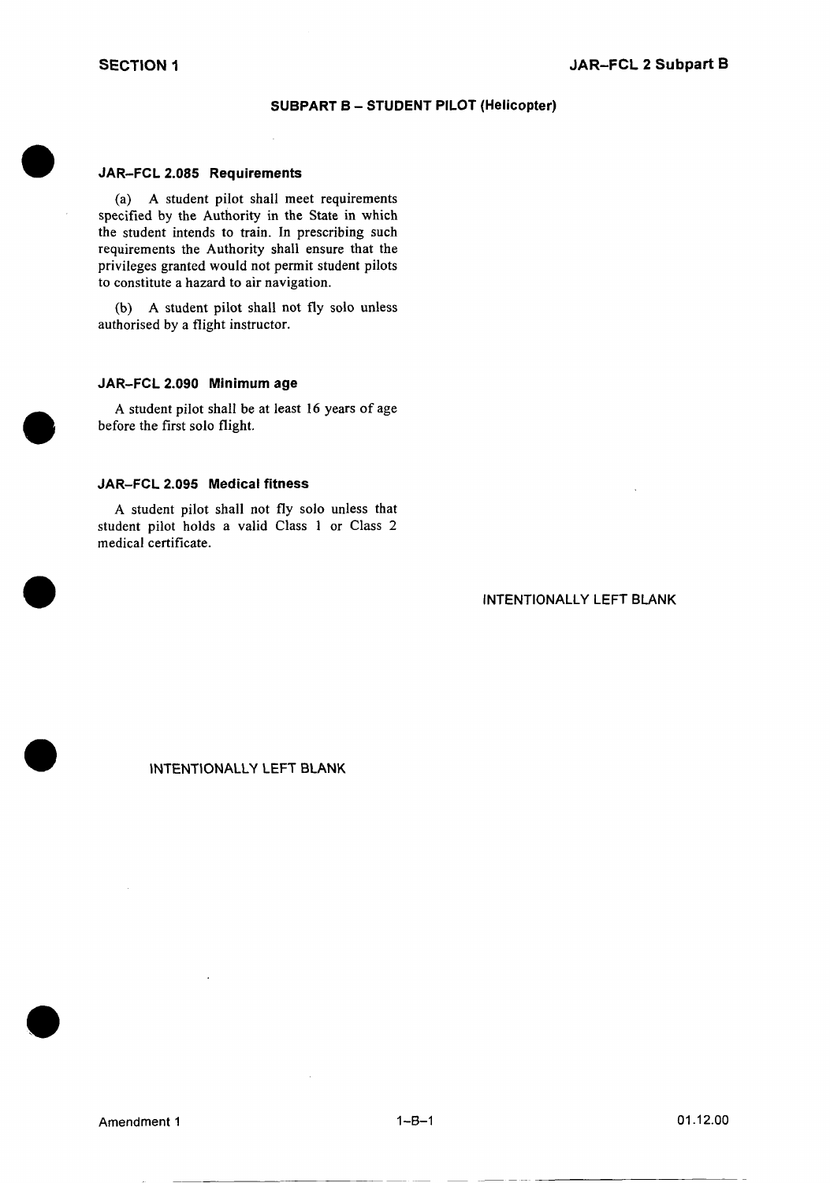## SUBPART B – STUDENT PILOT (Helicopter)

### JAR–FCL 2.085 Requirements

(a) A student pilot shall meet requirements specified by the Authority in the State in which the student intends to train. In prescribing such requirements the Authority shall ensure that the privileges granted would not permit student pilots to constitute a hazard to air navigation.

(b) A student pilot shall not fly solo unless authorised by a flight instructor.

### JAR–FCL 2.090 Minimum age

A student pilot shall be at least 16 years of age before the first solo flight.

### JAR–FCL 2.095 Medical fitness

A student pilot shall not fly solo unless that student pilot holds a valid Class 1 or Class 2 medical certificate.

INTENTIONALLY LEFT BLANK

INTENTIONALLY LEFT BLANK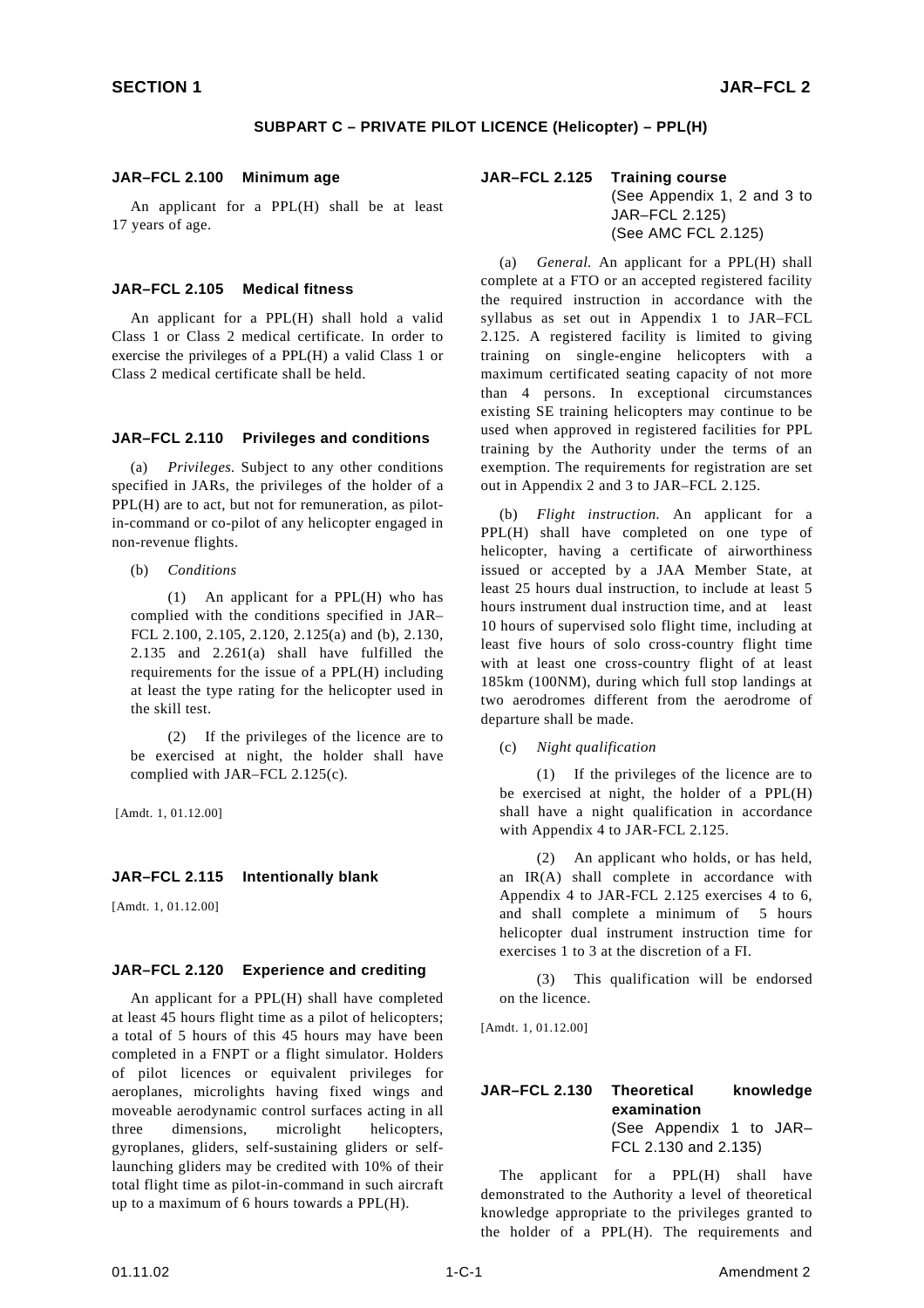## SUBPART C – PRIVATE PILOT LICENCE (Helicopter) – PPL(H)

### JAR–FCL 2.100 Minimum age

An applicant for a PPL(H) shall be at least 17 years of age.

### JAR–FCL 2.105 Medical fitness

An applicant for a PPL(H) shall hold a valid Class 1 or Class 2 medical certificate. In order to exercise the privileges of a PPL(H) a valid Class 1 or Class 2 medical certificate shall be held.

### JAR–FCL 2.110 Privileges and conditions

(a) *Privileges.* Subject to any other conditions specified in JARs, the privileges of the holder of a PPL(H) are to act, but not for remuneration, as pilot-in-command or co-pilot of any helicopter engaged in non-revenue flights.

(b) *Conditions*

(1) An applicant for a PPL(H) who has complied with the conditions specified in JAR–FCL 2.100, 2.105, 2.120, 2.125(a) and (b), 2.130, 2.135 and 2.261(a) shall have fulfilled the requirements for the issue of a PPL(H) including at least the type rating for the helicopter used in the skill test.

(2) If the privileges of the licence are to be exercised at night, the holder shall have complied with JAR–FCL 2.125(c).

[Amdt. 1, 01.12.00]

### JAR–FCL 2.115 Intentionally blank

[Amdt. 1, 01.12.00]

### JAR–FCL 2.120 Experience and crediting

An applicant for a PPL(H) shall have completed at least 45 hours flight time as a pilot of helicopters; a total of 5 hours of this 45 hours may have been completed in a FNPT or a flight simulator. Holders of pilot licences or equivalent privileges for aeroplanes, microlights having fixed wings and moveable aerodynamic control surfaces acting in all three dimensions, microlight helicopters, gyroplanes, gliders, self-sustaining gliders or self-launching gliders may be credited with 10% of their total flight time as pilot-in-command in such aircraft up to a maximum of 6 hours towards a PPL(H).

### JAR–FCL 2.125 Training course
(See Appendix 1, 2 and 3 to JAR–FCL 2.125)
(See AMC FCL 2.125)

(a) *General.* An applicant for a PPL(H) shall complete at a FTO or an accepted registered facility the required instruction in accordance with the syllabus as set out in Appendix 1 to JAR–FCL 2.125. A registered facility is limited to giving training on single-engine helicopters with a maximum certificated seating capacity of not more than 4 persons. In exceptional circumstances existing SE training helicopters may continue to be used when approved in registered facilities for PPL training by the Authority under the terms of an exemption. The requirements for registration are set out in Appendix 2 and 3 to JAR–FCL 2.125.

(b) *Flight instruction.* An applicant for a PPL(H) shall have completed on one type of helicopter, having a certificate of airworthiness issued or accepted by a JAA Member State, at least 25 hours dual instruction, to include at least 5 hours instrument dual instruction time, and at least 10 hours of supervised solo flight time, including at least five hours of solo cross-country flight time with at least one cross-country flight of at least 185km (100NM), during which full stop landings at two aerodromes different from the aerodrome of departure shall be made.

(c) *Night qualification*

(1) If the privileges of the licence are to be exercised at night, the holder of a PPL(H) shall have a night qualification in accordance with Appendix 4 to JAR-FCL 2.125.

(2) An applicant who holds, or has held, an IR(A) shall complete in accordance with Appendix 4 to JAR-FCL 2.125 exercises 4 to 6, and shall complete a minimum of 5 hours helicopter dual instrument instruction time for exercises 1 to 3 at the discretion of a FI.

(3) This qualification will be endorsed on the licence.

[Amdt. 1, 01.12.00]

### JAR–FCL 2.130 Theoretical knowledge examination
(See Appendix 1 to JAR–FCL 2.130 and 2.135)

The applicant for a PPL(H) shall have demonstrated to the Authority a level of theoretical knowledge appropriate to the privileges granted to the holder of a PPL(H). The requirements and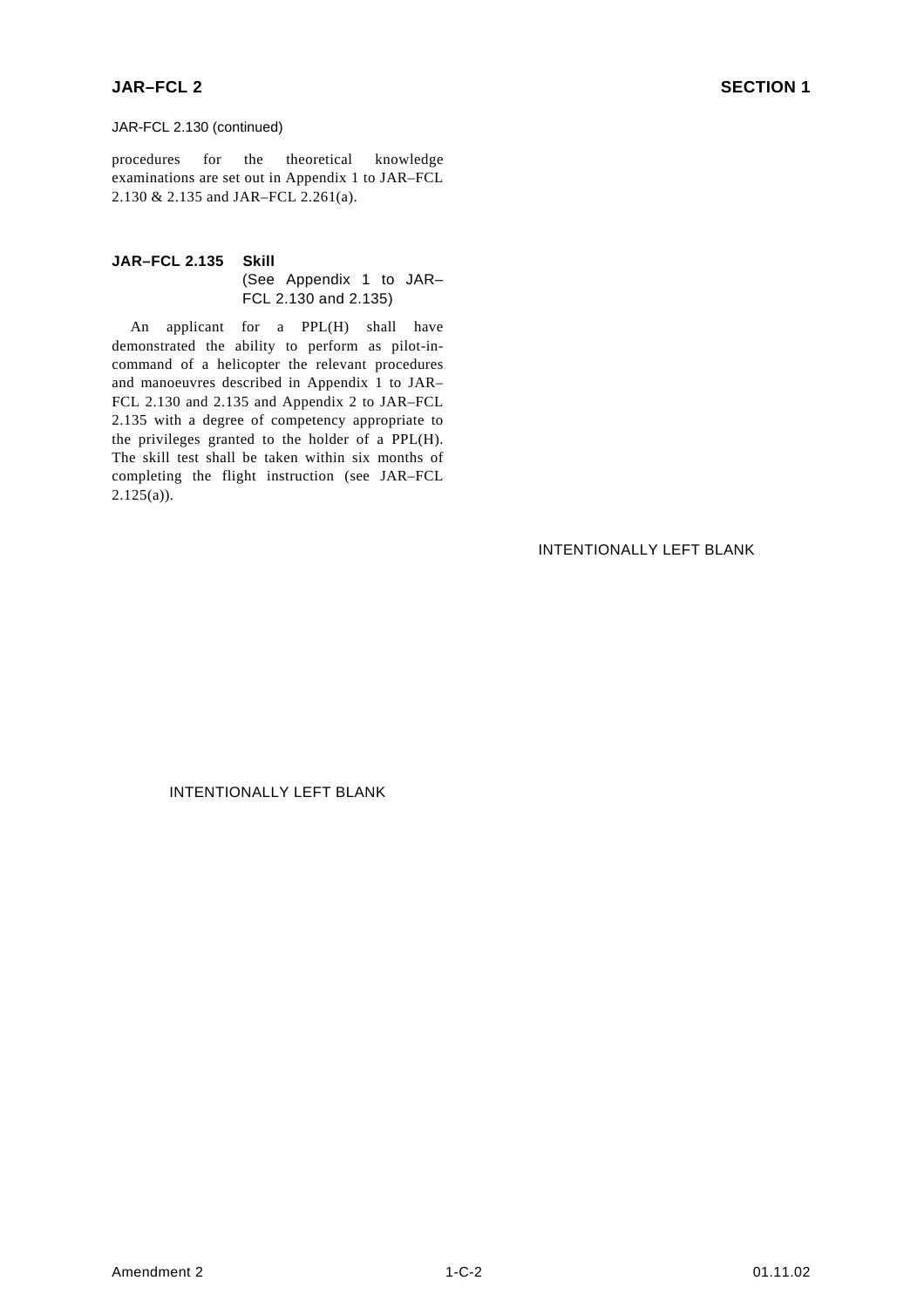JAR-FCL 2.130 (continued)

procedures for the theoretical knowledge examinations are set out in Appendix 1 to JAR–FCL 2.130 & 2.135 and JAR–FCL 2.261(a).

**JAR–FCL 2.135 Skill**
(See Appendix 1 to JAR–FCL 2.130 and 2.135)

An applicant for a PPL(H) shall have demonstrated the ability to perform as pilot-in-command of a helicopter the relevant procedures and manoeuvres described in Appendix 1 to JAR–FCL 2.130 and 2.135 and Appendix 2 to JAR–FCL 2.135 with a degree of competency appropriate to the privileges granted to the holder of a PPL(H). The skill test shall be taken within six months of completing the flight instruction (see JAR–FCL 2.125(a)).

INTENTIONALLY LEFT BLANK

INTENTIONALLY LEFT BLANK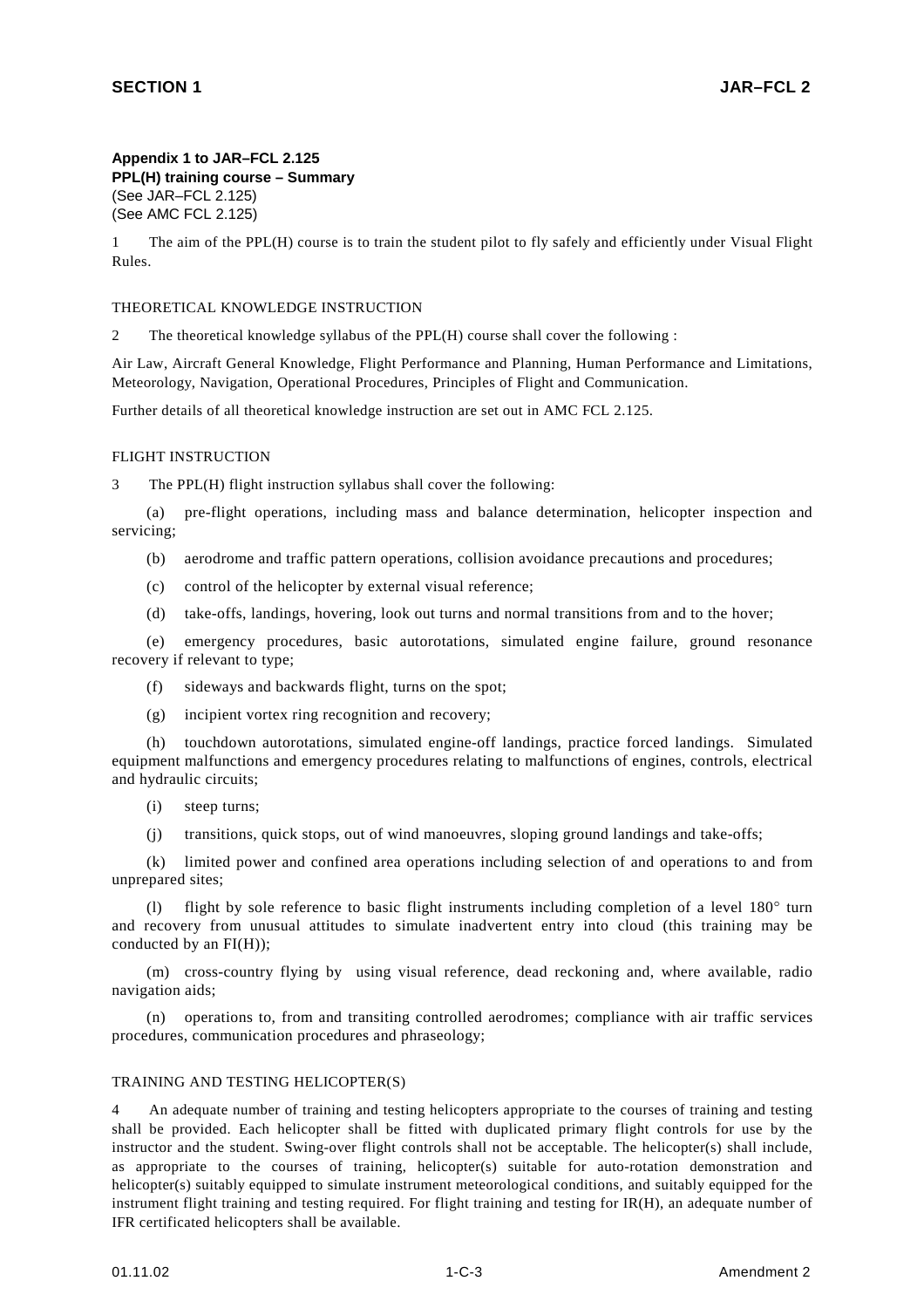**Appendix 1 to JAR–FCL 2.125**
**PPL(H) training course – Summary**
(See JAR–FCL 2.125)
(See AMC FCL 2.125)

1 The aim of the PPL(H) course is to train the student pilot to fly safely and efficiently under Visual Flight Rules.

THEORETICAL KNOWLEDGE INSTRUCTION

2 The theoretical knowledge syllabus of the PPL(H) course shall cover the following :

Air Law, Aircraft General Knowledge, Flight Performance and Planning, Human Performance and Limitations, Meteorology, Navigation, Operational Procedures, Principles of Flight and Communication.

Further details of all theoretical knowledge instruction are set out in AMC FCL 2.125.

FLIGHT INSTRUCTION

3 The PPL(H) flight instruction syllabus shall cover the following:

(a) pre-flight operations, including mass and balance determination, helicopter inspection and servicing;

(b) aerodrome and traffic pattern operations, collision avoidance precautions and procedures;

(c) control of the helicopter by external visual reference;

(d) take-offs, landings, hovering, look out turns and normal transitions from and to the hover;

(e) emergency procedures, basic autorotations, simulated engine failure, ground resonance recovery if relevant to type;

(f) sideways and backwards flight, turns on the spot;

(g) incipient vortex ring recognition and recovery;

(h) touchdown autorotations, simulated engine-off landings, practice forced landings. Simulated equipment malfunctions and emergency procedures relating to malfunctions of engines, controls, electrical and hydraulic circuits;

(i) steep turns;

(j) transitions, quick stops, out of wind manoeuvres, sloping ground landings and take-offs;

(k) limited power and confined area operations including selection of and operations to and from unprepared sites;

(l) flight by sole reference to basic flight instruments including completion of a level 180° turn and recovery from unusual attitudes to simulate inadvertent entry into cloud (this training may be conducted by an FI(H));

(m) cross-country flying by using visual reference, dead reckoning and, where available, radio navigation aids;

(n) operations to, from and transiting controlled aerodromes; compliance with air traffic services procedures, communication procedures and phraseology;

TRAINING AND TESTING HELICOPTER(S)

4 An adequate number of training and testing helicopters appropriate to the courses of training and testing shall be provided. Each helicopter shall be fitted with duplicated primary flight controls for use by the instructor and the student. Swing-over flight controls shall not be acceptable. The helicopter(s) shall include, as appropriate to the courses of training, helicopter(s) suitable for auto-rotation demonstration and helicopter(s) suitably equipped to simulate instrument meteorological conditions, and suitably equipped for the instrument flight training and testing required. For flight training and testing for IR(H), an adequate number of IFR certificated helicopters shall be available.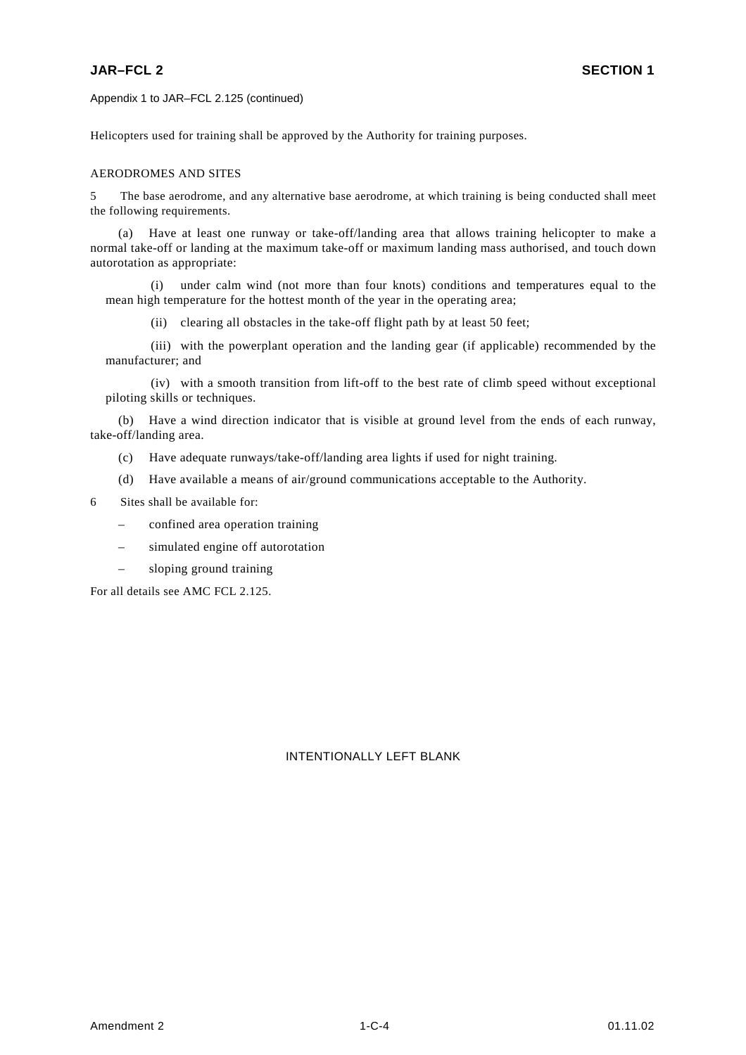Appendix 1 to JAR–FCL 2.125 (continued)

Helicopters used for training shall be approved by the Authority for training purposes.

AERODROMES AND SITES

5 The base aerodrome, and any alternative base aerodrome, at which training is being conducted shall meet the following requirements.

(a) Have at least one runway or take-off/landing area that allows training helicopter to make a normal take-off or landing at the maximum take-off or maximum landing mass authorised, and touch down autorotation as appropriate:

(i) under calm wind (not more than four knots) conditions and temperatures equal to the mean high temperature for the hottest month of the year in the operating area;

(ii) clearing all obstacles in the take-off flight path by at least 50 feet;

(iii) with the powerplant operation and the landing gear (if applicable) recommended by the manufacturer; and

(iv) with a smooth transition from lift-off to the best rate of climb speed without exceptional piloting skills or techniques.

(b) Have a wind direction indicator that is visible at ground level from the ends of each runway, take-off/landing area.

(c) Have adequate runways/take-off/landing area lights if used for night training.

(d) Have available a means of air/ground communications acceptable to the Authority.

6 Sites shall be available for:

– confined area operation training

– simulated engine off autorotation

– sloping ground training

For all details see AMC FCL 2.125.

INTENTIONALLY LEFT BLANK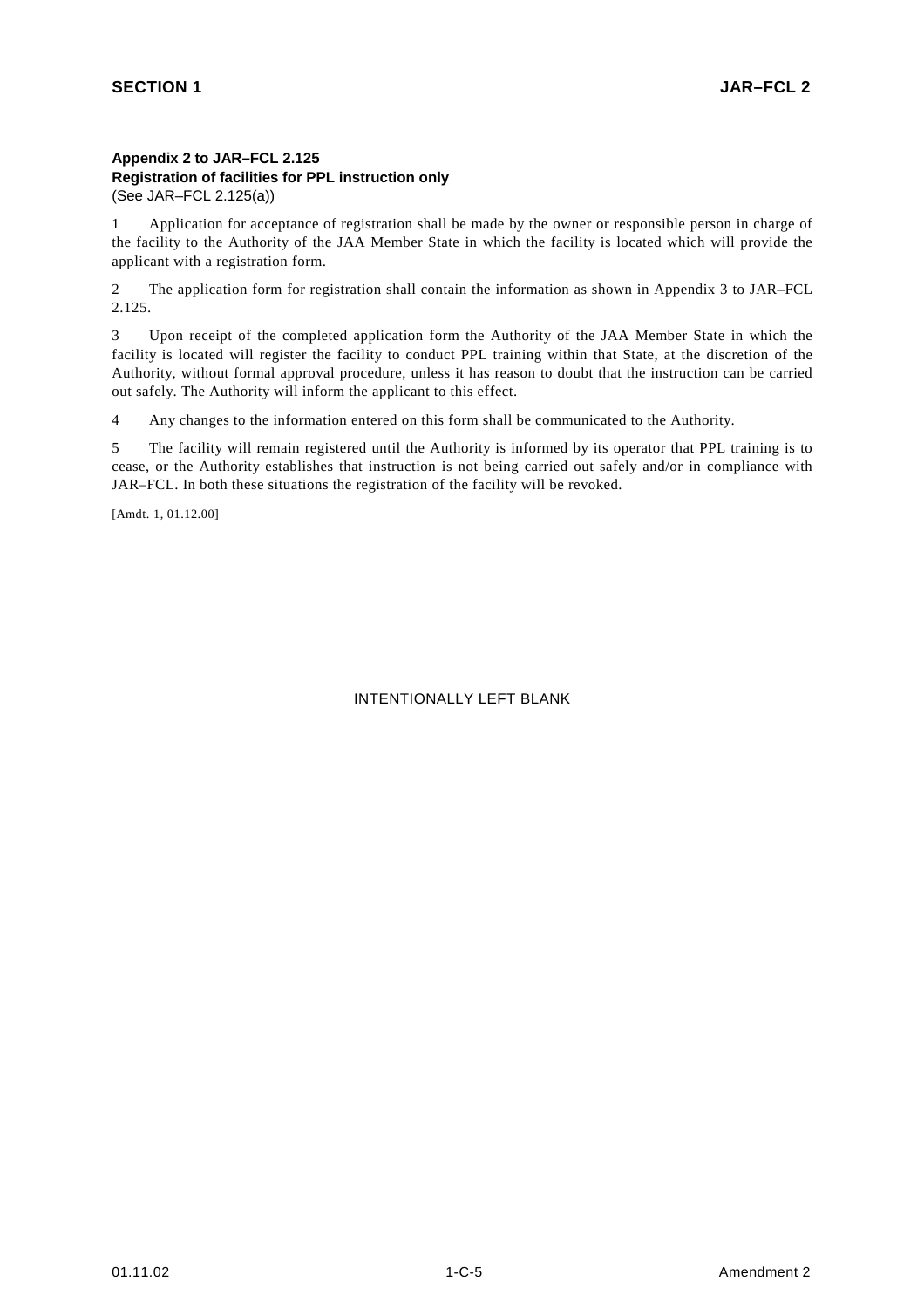### Appendix 2 to JAR–FCL 2.125
**Registration of facilities for PPL instruction only**
(See JAR–FCL 2.125(a))

1 Application for acceptance of registration shall be made by the owner or responsible person in charge of the facility to the Authority of the JAA Member State in which the facility is located which will provide the applicant with a registration form.

2 The application form for registration shall contain the information as shown in Appendix 3 to JAR–FCL 2.125.

3 Upon receipt of the completed application form the Authority of the JAA Member State in which the facility is located will register the facility to conduct PPL training within that State, at the discretion of the Authority, without formal approval procedure, unless it has reason to doubt that the instruction can be carried out safely. The Authority will inform the applicant to this effect.

4 Any changes to the information entered on this form shall be communicated to the Authority.

5 The facility will remain registered until the Authority is informed by its operator that PPL training is to cease, or the Authority establishes that instruction is not being carried out safely and/or in compliance with JAR–FCL. In both these situations the registration of the facility will be revoked.

[Amdt. 1, 01.12.00]

INTENTIONALLY LEFT BLANK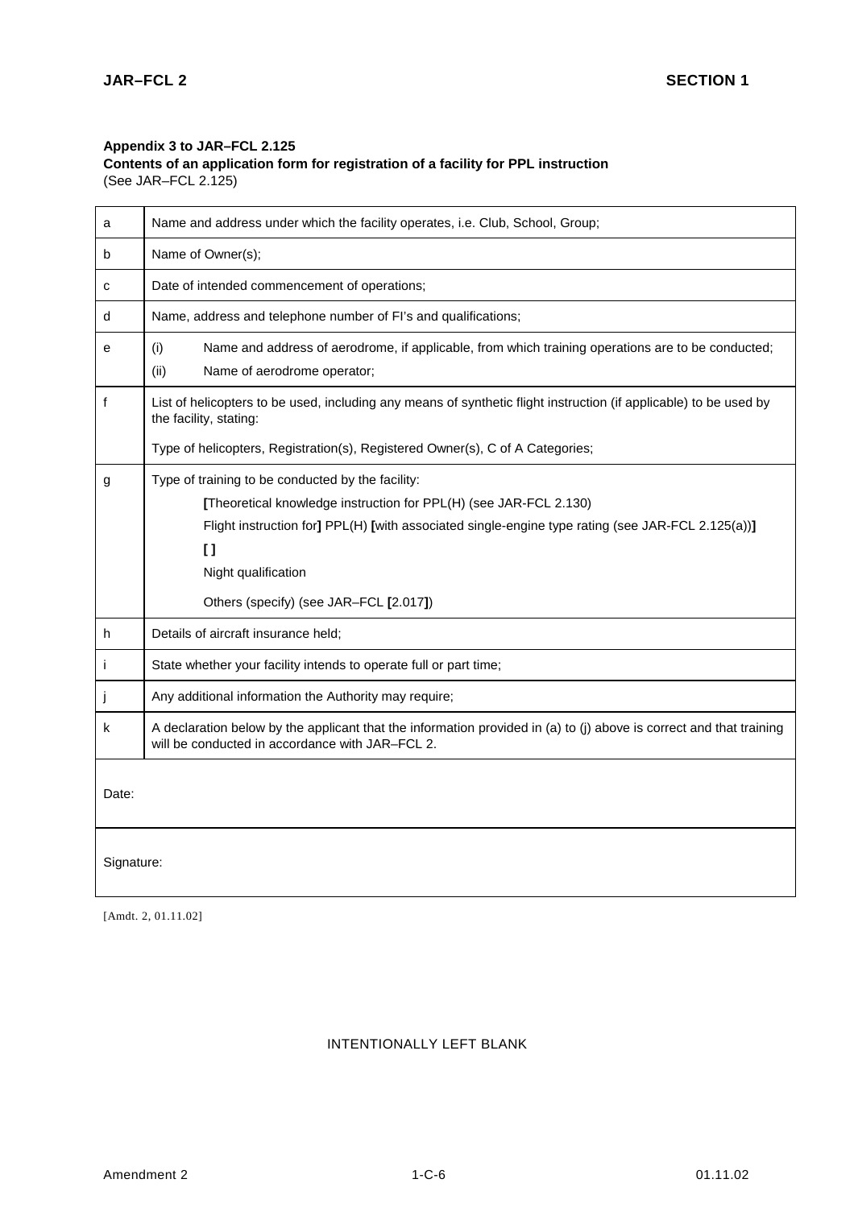**Appendix 3 to JAR–FCL 2.125**
**Contents of an application form for registration of a facility for PPL instruction**
(See JAR–FCL 2.125)

| | |
|---|---|
| a | Name and address under which the facility operates, i.e. Club, School, Group; |
| b | Name of Owner(s); |
| c | Date of intended commencement of operations; |
| d | Name, address and telephone number of FI's and qualifications; |
| e | (i) Name and address of aerodrome, if applicable, from which training operations are to be conducted;<br>(ii) Name of aerodrome operator; |
| f | List of helicopters to be used, including any means of synthetic flight instruction (if applicable) to be used by the facility, stating:<br>Type of helicopters, Registration(s), Registered Owner(s), C of A Categories; |
| g | Type of training to be conducted by the facility:<br>**[**Theoretical knowledge instruction for PPL(H) (see JAR-FCL 2.130)<br>Flight instruction for**]** PPL(H) **[**with associated single-engine type rating (see JAR-FCL 2.125(a))**]**<br>**[ ]**<br>Night qualification<br>Others (specify) (see JAR–FCL **[**2.017**]**) |
| h | Details of aircraft insurance held; |
| i | State whether your facility intends to operate full or part time; |
| j | Any additional information the Authority may require; |
| k | A declaration below by the applicant that the information provided in (a) to (j) above is correct and that training will be conducted in accordance with JAR–FCL 2. |
| Date: | |
| Signature: | |

[Amdt. 2, 01.11.02]

INTENTIONALLY LEFT BLANK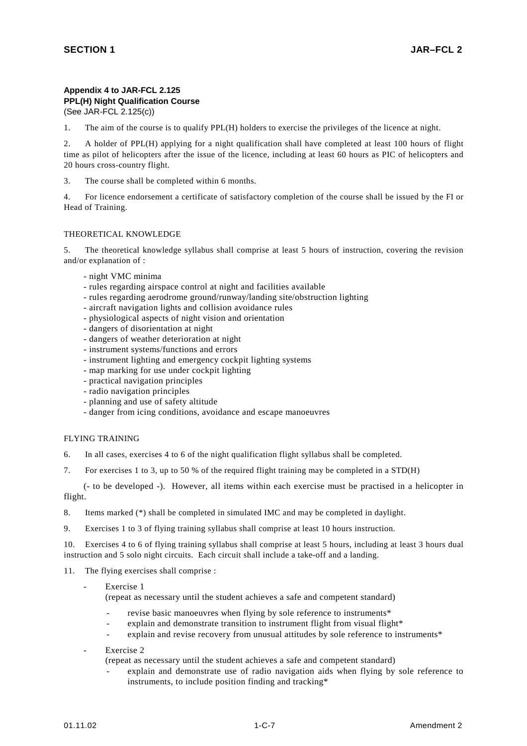**Appendix 4 to JAR-FCL 2.125**
**PPL(H) Night Qualification Course**
(See JAR-FCL 2.125(c))

1. The aim of the course is to qualify PPL(H) holders to exercise the privileges of the licence at night.

2. A holder of PPL(H) applying for a night qualification shall have completed at least 100 hours of flight time as pilot of helicopters after the issue of the licence, including at least 60 hours as PIC of helicopters and 20 hours cross-country flight.

3. The course shall be completed within 6 months.

4. For licence endorsement a certificate of satisfactory completion of the course shall be issued by the FI or Head of Training.

THEORETICAL KNOWLEDGE

5. The theoretical knowledge syllabus shall comprise at least 5 hours of instruction, covering the revision and/or explanation of :

- night VMC minima
- rules regarding airspace control at night and facilities available
- rules regarding aerodrome ground/runway/landing site/obstruction lighting
- aircraft navigation lights and collision avoidance rules
- physiological aspects of night vision and orientation
- dangers of disorientation at night
- dangers of weather deterioration at night
- instrument systems/functions and errors
- instrument lighting and emergency cockpit lighting systems
- map marking for use under cockpit lighting
- practical navigation principles
- radio navigation principles
- planning and use of safety altitude
- danger from icing conditions, avoidance and escape manoeuvres

FLYING TRAINING

6. In all cases, exercises 4 to 6 of the night qualification flight syllabus shall be completed.

7. For exercises 1 to 3, up to 50 % of the required flight training may be completed in a STD(H) (- to be developed -). However, all items within each exercise must be practised in a helicopter in flight.

8. Items marked (*) shall be completed in simulated IMC and may be completed in daylight.

9. Exercises 1 to 3 of flying training syllabus shall comprise at least 10 hours instruction.

10. Exercises 4 to 6 of flying training syllabus shall comprise at least 5 hours, including at least 3 hours dual instruction and 5 solo night circuits. Each circuit shall include a take-off and a landing.

11. The flying exercises shall comprise :

- Exercise 1
  (repeat as necessary until the student achieves a safe and competent standard)
  - revise basic manoeuvres when flying by sole reference to instruments*
  - explain and demonstrate transition to instrument flight from visual flight*
  - explain and revise recovery from unusual attitudes by sole reference to instruments*
- Exercise 2
  (repeat as necessary until the student achieves a safe and competent standard)
  - explain and demonstrate use of radio navigation aids when flying by sole reference to instruments, to include position finding and tracking*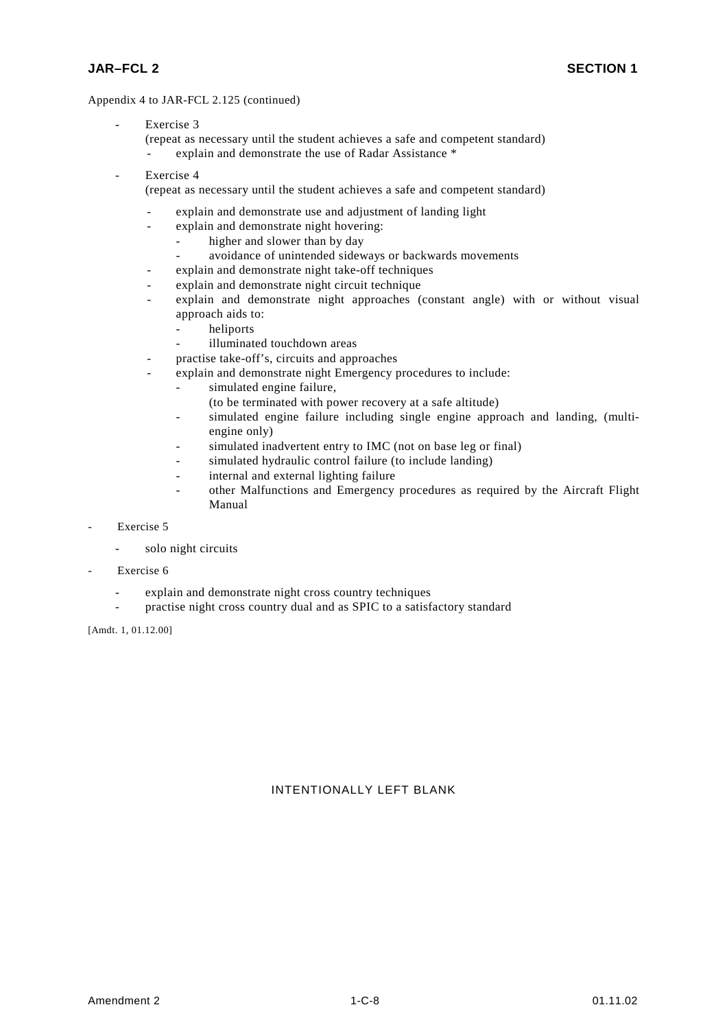Appendix 4 to JAR-FCL 2.125 (continued)

- Exercise 3
  (repeat as necessary until the student achieves a safe and competent standard)
  - explain and demonstrate the use of Radar Assistance *

- Exercise 4
  (repeat as necessary until the student achieves a safe and competent standard)
  - explain and demonstrate use and adjustment of landing light
  - explain and demonstrate night hovering:
    - higher and slower than by day
    - avoidance of unintended sideways or backwards movements
  - explain and demonstrate night take-off techniques
  - explain and demonstrate night circuit technique
  - explain and demonstrate night approaches (constant angle) with or without visual approach aids to:
    - heliports
    - illuminated touchdown areas
  - practise take-off's, circuits and approaches
  - explain and demonstrate night Emergency procedures to include:
    - simulated engine failure,
      (to be terminated with power recovery at a safe altitude)
    - simulated engine failure including single engine approach and landing, (multi-engine only)
    - simulated inadvertent entry to IMC (not on base leg or final)
    - simulated hydraulic control failure (to include landing)
    - internal and external lighting failure
    - other Malfunctions and Emergency procedures as required by the Aircraft Flight Manual

- Exercise 5
  - solo night circuits

- Exercise 6
  - explain and demonstrate night cross country techniques
  - practise night cross country dual and as SPIC to a satisfactory standard

[Amdt. 1, 01.12.00]

INTENTIONALLY LEFT BLANK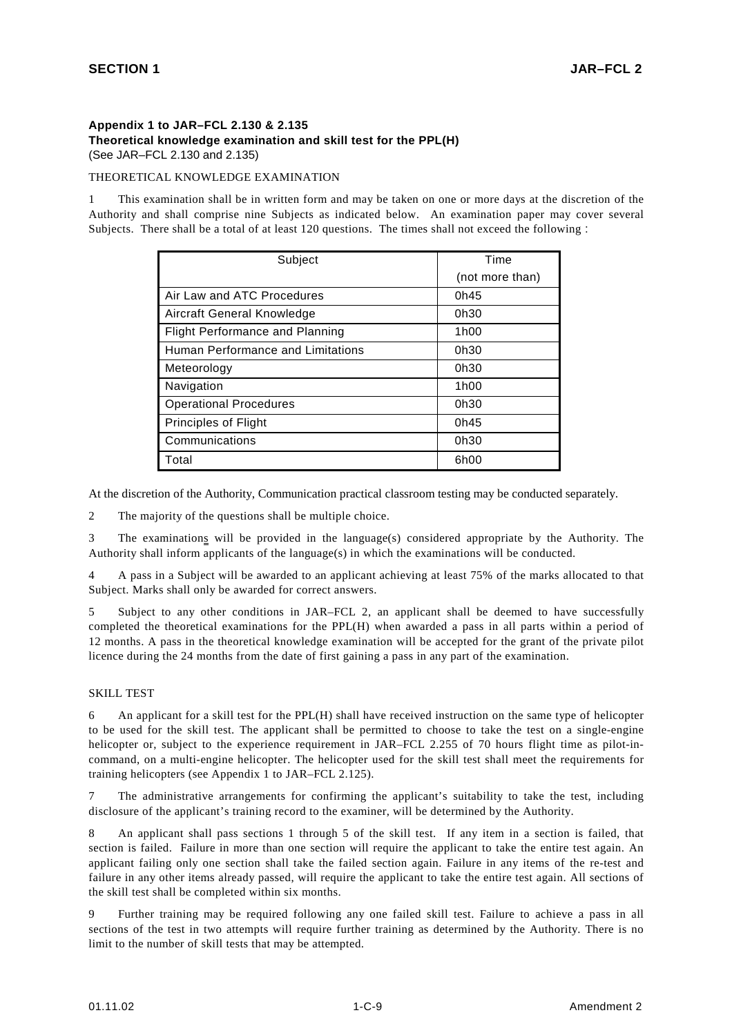### Appendix 1 to JAR–FCL 2.130 & 2.135
### Theoretical knowledge examination and skill test for the PPL(H)

(See JAR–FCL 2.130 and 2.135)

THEORETICAL KNOWLEDGE EXAMINATION

1 This examination shall be in written form and may be taken on one or more days at the discretion of the Authority and shall comprise nine Subjects as indicated below. An examination paper may cover several Subjects. There shall be a total of at least 120 questions. The times shall not exceed the following :

| Subject | Time (not more than) |
|---|---|
| Air Law and ATC Procedures | 0h45 |
| Aircraft General Knowledge | 0h30 |
| Flight Performance and Planning | 1h00 |
| Human Performance and Limitations | 0h30 |
| Meteorology | 0h30 |
| Navigation | 1h00 |
| Operational Procedures | 0h30 |
| Principles of Flight | 0h45 |
| Communications | 0h30 |
| Total | 6h00 |

At the discretion of the Authority, Communication practical classroom testing may be conducted separately.

2 The majority of the questions shall be multiple choice.

3 The examinations will be provided in the language(s) considered appropriate by the Authority. The Authority shall inform applicants of the language(s) in which the examinations will be conducted.

4 A pass in a Subject will be awarded to an applicant achieving at least 75% of the marks allocated to that Subject. Marks shall only be awarded for correct answers.

5 Subject to any other conditions in JAR–FCL 2, an applicant shall be deemed to have successfully completed the theoretical examinations for the PPL(H) when awarded a pass in all parts within a period of 12 months. A pass in the theoretical knowledge examination will be accepted for the grant of the private pilot licence during the 24 months from the date of first gaining a pass in any part of the examination.

SKILL TEST

6 An applicant for a skill test for the PPL(H) shall have received instruction on the same type of helicopter to be used for the skill test. The applicant shall be permitted to choose to take the test on a single-engine helicopter or, subject to the experience requirement in JAR–FCL 2.255 of 70 hours flight time as pilot-in-command, on a multi-engine helicopter. The helicopter used for the skill test shall meet the requirements for training helicopters (see Appendix 1 to JAR–FCL 2.125).

7 The administrative arrangements for confirming the applicant's suitability to take the test, including disclosure of the applicant's training record to the examiner, will be determined by the Authority.

8 An applicant shall pass sections 1 through 5 of the skill test. If any item in a section is failed, that section is failed. Failure in more than one section will require the applicant to take the entire test again. An applicant failing only one section shall take the failed section again. Failure in any items of the re-test and failure in any other items already passed, will require the applicant to take the entire test again. All sections of the skill test shall be completed within six months.

9 Further training may be required following any one failed skill test. Failure to achieve a pass in all sections of the test in two attempts will require further training as determined by the Authority. There is no limit to the number of skill tests that may be attempted.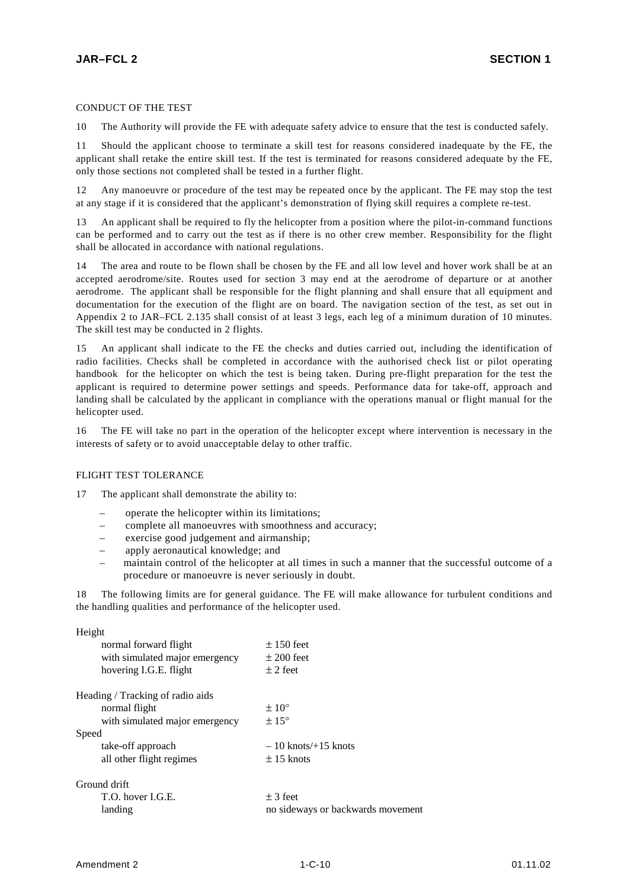CONDUCT OF THE TEST

10 The Authority will provide the FE with adequate safety advice to ensure that the test is conducted safely.

11 Should the applicant choose to terminate a skill test for reasons considered inadequate by the FE, the applicant shall retake the entire skill test. If the test is terminated for reasons considered adequate by the FE, only those sections not completed shall be tested in a further flight.

12 Any manoeuvre or procedure of the test may be repeated once by the applicant. The FE may stop the test at any stage if it is considered that the applicant's demonstration of flying skill requires a complete re-test.

13 An applicant shall be required to fly the helicopter from a position where the pilot-in-command functions can be performed and to carry out the test as if there is no other crew member. Responsibility for the flight shall be allocated in accordance with national regulations.

14 The area and route to be flown shall be chosen by the FE and all low level and hover work shall be at an accepted aerodrome/site. Routes used for section 3 may end at the aerodrome of departure or at another aerodrome. The applicant shall be responsible for the flight planning and shall ensure that all equipment and documentation for the execution of the flight are on board. The navigation section of the test, as set out in Appendix 2 to JAR–FCL 2.135 shall consist of at least 3 legs, each leg of a minimum duration of 10 minutes. The skill test may be conducted in 2 flights.

15 An applicant shall indicate to the FE the checks and duties carried out, including the identification of radio facilities. Checks shall be completed in accordance with the authorised check list or pilot operating handbook for the helicopter on which the test is being taken. During pre-flight preparation for the test the applicant is required to determine power settings and speeds. Performance data for take-off, approach and landing shall be calculated by the applicant in compliance with the operations manual or flight manual for the helicopter used.

16 The FE will take no part in the operation of the helicopter except where intervention is necessary in the interests of safety or to avoid unacceptable delay to other traffic.

FLIGHT TEST TOLERANCE

17 The applicant shall demonstrate the ability to:

- operate the helicopter within its limitations;
- complete all manoeuvres with smoothness and accuracy;
- exercise good judgement and airmanship;
- apply aeronautical knowledge; and
- maintain control of the helicopter at all times in such a manner that the successful outcome of a procedure or manoeuvre is never seriously in doubt.

18 The following limits are for general guidance. The FE will make allowance for turbulent conditions and the handling qualities and performance of the helicopter used.

| | |
|---|---|
| **Height** | |
| normal forward flight | ± 150 feet |
| with simulated major emergency | ± 200 feet |
| hovering I.G.E. flight | ± 2 feet |
| **Heading / Tracking of radio aids** | |
| normal flight | ± 10° |
| with simulated major emergency | ± 15° |
| **Speed** | |
| take-off approach | – 10 knots/+15 knots |
| all other flight regimes | ± 15 knots |
| **Ground drift** | |
| T.O. hover I.G.E. | ± 3 feet |
| landing | no sideways or backwards movement |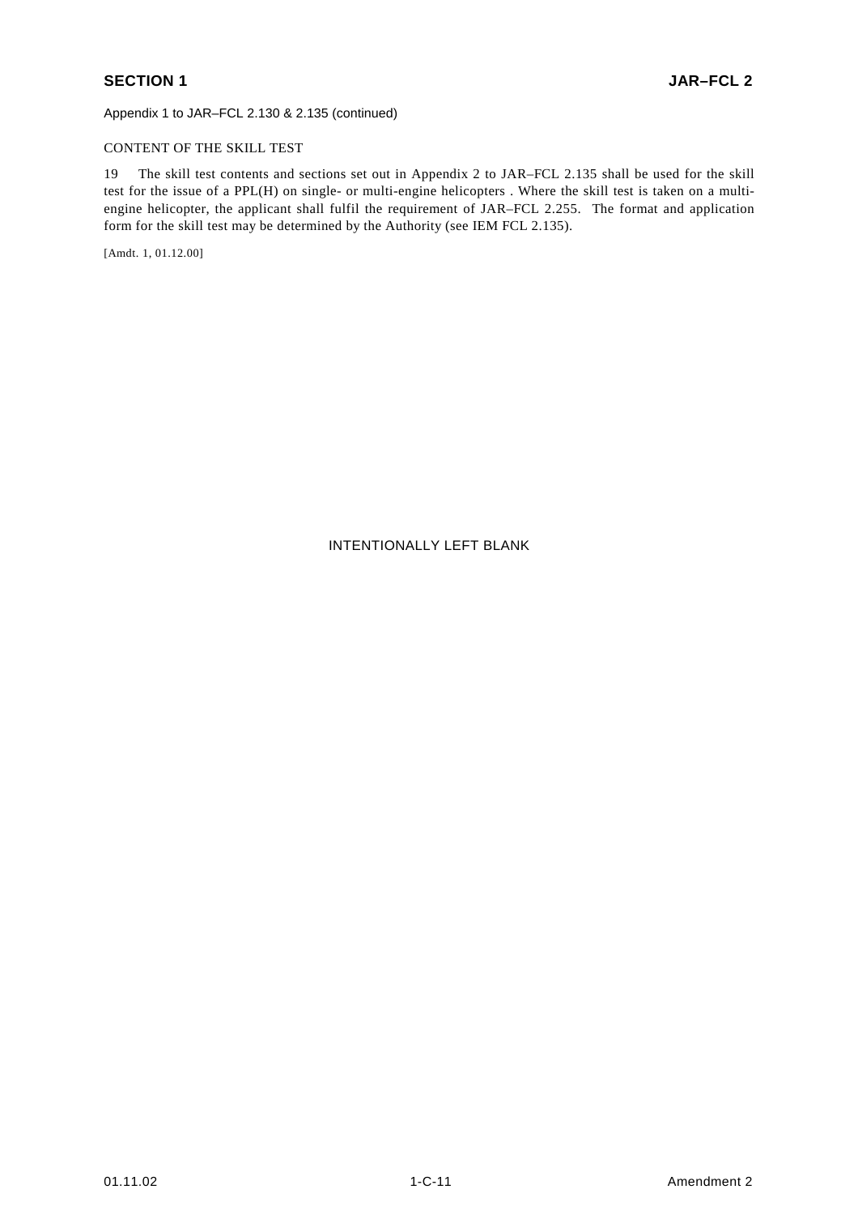Appendix 1 to JAR–FCL 2.130 & 2.135 (continued)

CONTENT OF THE SKILL TEST

19 The skill test contents and sections set out in Appendix 2 to JAR–FCL 2.135 shall be used for the skill test for the issue of a PPL(H) on single- or multi-engine helicopters . Where the skill test is taken on a multi-engine helicopter, the applicant shall fulfil the requirement of JAR–FCL 2.255. The format and application form for the skill test may be determined by the Authority (see IEM FCL 2.135).

[Amdt. 1, 01.12.00]

INTENTIONALLY LEFT BLANK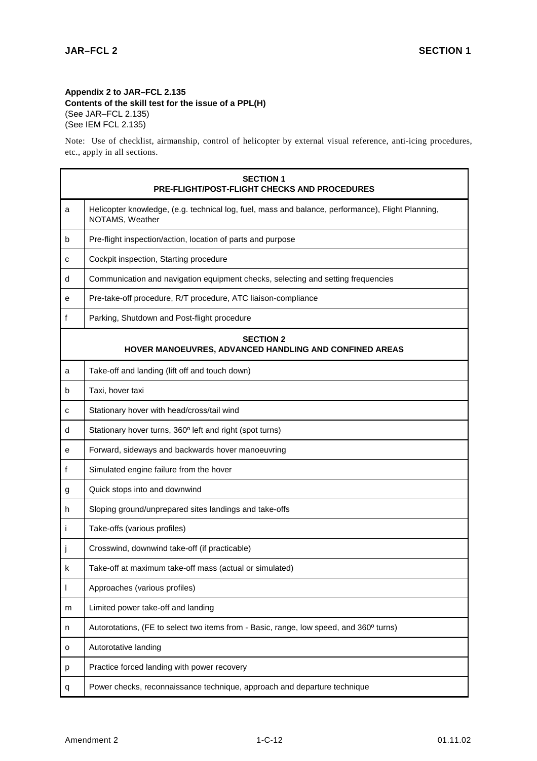**Appendix 2 to JAR–FCL 2.135**
**Contents of the skill test for the issue of a PPL(H)**
(See JAR–FCL 2.135)
(See IEM FCL 2.135)

Note: Use of checklist, airmanship, control of helicopter by external visual reference, anti-icing procedures, etc., apply in all sections.

| | |
|---|---|
| | **SECTION 1**<br>**PRE-FLIGHT/POST-FLIGHT CHECKS AND PROCEDURES** |
| a | Helicopter knowledge, (e.g. technical log, fuel, mass and balance, performance), Flight Planning, NOTAMS, Weather |
| b | Pre-flight inspection/action, location of parts and purpose |
| c | Cockpit inspection, Starting procedure |
| d | Communication and navigation equipment checks, selecting and setting frequencies |
| e | Pre-take-off procedure, R/T procedure, ATC liaison-compliance |
| f | Parking, Shutdown and Post-flight procedure |
| | **SECTION 2**<br>**HOVER MANOEUVRES, ADVANCED HANDLING AND CONFINED AREAS** |
| a | Take-off and landing (lift off and touch down) |
| b | Taxi, hover taxi |
| c | Stationary hover with head/cross/tail wind |
| d | Stationary hover turns, 360º left and right (spot turns) |
| e | Forward, sideways and backwards hover manoeuvring |
| f | Simulated engine failure from the hover |
| g | Quick stops into and downwind |
| h | Sloping ground/unprepared sites landings and take-offs |
| i | Take-offs (various profiles) |
| j | Crosswind, downwind take-off (if practicable) |
| k | Take-off at maximum take-off mass (actual or simulated) |
| l | Approaches (various profiles) |
| m | Limited power take-off and landing |
| n | Autorotations, (FE to select two items from - Basic, range, low speed, and 360º turns) |
| o | Autorotative landing |
| p | Practice forced landing with power recovery |
| q | Power checks, reconnaissance technique, approach and departure technique |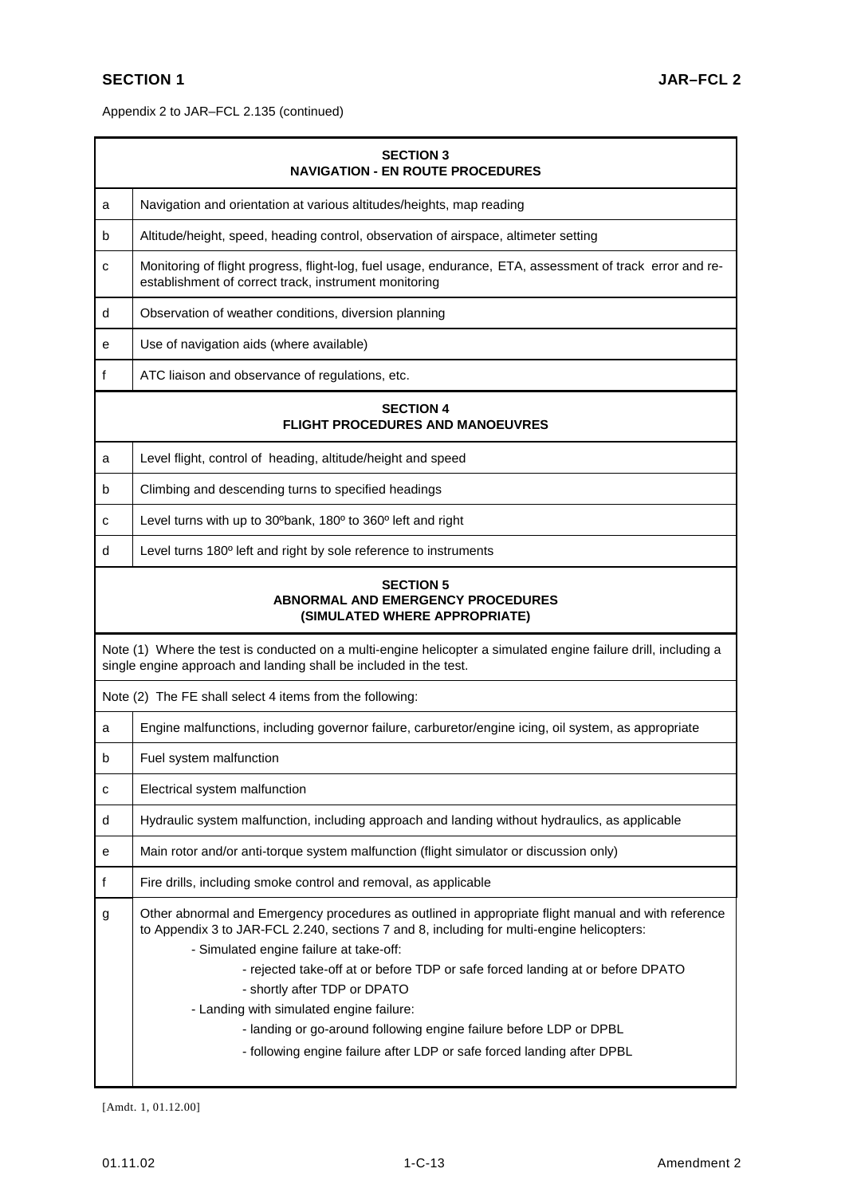Appendix 2 to JAR–FCL 2.135 (continued)

| SECTION 3<br>NAVIGATION - EN ROUTE PROCEDURES | |
|---|---|
| a | Navigation and orientation at various altitudes/heights, map reading |
| b | Altitude/height, speed, heading control, observation of airspace, altimeter setting |
| c | Monitoring of flight progress, flight-log, fuel usage, endurance, ETA, assessment of track error and re-establishment of correct track, instrument monitoring |
| d | Observation of weather conditions, diversion planning |
| e | Use of navigation aids (where available) |
| f | ATC liaison and observance of regulations, etc. |
| **SECTION 4<br>FLIGHT PROCEDURES AND MANOEUVRES** | |
| a | Level flight, control of heading, altitude/height and speed |
| b | Climbing and descending turns to specified headings |
| c | Level turns with up to 30º bank, 180º to 360º left and right |
| d | Level turns 180º left and right by sole reference to instruments |
| **SECTION 5<br>ABNORMAL AND EMERGENCY PROCEDURES<br>(SIMULATED WHERE APPROPRIATE)** | |
| Note (1) Where the test is conducted on a multi-engine helicopter a simulated engine failure drill, including a single engine approach and landing shall be included in the test. | |
| Note (2) The FE shall select 4 items from the following: | |
| a | Engine malfunctions, including governor failure, carburetor/engine icing, oil system, as appropriate |
| b | Fuel system malfunction |
| c | Electrical system malfunction |
| d | Hydraulic system malfunction, including approach and landing without hydraulics, as applicable |
| e | Main rotor and/or anti-torque system malfunction (flight simulator or discussion only) |
| f | Fire drills, including smoke control and removal, as applicable |
| g | Other abnormal and Emergency procedures as outlined in appropriate flight manual and with reference to Appendix 3 to JAR-FCL 2.240, sections 7 and 8, including for multi-engine helicopters:<br>- Simulated engine failure at take-off:<br>- rejected take-off at or before TDP or safe forced landing at or before DPATO<br>- shortly after TDP or DPATO<br>- Landing with simulated engine failure:<br>- landing or go-around following engine failure before LDP or DPBL<br>- following engine failure after LDP or safe forced landing after DPBL |

[Amdt. 1, 01.12.00]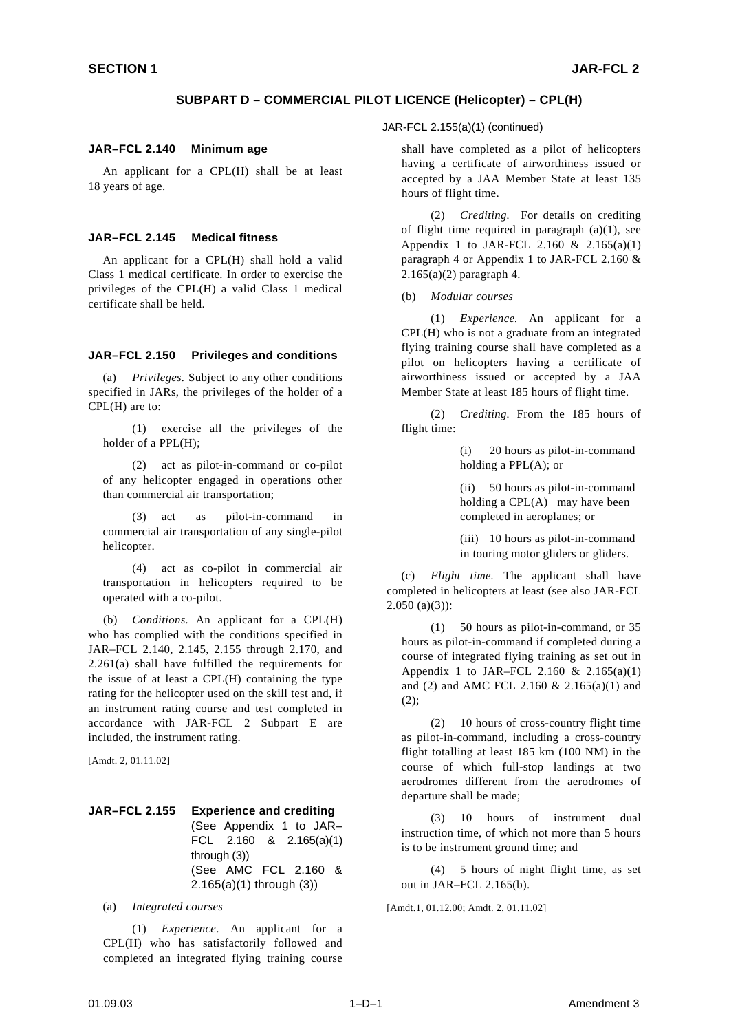## SUBPART D – COMMERCIAL PILOT LICENCE (Helicopter) – CPL(H)

### JAR–FCL 2.140 Minimum age

An applicant for a CPL(H) shall be at least 18 years of age.

### JAR–FCL 2.145 Medical fitness

An applicant for a CPL(H) shall hold a valid Class 1 medical certificate. In order to exercise the privileges of the CPL(H) a valid Class 1 medical certificate shall be held.

### JAR–FCL 2.150 Privileges and conditions

(a) *Privileges.* Subject to any other conditions specified in JARs, the privileges of the holder of a CPL(H) are to:

(1) exercise all the privileges of the holder of a PPL(H);

(2) act as pilot-in-command or co-pilot of any helicopter engaged in operations other than commercial air transportation;

(3) act as pilot-in-command in commercial air transportation of any single-pilot helicopter.

(4) act as co-pilot in commercial air transportation in helicopters required to be operated with a co-pilot.

(b) *Conditions.* An applicant for a CPL(H) who has complied with the conditions specified in JAR–FCL 2.140, 2.145, 2.155 through 2.170, and 2.261(a) shall have fulfilled the requirements for the issue of at least a CPL(H) containing the type rating for the helicopter used on the skill test and, if an instrument rating course and test completed in accordance with JAR-FCL 2 Subpart E are included, the instrument rating.

[Amdt. 2, 01.11.02]

### JAR–FCL 2.155 Experience and crediting
(See Appendix 1 to JAR–FCL 2.160 & 2.165(a)(1) through (3))
(See AMC FCL 2.160 & 2.165(a)(1) through (3))

(a) *Integrated courses*

(1) *Experience*. An applicant for a CPL(H) who has satisfactorily followed and completed an integrated flying training course shall have completed as a pilot of helicopters having a certificate of airworthiness issued or accepted by a JAA Member State at least 135 hours of flight time.

(2) *Crediting.* For details on crediting of flight time required in paragraph (a)(1), see Appendix 1 to JAR-FCL 2.160 & 2.165(a)(1) paragraph 4 or Appendix 1 to JAR-FCL 2.160 & 2.165(a)(2) paragraph 4.

(b) *Modular courses*

(1) *Experience.* An applicant for a CPL(H) who is not a graduate from an integrated flying training course shall have completed as a pilot on helicopters having a certificate of airworthiness issued or accepted by a JAA Member State at least 185 hours of flight time.

(2) *Crediting.* From the 185 hours of flight time:

(i) 20 hours as pilot-in-command holding a PPL(A); or

(ii) 50 hours as pilot-in-command holding a CPL(A) may have been completed in aeroplanes; or

(iii) 10 hours as pilot-in-command in touring motor gliders or gliders.

(c) *Flight time.* The applicant shall have completed in helicopters at least (see also JAR-FCL 2.050 (a)(3)):

(1) 50 hours as pilot-in-command, or 35 hours as pilot-in-command if completed during a course of integrated flying training as set out in Appendix 1 to JAR–FCL 2.160 & 2.165(a)(1) and (2) and AMC FCL 2.160 & 2.165(a)(1) and (2);

(2) 10 hours of cross-country flight time as pilot-in-command, including a cross-country flight totalling at least 185 km (100 NM) in the course of which full-stop landings at two aerodromes different from the aerodromes of departure shall be made;

(3) 10 hours of instrument dual instruction time, of which not more than 5 hours is to be instrument ground time; and

(4) 5 hours of night flight time, as set out in JAR–FCL 2.165(b).

[Amdt.1, 01.12.00; Amdt. 2, 01.11.02]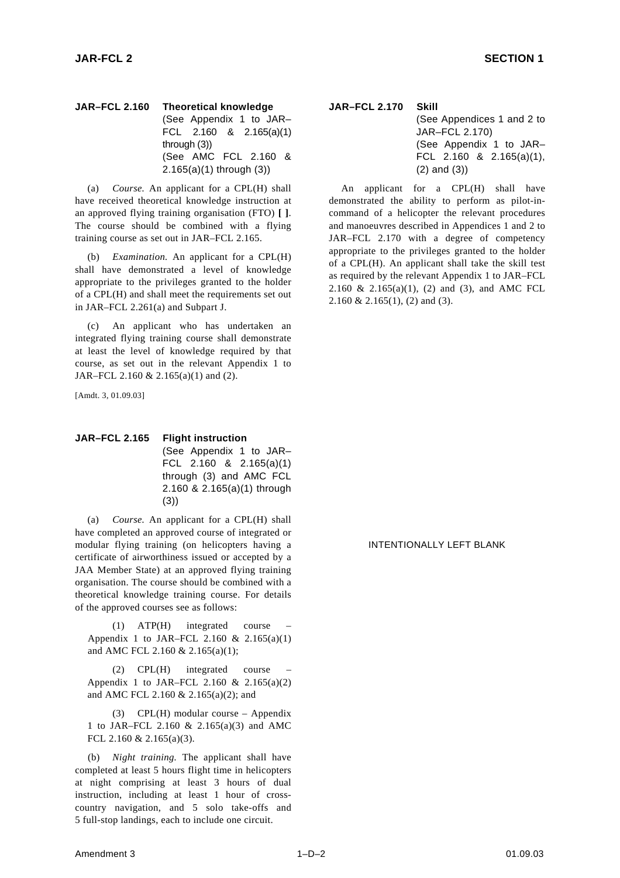**JAR–FCL 2.160 Theoretical knowledge**
(See Appendix 1 to JAR–FCL 2.160 & 2.165(a)(1) through (3))
(See AMC FCL 2.160 & 2.165(a)(1) through (3))

(a) *Course.* An applicant for a CPL(H) shall have received theoretical knowledge instruction at an approved flying training organisation (FTO) **[ ]**. The course should be combined with a flying training course as set out in JAR–FCL 2.165.

(b) *Examination.* An applicant for a CPL(H) shall have demonstrated a level of knowledge appropriate to the privileges granted to the holder of a CPL(H) and shall meet the requirements set out in JAR–FCL 2.261(a) and Subpart J.

(c) An applicant who has undertaken an integrated flying training course shall demonstrate at least the level of knowledge required by that course, as set out in the relevant Appendix 1 to JAR–FCL 2.160 & 2.165(a)(1) and (2).

[Amdt. 3, 01.09.03]

**JAR–FCL 2.165 Flight instruction**
(See Appendix 1 to JAR–FCL 2.160 & 2.165(a)(1) through (3) and AMC FCL 2.160 & 2.165(a)(1) through (3))

(a) *Course.* An applicant for a CPL(H) shall have completed an approved course of integrated or modular flying training (on helicopters having a certificate of airworthiness issued or accepted by a JAA Member State) at an approved flying training organisation. The course should be combined with a theoretical knowledge training course. For details of the approved courses see as follows:

(1) ATP(H) integrated course – Appendix 1 to JAR–FCL 2.160 & 2.165(a)(1) and AMC FCL 2.160 & 2.165(a)(1);

(2) CPL(H) integrated course – Appendix 1 to JAR–FCL 2.160 & 2.165(a)(2) and AMC FCL 2.160 & 2.165(a)(2); and

(3) CPL(H) modular course – Appendix 1 to JAR–FCL 2.160 & 2.165(a)(3) and AMC FCL 2.160 & 2.165(a)(3).

(b) *Night training.* The applicant shall have completed at least 5 hours flight time in helicopters at night comprising at least 3 hours of dual instruction, including at least 1 hour of cross-country navigation, and 5 solo take-offs and 5 full-stop landings, each to include one circuit.

**JAR–FCL 2.170 Skill**
(See Appendices 1 and 2 to JAR–FCL 2.170)
(See Appendix 1 to JAR–FCL 2.160 & 2.165(a)(1), (2) and (3))

An applicant for a CPL(H) shall have demonstrated the ability to perform as pilot-in-command of a helicopter the relevant procedures and manoeuvres described in Appendices 1 and 2 to JAR–FCL 2.170 with a degree of competency appropriate to the privileges granted to the holder of a CPL(H). An applicant shall take the skill test as required by the relevant Appendix 1 to JAR–FCL 2.160 & 2.165(a)(1), (2) and (3), and AMC FCL 2.160 & 2.165(1), (2) and (3).

INTENTIONALLY LEFT BLANK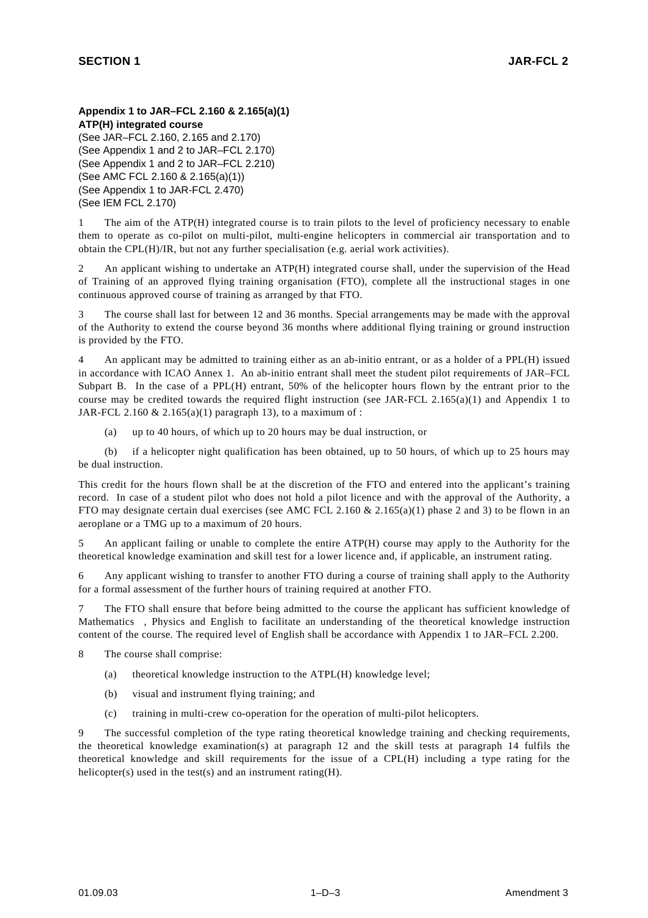**Appendix 1 to JAR–FCL 2.160 & 2.165(a)(1)**
**ATP(H) integrated course**
(See JAR–FCL 2.160, 2.165 and 2.170)
(See Appendix 1 and 2 to JAR–FCL 2.170)
(See Appendix 1 and 2 to JAR–FCL 2.210)
(See AMC FCL 2.160 & 2.165(a)(1))
(See Appendix 1 to JAR-FCL 2.470)
(See IEM FCL 2.170)

1 The aim of the ATP(H) integrated course is to train pilots to the level of proficiency necessary to enable them to operate as co-pilot on multi-pilot, multi-engine helicopters in commercial air transportation and to obtain the CPL(H)/IR, but not any further specialisation (e.g. aerial work activities).

2 An applicant wishing to undertake an ATP(H) integrated course shall, under the supervision of the Head of Training of an approved flying training organisation (FTO), complete all the instructional stages in one continuous approved course of training as arranged by that FTO.

3 The course shall last for between 12 and 36 months. Special arrangements may be made with the approval of the Authority to extend the course beyond 36 months where additional flying training or ground instruction is provided by the FTO.

4 An applicant may be admitted to training either as an ab-initio entrant, or as a holder of a PPL(H) issued in accordance with ICAO Annex 1. An ab-initio entrant shall meet the student pilot requirements of JAR–FCL Subpart B. In the case of a PPL(H) entrant, 50% of the helicopter hours flown by the entrant prior to the course may be credited towards the required flight instruction (see JAR-FCL 2.165(a)(1) and Appendix 1 to JAR-FCL 2.160 & 2.165(a)(1) paragraph 13), to a maximum of :

(a) up to 40 hours, of which up to 20 hours may be dual instruction, or

(b) if a helicopter night qualification has been obtained, up to 50 hours, of which up to 25 hours may be dual instruction.

This credit for the hours flown shall be at the discretion of the FTO and entered into the applicant's training record. In case of a student pilot who does not hold a pilot licence and with the approval of the Authority, a FTO may designate certain dual exercises (see AMC FCL 2.160 & 2.165(a)(1) phase 2 and 3) to be flown in an aeroplane or a TMG up to a maximum of 20 hours.

5 An applicant failing or unable to complete the entire ATP(H) course may apply to the Authority for the theoretical knowledge examination and skill test for a lower licence and, if applicable, an instrument rating.

6 Any applicant wishing to transfer to another FTO during a course of training shall apply to the Authority for a formal assessment of the further hours of training required at another FTO.

7 The FTO shall ensure that before being admitted to the course the applicant has sufficient knowledge of Mathematics , Physics and English to facilitate an understanding of the theoretical knowledge instruction content of the course. The required level of English shall be accordance with Appendix 1 to JAR–FCL 2.200.

8 The course shall comprise:

(a) theoretical knowledge instruction to the ATPL(H) knowledge level;

(b) visual and instrument flying training; and

(c) training in multi-crew co-operation for the operation of multi-pilot helicopters.

9 The successful completion of the type rating theoretical knowledge training and checking requirements, the theoretical knowledge examination(s) at paragraph 12 and the skill tests at paragraph 14 fulfils the theoretical knowledge and skill requirements for the issue of a CPL(H) including a type rating for the helicopter(s) used in the test(s) and an instrument rating(H).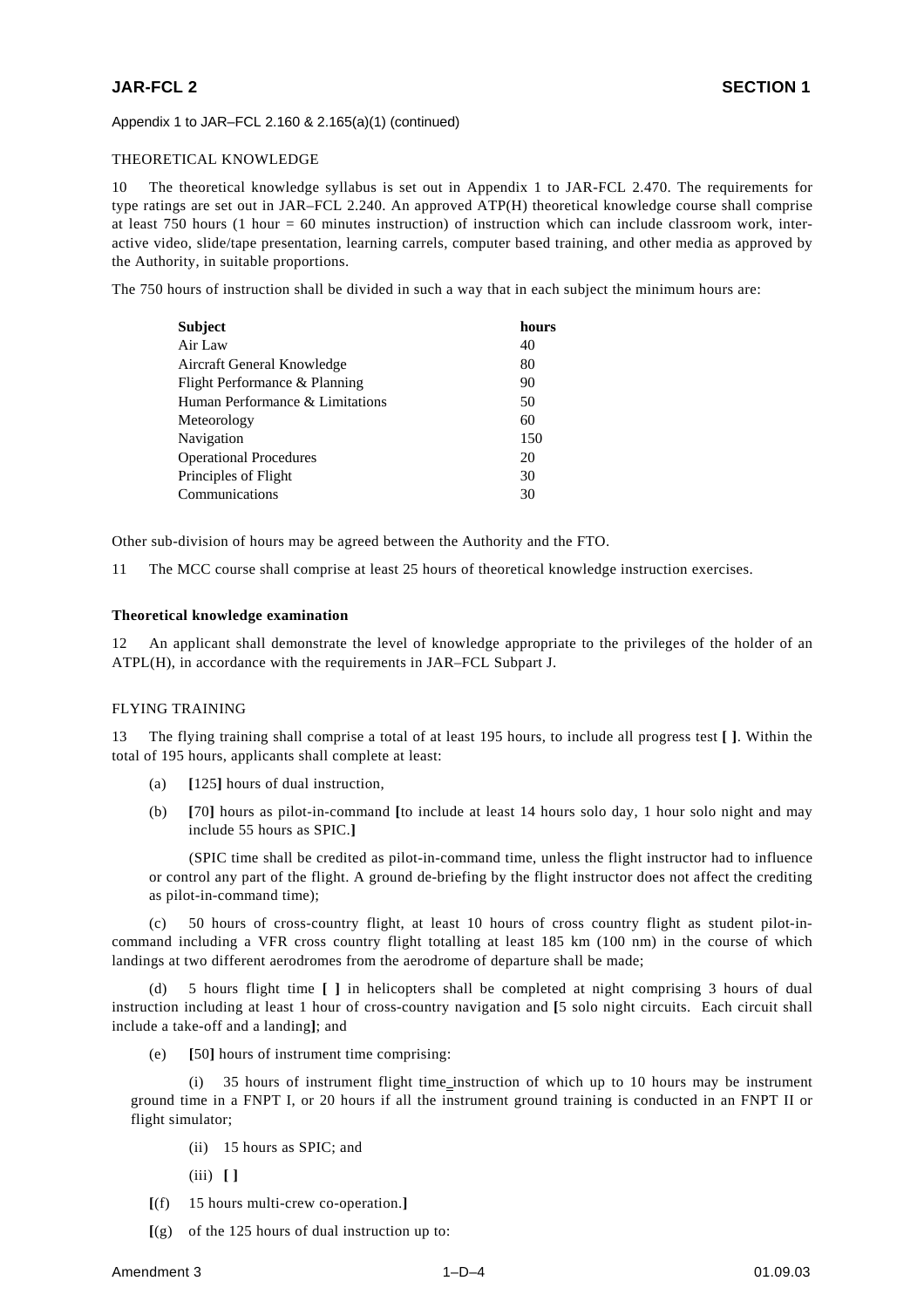Appendix 1 to JAR–FCL 2.160 & 2.165(a)(1) (continued)

THEORETICAL KNOWLEDGE

10 The theoretical knowledge syllabus is set out in Appendix 1 to JAR-FCL 2.470. The requirements for type ratings are set out in JAR–FCL 2.240. An approved ATP(H) theoretical knowledge course shall comprise at least 750 hours (1 hour = 60 minutes instruction) of instruction which can include classroom work, interactive video, slide/tape presentation, learning carrels, computer based training, and other media as approved by the Authority, in suitable proportions.

The 750 hours of instruction shall be divided in such a way that in each subject the minimum hours are:

| **Subject** | **hours** |
|---|---|
| Air Law | 40 |
| Aircraft General Knowledge | 80 |
| Flight Performance & Planning | 90 |
| Human Performance & Limitations | 50 |
| Meteorology | 60 |
| Navigation | 150 |
| Operational Procedures | 20 |
| Principles of Flight | 30 |
| Communications | 30 |

Other sub-division of hours may be agreed between the Authority and the FTO.

11 The MCC course shall comprise at least 25 hours of theoretical knowledge instruction exercises.

**Theoretical knowledge examination**

12 An applicant shall demonstrate the level of knowledge appropriate to the privileges of the holder of an ATPL(H), in accordance with the requirements in JAR–FCL Subpart J.

FLYING TRAINING

13 The flying training shall comprise a total of at least 195 hours, to include all progress test **[ ]**. Within the total of 195 hours, applicants shall complete at least:

(a) **[**125**]** hours of dual instruction,

(b) **[**70**]** hours as pilot-in-command **[**to include at least 14 hours solo day, 1 hour solo night and may include 55 hours as SPIC.**]**

(SPIC time shall be credited as pilot-in-command time, unless the flight instructor had to influence or control any part of the flight. A ground de-briefing by the flight instructor does not affect the crediting as pilot-in-command time);

(c) 50 hours of cross-country flight, at least 10 hours of cross country flight as student pilot-in-command including a VFR cross country flight totalling at least 185 km (100 nm) in the course of which landings at two different aerodromes from the aerodrome of departure shall be made;

(d) 5 hours flight time **[ ]** in helicopters shall be completed at night comprising 3 hours of dual instruction including at least 1 hour of cross-country navigation and **[**5 solo night circuits. Each circuit shall include a take-off and a landing**]**; and

(e) **[**50**]** hours of instrument time comprising:

(i) 35 hours of instrument flight time instruction of which up to 10 hours may be instrument ground time in a FNPT I, or 20 hours if all the instrument ground training is conducted in an FNPT II or flight simulator;

(ii) 15 hours as SPIC; and

(iii) **[ ]**

**[**(f) 15 hours multi-crew co-operation.**]**

**[**(g) of the 125 hours of dual instruction up to: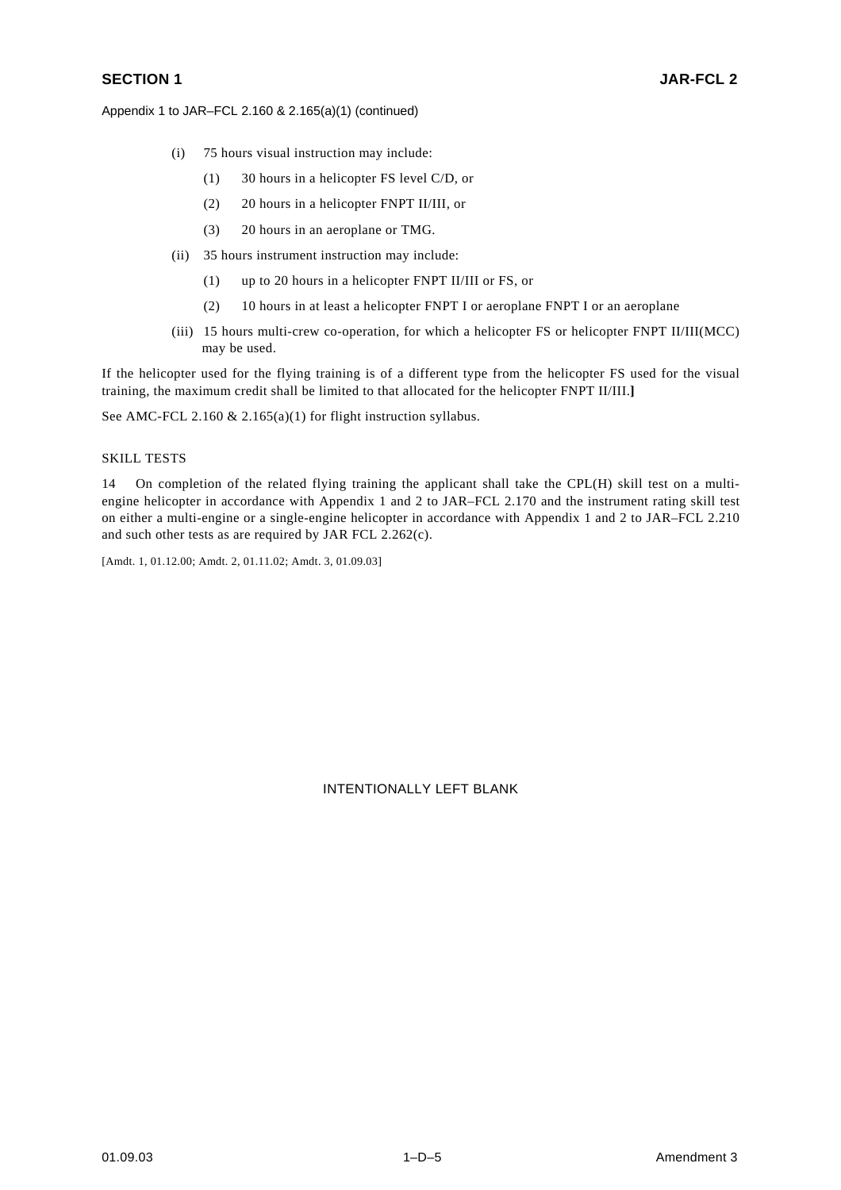Appendix 1 to JAR–FCL 2.160 & 2.165(a)(1) (continued)

(i) 75 hours visual instruction may include:

(1) 30 hours in a helicopter FS level C/D, or

(2) 20 hours in a helicopter FNPT II/III, or

(3) 20 hours in an aeroplane or TMG.

(ii) 35 hours instrument instruction may include:

(1) up to 20 hours in a helicopter FNPT II/III or FS, or

(2) 10 hours in at least a helicopter FNPT I or aeroplane FNPT I or an aeroplane

(iii) 15 hours multi-crew co-operation, for which a helicopter FS or helicopter FNPT II/III(MCC) may be used.

If the helicopter used for the flying training is of a different type from the helicopter FS used for the visual training, the maximum credit shall be limited to that allocated for the helicopter FNPT II/III.**]**

See AMC-FCL 2.160 & 2.165(a)(1) for flight instruction syllabus.

SKILL TESTS

14 On completion of the related flying training the applicant shall take the CPL(H) skill test on a multi-engine helicopter in accordance with Appendix 1 and 2 to JAR–FCL 2.170 and the instrument rating skill test on either a multi-engine or a single-engine helicopter in accordance with Appendix 1 and 2 to JAR–FCL 2.210 and such other tests as are required by JAR FCL 2.262(c).

[Amdt. 1, 01.12.00; Amdt. 2, 01.11.02; Amdt. 3, 01.09.03]

INTENTIONALLY LEFT BLANK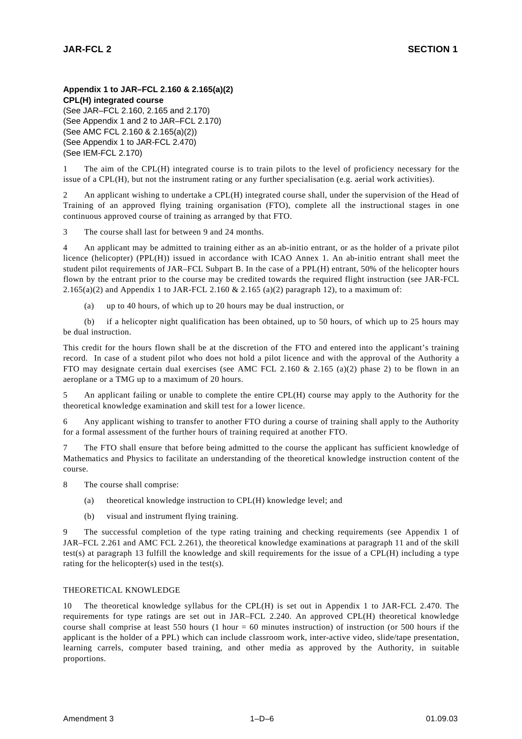**Appendix 1 to JAR–FCL 2.160 & 2.165(a)(2)**
**CPL(H) integrated course**
(See JAR–FCL 2.160, 2.165 and 2.170)
(See Appendix 1 and 2 to JAR–FCL 2.170)
(See AMC FCL 2.160 & 2.165(a)(2))
(See Appendix 1 to JAR-FCL 2.470)
(See IEM-FCL 2.170)

1 The aim of the CPL(H) integrated course is to train pilots to the level of proficiency necessary for the issue of a CPL(H), but not the instrument rating or any further specialisation (e.g. aerial work activities).

2 An applicant wishing to undertake a CPL(H) integrated course shall, under the supervision of the Head of Training of an approved flying training organisation (FTO), complete all the instructional stages in one continuous approved course of training as arranged by that FTO.

3 The course shall last for between 9 and 24 months.

4 An applicant may be admitted to training either as an ab-initio entrant, or as the holder of a private pilot licence (helicopter) (PPL(H)) issued in accordance with ICAO Annex 1. An ab-initio entrant shall meet the student pilot requirements of JAR–FCL Subpart B. In the case of a PPL(H) entrant, 50% of the helicopter hours flown by the entrant prior to the course may be credited towards the required flight instruction (see JAR-FCL 2.165(a)(2) and Appendix 1 to JAR-FCL 2.160 & 2.165 (a)(2) paragraph 12), to a maximum of:

(a) up to 40 hours, of which up to 20 hours may be dual instruction, or

(b) if a helicopter night qualification has been obtained, up to 50 hours, of which up to 25 hours may be dual instruction.

This credit for the hours flown shall be at the discretion of the FTO and entered into the applicant's training record. In case of a student pilot who does not hold a pilot licence and with the approval of the Authority a FTO may designate certain dual exercises (see AMC FCL 2.160 & 2.165 (a)(2) phase 2) to be flown in an aeroplane or a TMG up to a maximum of 20 hours.

5 An applicant failing or unable to complete the entire CPL(H) course may apply to the Authority for the theoretical knowledge examination and skill test for a lower licence.

6 Any applicant wishing to transfer to another FTO during a course of training shall apply to the Authority for a formal assessment of the further hours of training required at another FTO.

7 The FTO shall ensure that before being admitted to the course the applicant has sufficient knowledge of Mathematics and Physics to facilitate an understanding of the theoretical knowledge instruction content of the course.

8 The course shall comprise:

(a) theoretical knowledge instruction to CPL(H) knowledge level; and

(b) visual and instrument flying training.

9 The successful completion of the type rating training and checking requirements (see Appendix 1 of JAR–FCL 2.261 and AMC FCL 2.261), the theoretical knowledge examinations at paragraph 11 and of the skill test(s) at paragraph 13 fulfill the knowledge and skill requirements for the issue of a CPL(H) including a type rating for the helicopter(s) used in the test(s).

THEORETICAL KNOWLEDGE

10 The theoretical knowledge syllabus for the CPL(H) is set out in Appendix 1 to JAR-FCL 2.470. The requirements for type ratings are set out in JAR–FCL 2.240. An approved CPL(H) theoretical knowledge course shall comprise at least 550 hours (1 hour = 60 minutes instruction) of instruction (or 500 hours if the applicant is the holder of a PPL) which can include classroom work, inter-active video, slide/tape presentation, learning carrels, computer based training, and other media as approved by the Authority, in suitable proportions.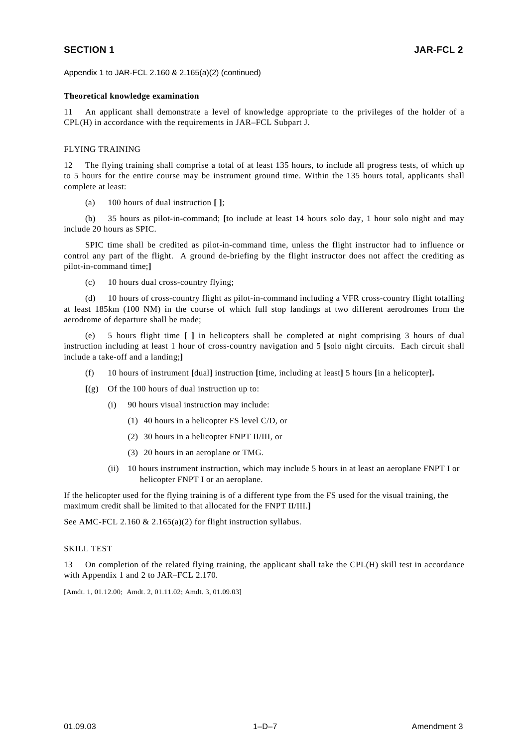Appendix 1 to JAR-FCL 2.160 & 2.165(a)(2) (continued)

**Theoretical knowledge examination**

11 An applicant shall demonstrate a level of knowledge appropriate to the privileges of the holder of a CPL(H) in accordance with the requirements in JAR–FCL Subpart J.

FLYING TRAINING

12 The flying training shall comprise a total of at least 135 hours, to include all progress tests, of which up to 5 hours for the entire course may be instrument ground time. Within the 135 hours total, applicants shall complete at least:

(a) 100 hours of dual instruction **[ ]**;

(b) 35 hours as pilot-in-command; **[**to include at least 14 hours solo day, 1 hour solo night and may include 20 hours as SPIC.

SPIC time shall be credited as pilot-in-command time, unless the flight instructor had to influence or control any part of the flight. A ground de-briefing by the flight instructor does not affect the crediting as pilot-in-command time;**]**

(c) 10 hours dual cross-country flying;

(d) 10 hours of cross-country flight as pilot-in-command including a VFR cross-country flight totalling at least 185km (100 NM) in the course of which full stop landings at two different aerodromes from the aerodrome of departure shall be made;

(e) 5 hours flight time **[ ]** in helicopters shall be completed at night comprising 3 hours of dual instruction including at least 1 hour of cross-country navigation and 5 **[**solo night circuits. Each circuit shall include a take-off and a landing;**]**

(f) 10 hours of instrument **[**dual**]** instruction **[**time, including at least**]** 5 hours **[**in a helicopter**].**

**[**(g) Of the 100 hours of dual instruction up to:

(i) 90 hours visual instruction may include:

(1) 40 hours in a helicopter FS level C/D, or

(2) 30 hours in a helicopter FNPT II/III, or

(3) 20 hours in an aeroplane or TMG.

(ii) 10 hours instrument instruction, which may include 5 hours in at least an aeroplane FNPT I or helicopter FNPT I or an aeroplane.

If the helicopter used for the flying training is of a different type from the FS used for the visual training, the maximum credit shall be limited to that allocated for the FNPT II/III.**]**

See AMC-FCL 2.160 & 2.165(a)(2) for flight instruction syllabus.

SKILL TEST

13 On completion of the related flying training, the applicant shall take the CPL(H) skill test in accordance with Appendix 1 and 2 to JAR–FCL 2.170.

[Amdt. 1, 01.12.00; Amdt. 2, 01.11.02; Amdt. 3, 01.09.03]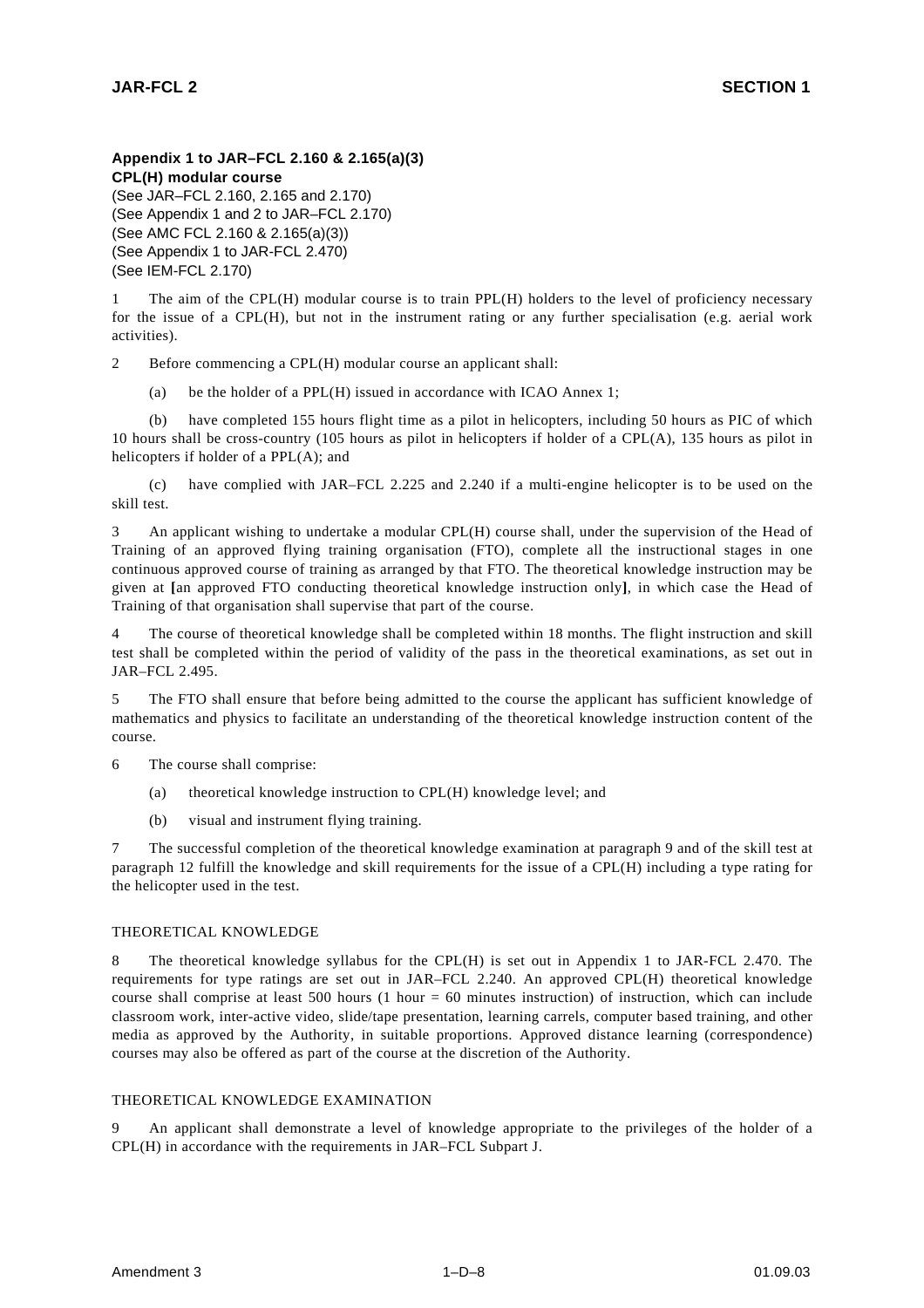**Appendix 1 to JAR–FCL 2.160 & 2.165(a)(3)**
**CPL(H) modular course**
(See JAR–FCL 2.160, 2.165 and 2.170)
(See Appendix 1 and 2 to JAR–FCL 2.170)
(See AMC FCL 2.160 & 2.165(a)(3))
(See Appendix 1 to JAR-FCL 2.470)
(See IEM-FCL 2.170)

1 The aim of the CPL(H) modular course is to train PPL(H) holders to the level of proficiency necessary for the issue of a CPL(H), but not in the instrument rating or any further specialisation (e.g. aerial work activities).

2 Before commencing a CPL(H) modular course an applicant shall:

(a) be the holder of a PPL(H) issued in accordance with ICAO Annex 1;

(b) have completed 155 hours flight time as a pilot in helicopters, including 50 hours as PIC of which 10 hours shall be cross-country (105 hours as pilot in helicopters if holder of a CPL(A), 135 hours as pilot in helicopters if holder of a PPL(A); and

(c) have complied with JAR–FCL 2.225 and 2.240 if a multi-engine helicopter is to be used on the skill test.

3 An applicant wishing to undertake a modular CPL(H) course shall, under the supervision of the Head of Training of an approved flying training organisation (FTO), complete all the instructional stages in one continuous approved course of training as arranged by that FTO. The theoretical knowledge instruction may be given at **[**an approved FTO conducting theoretical knowledge instruction only**]**, in which case the Head of Training of that organisation shall supervise that part of the course.

4 The course of theoretical knowledge shall be completed within 18 months. The flight instruction and skill test shall be completed within the period of validity of the pass in the theoretical examinations, as set out in JAR–FCL 2.495.

5 The FTO shall ensure that before being admitted to the course the applicant has sufficient knowledge of mathematics and physics to facilitate an understanding of the theoretical knowledge instruction content of the course.

6 The course shall comprise:

(a) theoretical knowledge instruction to CPL(H) knowledge level; and

(b) visual and instrument flying training.

7 The successful completion of the theoretical knowledge examination at paragraph 9 and of the skill test at paragraph 12 fulfill the knowledge and skill requirements for the issue of a CPL(H) including a type rating for the helicopter used in the test.

THEORETICAL KNOWLEDGE

8 The theoretical knowledge syllabus for the CPL(H) is set out in Appendix 1 to JAR-FCL 2.470. The requirements for type ratings are set out in JAR–FCL 2.240. An approved CPL(H) theoretical knowledge course shall comprise at least 500 hours (1 hour = 60 minutes instruction) of instruction, which can include classroom work, inter-active video, slide/tape presentation, learning carrels, computer based training, and other media as approved by the Authority, in suitable proportions. Approved distance learning (correspondence) courses may also be offered as part of the course at the discretion of the Authority.

THEORETICAL KNOWLEDGE EXAMINATION

9 An applicant shall demonstrate a level of knowledge appropriate to the privileges of the holder of a CPL(H) in accordance with the requirements in JAR–FCL Subpart J.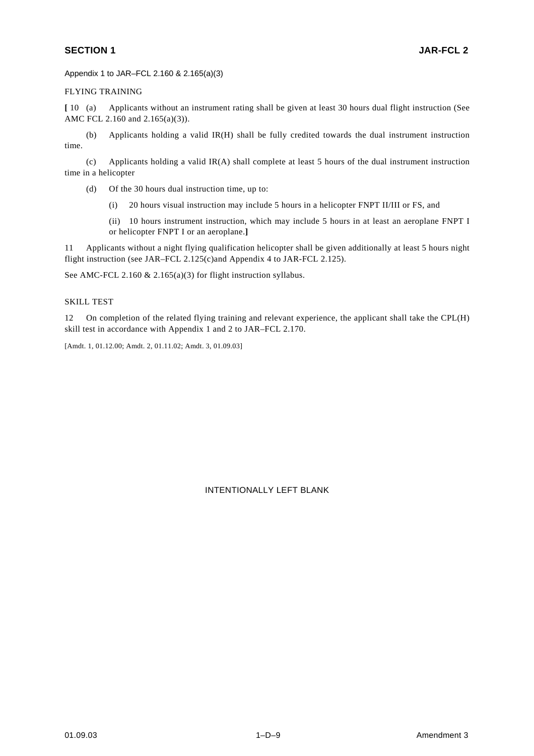Appendix 1 to JAR–FCL 2.160 & 2.165(a)(3)

FLYING TRAINING

**[** 10 (a) Applicants without an instrument rating shall be given at least 30 hours dual flight instruction (See AMC FCL 2.160 and 2.165(a)(3)).

(b) Applicants holding a valid IR(H) shall be fully credited towards the dual instrument instruction time.

(c) Applicants holding a valid IR(A) shall complete at least 5 hours of the dual instrument instruction time in a helicopter

(d) Of the 30 hours dual instruction time, up to:

(i) 20 hours visual instruction may include 5 hours in a helicopter FNPT II/III or FS, and

(ii) 10 hours instrument instruction, which may include 5 hours in at least an aeroplane FNPT I or helicopter FNPT I or an aeroplane.**]**

11 Applicants without a night flying qualification helicopter shall be given additionally at least 5 hours night flight instruction (see JAR–FCL 2.125(c)and Appendix 4 to JAR-FCL 2.125).

See AMC-FCL 2.160 & 2.165(a)(3) for flight instruction syllabus.

SKILL TEST

12 On completion of the related flying training and relevant experience, the applicant shall take the CPL(H) skill test in accordance with Appendix 1 and 2 to JAR–FCL 2.170.

[Amdt. 1, 01.12.00; Amdt. 2, 01.11.02; Amdt. 3, 01.09.03]

INTENTIONALLY LEFT BLANK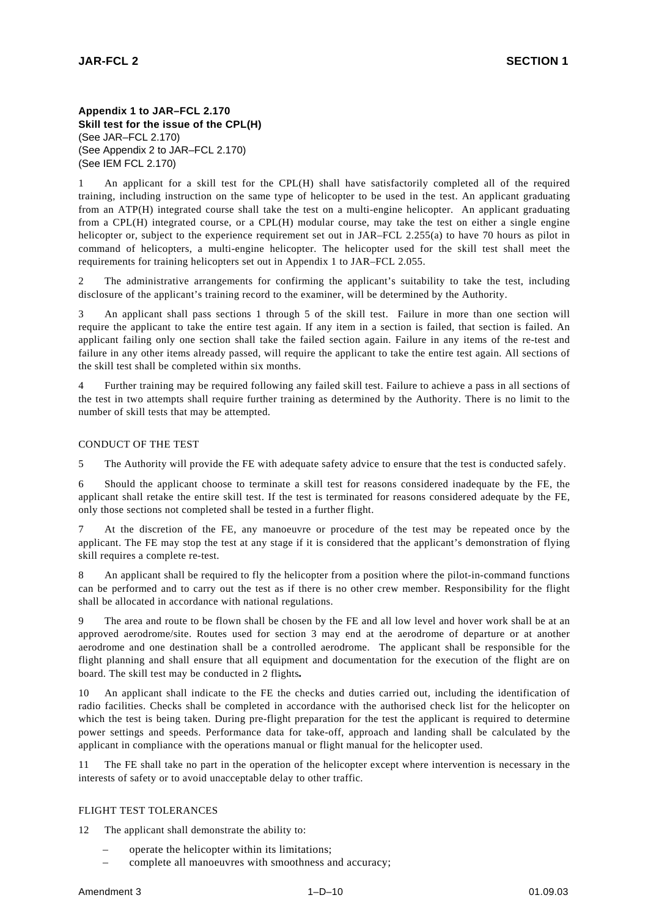**Appendix 1 to JAR–FCL 2.170**
**Skill test for the issue of the CPL(H)**
(See JAR–FCL 2.170)
(See Appendix 2 to JAR–FCL 2.170)
(See IEM FCL 2.170)

1 An applicant for a skill test for the CPL(H) shall have satisfactorily completed all of the required training, including instruction on the same type of helicopter to be used in the test. An applicant graduating from an ATP(H) integrated course shall take the test on a multi-engine helicopter. An applicant graduating from a CPL(H) integrated course, or a CPL(H) modular course, may take the test on either a single engine helicopter or, subject to the experience requirement set out in JAR–FCL 2.255(a) to have 70 hours as pilot in command of helicopters, a multi-engine helicopter. The helicopter used for the skill test shall meet the requirements for training helicopters set out in Appendix 1 to JAR–FCL 2.055.

2 The administrative arrangements for confirming the applicant's suitability to take the test, including disclosure of the applicant's training record to the examiner, will be determined by the Authority.

3 An applicant shall pass sections 1 through 5 of the skill test. Failure in more than one section will require the applicant to take the entire test again. If any item in a section is failed, that section is failed. An applicant failing only one section shall take the failed section again. Failure in any items of the re-test and failure in any other items already passed, will require the applicant to take the entire test again. All sections of the skill test shall be completed within six months.

4 Further training may be required following any failed skill test. Failure to achieve a pass in all sections of the test in two attempts shall require further training as determined by the Authority. There is no limit to the number of skill tests that may be attempted.

CONDUCT OF THE TEST

5 The Authority will provide the FE with adequate safety advice to ensure that the test is conducted safely.

6 Should the applicant choose to terminate a skill test for reasons considered inadequate by the FE, the applicant shall retake the entire skill test. If the test is terminated for reasons considered adequate by the FE, only those sections not completed shall be tested in a further flight.

7 At the discretion of the FE, any manoeuvre or procedure of the test may be repeated once by the applicant. The FE may stop the test at any stage if it is considered that the applicant's demonstration of flying skill requires a complete re-test.

8 An applicant shall be required to fly the helicopter from a position where the pilot-in-command functions can be performed and to carry out the test as if there is no other crew member. Responsibility for the flight shall be allocated in accordance with national regulations.

9 The area and route to be flown shall be chosen by the FE and all low level and hover work shall be at an approved aerodrome/site. Routes used for section 3 may end at the aerodrome of departure or at another aerodrome and one destination shall be a controlled aerodrome. The applicant shall be responsible for the flight planning and shall ensure that all equipment and documentation for the execution of the flight are on board. The skill test may be conducted in 2 flights**.**

10 An applicant shall indicate to the FE the checks and duties carried out, including the identification of radio facilities. Checks shall be completed in accordance with the authorised check list for the helicopter on which the test is being taken. During pre-flight preparation for the test the applicant is required to determine power settings and speeds. Performance data for take-off, approach and landing shall be calculated by the applicant in compliance with the operations manual or flight manual for the helicopter used.

11 The FE shall take no part in the operation of the helicopter except where intervention is necessary in the interests of safety or to avoid unacceptable delay to other traffic.

FLIGHT TEST TOLERANCES

12 The applicant shall demonstrate the ability to:

– operate the helicopter within its limitations;
– complete all manoeuvres with smoothness and accuracy;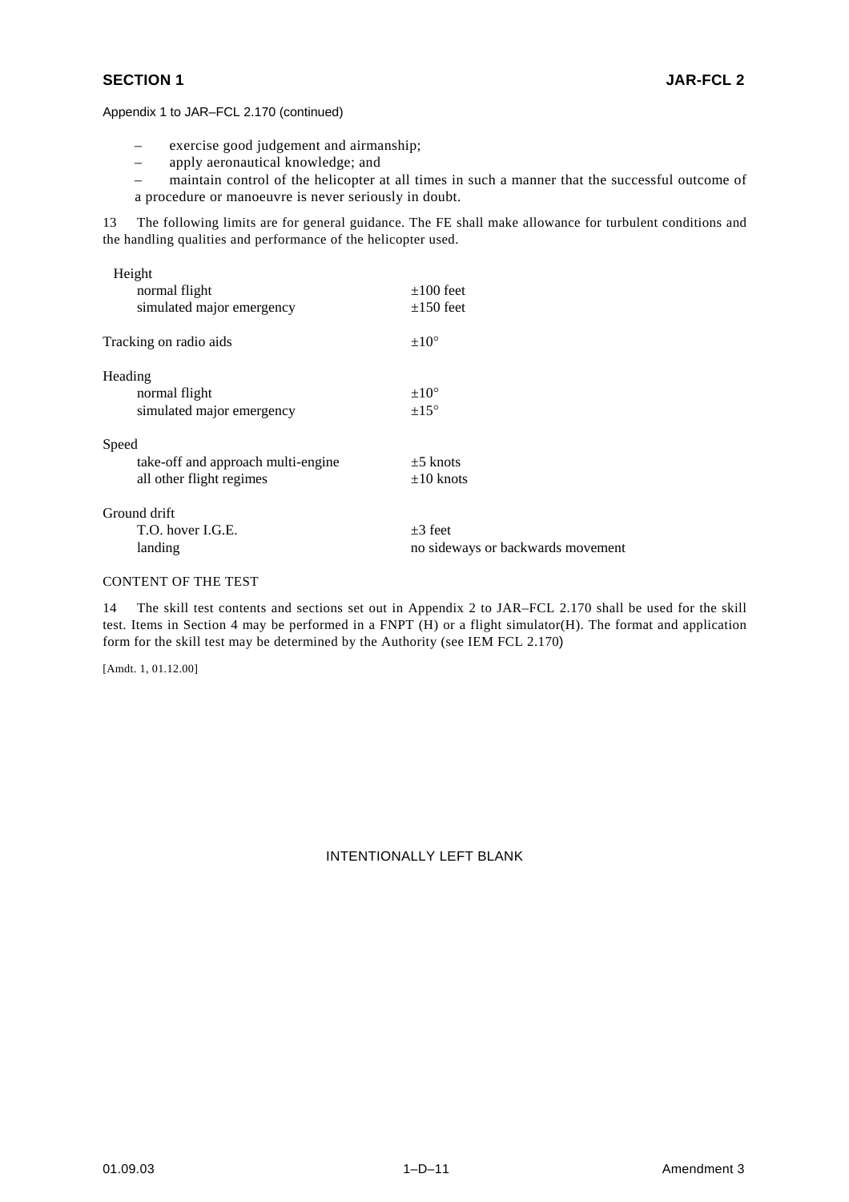Appendix 1 to JAR–FCL 2.170 (continued)

- exercise good judgement and airmanship;
- apply aeronautical knowledge; and
- maintain control of the helicopter at all times in such a manner that the successful outcome of a procedure or manoeuvre is never seriously in doubt.

13 The following limits are for general guidance. The FE shall make allowance for turbulent conditions and the handling qualities and performance of the helicopter used.

| | |
|---|---|
| Height | |
| normal flight | ±100 feet |
| simulated major emergency | ±150 feet |
| Tracking on radio aids | ±10° |
| Heading | |
| normal flight | ±10° |
| simulated major emergency | ±15° |
| Speed | |
| take-off and approach multi-engine | ±5 knots |
| all other flight regimes | ±10 knots |
| Ground drift | |
| T.O. hover I.G.E. | ±3 feet |
| landing | no sideways or backwards movement |

CONTENT OF THE TEST

14 The skill test contents and sections set out in Appendix 2 to JAR–FCL 2.170 shall be used for the skill test. Items in Section 4 may be performed in a FNPT (H) or a flight simulator(H). The format and application form for the skill test may be determined by the Authority (see IEM FCL 2.170)

[Amdt. 1, 01.12.00]

INTENTIONALLY LEFT BLANK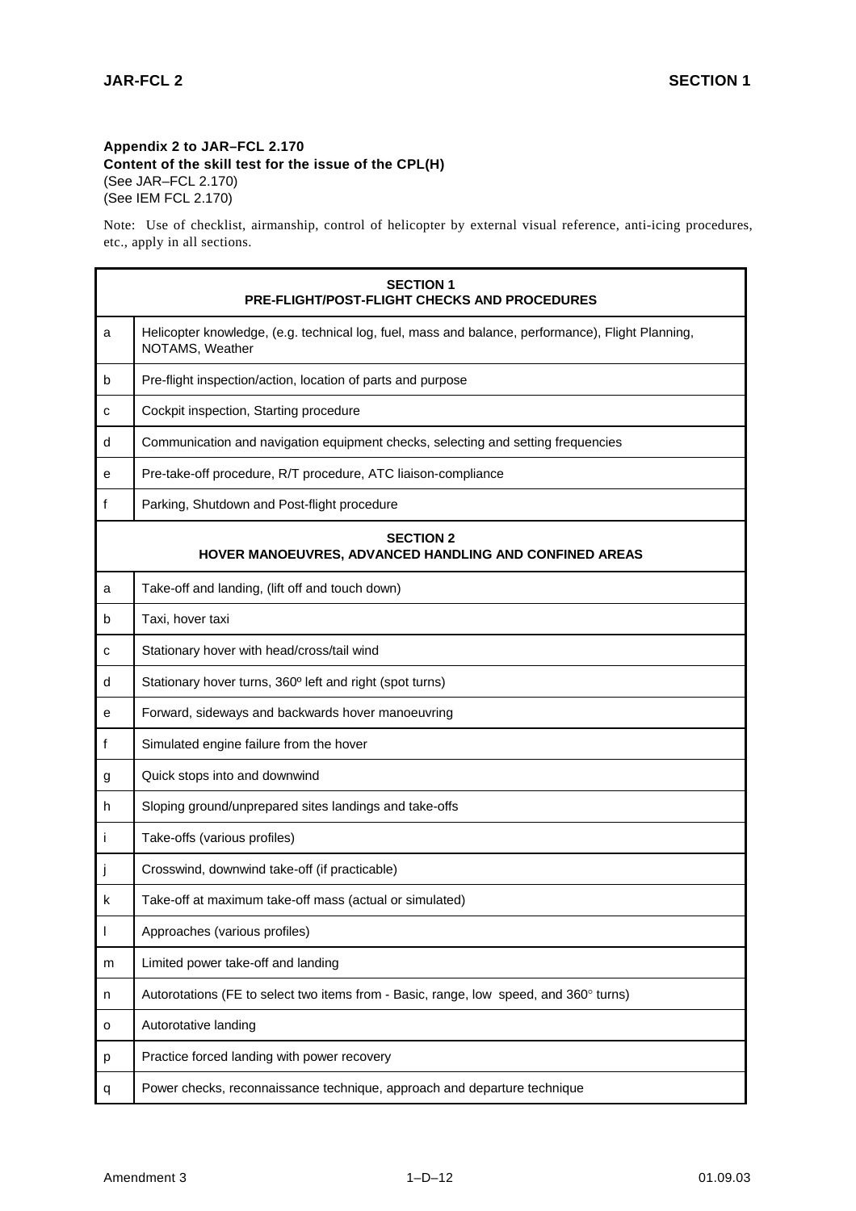**Appendix 2 to JAR–FCL 2.170**
**Content of the skill test for the issue of the CPL(H)**
(See JAR–FCL 2.170)
(See IEM FCL 2.170)

Note: Use of checklist, airmanship, control of helicopter by external visual reference, anti-icing procedures, etc., apply in all sections.

| | |
|---|---|
| | **SECTION 1 PRE-FLIGHT/POST-FLIGHT CHECKS AND PROCEDURES** |
| a | Helicopter knowledge, (e.g. technical log, fuel, mass and balance, performance), Flight Planning, NOTAMS, Weather |
| b | Pre-flight inspection/action, location of parts and purpose |
| c | Cockpit inspection, Starting procedure |
| d | Communication and navigation equipment checks, selecting and setting frequencies |
| e | Pre-take-off procedure, R/T procedure, ATC liaison-compliance |
| f | Parking, Shutdown and Post-flight procedure |
| | **SECTION 2 HOVER MANOEUVRES, ADVANCED HANDLING AND CONFINED AREAS** |
| a | Take-off and landing, (lift off and touch down) |
| b | Taxi, hover taxi |
| c | Stationary hover with head/cross/tail wind |
| d | Stationary hover turns, 360º left and right (spot turns) |
| e | Forward, sideways and backwards hover manoeuvring |
| f | Simulated engine failure from the hover |
| g | Quick stops into and downwind |
| h | Sloping ground/unprepared sites landings and take-offs |
| i | Take-offs (various profiles) |
| j | Crosswind, downwind take-off (if practicable) |
| k | Take-off at maximum take-off mass (actual or simulated) |
| l | Approaches (various profiles) |
| m | Limited power take-off and landing |
| n | Autorotations (FE to select two items from - Basic, range, low speed, and 360° turns) |
| o | Autorotative landing |
| p | Practice forced landing with power recovery |
| q | Power checks, reconnaissance technique, approach and departure technique |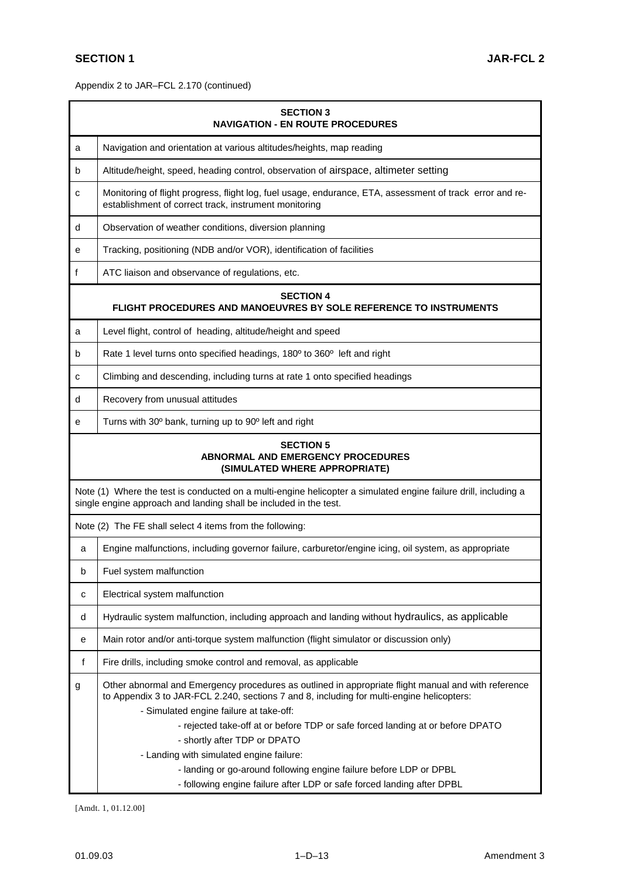Appendix 2 to JAR–FCL 2.170 (continued)

| SECTION 3<br>NAVIGATION - EN ROUTE PROCEDURES | |
|---|---|
| a | Navigation and orientation at various altitudes/heights, map reading |
| b | Altitude/height, speed, heading control, observation of airspace, altimeter setting |
| c | Monitoring of flight progress, flight log, fuel usage, endurance, ETA, assessment of track error and re-establishment of correct track, instrument monitoring |
| d | Observation of weather conditions, diversion planning |
| e | Tracking, positioning (NDB and/or VOR), identification of facilities |
| f | ATC liaison and observance of regulations, etc. |
| **SECTION 4<br>FLIGHT PROCEDURES AND MANOEUVRES BY SOLE REFERENCE TO INSTRUMENTS** | |
| a | Level flight, control of heading, altitude/height and speed |
| b | Rate 1 level turns onto specified headings, 180º to 360º left and right |
| c | Climbing and descending, including turns at rate 1 onto specified headings |
| d | Recovery from unusual attitudes |
| e | Turns with 30º bank, turning up to 90º left and right |
| **SECTION 5<br>ABNORMAL AND EMERGENCY PROCEDURES<br>(SIMULATED WHERE APPROPRIATE)** | |
| Note (1) Where the test is conducted on a multi-engine helicopter a simulated engine failure drill, including a single engine approach and landing shall be included in the test. | |
| Note (2) The FE shall select 4 items from the following: | |
| a | Engine malfunctions, including governor failure, carburetor/engine icing, oil system, as appropriate |
| b | Fuel system malfunction |
| c | Electrical system malfunction |
| d | Hydraulic system malfunction, including approach and landing without hydraulics, as applicable |
| e | Main rotor and/or anti-torque system malfunction (flight simulator or discussion only) |
| f | Fire drills, including smoke control and removal, as applicable |
| g | Other abnormal and Emergency procedures as outlined in appropriate flight manual and with reference to Appendix 3 to JAR-FCL 2.240, sections 7 and 8, including for multi-engine helicopters:<br>- Simulated engine failure at take-off:<br>- rejected take-off at or before TDP or safe forced landing at or before DPATO<br>- shortly after TDP or DPATO<br>- Landing with simulated engine failure:<br>- landing or go-around following engine failure before LDP or DPBL<br>- following engine failure after LDP or safe forced landing after DPBL |

[Amdt. 1, 01.12.00]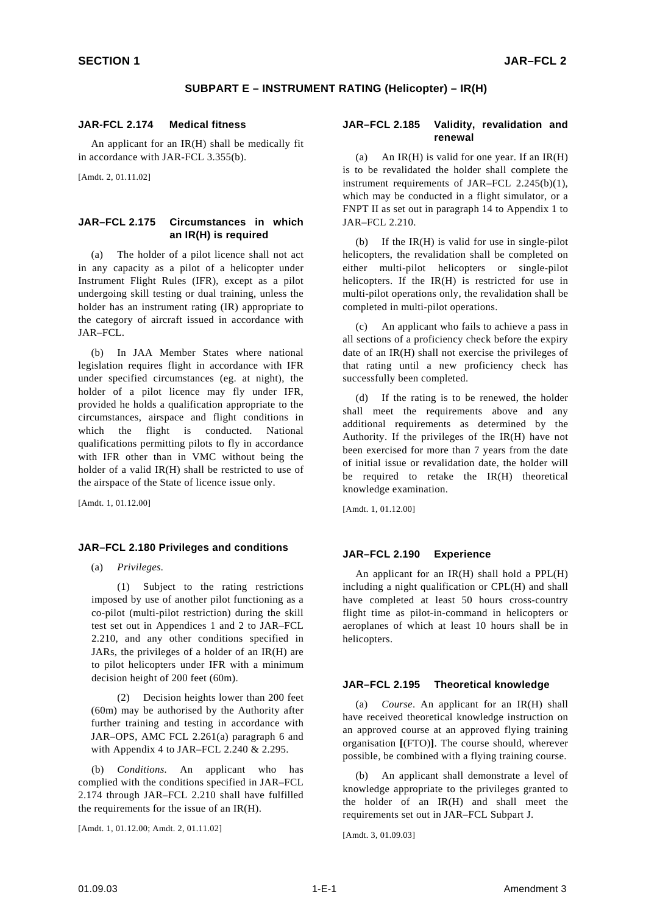## SUBPART E – INSTRUMENT RATING (Helicopter) – IR(H)

### JAR-FCL 2.174 Medical fitness

An applicant for an IR(H) shall be medically fit in accordance with JAR-FCL 3.355(b).

[Amdt. 2, 01.11.02]

### JAR–FCL 2.175 Circumstances in which an IR(H) is required

(a) The holder of a pilot licence shall not act in any capacity as a pilot of a helicopter under Instrument Flight Rules (IFR), except as a pilot undergoing skill testing or dual training, unless the holder has an instrument rating (IR) appropriate to the category of aircraft issued in accordance with JAR–FCL.

(b) In JAA Member States where national legislation requires flight in accordance with IFR under specified circumstances (eg. at night), the holder of a pilot licence may fly under IFR, provided he holds a qualification appropriate to the circumstances, airspace and flight conditions in which the flight is conducted. National qualifications permitting pilots to fly in accordance with IFR other than in VMC without being the holder of a valid IR(H) shall be restricted to use of the airspace of the State of licence issue only.

[Amdt. 1, 01.12.00]

### JAR–FCL 2.180 Privileges and conditions

(a) *Privileges.*

(1) Subject to the rating restrictions imposed by use of another pilot functioning as a co-pilot (multi-pilot restriction) during the skill test set out in Appendices 1 and 2 to JAR–FCL 2.210, and any other conditions specified in JARs, the privileges of a holder of an IR(H) are to pilot helicopters under IFR with a minimum decision height of 200 feet (60m).

(2) Decision heights lower than 200 feet (60m) may be authorised by the Authority after further training and testing in accordance with JAR–OPS, AMC FCL 2.261(a) paragraph 6 and with Appendix 4 to JAR–FCL 2.240 & 2.295.

(b) *Conditions.* An applicant who has complied with the conditions specified in JAR–FCL 2.174 through JAR–FCL 2.210 shall have fulfilled the requirements for the issue of an IR(H).

[Amdt. 1, 01.12.00; Amdt. 2, 01.11.02]

### JAR–FCL 2.185 Validity, revalidation and renewal

(a) An IR(H) is valid for one year. If an IR(H) is to be revalidated the holder shall complete the instrument requirements of JAR–FCL 2.245(b)(1), which may be conducted in a flight simulator, or a FNPT II as set out in paragraph 14 to Appendix 1 to JAR–FCL 2.210.

(b) If the IR(H) is valid for use in single-pilot helicopters, the revalidation shall be completed on either multi-pilot helicopters or single-pilot helicopters. If the IR(H) is restricted for use in multi-pilot operations only, the revalidation shall be completed in multi-pilot operations.

(c) An applicant who fails to achieve a pass in all sections of a proficiency check before the expiry date of an IR(H) shall not exercise the privileges of that rating until a new proficiency check has successfully been completed.

(d) If the rating is to be renewed, the holder shall meet the requirements above and any additional requirements as determined by the Authority. If the privileges of the IR(H) have not been exercised for more than 7 years from the date of initial issue or revalidation date, the holder will be required to retake the IR(H) theoretical knowledge examination.

[Amdt. 1, 01.12.00]

### JAR–FCL 2.190 Experience

An applicant for an IR(H) shall hold a PPL(H) including a night qualification or CPL(H) and shall have completed at least 50 hours cross-country flight time as pilot-in-command in helicopters or aeroplanes of which at least 10 hours shall be in helicopters.

### JAR–FCL 2.195 Theoretical knowledge

(a) *Course*. An applicant for an IR(H) shall have received theoretical knowledge instruction on an approved course at an approved flying training organisation **[**(FTO)**]**. The course should, wherever possible, be combined with a flying training course.

(b) An applicant shall demonstrate a level of knowledge appropriate to the privileges granted to the holder of an IR(H) and shall meet the requirements set out in JAR–FCL Subpart J.

[Amdt. 3, 01.09.03]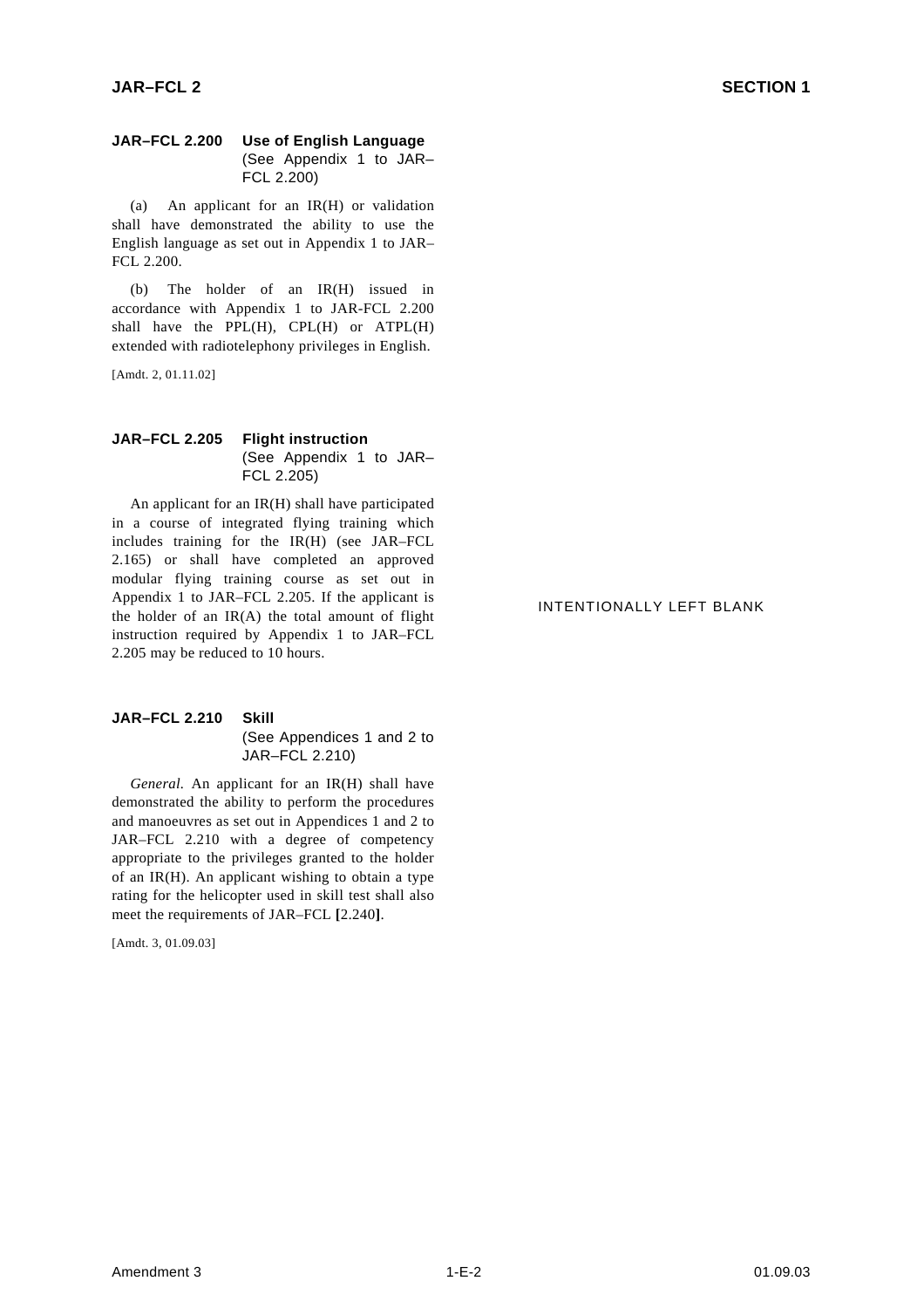### JAR–FCL 2.200 Use of English Language
(See Appendix 1 to JAR–FCL 2.200)

(a) An applicant for an IR(H) or validation shall have demonstrated the ability to use the English language as set out in Appendix 1 to JAR–FCL 2.200.

(b) The holder of an IR(H) issued in accordance with Appendix 1 to JAR-FCL 2.200 shall have the PPL(H), CPL(H) or ATPL(H) extended with radiotelephony privileges in English.

[Amdt. 2, 01.11.02]

### JAR–FCL 2.205 Flight instruction
(See Appendix 1 to JAR–FCL 2.205)

An applicant for an IR(H) shall have participated in a course of integrated flying training which includes training for the IR(H) (see JAR–FCL 2.165) or shall have completed an approved modular flying training course as set out in Appendix 1 to JAR–FCL 2.205. If the applicant is the holder of an IR(A) the total amount of flight instruction required by Appendix 1 to JAR–FCL 2.205 may be reduced to 10 hours.

### JAR–FCL 2.210 Skill
(See Appendices 1 and 2 to JAR–FCL 2.210)

*General.* An applicant for an IR(H) shall have demonstrated the ability to perform the procedures and manoeuvres as set out in Appendices 1 and 2 to JAR–FCL 2.210 with a degree of competency appropriate to the privileges granted to the holder of an IR(H). An applicant wishing to obtain a type rating for the helicopter used in skill test shall also meet the requirements of JAR–FCL **[**2.240**]**.

[Amdt. 3, 01.09.03]

INTENTIONALLY LEFT BLANK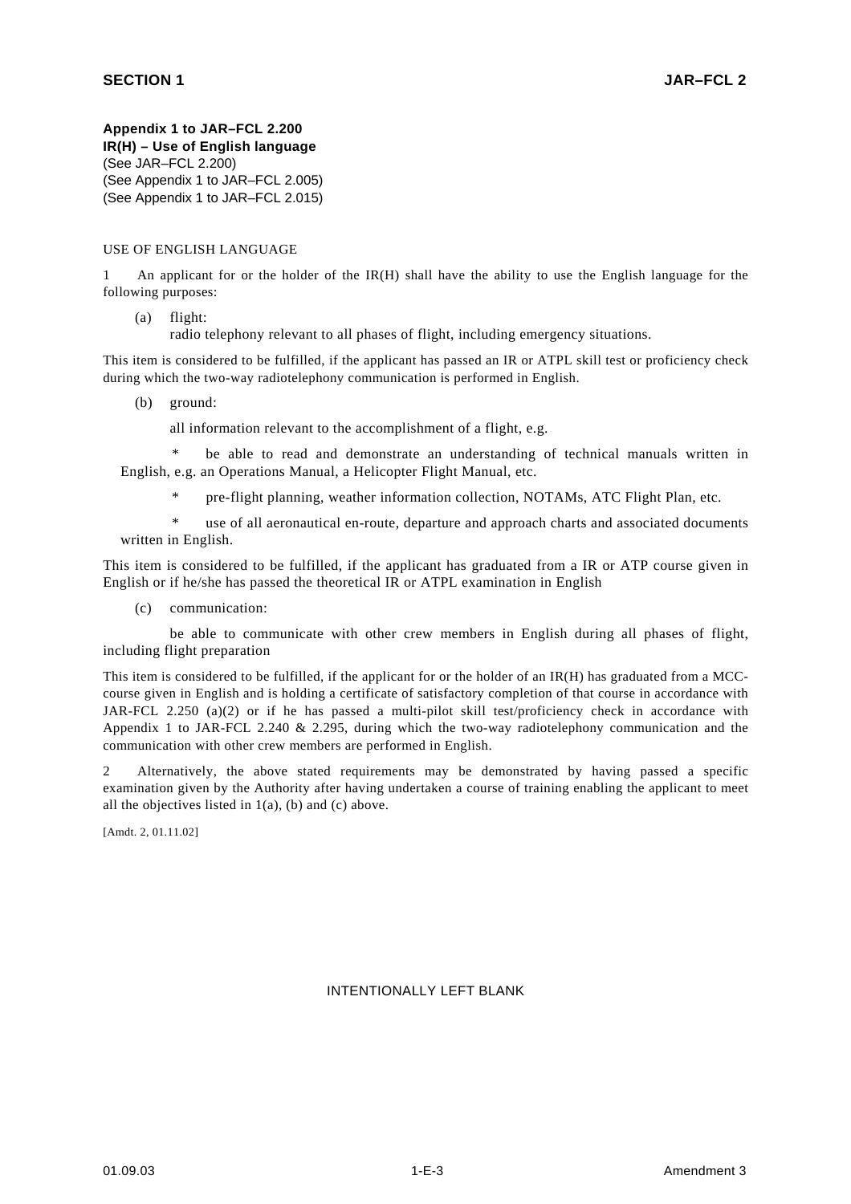**Appendix 1 to JAR–FCL 2.200**
**IR(H) – Use of English language**
(See JAR–FCL 2.200)
(See Appendix 1 to JAR–FCL 2.005)
(See Appendix 1 to JAR–FCL 2.015)

USE OF ENGLISH LANGUAGE

1 An applicant for or the holder of the IR(H) shall have the ability to use the English language for the following purposes:

(a) flight:
radio telephony relevant to all phases of flight, including emergency situations.

This item is considered to be fulfilled, if the applicant has passed an IR or ATPL skill test or proficiency check during which the two-way radiotelephony communication is performed in English.

(b) ground:

all information relevant to the accomplishment of a flight, e.g.

\* be able to read and demonstrate an understanding of technical manuals written in English, e.g. an Operations Manual, a Helicopter Flight Manual, etc.

\* pre-flight planning, weather information collection, NOTAMs, ATC Flight Plan, etc.

\* use of all aeronautical en-route, departure and approach charts and associated documents written in English.

This item is considered to be fulfilled, if the applicant has graduated from a IR or ATP course given in English or if he/she has passed the theoretical IR or ATPL examination in English

(c) communication:

be able to communicate with other crew members in English during all phases of flight, including flight preparation

This item is considered to be fulfilled, if the applicant for or the holder of an IR(H) has graduated from a MCC-course given in English and is holding a certificate of satisfactory completion of that course in accordance with JAR-FCL 2.250 (a)(2) or if he has passed a multi-pilot skill test/proficiency check in accordance with Appendix 1 to JAR-FCL 2.240 & 2.295, during which the two-way radiotelephony communication and the communication with other crew members are performed in English.

2 Alternatively, the above stated requirements may be demonstrated by having passed a specific examination given by the Authority after having undertaken a course of training enabling the applicant to meet all the objectives listed in 1(a), (b) and (c) above.

[Amdt. 2, 01.11.02]

INTENTIONALLY LEFT BLANK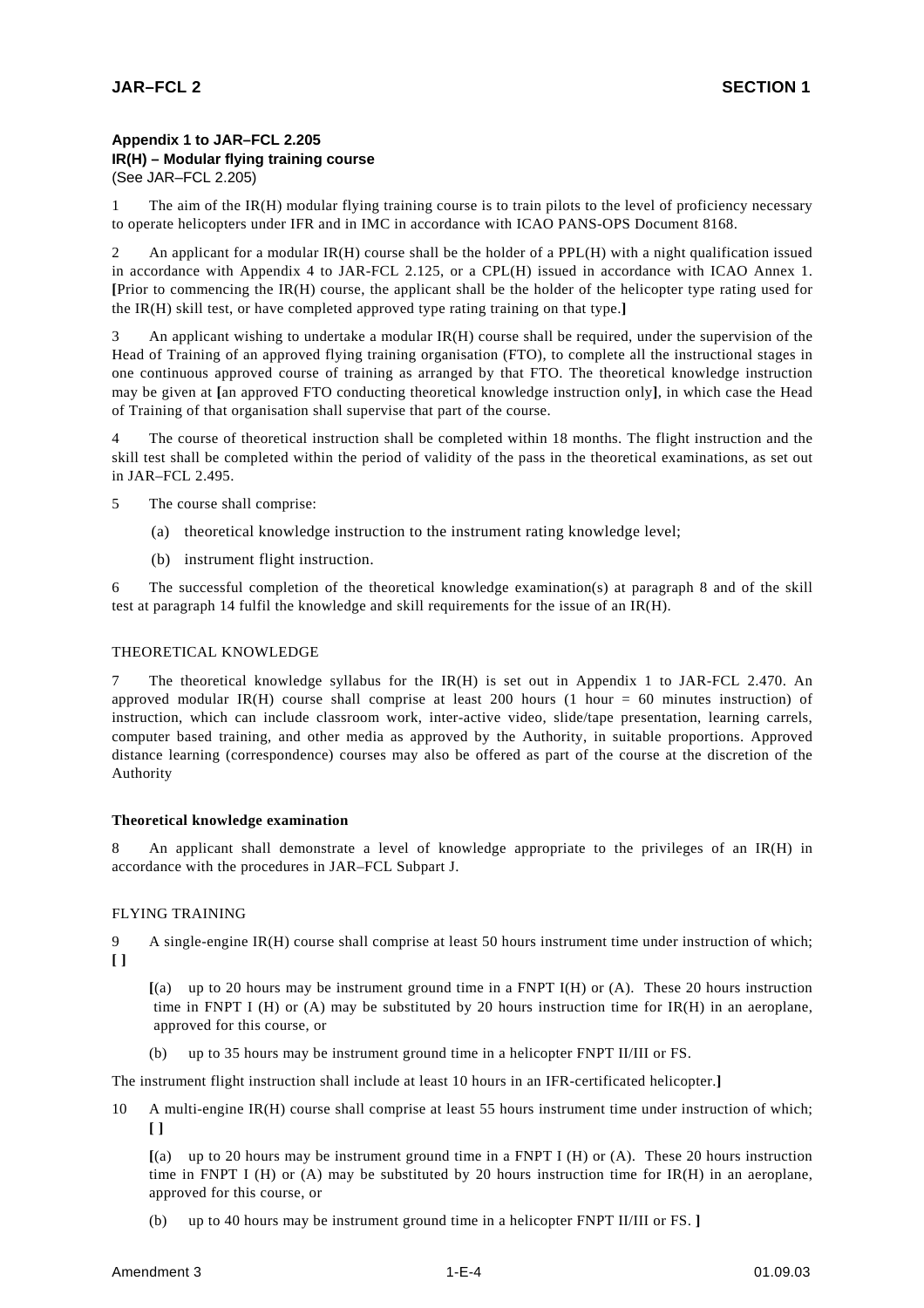### Appendix 1 to JAR–FCL 2.205
### IR(H) – Modular flying training course
(See JAR–FCL 2.205)

1 The aim of the IR(H) modular flying training course is to train pilots to the level of proficiency necessary to operate helicopters under IFR and in IMC in accordance with ICAO PANS-OPS Document 8168.

2 An applicant for a modular IR(H) course shall be the holder of a PPL(H) with a night qualification issued in accordance with Appendix 4 to JAR-FCL 2.125, or a CPL(H) issued in accordance with ICAO Annex 1. **[**Prior to commencing the IR(H) course, the applicant shall be the holder of the helicopter type rating used for the IR(H) skill test, or have completed approved type rating training on that type.**]**

3 An applicant wishing to undertake a modular IR(H) course shall be required, under the supervision of the Head of Training of an approved flying training organisation (FTO), to complete all the instructional stages in one continuous approved course of training as arranged by that FTO. The theoretical knowledge instruction may be given at **[**an approved FTO conducting theoretical knowledge instruction only**]**, in which case the Head of Training of that organisation shall supervise that part of the course.

4 The course of theoretical instruction shall be completed within 18 months. The flight instruction and the skill test shall be completed within the period of validity of the pass in the theoretical examinations, as set out in JAR–FCL 2.495.

5 The course shall comprise:

(a) theoretical knowledge instruction to the instrument rating knowledge level;

(b) instrument flight instruction.

6 The successful completion of the theoretical knowledge examination(s) at paragraph 8 and of the skill test at paragraph 14 fulfil the knowledge and skill requirements for the issue of an IR(H).

THEORETICAL KNOWLEDGE

7 The theoretical knowledge syllabus for the IR(H) is set out in Appendix 1 to JAR-FCL 2.470. An approved modular IR(H) course shall comprise at least 200 hours (1 hour = 60 minutes instruction) of instruction, which can include classroom work, inter-active video, slide/tape presentation, learning carrels, computer based training, and other media as approved by the Authority, in suitable proportions. Approved distance learning (correspondence) courses may also be offered as part of the course at the discretion of the Authority

**Theoretical knowledge examination**

8 An applicant shall demonstrate a level of knowledge appropriate to the privileges of an IR(H) in accordance with the procedures in JAR–FCL Subpart J.

FLYING TRAINING

9 A single-engine IR(H) course shall comprise at least 50 hours instrument time under instruction of which; **[ ]**

**[**(a) up to 20 hours may be instrument ground time in a FNPT I(H) or (A). These 20 hours instruction time in FNPT I (H) or (A) may be substituted by 20 hours instruction time for IR(H) in an aeroplane, approved for this course, or

(b) up to 35 hours may be instrument ground time in a helicopter FNPT II/III or FS.

The instrument flight instruction shall include at least 10 hours in an IFR-certificated helicopter.**]**

10 A multi-engine IR(H) course shall comprise at least 55 hours instrument time under instruction of which; **[ ]**

**[**(a) up to 20 hours may be instrument ground time in a FNPT I (H) or (A). These 20 hours instruction time in FNPT I (H) or (A) may be substituted by 20 hours instruction time for IR(H) in an aeroplane, approved for this course, or

(b) up to 40 hours may be instrument ground time in a helicopter FNPT II/III or FS. **]**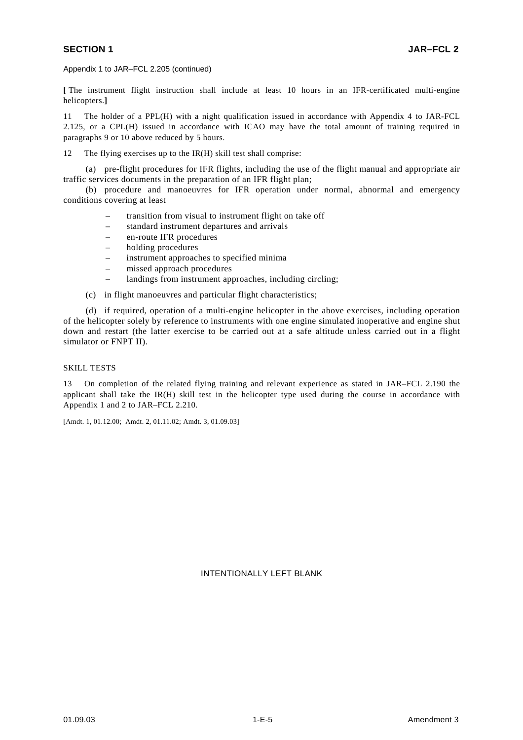Appendix 1 to JAR–FCL 2.205 (continued)

[ The instrument flight instruction shall include at least 10 hours in an IFR-certificated multi-engine helicopters.]

11 The holder of a PPL(H) with a night qualification issued in accordance with Appendix 4 to JAR-FCL 2.125, or a CPL(H) issued in accordance with ICAO may have the total amount of training required in paragraphs 9 or 10 above reduced by 5 hours.

12 The flying exercises up to the IR(H) skill test shall comprise:

(a) pre-flight procedures for IFR flights, including the use of the flight manual and appropriate air traffic services documents in the preparation of an IFR flight plan;

(b) procedure and manoeuvres for IFR operation under normal, abnormal and emergency conditions covering at least

- transition from visual to instrument flight on take off
- standard instrument departures and arrivals
- en-route IFR procedures
- holding procedures
- instrument approaches to specified minima
- missed approach procedures
- landings from instrument approaches, including circling;

(c) in flight manoeuvres and particular flight characteristics;

(d) if required, operation of a multi-engine helicopter in the above exercises, including operation of the helicopter solely by reference to instruments with one engine simulated inoperative and engine shut down and restart (the latter exercise to be carried out at a safe altitude unless carried out in a flight simulator or FNPT II).

SKILL TESTS

13 On completion of the related flying training and relevant experience as stated in JAR–FCL 2.190 the applicant shall take the IR(H) skill test in the helicopter type used during the course in accordance with Appendix 1 and 2 to JAR–FCL 2.210.

[Amdt. 1, 01.12.00; Amdt. 2, 01.11.02; Amdt. 3, 01.09.03]

INTENTIONALLY LEFT BLANK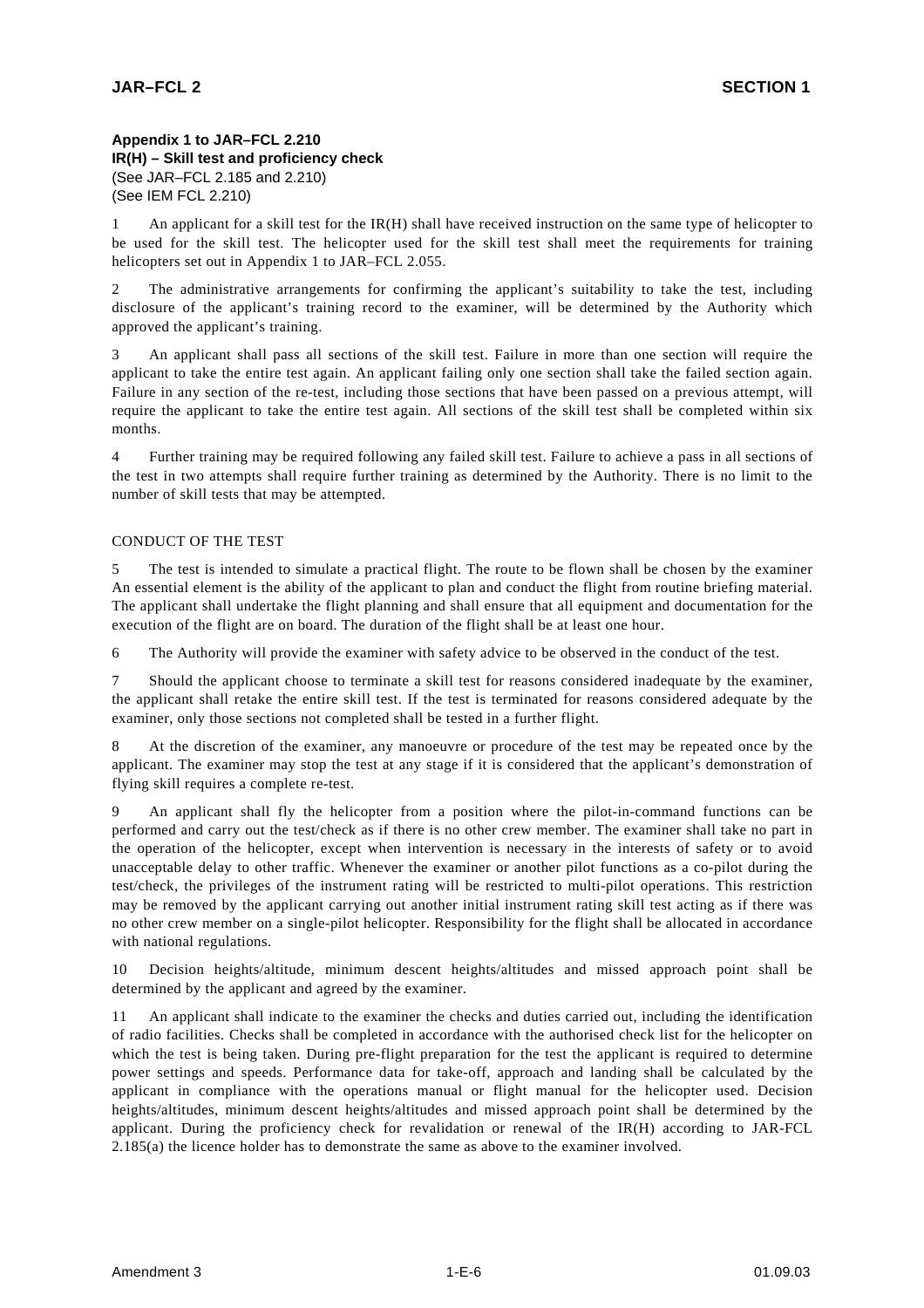**Appendix 1 to JAR–FCL 2.210**
**IR(H) – Skill test and proficiency check**
(See JAR–FCL 2.185 and 2.210)
(See IEM FCL 2.210)

1 An applicant for a skill test for the IR(H) shall have received instruction on the same type of helicopter to be used for the skill test. The helicopter used for the skill test shall meet the requirements for training helicopters set out in Appendix 1 to JAR–FCL 2.055.

2 The administrative arrangements for confirming the applicant's suitability to take the test, including disclosure of the applicant's training record to the examiner, will be determined by the Authority which approved the applicant's training.

3 An applicant shall pass all sections of the skill test. Failure in more than one section will require the applicant to take the entire test again. An applicant failing only one section shall take the failed section again. Failure in any section of the re-test, including those sections that have been passed on a previous attempt, will require the applicant to take the entire test again. All sections of the skill test shall be completed within six months.

4 Further training may be required following any failed skill test. Failure to achieve a pass in all sections of the test in two attempts shall require further training as determined by the Authority. There is no limit to the number of skill tests that may be attempted.

CONDUCT OF THE TEST

5 The test is intended to simulate a practical flight. The route to be flown shall be chosen by the examiner An essential element is the ability of the applicant to plan and conduct the flight from routine briefing material. The applicant shall undertake the flight planning and shall ensure that all equipment and documentation for the execution of the flight are on board. The duration of the flight shall be at least one hour.

6 The Authority will provide the examiner with safety advice to be observed in the conduct of the test.

7 Should the applicant choose to terminate a skill test for reasons considered inadequate by the examiner, the applicant shall retake the entire skill test. If the test is terminated for reasons considered adequate by the examiner, only those sections not completed shall be tested in a further flight.

8 At the discretion of the examiner, any manoeuvre or procedure of the test may be repeated once by the applicant. The examiner may stop the test at any stage if it is considered that the applicant's demonstration of flying skill requires a complete re-test.

9 An applicant shall fly the helicopter from a position where the pilot-in-command functions can be performed and carry out the test/check as if there is no other crew member. The examiner shall take no part in the operation of the helicopter, except when intervention is necessary in the interests of safety or to avoid unacceptable delay to other traffic. Whenever the examiner or another pilot functions as a co-pilot during the test/check, the privileges of the instrument rating will be restricted to multi-pilot operations. This restriction may be removed by the applicant carrying out another initial instrument rating skill test acting as if there was no other crew member on a single-pilot helicopter. Responsibility for the flight shall be allocated in accordance with national regulations.

10 Decision heights/altitude, minimum descent heights/altitudes and missed approach point shall be determined by the applicant and agreed by the examiner.

11 An applicant shall indicate to the examiner the checks and duties carried out, including the identification of radio facilities. Checks shall be completed in accordance with the authorised check list for the helicopter on which the test is being taken. During pre-flight preparation for the test the applicant is required to determine power settings and speeds. Performance data for take-off, approach and landing shall be calculated by the applicant in compliance with the operations manual or flight manual for the helicopter used. Decision heights/altitudes, minimum descent heights/altitudes and missed approach point shall be determined by the applicant. During the proficiency check for revalidation or renewal of the IR(H) according to JAR-FCL 2.185(a) the licence holder has to demonstrate the same as above to the examiner involved.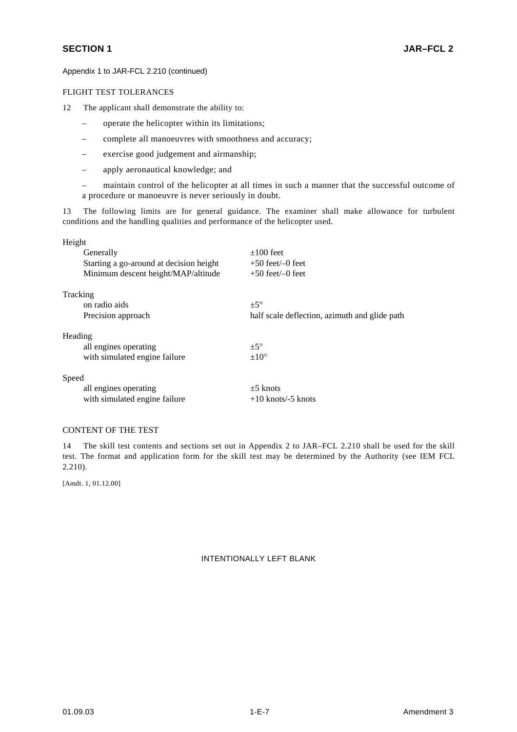Appendix 1 to JAR-FCL 2.210 (continued)

FLIGHT TEST TOLERANCES

12 The applicant shall demonstrate the ability to:

- operate the helicopter within its limitations;
- complete all manoeuvres with smoothness and accuracy;
- exercise good judgement and airmanship;
- apply aeronautical knowledge; and
- maintain control of the helicopter at all times in such a manner that the successful outcome of a procedure or manoeuvre is never seriously in doubt.

13 The following limits are for general guidance. The examiner shall make allowance for turbulent conditions and the handling qualities and performance of the helicopter used.

| | |
|---|---|
| **Height** | |
| Generally | ±100 feet |
| Starting a go-around at decision height | +50 feet/–0 feet |
| Minimum descent height/MAP/altitude | +50 feet/–0 feet |
| **Tracking** | |
| on radio aids | ±5° |
| Precision approach | half scale deflection, azimuth and glide path |
| **Heading** | |
| all engines operating | ±5° |
| with simulated engine failure | ±10° |
| **Speed** | |
| all engines operating | ±5 knots |
| with simulated engine failure | +10 knots/-5 knots |

CONTENT OF THE TEST

14 The skill test contents and sections set out in Appendix 2 to JAR–FCL 2.210 shall be used for the skill test. The format and application form for the skill test may be determined by the Authority (see IEM FCL 2.210).

[Amdt. 1, 01.12.00]

INTENTIONALLY LEFT BLANK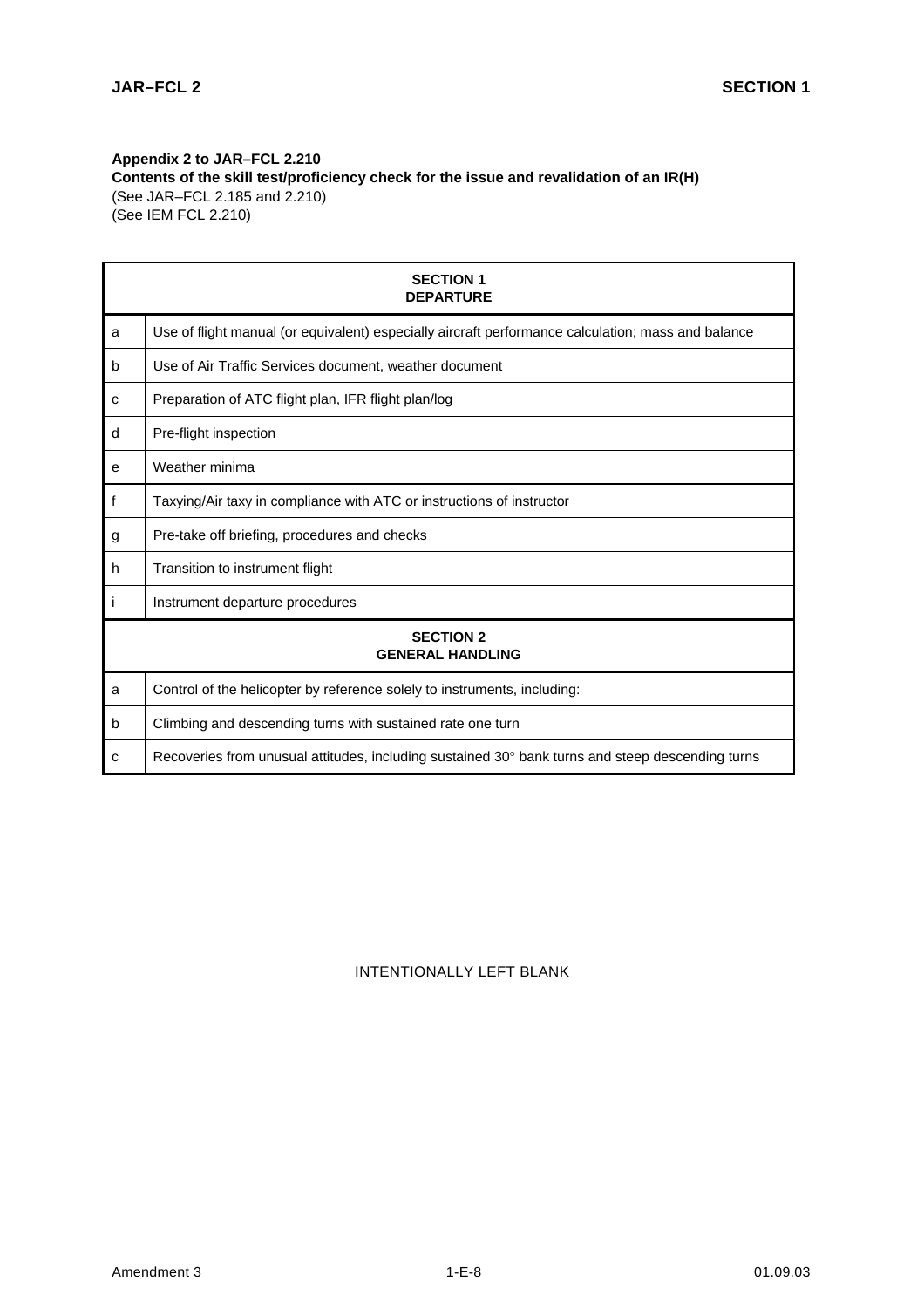**Appendix 2 to JAR–FCL 2.210**
**Contents of the skill test/proficiency check for the issue and revalidation of an IR(H)**
(See JAR–FCL 2.185 and 2.210)
(See IEM FCL 2.210)

| | |
|---|---|
| | **SECTION 1 DEPARTURE** |
| a | Use of flight manual (or equivalent) especially aircraft performance calculation; mass and balance |
| b | Use of Air Traffic Services document, weather document |
| c | Preparation of ATC flight plan, IFR flight plan/log |
| d | Pre-flight inspection |
| e | Weather minima |
| f | Taxying/Air taxy in compliance with ATC or instructions of instructor |
| g | Pre-take off briefing, procedures and checks |
| h | Transition to instrument flight |
| i | Instrument departure procedures |
| | **SECTION 2 GENERAL HANDLING** |
| a | Control of the helicopter by reference solely to instruments, including: |
| b | Climbing and descending turns with sustained rate one turn |
| c | Recoveries from unusual attitudes, including sustained 30° bank turns and steep descending turns |

INTENTIONALLY LEFT BLANK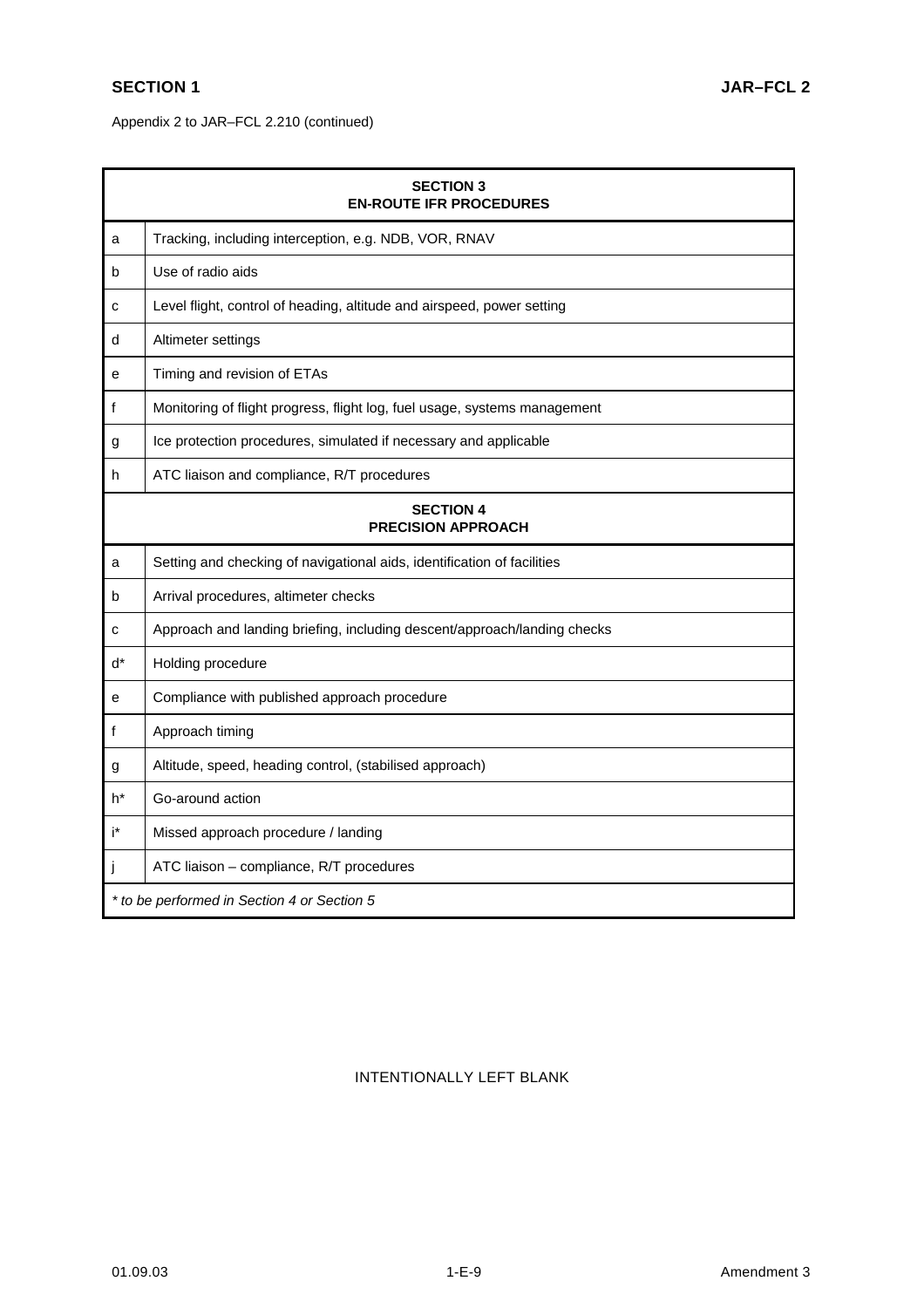Appendix 2 to JAR–FCL 2.210 (continued)

| | **SECTION 3**<br>**EN-ROUTE IFR PROCEDURES** |
|---|---|
| a | Tracking, including interception, e.g. NDB, VOR, RNAV |
| b | Use of radio aids |
| c | Level flight, control of heading, altitude and airspeed, power setting |
| d | Altimeter settings |
| e | Timing and revision of ETAs |
| f | Monitoring of flight progress, flight log, fuel usage, systems management |
| g | Ice protection procedures, simulated if necessary and applicable |
| h | ATC liaison and compliance, R/T procedures |
| | **SECTION 4**<br>**PRECISION APPROACH** |
| a | Setting and checking of navigational aids, identification of facilities |
| b | Arrival procedures, altimeter checks |
| c | Approach and landing briefing, including descent/approach/landing checks |
| d* | Holding procedure |
| e | Compliance with published approach procedure |
| f | Approach timing |
| g | Altitude, speed, heading control, (stabilised approach) |
| h* | Go-around action |
| i* | Missed approach procedure / landing |
| j | ATC liaison – compliance, R/T procedures |

*\* to be performed in Section 4 or Section 5*

INTENTIONALLY LEFT BLANK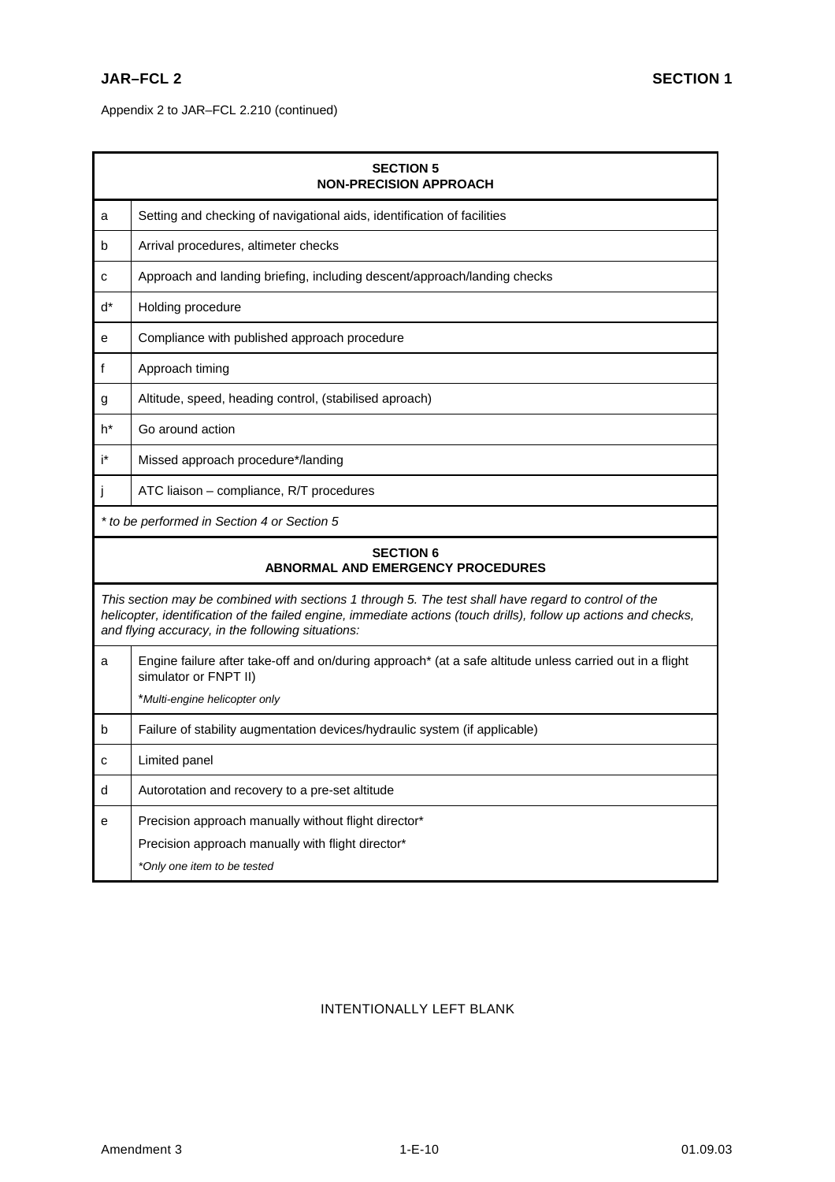Appendix 2 to JAR–FCL 2.210 (continued)

| SECTION 5<br>NON-PRECISION APPROACH | |
|---|---|
| a | Setting and checking of navigational aids, identification of facilities |
| b | Arrival procedures, altimeter checks |
| c | Approach and landing briefing, including descent/approach/landing checks |
| d* | Holding procedure |
| e | Compliance with published approach procedure |
| f | Approach timing |
| g | Altitude, speed, heading control, (stabilised aproach) |
| h* | Go around action |
| i* | Missed approach procedure*/landing |
| j | ATC liaison – compliance, R/T procedures |
| *\* to be performed in Section 4 or Section 5* | |

| SECTION 6<br>ABNORMAL AND EMERGENCY PROCEDURES | |
|---|---|
| *This section may be combined with sections 1 through 5. The test shall have regard to control of the helicopter, identification of the failed engine, immediate actions (touch drills), follow up actions and checks, and flying accuracy, in the following situations:* | |
| a | Engine failure after take-off and on/during approach* (at a safe altitude unless carried out in a flight simulator or FNPT II)<br>**Multi-engine helicopter only* |
| b | Failure of stability augmentation devices/hydraulic system (if applicable) |
| c | Limited panel |
| d | Autorotation and recovery to a pre-set altitude |
| e | Precision approach manually without flight director*<br>Precision approach manually with flight director*<br>**Only one item to be tested* |

INTENTIONALLY LEFT BLANK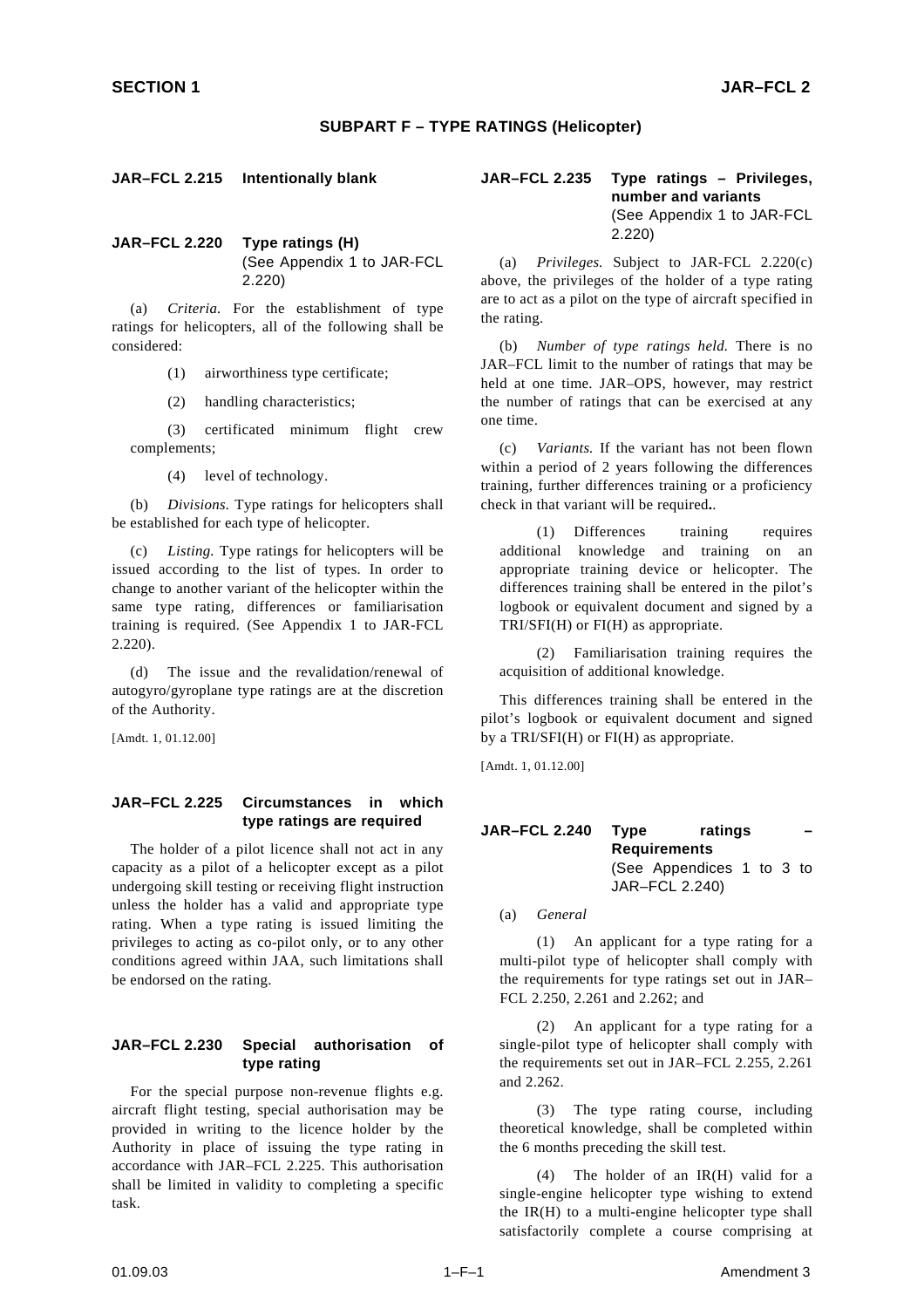## SUBPART F – TYPE RATINGS (Helicopter)

### JAR–FCL 2.215 Intentionally blank

### JAR–FCL 2.220 Type ratings (H)
(See Appendix 1 to JAR-FCL 2.220)

(a) *Criteria.* For the establishment of type ratings for helicopters, all of the following shall be considered:

(1) airworthiness type certificate;

(2) handling characteristics;

(3) certificated minimum flight crew complements;

(4) level of technology.

(b) *Divisions.* Type ratings for helicopters shall be established for each type of helicopter.

(c) *Listing.* Type ratings for helicopters will be issued according to the list of types. In order to change to another variant of the helicopter within the same type rating, differences or familiarisation training is required. (See Appendix 1 to JAR-FCL 2.220).

(d) The issue and the revalidation/renewal of autogyro/gyroplane type ratings are at the discretion of the Authority.

[Amdt. 1, 01.12.00]

### JAR–FCL 2.225 Circumstances in which type ratings are required

The holder of a pilot licence shall not act in any capacity as a pilot of a helicopter except as a pilot undergoing skill testing or receiving flight instruction unless the holder has a valid and appropriate type rating. When a type rating is issued limiting the privileges to acting as co-pilot only, or to any other conditions agreed within JAA, such limitations shall be endorsed on the rating.

### JAR–FCL 2.230 Special authorisation of type rating

For the special purpose non-revenue flights e.g. aircraft flight testing, special authorisation may be provided in writing to the licence holder by the Authority in place of issuing the type rating in accordance with JAR–FCL 2.225. This authorisation shall be limited in validity to completing a specific task.

### JAR–FCL 2.235 Type ratings – Privileges, number and variants
(See Appendix 1 to JAR-FCL 2.220)

(a) *Privileges.* Subject to JAR-FCL 2.220(c) above, the privileges of the holder of a type rating are to act as a pilot on the type of aircraft specified in the rating.

(b) *Number of type ratings held.* There is no JAR–FCL limit to the number of ratings that may be held at one time. JAR–OPS, however, may restrict the number of ratings that can be exercised at any one time.

(c) *Variants.* If the variant has not been flown within a period of 2 years following the differences training, further differences training or a proficiency check in that variant will be required**.**

(1) Differences training requires additional knowledge and training on an appropriate training device or helicopter. The differences training shall be entered in the pilot's logbook or equivalent document and signed by a TRI/SFI(H) or FI(H) as appropriate.

(2) Familiarisation training requires the acquisition of additional knowledge.

This differences training shall be entered in the pilot's logbook or equivalent document and signed by a TRI/SFI(H) or FI(H) as appropriate.

[Amdt. 1, 01.12.00]

### JAR–FCL 2.240 Type ratings – Requirements
(See Appendices 1 to 3 to JAR–FCL 2.240)

(a) *General*

(1) An applicant for a type rating for a multi-pilot type of helicopter shall comply with the requirements for type ratings set out in JAR–FCL 2.250, 2.261 and 2.262; and

(2) An applicant for a type rating for a single-pilot type of helicopter shall comply with the requirements set out in JAR–FCL 2.255, 2.261 and 2.262.

(3) The type rating course, including theoretical knowledge, shall be completed within the 6 months preceding the skill test.

(4) The holder of an IR(H) valid for a single-engine helicopter type wishing to extend the IR(H) to a multi-engine helicopter type shall satisfactorily complete a course comprising at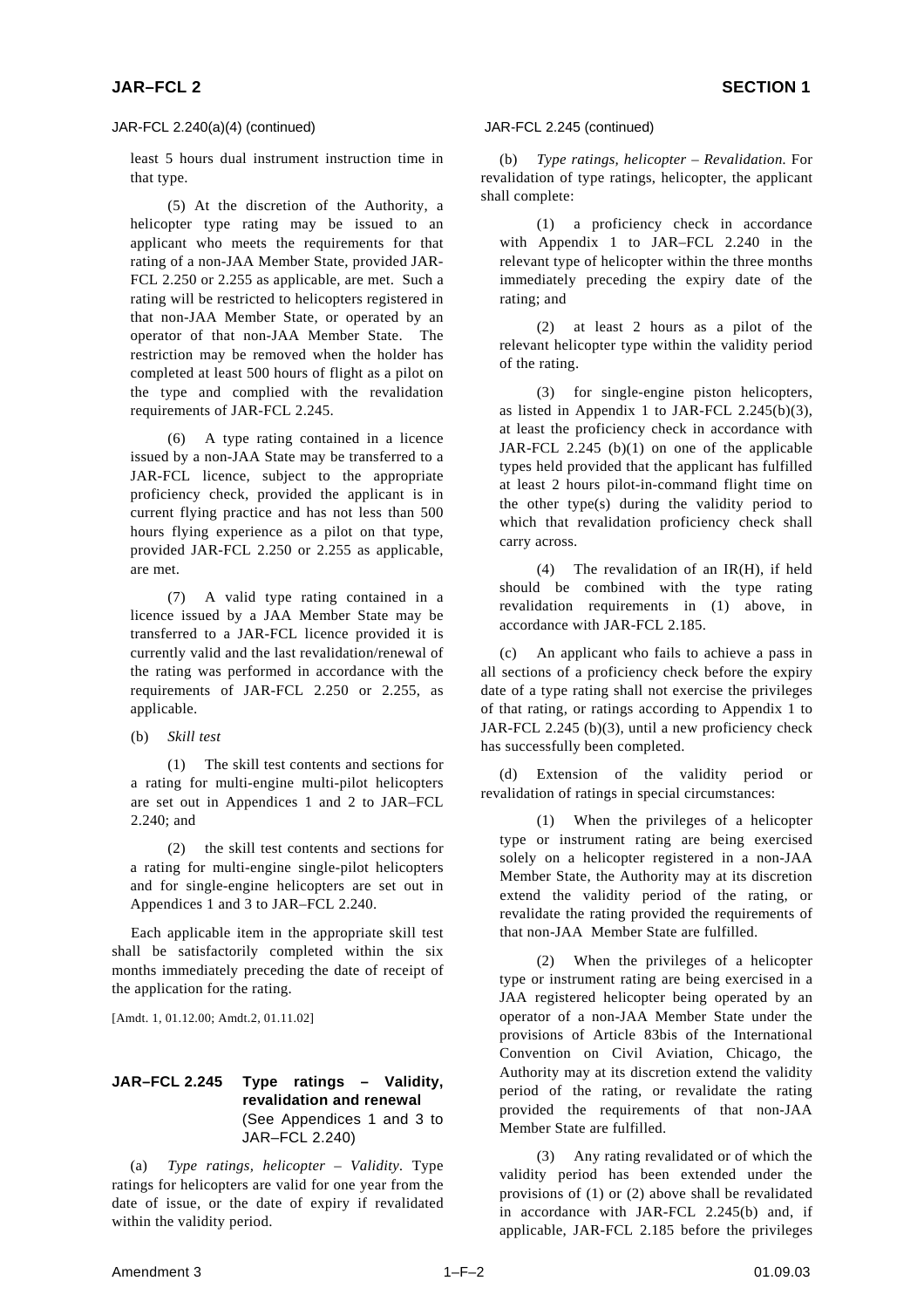JAR-FCL 2.240(a)(4) (continued)

least 5 hours dual instrument instruction time in that type.

(5) At the discretion of the Authority, a helicopter type rating may be issued to an applicant who meets the requirements for that rating of a non-JAA Member State, provided JAR-FCL 2.250 or 2.255 as applicable, are met. Such a rating will be restricted to helicopters registered in that non-JAA Member State, or operated by an operator of that non-JAA Member State. The restriction may be removed when the holder has completed at least 500 hours of flight as a pilot on the type and complied with the revalidation requirements of JAR-FCL 2.245.

(6) A type rating contained in a licence issued by a non-JAA State may be transferred to a JAR-FCL licence, subject to the appropriate proficiency check, provided the applicant is in current flying practice and has not less than 500 hours flying experience as a pilot on that type, provided JAR-FCL 2.250 or 2.255 as applicable, are met.

(7) A valid type rating contained in a licence issued by a JAA Member State may be transferred to a JAR-FCL licence provided it is currently valid and the last revalidation/renewal of the rating was performed in accordance with the requirements of JAR-FCL 2.250 or 2.255, as applicable.

(b) *Skill test*

(1) The skill test contents and sections for a rating for multi-engine multi-pilot helicopters are set out in Appendices 1 and 2 to JAR–FCL 2.240; and

(2) the skill test contents and sections for a rating for multi-engine single-pilot helicopters and for single-engine helicopters are set out in Appendices 1 and 3 to JAR–FCL 2.240.

Each applicable item in the appropriate skill test shall be satisfactorily completed within the six months immediately preceding the date of receipt of the application for the rating.

[Amdt. 1, 01.12.00; Amdt.2, 01.11.02]

## JAR–FCL 2.245 Type ratings – Validity, revalidation and renewal

(See Appendices 1 and 3 to JAR–FCL 2.240)

(a) *Type ratings, helicopter – Validity.* Type ratings for helicopters are valid for one year from the date of issue, or the date of expiry if revalidated within the validity period.

JAR-FCL 2.245 (continued)

(b) *Type ratings, helicopter – Revalidation.* For revalidation of type ratings, helicopter, the applicant shall complete:

(1) a proficiency check in accordance with Appendix 1 to JAR–FCL 2.240 in the relevant type of helicopter within the three months immediately preceding the expiry date of the rating; and

(2) at least 2 hours as a pilot of the relevant helicopter type within the validity period of the rating.

(3) for single-engine piston helicopters, as listed in Appendix 1 to JAR-FCL 2.245(b)(3), at least the proficiency check in accordance with JAR-FCL 2.245 (b)(1) on one of the applicable types held provided that the applicant has fulfilled at least 2 hours pilot-in-command flight time on the other type(s) during the validity period to which that revalidation proficiency check shall carry across.

(4) The revalidation of an IR(H), if held should be combined with the type rating revalidation requirements in (1) above, in accordance with JAR-FCL 2.185.

(c) An applicant who fails to achieve a pass in all sections of a proficiency check before the expiry date of a type rating shall not exercise the privileges of that rating, or ratings according to Appendix 1 to JAR-FCL 2.245 (b)(3), until a new proficiency check has successfully been completed.

(d) Extension of the validity period or revalidation of ratings in special circumstances:

(1) When the privileges of a helicopter type or instrument rating are being exercised solely on a helicopter registered in a non-JAA Member State, the Authority may at its discretion extend the validity period of the rating, or revalidate the rating provided the requirements of that non-JAA Member State are fulfilled.

(2) When the privileges of a helicopter type or instrument rating are being exercised in a JAA registered helicopter being operated by an operator of a non-JAA Member State under the provisions of Article 83bis of the International Convention on Civil Aviation, Chicago, the Authority may at its discretion extend the validity period of the rating, or revalidate the rating provided the requirements of that non-JAA Member State are fulfilled.

(3) Any rating revalidated or of which the validity period has been extended under the provisions of (1) or (2) above shall be revalidated in accordance with JAR-FCL 2.245(b) and, if applicable, JAR-FCL 2.185 before the privileges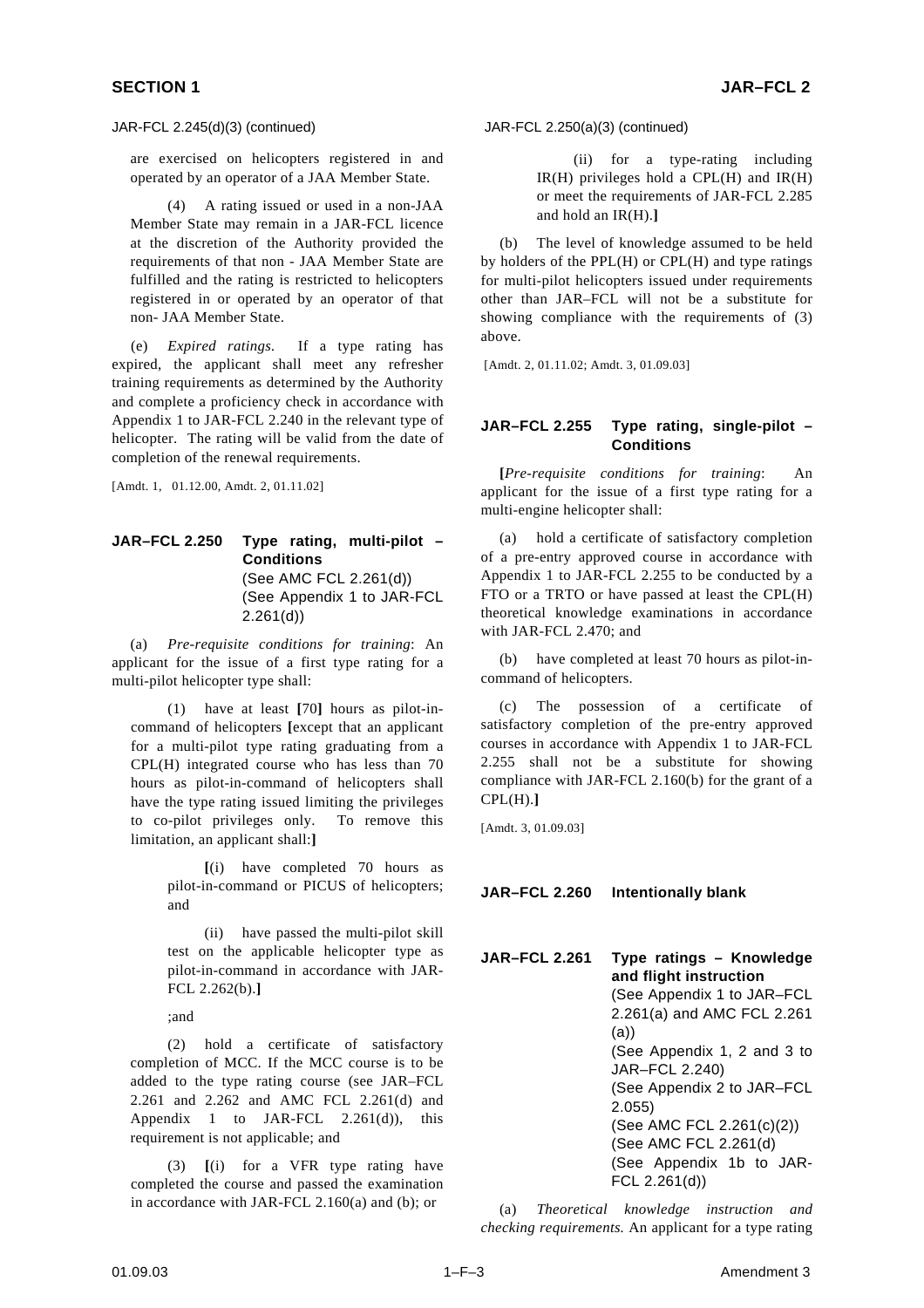JAR-FCL 2.245(d)(3) (continued)

are exercised on helicopters registered in and operated by an operator of a JAA Member State.

(4) A rating issued or used in a non-JAA Member State may remain in a JAR-FCL licence at the discretion of the Authority provided the requirements of that non - JAA Member State are fulfilled and the rating is restricted to helicopters registered in or operated by an operator of that non- JAA Member State.

(e) *Expired ratings.* If a type rating has expired, the applicant shall meet any refresher training requirements as determined by the Authority and complete a proficiency check in accordance with Appendix 1 to JAR-FCL 2.240 in the relevant type of helicopter. The rating will be valid from the date of completion of the renewal requirements.

[Amdt. 1, 01.12.00, Amdt. 2, 01.11.02]

## JAR–FCL 2.250 Type rating, multi-pilot – Conditions

(See AMC FCL 2.261(d))
(See Appendix 1 to JAR-FCL 2.261(d))

(a) *Pre-requisite conditions for training*: An applicant for the issue of a first type rating for a multi-pilot helicopter type shall:

(1) have at least **[**70**]** hours as pilot-in-command of helicopters **[**except that an applicant for a multi-pilot type rating graduating from a CPL(H) integrated course who has less than 70 hours as pilot-in-command of helicopters shall have the type rating issued limiting the privileges to co-pilot privileges only. To remove this limitation, an applicant shall:**]**

**[**(i) have completed 70 hours as pilot-in-command or PICUS of helicopters; and

(ii) have passed the multi-pilot skill test on the applicable helicopter type as pilot-in-command in accordance with JAR-FCL 2.262(b).**]**

;and

(2) hold a certificate of satisfactory completion of MCC. If the MCC course is to be added to the type rating course (see JAR–FCL 2.261 and 2.262 and AMC FCL 2.261(d) and Appendix 1 to JAR-FCL 2.261(d)), this requirement is not applicable; and

(3) **[**(i) for a VFR type rating have completed the course and passed the examination in accordance with JAR-FCL 2.160(a) and (b); or

JAR-FCL 2.250(a)(3) (continued)

(ii) for a type-rating including IR(H) privileges hold a CPL(H) and IR(H) or meet the requirements of JAR-FCL 2.285 and hold an IR(H).**]**

(b) The level of knowledge assumed to be held by holders of the PPL(H) or CPL(H) and type ratings for multi-pilot helicopters issued under requirements other than JAR–FCL will not be a substitute for showing compliance with the requirements of (3) above.

[Amdt. 2, 01.11.02; Amdt. 3, 01.09.03]

## JAR–FCL 2.255 Type rating, single-pilot – Conditions

**[***Pre-requisite conditions for training*: An applicant for the issue of a first type rating for a multi-engine helicopter shall:

(a) hold a certificate of satisfactory completion of a pre-entry approved course in accordance with Appendix 1 to JAR-FCL 2.255 to be conducted by a FTO or a TRTO or have passed at least the CPL(H) theoretical knowledge examinations in accordance with JAR-FCL 2.470; and

(b) have completed at least 70 hours as pilot-in-command of helicopters.

(c) The possession of a certificate of satisfactory completion of the pre-entry approved courses in accordance with Appendix 1 to JAR-FCL 2.255 shall not be a substitute for showing compliance with JAR-FCL 2.160(b) for the grant of a CPL(H).**]**

[Amdt. 3, 01.09.03]

## JAR–FCL 2.260 Intentionally blank

## JAR–FCL 2.261 Type ratings – Knowledge and flight instruction

(See Appendix 1 to JAR–FCL 2.261(a) and AMC FCL 2.261 (a))
(See Appendix 1, 2 and 3 to JAR–FCL 2.240)
(See Appendix 2 to JAR–FCL 2.055)
(See AMC FCL 2.261(c)(2))
(See AMC FCL 2.261(d)
(See Appendix 1b to JAR-FCL 2.261(d))

(a) *Theoretical knowledge instruction and checking requirements.* An applicant for a type rating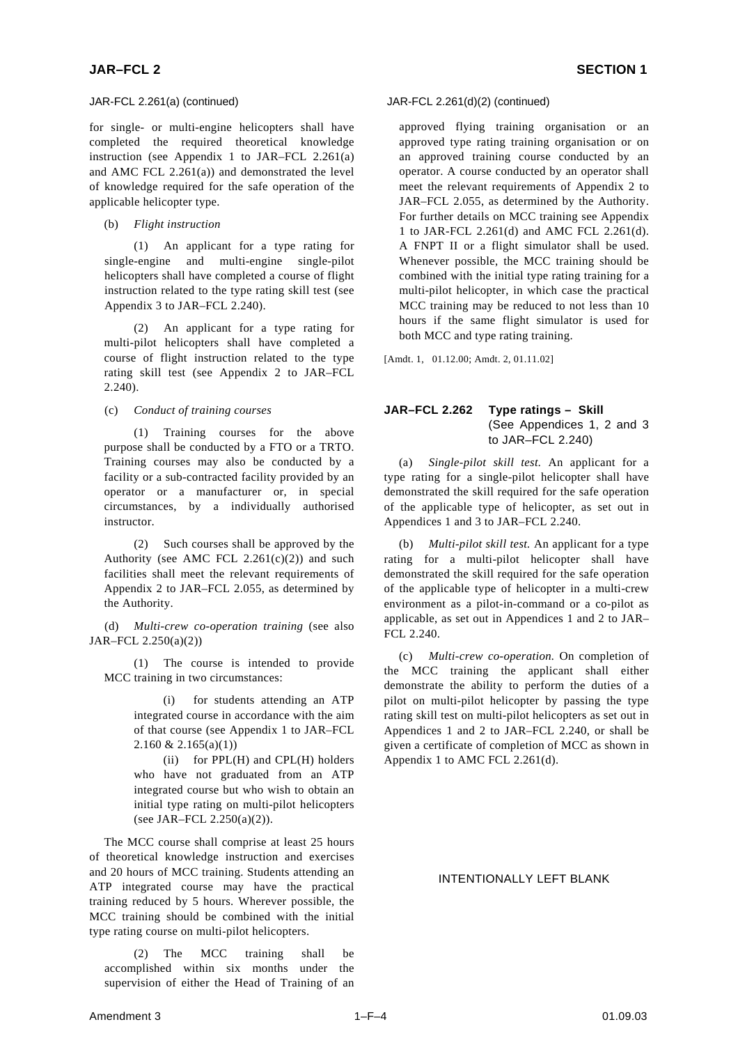JAR-FCL 2.261(a) (continued)

for single- or multi-engine helicopters shall have completed the required theoretical knowledge instruction (see Appendix 1 to JAR–FCL 2.261(a) and AMC FCL 2.261(a)) and demonstrated the level of knowledge required for the safe operation of the applicable helicopter type.

(b) *Flight instruction*

(1) An applicant for a type rating for single-engine and multi-engine single-pilot helicopters shall have completed a course of flight instruction related to the type rating skill test (see Appendix 3 to JAR–FCL 2.240).

(2) An applicant for a type rating for multi-pilot helicopters shall have completed a course of flight instruction related to the type rating skill test (see Appendix 2 to JAR–FCL 2.240).

(c) *Conduct of training courses*

(1) Training courses for the above purpose shall be conducted by a FTO or a TRTO. Training courses may also be conducted by a facility or a sub-contracted facility provided by an operator or a manufacturer or, in special circumstances, by a individually authorised instructor.

(2) Such courses shall be approved by the Authority (see AMC FCL 2.261(c)(2)) and such facilities shall meet the relevant requirements of Appendix 2 to JAR–FCL 2.055, as determined by the Authority.

(d) *Multi-crew co-operation training* (see also JAR–FCL 2.250(a)(2))

(1) The course is intended to provide MCC training in two circumstances:

(i) for students attending an ATP integrated course in accordance with the aim of that course (see Appendix 1 to JAR–FCL 2.160 & 2.165(a)(1))

(ii) for PPL(H) and CPL(H) holders who have not graduated from an ATP integrated course but who wish to obtain an initial type rating on multi-pilot helicopters (see JAR–FCL 2.250(a)(2)).

The MCC course shall comprise at least 25 hours of theoretical knowledge instruction and exercises and 20 hours of MCC training. Students attending an ATP integrated course may have the practical training reduced by 5 hours. Wherever possible, the MCC training should be combined with the initial type rating course on multi-pilot helicopters.

(2) The MCC training shall be accomplished within six months under the supervision of either the Head of Training of an approved flying training organisation or an approved type rating training organisation or on an approved training course conducted by an operator. A course conducted by an operator shall meet the relevant requirements of Appendix 2 to JAR–FCL 2.055, as determined by the Authority. For further details on MCC training see Appendix 1 to JAR-FCL 2.261(d) and AMC FCL 2.261(d). A FNPT II or a flight simulator shall be used. Whenever possible, the MCC training should be combined with the initial type rating training for a multi-pilot helicopter, in which case the practical MCC training may be reduced to not less than 10 hours if the same flight simulator is used for both MCC and type rating training.

[Amdt. 1, 01.12.00; Amdt. 2, 01.11.02]

## JAR–FCL 2.262 Type ratings – Skill
(See Appendices 1, 2 and 3 to JAR–FCL 2.240)

(a) *Single-pilot skill test.* An applicant for a type rating for a single-pilot helicopter shall have demonstrated the skill required for the safe operation of the applicable type of helicopter, as set out in Appendices 1 and 3 to JAR–FCL 2.240.

(b) *Multi-pilot skill test.* An applicant for a type rating for a multi-pilot helicopter shall have demonstrated the skill required for the safe operation of the applicable type of helicopter in a multi-crew environment as a pilot-in-command or a co-pilot as applicable, as set out in Appendices 1 and 2 to JAR–FCL 2.240.

(c) *Multi-crew co-operation.* On completion of the MCC training the applicant shall either demonstrate the ability to perform the duties of a pilot on multi-pilot helicopter by passing the type rating skill test on multi-pilot helicopters as set out in Appendices 1 and 2 to JAR–FCL 2.240, or shall be given a certificate of completion of MCC as shown in Appendix 1 to AMC FCL 2.261(d).

INTENTIONALLY LEFT BLANK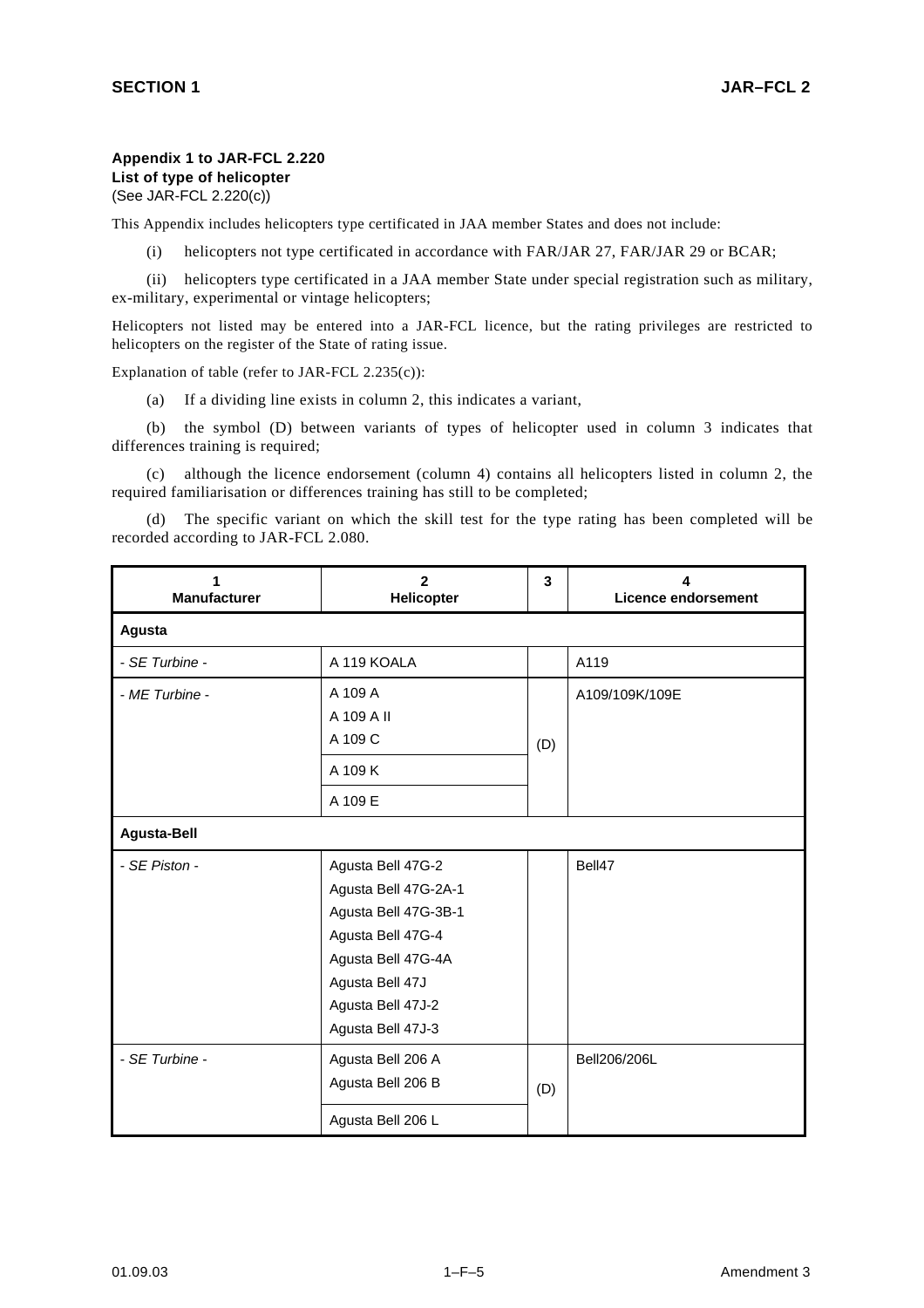### Appendix 1 to JAR-FCL 2.220
### List of type of helicopter
(See JAR-FCL 2.220(c))

This Appendix includes helicopters type certificated in JAA member States and does not include:

(i) helicopters not type certificated in accordance with FAR/JAR 27, FAR/JAR 29 or BCAR;

(ii) helicopters type certificated in a JAA member State under special registration such as military, ex-military, experimental or vintage helicopters;

Helicopters not listed may be entered into a JAR-FCL licence, but the rating privileges are restricted to helicopters on the register of the State of rating issue.

Explanation of table (refer to JAR-FCL 2.235(c)):

(a) If a dividing line exists in column 2, this indicates a variant,

(b) the symbol (D) between variants of types of helicopter used in column 3 indicates that differences training is required;

(c) although the licence endorsement (column 4) contains all helicopters listed in column 2, the required familiarisation or differences training has still to be completed;

(d) The specific variant on which the skill test for the type rating has been completed will be recorded according to JAR-FCL 2.080.

| 1<br>Manufacturer | 2<br>Helicopter | 3 | 4<br>Licence endorsement |
|---|---|---|---|
| **Agusta** | | | |
| *- SE Turbine -* | A 119 KOALA | | A119 |
| *- ME Turbine -* | A 109 A<br>A 109 A II<br>A 109 C | (D) | A109/109K/109E |
| | A 109 K | | |
| | A 109 E | | |
| **Agusta-Bell** | | | |
| *- SE Piston -* | Agusta Bell 47G-2<br>Agusta Bell 47G-2A-1<br>Agusta Bell 47G-3B-1<br>Agusta Bell 47G-4<br>Agusta Bell 47G-4A<br>Agusta Bell 47J<br>Agusta Bell 47J-2<br>Agusta Bell 47J-3 | | Bell47 |
| *- SE Turbine -* | Agusta Bell 206 A<br>Agusta Bell 206 B | (D) | Bell206/206L |
| | Agusta Bell 206 L | | |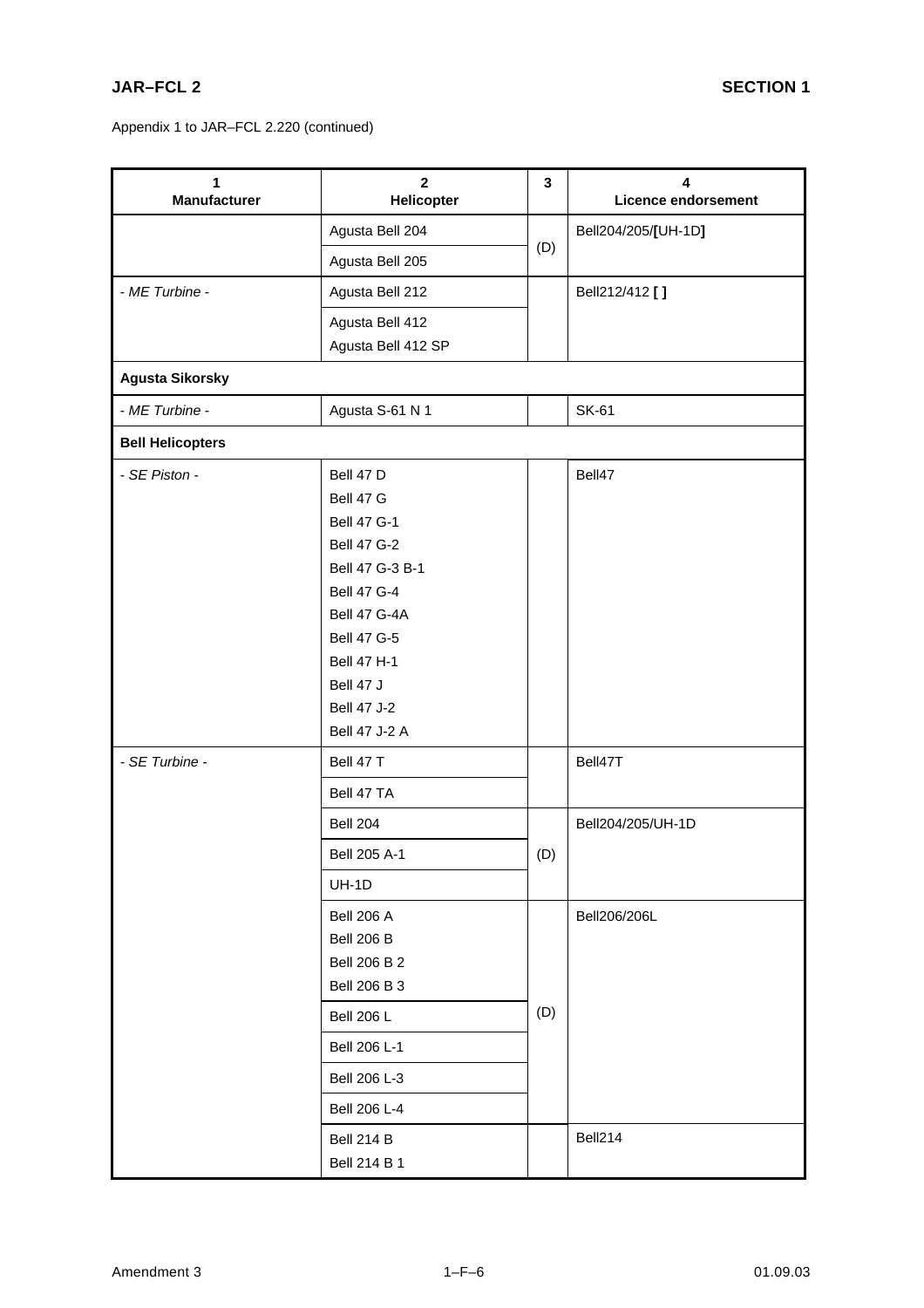Appendix 1 to JAR–FCL 2.220 (continued)

| 1<br>Manufacturer | 2<br>Helicopter | 3 | 4<br>Licence endorsement |
|---|---|---|---|
| | Agusta Bell 204 | (D) | Bell204/205/**[**UH-1D**]** |
| | Agusta Bell 205 | | |
| *- ME Turbine -* | Agusta Bell 212 | | Bell212/412 **[ ]** |
| | Agusta Bell 412<br>Agusta Bell 412 SP | | |
| **Agusta Sikorsky** | | | |
| *- ME Turbine -* | Agusta S-61 N 1 | | SK-61 |
| **Bell Helicopters** | | | |
| *- SE Piston -* | Bell 47 D<br>Bell 47 G<br>Bell 47 G-1<br>Bell 47 G-2<br>Bell 47 G-3 B-1<br>Bell 47 G-4<br>Bell 47 G-4A<br>Bell 47 G-5<br>Bell 47 H-1<br>Bell 47 J<br>Bell 47 J-2<br>Bell 47 J-2 A | | Bell47 |
| *- SE Turbine -* | Bell 47 T | | Bell47T |
| | Bell 47 TA | | |
| | Bell 204 | (D) | Bell204/205/UH-1D |
| | Bell 205 A-1 | | |
| | UH-1D | | |
| | Bell 206 A<br>Bell 206 B<br>Bell 206 B 2<br>Bell 206 B 3 | (D) | Bell206/206L |
| | Bell 206 L | | |
| | Bell 206 L-1 | | |
| | Bell 206 L-3 | | |
| | Bell 206 L-4 | | |
| | Bell 214 B<br>Bell 214 B 1 | | Bell214 |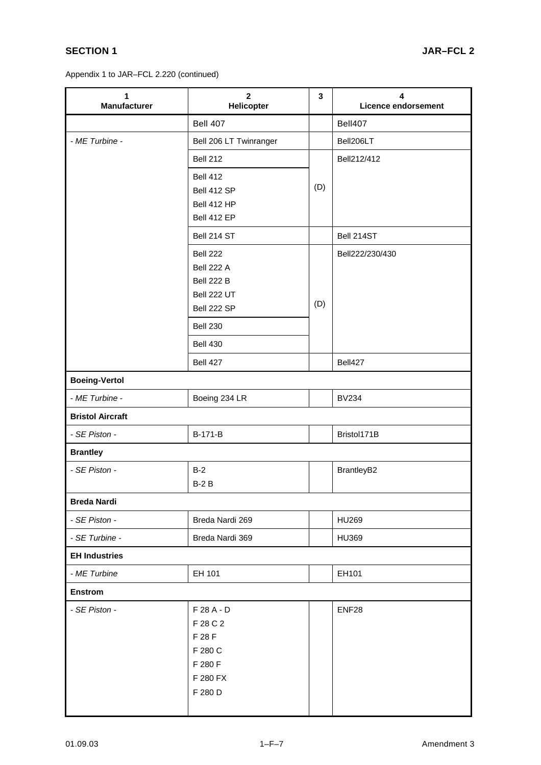Appendix 1 to JAR–FCL 2.220 (continued)

| 1<br>Manufacturer | 2<br>Helicopter | 3 | 4<br>Licence endorsement |
|---|---|---|---|
| | Bell 407 | | Bell407 |
| *- ME Turbine -* | Bell 206 LT Twinranger | | Bell206LT |
| | Bell 212 | (D) | Bell212/412 |
| | Bell 412<br>Bell 412 SP<br>Bell 412 HP<br>Bell 412 EP | | |
| | Bell 214 ST | | Bell 214ST |
| | Bell 222<br>Bell 222 A<br>Bell 222 B<br>Bell 222 UT<br>Bell 222 SP | (D) | Bell222/230/430 |
| | Bell 230 | | |
| | Bell 430 | | |
| | Bell 427 | | Bell427 |
| **Boeing-Vertol** | | | |
| *- ME Turbine -* | Boeing 234 LR | | BV234 |
| **Bristol Aircraft** | | | |
| *- SE Piston -* | B-171-B | | Bristol171B |
| **Brantley** | | | |
| *- SE Piston -* | B-2<br>B-2 B | | BrantleyB2 |
| **Breda Nardi** | | | |
| *- SE Piston -* | Breda Nardi 269 | | HU269 |
| *- SE Turbine -* | Breda Nardi 369 | | HU369 |
| **EH Industries** | | | |
| *- ME Turbine* | EH 101 | | EH101 |
| **Enstrom** | | | |
| *- SE Piston -* | F 28 A - D<br>F 28 C 2<br>F 28 F<br>F 280 C<br>F 280 F<br>F 280 FX<br>F 280 D | | ENF28 |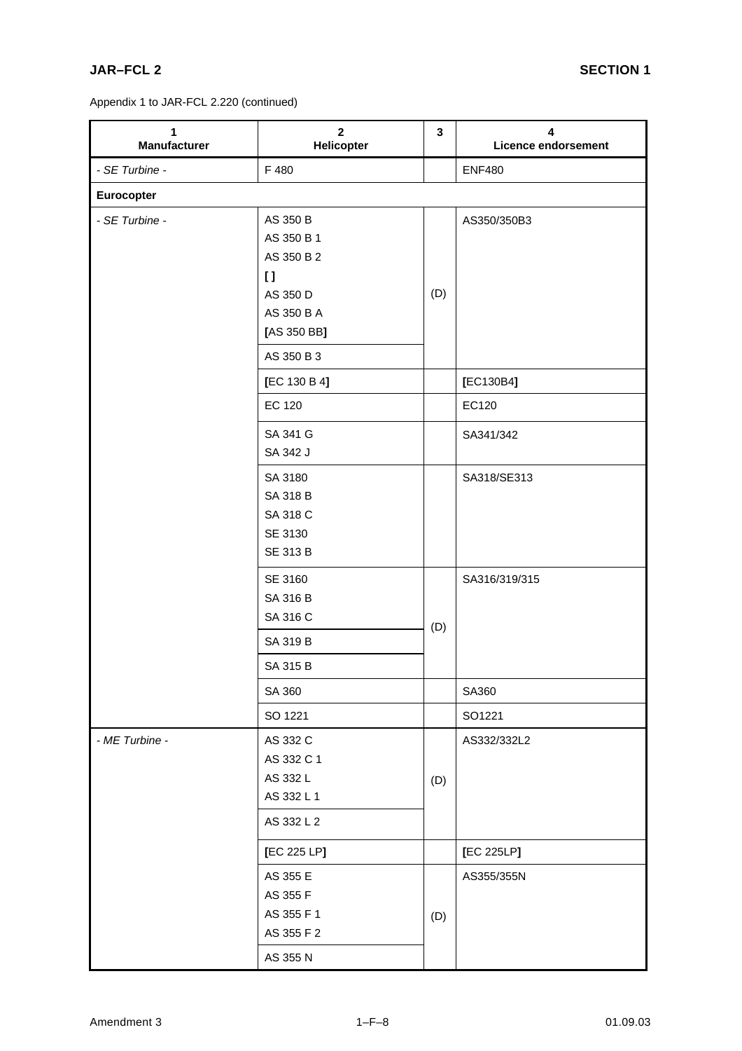Appendix 1 to JAR-FCL 2.220 (continued)

| 1<br>Manufacturer | 2<br>Helicopter | 3 | 4<br>Licence endorsement |
|---|---|---|---|
| *- SE Turbine -* | F 480 | | ENF480 |
| **Eurocopter** | | | |
| *- SE Turbine -* | AS 350 B<br>AS 350 B 1<br>AS 350 B 2<br>**[ ]**<br>AS 350 D<br>AS 350 B A<br>**[**AS 350 BB**]** | (D) | AS350/350B3 |
| | AS 350 B 3 | | |
| | **[**EC 130 B 4**]** | | **[**EC130B4**]** |
| | EC 120 | | EC120 |
| | SA 341 G<br>SA 342 J | | SA341/342 |
| | SA 3180<br>SA 318 B<br>SA 318 C<br>SE 3130<br>SE 313 B | | SA318/SE313 |
| | SE 3160<br>SA 316 B<br>SA 316 C | (D) | SA316/319/315 |
| | SA 319 B | | |
| | SA 315 B | | |
| | SA 360 | | SA360 |
| | SO 1221 | | SO1221 |
| *- ME Turbine -* | AS 332 C<br>AS 332 C 1<br>AS 332 L<br>AS 332 L 1 | (D) | AS332/332L2 |
| | AS 332 L 2 | | |
| | **[**EC 225 LP**]** | | **[**EC 225LP**]** |
| | AS 355 E<br>AS 355 F<br>AS 355 F 1<br>AS 355 F 2 | (D) | AS355/355N |
| | AS 355 N | | |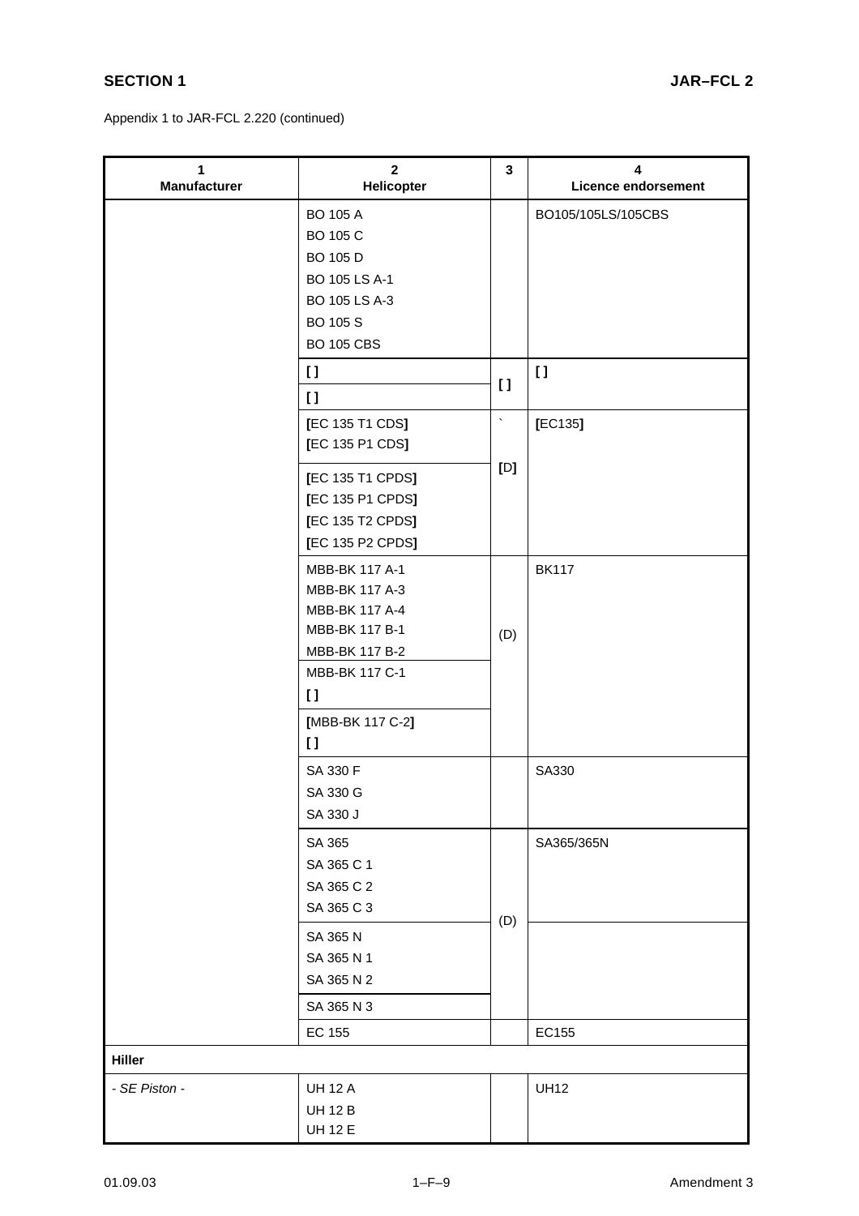Appendix 1 to JAR-FCL 2.220 (continued)

| 1<br>Manufacturer | 2<br>Helicopter | 3 | 4<br>Licence endorsement |
|---|---|---|---|
| | BO 105 A<br>BO 105 C<br>BO 105 D<br>BO 105 LS A-1<br>BO 105 LS A-3<br>BO 105 S<br>BO 105 CBS | | BO105/105LS/105CBS |
| | [ ] | [ ] | [ ] |
| | [ ] | | |
| | [EC 135 T1 CDS]<br>[EC 135 P1 CDS] | `<br>[D] | [EC135] |
| | [EC 135 T1 CPDS]<br>[EC 135 P1 CPDS]<br>[EC 135 T2 CPDS]<br>[EC 135 P2 CPDS] | | |
| | MBB-BK 117 A-1<br>MBB-BK 117 A-3<br>MBB-BK 117 A-4<br>MBB-BK 117 B-1<br>MBB-BK 117 B-2 | (D) | BK117 |
| | MBB-BK 117 C-1<br>[ ] | | |
| | [MBB-BK 117 C-2]<br>[ ] | | |
| | SA 330 F<br>SA 330 G<br>SA 330 J | | SA330 |
| | SA 365<br>SA 365 C 1<br>SA 365 C 2<br>SA 365 C 3 | (D) | SA365/365N |
| | SA 365 N<br>SA 365 N 1<br>SA 365 N 2 | | |
| | SA 365 N 3 | | |
| | EC 155 | | EC155 |
| **Hiller** | | | |
| *- SE Piston -* | UH 12 A<br>UH 12 B<br>UH 12 E | | UH12 |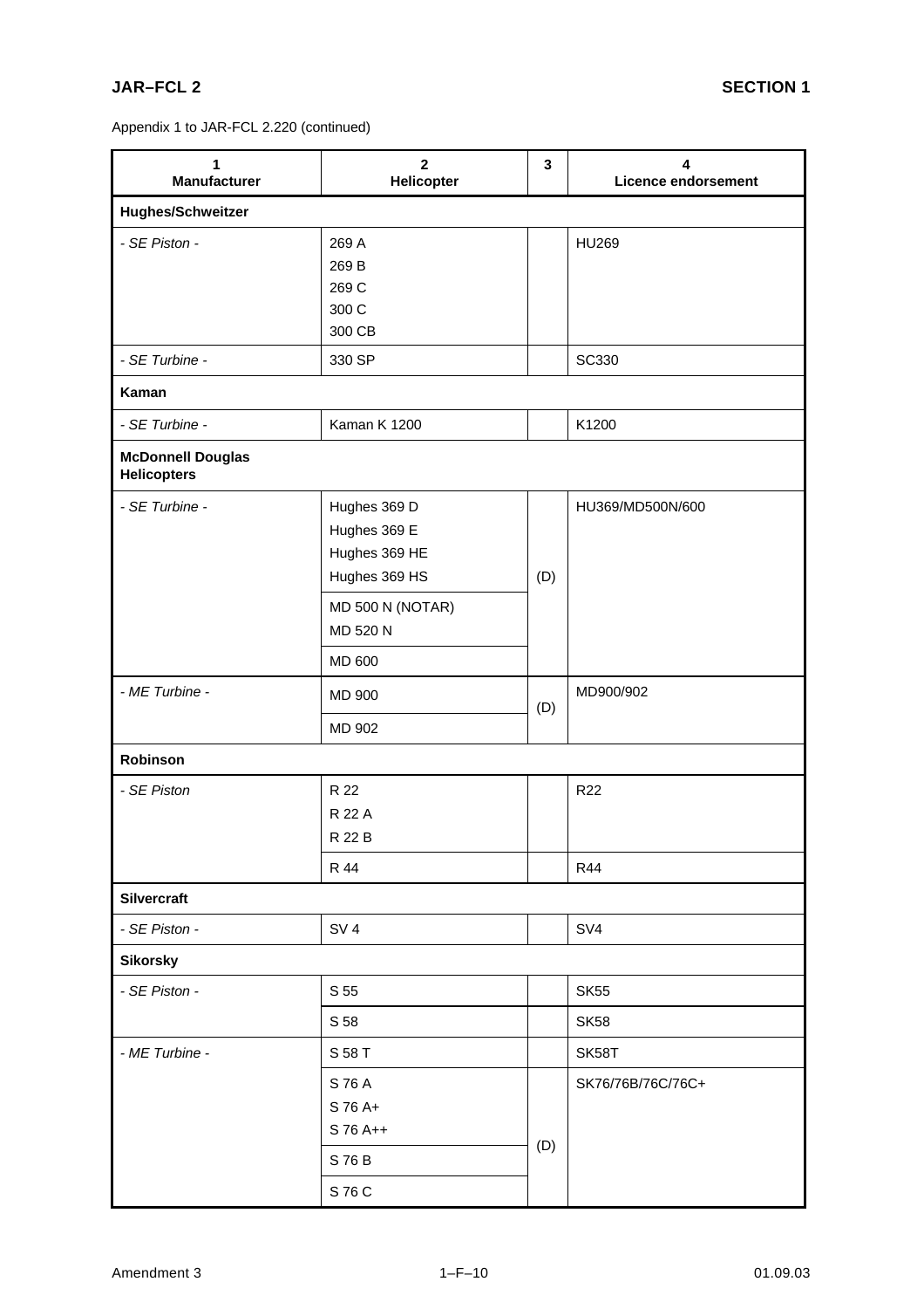Appendix 1 to JAR-FCL 2.220 (continued)

| 1<br>Manufacturer | 2<br>Helicopter | 3 | 4<br>Licence endorsement |
|---|---|---|---|
| **Hughes/Schweitzer** | | | |
| *- SE Piston -* | 269 A<br>269 B<br>269 C<br>300 C<br>300 CB | | HU269 |
| *- SE Turbine -* | 330 SP | | SC330 |
| **Kaman** | | | |
| *- SE Turbine -* | Kaman K 1200 | | K1200 |
| **McDonnell Douglas Helicopters** | | | |
| *- SE Turbine -* | Hughes 369 D<br>Hughes 369 E<br>Hughes 369 HE<br>Hughes 369 HS | (D) | HU369/MD500N/600 |
| | MD 500 N (NOTAR)<br>MD 520 N | | |
| | MD 600 | | |
| *- ME Turbine -* | MD 900 | (D) | MD900/902 |
| | MD 902 | | |
| **Robinson** | | | |
| *- SE Piston* | R 22<br>R 22 A<br>R 22 B | | R22 |
| | R 44 | | R44 |
| **Silvercraft** | | | |
| *- SE Piston -* | SV 4 | | SV4 |
| **Sikorsky** | | | |
| *- SE Piston -* | S 55 | | SK55 |
| | S 58 | | SK58 |
| *- ME Turbine -* | S 58 T | | SK58T |
| | S 76 A<br>S 76 A+<br>S 76 A++ | (D) | SK76/76B/76C/76C+ |
| | S 76 B | | |
| | S 76 C | | |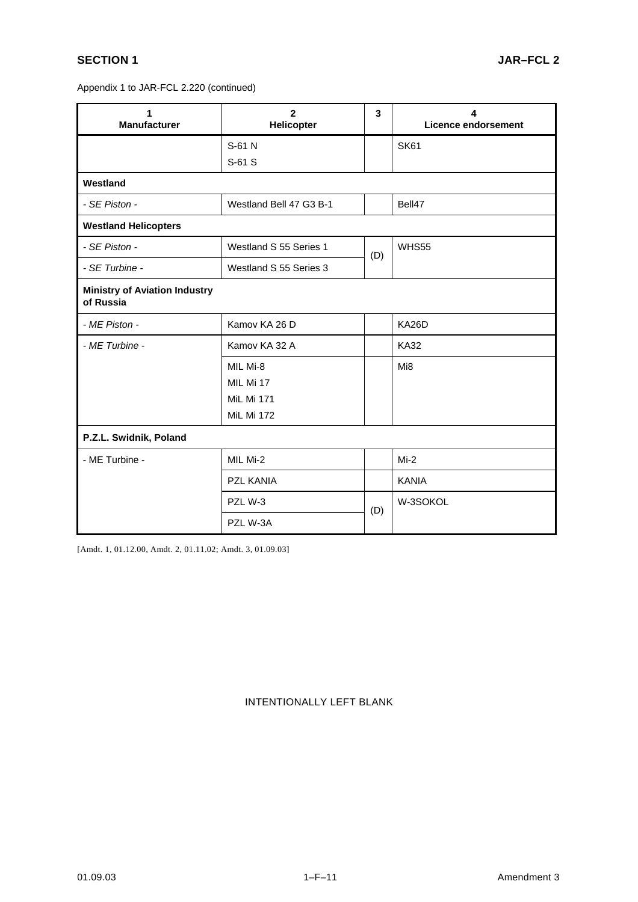Appendix 1 to JAR-FCL 2.220 (continued)

| 1<br>Manufacturer | 2<br>Helicopter | 3 | 4<br>Licence endorsement |
|---|---|---|---|
| | S-61 N<br>S-61 S | | SK61 |
| **Westland** | | | |
| *- SE Piston -* | Westland Bell 47 G3 B-1 | | Bell47 |
| **Westland Helicopters** | | | |
| *- SE Piston -* | Westland S 55 Series 1 | (D) | WHS55 |
| *- SE Turbine -* | Westland S 55 Series 3 | | |
| **Ministry of Aviation Industry of Russia** | | | |
| *- ME Piston -* | Kamov KA 26 D | | KA26D |
| *- ME Turbine -* | Kamov KA 32 A | | KA32 |
| | MIL Mi-8<br>MIL Mi 17<br>MiL Mi 171<br>MiL Mi 172 | | Mi8 |
| **P.Z.L. Swidnik, Poland** | | | |
| - ME Turbine - | MIL Mi-2 | | Mi-2 |
| | PZL KANIA | | KANIA |
| | PZL W-3 | (D) | W-3SOKOL |
| | PZL W-3A | | |

[Amdt. 1, 01.12.00, Amdt. 2, 01.11.02; Amdt. 3, 01.09.03]

INTENTIONALLY LEFT BLANK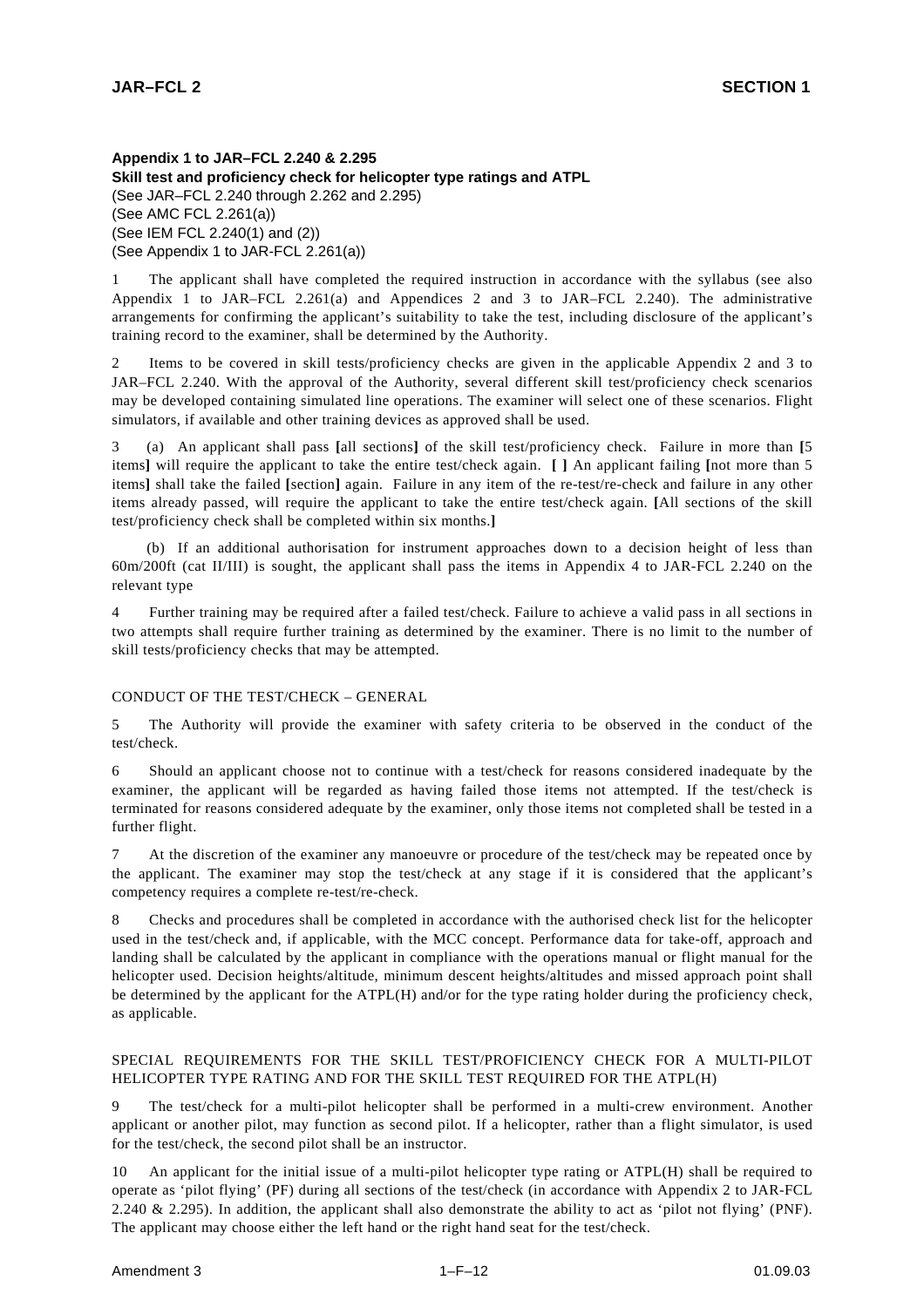**Appendix 1 to JAR–FCL 2.240 & 2.295**
**Skill test and proficiency check for helicopter type ratings and ATPL**
(See JAR–FCL 2.240 through 2.262 and 2.295)
(See AMC FCL 2.261(a))
(See IEM FCL 2.240(1) and (2))
(See Appendix 1 to JAR-FCL 2.261(a))

1 The applicant shall have completed the required instruction in accordance with the syllabus (see also Appendix 1 to JAR–FCL 2.261(a) and Appendices 2 and 3 to JAR–FCL 2.240). The administrative arrangements for confirming the applicant's suitability to take the test, including disclosure of the applicant's training record to the examiner, shall be determined by the Authority.

2 Items to be covered in skill tests/proficiency checks are given in the applicable Appendix 2 and 3 to JAR–FCL 2.240. With the approval of the Authority, several different skill test/proficiency check scenarios may be developed containing simulated line operations. The examiner will select one of these scenarios. Flight simulators, if available and other training devices as approved shall be used.

3 (a) An applicant shall pass **[**all sections**]** of the skill test/proficiency check. Failure in more than **[**5 items**]** will require the applicant to take the entire test/check again. **[ ]** An applicant failing **[**not more than 5 items**]** shall take the failed **[**section**]** again. Failure in any item of the re-test/re-check and failure in any other items already passed, will require the applicant to take the entire test/check again. **[**All sections of the skill test/proficiency check shall be completed within six months.**]**

(b) If an additional authorisation for instrument approaches down to a decision height of less than 60m/200ft (cat II/III) is sought, the applicant shall pass the items in Appendix 4 to JAR-FCL 2.240 on the relevant type

4 Further training may be required after a failed test/check. Failure to achieve a valid pass in all sections in two attempts shall require further training as determined by the examiner. There is no limit to the number of skill tests/proficiency checks that may be attempted.

CONDUCT OF THE TEST/CHECK – GENERAL

5 The Authority will provide the examiner with safety criteria to be observed in the conduct of the test/check.

6 Should an applicant choose not to continue with a test/check for reasons considered inadequate by the examiner, the applicant will be regarded as having failed those items not attempted. If the test/check is terminated for reasons considered adequate by the examiner, only those items not completed shall be tested in a further flight.

7 At the discretion of the examiner any manoeuvre or procedure of the test/check may be repeated once by the applicant. The examiner may stop the test/check at any stage if it is considered that the applicant's competency requires a complete re-test/re-check.

8 Checks and procedures shall be completed in accordance with the authorised check list for the helicopter used in the test/check and, if applicable, with the MCC concept. Performance data for take-off, approach and landing shall be calculated by the applicant in compliance with the operations manual or flight manual for the helicopter used. Decision heights/altitude, minimum descent heights/altitudes and missed approach point shall be determined by the applicant for the ATPL(H) and/or for the type rating holder during the proficiency check, as applicable.

SPECIAL REQUIREMENTS FOR THE SKILL TEST/PROFICIENCY CHECK FOR A MULTI-PILOT HELICOPTER TYPE RATING AND FOR THE SKILL TEST REQUIRED FOR THE ATPL(H)

9 The test/check for a multi-pilot helicopter shall be performed in a multi-crew environment. Another applicant or another pilot, may function as second pilot. If a helicopter, rather than a flight simulator, is used for the test/check, the second pilot shall be an instructor.

10 An applicant for the initial issue of a multi-pilot helicopter type rating or ATPL(H) shall be required to operate as 'pilot flying' (PF) during all sections of the test/check (in accordance with Appendix 2 to JAR-FCL 2.240 & 2.295). In addition, the applicant shall also demonstrate the ability to act as 'pilot not flying' (PNF). The applicant may choose either the left hand or the right hand seat for the test/check.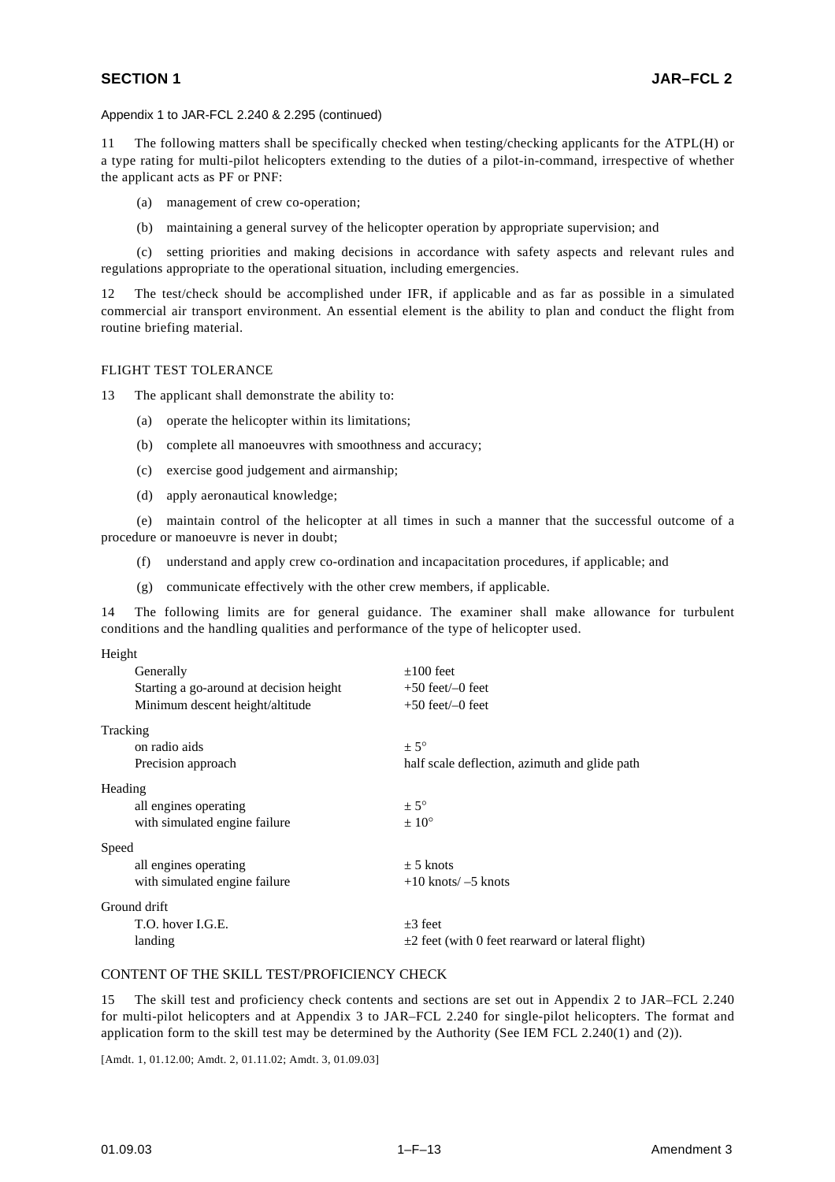Appendix 1 to JAR-FCL 2.240 & 2.295 (continued)

11 The following matters shall be specifically checked when testing/checking applicants for the ATPL(H) or a type rating for multi-pilot helicopters extending to the duties of a pilot-in-command, irrespective of whether the applicant acts as PF or PNF:

(a) management of crew co-operation;

(b) maintaining a general survey of the helicopter operation by appropriate supervision; and

(c) setting priorities and making decisions in accordance with safety aspects and relevant rules and regulations appropriate to the operational situation, including emergencies.

12 The test/check should be accomplished under IFR, if applicable and as far as possible in a simulated commercial air transport environment. An essential element is the ability to plan and conduct the flight from routine briefing material.

## FLIGHT TEST TOLERANCE

13 The applicant shall demonstrate the ability to:

(a) operate the helicopter within its limitations;

(b) complete all manoeuvres with smoothness and accuracy;

(c) exercise good judgement and airmanship;

(d) apply aeronautical knowledge;

(e) maintain control of the helicopter at all times in such a manner that the successful outcome of a procedure or manoeuvre is never in doubt;

(f) understand and apply crew co-ordination and incapacitation procedures, if applicable; and

(g) communicate effectively with the other crew members, if applicable.

14 The following limits are for general guidance. The examiner shall make allowance for turbulent conditions and the handling qualities and performance of the type of helicopter used.

| | |
|---|---|
| **Height** | |
| Generally | ±100 feet |
| Starting a go-around at decision height | +50 feet/–0 feet |
| Minimum descent height/altitude | +50 feet/–0 feet |
| **Tracking** | |
| on radio aids | ± 5° |
| Precision approach | half scale deflection, azimuth and glide path |
| **Heading** | |
| all engines operating | ± 5° |
| with simulated engine failure | ± 10° |
| **Speed** | |
| all engines operating | ± 5 knots |
| with simulated engine failure | +10 knots/ –5 knots |
| **Ground drift** | |
| T.O. hover I.G.E. | ±3 feet |
| landing | ±2 feet (with 0 feet rearward or lateral flight) |

## CONTENT OF THE SKILL TEST/PROFICIENCY CHECK

15 The skill test and proficiency check contents and sections are set out in Appendix 2 to JAR–FCL 2.240 for multi-pilot helicopters and at Appendix 3 to JAR–FCL 2.240 for single-pilot helicopters. The format and application form to the skill test may be determined by the Authority (See IEM FCL 2.240(1) and (2)).

[Amdt. 1, 01.12.00; Amdt. 2, 01.11.02; Amdt. 3, 01.09.03]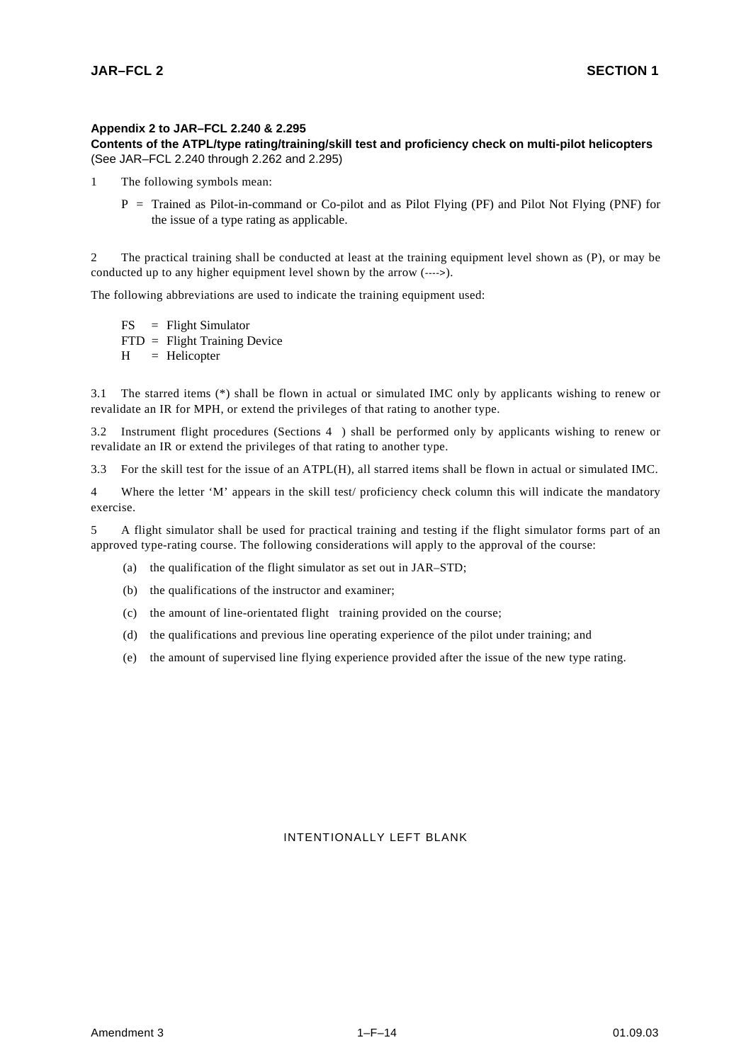**Appendix 2 to JAR–FCL 2.240 & 2.295**

**Contents of the ATPL/type rating/training/skill test and proficiency check on multi-pilot helicopters**
(See JAR–FCL 2.240 through 2.262 and 2.295)

1 The following symbols mean:

P = Trained as Pilot-in-command or Co-pilot and as Pilot Flying (PF) and Pilot Not Flying (PNF) for the issue of a type rating as applicable.

2 The practical training shall be conducted at least at the training equipment level shown as (P), or may be conducted up to any higher equipment level shown by the arrow (---->).

The following abbreviations are used to indicate the training equipment used:

FS = Flight Simulator
FTD = Flight Training Device
H = Helicopter

3.1 The starred items (*) shall be flown in actual or simulated IMC only by applicants wishing to renew or revalidate an IR for MPH, or extend the privileges of that rating to another type.

3.2 Instrument flight procedures (Sections 4 ) shall be performed only by applicants wishing to renew or revalidate an IR or extend the privileges of that rating to another type.

3.3 For the skill test for the issue of an ATPL(H), all starred items shall be flown in actual or simulated IMC.

4 Where the letter 'M' appears in the skill test/ proficiency check column this will indicate the mandatory exercise.

5 A flight simulator shall be used for practical training and testing if the flight simulator forms part of an approved type-rating course. The following considerations will apply to the approval of the course:

(a) the qualification of the flight simulator as set out in JAR–STD;

(b) the qualifications of the instructor and examiner;

(c) the amount of line-orientated flight training provided on the course;

(d) the qualifications and previous line operating experience of the pilot under training; and

(e) the amount of supervised line flying experience provided after the issue of the new type rating.

INTENTIONALLY LEFT BLANK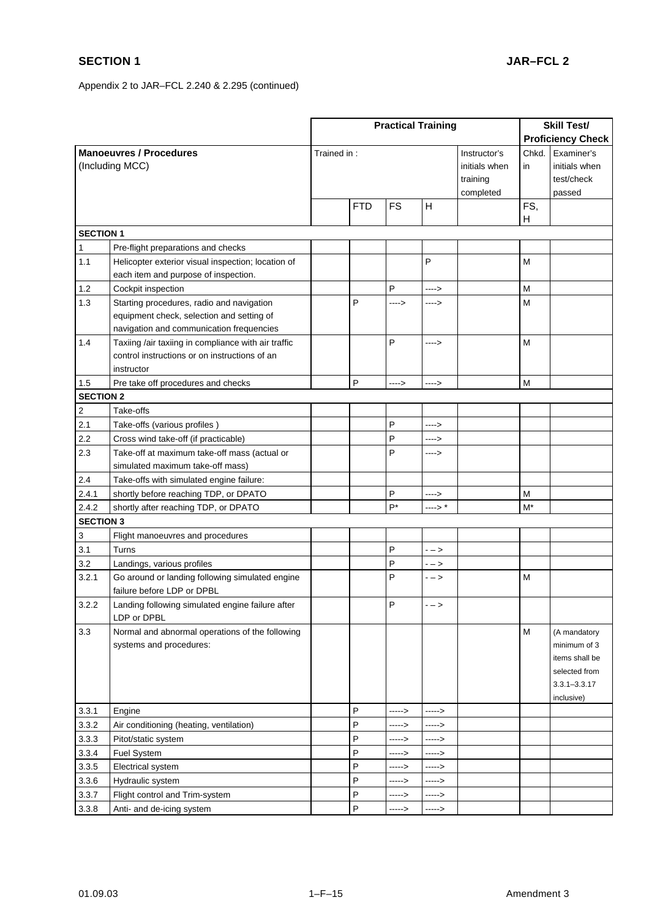Appendix 2 to JAR–FCL 2.240 & 2.295 (continued)

| Manoeuvres / Procedures (Including MCC) | | Practical Training | | | | | Skill Test/ Proficiency Check | |
|---|---|---|---|---|---|---|---|---|
| | | Trained in : | | | | Instructor's initials when training completed | Chkd. in | Examiner's initials when test/check passed |
| | | | FTD | FS | H | | FS, H | |
| **SECTION 1** | | | | | | | | |
| 1 | Pre-flight preparations and checks | | | | | | | |
| 1.1 | Helicopter exterior visual inspection; location of each item and purpose of inspection. | | | | P | | M | |
| 1.2 | Cockpit inspection | | | P | ----> | | M | |
| 1.3 | Starting procedures, radio and navigation equipment check, selection and setting of navigation and communication frequencies | | P | ----> | ----> | | M | |
| 1.4 | Taxiing /air taxiing in compliance with air traffic control instructions or on instructions of an instructor | | | P | ----> | | M | |
| 1.5 | Pre take off procedures and checks | | P | ----> | ----> | | M | |
| **SECTION 2** | | | | | | | | |
| 2 | Take-offs | | | | | | | |
| 2.1 | Take-offs (various profiles ) | | | P | ----> | | | |
| 2.2 | Cross wind take-off (if practicable) | | | P | ----> | | | |
| 2.3 | Take-off at maximum take-off mass (actual or simulated maximum take-off mass) | | | P | ----> | | | |
| 2.4 | Take-offs with simulated engine failure: | | | | | | | |
| 2.4.1 | shortly before reaching TDP, or DPATO | | | P | ----> | | M | |
| 2.4.2 | shortly after reaching TDP, or DPATO | | | P* | ----> * | | M* | |
| **SECTION 3** | | | | | | | | |
| 3 | Flight manoeuvres and procedures | | | | | | | |
| 3.1 | Turns | | | P | - – > | | | |
| 3.2 | Landings, various profiles | | | P | - – > | | | |
| 3.2.1 | Go around or landing following simulated engine failure before LDP or DPBL | | | P | - – > | | M | |
| 3.2.2 | Landing following simulated engine failure after LDP or DPBL | | | P | - – > | | | |
| 3.3 | Normal and abnormal operations of the following systems and procedures: | | | | | | M | (A mandatory minimum of 3 items shall be selected from 3.3.1–3.3.17 inclusive) |
| 3.3.1 | Engine | | P | -----> | -----> | | | |
| 3.3.2 | Air conditioning (heating, ventilation) | | P | -----> | -----> | | | |
| 3.3.3 | Pitot/static system | | P | -----> | -----> | | | |
| 3.3.4 | Fuel System | | P | -----> | -----> | | | |
| 3.3.5 | Electrical system | | P | -----> | -----> | | | |
| 3.3.6 | Hydraulic system | | P | -----> | -----> | | | |
| 3.3.7 | Flight control and Trim-system | | P | -----> | -----> | | | |
| 3.3.8 | Anti- and de-icing system | | P | -----> | -----> | | | |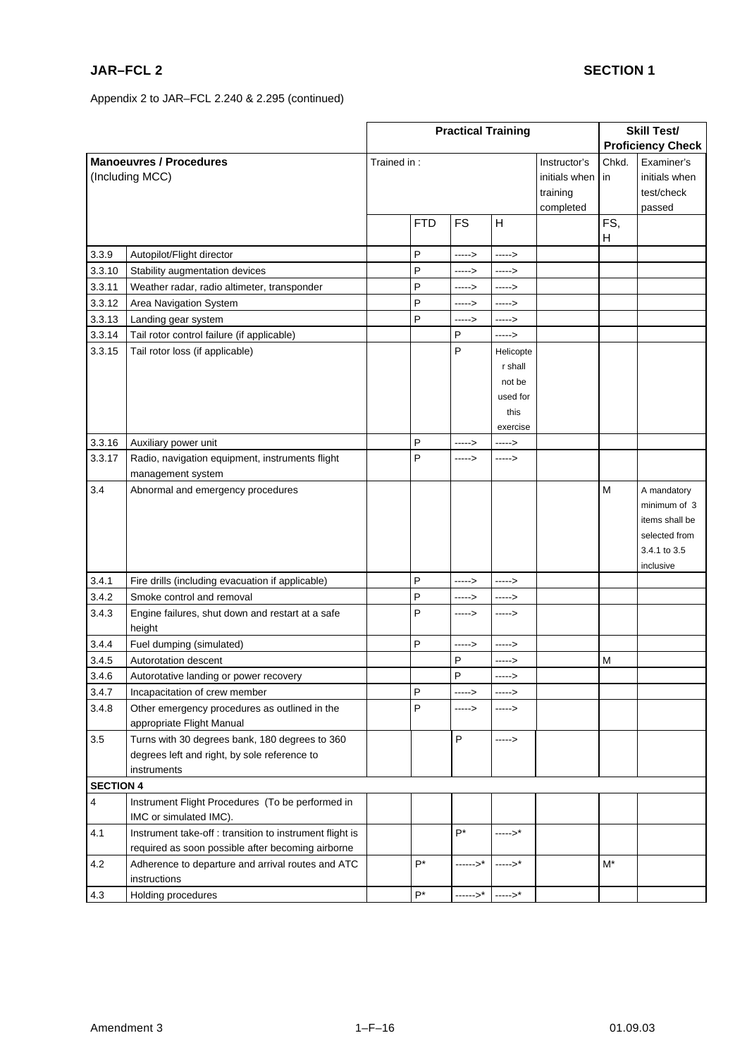Appendix 2 to JAR–FCL 2.240 & 2.295 (continued)

| | | Practical Training | | | | | Skill Test/ Proficiency Check | |
|---|---|---|---|---|---|---|---|---|
| **Manoeuvres / Procedures** (Including MCC) | | Trained in : | | | | Instructor's initials when training completed | Chkd. in | Examiner's initials when test/check passed |
| | | | FTD | FS | H | | FS, H | |
| 3.3.9 | Autopilot/Flight director | | P | -----> | -----> | | | |
| 3.3.10 | Stability augmentation devices | | P | -----> | -----> | | | |
| 3.3.11 | Weather radar, radio altimeter, transponder | | P | -----> | -----> | | | |
| 3.3.12 | Area Navigation System | | P | -----> | -----> | | | |
| 3.3.13 | Landing gear system | | P | -----> | -----> | | | |
| 3.3.14 | Tail rotor control failure (if applicable) | | | P | -----> | | | |
| 3.3.15 | Tail rotor loss (if applicable) | | | P | Helicopter shall not be used for this exercise | | | |
| 3.3.16 | Auxiliary power unit | | P | -----> | -----> | | | |
| 3.3.17 | Radio, navigation equipment, instruments flight management system | | P | -----> | -----> | | | |
| 3.4 | Abnormal and emergency procedures | | | | | | M | A mandatory minimum of 3 items shall be selected from 3.4.1 to 3.5 inclusive |
| 3.4.1 | Fire drills (including evacuation if applicable) | | P | -----> | -----> | | | |
| 3.4.2 | Smoke control and removal | | P | -----> | -----> | | | |
| 3.4.3 | Engine failures, shut down and restart at a safe height | | P | -----> | -----> | | | |
| 3.4.4 | Fuel dumping (simulated) | | P | -----> | -----> | | | |
| 3.4.5 | Autorotation descent | | | P | -----> | | M | |
| 3.4.6 | Autorotative landing or power recovery | | | P | -----> | | | |
| 3.4.7 | Incapacitation of crew member | | P | -----> | -----> | | | |
| 3.4.8 | Other emergency procedures as outlined in the appropriate Flight Manual | | P | -----> | -----> | | | |
| 3.5 | Turns with 30 degrees bank, 180 degrees to 360 degrees left and right, by sole reference to instruments | | | P | -----> | | | |
| **SECTION 4** | | | | | | | | |
| 4 | Instrument Flight Procedures (To be performed in IMC or simulated IMC). | | | | | | | |
| 4.1 | Instrument take-off : transition to instrument flight is required as soon as possible after becoming airborne | | | P* | ----->* | | | |
| 4.2 | Adherence to departure and arrival routes and ATC instructions | | P* | ------>* | ----->* | | M* | |
| 4.3 | Holding procedures | | P* | ------>* | ----->* | | | |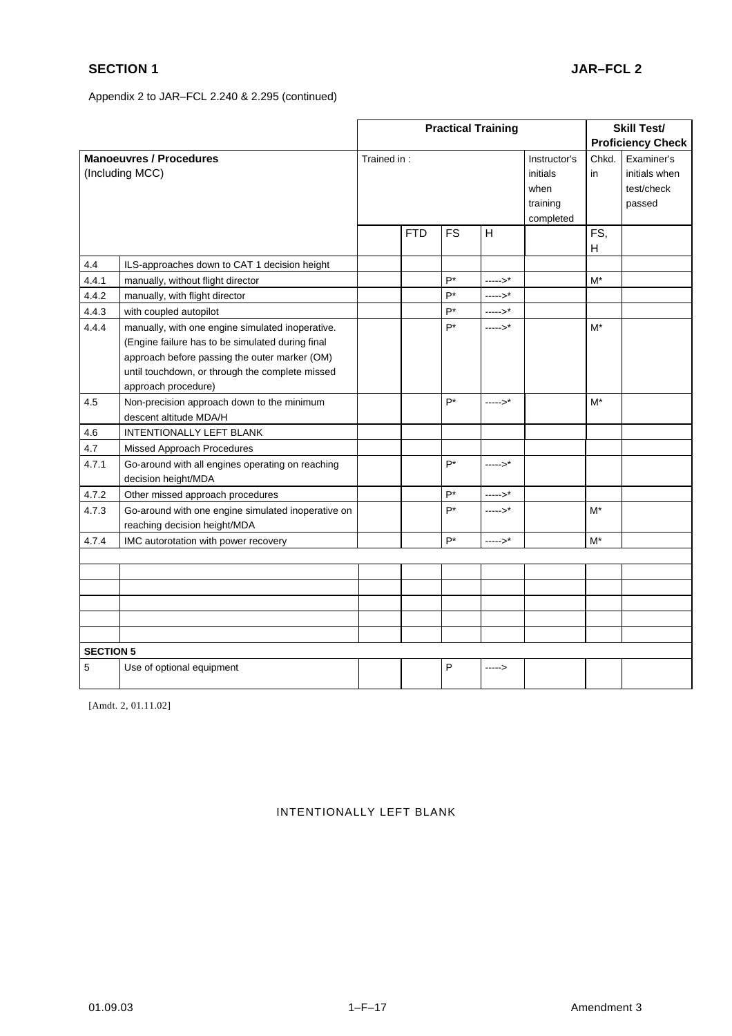Appendix 2 to JAR–FCL 2.240 & 2.295 (continued)

| Manoeuvres / Procedures (Including MCC) | | Practical Training | | | | | Skill Test/ Proficiency Check | |
|---|---|---|---|---|---|---|---|---|
| | | Trained in : | | | | Instructor's initials when training completed | Chkd. in | Examiner's initials when test/check passed |
| | | | FTD | FS | H | | FS, H | |
| 4.4 | ILS-approaches down to CAT 1 decision height | | | | | | | |
| 4.4.1 | manually, without flight director | | | P* | ----->* | | M* | |
| 4.4.2 | manually, with flight director | | | P* | ----->* | | | |
| 4.4.3 | with coupled autopilot | | | P* | ----->* | | | |
| 4.4.4 | manually, with one engine simulated inoperative. (Engine failure has to be simulated during final approach before passing the outer marker (OM) until touchdown, or through the complete missed approach procedure) | | | P* | ----->* | | M* | |
| 4.5 | Non-precision approach down to the minimum descent altitude MDA/H | | | P* | ----->* | | M* | |
| 4.6 | INTENTIONALLY LEFT BLANK | | | | | | | |
| 4.7 | Missed Approach Procedures | | | | | | | |
| 4.7.1 | Go-around with all engines operating on reaching decision height/MDA | | | P* | ----->* | | | |
| 4.7.2 | Other missed approach procedures | | | P* | ----->* | | | |
| 4.7.3 | Go-around with one engine simulated inoperative on reaching decision height/MDA | | | P* | ----->* | | M* | |
| 4.7.4 | IMC autorotation with power recovery | | | P* | ----->* | | M* | |
| | | | | | | | | |
| | | | | | | | | |
| | | | | | | | | |
| | | | | | | | | |
| | | | | | | | | |
| | | | | | | | | |
| **SECTION 5** | | | | | | | | |
| 5 | Use of optional equipment | | | P | -----> | | | |

[Amdt. 2, 01.11.02]

INTENTIONALLY LEFT BLANK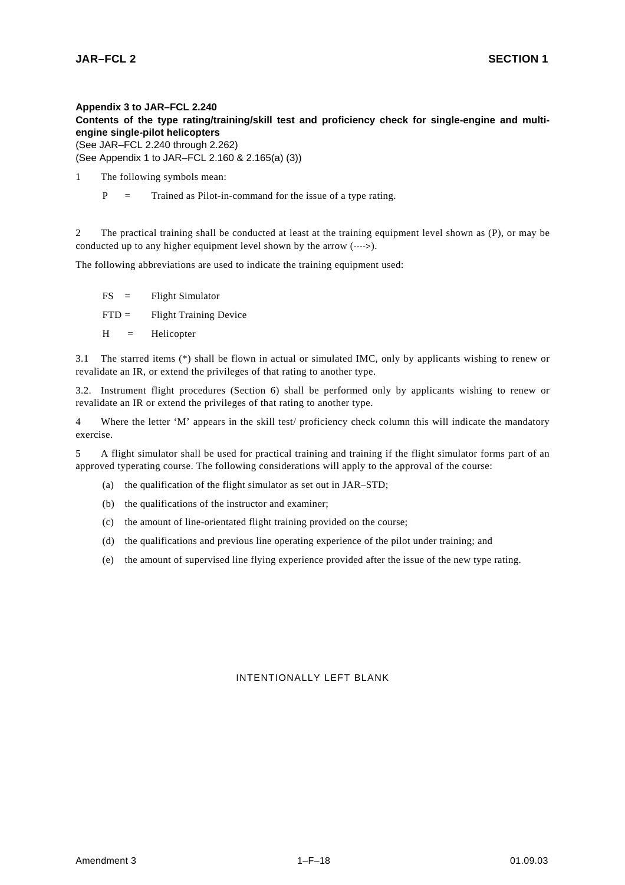**Appendix 3 to JAR–FCL 2.240**
**Contents of the type rating/training/skill test and proficiency check for single-engine and multi-engine single-pilot helicopters**
(See JAR–FCL 2.240 through 2.262)
(See Appendix 1 to JAR–FCL 2.160 & 2.165(a) (3))

1 The following symbols mean:

P = Trained as Pilot-in-command for the issue of a type rating.

2 The practical training shall be conducted at least at the training equipment level shown as (P), or may be conducted up to any higher equipment level shown by the arrow (---->).

The following abbreviations are used to indicate the training equipment used:

FS = Flight Simulator

FTD = Flight Training Device

H = Helicopter

3.1 The starred items (*) shall be flown in actual or simulated IMC, only by applicants wishing to renew or revalidate an IR, or extend the privileges of that rating to another type.

3.2. Instrument flight procedures (Section 6) shall be performed only by applicants wishing to renew or revalidate an IR or extend the privileges of that rating to another type.

4 Where the letter ‘M’ appears in the skill test/ proficiency check column this will indicate the mandatory exercise.

5 A flight simulator shall be used for practical training and training if the flight simulator forms part of an approved typerating course. The following considerations will apply to the approval of the course:

(a) the qualification of the flight simulator as set out in JAR–STD;

(b) the qualifications of the instructor and examiner;

(c) the amount of line-orientated flight training provided on the course;

(d) the qualifications and previous line operating experience of the pilot under training; and

(e) the amount of supervised line flying experience provided after the issue of the new type rating.

INTENTIONALLY LEFT BLANK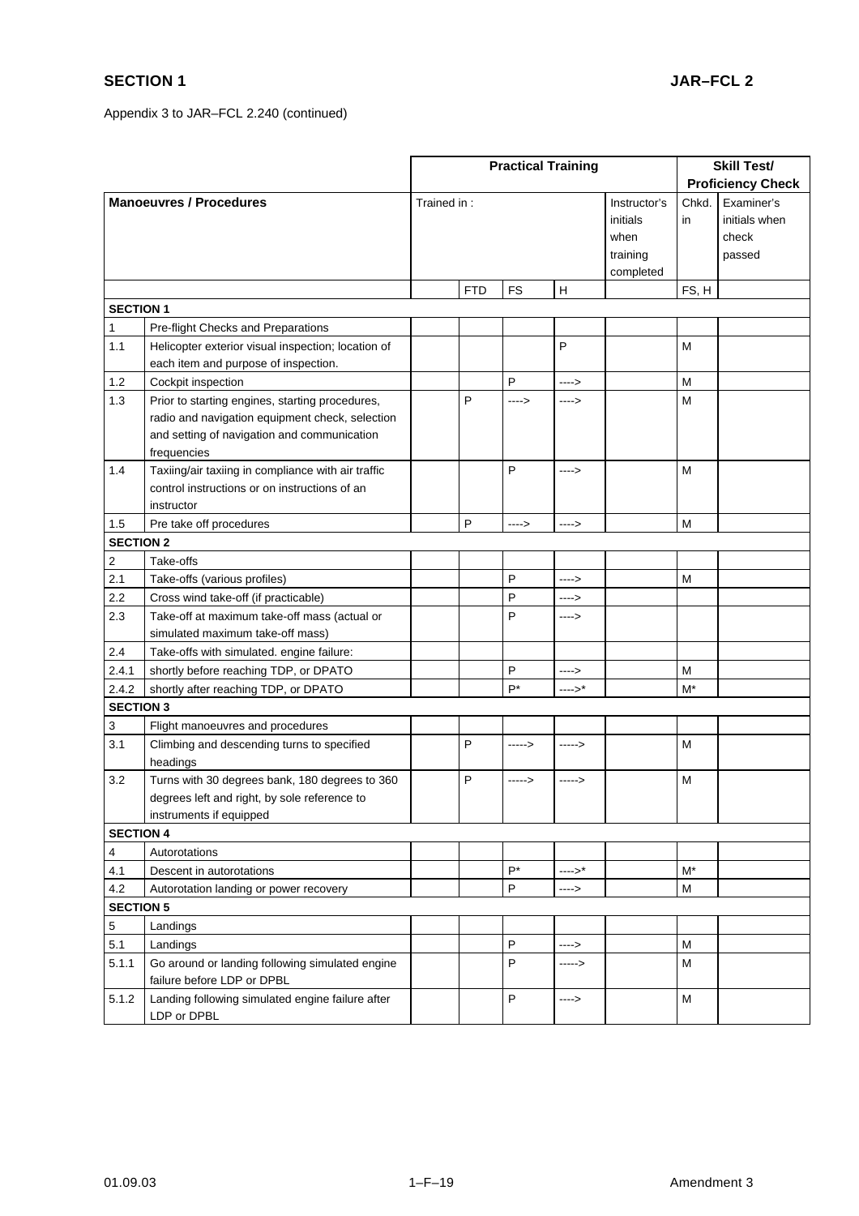Appendix 3 to JAR–FCL 2.240 (continued)

| Manoeuvres / Procedures | | Practical Training | | | | | Skill Test/ Proficiency Check | |
|---|---|---|---|---|---|---|---|---|
| | | Trained in : | | | | Instructor's initials when training completed | Chkd. in | Examiner's initials when check passed |
| | | | FTD | FS | H | | FS, H | |
| **SECTION 1** | | | | | | | | |
| 1 | Pre-flight Checks and Preparations | | | | | | | |
| 1.1 | Helicopter exterior visual inspection; location of each item and purpose of inspection. | | | | P | | M | |
| 1.2 | Cockpit inspection | | | P | ----> | | M | |
| 1.3 | Prior to starting engines, starting procedures, radio and navigation equipment check, selection and setting of navigation and communication frequencies | | P | ----> | ----> | | M | |
| 1.4 | Taxiing/air taxiing in compliance with air traffic control instructions or on instructions of an instructor | | | P | ----> | | M | |
| 1.5 | Pre take off procedures | | P | ----> | ----> | | M | |
| **SECTION 2** | | | | | | | | |
| 2 | Take-offs | | | | | | | |
| 2.1 | Take-offs (various profiles) | | | P | ----> | | M | |
| 2.2 | Cross wind take-off (if practicable) | | | P | ----> | | | |
| 2.3 | Take-off at maximum take-off mass (actual or simulated maximum take-off mass) | | | P | ----> | | | |
| 2.4 | Take-offs with simulated. engine failure: | | | | | | | |
| 2.4.1 | shortly before reaching TDP, or DPATO | | | P | ----> | | M | |
| 2.4.2 | shortly after reaching TDP, or DPATO | | | P* | ---->* | | M* | |
| **SECTION 3** | | | | | | | | |
| 3 | Flight manoeuvres and procedures | | | | | | | |
| 3.1 | Climbing and descending turns to specified headings | | P | -----> | -----> | | M | |
| 3.2 | Turns with 30 degrees bank, 180 degrees to 360 degrees left and right, by sole reference to instruments if equipped | | P | -----> | -----> | | M | |
| **SECTION 4** | | | | | | | | |
| 4 | Autorotations | | | | | | | |
| 4.1 | Descent in autorotations | | | P* | ---->* | | M* | |
| 4.2 | Autorotation landing or power recovery | | | P | ----> | | M | |
| **SECTION 5** | | | | | | | | |
| 5 | Landings | | | | | | | |
| 5.1 | Landings | | | P | ----> | | M | |
| 5.1.1 | Go around or landing following simulated engine failure before LDP or DPBL | | | P | -----> | | M | |
| 5.1.2 | Landing following simulated engine failure after LDP or DPBL | | | P | ----> | | M | |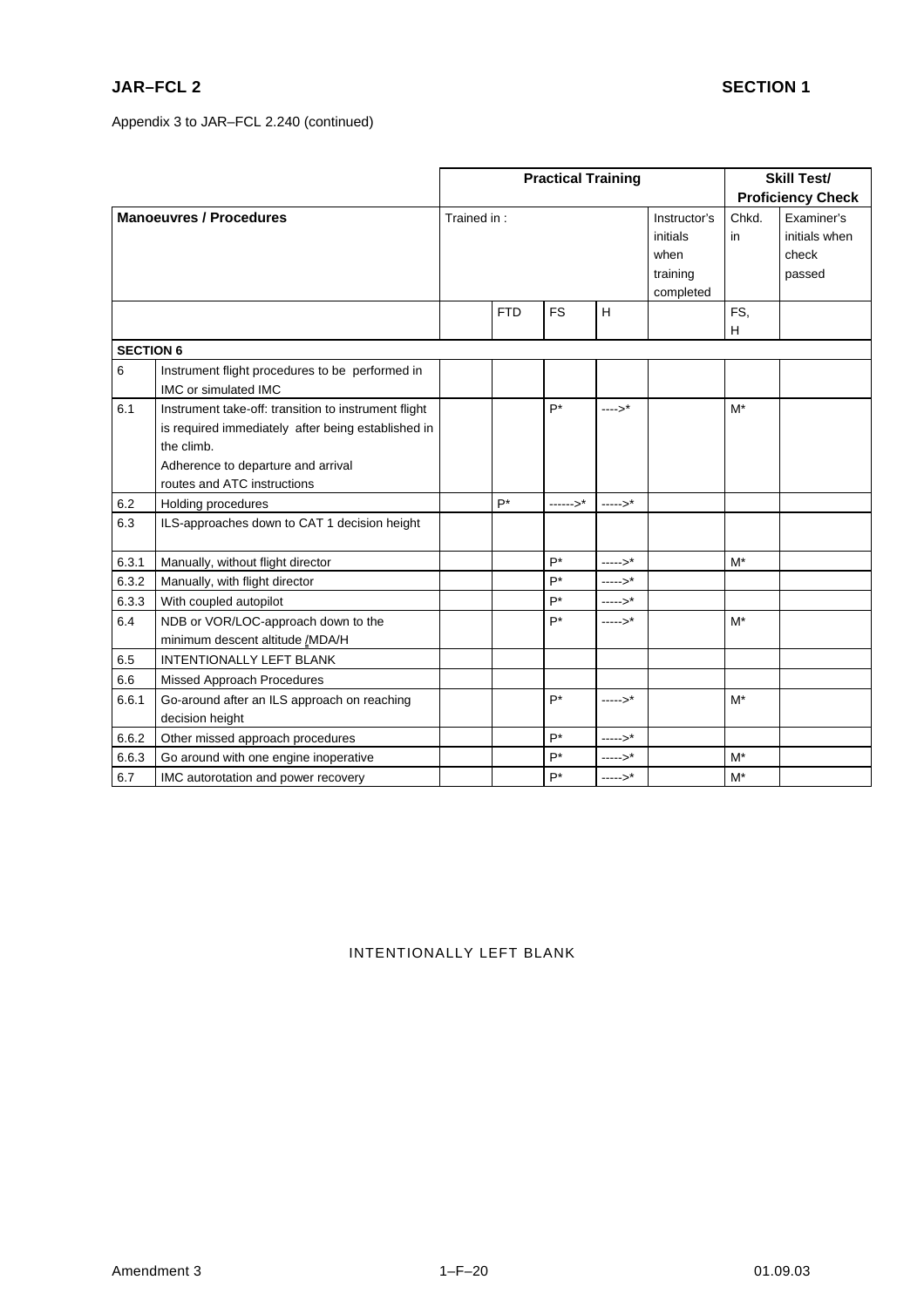Appendix 3 to JAR–FCL 2.240 (continued)

| | Manoeuvres / Procedures | Practical Training | | | | | Skill Test/ Proficiency Check | |
|---|---|---|---|---|---|---|---|---|
| | | Trained in : | | | | Instructor's initials when training completed | Chkd. in | Examiner's initials when check passed |
| | | | FTD | FS | H | | FS, H | |
| **SECTION 6** | | | | | | | | |
| 6 | Instrument flight procedures to be performed in IMC or simulated IMC | | | | | | | |
| 6.1 | Instrument take-off: transition to instrument flight is required immediately after being established in the climb. Adherence to departure and arrival routes and ATC instructions | | | P* | ---->* | | M* | |
| 6.2 | Holding procedures | | P* | ------>* | ----->* | | | |
| 6.3 | ILS-approaches down to CAT 1 decision height | | | | | | | |
| 6.3.1 | Manually, without flight director | | | P* | ----->* | | M* | |
| 6.3.2 | Manually, with flight director | | | P* | ----->* | | | |
| 6.3.3 | With coupled autopilot | | | P* | ----->* | | | |
| 6.4 | NDB or VOR/LOC-approach down to the minimum descent altitude /MDA/H | | | P* | ----->* | | M* | |
| 6.5 | INTENTIONALLY LEFT BLANK | | | | | | | |
| 6.6 | Missed Approach Procedures | | | | | | | |
| 6.6.1 | Go-around after an ILS approach on reaching decision height | | | P* | ----->* | | M* | |
| 6.6.2 | Other missed approach procedures | | | P* | ----->* | | | |
| 6.6.3 | Go around with one engine inoperative | | | P* | ----->* | | M* | |
| 6.7 | IMC autorotation and power recovery | | | P* | ----->* | | M* | |

INTENTIONALLY LEFT BLANK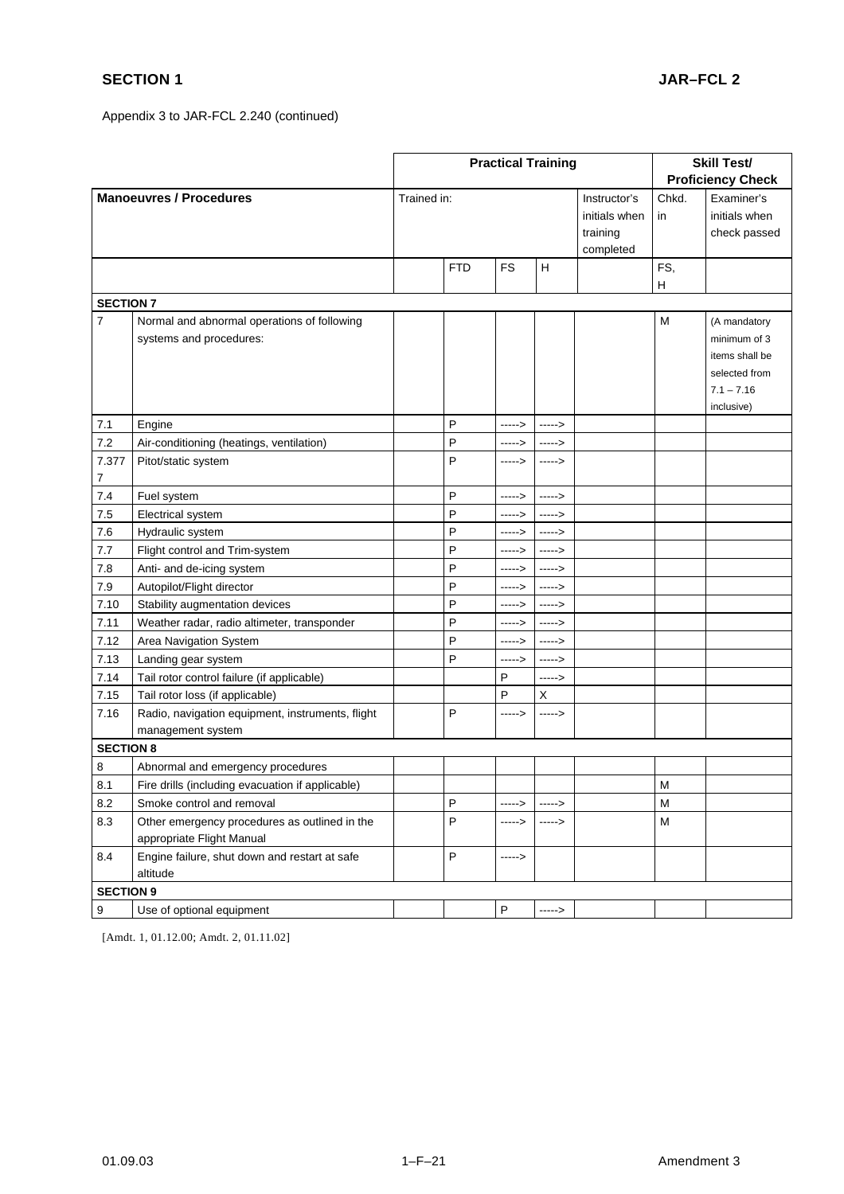Appendix 3 to JAR-FCL 2.240 (continued)

| | | Practical Training | | | | | Skill Test/ Proficiency Check | |
|---|---|---|---|---|---|---|---|---|
| **Manoeuvres / Procedures** | | Trained in: | | | | Instructor's initials when training completed | Chkd. in | Examiner's initials when check passed |
| | | | FTD | FS | H | | FS, H | |
| **SECTION 7** | | | | | | | | |
| 7 | Normal and abnormal operations of following systems and procedures: | | | | | | M | (A mandatory minimum of 3 items shall be selected from 7.1 – 7.16 inclusive) |
| 7.1 | Engine | | P | -----> | -----> | | | |
| 7.2 | Air-conditioning (heatings, ventilation) | | P | -----> | -----> | | | |
| 7.3777 | Pitot/static system | | P | -----> | -----> | | | |
| 7.4 | Fuel system | | P | -----> | -----> | | | |
| 7.5 | Electrical system | | P | -----> | -----> | | | |
| 7.6 | Hydraulic system | | P | -----> | -----> | | | |
| 7.7 | Flight control and Trim-system | | P | -----> | -----> | | | |
| 7.8 | Anti- and de-icing system | | P | -----> | -----> | | | |
| 7.9 | Autopilot/Flight director | | P | -----> | -----> | | | |
| 7.10 | Stability augmentation devices | | P | -----> | -----> | | | |
| 7.11 | Weather radar, radio altimeter, transponder | | P | -----> | -----> | | | |
| 7.12 | Area Navigation System | | P | -----> | -----> | | | |
| 7.13 | Landing gear system | | P | -----> | -----> | | | |
| 7.14 | Tail rotor control failure (if applicable) | | | P | -----> | | | |
| 7.15 | Tail rotor loss (if applicable) | | | P | X | | | |
| 7.16 | Radio, navigation equipment, instruments, flight management system | | P | -----> | -----> | | | |
| **SECTION 8** | | | | | | | | |
| 8 | Abnormal and emergency procedures | | | | | | | |
| 8.1 | Fire drills (including evacuation if applicable) | | | | | | M | |
| 8.2 | Smoke control and removal | | P | -----> | -----> | | M | |
| 8.3 | Other emergency procedures as outlined in the appropriate Flight Manual | | P | -----> | -----> | | M | |
| 8.4 | Engine failure, shut down and restart at safe altitude | | P | -----> | | | | |
| **SECTION 9** | | | | | | | | |
| 9 | Use of optional equipment | | | P | -----> | | | |

[Amdt. 1, 01.12.00; Amdt. 2, 01.11.02]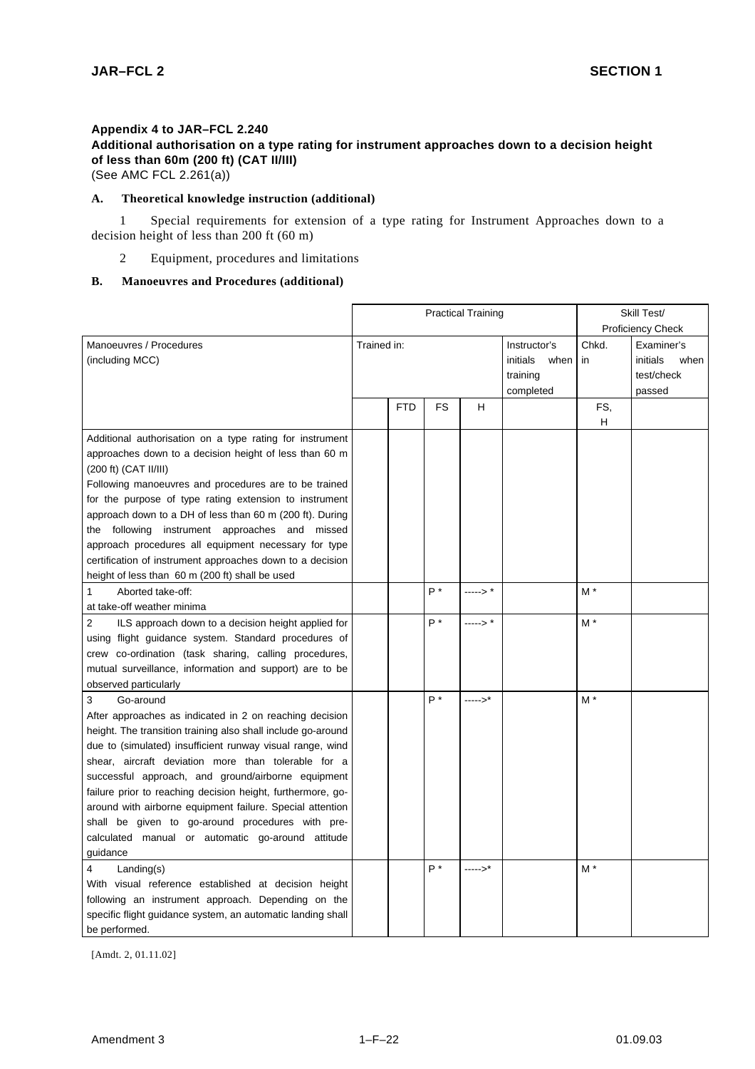### Appendix 4 to JAR–FCL 2.240
### Additional authorisation on a type rating for instrument approaches down to a decision height of less than 60m (200 ft) (CAT II/III)
(See AMC FCL 2.261(a))

**A. Theoretical knowledge instruction (additional)**

1 Special requirements for extension of a type rating for Instrument Approaches down to a decision height of less than 200 ft (60 m)

2 Equipment, procedures and limitations

**B. Manoeuvres and Procedures (additional)**

| | Practical Training | | | | | Skill Test/ Proficiency Check | |
|---|---|---|---|---|---|---|---|
| Manoeuvres / Procedures (including MCC) | Trained in: | | | | Instructor's initials when training completed | Chkd. in | Examiner's initials when test/check passed |
| | | FTD | FS | H | | FS, H | |
| Additional authorisation on a type rating for instrument approaches down to a decision height of less than 60 m (200 ft) (CAT II/III)<br>Following manoeuvres and procedures are to be trained for the purpose of type rating extension to instrument approach down to a DH of less than 60 m (200 ft). During the following instrument approaches and missed approach procedures all equipment necessary for type certification of instrument approaches down to a decision height of less than 60 m (200 ft) shall be used | | | | | | | |
| 1 Aborted take-off:<br>at take-off weather minima | | | P * | -----> * | | M * | |
| 2 ILS approach down to a decision height applied for using flight guidance system. Standard procedures of crew co-ordination (task sharing, calling procedures, mutual surveillance, information and support) are to be observed particularly | | | P * | -----> * | | M * | |
| 3 Go-around<br>After approaches as indicated in 2 on reaching decision height. The transition training also shall include go-around due to (simulated) insufficient runway visual range, wind shear, aircraft deviation more than tolerable for a successful approach, and ground/airborne equipment failure prior to reaching decision height, furthermore, go-around with airborne equipment failure. Special attention shall be given to go-around procedures with pre-calculated manual or automatic go-around attitude guidance | | | P * | ----->* | | M * | |
| 4 Landing(s)<br>With visual reference established at decision height following an instrument approach. Depending on the specific flight guidance system, an automatic landing shall be performed. | | | P * | ----->* | | M * | |

[Amdt. 2, 01.11.02]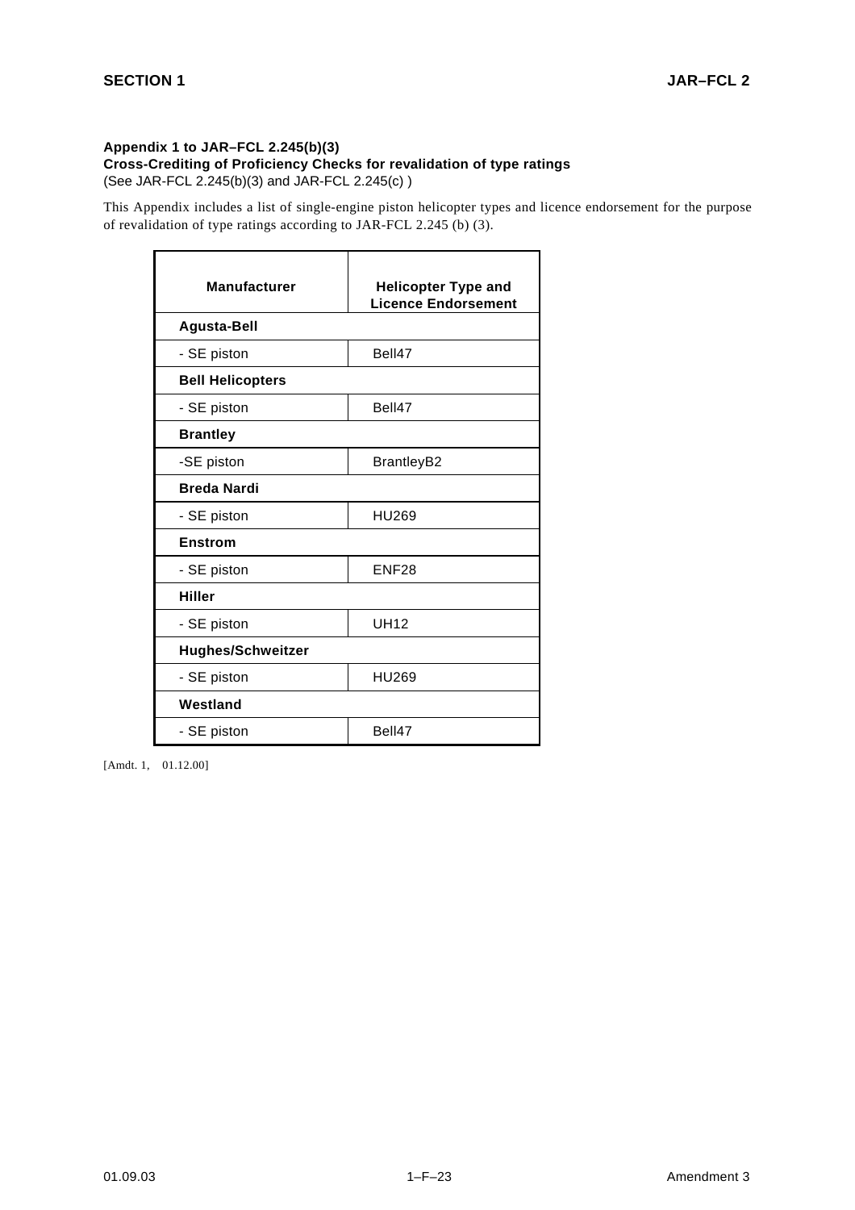**Appendix 1 to JAR–FCL 2.245(b)(3)**
**Cross-Crediting of Proficiency Checks for revalidation of type ratings**
(See JAR-FCL 2.245(b)(3) and JAR-FCL 2.245(c) )

This Appendix includes a list of single-engine piston helicopter types and licence endorsement for the purpose of revalidation of type ratings according to JAR-FCL 2.245 (b) (3).

| Manufacturer | Helicopter Type and Licence Endorsement |
|---|---|
| **Agusta-Bell** | |
| - SE piston | Bell47 |
| **Bell Helicopters** | |
| - SE piston | Bell47 |
| **Brantley** | |
| -SE piston | BrantleyB2 |
| **Breda Nardi** | |
| - SE piston | HU269 |
| **Enstrom** | |
| - SE piston | ENF28 |
| **Hiller** | |
| - SE piston | UH12 |
| **Hughes/Schweitzer** | |
| - SE piston | HU269 |
| **Westland** | |
| - SE piston | Bell47 |

[Amdt. 1, 01.12.00]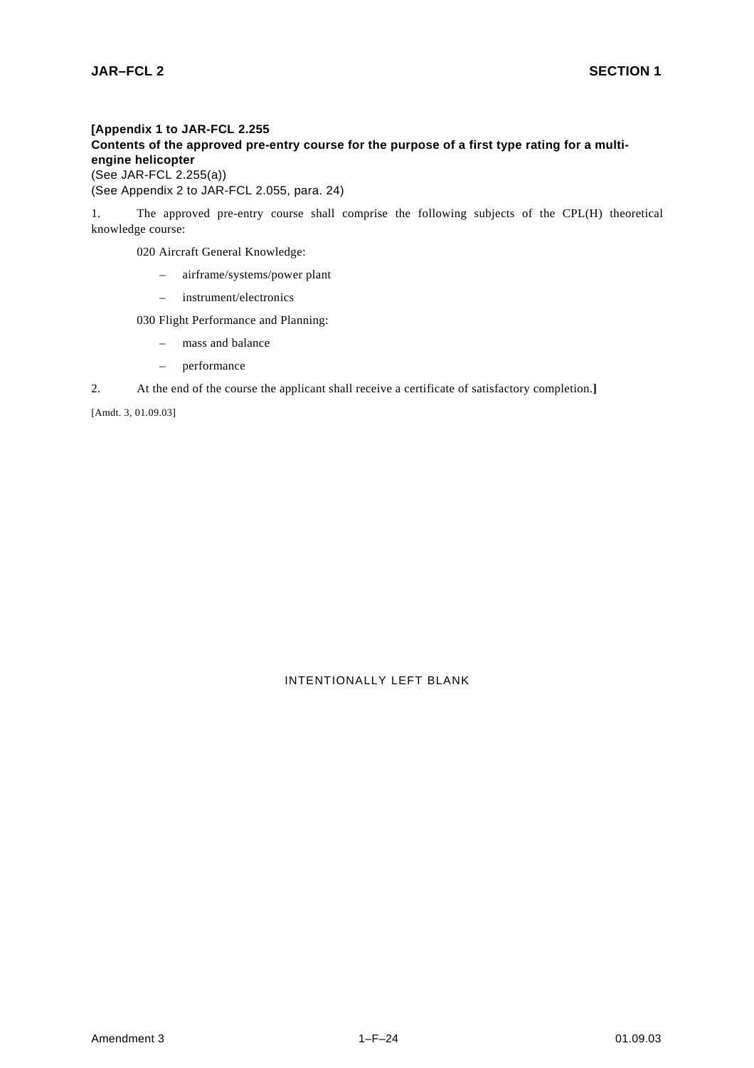**[Appendix 1 to JAR-FCL 2.255**
**Contents of the approved pre-entry course for the purpose of a first type rating for a multi-engine helicopter**
(See JAR-FCL 2.255(a))
(See Appendix 2 to JAR-FCL 2.055, para. 24)

1. The approved pre-entry course shall comprise the following subjects of the CPL(H) theoretical knowledge course:

020 Aircraft General Knowledge:

– airframe/systems/power plant

– instrument/electronics

030 Flight Performance and Planning:

– mass and balance

– performance

2. At the end of the course the applicant shall receive a certificate of satisfactory completion.**]**

[Amdt. 3, 01.09.03]

INTENTIONALLY LEFT BLANK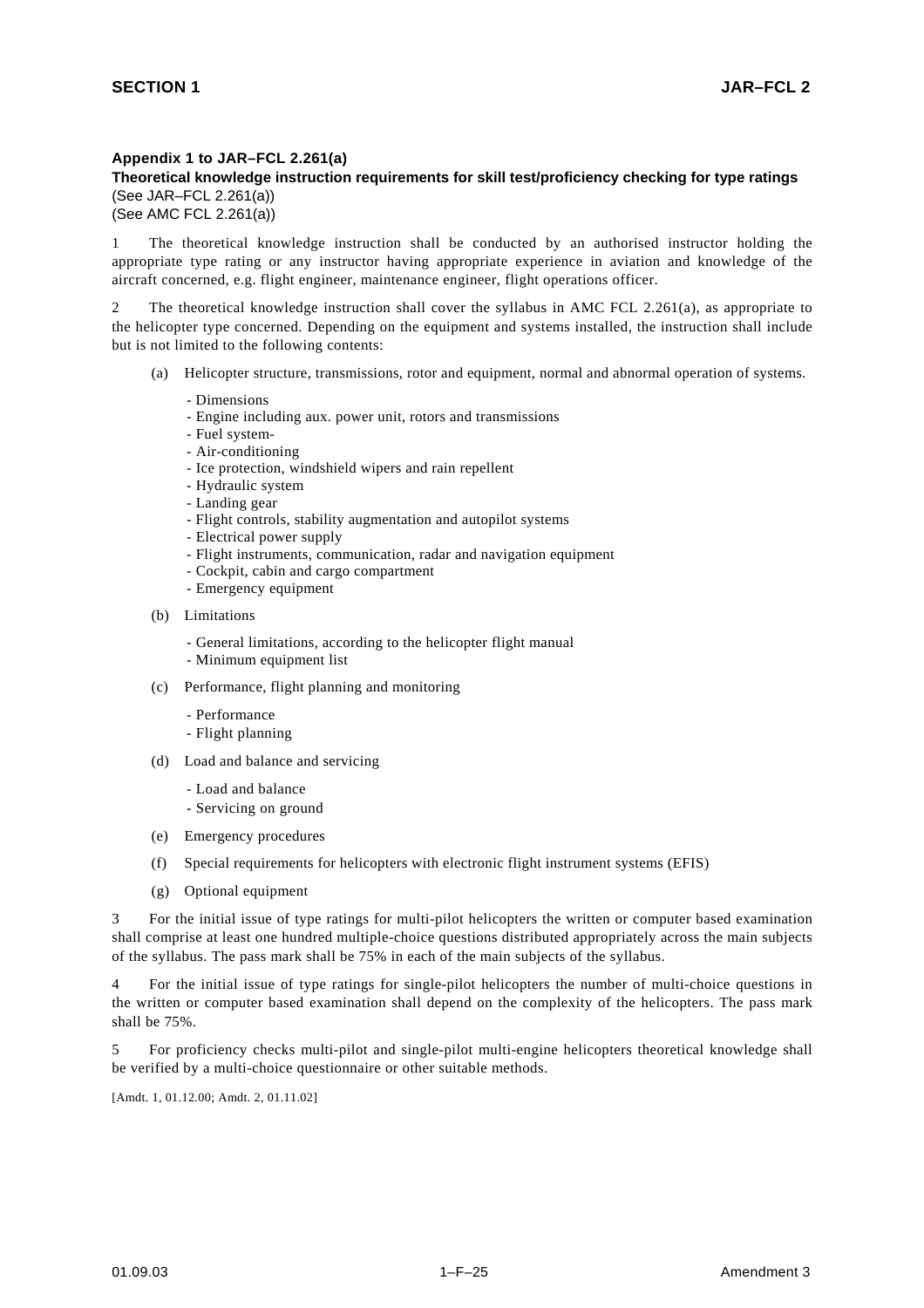## Appendix 1 to JAR–FCL 2.261(a)

**Theoretical knowledge instruction requirements for skill test/proficiency checking for type ratings**

(See JAR–FCL 2.261(a))
(See AMC FCL 2.261(a))

1 The theoretical knowledge instruction shall be conducted by an authorised instructor holding the appropriate type rating or any instructor having appropriate experience in aviation and knowledge of the aircraft concerned, e.g. flight engineer, maintenance engineer, flight operations officer.

2 The theoretical knowledge instruction shall cover the syllabus in AMC FCL 2.261(a), as appropriate to the helicopter type concerned. Depending on the equipment and systems installed, the instruction shall include but is not limited to the following contents:

(a) Helicopter structure, transmissions, rotor and equipment, normal and abnormal operation of systems.

- Dimensions
- Engine including aux. power unit, rotors and transmissions
- Fuel system-
- Air-conditioning
- Ice protection, windshield wipers and rain repellent
- Hydraulic system
- Landing gear
- Flight controls, stability augmentation and autopilot systems
- Electrical power supply
- Flight instruments, communication, radar and navigation equipment
- Cockpit, cabin and cargo compartment
- Emergency equipment

(b) Limitations

- General limitations, according to the helicopter flight manual
- Minimum equipment list

(c) Performance, flight planning and monitoring

- Performance
- Flight planning

(d) Load and balance and servicing

- Load and balance
- Servicing on ground

(e) Emergency procedures

(f) Special requirements for helicopters with electronic flight instrument systems (EFIS)

(g) Optional equipment

3 For the initial issue of type ratings for multi-pilot helicopters the written or computer based examination shall comprise at least one hundred multiple-choice questions distributed appropriately across the main subjects of the syllabus. The pass mark shall be 75% in each of the main subjects of the syllabus.

4 For the initial issue of type ratings for single-pilot helicopters the number of multi-choice questions in the written or computer based examination shall depend on the complexity of the helicopters. The pass mark shall be 75%.

5 For proficiency checks multi-pilot and single-pilot multi-engine helicopters theoretical knowledge shall be verified by a multi-choice questionnaire or other suitable methods.

[Amdt. 1, 01.12.00; Amdt. 2, 01.11.02]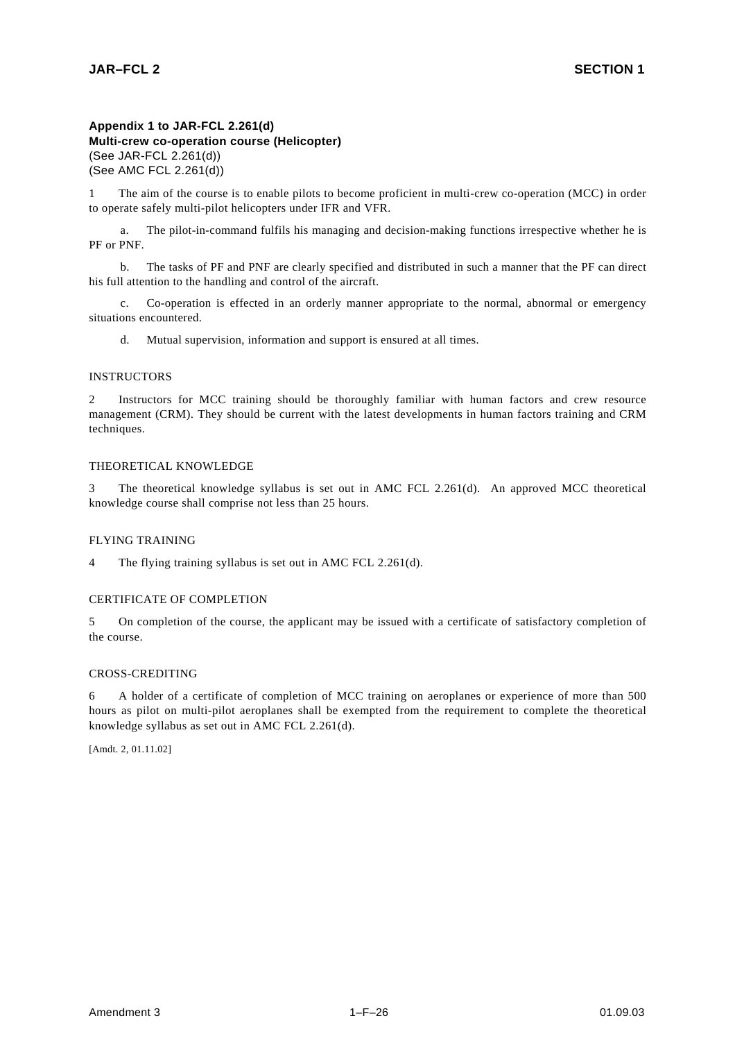**Appendix 1 to JAR-FCL 2.261(d)**
**Multi-crew co-operation course (Helicopter)**
(See JAR-FCL 2.261(d))
(See AMC FCL 2.261(d))

1 The aim of the course is to enable pilots to become proficient in multi-crew co-operation (MCC) in order to operate safely multi-pilot helicopters under IFR and VFR.

a. The pilot-in-command fulfils his managing and decision-making functions irrespective whether he is PF or PNF.

b. The tasks of PF and PNF are clearly specified and distributed in such a manner that the PF can direct his full attention to the handling and control of the aircraft.

c. Co-operation is effected in an orderly manner appropriate to the normal, abnormal or emergency situations encountered.

d. Mutual supervision, information and support is ensured at all times.

INSTRUCTORS

2 Instructors for MCC training should be thoroughly familiar with human factors and crew resource management (CRM). They should be current with the latest developments in human factors training and CRM techniques.

THEORETICAL KNOWLEDGE

3 The theoretical knowledge syllabus is set out in AMC FCL 2.261(d). An approved MCC theoretical knowledge course shall comprise not less than 25 hours.

FLYING TRAINING

4 The flying training syllabus is set out in AMC FCL 2.261(d).

CERTIFICATE OF COMPLETION

5 On completion of the course, the applicant may be issued with a certificate of satisfactory completion of the course.

CROSS-CREDITING

6 A holder of a certificate of completion of MCC training on aeroplanes or experience of more than 500 hours as pilot on multi-pilot aeroplanes shall be exempted from the requirement to complete the theoretical knowledge syllabus as set out in AMC FCL 2.261(d).

[Amdt. 2, 01.11.02]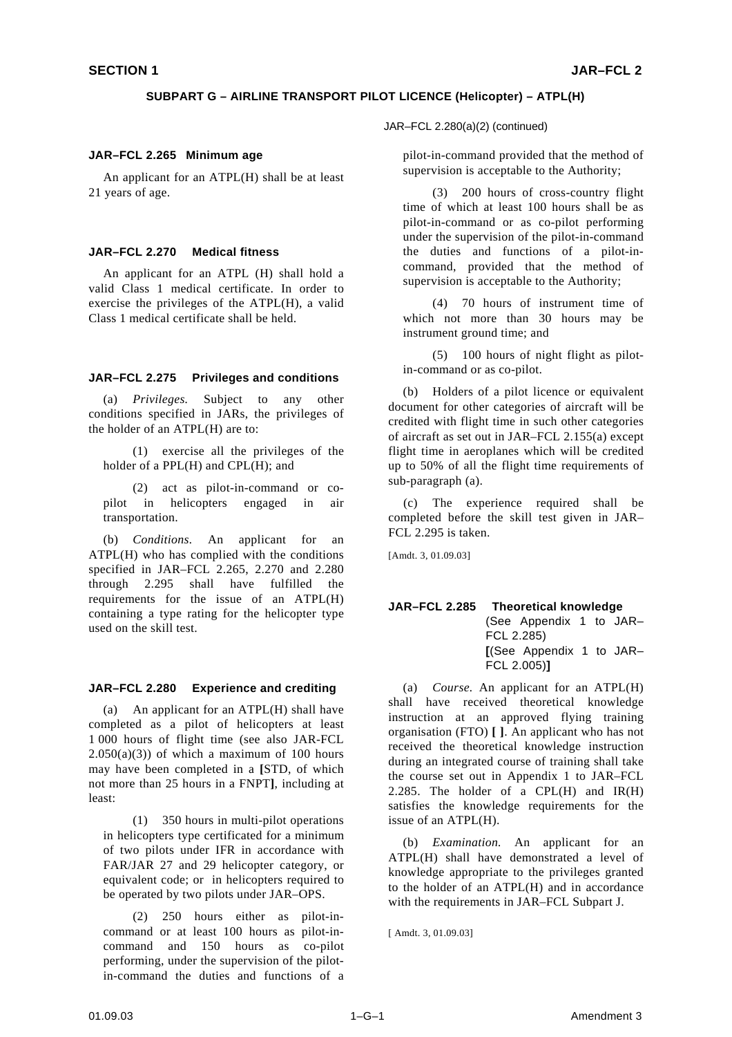## SUBPART G – AIRLINE TRANSPORT PILOT LICENCE (Helicopter) – ATPL(H)

### JAR–FCL 2.265 Minimum age

An applicant for an ATPL(H) shall be at least 21 years of age.

### JAR–FCL 2.270 Medical fitness

An applicant for an ATPL (H) shall hold a valid Class 1 medical certificate. In order to exercise the privileges of the ATPL(H), a valid Class 1 medical certificate shall be held.

### JAR–FCL 2.275 Privileges and conditions

(a) *Privileges.* Subject to any other conditions specified in JARs, the privileges of the holder of an ATPL(H) are to:

(1) exercise all the privileges of the holder of a PPL(H) and CPL(H); and

(2) act as pilot-in-command or co-pilot in helicopters engaged in air transportation.

(b) *Conditions.* An applicant for an ATPL(H) who has complied with the conditions specified in JAR–FCL 2.265, 2.270 and 2.280 through 2.295 shall have fulfilled the requirements for the issue of an ATPL(H) containing a type rating for the helicopter type used on the skill test.

### JAR–FCL 2.280 Experience and crediting

(a) An applicant for an ATPL(H) shall have completed as a pilot of helicopters at least 1 000 hours of flight time (see also JAR-FCL 2.050(a)(3)) of which a maximum of 100 hours may have been completed in a **[**STD, of which not more than 25 hours in a FNPT**]**, including at least:

(1) 350 hours in multi-pilot operations in helicopters type certificated for a minimum of two pilots under IFR in accordance with FAR/JAR 27 and 29 helicopter category, or equivalent code; or in helicopters required to be operated by two pilots under JAR–OPS.

(2) 250 hours either as pilot-in-command or at least 100 hours as pilot-in-command and 150 hours as co-pilot performing, under the supervision of the pilot-in-command the duties and functions of a pilot-in-command provided that the method of supervision is acceptable to the Authority;

(3) 200 hours of cross-country flight time of which at least 100 hours shall be as pilot-in-command or as co-pilot performing under the supervision of the pilot-in-command the duties and functions of a pilot-in-command, provided that the method of supervision is acceptable to the Authority;

(4) 70 hours of instrument time of which not more than 30 hours may be instrument ground time; and

(5) 100 hours of night flight as pilot-in-command or as co-pilot.

(b) Holders of a pilot licence or equivalent document for other categories of aircraft will be credited with flight time in such other categories of aircraft as set out in JAR–FCL 2.155(a) except flight time in aeroplanes which will be credited up to 50% of all the flight time requirements of sub-paragraph (a).

(c) The experience required shall be completed before the skill test given in JAR–FCL 2.295 is taken.

[Amdt. 3, 01.09.03]

### JAR–FCL 2.285 Theoretical knowledge
(See Appendix 1 to JAR–FCL 2.285)
**[**(See Appendix 1 to JAR–FCL 2.005)**]**

(a) *Course.* An applicant for an ATPL(H) shall have received theoretical knowledge instruction at an approved flying training organisation (FTO) **[ ]**. An applicant who has not received the theoretical knowledge instruction during an integrated course of training shall take the course set out in Appendix 1 to JAR–FCL 2.285. The holder of a CPL(H) and IR(H) satisfies the knowledge requirements for the issue of an ATPL(H).

(b) *Examination.* An applicant for an ATPL(H) shall have demonstrated a level of knowledge appropriate to the privileges granted to the holder of an ATPL(H) and in accordance with the requirements in JAR–FCL Subpart J.

[ Amdt. 3, 01.09.03]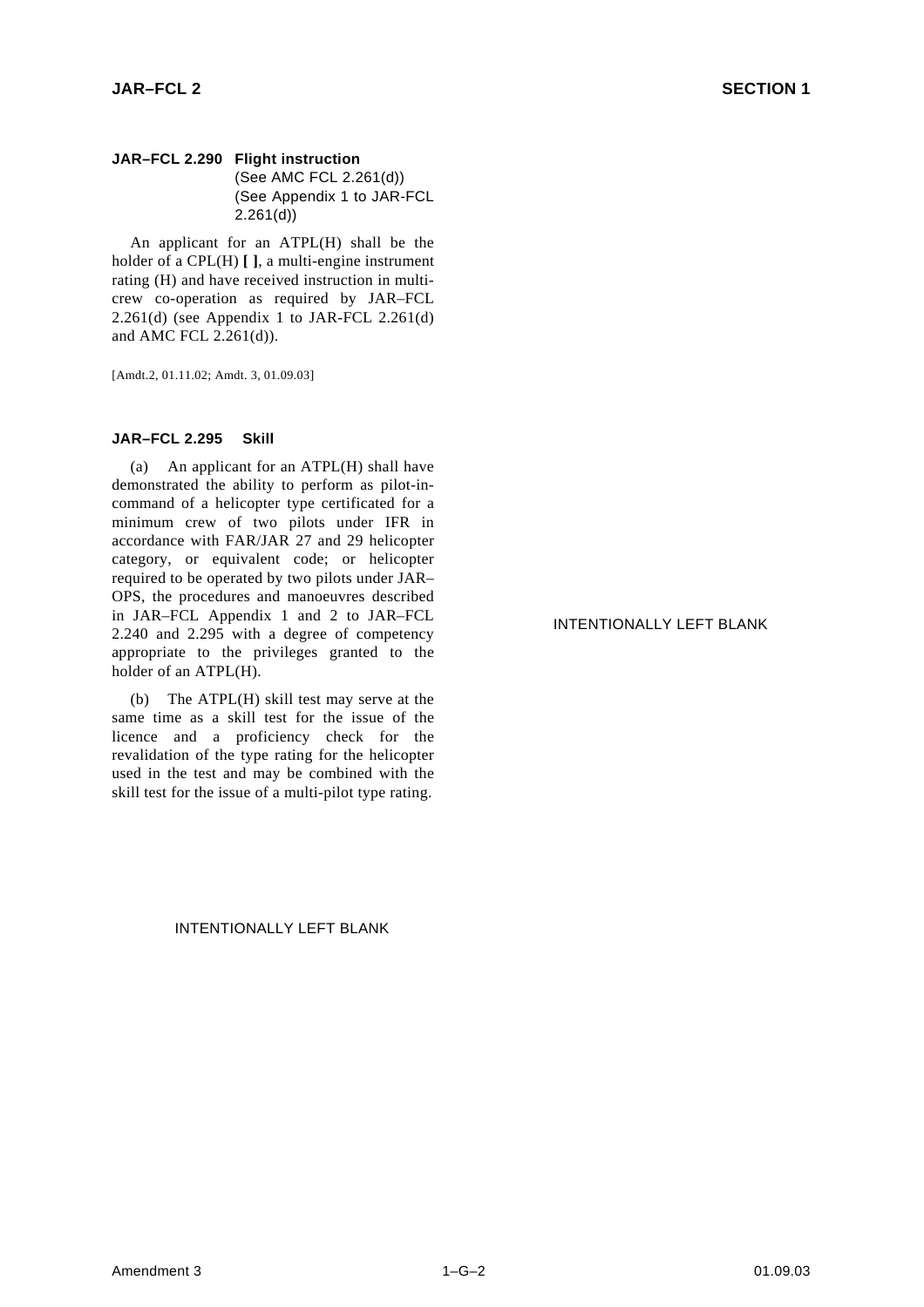**JAR–FCL 2.290 Flight instruction**
(See AMC FCL 2.261(d))
(See Appendix 1 to JAR-FCL 2.261(d))

An applicant for an ATPL(H) shall be the holder of a CPL(H) **[ ]**, a multi-engine instrument rating (H) and have received instruction in multi-crew co-operation as required by JAR–FCL 2.261(d) (see Appendix 1 to JAR-FCL 2.261(d) and AMC FCL 2.261(d)).

[Amdt.2, 01.11.02; Amdt. 3, 01.09.03]

**JAR–FCL 2.295 Skill**

(a) An applicant for an ATPL(H) shall have demonstrated the ability to perform as pilot-in-command of a helicopter type certificated for a minimum crew of two pilots under IFR in accordance with FAR/JAR 27 and 29 helicopter category, or equivalent code; or helicopter required to be operated by two pilots under JAR–OPS, the procedures and manoeuvres described in JAR–FCL Appendix 1 and 2 to JAR–FCL 2.240 and 2.295 with a degree of competency appropriate to the privileges granted to the holder of an ATPL(H).

(b) The ATPL(H) skill test may serve at the same time as a skill test for the issue of the licence and a proficiency check for the revalidation of the type rating for the helicopter used in the test and may be combined with the skill test for the issue of a multi-pilot type rating.

INTENTIONALLY LEFT BLANK

INTENTIONALLY LEFT BLANK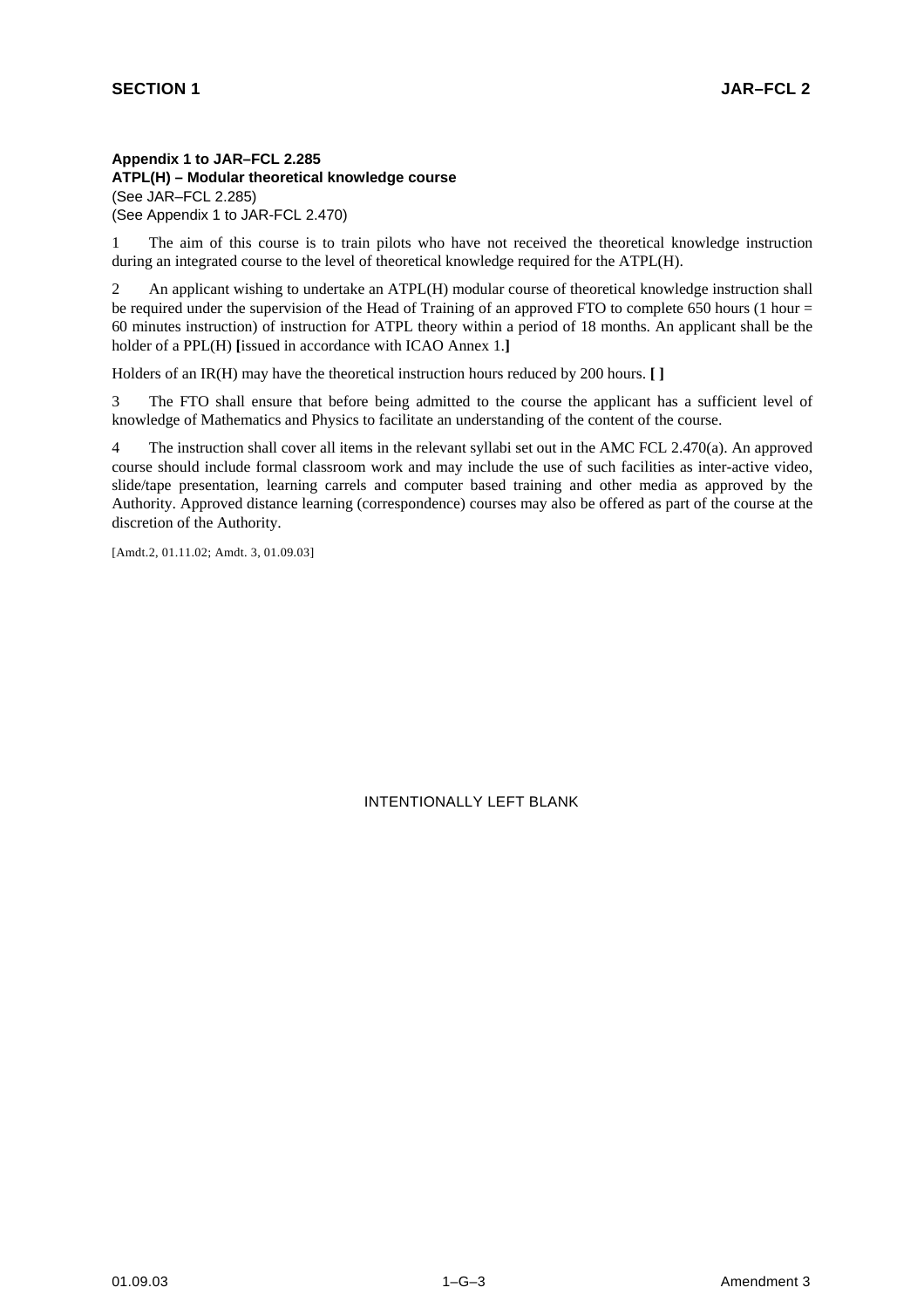**Appendix 1 to JAR–FCL 2.285**
**ATPL(H) – Modular theoretical knowledge course**
(See JAR–FCL 2.285)
(See Appendix 1 to JAR-FCL 2.470)

1 The aim of this course is to train pilots who have not received the theoretical knowledge instruction during an integrated course to the level of theoretical knowledge required for the ATPL(H).

2 An applicant wishing to undertake an ATPL(H) modular course of theoretical knowledge instruction shall be required under the supervision of the Head of Training of an approved FTO to complete 650 hours (1 hour = 60 minutes instruction) of instruction for ATPL theory within a period of 18 months. An applicant shall be the holder of a PPL(H) **[**issued in accordance with ICAO Annex 1.**]**

Holders of an IR(H) may have the theoretical instruction hours reduced by 200 hours. **[ ]**

3 The FTO shall ensure that before being admitted to the course the applicant has a sufficient level of knowledge of Mathematics and Physics to facilitate an understanding of the content of the course.

4 The instruction shall cover all items in the relevant syllabi set out in the AMC FCL 2.470(a). An approved course should include formal classroom work and may include the use of such facilities as inter-active video, slide/tape presentation, learning carrels and computer based training and other media as approved by the Authority. Approved distance learning (correspondence) courses may also be offered as part of the course at the discretion of the Authority.

[Amdt.2, 01.11.02; Amdt. 3, 01.09.03]

INTENTIONALLY LEFT BLANK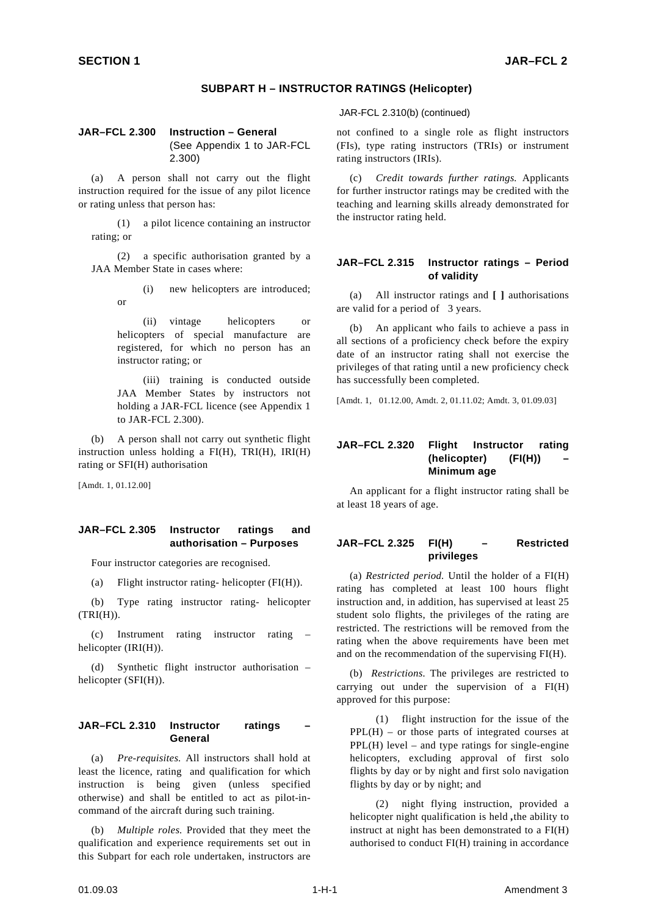## SUBPART H – INSTRUCTOR RATINGS (Helicopter)

### JAR–FCL 2.300 Instruction – General
(See Appendix 1 to JAR-FCL 2.300)

(a) A person shall not carry out the flight instruction required for the issue of any pilot licence or rating unless that person has:

(1) a pilot licence containing an instructor rating; or

(2) a specific authorisation granted by a JAA Member State in cases where:

(i) new helicopters are introduced; or

(ii) vintage helicopters or helicopters of special manufacture are registered, for which no person has an instructor rating; or

(iii) training is conducted outside JAA Member States by instructors not holding a JAR-FCL licence (see Appendix 1 to JAR-FCL 2.300).

(b) A person shall not carry out synthetic flight instruction unless holding a FI(H), TRI(H), IRI(H) rating or SFI(H) authorisation

[Amdt. 1, 01.12.00]

### JAR–FCL 2.305 Instructor ratings and authorisation – Purposes

Four instructor categories are recognised.

(a) Flight instructor rating- helicopter (FI(H)).

(b) Type rating instructor rating- helicopter (TRI(H)).

(c) Instrument rating instructor rating – helicopter (IRI(H)).

(d) Synthetic flight instructor authorisation – helicopter (SFI(H)).

### JAR–FCL 2.310 Instructor ratings – General

(a) *Pre-requisites.* All instructors shall hold at least the licence, rating and qualification for which instruction is being given (unless specified otherwise) and shall be entitled to act as pilot-in-command of the aircraft during such training.

(b) *Multiple roles.* Provided that they meet the qualification and experience requirements set out in this Subpart for each role undertaken, instructors are not confined to a single role as flight instructors (FIs), type rating instructors (TRIs) or instrument rating instructors (IRIs).

(c) *Credit towards further ratings.* Applicants for further instructor ratings may be credited with the teaching and learning skills already demonstrated for the instructor rating held.

### JAR–FCL 2.315 Instructor ratings – Period of validity

(a) All instructor ratings and **[ ]** authorisations are valid for a period of 3 years.

(b) An applicant who fails to achieve a pass in all sections of a proficiency check before the expiry date of an instructor rating shall not exercise the privileges of that rating until a new proficiency check has successfully been completed.

[Amdt. 1, 01.12.00, Amdt. 2, 01.11.02; Amdt. 3, 01.09.03]

### JAR–FCL 2.320 Flight Instructor rating (helicopter) (FI(H)) – Minimum age

An applicant for a flight instructor rating shall be at least 18 years of age.

### JAR–FCL 2.325 FI(H) – Restricted privileges

(a) *Restricted period.* Until the holder of a FI(H) rating has completed at least 100 hours flight instruction and, in addition, has supervised at least 25 student solo flights, the privileges of the rating are restricted. The restrictions will be removed from the rating when the above requirements have been met and on the recommendation of the supervising FI(H).

(b) *Restrictions.* The privileges are restricted to carrying out under the supervision of a FI(H) approved for this purpose:

(1) flight instruction for the issue of the PPL(H) – or those parts of integrated courses at PPL(H) level – and type ratings for single-engine helicopters, excluding approval of first solo flights by day or by night and first solo navigation flights by day or by night; and

(2) night flying instruction, provided a helicopter night qualification is held **,**the ability to instruct at night has been demonstrated to a FI(H) authorised to conduct FI(H) training in accordance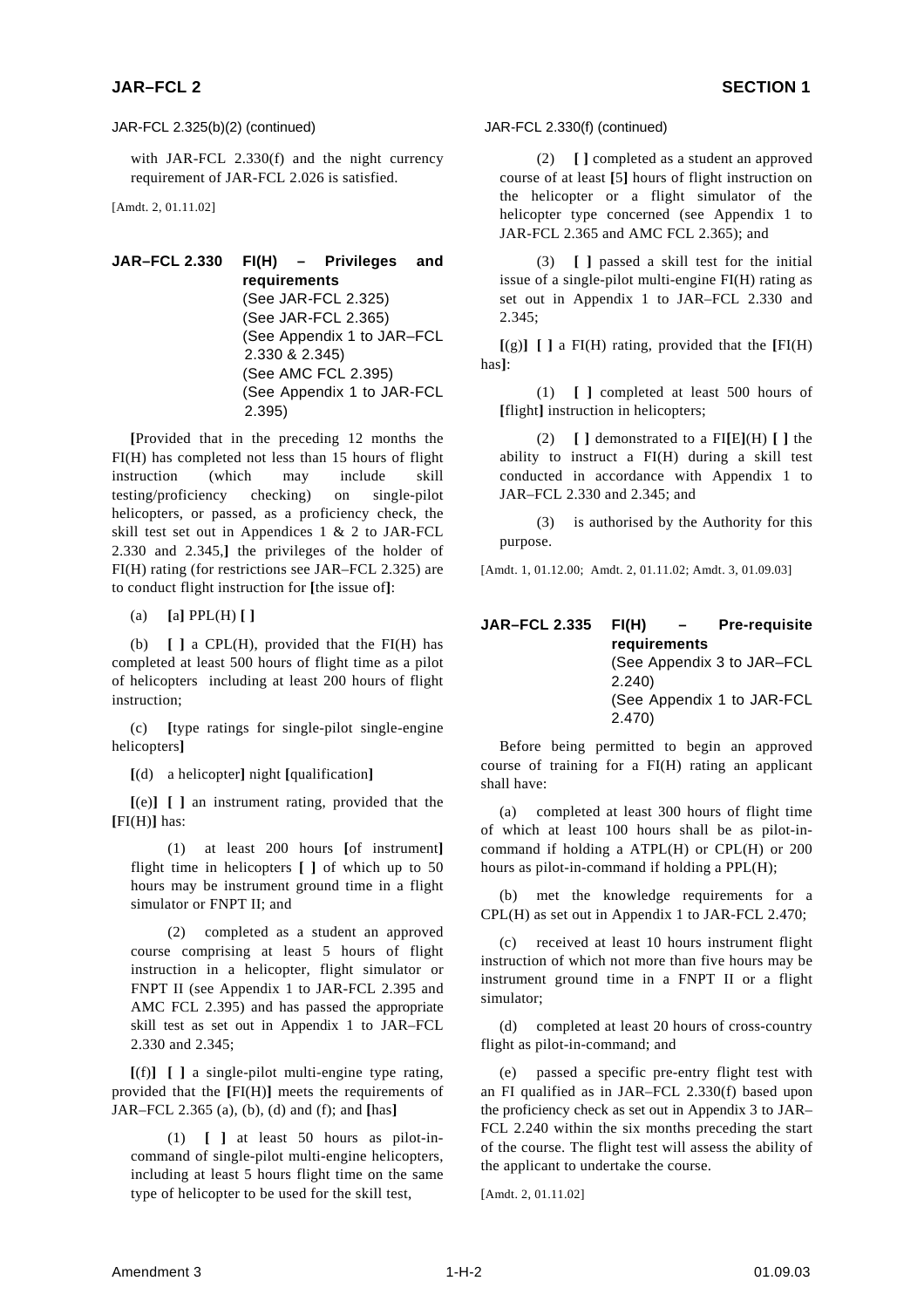JAR-FCL 2.325(b)(2) (continued)

with JAR-FCL 2.330(f) and the night currency requirement of JAR-FCL 2.026 is satisfied.

[Amdt. 2, 01.11.02]

## JAR–FCL 2.330 FI(H) – Privileges and requirements

(See JAR-FCL 2.325)
(See JAR-FCL 2.365)
(See Appendix 1 to JAR–FCL 2.330 & 2.345)
(See AMC FCL 2.395)
(See Appendix 1 to JAR-FCL 2.395)

**[**Provided that in the preceding 12 months the FI(H) has completed not less than 15 hours of flight instruction (which may include skill testing/proficiency checking) on single-pilot helicopters, or passed, as a proficiency check, the skill test set out in Appendices 1 & 2 to JAR-FCL 2.330 and 2.345,**]** the privileges of the holder of FI(H) rating (for restrictions see JAR–FCL 2.325) are to conduct flight instruction for **[**the issue of**]**:

(a) **[**a**]** PPL(H) **[ ]**

(b) **[ ]** a CPL(H), provided that the FI(H) has completed at least 500 hours of flight time as a pilot of helicopters including at least 200 hours of flight instruction;

(c) **[**type ratings for single-pilot single-engine helicopters**]**

**[**(d) a helicopter**]** night **[**qualification**]**

**[**(e)**] [ ]** an instrument rating, provided that the **[**FI(H)**]** has:

(1) at least 200 hours **[**of instrument**]** flight time in helicopters **[ ]** of which up to 50 hours may be instrument ground time in a flight simulator or FNPT II; and

(2) completed as a student an approved course comprising at least 5 hours of flight instruction in a helicopter, flight simulator or FNPT II (see Appendix 1 to JAR-FCL 2.395 and AMC FCL 2.395) and has passed the appropriate skill test as set out in Appendix 1 to JAR–FCL 2.330 and 2.345;

**[**(f)**] [ ]** a single-pilot multi-engine type rating, provided that the **[**FI(H)**]** meets the requirements of JAR–FCL 2.365 (a), (b), (d) and (f); and **[**has**]**

(1) **[ ]** at least 50 hours as pilot-in-command of single-pilot multi-engine helicopters, including at least 5 hours flight time on the same type of helicopter to be used for the skill test,

JAR-FCL 2.330(f) (continued)

(2) **[ ]** completed as a student an approved course of at least **[**5**]** hours of flight instruction on the helicopter or a flight simulator of the helicopter type concerned (see Appendix 1 to JAR-FCL 2.365 and AMC FCL 2.365); and

(3) **[ ]** passed a skill test for the initial issue of a single-pilot multi-engine FI(H) rating as set out in Appendix 1 to JAR–FCL 2.330 and 2.345;

**[**(g)**] [ ]** a FI(H) rating, provided that the **[**FI(H) has**]**:

(1) **[ ]** completed at least 500 hours of **[**flight**]** instruction in helicopters;

(2) **[ ]** demonstrated to a FI**[**E**]**(H) **[ ]** the ability to instruct a FI(H) during a skill test conducted in accordance with Appendix 1 to JAR–FCL 2.330 and 2.345; and

(3) is authorised by the Authority for this purpose.

[Amdt. 1, 01.12.00; Amdt. 2, 01.11.02; Amdt. 3, 01.09.03]

## JAR–FCL 2.335 FI(H) – Pre-requisite requirements

(See Appendix 3 to JAR–FCL 2.240)
(See Appendix 1 to JAR-FCL 2.470)

Before being permitted to begin an approved course of training for a FI(H) rating an applicant shall have:

(a) completed at least 300 hours of flight time of which at least 100 hours shall be as pilot-in-command if holding a ATPL(H) or CPL(H) or 200 hours as pilot-in-command if holding a PPL(H);

(b) met the knowledge requirements for a CPL(H) as set out in Appendix 1 to JAR-FCL 2.470;

(c) received at least 10 hours instrument flight instruction of which not more than five hours may be instrument ground time in a FNPT II or a flight simulator;

(d) completed at least 20 hours of cross-country flight as pilot-in-command; and

(e) passed a specific pre-entry flight test with an FI qualified as in JAR–FCL 2.330(f) based upon the proficiency check as set out in Appendix 3 to JAR–FCL 2.240 within the six months preceding the start of the course. The flight test will assess the ability of the applicant to undertake the course.

[Amdt. 2, 01.11.02]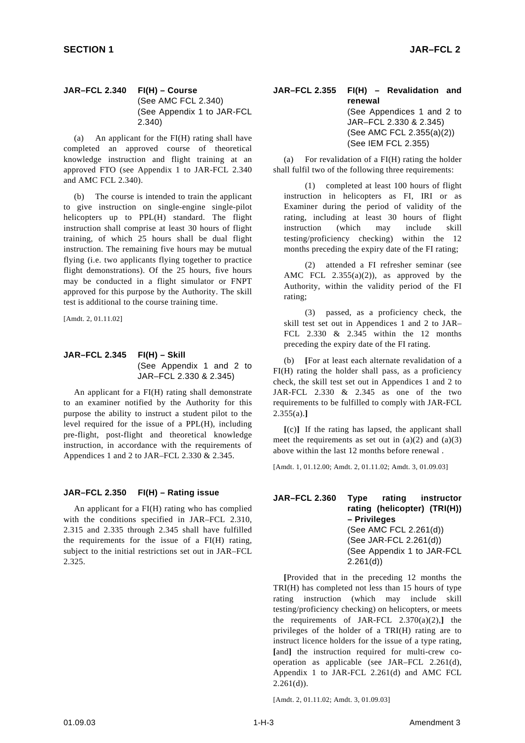## JAR–FCL 2.340 FI(H) – Course

(See AMC FCL 2.340)
(See Appendix 1 to JAR-FCL 2.340)

(a) An applicant for the FI(H) rating shall have completed an approved course of theoretical knowledge instruction and flight training at an approved FTO (see Appendix 1 to JAR-FCL 2.340 and AMC FCL 2.340).

(b) The course is intended to train the applicant to give instruction on single-engine single-pilot helicopters up to PPL(H) standard. The flight instruction shall comprise at least 30 hours of flight training, of which 25 hours shall be dual flight instruction. The remaining five hours may be mutual flying (i.e. two applicants flying together to practice flight demonstrations). Of the 25 hours, five hours may be conducted in a flight simulator or FNPT approved for this purpose by the Authority. The skill test is additional to the course training time.

[Amdt. 2, 01.11.02]

## JAR–FCL 2.345 FI(H) – Skill

(See Appendix 1 and 2 to JAR–FCL 2.330 & 2.345)

An applicant for a FI(H) rating shall demonstrate to an examiner notified by the Authority for this purpose the ability to instruct a student pilot to the level required for the issue of a PPL(H), including pre-flight, post-flight and theoretical knowledge instruction, in accordance with the requirements of Appendices 1 and 2 to JAR–FCL 2.330 & 2.345.

## JAR–FCL 2.350 FI(H) – Rating issue

An applicant for a FI(H) rating who has complied with the conditions specified in JAR–FCL 2.310, 2.315 and 2.335 through 2.345 shall have fulfilled the requirements for the issue of a FI(H) rating, subject to the initial restrictions set out in JAR–FCL 2.325.

## JAR–FCL 2.355 FI(H) – Revalidation and renewal

(See Appendices 1 and 2 to JAR–FCL 2.330 & 2.345)
(See AMC FCL 2.355(a)(2))
(See IEM FCL 2.355)

(a) For revalidation of a FI(H) rating the holder shall fulfil two of the following three requirements:

(1) completed at least 100 hours of flight instruction in helicopters as FI, IRI or as Examiner during the period of validity of the rating, including at least 30 hours of flight instruction (which may include skill testing/proficiency checking) within the 12 months preceding the expiry date of the FI rating;

(2) attended a FI refresher seminar (see AMC FCL 2.355(a)(2)), as approved by the Authority, within the validity period of the FI rating;

(3) passed, as a proficiency check, the skill test set out in Appendices 1 and 2 to JAR–FCL 2.330 & 2.345 within the 12 months preceding the expiry date of the FI rating.

(b) **[**For at least each alternate revalidation of a FI(H) rating the holder shall pass, as a proficiency check, the skill test set out in Appendices 1 and 2 to JAR-FCL 2.330 & 2.345 as one of the two requirements to be fulfilled to comply with JAR-FCL 2.355(a).**]**

**[**(c)**]** If the rating has lapsed, the applicant shall meet the requirements as set out in (a)(2) and (a)(3) above within the last 12 months before renewal .

[Amdt. 1, 01.12.00; Amdt. 2, 01.11.02; Amdt. 3, 01.09.03]

## JAR–FCL 2.360 Type rating instructor rating (helicopter) (TRI(H)) – Privileges

(See AMC FCL 2.261(d))
(See JAR-FCL 2.261(d))
(See Appendix 1 to JAR-FCL 2.261(d))

**[**Provided that in the preceding 12 months the TRI(H) has completed not less than 15 hours of type rating instruction (which may include skill testing/proficiency checking) on helicopters, or meets the requirements of JAR-FCL 2.370(a)(2),**]** the privileges of the holder of a TRI(H) rating are to instruct licence holders for the issue of a type rating, **[**and**]** the instruction required for multi-crew co-operation as applicable (see JAR–FCL 2.261(d), Appendix 1 to JAR-FCL 2.261(d) and AMC FCL 2.261(d)).

[Amdt. 2, 01.11.02; Amdt. 3, 01.09.03]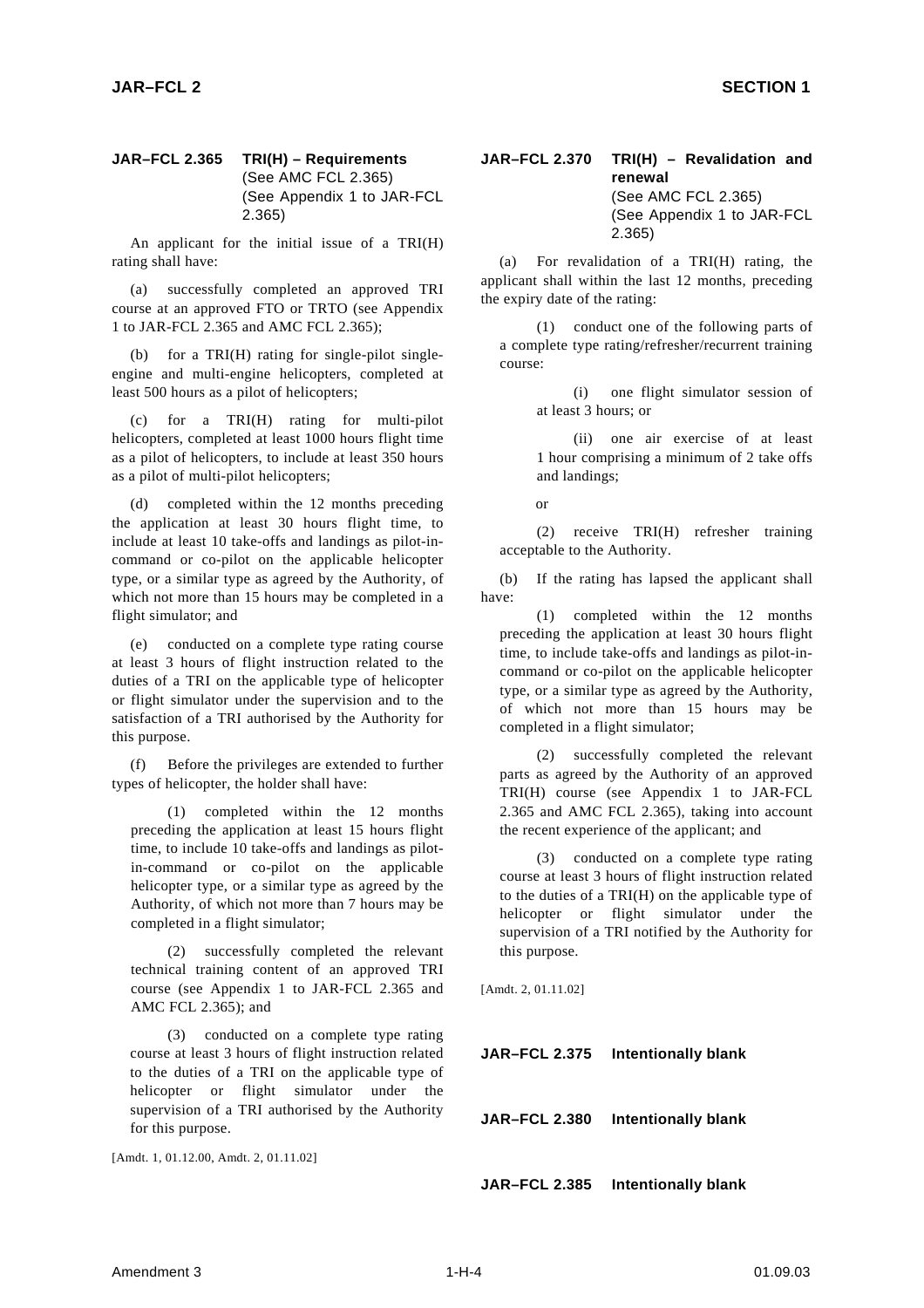## JAR–FCL 2.365 TRI(H) – Requirements
(See AMC FCL 2.365)
(See Appendix 1 to JAR-FCL 2.365)

An applicant for the initial issue of a TRI(H) rating shall have:

(a) successfully completed an approved TRI course at an approved FTO or TRTO (see Appendix 1 to JAR-FCL 2.365 and AMC FCL 2.365);

(b) for a TRI(H) rating for single-pilot single-engine and multi-engine helicopters, completed at least 500 hours as a pilot of helicopters;

(c) for a TRI(H) rating for multi-pilot helicopters, completed at least 1000 hours flight time as a pilot of helicopters, to include at least 350 hours as a pilot of multi-pilot helicopters;

(d) completed within the 12 months preceding the application at least 30 hours flight time, to include at least 10 take-offs and landings as pilot-in-command or co-pilot on the applicable helicopter type, or a similar type as agreed by the Authority, of which not more than 15 hours may be completed in a flight simulator; and

(e) conducted on a complete type rating course at least 3 hours of flight instruction related to the duties of a TRI on the applicable type of helicopter or flight simulator under the supervision and to the satisfaction of a TRI authorised by the Authority for this purpose.

(f) Before the privileges are extended to further types of helicopter, the holder shall have:

(1) completed within the 12 months preceding the application at least 15 hours flight time, to include 10 take-offs and landings as pilot-in-command or co-pilot on the applicable helicopter type, or a similar type as agreed by the Authority, of which not more than 7 hours may be completed in a flight simulator;

(2) successfully completed the relevant technical training content of an approved TRI course (see Appendix 1 to JAR-FCL 2.365 and AMC FCL 2.365); and

(3) conducted on a complete type rating course at least 3 hours of flight instruction related to the duties of a TRI on the applicable type of helicopter or flight simulator under the supervision of a TRI authorised by the Authority for this purpose.

[Amdt. 1, 01.12.00, Amdt. 2, 01.11.02]

## JAR–FCL 2.370 TRI(H) – Revalidation and renewal
(See AMC FCL 2.365)
(See Appendix 1 to JAR-FCL 2.365)

(a) For revalidation of a TRI(H) rating, the applicant shall within the last 12 months, preceding the expiry date of the rating:

(1) conduct one of the following parts of a complete type rating/refresher/recurrent training course:

(i) one flight simulator session of at least 3 hours; or

(ii) one air exercise of at least 1 hour comprising a minimum of 2 take offs and landings;

or

(2) receive TRI(H) refresher training acceptable to the Authority.

(b) If the rating has lapsed the applicant shall have:

(1) completed within the 12 months preceding the application at least 30 hours flight time, to include take-offs and landings as pilot-in-command or co-pilot on the applicable helicopter type, or a similar type as agreed by the Authority, of which not more than 15 hours may be completed in a flight simulator;

(2) successfully completed the relevant parts as agreed by the Authority of an approved TRI(H) course (see Appendix 1 to JAR-FCL 2.365 and AMC FCL 2.365), taking into account the recent experience of the applicant; and

(3) conducted on a complete type rating course at least 3 hours of flight instruction related to the duties of a TRI(H) on the applicable type of helicopter or flight simulator under the supervision of a TRI notified by the Authority for this purpose.

[Amdt. 2, 01.11.02]

## JAR–FCL 2.375 Intentionally blank

## JAR–FCL 2.380 Intentionally blank

## JAR–FCL 2.385 Intentionally blank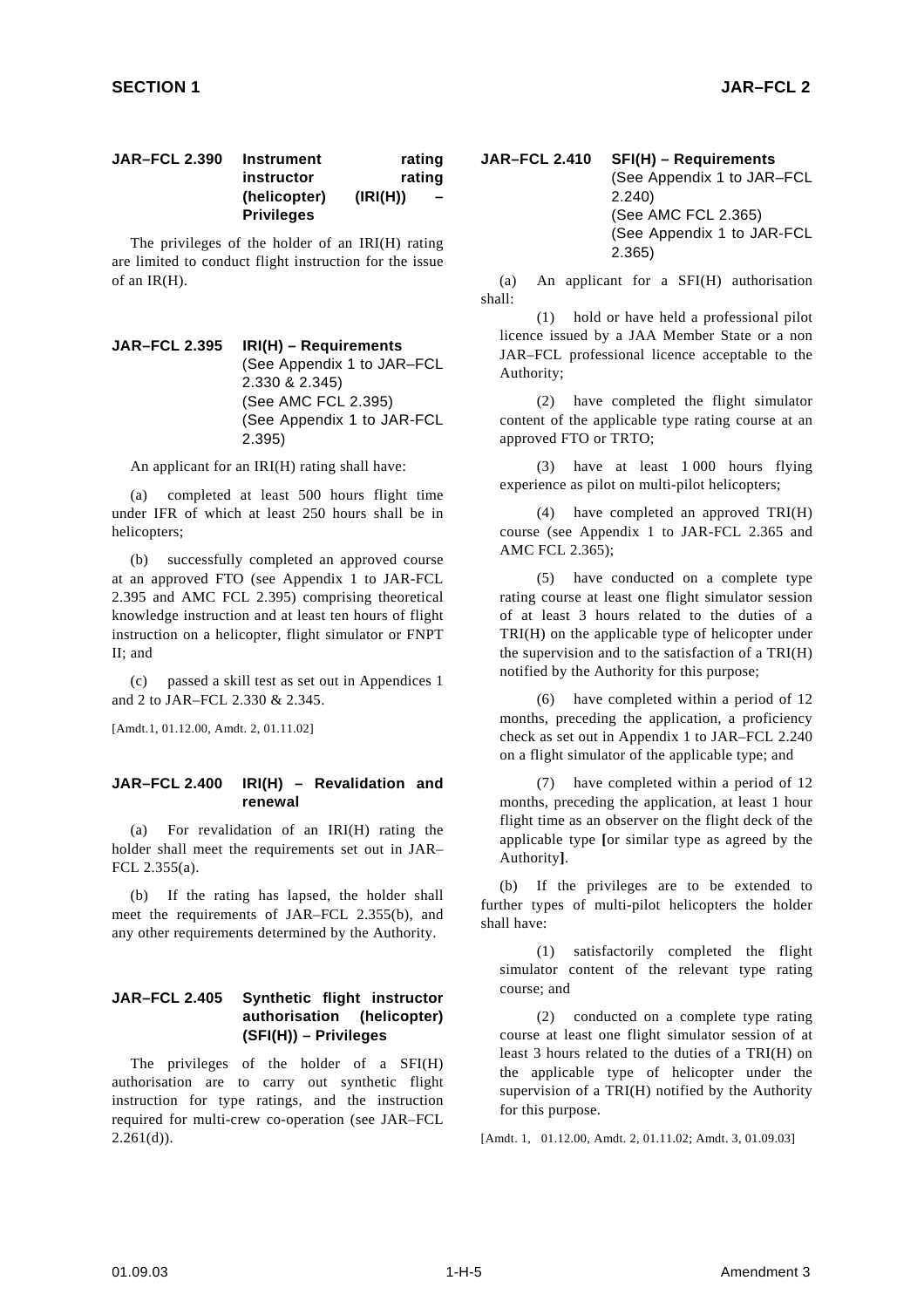## JAR–FCL 2.390 Instrument rating instructor rating (helicopter) (IRI(H)) – Privileges

The privileges of the holder of an IRI(H) rating are limited to conduct flight instruction for the issue of an IR(H).

## JAR–FCL 2.395 IRI(H) – Requirements

(See Appendix 1 to JAR–FCL 2.330 & 2.345)
(See AMC FCL 2.395)
(See Appendix 1 to JAR-FCL 2.395)

An applicant for an IRI(H) rating shall have:

(a) completed at least 500 hours flight time under IFR of which at least 250 hours shall be in helicopters;

(b) successfully completed an approved course at an approved FTO (see Appendix 1 to JAR-FCL 2.395 and AMC FCL 2.395) comprising theoretical knowledge instruction and at least ten hours of flight instruction on a helicopter, flight simulator or FNPT II; and

(c) passed a skill test as set out in Appendices 1 and 2 to JAR–FCL 2.330 & 2.345.

[Amdt.1, 01.12.00, Amdt. 2, 01.11.02]

## JAR–FCL 2.400 IRI(H) – Revalidation and renewal

(a) For revalidation of an IRI(H) rating the holder shall meet the requirements set out in JAR–FCL 2.355(a).

(b) If the rating has lapsed, the holder shall meet the requirements of JAR–FCL 2.355(b), and any other requirements determined by the Authority.

## JAR–FCL 2.405 Synthetic flight instructor authorisation (helicopter) (SFI(H)) – Privileges

The privileges of the holder of a SFI(H) authorisation are to carry out synthetic flight instruction for type ratings, and the instruction required for multi-crew co-operation (see JAR–FCL 2.261(d)).

## JAR–FCL 2.410 SFI(H) – Requirements

(See Appendix 1 to JAR–FCL 2.240)
(See AMC FCL 2.365)
(See Appendix 1 to JAR-FCL 2.365)

(a) An applicant for a SFI(H) authorisation shall:

(1) hold or have held a professional pilot licence issued by a JAA Member State or a non JAR–FCL professional licence acceptable to the Authority;

(2) have completed the flight simulator content of the applicable type rating course at an approved FTO or TRTO;

(3) have at least 1 000 hours flying experience as pilot on multi-pilot helicopters;

(4) have completed an approved TRI(H) course (see Appendix 1 to JAR-FCL 2.365 and AMC FCL 2.365);

(5) have conducted on a complete type rating course at least one flight simulator session of at least 3 hours related to the duties of a TRI(H) on the applicable type of helicopter under the supervision and to the satisfaction of a TRI(H) notified by the Authority for this purpose;

(6) have completed within a period of 12 months, preceding the application, a proficiency check as set out in Appendix 1 to JAR–FCL 2.240 on a flight simulator of the applicable type; and

(7) have completed within a period of 12 months, preceding the application, at least 1 hour flight time as an observer on the flight deck of the applicable type **[**or similar type as agreed by the Authority**]**.

(b) If the privileges are to be extended to further types of multi-pilot helicopters the holder shall have:

(1) satisfactorily completed the flight simulator content of the relevant type rating course; and

(2) conducted on a complete type rating course at least one flight simulator session of at least 3 hours related to the duties of a TRI(H) on the applicable type of helicopter under the supervision of a TRI(H) notified by the Authority for this purpose.

[Amdt. 1, 01.12.00, Amdt. 2, 01.11.02; Amdt. 3, 01.09.03]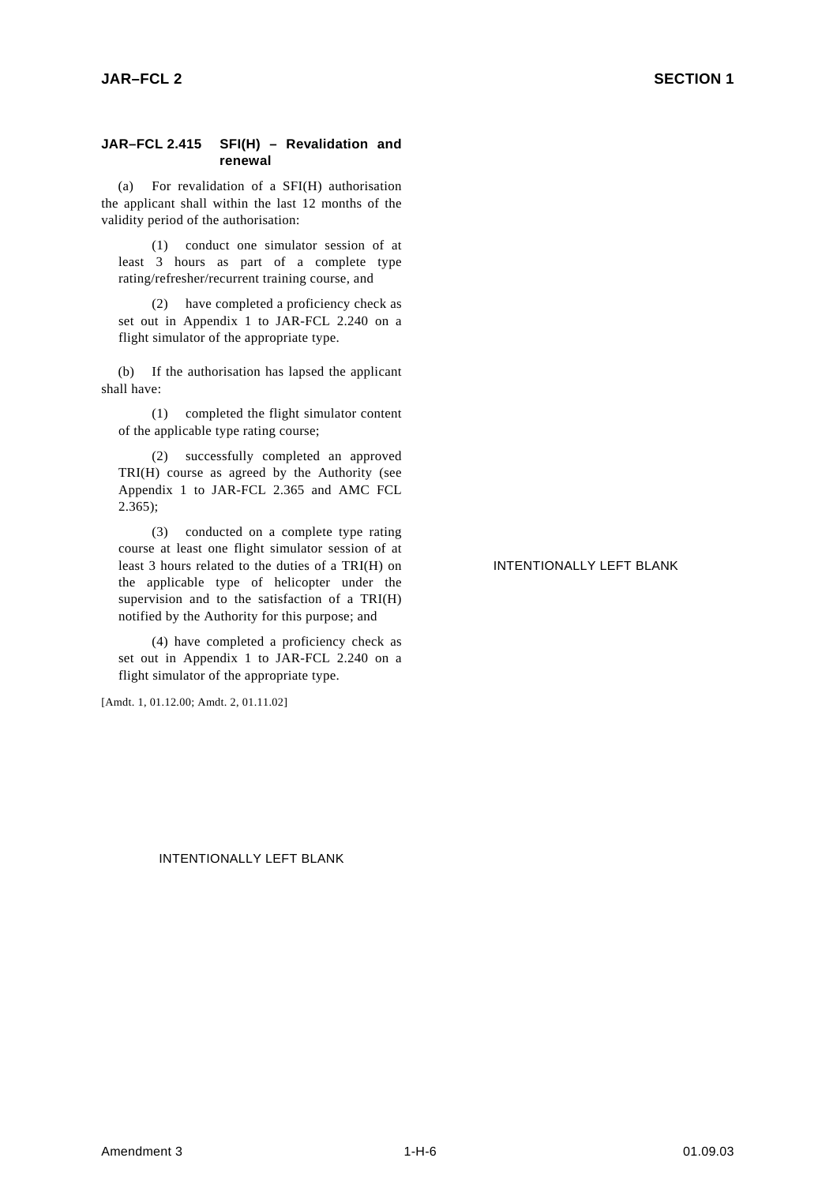### JAR–FCL 2.415 SFI(H) – Revalidation and renewal

(a) For revalidation of a SFI(H) authorisation the applicant shall within the last 12 months of the validity period of the authorisation:

(1) conduct one simulator session of at least 3 hours as part of a complete type rating/refresher/recurrent training course, and

(2) have completed a proficiency check as set out in Appendix 1 to JAR-FCL 2.240 on a flight simulator of the appropriate type.

(b) If the authorisation has lapsed the applicant shall have:

(1) completed the flight simulator content of the applicable type rating course;

(2) successfully completed an approved TRI(H) course as agreed by the Authority (see Appendix 1 to JAR-FCL 2.365 and AMC FCL 2.365);

(3) conducted on a complete type rating course at least one flight simulator session of at least 3 hours related to the duties of a TRI(H) on the applicable type of helicopter under the supervision and to the satisfaction of a TRI(H) notified by the Authority for this purpose; and

(4) have completed a proficiency check as set out in Appendix 1 to JAR-FCL 2.240 on a flight simulator of the appropriate type.

[Amdt. 1, 01.12.00; Amdt. 2, 01.11.02]

INTENTIONALLY LEFT BLANK

INTENTIONALLY LEFT BLANK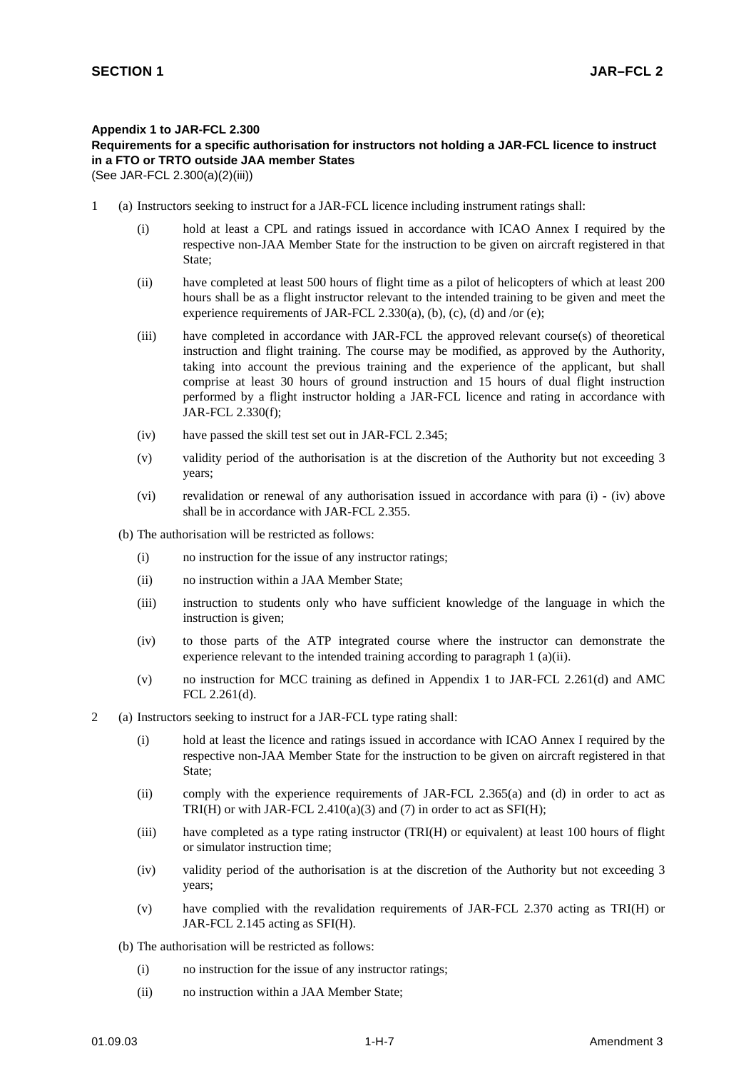**Appendix 1 to JAR-FCL 2.300**
**Requirements for a specific authorisation for instructors not holding a JAR-FCL licence to instruct in a FTO or TRTO outside JAA member States**
(See JAR-FCL 2.300(a)(2)(iii))

1 (a) Instructors seeking to instruct for a JAR-FCL licence including instrument ratings shall:

(i) hold at least a CPL and ratings issued in accordance with ICAO Annex I required by the respective non-JAA Member State for the instruction to be given on aircraft registered in that State;

(ii) have completed at least 500 hours of flight time as a pilot of helicopters of which at least 200 hours shall be as a flight instructor relevant to the intended training to be given and meet the experience requirements of JAR-FCL 2.330(a), (b), (c), (d) and /or (e);

(iii) have completed in accordance with JAR-FCL the approved relevant course(s) of theoretical instruction and flight training. The course may be modified, as approved by the Authority, taking into account the previous training and the experience of the applicant, but shall comprise at least 30 hours of ground instruction and 15 hours of dual flight instruction performed by a flight instructor holding a JAR-FCL licence and rating in accordance with JAR-FCL 2.330(f);

(iv) have passed the skill test set out in JAR-FCL 2.345;

(v) validity period of the authorisation is at the discretion of the Authority but not exceeding 3 years;

(vi) revalidation or renewal of any authorisation issued in accordance with para (i) - (iv) above shall be in accordance with JAR-FCL 2.355.

(b) The authorisation will be restricted as follows:

(i) no instruction for the issue of any instructor ratings;

(ii) no instruction within a JAA Member State;

(iii) instruction to students only who have sufficient knowledge of the language in which the instruction is given;

(iv) to those parts of the ATP integrated course where the instructor can demonstrate the experience relevant to the intended training according to paragraph 1 (a)(ii).

(v) no instruction for MCC training as defined in Appendix 1 to JAR-FCL 2.261(d) and AMC FCL 2.261(d).

2 (a) Instructors seeking to instruct for a JAR-FCL type rating shall:

(i) hold at least the licence and ratings issued in accordance with ICAO Annex I required by the respective non-JAA Member State for the instruction to be given on aircraft registered in that State;

(ii) comply with the experience requirements of JAR-FCL 2.365(a) and (d) in order to act as TRI(H) or with JAR-FCL 2.410(a)(3) and (7) in order to act as SFI(H);

(iii) have completed as a type rating instructor (TRI(H) or equivalent) at least 100 hours of flight or simulator instruction time;

(iv) validity period of the authorisation is at the discretion of the Authority but not exceeding 3 years;

(v) have complied with the revalidation requirements of JAR-FCL 2.370 acting as TRI(H) or JAR-FCL 2.145 acting as SFI(H).

(b) The authorisation will be restricted as follows:

(i) no instruction for the issue of any instructor ratings;

(ii) no instruction within a JAA Member State;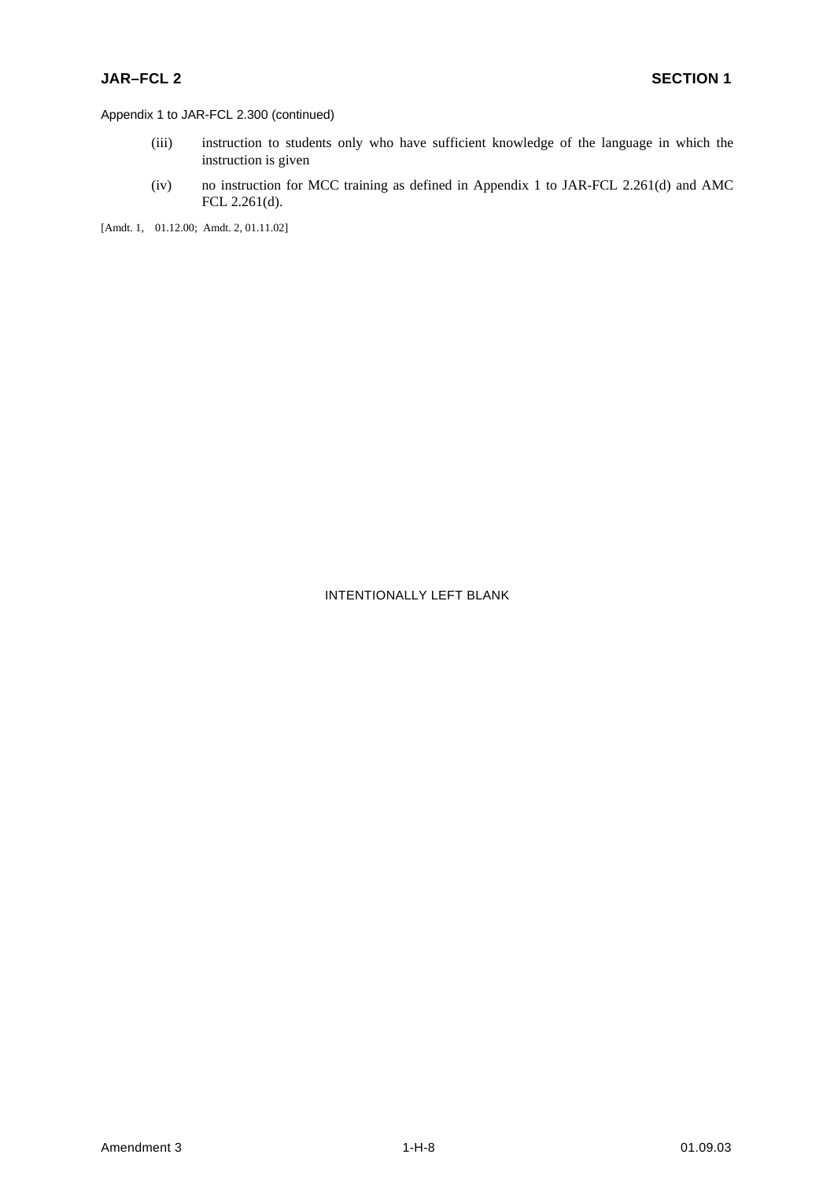Appendix 1 to JAR-FCL 2.300 (continued)

(iii) instruction to students only who have sufficient knowledge of the language in which the instruction is given

(iv) no instruction for MCC training as defined in Appendix 1 to JAR-FCL 2.261(d) and AMC FCL 2.261(d).

[Amdt. 1, 01.12.00; Amdt. 2, 01.11.02]

INTENTIONALLY LEFT BLANK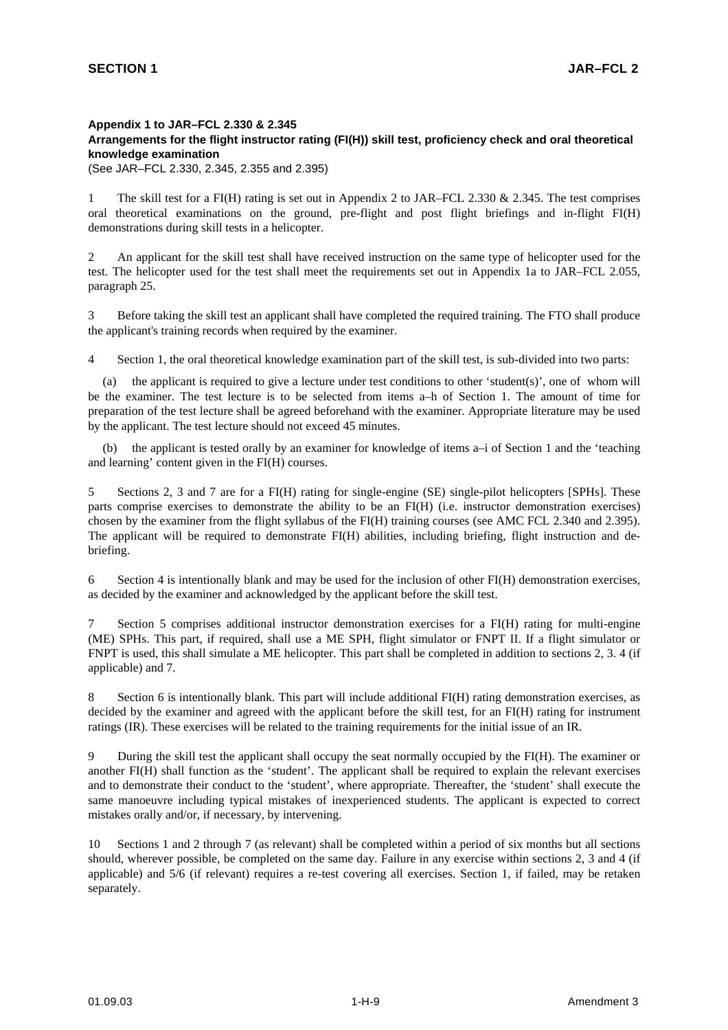## Appendix 1 to JAR–FCL 2.330 & 2.345

### Arrangements for the flight instructor rating (FI(H)) skill test, proficiency check and oral theoretical knowledge examination

(See JAR–FCL 2.330, 2.345, 2.355 and 2.395)

1 The skill test for a FI(H) rating is set out in Appendix 2 to JAR–FCL 2.330 & 2.345. The test comprises oral theoretical examinations on the ground, pre-flight and post flight briefings and in-flight FI(H) demonstrations during skill tests in a helicopter.

2 An applicant for the skill test shall have received instruction on the same type of helicopter used for the test. The helicopter used for the test shall meet the requirements set out in Appendix 1a to JAR–FCL 2.055, paragraph 25.

3 Before taking the skill test an applicant shall have completed the required training. The FTO shall produce the applicant's training records when required by the examiner.

4 Section 1, the oral theoretical knowledge examination part of the skill test, is sub-divided into two parts:

(a) the applicant is required to give a lecture under test conditions to other 'student(s)', one of whom will be the examiner. The test lecture is to be selected from items a–h of Section 1. The amount of time for preparation of the test lecture shall be agreed beforehand with the examiner. Appropriate literature may be used by the applicant. The test lecture should not exceed 45 minutes.

(b) the applicant is tested orally by an examiner for knowledge of items a–i of Section 1 and the 'teaching and learning' content given in the FI(H) courses.

5 Sections 2, 3 and 7 are for a FI(H) rating for single-engine (SE) single-pilot helicopters [SPHs]. These parts comprise exercises to demonstrate the ability to be an FI(H) (i.e. instructor demonstration exercises) chosen by the examiner from the flight syllabus of the FI(H) training courses (see AMC FCL 2.340 and 2.395). The applicant will be required to demonstrate FI(H) abilities, including briefing, flight instruction and de-briefing.

6 Section 4 is intentionally blank and may be used for the inclusion of other FI(H) demonstration exercises, as decided by the examiner and acknowledged by the applicant before the skill test.

7 Section 5 comprises additional instructor demonstration exercises for a FI(H) rating for multi-engine (ME) SPHs. This part, if required, shall use a ME SPH, flight simulator or FNPT II. If a flight simulator or FNPT is used, this shall simulate a ME helicopter. This part shall be completed in addition to sections 2, 3. 4 (if applicable) and 7.

8 Section 6 is intentionally blank. This part will include additional FI(H) rating demonstration exercises, as decided by the examiner and agreed with the applicant before the skill test, for an FI(H) rating for instrument ratings (IR). These exercises will be related to the training requirements for the initial issue of an IR.

9 During the skill test the applicant shall occupy the seat normally occupied by the FI(H). The examiner or another FI(H) shall function as the 'student'. The applicant shall be required to explain the relevant exercises and to demonstrate their conduct to the 'student', where appropriate. Thereafter, the 'student' shall execute the same manoeuvre including typical mistakes of inexperienced students. The applicant is expected to correct mistakes orally and/or, if necessary, by intervening.

10 Sections 1 and 2 through 7 (as relevant) shall be completed within a period of six months but all sections should, wherever possible, be completed on the same day. Failure in any exercise within sections 2, 3 and 4 (if applicable) and 5/6 (if relevant) requires a re-test covering all exercises. Section 1, if failed, may be retaken separately.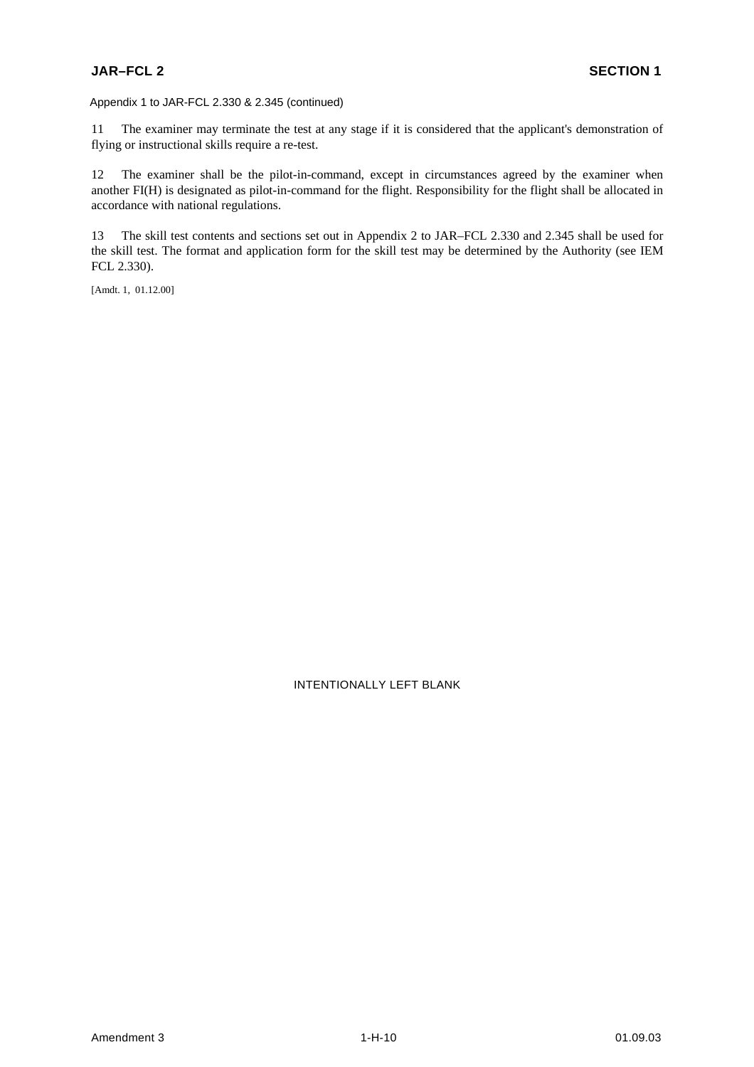Appendix 1 to JAR-FCL 2.330 & 2.345 (continued)

11 The examiner may terminate the test at any stage if it is considered that the applicant's demonstration of flying or instructional skills require a re-test.

12 The examiner shall be the pilot-in-command, except in circumstances agreed by the examiner when another FI(H) is designated as pilot-in-command for the flight. Responsibility for the flight shall be allocated in accordance with national regulations.

13 The skill test contents and sections set out in Appendix 2 to JAR–FCL 2.330 and 2.345 shall be used for the skill test. The format and application form for the skill test may be determined by the Authority (see IEM FCL 2.330).

[Amdt. 1, 01.12.00]

INTENTIONALLY LEFT BLANK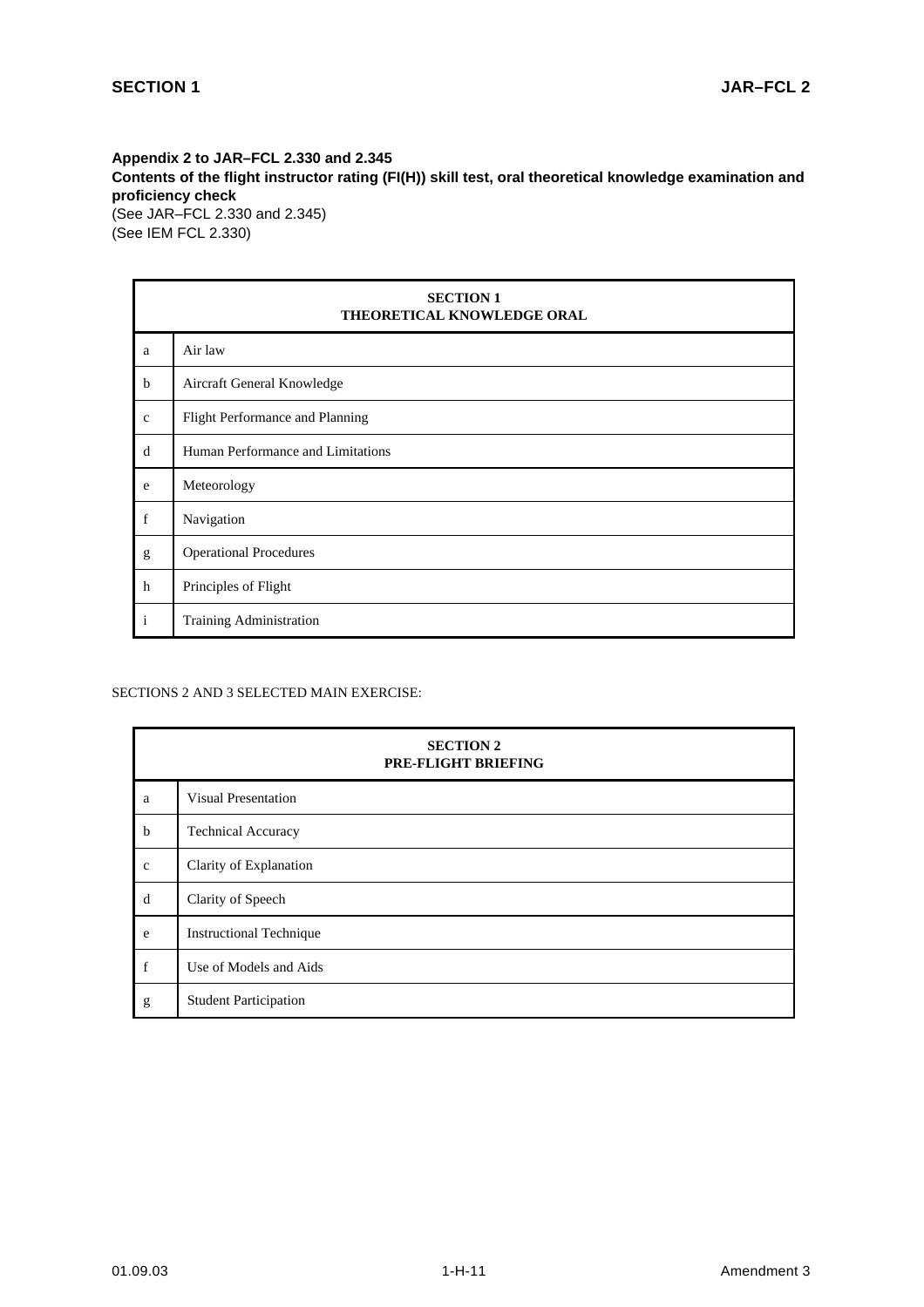**Appendix 2 to JAR–FCL 2.330 and 2.345**
**Contents of the flight instructor rating (FI(H)) skill test, oral theoretical knowledge examination and proficiency check**
(See JAR–FCL 2.330 and 2.345)
(See IEM FCL 2.330)

| SECTION 1<br>THEORETICAL KNOWLEDGE ORAL | |
|---|---|
| a | Air law |
| b | Aircraft General Knowledge |
| c | Flight Performance and Planning |
| d | Human Performance and Limitations |
| e | Meteorology |
| f | Navigation |
| g | Operational Procedures |
| h | Principles of Flight |
| i | Training Administration |

SECTIONS 2 AND 3 SELECTED MAIN EXERCISE:

| SECTION 2<br>PRE-FLIGHT BRIEFING | |
|---|---|
| a | Visual Presentation |
| b | Technical Accuracy |
| c | Clarity of Explanation |
| d | Clarity of Speech |
| e | Instructional Technique |
| f | Use of Models and Aids |
| g | Student Participation |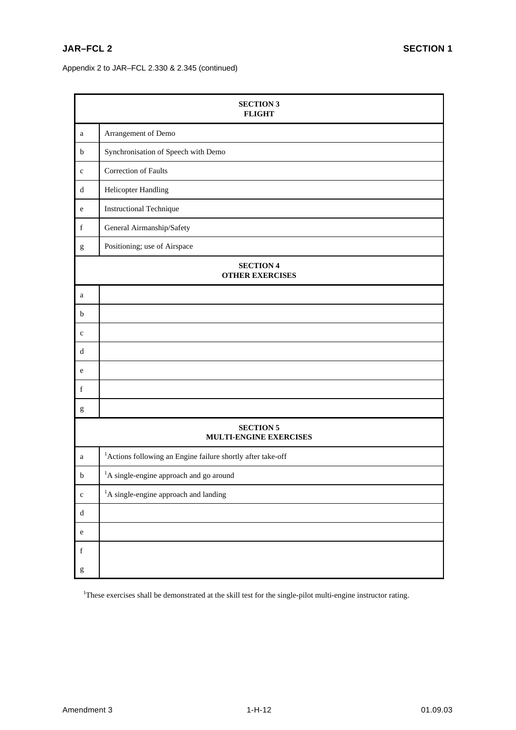Appendix 2 to JAR–FCL 2.330 & 2.345 (continued)

| **SECTION 3 FLIGHT** | |
|---|---|
| a | Arrangement of Demo |
| b | Synchronisation of Speech with Demo |
| c | Correction of Faults |
| d | Helicopter Handling |
| e | Instructional Technique |
| f | General Airmanship/Safety |
| g | Positioning; use of Airspace |
| **SECTION 4 OTHER EXERCISES** | |
| a | |
| b | |
| c | |
| d | |
| e | |
| f | |
| g | |
| **SECTION 5 MULTI-ENGINE EXERCISES** | |
| a | [1]Actions following an Engine failure shortly after take-off |
| b | [1]A single-engine approach and go around |
| c | [1]A single-engine approach and landing |
| d | |
| e | |
| f | |
| g | |

[1]These exercises shall be demonstrated at the skill test for the single-pilot multi-engine instructor rating.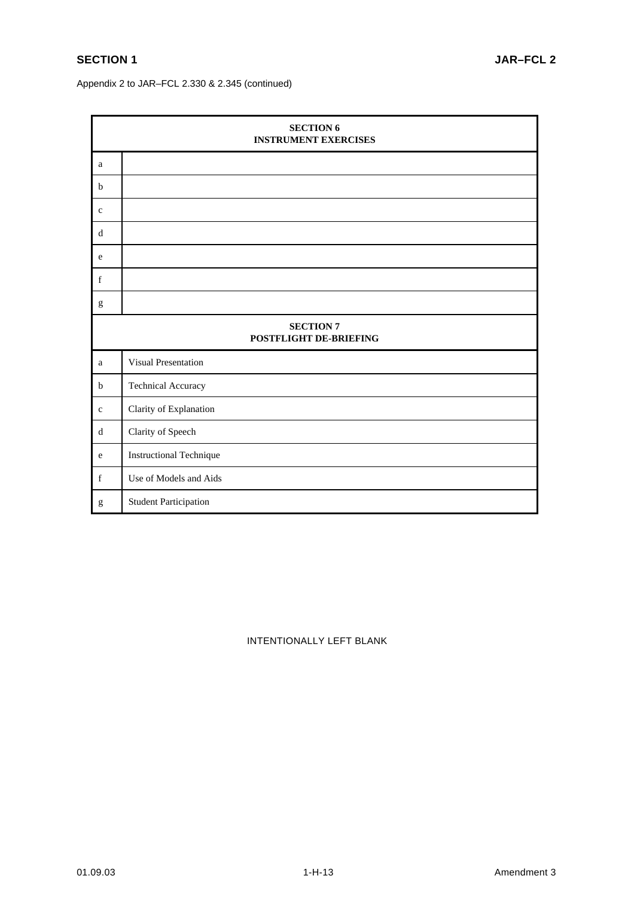Appendix 2 to JAR–FCL 2.330 & 2.345 (continued)

| SECTION 6<br>INSTRUMENT EXERCISES | |
|---|---|
| a | |
| b | |
| c | |
| d | |
| e | |
| f | |
| g | |
| **SECTION 7<br>POSTFLIGHT DE-BRIEFING** | |
| a | Visual Presentation |
| b | Technical Accuracy |
| c | Clarity of Explanation |
| d | Clarity of Speech |
| e | Instructional Technique |
| f | Use of Models and Aids |
| g | Student Participation |

INTENTIONALLY LEFT BLANK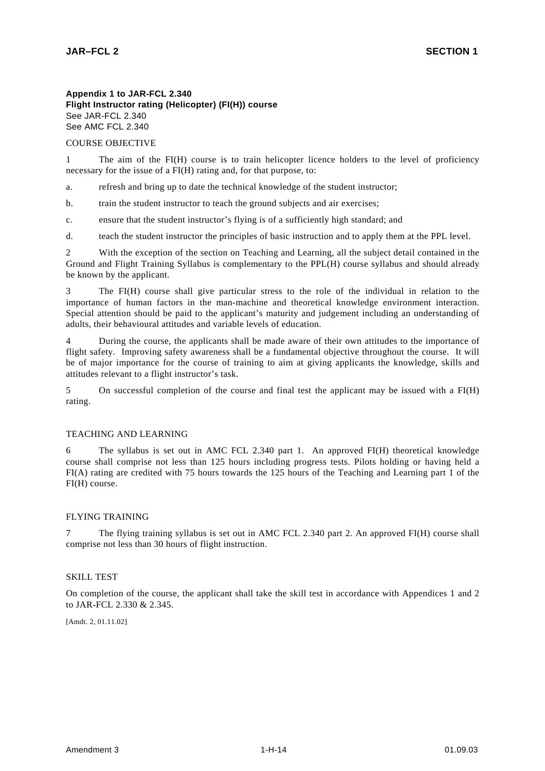**Appendix 1 to JAR-FCL 2.340**
**Flight Instructor rating (Helicopter) (FI(H)) course**
See JAR-FCL 2.340
See AMC FCL 2.340

COURSE OBJECTIVE

1 The aim of the FI(H) course is to train helicopter licence holders to the level of proficiency necessary for the issue of a FI(H) rating and, for that purpose, to:

a. refresh and bring up to date the technical knowledge of the student instructor;

b. train the student instructor to teach the ground subjects and air exercises;

c. ensure that the student instructor's flying is of a sufficiently high standard; and

d. teach the student instructor the principles of basic instruction and to apply them at the PPL level.

2 With the exception of the section on Teaching and Learning, all the subject detail contained in the Ground and Flight Training Syllabus is complementary to the PPL(H) course syllabus and should already be known by the applicant.

3 The FI(H) course shall give particular stress to the role of the individual in relation to the importance of human factors in the man-machine and theoretical knowledge environment interaction. Special attention should be paid to the applicant's maturity and judgement including an understanding of adults, their behavioural attitudes and variable levels of education.

4 During the course, the applicants shall be made aware of their own attitudes to the importance of flight safety. Improving safety awareness shall be a fundamental objective throughout the course. It will be of major importance for the course of training to aim at giving applicants the knowledge, skills and attitudes relevant to a flight instructor's task.

5 On successful completion of the course and final test the applicant may be issued with a FI(H) rating.

TEACHING AND LEARNING

6 The syllabus is set out in AMC FCL 2.340 part 1. An approved FI(H) theoretical knowledge course shall comprise not less than 125 hours including progress tests. Pilots holding or having held a FI(A) rating are credited with 75 hours towards the 125 hours of the Teaching and Learning part 1 of the FI(H) course.

FLYING TRAINING

7 The flying training syllabus is set out in AMC FCL 2.340 part 2. An approved FI(H) course shall comprise not less than 30 hours of flight instruction.

SKILL TEST

On completion of the course, the applicant shall take the skill test in accordance with Appendices 1 and 2 to JAR-FCL 2.330 & 2.345.

[Amdt. 2, 01.11.02]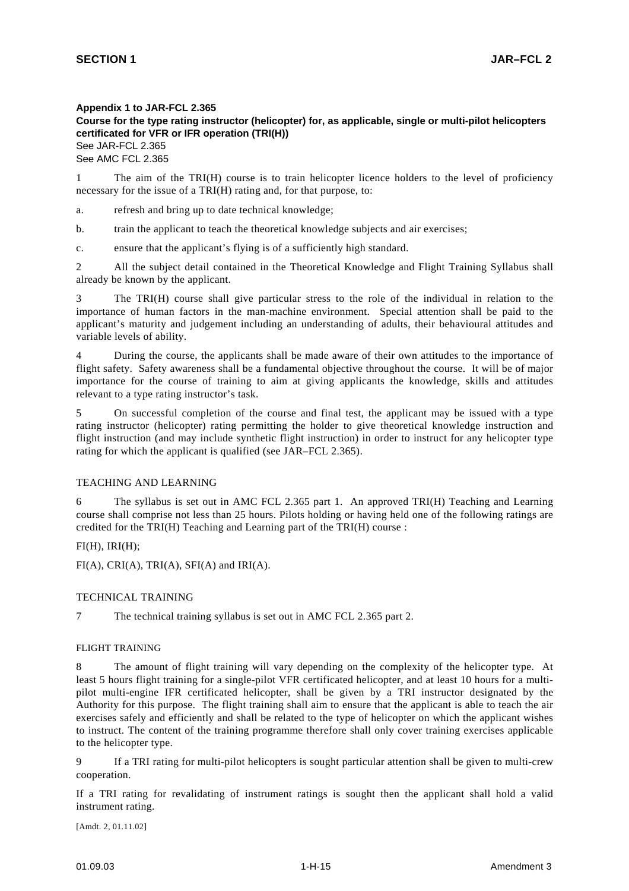**Appendix 1 to JAR-FCL 2.365**

**Course for the type rating instructor (helicopter) for, as applicable, single or multi-pilot helicopters certificated for VFR or IFR operation (TRI(H))**

See JAR-FCL 2.365

See AMC FCL 2.365

1 The aim of the TRI(H) course is to train helicopter licence holders to the level of proficiency necessary for the issue of a TRI(H) rating and, for that purpose, to:

a. refresh and bring up to date technical knowledge;

b. train the applicant to teach the theoretical knowledge subjects and air exercises;

c. ensure that the applicant's flying is of a sufficiently high standard.

2 All the subject detail contained in the Theoretical Knowledge and Flight Training Syllabus shall already be known by the applicant.

3 The TRI(H) course shall give particular stress to the role of the individual in relation to the importance of human factors in the man-machine environment. Special attention shall be paid to the applicant's maturity and judgement including an understanding of adults, their behavioural attitudes and variable levels of ability.

4 During the course, the applicants shall be made aware of their own attitudes to the importance of flight safety. Safety awareness shall be a fundamental objective throughout the course. It will be of major importance for the course of training to aim at giving applicants the knowledge, skills and attitudes relevant to a type rating instructor's task.

5 On successful completion of the course and final test, the applicant may be issued with a type rating instructor (helicopter) rating permitting the holder to give theoretical knowledge instruction and flight instruction (and may include synthetic flight instruction) in order to instruct for any helicopter type rating for which the applicant is qualified (see JAR–FCL 2.365).

TEACHING AND LEARNING

6 The syllabus is set out in AMC FCL 2.365 part 1. An approved TRI(H) Teaching and Learning course shall comprise not less than 25 hours. Pilots holding or having held one of the following ratings are credited for the TRI(H) Teaching and Learning part of the TRI(H) course :

FI(H), IRI(H);

FI(A), CRI(A), TRI(A), SFI(A) and IRI(A).

TECHNICAL TRAINING

7 The technical training syllabus is set out in AMC FCL 2.365 part 2.

FLIGHT TRAINING

8 The amount of flight training will vary depending on the complexity of the helicopter type. At least 5 hours flight training for a single-pilot VFR certificated helicopter, and at least 10 hours for a multi-pilot multi-engine IFR certificated helicopter, shall be given by a TRI instructor designated by the Authority for this purpose. The flight training shall aim to ensure that the applicant is able to teach the air exercises safely and efficiently and shall be related to the type of helicopter on which the applicant wishes to instruct. The content of the training programme therefore shall only cover training exercises applicable to the helicopter type.

9 If a TRI rating for multi-pilot helicopters is sought particular attention shall be given to multi-crew cooperation.

If a TRI rating for revalidating of instrument ratings is sought then the applicant shall hold a valid instrument rating.

[Amdt. 2, 01.11.02]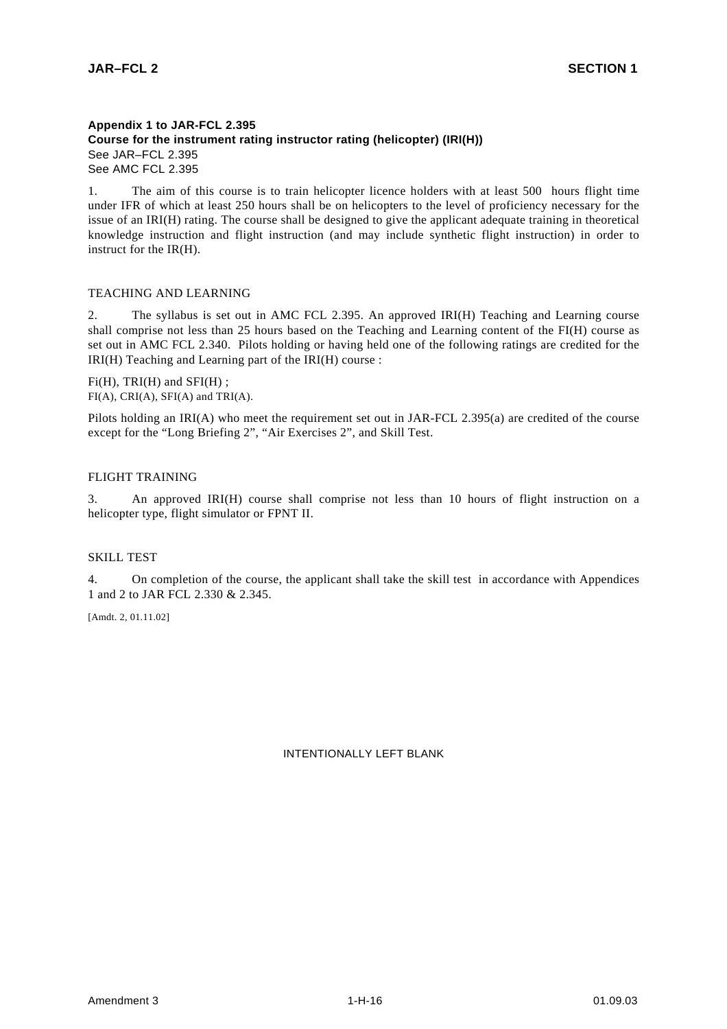**Appendix 1 to JAR-FCL 2.395**
**Course for the instrument rating instructor rating (helicopter) (IRI(H))**
See JAR–FCL 2.395
See AMC FCL 2.395

1. The aim of this course is to train helicopter licence holders with at least 500 hours flight time under IFR of which at least 250 hours shall be on helicopters to the level of proficiency necessary for the issue of an IRI(H) rating. The course shall be designed to give the applicant adequate training in theoretical knowledge instruction and flight instruction (and may include synthetic flight instruction) in order to instruct for the IR(H).

TEACHING AND LEARNING

2. The syllabus is set out in AMC FCL 2.395. An approved IRI(H) Teaching and Learning course shall comprise not less than 25 hours based on the Teaching and Learning content of the FI(H) course as set out in AMC FCL 2.340. Pilots holding or having held one of the following ratings are credited for the IRI(H) Teaching and Learning part of the IRI(H) course :

Fi(H), TRI(H) and SFI(H) ;
FI(A), CRI(A), SFI(A) and TRI(A).

Pilots holding an IRI(A) who meet the requirement set out in JAR-FCL 2.395(a) are credited of the course except for the "Long Briefing 2", "Air Exercises 2", and Skill Test.

FLIGHT TRAINING

3. An approved IRI(H) course shall comprise not less than 10 hours of flight instruction on a helicopter type, flight simulator or FPNT II.

SKILL TEST

4. On completion of the course, the applicant shall take the skill test in accordance with Appendices 1 and 2 to JAR FCL 2.330 & 2.345.

[Amdt. 2, 01.11.02]

INTENTIONALLY LEFT BLANK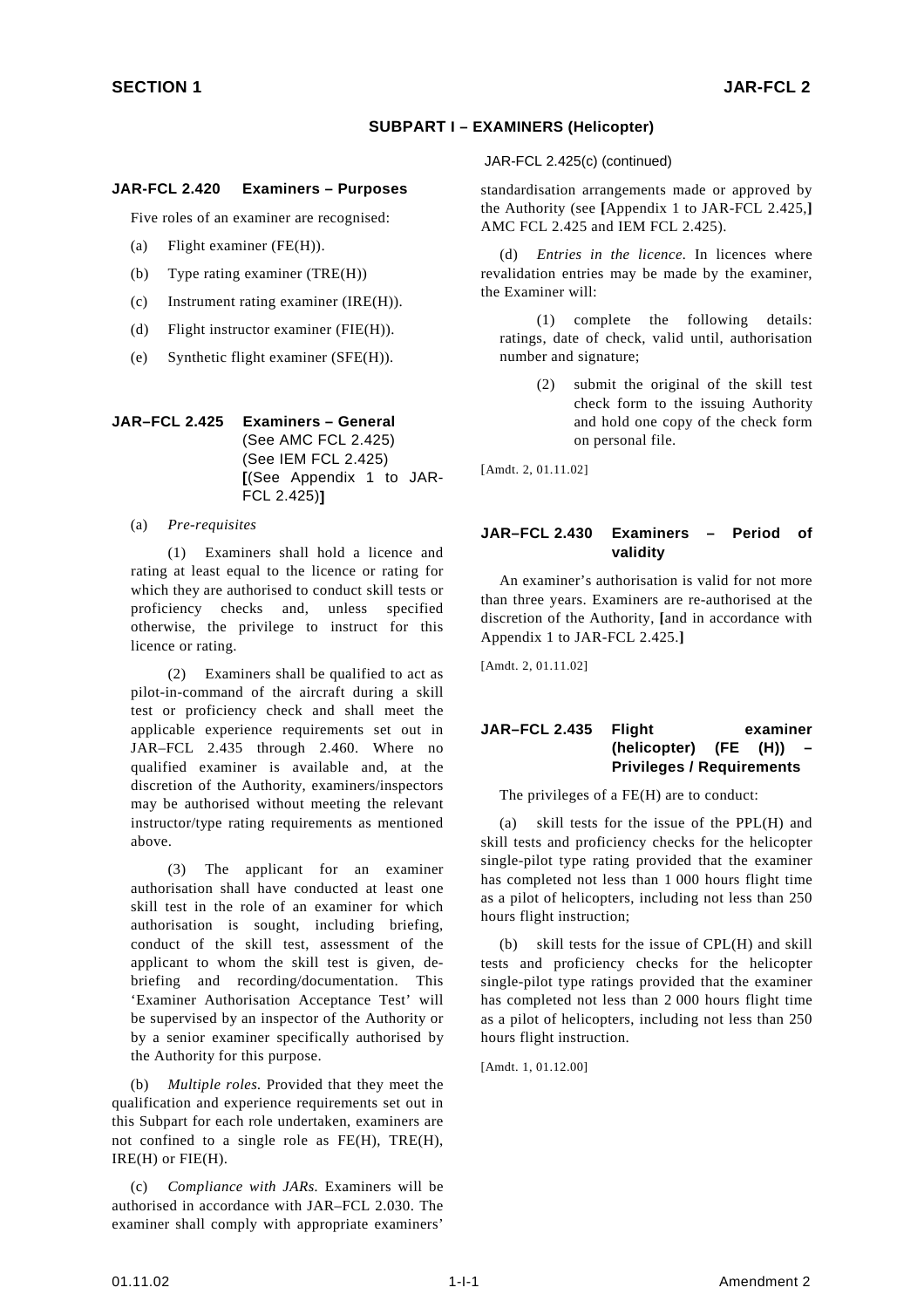## SUBPART I – EXAMINERS (Helicopter)

### JAR-FCL 2.420 Examiners – Purposes

Five roles of an examiner are recognised:

(a) Flight examiner (FE(H)).

(b) Type rating examiner (TRE(H))

(c) Instrument rating examiner (IRE(H)).

(d) Flight instructor examiner (FIE(H)).

(e) Synthetic flight examiner (SFE(H)).

### JAR–FCL 2.425 Examiners – General

(See AMC FCL 2.425)
(See IEM FCL 2.425)
**[**(See Appendix 1 to JAR-FCL 2.425)**]**

(a) *Pre-requisites*

(1) Examiners shall hold a licence and rating at least equal to the licence or rating for which they are authorised to conduct skill tests or proficiency checks and, unless specified otherwise, the privilege to instruct for this licence or rating.

(2) Examiners shall be qualified to act as pilot-in-command of the aircraft during a skill test or proficiency check and shall meet the applicable experience requirements set out in JAR–FCL 2.435 through 2.460. Where no qualified examiner is available and, at the discretion of the Authority, examiners/inspectors may be authorised without meeting the relevant instructor/type rating requirements as mentioned above.

(3) The applicant for an examiner authorisation shall have conducted at least one skill test in the role of an examiner for which authorisation is sought, including briefing, conduct of the skill test, assessment of the applicant to whom the skill test is given, de-briefing and recording/documentation. This 'Examiner Authorisation Acceptance Test' will be supervised by an inspector of the Authority or by a senior examiner specifically authorised by the Authority for this purpose.

(b) *Multiple roles.* Provided that they meet the qualification and experience requirements set out in this Subpart for each role undertaken, examiners are not confined to a single role as FE(H), TRE(H), IRE(H) or FIE(H).

(c) *Compliance with JARs.* Examiners will be authorised in accordance with JAR–FCL 2.030. The examiner shall comply with appropriate examiners' standardisation arrangements made or approved by the Authority (see **[**Appendix 1 to JAR-FCL 2.425,**]** AMC FCL 2.425 and IEM FCL 2.425).

(d) *Entries in the licence.* In licences where revalidation entries may be made by the examiner, the Examiner will:

(1) complete the following details: ratings, date of check, valid until, authorisation number and signature;

(2) submit the original of the skill test check form to the issuing Authority and hold one copy of the check form on personal file.

[Amdt. 2, 01.11.02]

### JAR–FCL 2.430 Examiners – Period of validity

An examiner's authorisation is valid for not more than three years. Examiners are re-authorised at the discretion of the Authority, **[**and in accordance with Appendix 1 to JAR-FCL 2.425.**]**

[Amdt. 2, 01.11.02]

### JAR–FCL 2.435 Flight examiner (helicopter) (FE (H)) – Privileges / Requirements

The privileges of a FE(H) are to conduct:

(a) skill tests for the issue of the PPL(H) and skill tests and proficiency checks for the helicopter single-pilot type rating provided that the examiner has completed not less than 1 000 hours flight time as a pilot of helicopters, including not less than 250 hours flight instruction;

(b) skill tests for the issue of CPL(H) and skill tests and proficiency checks for the helicopter single-pilot type ratings provided that the examiner has completed not less than 2 000 hours flight time as a pilot of helicopters, including not less than 250 hours flight instruction.

[Amdt. 1, 01.12.00]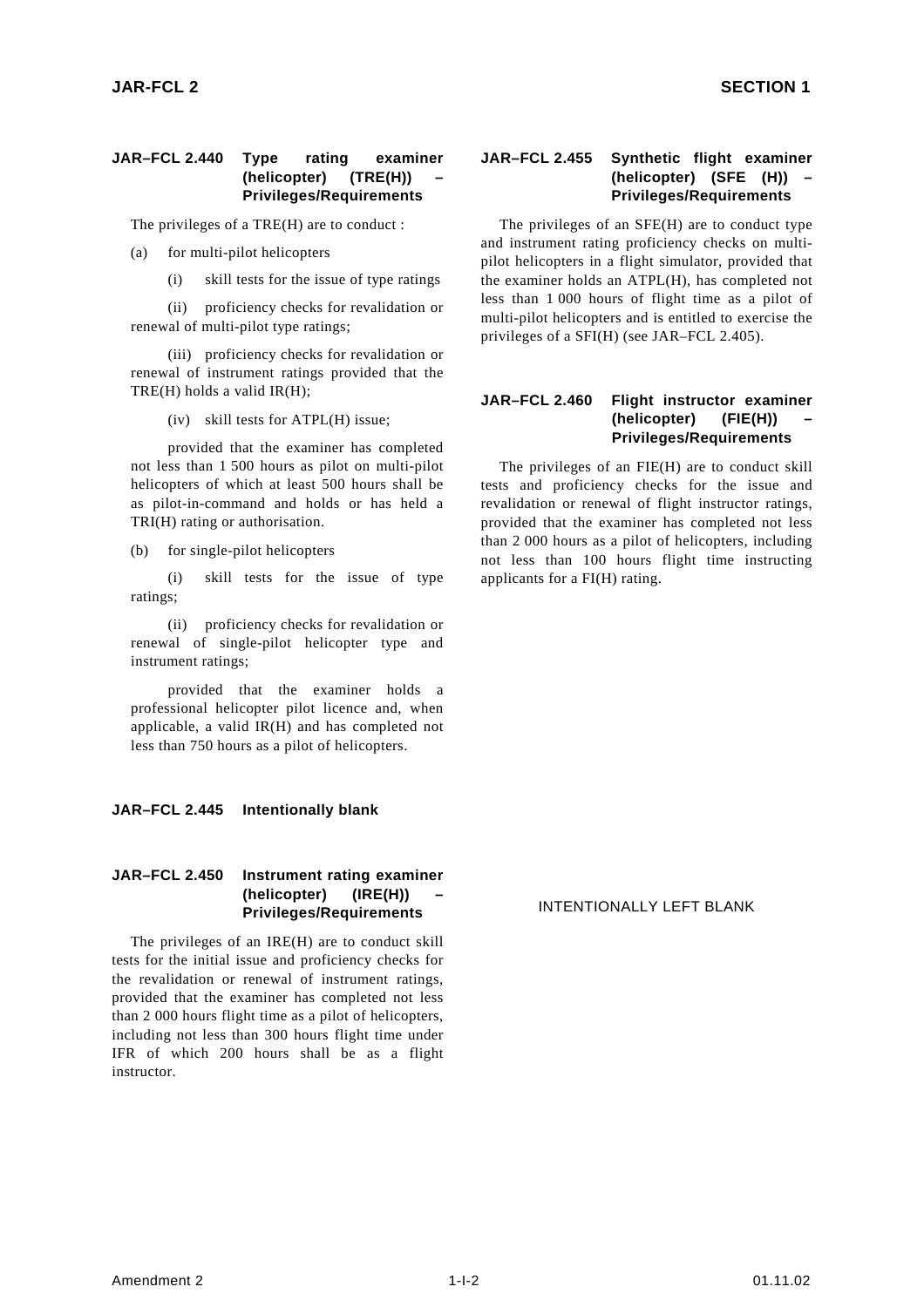## JAR–FCL 2.440 Type rating examiner (helicopter) (TRE(H)) – Privileges/Requirements

The privileges of a TRE(H) are to conduct :

(a) for multi-pilot helicopters

(i) skill tests for the issue of type ratings

(ii) proficiency checks for revalidation or renewal of multi-pilot type ratings;

(iii) proficiency checks for revalidation or renewal of instrument ratings provided that the TRE(H) holds a valid IR(H);

(iv) skill tests for ATPL(H) issue;

provided that the examiner has completed not less than 1 500 hours as pilot on multi-pilot helicopters of which at least 500 hours shall be as pilot-in-command and holds or has held a TRI(H) rating or authorisation.

(b) for single-pilot helicopters

(i) skill tests for the issue of type ratings;

(ii) proficiency checks for revalidation or renewal of single-pilot helicopter type and instrument ratings;

provided that the examiner holds a professional helicopter pilot licence and, when applicable, a valid IR(H) and has completed not less than 750 hours as a pilot of helicopters.

## JAR–FCL 2.445 Intentionally blank

## JAR–FCL 2.450 Instrument rating examiner (helicopter) (IRE(H)) – Privileges/Requirements

The privileges of an IRE(H) are to conduct skill tests for the initial issue and proficiency checks for the revalidation or renewal of instrument ratings, provided that the examiner has completed not less than 2 000 hours flight time as a pilot of helicopters, including not less than 300 hours flight time under IFR of which 200 hours shall be as a flight instructor.

## JAR–FCL 2.455 Synthetic flight examiner (helicopter) (SFE (H)) – Privileges/Requirements

The privileges of an SFE(H) are to conduct type and instrument rating proficiency checks on multi-pilot helicopters in a flight simulator, provided that the examiner holds an ATPL(H), has completed not less than 1 000 hours of flight time as a pilot of multi-pilot helicopters and is entitled to exercise the privileges of a SFI(H) (see JAR–FCL 2.405).

## JAR–FCL 2.460 Flight instructor examiner (helicopter) (FIE(H)) – Privileges/Requirements

The privileges of an FIE(H) are to conduct skill tests and proficiency checks for the issue and revalidation or renewal of flight instructor ratings, provided that the examiner has completed not less than 2 000 hours as a pilot of helicopters, including not less than 100 hours flight time instructing applicants for a FI(H) rating.

INTENTIONALLY LEFT BLANK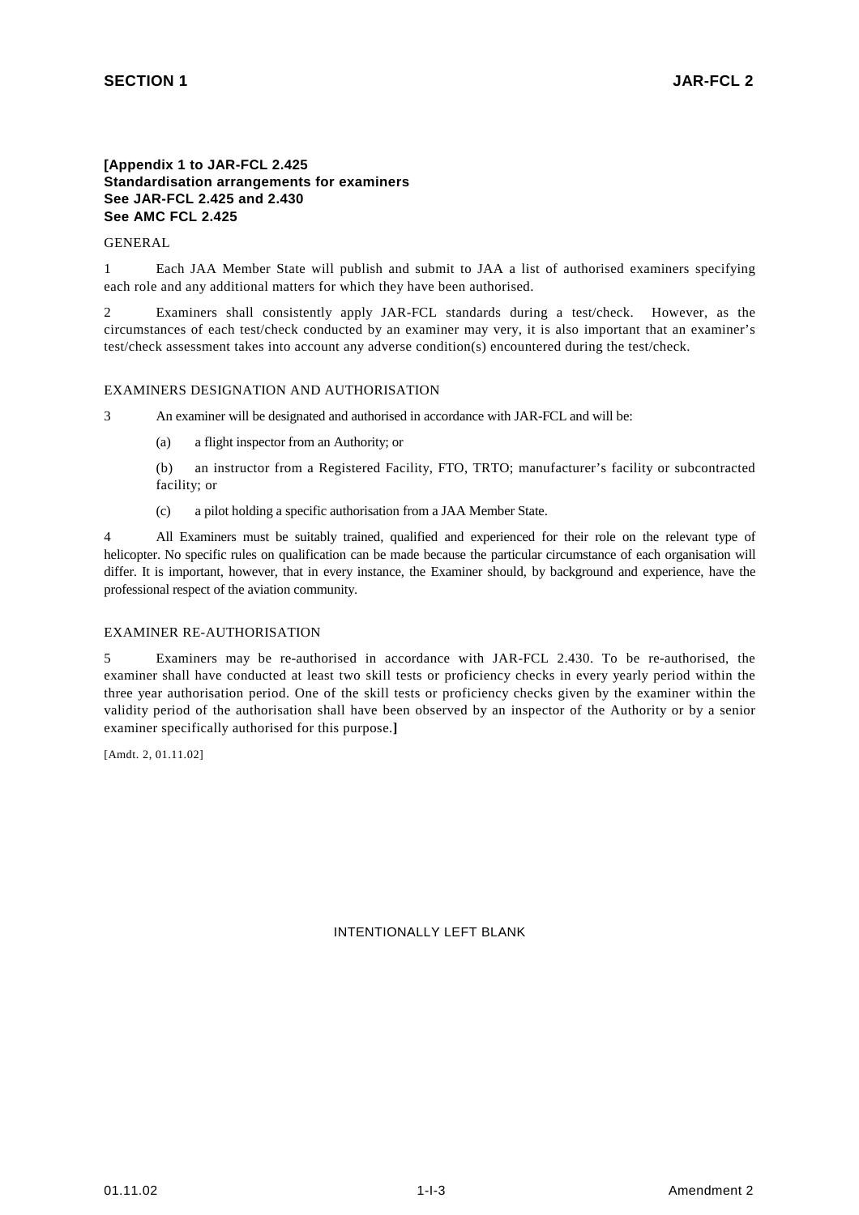**[Appendix 1 to JAR-FCL 2.425**
**Standardisation arrangements for examiners**
**See JAR-FCL 2.425 and 2.430**
**See AMC FCL 2.425**

GENERAL

1 Each JAA Member State will publish and submit to JAA a list of authorised examiners specifying each role and any additional matters for which they have been authorised.

2 Examiners shall consistently apply JAR-FCL standards during a test/check. However, as the circumstances of each test/check conducted by an examiner may very, it is also important that an examiner's test/check assessment takes into account any adverse condition(s) encountered during the test/check.

EXAMINERS DESIGNATION AND AUTHORISATION

3 An examiner will be designated and authorised in accordance with JAR-FCL and will be:

(a) a flight inspector from an Authority; or

(b) an instructor from a Registered Facility, FTO, TRTO; manufacturer's facility or subcontracted facility; or

(c) a pilot holding a specific authorisation from a JAA Member State.

4 All Examiners must be suitably trained, qualified and experienced for their role on the relevant type of helicopter. No specific rules on qualification can be made because the particular circumstance of each organisation will differ. It is important, however, that in every instance, the Examiner should, by background and experience, have the professional respect of the aviation community.

EXAMINER RE-AUTHORISATION

5 Examiners may be re-authorised in accordance with JAR-FCL 2.430. To be re-authorised, the examiner shall have conducted at least two skill tests or proficiency checks in every yearly period within the three year authorisation period. One of the skill tests or proficiency checks given by the examiner within the validity period of the authorisation shall have been observed by an inspector of the Authority or by a senior examiner specifically authorised for this purpose.**]**

[Amdt. 2, 01.11.02]

INTENTIONALLY LEFT BLANK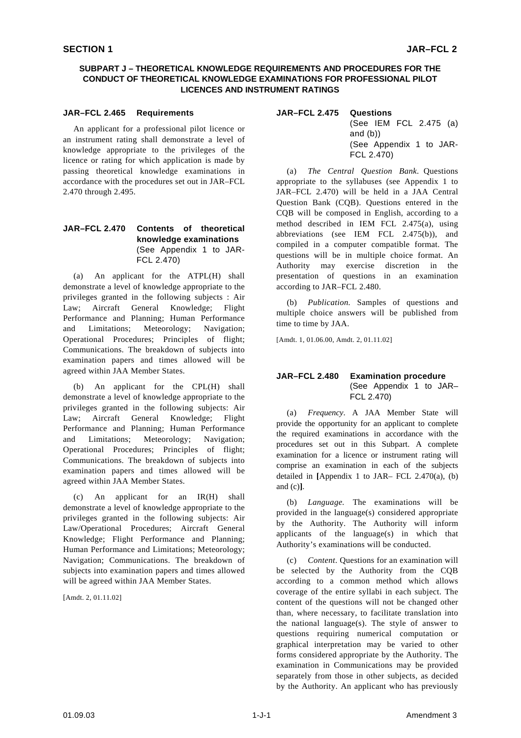## SUBPART J – THEORETICAL KNOWLEDGE REQUIREMENTS AND PROCEDURES FOR THE CONDUCT OF THEORETICAL KNOWLEDGE EXAMINATIONS FOR PROFESSIONAL PILOT LICENCES AND INSTRUMENT RATINGS

### JAR–FCL 2.465 Requirements

An applicant for a professional pilot licence or an instrument rating shall demonstrate a level of knowledge appropriate to the privileges of the licence or rating for which application is made by passing theoretical knowledge examinations in accordance with the procedures set out in JAR–FCL 2.470 through 2.495.

### JAR–FCL 2.470 Contents of theoretical knowledge examinations
(See Appendix 1 to JAR-FCL 2.470)

(a) An applicant for the ATPL(H) shall demonstrate a level of knowledge appropriate to the privileges granted in the following subjects : Air Law; Aircraft General Knowledge; Flight Performance and Planning; Human Performance and Limitations; Meteorology; Navigation; Operational Procedures; Principles of flight; Communications. The breakdown of subjects into examination papers and times allowed will be agreed within JAA Member States.

(b) An applicant for the CPL(H) shall demonstrate a level of knowledge appropriate to the privileges granted in the following subjects: Air Law; Aircraft General Knowledge; Flight Performance and Planning; Human Performance and Limitations; Meteorology; Navigation; Operational Procedures; Principles of flight; Communications. The breakdown of subjects into examination papers and times allowed will be agreed within JAA Member States.

(c) An applicant for an IR(H) shall demonstrate a level of knowledge appropriate to the privileges granted in the following subjects: Air Law/Operational Procedures; Aircraft General Knowledge; Flight Performance and Planning; Human Performance and Limitations; Meteorology; Navigation; Communications. The breakdown of subjects into examination papers and times allowed will be agreed within JAA Member States.

[Amdt. 2, 01.11.02]

### JAR–FCL 2.475 Questions
(See IEM FCL 2.475 (a) and (b))
(See Appendix 1 to JAR-FCL 2.470)

(a) *The Central Question Bank*. Questions appropriate to the syllabuses (see Appendix 1 to JAR–FCL 2.470) will be held in a JAA Central Question Bank (CQB). Questions entered in the CQB will be composed in English, according to a method described in IEM FCL 2.475(a), using abbreviations (see IEM FCL 2.475(b)), and compiled in a computer compatible format. The questions will be in multiple choice format. An Authority may exercise discretion in the presentation of questions in an examination according to JAR–FCL 2.480.

(b) *Publication.* Samples of questions and multiple choice answers will be published from time to time by JAA.

[Amdt. 1, 01.06.00, Amdt. 2, 01.11.02]

### JAR–FCL 2.480 Examination procedure
(See Appendix 1 to JAR–FCL 2.470)

(a) *Frequency*. A JAA Member State will provide the opportunity for an applicant to complete the required examinations in accordance with the procedures set out in this Subpart. A complete examination for a licence or instrument rating will comprise an examination in each of the subjects detailed in **[**Appendix 1 to JAR– FCL 2.470(a), (b) and (c)**]**.

(b) *Language.* The examinations will be provided in the language(s) considered appropriate by the Authority. The Authority will inform applicants of the language(s) in which that Authority's examinations will be conducted.

(c) *Content*. Questions for an examination will be selected by the Authority from the CQB according to a common method which allows coverage of the entire syllabi in each subject. The content of the questions will not be changed other than, where necessary, to facilitate translation into the national language(s). The style of answer to questions requiring numerical computation or graphical interpretation may be varied to other forms considered appropriate by the Authority. The examination in Communications may be provided separately from those in other subjects, as decided by the Authority. An applicant who has previously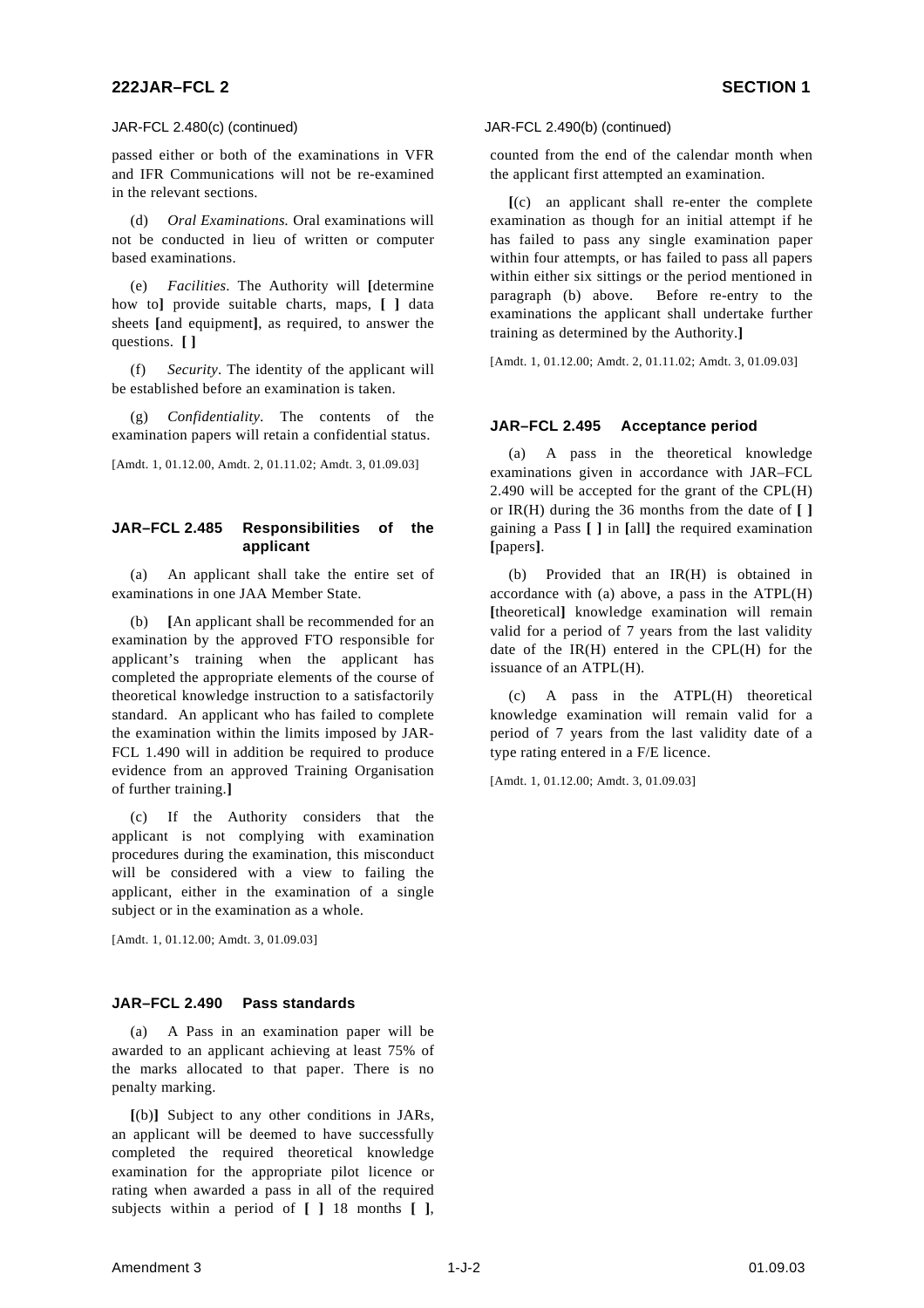JAR-FCL 2.480(c) (continued)

passed either or both of the examinations in VFR and IFR Communications will not be re-examined in the relevant sections.

(d) *Oral Examinations.* Oral examinations will not be conducted in lieu of written or computer based examinations.

(e) *Facilities*. The Authority will **[**determine how to**]** provide suitable charts, maps, **[ ]** data sheets **[**and equipment**]**, as required, to answer the questions. **[ ]**

(f) *Security*. The identity of the applicant will be established before an examination is taken.

(g) *Confidentiality*. The contents of the examination papers will retain a confidential status.

[Amdt. 1, 01.12.00, Amdt. 2, 01.11.02; Amdt. 3, 01.09.03]

## JAR–FCL 2.485 Responsibilities of the applicant

(a) An applicant shall take the entire set of examinations in one JAA Member State.

(b) **[**An applicant shall be recommended for an examination by the approved FTO responsible for applicant's training when the applicant has completed the appropriate elements of the course of theoretical knowledge instruction to a satisfactorily standard. An applicant who has failed to complete the examination within the limits imposed by JAR-FCL 1.490 will in addition be required to produce evidence from an approved Training Organisation of further training.**]**

(c) If the Authority considers that the applicant is not complying with examination procedures during the examination, this misconduct will be considered with a view to failing the applicant, either in the examination of a single subject or in the examination as a whole.

[Amdt. 1, 01.12.00; Amdt. 3, 01.09.03]

## JAR–FCL 2.490 Pass standards

(a) A Pass in an examination paper will be awarded to an applicant achieving at least 75% of the marks allocated to that paper. There is no penalty marking.

**[**(b)**]** Subject to any other conditions in JARs, an applicant will be deemed to have successfully completed the required theoretical knowledge examination for the appropriate pilot licence or rating when awarded a pass in all of the required subjects within a period of **[ ]** 18 months **[ ]**, counted from the end of the calendar month when the applicant first attempted an examination.

**[**(c) an applicant shall re-enter the complete examination as though for an initial attempt if he has failed to pass any single examination paper within four attempts, or has failed to pass all papers within either six sittings or the period mentioned in paragraph (b) above. Before re-entry to the examinations the applicant shall undertake further training as determined by the Authority.**]**

[Amdt. 1, 01.12.00; Amdt. 2, 01.11.02; Amdt. 3, 01.09.03]

## JAR–FCL 2.495 Acceptance period

(a) A pass in the theoretical knowledge examinations given in accordance with JAR–FCL 2.490 will be accepted for the grant of the CPL(H) or IR(H) during the 36 months from the date of **[ ]** gaining a Pass **[ ]** in **[**all**]** the required examination **[**papers**]**.

(b) Provided that an IR(H) is obtained in accordance with (a) above, a pass in the ATPL(H) **[**theoretical**]** knowledge examination will remain valid for a period of 7 years from the last validity date of the IR(H) entered in the CPL(H) for the issuance of an ATPL(H).

(c) A pass in the ATPL(H) theoretical knowledge examination will remain valid for a period of 7 years from the last validity date of a type rating entered in a F/E licence.

[Amdt. 1, 01.12.00; Amdt. 3, 01.09.03]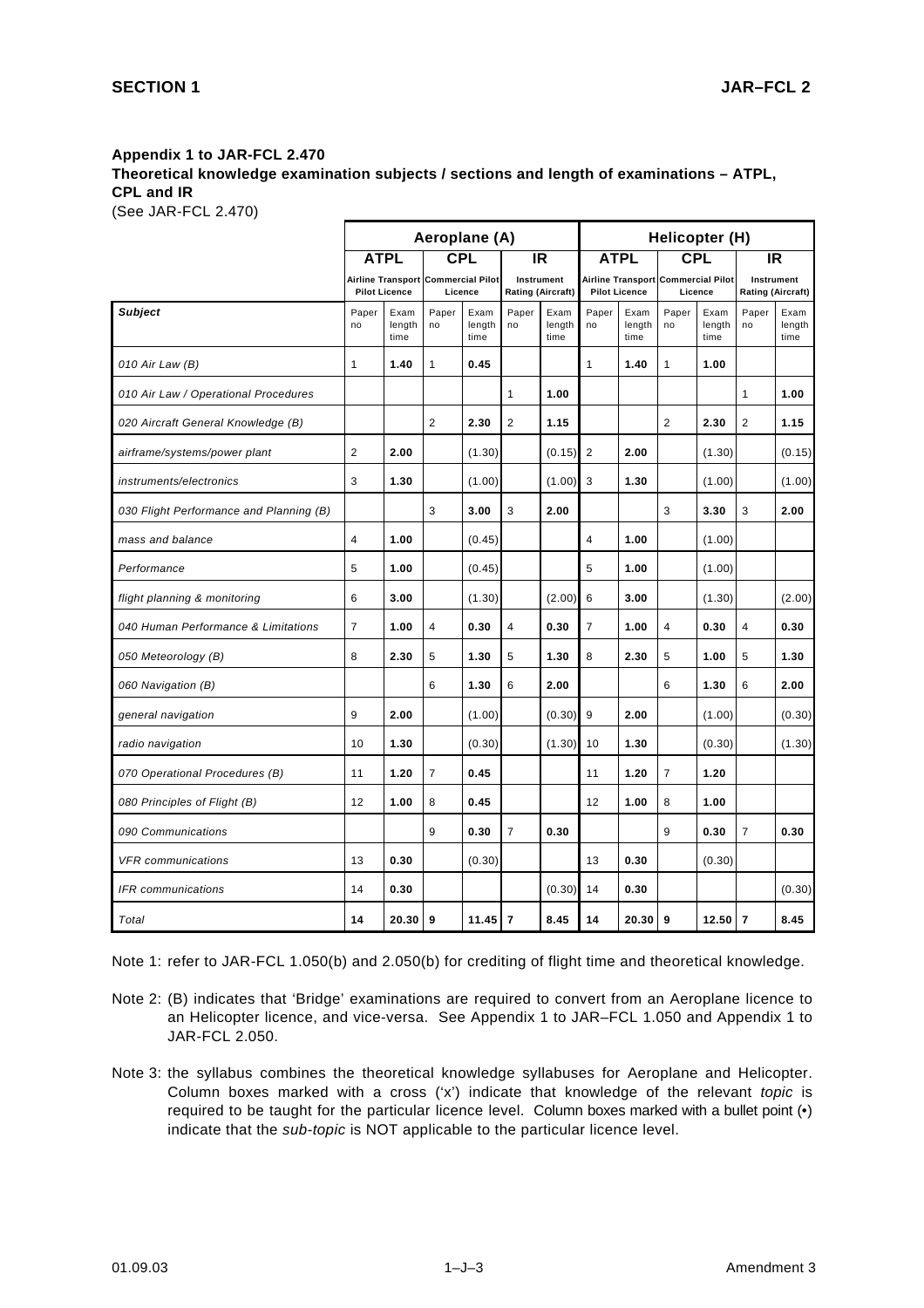**Appendix 1 to JAR-FCL 2.470**
**Theoretical knowledge examination subjects / sections and length of examinations – ATPL, CPL and IR**
(See JAR-FCL 2.470)

| | Aeroplane (A) | | | | | | Helicopter (H) | | | | | |
|---|---|---|---|---|---|---|---|---|---|---|---|---|
| | ATPL Airline Transport Pilot Licence | | CPL Commercial Pilot Licence | | IR Instrument Rating (Aircraft) | | ATPL Airline Transport Pilot Licence | | CPL Commercial Pilot Licence | | IR Instrument Rating (Aircraft) | |
| ***Subject*** | Paper no | Exam length time | Paper no | Exam length time | Paper no | Exam length time | Paper no | Exam length time | Paper no | Exam length time | Paper no | Exam length time |
| *010 Air Law (B)* | 1 | **1.40** | 1 | **0.45** | | | 1 | **1.40** | 1 | **1.00** | | |
| *010 Air Law / Operational Procedures* | | | | | 1 | **1.00** | | | | | 1 | **1.00** |
| *020 Aircraft General Knowledge (B)* | | | 2 | **2.30** | 2 | **1.15** | | | 2 | **2.30** | 2 | **1.15** |
| *airframe/systems/power plant* | 2 | **2.00** | | (1.30) | | (0.15) | 2 | **2.00** | | (1.30) | | (0.15) |
| *instruments/electronics* | 3 | **1.30** | | (1.00) | | (1.00) | 3 | **1.30** | | (1.00) | | (1.00) |
| *030 Flight Performance and Planning (B)* | | | 3 | **3.00** | 3 | **2.00** | | | 3 | **3.30** | 3 | **2.00** |
| *mass and balance* | 4 | **1.00** | | (0.45) | | | 4 | **1.00** | | (1.00) | | |
| *Performance* | 5 | **1.00** | | (0.45) | | | 5 | **1.00** | | (1.00) | | |
| *flight planning & monitoring* | 6 | **3.00** | | (1.30) | | (2.00) | 6 | **3.00** | | (1.30) | | (2.00) |
| *040 Human Performance & Limitations* | 7 | **1.00** | 4 | **0.30** | 4 | **0.30** | 7 | **1.00** | 4 | **0.30** | 4 | **0.30** |
| *050 Meteorology (B)* | 8 | **2.30** | 5 | **1.30** | 5 | **1.30** | 8 | **2.30** | 5 | **1.00** | 5 | **1.30** |
| *060 Navigation (B)* | | | 6 | **1.30** | 6 | **2.00** | | | 6 | **1.30** | 6 | **2.00** |
| *general navigation* | 9 | **2.00** | | (1.00) | | (0.30) | 9 | **2.00** | | (1.00) | | (0.30) |
| *radio navigation* | 10 | **1.30** | | (0.30) | | (1.30) | 10 | **1.30** | | (0.30) | | (1.30) |
| *070 Operational Procedures (B)* | 11 | **1.20** | 7 | **0.45** | | | 11 | **1.20** | 7 | **1.20** | | |
| *080 Principles of Flight (B)* | 12 | **1.00** | 8 | **0.45** | | | 12 | **1.00** | 8 | **1.00** | | |
| *090 Communications* | | | 9 | **0.30** | 7 | **0.30** | | | 9 | **0.30** | 7 | **0.30** |
| *VFR communications* | 13 | **0.30** | | (0.30) | | | 13 | **0.30** | | (0.30) | | |
| *IFR communications* | 14 | **0.30** | | | | (0.30) | 14 | **0.30** | | | | (0.30) |
| *Total* | **14** | **20.30** | **9** | **11.45** | **7** | **8.45** | **14** | **20.30** | **9** | **12.50** | **7** | **8.45** |

Note 1: refer to JAR-FCL 1.050(b) and 2.050(b) for crediting of flight time and theoretical knowledge.

Note 2: (B) indicates that 'Bridge' examinations are required to convert from an Aeroplane licence to an Helicopter licence, and vice-versa. See Appendix 1 to JAR–FCL 1.050 and Appendix 1 to JAR-FCL 2.050.

Note 3: the syllabus combines the theoretical knowledge syllabuses for Aeroplane and Helicopter. Column boxes marked with a cross ('x') indicate that knowledge of the relevant *topic* is required to be taught for the particular licence level. Column boxes marked with a bullet point (•) indicate that the *sub-topic* is NOT applicable to the particular licence level.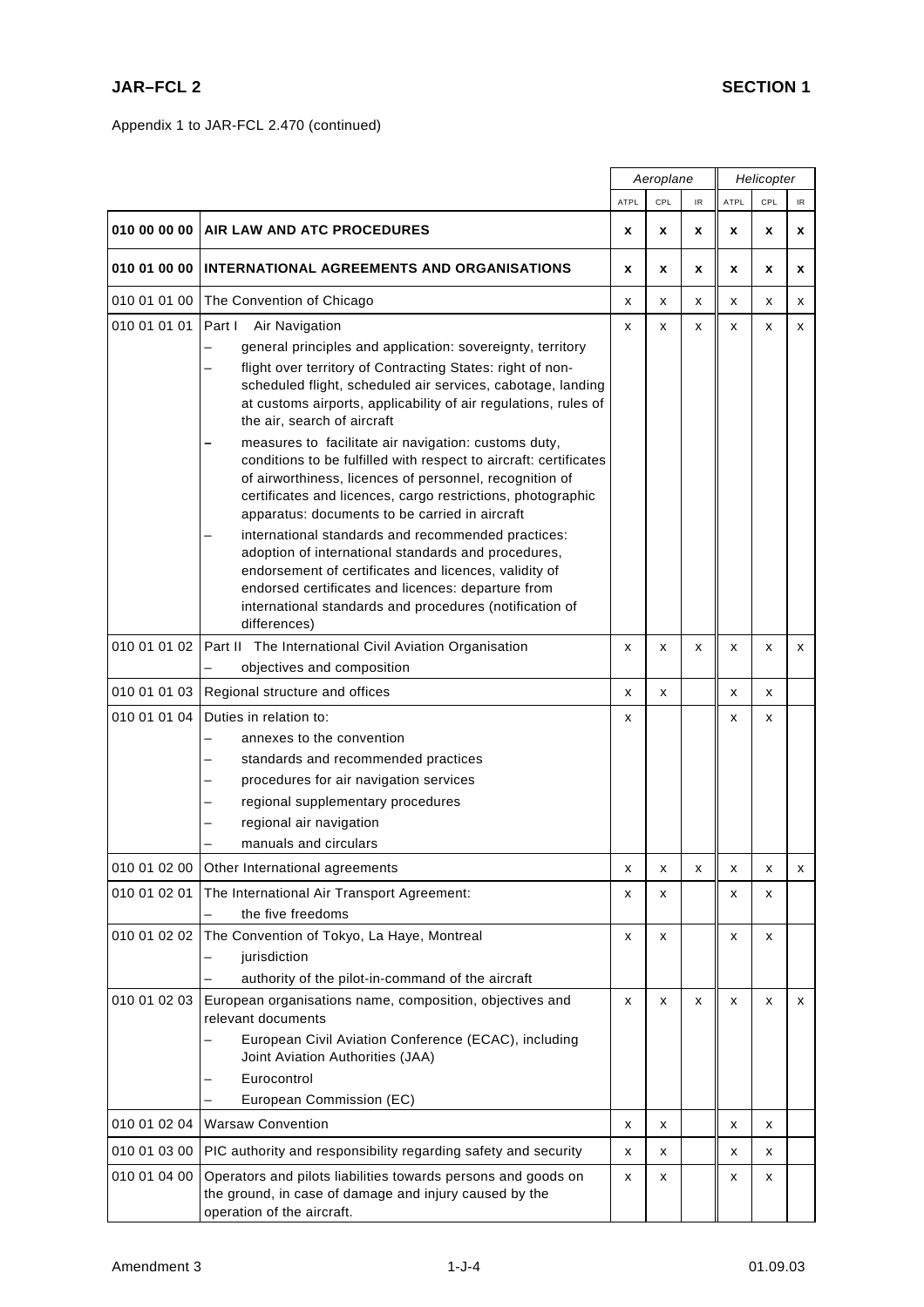Appendix 1 to JAR-FCL 2.470 (continued)

| | | *Aeroplane* | | | *Helicopter* | | |
|---|---|---|---|---|---|---|---|
| | | ATPL | CPL | IR | ATPL | CPL | IR |
| **010 00 00 00** | **AIR LAW AND ATC PROCEDURES** | **x** | **x** | **x** | **x** | **x** | **x** |
| **010 01 00 00** | **INTERNATIONAL AGREEMENTS AND ORGANISATIONS** | **x** | **x** | **x** | **x** | **x** | **x** |
| 010 01 01 00 | The Convention of Chicago | x | x | x | x | x | x |
| 010 01 01 01 | Part I Air Navigation<br>– general principles and application: sovereignty, territory<br>– flight over territory of Contracting States: right of non-scheduled flight, scheduled air services, cabotage, landing at customs airports, applicability of air regulations, rules of the air, search of aircraft<br>– measures to facilitate air navigation: customs duty, conditions to be fulfilled with respect to aircraft: certificates of airworthiness, licences of personnel, recognition of certificates and licences, cargo restrictions, photographic apparatus: documents to be carried in aircraft<br>– international standards and recommended practices: adoption of international standards and procedures, endorsement of certificates and licences, validity of endorsed certificates and licences: departure from international standards and procedures (notification of differences) | x | x | x | x | x | x |
| 010 01 01 02 | Part II The International Civil Aviation Organisation<br>– objectives and composition | x | x | x | x | x | x |
| 010 01 01 03 | Regional structure and offices | x | x | | x | x | |
| 010 01 01 04 | Duties in relation to:<br>– annexes to the convention<br>– standards and recommended practices<br>– procedures for air navigation services<br>– regional supplementary procedures<br>– regional air navigation<br>– manuals and circulars | x | | | x | x | |
| 010 01 02 00 | Other International agreements | x | x | x | x | x | x |
| 010 01 02 01 | The International Air Transport Agreement:<br>– the five freedoms | x | x | | x | x | |
| 010 01 02 02 | The Convention of Tokyo, La Haye, Montreal<br>– jurisdiction<br>– authority of the pilot-in-command of the aircraft | x | x | | x | x | |
| 010 01 02 03 | European organisations name, composition, objectives and relevant documents<br>– European Civil Aviation Conference (ECAC), including Joint Aviation Authorities (JAA)<br>– Eurocontrol<br>– European Commission (EC) | x | x | x | x | x | x |
| 010 01 02 04 | Warsaw Convention | x | x | | x | x | |
| 010 01 03 00 | PIC authority and responsibility regarding safety and security | x | x | | x | x | |
| 010 01 04 00 | Operators and pilots liabilities towards persons and goods on the ground, in case of damage and injury caused by the operation of the aircraft. | x | x | | x | x | |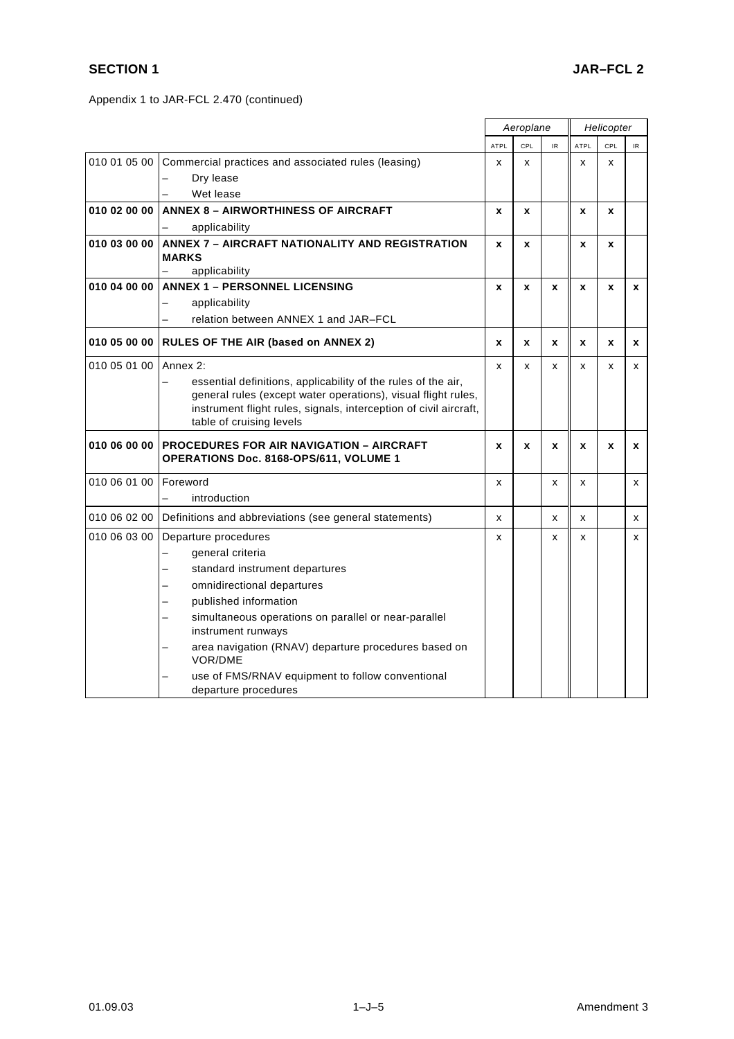Appendix 1 to JAR-FCL 2.470 (continued)

| | | Aeroplane | | | Helicopter | | |
|---|---|---|---|---|---|---|---|
| | | ATPL | CPL | IR | ATPL | CPL | IR |
| 010 01 05 00 | Commercial practices and associated rules (leasing)<br>– Dry lease<br>– Wet lease | x | x | | x | x | |
| **010 02 00 00** | **ANNEX 8 – AIRWORTHINESS OF AIRCRAFT**<br>– applicability | **x** | **x** | | **x** | **x** | |
| **010 03 00 00** | **ANNEX 7 – AIRCRAFT NATIONALITY AND REGISTRATION MARKS**<br>– applicability | **x** | **x** | | **x** | **x** | |
| **010 04 00 00** | **ANNEX 1 – PERSONNEL LICENSING**<br>– applicability<br>– relation between ANNEX 1 and JAR–FCL | **x** | **x** | **x** | **x** | **x** | **x** |
| **010 05 00 00** | **RULES OF THE AIR (based on ANNEX 2)** | **x** | **x** | **x** | **x** | **x** | **x** |
| 010 05 01 00 | Annex 2:<br>– essential definitions, applicability of the rules of the air, general rules (except water operations), visual flight rules, instrument flight rules, signals, interception of civil aircraft, table of cruising levels | x | x | x | x | x | x |
| **010 06 00 00** | **PROCEDURES FOR AIR NAVIGATION – AIRCRAFT OPERATIONS Doc. 8168-OPS/611, VOLUME 1** | **x** | **x** | **x** | **x** | **x** | **x** |
| 010 06 01 00 | Foreword<br>– introduction | x | | x | x | | x |
| 010 06 02 00 | Definitions and abbreviations (see general statements) | x | | x | x | | x |
| 010 06 03 00 | Departure procedures<br>– general criteria<br>– standard instrument departures<br>– omnidirectional departures<br>– published information<br>– simultaneous operations on parallel or near-parallel instrument runways<br>– area navigation (RNAV) departure procedures based on VOR/DME<br>– use of FMS/RNAV equipment to follow conventional departure procedures | x | | x | x | | x |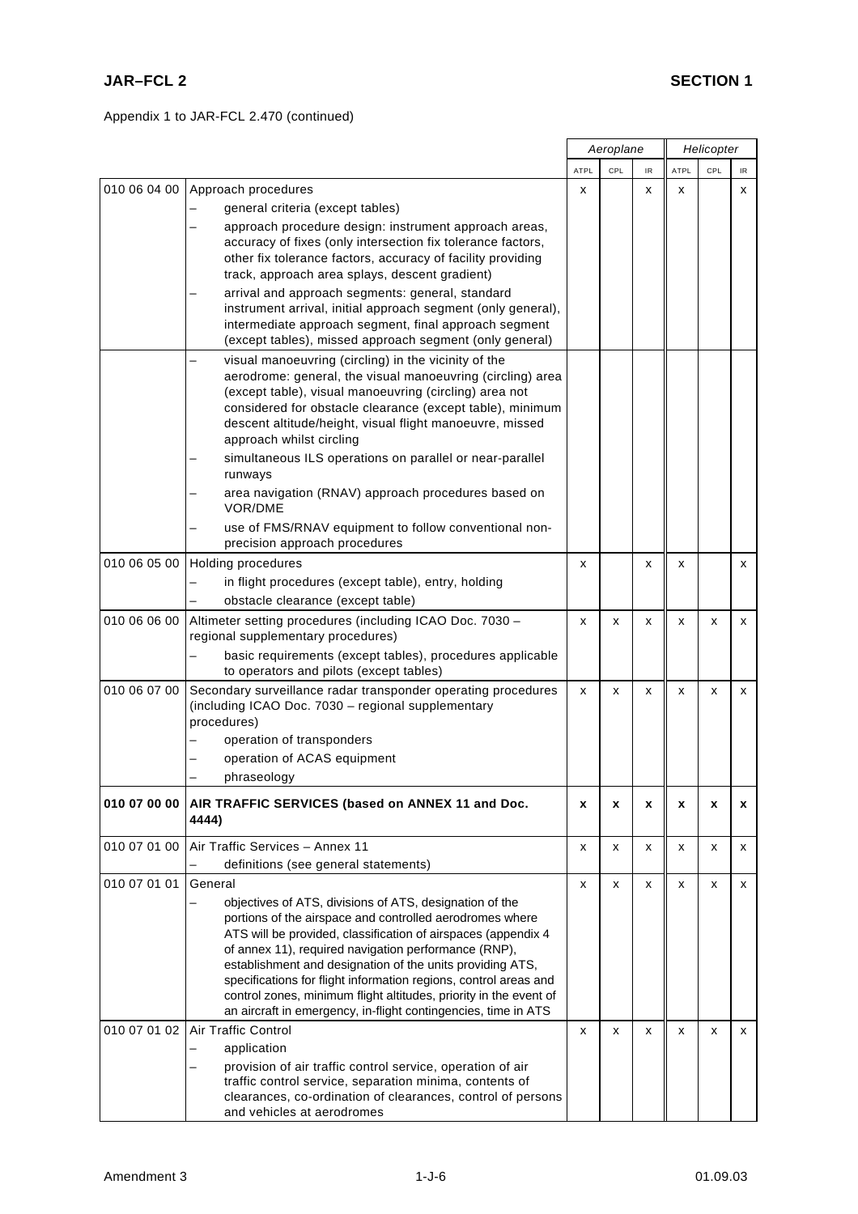Appendix 1 to JAR-FCL 2.470 (continued)

| | | Aeroplane | | | Helicopter | | |
|---|---|---|---|---|---|---|---|
| | | ATPL | CPL | IR | ATPL | CPL | IR |
| 010 06 04 00 | Approach procedures<br>– general criteria (except tables)<br>– approach procedure design: instrument approach areas, accuracy of fixes (only intersection fix tolerance factors, other fix tolerance factors, accuracy of facility providing track, approach area splays, descent gradient)<br>– arrival and approach segments: general, standard instrument arrival, initial approach segment (only general), intermediate approach segment, final approach segment (except tables), missed approach segment (only general) | x | | x | x | | x |
| | – visual manoeuvring (circling) in the vicinity of the aerodrome: general, the visual manoeuvring (circling) area (except table), visual manoeuvring (circling) area not considered for obstacle clearance (except table), minimum descent altitude/height, visual flight manoeuvre, missed approach whilst circling<br>– simultaneous ILS operations on parallel or near-parallel runways<br>– area navigation (RNAV) approach procedures based on VOR/DME<br>– use of FMS/RNAV equipment to follow conventional non-precision approach procedures | | | | | | |
| 010 06 05 00 | Holding procedures<br>– in flight procedures (except table), entry, holding<br>– obstacle clearance (except table) | x | | x | x | | x |
| 010 06 06 00 | Altimeter setting procedures (including ICAO Doc. 7030 – regional supplementary procedures)<br>– basic requirements (except tables), procedures applicable to operators and pilots (except tables) | x | x | x | x | x | x |
| 010 06 07 00 | Secondary surveillance radar transponder operating procedures (including ICAO Doc. 7030 – regional supplementary procedures)<br>– operation of transponders<br>– operation of ACAS equipment<br>– phraseology | x | x | x | x | x | x |
| **010 07 00 00** | **AIR TRAFFIC SERVICES (based on ANNEX 11 and Doc. 4444)** | **x** | **x** | **x** | **x** | **x** | **x** |
| 010 07 01 00 | Air Traffic Services – Annex 11<br>– definitions (see general statements) | x | x | x | x | x | x |
| 010 07 01 01 | General<br>– objectives of ATS, divisions of ATS, designation of the portions of the airspace and controlled aerodromes where ATS will be provided, classification of airspaces (appendix 4 of annex 11), required navigation performance (RNP), establishment and designation of the units providing ATS, specifications for flight information regions, control areas and control zones, minimum flight altitudes, priority in the event of an aircraft in emergency, in-flight contingencies, time in ATS | x | x | x | x | x | x |
| 010 07 01 02 | Air Traffic Control<br>– application<br>– provision of air traffic control service, operation of air traffic control service, separation minima, contents of clearances, co-ordination of clearances, control of persons and vehicles at aerodromes | x | x | x | x | x | x |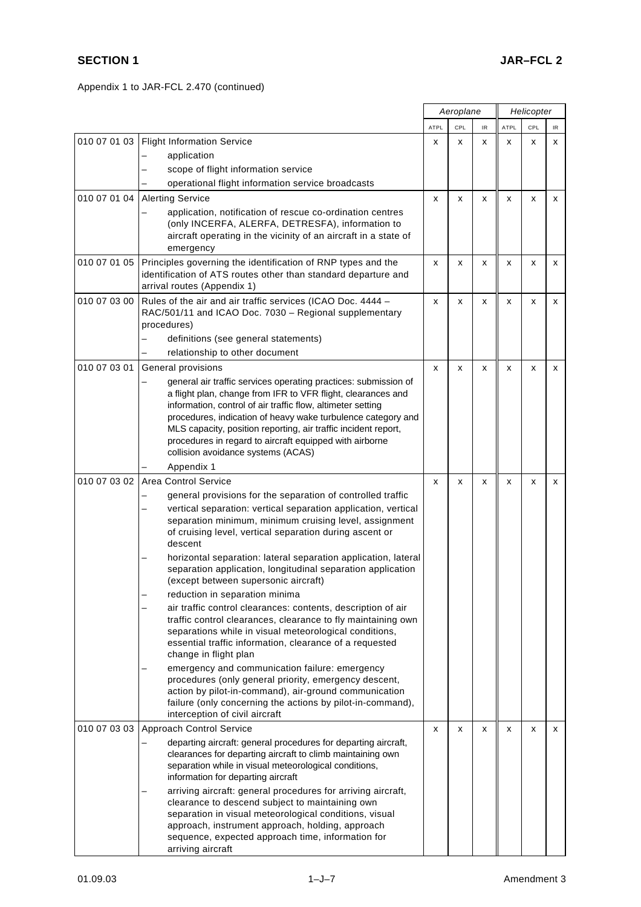Appendix 1 to JAR-FCL 2.470 (continued)

| | | Aeroplane | | | Helicopter | | |
|---|---|---|---|---|---|---|---|
| | | ATPL | CPL | IR | ATPL | CPL | IR |
| 010 07 01 03 | Flight Information Service<br>– application<br>– scope of flight information service<br>– operational flight information service broadcasts | x | x | x | x | x | x |
| 010 07 01 04 | Alerting Service<br>– application, notification of rescue co-ordination centres (only INCERFA, ALERFA, DETRESFA), information to aircraft operating in the vicinity of an aircraft in a state of emergency | x | x | x | x | x | x |
| 010 07 01 05 | Principles governing the identification of RNP types and the identification of ATS routes other than standard departure and arrival routes (Appendix 1) | x | x | x | x | x | x |
| 010 07 03 00 | Rules of the air and air traffic services (ICAO Doc. 4444 – RAC/501/11 and ICAO Doc. 7030 – Regional supplementary procedures)<br>– definitions (see general statements)<br>– relationship to other document | x | x | x | x | x | x |
| 010 07 03 01 | General provisions<br>– general air traffic services operating practices: submission of a flight plan, change from IFR to VFR flight, clearances and information, control of air traffic flow, altimeter setting procedures, indication of heavy wake turbulence category and MLS capacity, position reporting, air traffic incident report, procedures in regard to aircraft equipped with airborne collision avoidance systems (ACAS)<br>– Appendix 1 | x | x | x | x | x | x |
| 010 07 03 02 | Area Control Service<br>– general provisions for the separation of controlled traffic<br>– vertical separation: vertical separation application, vertical separation minimum, minimum cruising level, assignment of cruising level, vertical separation during ascent or descent<br>– horizontal separation: lateral separation application, lateral separation application, longitudinal separation application (except between supersonic aircraft)<br>– reduction in separation minima<br>– air traffic control clearances: contents, description of air traffic control clearances, clearance to fly maintaining own separations while in visual meteorological conditions, essential traffic information, clearance of a requested change in flight plan<br>– emergency and communication failure: emergency procedures (only general priority, emergency descent, action by pilot-in-command), air-ground communication failure (only concerning the actions by pilot-in-command), interception of civil aircraft | x | x | x | x | x | x |
| 010 07 03 03 | Approach Control Service<br>– departing aircraft: general procedures for departing aircraft, clearances for departing aircraft to climb maintaining own separation while in visual meteorological conditions, information for departing aircraft<br>– arriving aircraft: general procedures for arriving aircraft, clearance to descend subject to maintaining own separation in visual meteorological conditions, visual approach, instrument approach, holding, approach sequence, expected approach time, information for arriving aircraft | x | x | x | x | x | x |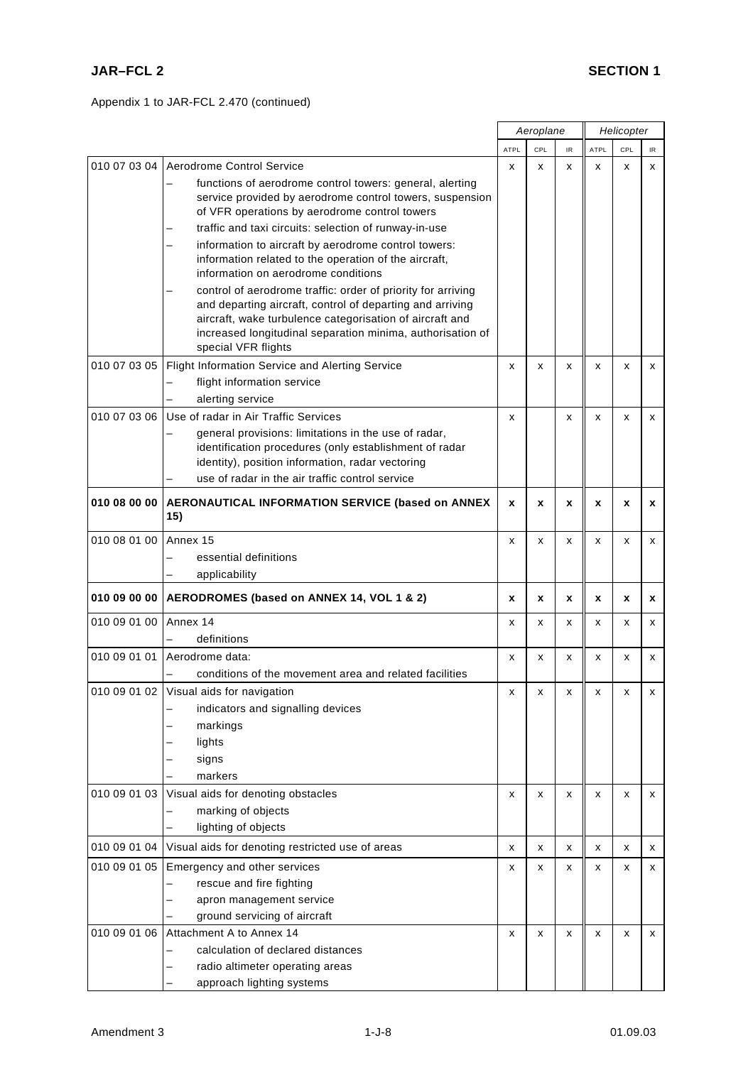Appendix 1 to JAR-FCL 2.470 (continued)

| | | Aeroplane | | | Helicopter | | |
|---|---|---|---|---|---|---|---|
| | | ATPL | CPL | IR | ATPL | CPL | IR |
| 010 07 03 04 | Aerodrome Control Service<br>– functions of aerodrome control towers: general, alerting service provided by aerodrome control towers, suspension of VFR operations by aerodrome control towers<br>– traffic and taxi circuits: selection of runway-in-use<br>– information to aircraft by aerodrome control towers: information related to the operation of the aircraft, information on aerodrome conditions<br>– control of aerodrome traffic: order of priority for arriving and departing aircraft, control of departing and arriving aircraft, wake turbulence categorisation of aircraft and increased longitudinal separation minima, authorisation of special VFR flights | x | x | x | x | x | x |
| 010 07 03 05 | Flight Information Service and Alerting Service<br>– flight information service<br>– alerting service | x | x | x | x | x | x |
| 010 07 03 06 | Use of radar in Air Traffic Services<br>– general provisions: limitations in the use of radar, identification procedures (only establishment of radar identity), position information, radar vectoring<br>– use of radar in the air traffic control service | x | | x | x | x | x |
| **010 08 00 00** | **AERONAUTICAL INFORMATION SERVICE (based on ANNEX 15)** | **x** | **x** | **x** | **x** | **x** | **x** |
| 010 08 01 00 | Annex 15<br>– essential definitions<br>– applicability | x | x | x | x | x | x |
| **010 09 00 00** | **AERODROMES (based on ANNEX 14, VOL 1 & 2)** | **x** | **x** | **x** | **x** | **x** | **x** |
| 010 09 01 00 | Annex 14<br>– definitions | x | x | x | x | x | x |
| 010 09 01 01 | Aerodrome data:<br>– conditions of the movement area and related facilities | x | x | x | x | x | x |
| 010 09 01 02 | Visual aids for navigation<br>– indicators and signalling devices<br>– markings<br>– lights<br>– signs<br>– markers | x | x | x | x | x | x |
| 010 09 01 03 | Visual aids for denoting obstacles<br>– marking of objects<br>– lighting of objects | x | x | x | x | x | x |
| 010 09 01 04 | Visual aids for denoting restricted use of areas | x | x | x | x | x | x |
| 010 09 01 05 | Emergency and other services<br>– rescue and fire fighting<br>– apron management service<br>– ground servicing of aircraft | x | x | x | x | x | x |
| 010 09 01 06 | Attachment A to Annex 14<br>– calculation of declared distances<br>– radio altimeter operating areas<br>– approach lighting systems | x | x | x | x | x | x |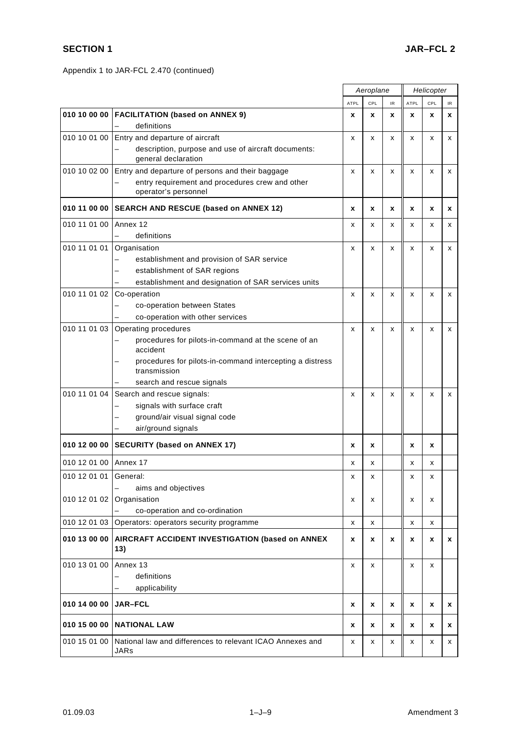Appendix 1 to JAR-FCL 2.470 (continued)

| | | *Aeroplane* | | | *Helicopter* | | |
|---|---|---|---|---|---|---|---|
| | | ATPL | CPL | IR | ATPL | CPL | IR |
| **010 10 00 00** | **FACILITATION (based on ANNEX 9)**<br>– definitions | **x** | **x** | **x** | **x** | **x** | **x** |
| 010 10 01 00 | Entry and departure of aircraft<br>– description, purpose and use of aircraft documents: general declaration | x | x | x | x | x | x |
| 010 10 02 00 | Entry and departure of persons and their baggage<br>– entry requirement and procedures crew and other operator's personnel | x | x | x | x | x | x |
| **010 11 00 00** | **SEARCH AND RESCUE (based on ANNEX 12)** | **x** | **x** | **x** | **x** | **x** | **x** |
| 010 11 01 00 | Annex 12<br>– definitions | x | x | x | x | x | x |
| 010 11 01 01 | Organisation<br>– establishment and provision of SAR service<br>– establishment of SAR regions<br>– establishment and designation of SAR services units | x | x | x | x | x | x |
| 010 11 01 02 | Co-operation<br>– co-operation between States<br>– co-operation with other services | x | x | x | x | x | x |
| 010 11 01 03 | Operating procedures<br>– procedures for pilots-in-command at the scene of an accident<br>– procedures for pilots-in-command intercepting a distress transmission<br>– search and rescue signals | x | x | x | x | x | x |
| 010 11 01 04 | Search and rescue signals:<br>– signals with surface craft<br>– ground/air visual signal code<br>– air/ground signals | x | x | x | x | x | x |
| **010 12 00 00** | **SECURITY (based on ANNEX 17)** | **x** | **x** | | **x** | **x** | |
| 010 12 01 00 | Annex 17 | x | x | | x | x | |
| 010 12 01 01 | General:<br>– aims and objectives | x | x | | x | x | |
| 010 12 01 02 | Organisation<br>– co-operation and co-ordination | x | x | | x | x | |
| 010 12 01 03 | Operators: operators security programme | x | x | | x | x | |
| **010 13 00 00** | **AIRCRAFT ACCIDENT INVESTIGATION (based on ANNEX 13)** | **x** | **x** | **x** | **x** | **x** | **x** |
| 010 13 01 00 | Annex 13<br>– definitions<br>– applicability | x | x | | x | x | |
| **010 14 00 00** | **JAR–FCL** | **x** | **x** | **x** | **x** | **x** | **x** |
| **010 15 00 00** | **NATIONAL LAW** | **x** | **x** | **x** | **x** | **x** | **x** |
| 010 15 01 00 | National law and differences to relevant ICAO Annexes and JARs | x | x | x | x | x | x |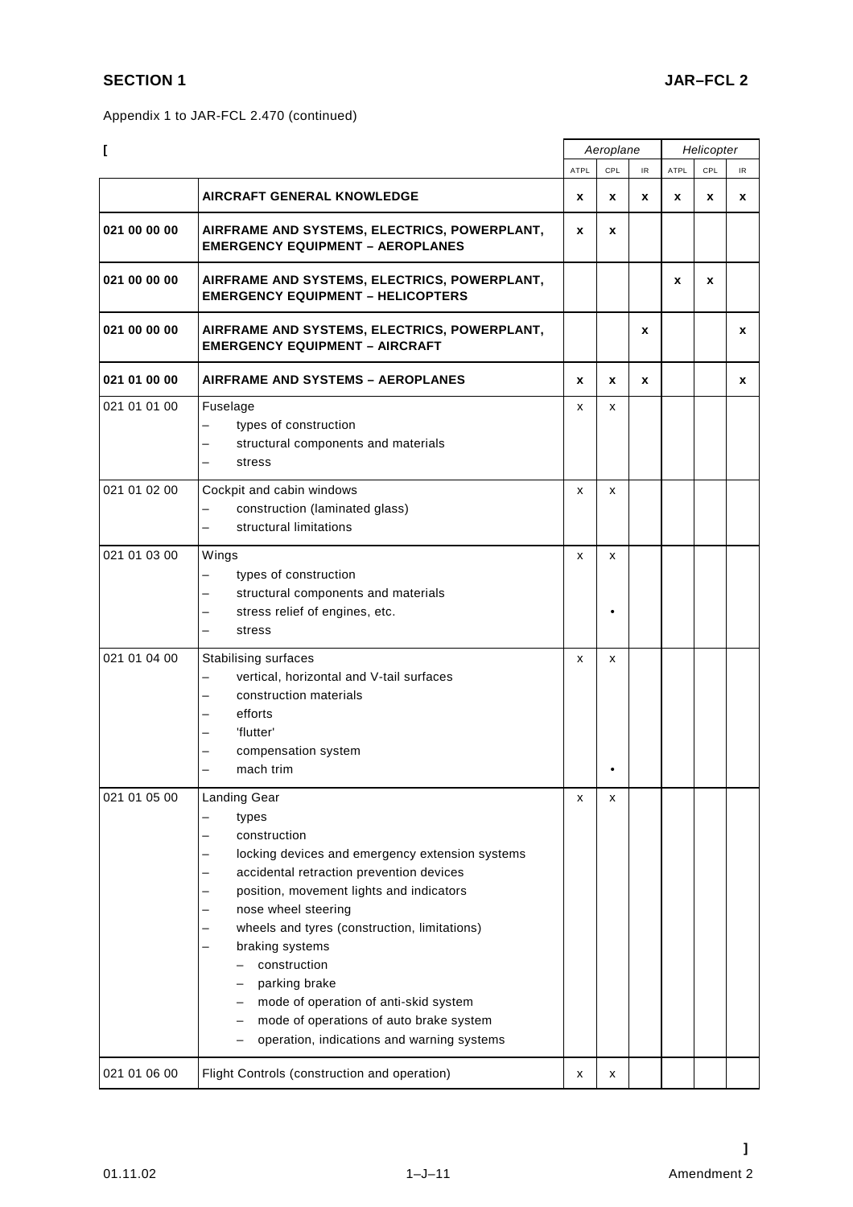Appendix 1 to JAR-FCL 2.470 (continued)

| [ | | Aeroplane | | | Helicopter | | |
|---|---|---|---|---|---|---|---|
| | | ATPL | CPL | IR | ATPL | CPL | IR |
| | **AIRCRAFT GENERAL KNOWLEDGE** | **x** | **x** | **x** | **x** | **x** | **x** |
| **021 00 00 00** | **AIRFRAME AND SYSTEMS, ELECTRICS, POWERPLANT, EMERGENCY EQUIPMENT – AEROPLANES** | **x** | **x** | | | | |
| **021 00 00 00** | **AIRFRAME AND SYSTEMS, ELECTRICS, POWERPLANT, EMERGENCY EQUIPMENT – HELICOPTERS** | | | | **x** | **x** | |
| **021 00 00 00** | **AIRFRAME AND SYSTEMS, ELECTRICS, POWERPLANT, EMERGENCY EQUIPMENT – AIRCRAFT** | | | **x** | | | **x** |
| **021 01 00 00** | **AIRFRAME AND SYSTEMS – AEROPLANES** | **x** | **x** | **x** | | | **x** |
| 021 01 01 00 | Fuselage<br>– types of construction<br>– structural components and materials<br>– stress | x | x | | | | |
| 021 01 02 00 | Cockpit and cabin windows<br>– construction (laminated glass)<br>– structural limitations | x | x | | | | |
| 021 01 03 00 | Wings<br>– types of construction<br>– structural components and materials<br>– stress relief of engines, etc.<br>– stress | x | x<br><br><br>• | | | | |
| 021 01 04 00 | Stabilising surfaces<br>– vertical, horizontal and V-tail surfaces<br>– construction materials<br>– efforts<br>– 'flutter'<br>– compensation system<br>– mach trim | x | x<br><br><br><br><br><br>• | | | | |
| 021 01 05 00 | Landing Gear<br>– types<br>– construction<br>– locking devices and emergency extension systems<br>– accidental retraction prevention devices<br>– position, movement lights and indicators<br>– nose wheel steering<br>– wheels and tyres (construction, limitations)<br>– braking systems<br>&nbsp;&nbsp;– construction<br>&nbsp;&nbsp;– parking brake<br>&nbsp;&nbsp;– mode of operation of anti-skid system<br>&nbsp;&nbsp;– mode of operations of auto brake system<br>&nbsp;&nbsp;– operation, indications and warning systems | x | x | | | | |
| 021 01 06 00 | Flight Controls (construction and operation) | x | x | | | | |

]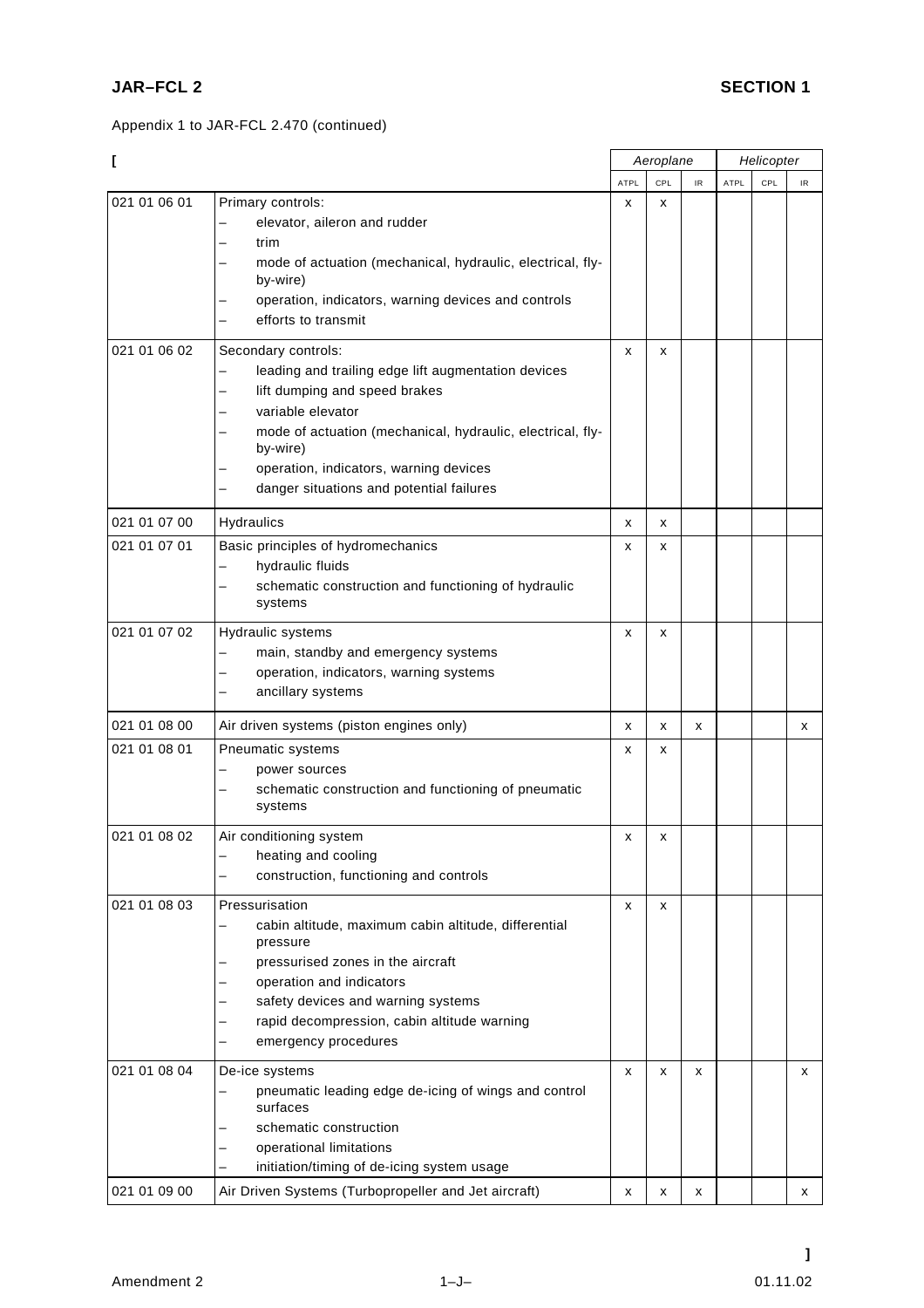Appendix 1 to JAR-FCL 2.470 (continued)

| [ | | Aeroplane | | | Helicopter | | |
|---|---|---|---|---|---|---|---|
| | | ATPL | CPL | IR | ATPL | CPL | IR |
| 021 01 06 01 | Primary controls:<br>– elevator, aileron and rudder<br>– trim<br>– mode of actuation (mechanical, hydraulic, electrical, fly-by-wire)<br>– operation, indicators, warning devices and controls<br>– efforts to transmit | x | x | | | | |
| 021 01 06 02 | Secondary controls:<br>– leading and trailing edge lift augmentation devices<br>– lift dumping and speed brakes<br>– variable elevator<br>– mode of actuation (mechanical, hydraulic, electrical, fly-by-wire)<br>– operation, indicators, warning devices<br>– danger situations and potential failures | x | x | | | | |
| 021 01 07 00 | Hydraulics | x | x | | | | |
| 021 01 07 01 | Basic principles of hydromechanics<br>– hydraulic fluids<br>– schematic construction and functioning of hydraulic systems | x | x | | | | |
| 021 01 07 02 | Hydraulic systems<br>– main, standby and emergency systems<br>– operation, indicators, warning systems<br>– ancillary systems | x | x | | | | |
| 021 01 08 00 | Air driven systems (piston engines only) | x | x | x | | | x |
| 021 01 08 01 | Pneumatic systems<br>– power sources<br>– schematic construction and functioning of pneumatic systems | x | x | | | | |
| 021 01 08 02 | Air conditioning system<br>– heating and cooling<br>– construction, functioning and controls | x | x | | | | |
| 021 01 08 03 | Pressurisation<br>– cabin altitude, maximum cabin altitude, differential pressure<br>– pressurised zones in the aircraft<br>– operation and indicators<br>– safety devices and warning systems<br>– rapid decompression, cabin altitude warning<br>– emergency procedures | x | x | | | | |
| 021 01 08 04 | De-ice systems<br>– pneumatic leading edge de-icing of wings and control surfaces<br>– schematic construction<br>– operational limitations<br>– initiation/timing of de-icing system usage | x | x | x | | | x |
| 021 01 09 00 | Air Driven Systems (Turbopropeller and Jet aircraft) | x | x | x | | | x |

]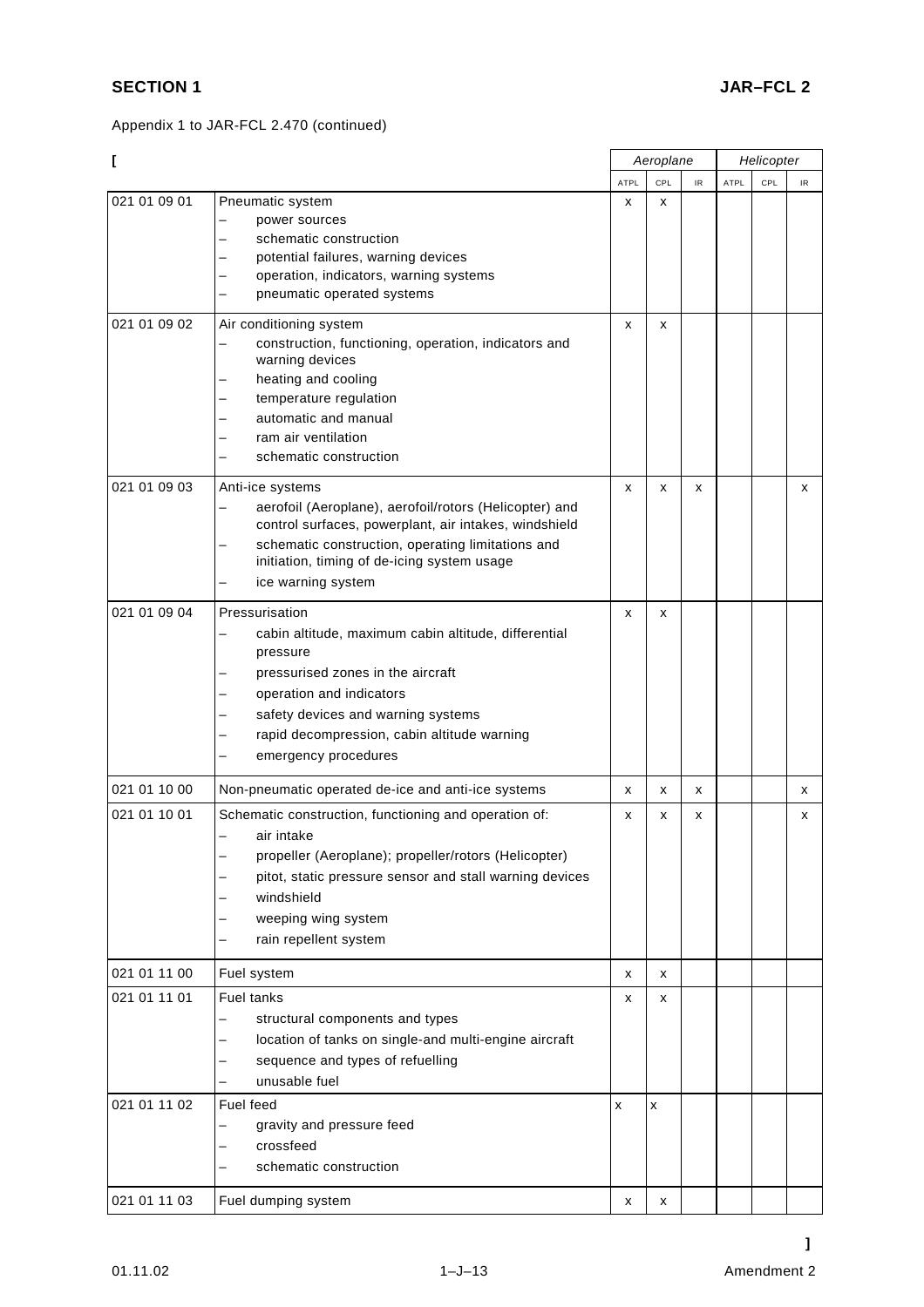Appendix 1 to JAR-FCL 2.470 (continued)

[

| | | Aeroplane | | | Helicopter | | |
|---|---|---|---|---|---|---|---|
| | | ATPL | CPL | IR | ATPL | CPL | IR |
| 021 01 09 01 | Pneumatic system<br>– power sources<br>– schematic construction<br>– potential failures, warning devices<br>– operation, indicators, warning systems<br>– pneumatic operated systems | x | x | | | | |
| 021 01 09 02 | Air conditioning system<br>– construction, functioning, operation, indicators and warning devices<br>– heating and cooling<br>– temperature regulation<br>– automatic and manual<br>– ram air ventilation<br>– schematic construction | x | x | | | | |
| 021 01 09 03 | Anti-ice systems<br>– aerofoil (Aeroplane), aerofoil/rotors (Helicopter) and control surfaces, powerplant, air intakes, windshield<br>– schematic construction, operating limitations and initiation, timing of de-icing system usage<br>– ice warning system | x | x | x | | | x |
| 021 01 09 04 | Pressurisation<br>– cabin altitude, maximum cabin altitude, differential pressure<br>– pressurised zones in the aircraft<br>– operation and indicators<br>– safety devices and warning systems<br>– rapid decompression, cabin altitude warning<br>– emergency procedures | x | x | | | | |
| 021 01 10 00 | Non-pneumatic operated de-ice and anti-ice systems | x | x | x | | | x |
| 021 01 10 01 | Schematic construction, functioning and operation of:<br>– air intake<br>– propeller (Aeroplane); propeller/rotors (Helicopter)<br>– pitot, static pressure sensor and stall warning devices<br>– windshield<br>– weeping wing system<br>– rain repellent system | x | x | x | | | x |
| 021 01 11 00 | Fuel system | x | x | | | | |
| 021 01 11 01 | Fuel tanks<br>– structural components and types<br>– location of tanks on single-and multi-engine aircraft<br>– sequence and types of refuelling<br>– unusable fuel | x | x | | | | |
| 021 01 11 02 | Fuel feed<br>– gravity and pressure feed<br>– crossfeed<br>– schematic construction | x | x | | | | |
| 021 01 11 03 | Fuel dumping system | x | x | | | | |

]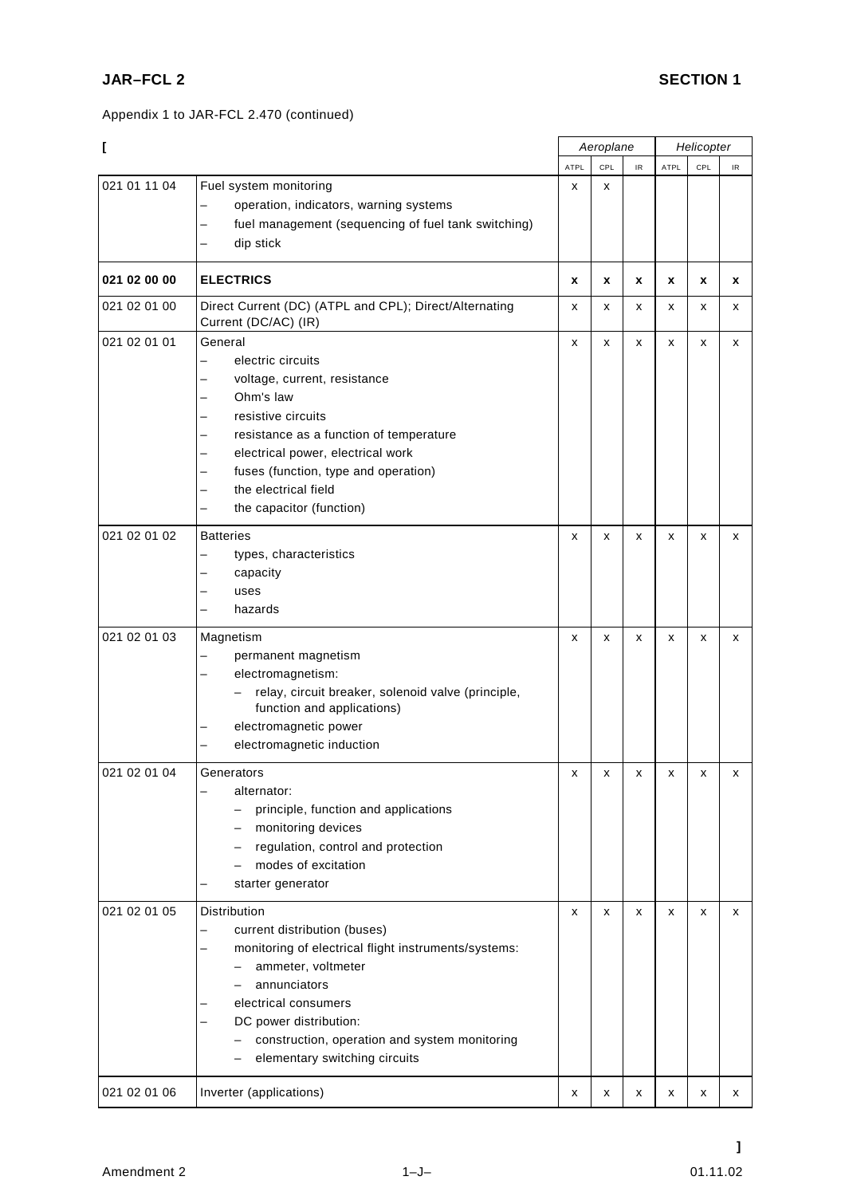Appendix 1 to JAR-FCL 2.470 (continued)

[

| | | Aeroplane | | | Helicopter | | |
|---|---|---|---|---|---|---|---|
| | | ATPL | CPL | IR | ATPL | CPL | IR |
| 021 01 11 04 | Fuel system monitoring<br>– operation, indicators, warning systems<br>– fuel management (sequencing of fuel tank switching)<br>– dip stick | x | x | | | | |
| **021 02 00 00** | **ELECTRICS** | **x** | **x** | **x** | **x** | **x** | **x** |
| 021 02 01 00 | Direct Current (DC) (ATPL and CPL); Direct/Alternating Current (DC/AC) (IR) | x | x | x | x | x | x |
| 021 02 01 01 | General<br>– electric circuits<br>– voltage, current, resistance<br>– Ohm's law<br>– resistive circuits<br>– resistance as a function of temperature<br>– electrical power, electrical work<br>– fuses (function, type and operation)<br>– the electrical field<br>– the capacitor (function) | x | x | x | x | x | x |
| 021 02 01 02 | Batteries<br>– types, characteristics<br>– capacity<br>– uses<br>– hazards | x | x | x | x | x | x |
| 021 02 01 03 | Magnetism<br>– permanent magnetism<br>– electromagnetism:<br>  – relay, circuit breaker, solenoid valve (principle, function and applications)<br>– electromagnetic power<br>– electromagnetic induction | x | x | x | x | x | x |
| 021 02 01 04 | Generators<br>– alternator:<br>  – principle, function and applications<br>  – monitoring devices<br>  – regulation, control and protection<br>  – modes of excitation<br>– starter generator | x | x | x | x | x | x |
| 021 02 01 05 | Distribution<br>– current distribution (buses)<br>– monitoring of electrical flight instruments/systems:<br>  – ammeter, voltmeter<br>  – annunciators<br>– electrical consumers<br>– DC power distribution:<br>  – construction, operation and system monitoring<br>  – elementary switching circuits | x | x | x | x | x | x |
| 021 02 01 06 | Inverter (applications) | x | x | x | x | x | x |

]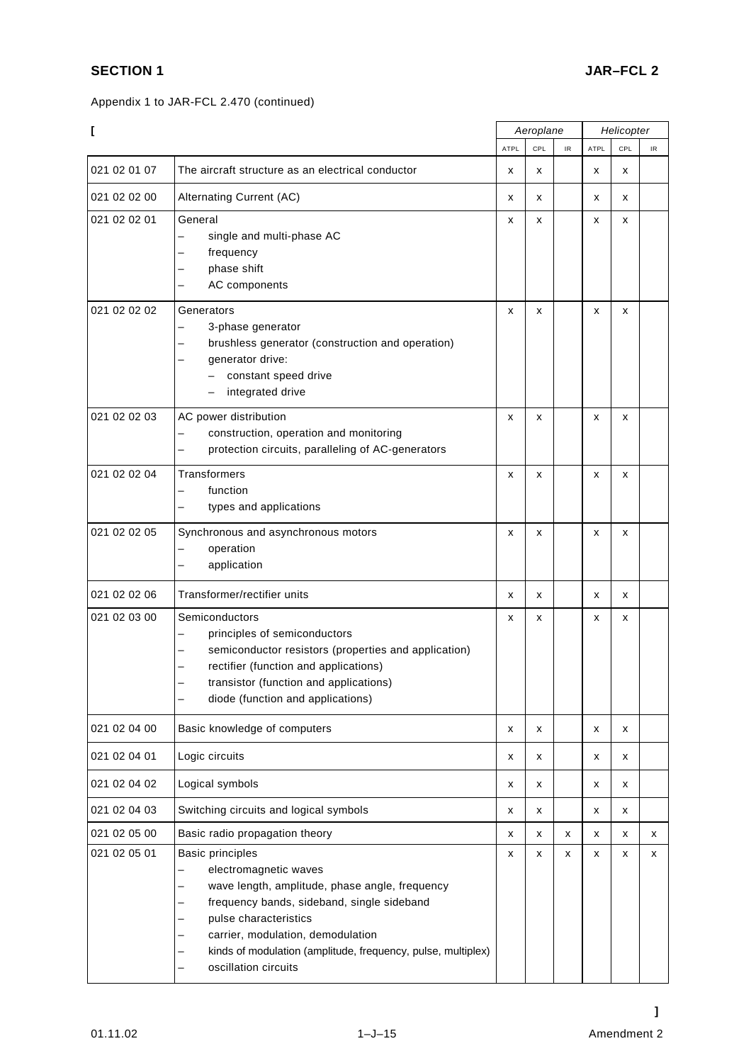Appendix 1 to JAR-FCL 2.470 (continued)

| [ | | Aeroplane | | | Helicopter | | |
|---|---|---|---|---|---|---|---|
| | | ATPL | CPL | IR | ATPL | CPL | IR |
| 021 02 01 07 | The aircraft structure as an electrical conductor | x | x | | x | x | |
| 021 02 02 00 | Alternating Current (AC) | x | x | | x | x | |
| 021 02 02 01 | General<br>– single and multi-phase AC<br>– frequency<br>– phase shift<br>– AC components | x | x | | x | x | |
| 021 02 02 02 | Generators<br>– 3-phase generator<br>– brushless generator (construction and operation)<br>– generator drive:<br>&nbsp;&nbsp;– constant speed drive<br>&nbsp;&nbsp;– integrated drive | x | x | | x | x | |
| 021 02 02 03 | AC power distribution<br>– construction, operation and monitoring<br>– protection circuits, paralleling of AC-generators | x | x | | x | x | |
| 021 02 02 04 | Transformers<br>– function<br>– types and applications | x | x | | x | x | |
| 021 02 02 05 | Synchronous and asynchronous motors<br>– operation<br>– application | x | x | | x | x | |
| 021 02 02 06 | Transformer/rectifier units | x | x | | x | x | |
| 021 02 03 00 | Semiconductors<br>– principles of semiconductors<br>– semiconductor resistors (properties and application)<br>– rectifier (function and applications)<br>– transistor (function and applications)<br>– diode (function and applications) | x | x | | x | x | |
| 021 02 04 00 | Basic knowledge of computers | x | x | | x | x | |
| 021 02 04 01 | Logic circuits | x | x | | x | x | |
| 021 02 04 02 | Logical symbols | x | x | | x | x | |
| 021 02 04 03 | Switching circuits and logical symbols | x | x | | x | x | |
| 021 02 05 00 | Basic radio propagation theory | x | x | x | x | x | x |
| 021 02 05 01 | Basic principles<br>– electromagnetic waves<br>– wave length, amplitude, phase angle, frequency<br>– frequency bands, sideband, single sideband<br>– pulse characteristics<br>– carrier, modulation, demodulation<br>– kinds of modulation (amplitude, frequency, pulse, multiplex)<br>– oscillation circuits | x | x | x | x | x | x |

]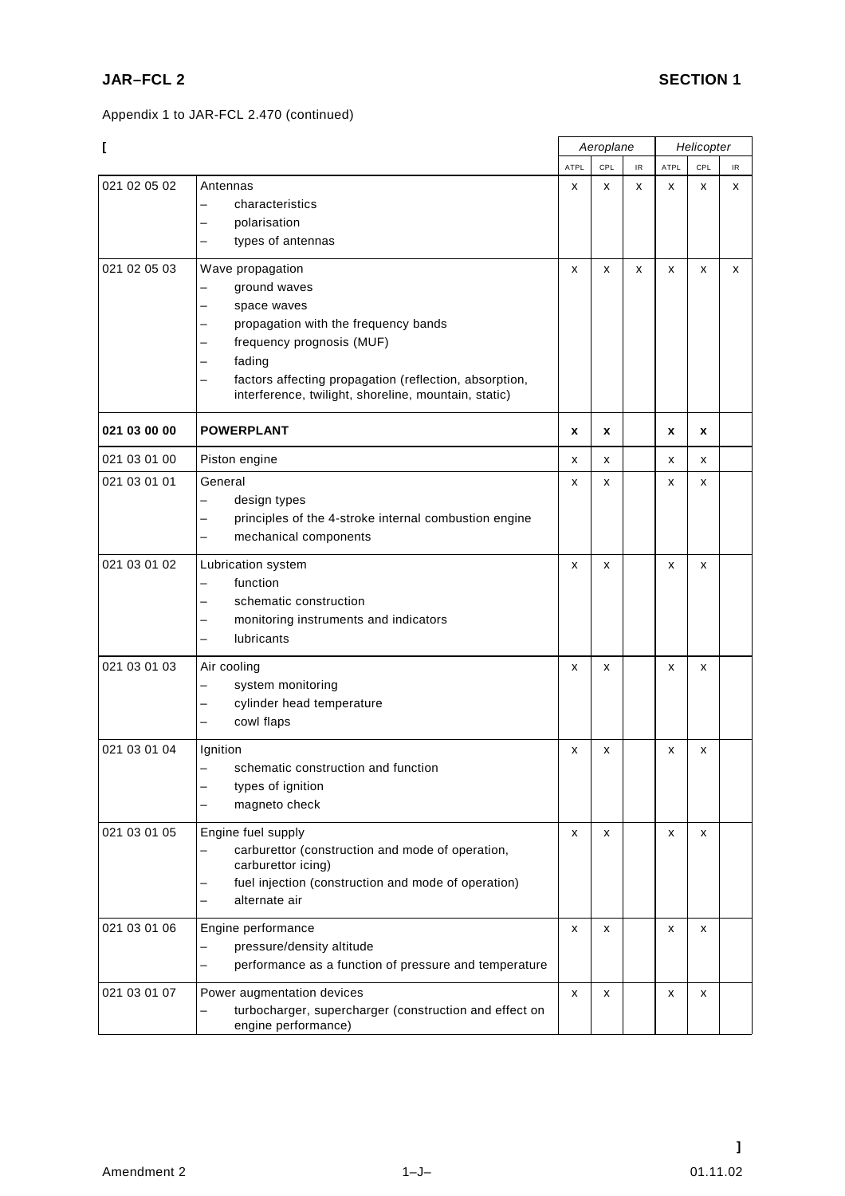Appendix 1 to JAR-FCL 2.470 (continued)

[

| | | Aeroplane | | | Helicopter | | |
|---|---|---|---|---|---|---|---|
| | | ATPL | CPL | IR | ATPL | CPL | IR |
| 021 02 05 02 | Antennas<br>– characteristics<br>– polarisation<br>– types of antennas | x | x | x | x | x | x |
| 021 02 05 03 | Wave propagation<br>– ground waves<br>– space waves<br>– propagation with the frequency bands<br>– frequency prognosis (MUF)<br>– fading<br>– factors affecting propagation (reflection, absorption, interference, twilight, shoreline, mountain, static) | x | x | x | x | x | x |
| **021 03 00 00** | **POWERPLANT** | **x** | **x** | | **x** | **x** | |
| 021 03 01 00 | Piston engine | x | x | | x | x | |
| 021 03 01 01 | General<br>– design types<br>– principles of the 4-stroke internal combustion engine<br>– mechanical components | x | x | | x | x | |
| 021 03 01 02 | Lubrication system<br>– function<br>– schematic construction<br>– monitoring instruments and indicators<br>– lubricants | x | x | | x | x | |
| 021 03 01 03 | Air cooling<br>– system monitoring<br>– cylinder head temperature<br>– cowl flaps | x | x | | x | x | |
| 021 03 01 04 | Ignition<br>– schematic construction and function<br>– types of ignition<br>– magneto check | x | x | | x | x | |
| 021 03 01 05 | Engine fuel supply<br>– carburettor (construction and mode of operation, carburettor icing)<br>– fuel injection (construction and mode of operation)<br>– alternate air | x | x | | x | x | |
| 021 03 01 06 | Engine performance<br>– pressure/density altitude<br>– performance as a function of pressure and temperature | x | x | | x | x | |
| 021 03 01 07 | Power augmentation devices<br>– turbocharger, supercharger (construction and effect on engine performance) | x | x | | x | x | |

]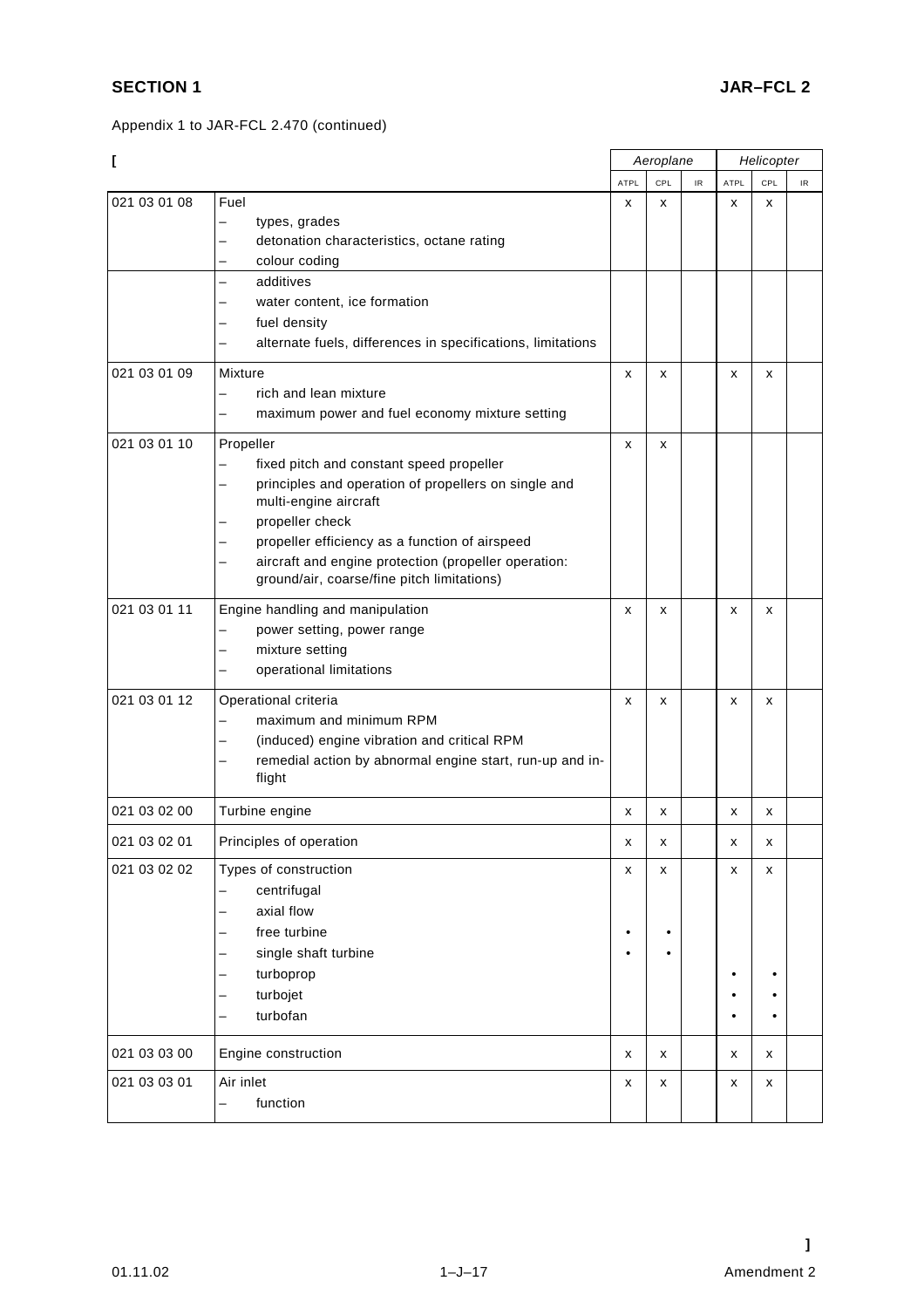Appendix 1 to JAR-FCL 2.470 (continued)

[

| | | Aeroplane | | | Helicopter | | |
|---|---|---|---|---|---|---|---|
| | | ATPL | CPL | IR | ATPL | CPL | IR |
| 021 03 01 08 | Fuel<br>– types, grades<br>– detonation characteristics, octane rating<br>– colour coding<br>– additives<br>– water content, ice formation<br>– fuel density<br>– alternate fuels, differences in specifications, limitations | x | x | | x | x | |
| 021 03 01 09 | Mixture<br>– rich and lean mixture<br>– maximum power and fuel economy mixture setting | x | x | | x | x | |
| 021 03 01 10 | Propeller<br>– fixed pitch and constant speed propeller<br>– principles and operation of propellers on single and multi-engine aircraft<br>– propeller check<br>– propeller efficiency as a function of airspeed<br>– aircraft and engine protection (propeller operation: ground/air, coarse/fine pitch limitations) | x | x | | | | |
| 021 03 01 11 | Engine handling and manipulation<br>– power setting, power range<br>– mixture setting<br>– operational limitations | x | x | | x | x | |
| 021 03 01 12 | Operational criteria<br>– maximum and minimum RPM<br>– (induced) engine vibration and critical RPM<br>– remedial action by abnormal engine start, run-up and in-flight | x | x | | x | x | |
| 021 03 02 00 | Turbine engine | x | x | | x | x | |
| 021 03 02 01 | Principles of operation | x | x | | x | x | |
| 021 03 02 02 | Types of construction<br>– centrifugal<br>– axial flow<br>– free turbine •<br>– single shaft turbine •<br>– turboprop •<br>– turbojet •<br>– turbofan • | x<br><br><br>•<br>• | x<br><br><br>•<br>• | | x<br><br><br><br><br>•<br>•<br>• | x<br><br><br><br><br>•<br>•<br>• | |
| 021 03 03 00 | Engine construction | x | x | | x | x | |
| 021 03 03 01 | Air inlet<br>– function | x | x | | x | x | |

]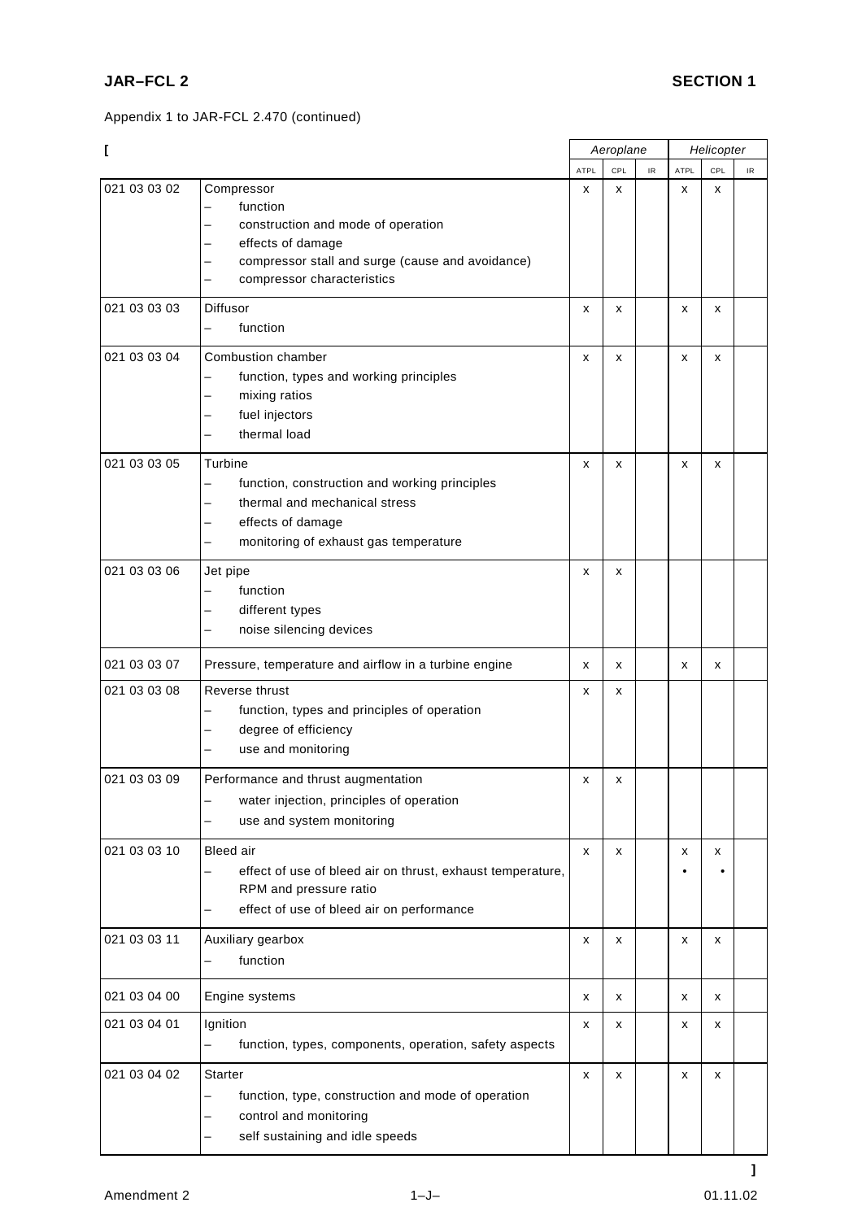Appendix 1 to JAR-FCL 2.470 (continued)

[

| | | Aeroplane | | | Helicopter | | |
|---|---|---|---|---|---|---|---|
| | | ATPL | CPL | IR | ATPL | CPL | IR |
| 021 03 03 02 | Compressor<br>– function<br>– construction and mode of operation<br>– effects of damage<br>– compressor stall and surge (cause and avoidance)<br>– compressor characteristics | x | x | | x | x | |
| 021 03 03 03 | Diffusor<br>– function | x | x | | x | x | |
| 021 03 03 04 | Combustion chamber<br>– function, types and working principles<br>– mixing ratios<br>– fuel injectors<br>– thermal load | x | x | | x | x | |
| 021 03 03 05 | Turbine<br>– function, construction and working principles<br>– thermal and mechanical stress<br>– effects of damage<br>– monitoring of exhaust gas temperature | x | x | | x | x | |
| 021 03 03 06 | Jet pipe<br>– function<br>– different types<br>– noise silencing devices | x | x | | | | |
| 021 03 03 07 | Pressure, temperature and airflow in a turbine engine | x | x | | x | x | |
| 021 03 03 08 | Reverse thrust<br>– function, types and principles of operation<br>– degree of efficiency<br>– use and monitoring | x | x | | | | |
| 021 03 03 09 | Performance and thrust augmentation<br>– water injection, principles of operation<br>– use and system monitoring | x | x | | | | |
| 021 03 03 10 | Bleed air<br>– effect of use of bleed air on thrust, exhaust temperature, RPM and pressure ratio<br>– effect of use of bleed air on performance | x | x | | x<br>• | x<br>• | |
| 021 03 03 11 | Auxiliary gearbox<br>– function | x | x | | x | x | |
| 021 03 04 00 | Engine systems | x | x | | x | x | |
| 021 03 04 01 | Ignition<br>– function, types, components, operation, safety aspects | x | x | | x | x | |
| 021 03 04 02 | Starter<br>– function, type, construction and mode of operation<br>– control and monitoring<br>– self sustaining and idle speeds | x | x | | x | x | |

]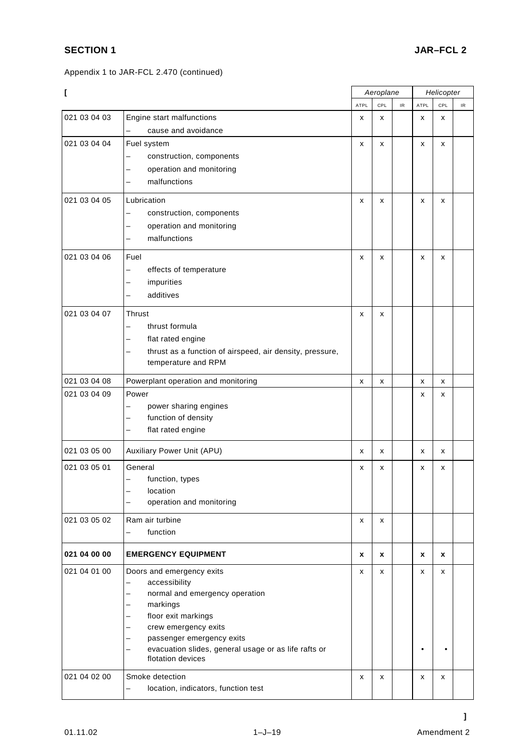Appendix 1 to JAR-FCL 2.470 (continued)

[

| | | Aeroplane | | | Helicopter | | |
|---|---|---|---|---|---|---|---|
| | | ATPL | CPL | IR | ATPL | CPL | IR |
| 021 03 04 03 | Engine start malfunctions<br>– cause and avoidance | x | x | | x | x | |
| 021 03 04 04 | Fuel system<br>– construction, components<br>– operation and monitoring<br>– malfunctions | x | x | | x | x | |
| 021 03 04 05 | Lubrication<br>– construction, components<br>– operation and monitoring<br>– malfunctions | x | x | | x | x | |
| 021 03 04 06 | Fuel<br>– effects of temperature<br>– impurities<br>– additives | x | x | | x | x | |
| 021 03 04 07 | Thrust<br>– thrust formula<br>– flat rated engine<br>– thrust as a function of airspeed, air density, pressure, temperature and RPM | x | x | | | | |
| 021 03 04 08 | Powerplant operation and monitoring | x | x | | x | x | |
| 021 03 04 09 | Power<br>– power sharing engines<br>– function of density<br>– flat rated engine | | | | x | x | |
| 021 03 05 00 | Auxiliary Power Unit (APU) | x | x | | x | x | |
| 021 03 05 01 | General<br>– function, types<br>– location<br>– operation and monitoring | x | x | | x | x | |
| 021 03 05 02 | Ram air turbine<br>– function | x | x | | | | |
| **021 04 00 00** | **EMERGENCY EQUIPMENT** | **x** | **x** | | **x** | **x** | |
| 021 04 01 00 | Doors and emergency exits<br>– accessibility<br>– normal and emergency operation<br>– markings<br>– floor exit markings<br>– crew emergency exits<br>– passenger emergency exits<br>– evacuation slides, general usage or as life rafts or flotation devices | x | x | | x<br>•  | x<br>• | |
| 021 04 02 00 | Smoke detection<br>– location, indicators, function test | x | x | | x | x | |

]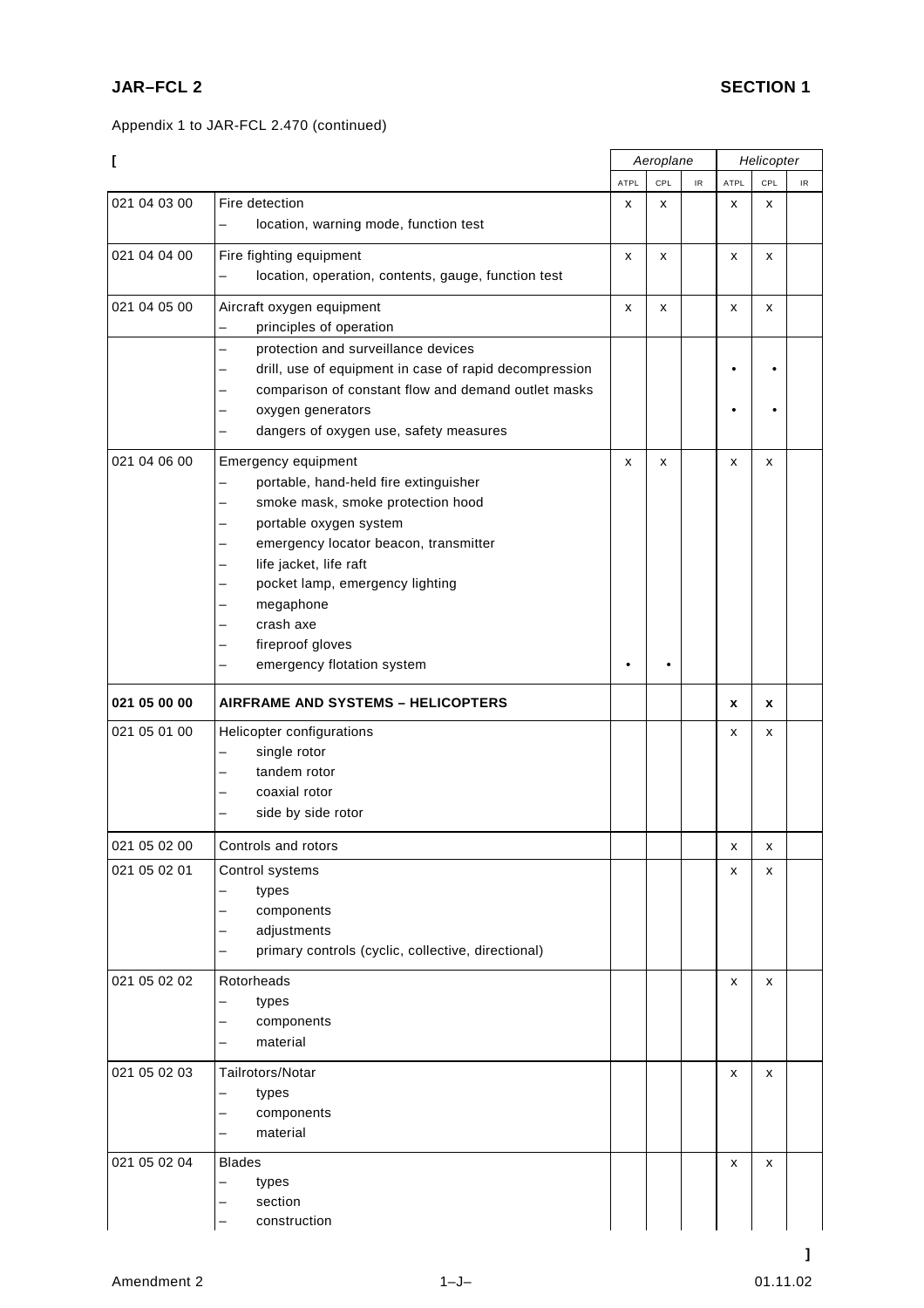Appendix 1 to JAR-FCL 2.470 (continued)

[

| | | Aeroplane | | | Helicopter | | |
|---|---|---|---|---|---|---|---|
| | | ATPL | CPL | IR | ATPL | CPL | IR |
| 021 04 03 00 | Fire detection<br>– location, warning mode, function test | x | x | | x | x | |
| 021 04 04 00 | Fire fighting equipment<br>– location, operation, contents, gauge, function test | x | x | | x | x | |
| 021 04 05 00 | Aircraft oxygen equipment<br>– principles of operation | x | x | | x | x | |
| | – protection and surveillance devices<br>– drill, use of equipment in case of rapid decompression<br>– comparison of constant flow and demand outlet masks<br>– oxygen generators<br>– dangers of oxygen use, safety measures | | | | •<br><br>•<br> | •<br><br>•<br> | |
| 021 04 06 00 | Emergency equipment<br>– portable, hand-held fire extinguisher<br>– smoke mask, smoke protection hood<br>– portable oxygen system<br>– emergency locator beacon, transmitter<br>– life jacket, life raft<br>– pocket lamp, emergency lighting<br>– megaphone<br>– crash axe<br>– fireproof gloves<br>– emergency flotation system | x<br><br><br><br><br><br><br><br><br><br>• | x<br><br><br><br><br><br><br><br><br><br>• | | x | x | |
| **021 05 00 00** | **AIRFRAME AND SYSTEMS – HELICOPTERS** | | | | **x** | **x** | |
| 021 05 01 00 | Helicopter configurations<br>– single rotor<br>– tandem rotor<br>– coaxial rotor<br>– side by side rotor | | | | x | x | |
| 021 05 02 00 | Controls and rotors | | | | x | x | |
| 021 05 02 01 | Control systems<br>– types<br>– components<br>– adjustments<br>– primary controls (cyclic, collective, directional) | | | | x | x | |
| 021 05 02 02 | Rotorheads<br>– types<br>– components<br>– material | | | | x | x | |
| 021 05 02 03 | Tailrotors/Notar<br>– types<br>– components<br>– material | | | | x | x | |
| 021 05 02 04 | Blades<br>– types<br>– section<br>– construction | | | | x | x | |

]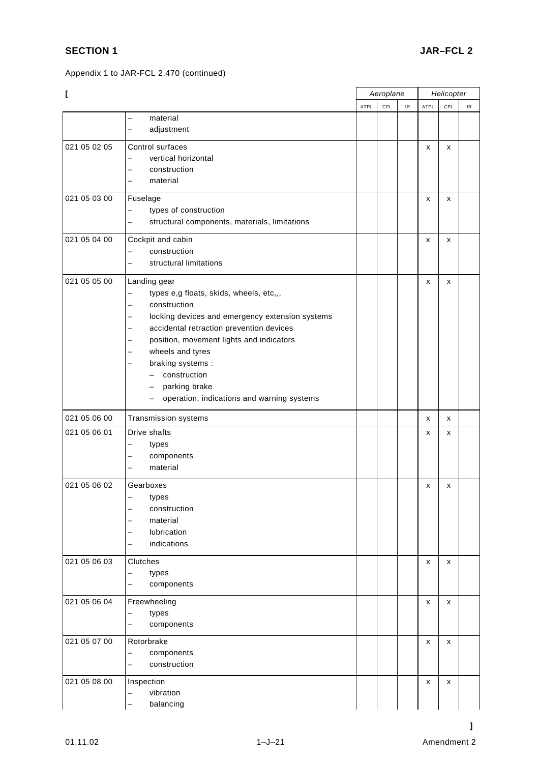Appendix 1 to JAR-FCL 2.470 (continued)

[

| | | Aeroplane | | | Helicopter | | |
|---|---|---|---|---|---|---|---|
| | | ATPL | CPL | IR | ATPL | CPL | IR |
| | – material<br>– adjustment | | | | | | |
| 021 05 02 05 | Control surfaces<br>– vertical horizontal<br>– construction<br>– material | | | | x | x | |
| 021 05 03 00 | Fuselage<br>– types of construction<br>– structural components, materials, limitations | | | | x | x | |
| 021 05 04 00 | Cockpit and cabin<br>– construction<br>– structural limitations | | | | x | x | |
| 021 05 05 00 | Landing gear<br>– types e,g floats, skids, wheels, etc,,,<br>– construction<br>– locking devices and emergency extension systems<br>– accidental retraction prevention devices<br>– position, movement lights and indicators<br>– wheels and tyres<br>– braking systems :<br>&nbsp;&nbsp;– construction<br>&nbsp;&nbsp;– parking brake<br>&nbsp;&nbsp;– operation, indications and warning systems | | | | x | x | |
| 021 05 06 00 | Transmission systems | | | | x | x | |
| 021 05 06 01 | Drive shafts<br>– types<br>– components<br>– material | | | | x | x | |
| 021 05 06 02 | Gearboxes<br>– types<br>– construction<br>– material<br>– lubrication<br>– indications | | | | x | x | |
| 021 05 06 03 | Clutches<br>– types<br>– components | | | | x | x | |
| 021 05 06 04 | Freewheeling<br>– types<br>– components | | | | x | x | |
| 021 05 07 00 | Rotorbrake<br>– components<br>– construction | | | | x | x | |
| 021 05 08 00 | Inspection<br>– vibration<br>– balancing | | | | x | x | |

]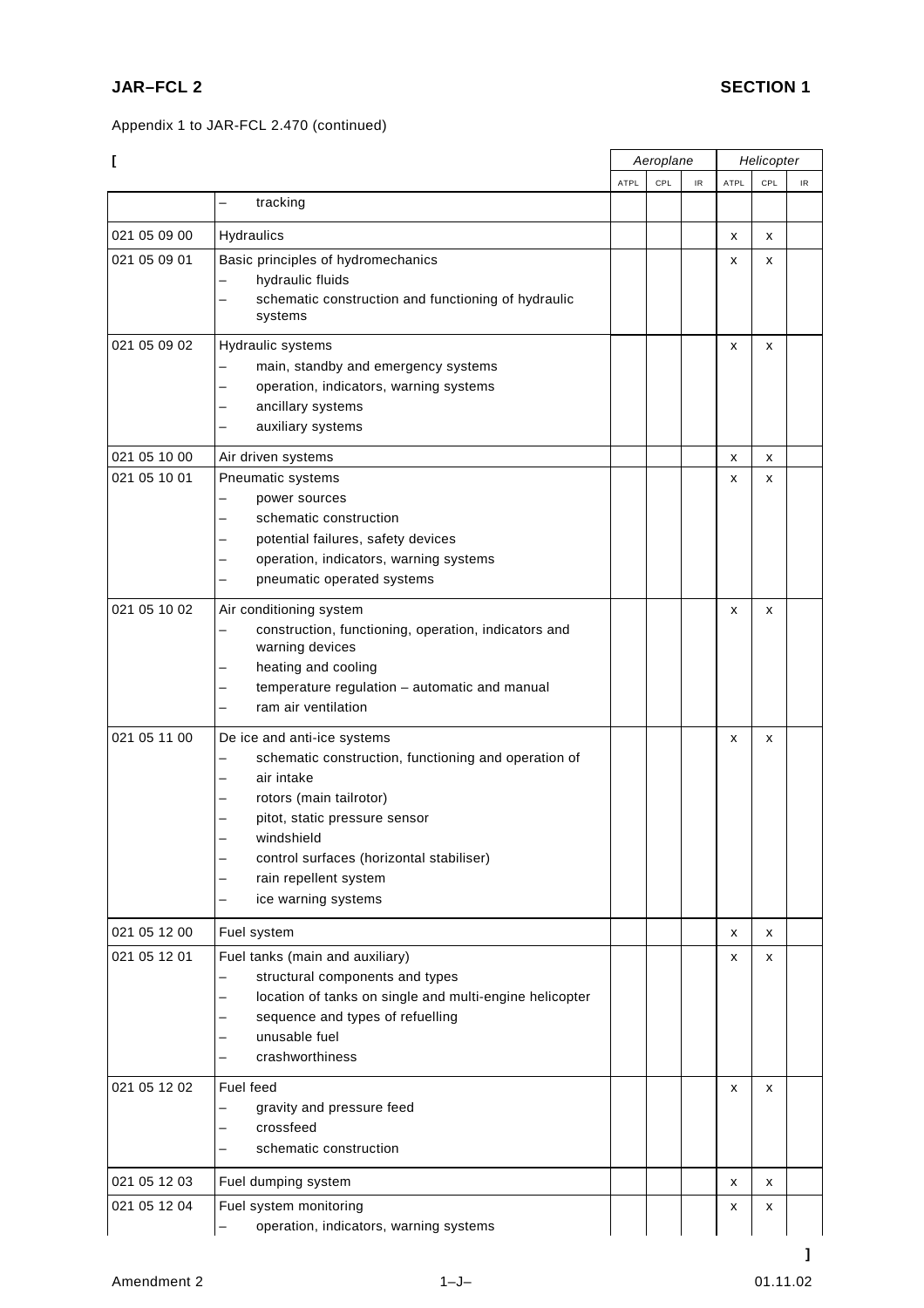Appendix 1 to JAR-FCL 2.470 (continued)

[

| | | Aeroplane | | | Helicopter | | |
|---|---|---|---|---|---|---|---|
| | | ATPL | CPL | IR | ATPL | CPL | IR |
| | – tracking | | | | | | |
| 021 05 09 00 | Hydraulics | | | | x | x | |
| 021 05 09 01 | Basic principles of hydromechanics<br>– hydraulic fluids<br>– schematic construction and functioning of hydraulic systems | | | | x | x | |
| 021 05 09 02 | Hydraulic systems<br>– main, standby and emergency systems<br>– operation, indicators, warning systems<br>– ancillary systems<br>– auxiliary systems | | | | x | x | |
| 021 05 10 00 | Air driven systems | | | | x | x | |
| 021 05 10 01 | Pneumatic systems<br>– power sources<br>– schematic construction<br>– potential failures, safety devices<br>– operation, indicators, warning systems<br>– pneumatic operated systems | | | | x | x | |
| 021 05 10 02 | Air conditioning system<br>– construction, functioning, operation, indicators and warning devices<br>– heating and cooling<br>– temperature regulation – automatic and manual<br>– ram air ventilation | | | | x | x | |
| 021 05 11 00 | De ice and anti-ice systems<br>– schematic construction, functioning and operation of<br>– air intake<br>– rotors (main tailrotor)<br>– pitot, static pressure sensor<br>– windshield<br>– control surfaces (horizontal stabiliser)<br>– rain repellent system<br>– ice warning systems | | | | x | x | |
| 021 05 12 00 | Fuel system | | | | x | x | |
| 021 05 12 01 | Fuel tanks (main and auxiliary)<br>– structural components and types<br>– location of tanks on single and multi-engine helicopter<br>– sequence and types of refuelling<br>– unusable fuel<br>– crashworthiness | | | | x | x | |
| 021 05 12 02 | Fuel feed<br>– gravity and pressure feed<br>– crossfeed<br>– schematic construction | | | | x | x | |
| 021 05 12 03 | Fuel dumping system | | | | x | x | |
| 021 05 12 04 | Fuel system monitoring<br>– operation, indicators, warning systems | | | | x | x | |

]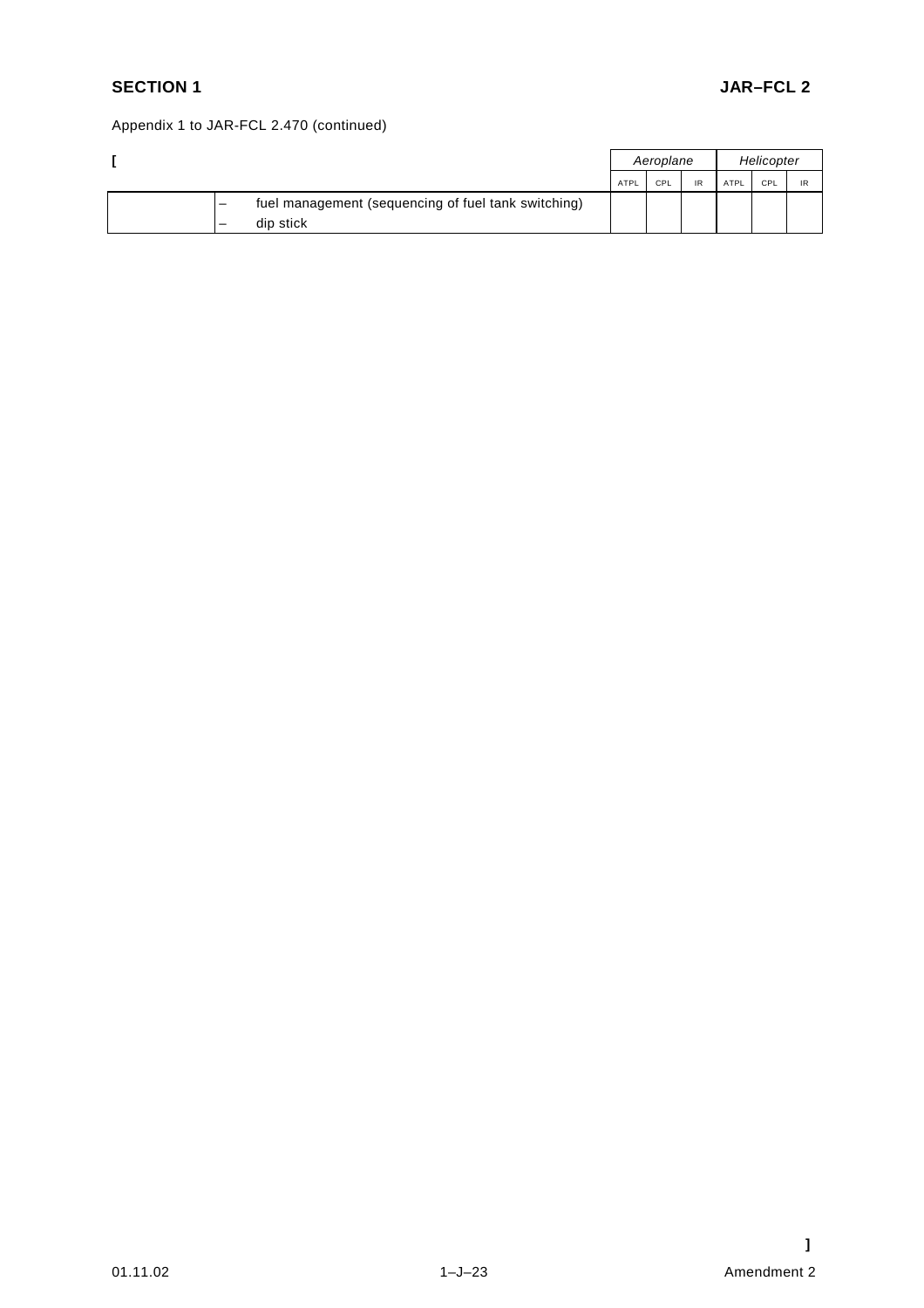Appendix 1 to JAR-FCL 2.470 (continued)

[

| | | | Aeroplane | | | Helicopter | | |
|---|---|---|---|---|---|---|---|---|
| | | | ATPL | CPL | IR | ATPL | CPL | IR |
| | – | fuel management (sequencing of fuel tank switching) | | | | | | |
| | – | dip stick | | | | | | |

]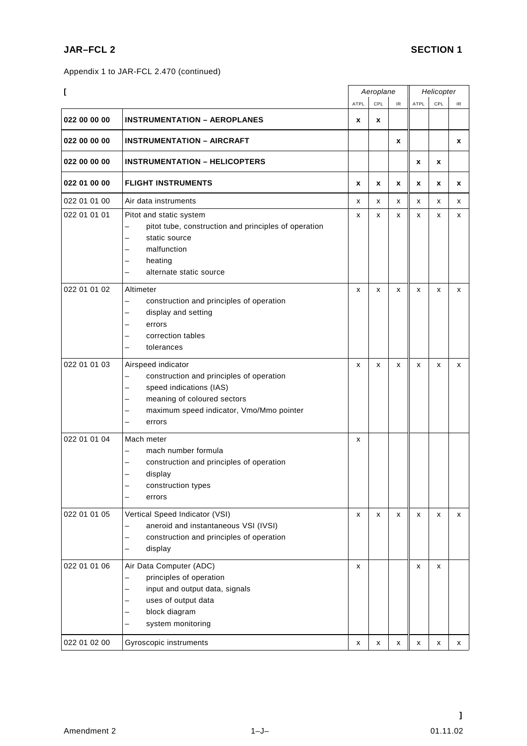Appendix 1 to JAR-FCL 2.470 (continued)

[

| | | Aeroplane | | | Helicopter | | |
|---|---|---|---|---|---|---|---|
| | | ATPL | CPL | IR | ATPL | CPL | IR |
| **022 00 00 00** | **INSTRUMENTATION – AEROPLANES** | **x** | **x** | | | | |
| **022 00 00 00** | **INSTRUMENTATION – AIRCRAFT** | | | **x** | | | **x** |
| **022 00 00 00** | **INSTRUMENTATION – HELICOPTERS** | | | | **x** | **x** | |
| **022 01 00 00** | **FLIGHT INSTRUMENTS** | **x** | **x** | **x** | **x** | **x** | **x** |
| 022 01 01 00 | Air data instruments | x | x | x | x | x | x |
| 022 01 01 01 | Pitot and static system<br>– pitot tube, construction and principles of operation<br>– static source<br>– malfunction<br>– heating<br>– alternate static source | x | x | x | x | x | x |
| 022 01 01 02 | Altimeter<br>– construction and principles of operation<br>– display and setting<br>– errors<br>– correction tables<br>– tolerances | x | x | x | x | x | x |
| 022 01 01 03 | Airspeed indicator<br>– construction and principles of operation<br>– speed indications (IAS)<br>– meaning of coloured sectors<br>– maximum speed indicator, Vmo/Mmo pointer<br>– errors | x | x | x | x | x | x |
| 022 01 01 04 | Mach meter<br>– mach number formula<br>– construction and principles of operation<br>– display<br>– construction types<br>– errors | x | | | | | |
| 022 01 01 05 | Vertical Speed Indicator (VSI)<br>– aneroid and instantaneous VSI (IVSI)<br>– construction and principles of operation<br>– display | x | x | x | x | x | x |
| 022 01 01 06 | Air Data Computer (ADC)<br>– principles of operation<br>– input and output data, signals<br>– uses of output data<br>– block diagram<br>– system monitoring | x | | | x | x | |
| 022 01 02 00 | Gyroscopic instruments | x | x | x | x | x | x |

]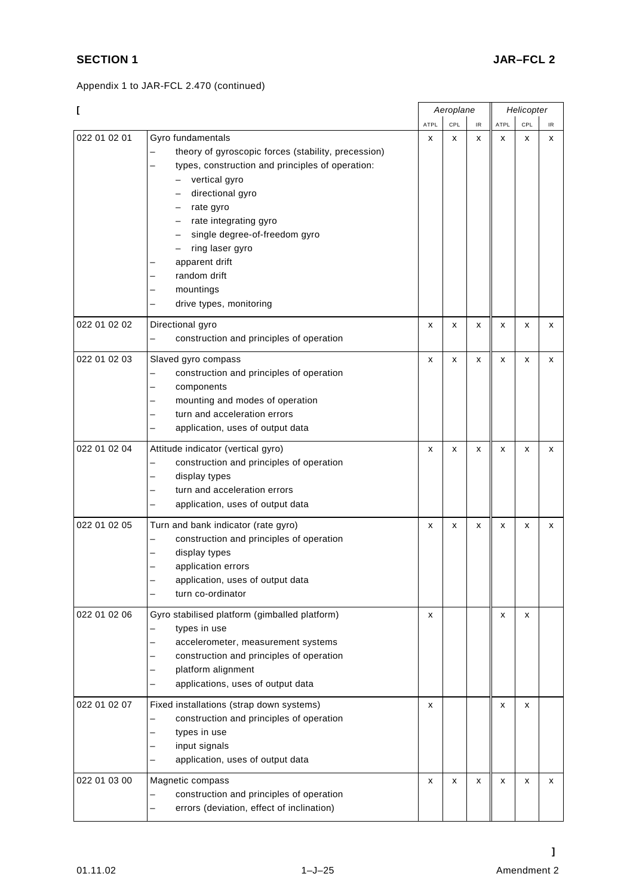Appendix 1 to JAR-FCL 2.470 (continued)

[

| | | Aeroplane | | | Helicopter | | |
|---|---|---|---|---|---|---|---|
| | | ATPL | CPL | IR | ATPL | CPL | IR |
| 022 01 02 01 | Gyro fundamentals<br>– theory of gyroscopic forces (stability, precession)<br>– types, construction and principles of operation:<br>  – vertical gyro<br>  – directional gyro<br>  – rate gyro<br>  – rate integrating gyro<br>  – single degree-of-freedom gyro<br>  – ring laser gyro<br>– apparent drift<br>– random drift<br>– mountings<br>– drive types, monitoring | x | x | x | x | x | x |
| 022 01 02 02 | Directional gyro<br>– construction and principles of operation | x | x | x | x | x | x |
| 022 01 02 03 | Slaved gyro compass<br>– construction and principles of operation<br>– components<br>– mounting and modes of operation<br>– turn and acceleration errors<br>– application, uses of output data | x | x | x | x | x | x |
| 022 01 02 04 | Attitude indicator (vertical gyro)<br>– construction and principles of operation<br>– display types<br>– turn and acceleration errors<br>– application, uses of output data | x | x | x | x | x | x |
| 022 01 02 05 | Turn and bank indicator (rate gyro)<br>– construction and principles of operation<br>– display types<br>– application errors<br>– application, uses of output data<br>– turn co-ordinator | x | x | x | x | x | x |
| 022 01 02 06 | Gyro stabilised platform (gimballed platform)<br>– types in use<br>– accelerometer, measurement systems<br>– construction and principles of operation<br>– platform alignment<br>– applications, uses of output data | x | | | x | x | |
| 022 01 02 07 | Fixed installations (strap down systems)<br>– construction and principles of operation<br>– types in use<br>– input signals<br>– application, uses of output data | x | | | x | x | |
| 022 01 03 00 | Magnetic compass<br>– construction and principles of operation<br>– errors (deviation, effect of inclination) | x | x | x | x | x | x |

]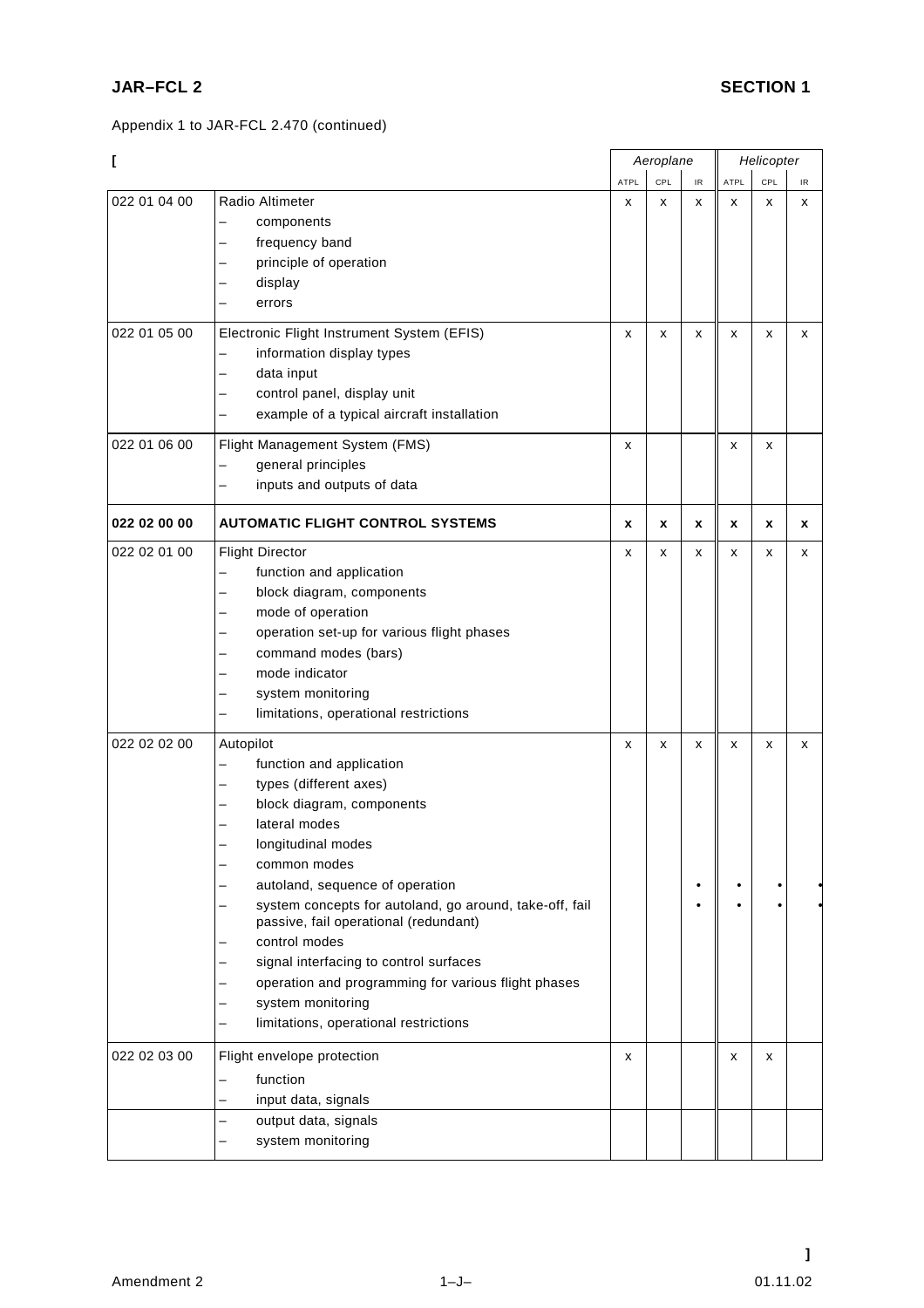Appendix 1 to JAR-FCL 2.470 (continued)

[

| | | Aeroplane | | | Helicopter | | |
|---|---|---|---|---|---|---|---|
| | | ATPL | CPL | IR | ATPL | CPL | IR |
| 022 01 04 00 | Radio Altimeter<br>– components<br>– frequency band<br>– principle of operation<br>– display<br>– errors | x | x | x | x | x | x |
| 022 01 05 00 | Electronic Flight Instrument System (EFIS)<br>– information display types<br>– data input<br>– control panel, display unit<br>– example of a typical aircraft installation | x | x | x | x | x | x |
| 022 01 06 00 | Flight Management System (FMS)<br>– general principles<br>– inputs and outputs of data | x | | | x | x | |
| **022 02 00 00** | **AUTOMATIC FLIGHT CONTROL SYSTEMS** | **x** | **x** | **x** | **x** | **x** | **x** |
| 022 02 01 00 | Flight Director<br>– function and application<br>– block diagram, components<br>– mode of operation<br>– operation set-up for various flight phases<br>– command modes (bars)<br>– mode indicator<br>– system monitoring<br>– limitations, operational restrictions | x | x | x | x | x | x |
| 022 02 02 00 | Autopilot<br>– function and application<br>– types (different axes)<br>– block diagram, components<br>– lateral modes<br>– longitudinal modes<br>– common modes<br>– autoland, sequence of operation<br>– system concepts for autoland, go around, take-off, fail passive, fail operational (redundant)<br>– control modes<br>– signal interfacing to control surfaces<br>– operation and programming for various flight phases<br>– system monitoring<br>– limitations, operational restrictions | x | x | x<br><br><br><br><br><br><br>•<br>• | x<br><br><br><br><br><br><br>•<br>• | x<br><br><br><br><br><br><br>•<br>• | x<br><br><br><br><br><br><br>•<br>• |
| 022 02 03 00 | Flight envelope protection<br>– function<br>– input data, signals | x | | | x | x | |
| | – output data, signals<br>– system monitoring | | | | | | |

]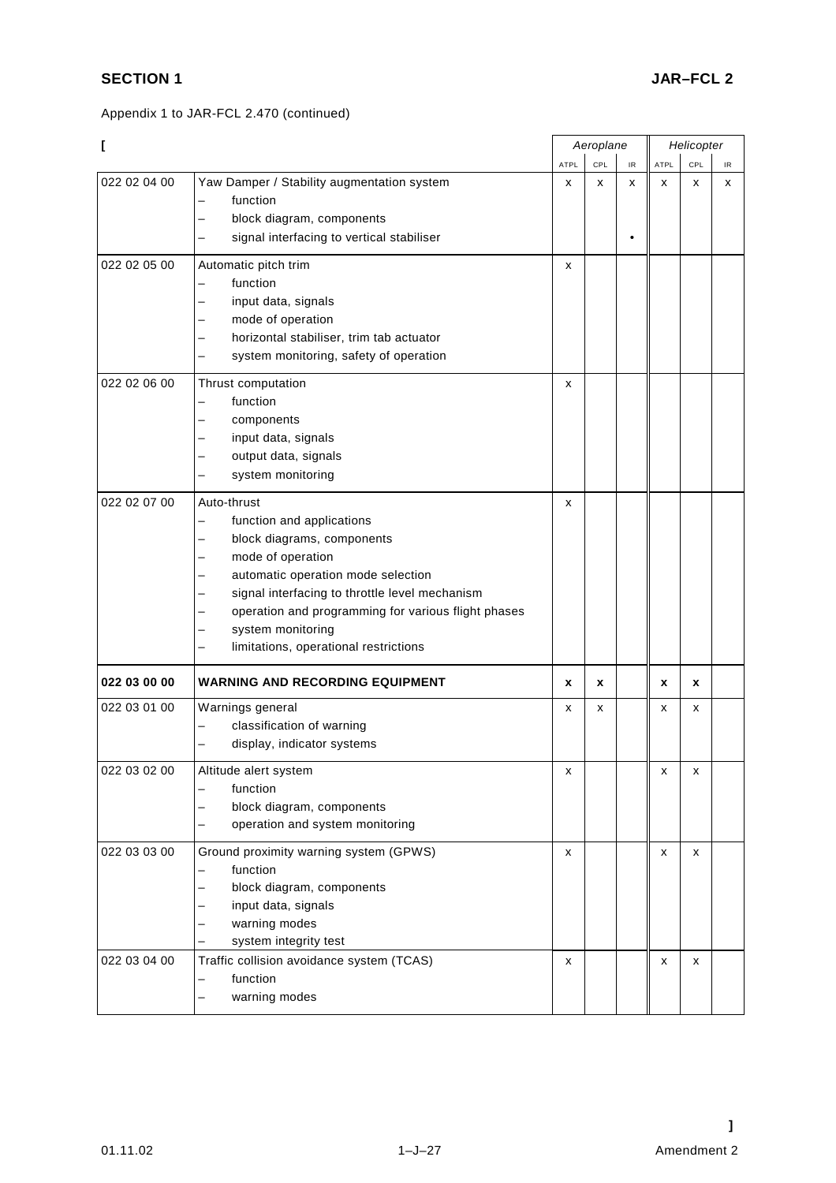Appendix 1 to JAR-FCL 2.470 (continued)

[

| | | *Aeroplane* | | | *Helicopter* | | |
|---|---|---|---|---|---|---|---|
| | | ATPL | CPL | IR | ATPL | CPL | IR |
| 022 02 04 00 | Yaw Damper / Stability augmentation system<br>– function<br>– block diagram, components<br>– signal interfacing to vertical stabiliser | x | x | x<br><br><br>• | x | x | x |
| 022 02 05 00 | Automatic pitch trim<br>– function<br>– input data, signals<br>– mode of operation<br>– horizontal stabiliser, trim tab actuator<br>– system monitoring, safety of operation | x | | | | | |
| 022 02 06 00 | Thrust computation<br>– function<br>– components<br>– input data, signals<br>– output data, signals<br>– system monitoring | x | | | | | |
| 022 02 07 00 | Auto-thrust<br>– function and applications<br>– block diagrams, components<br>– mode of operation<br>– automatic operation mode selection<br>– signal interfacing to throttle level mechanism<br>– operation and programming for various flight phases<br>– system monitoring<br>– limitations, operational restrictions | x | | | | | |
| **022 03 00 00** | **WARNING AND RECORDING EQUIPMENT** | **x** | **x** | | **x** | **x** | |
| 022 03 01 00 | Warnings general<br>– classification of warning<br>– display, indicator systems | x | x | | x | x | |
| 022 03 02 00 | Altitude alert system<br>– function<br>– block diagram, components<br>– operation and system monitoring | x | | | x | x | |
| 022 03 03 00 | Ground proximity warning system (GPWS)<br>– function<br>– block diagram, components<br>– input data, signals<br>– warning modes<br>– system integrity test | x | | | x | x | |
| 022 03 04 00 | Traffic collision avoidance system (TCAS)<br>– function<br>– warning modes | x | | | x | x | |

]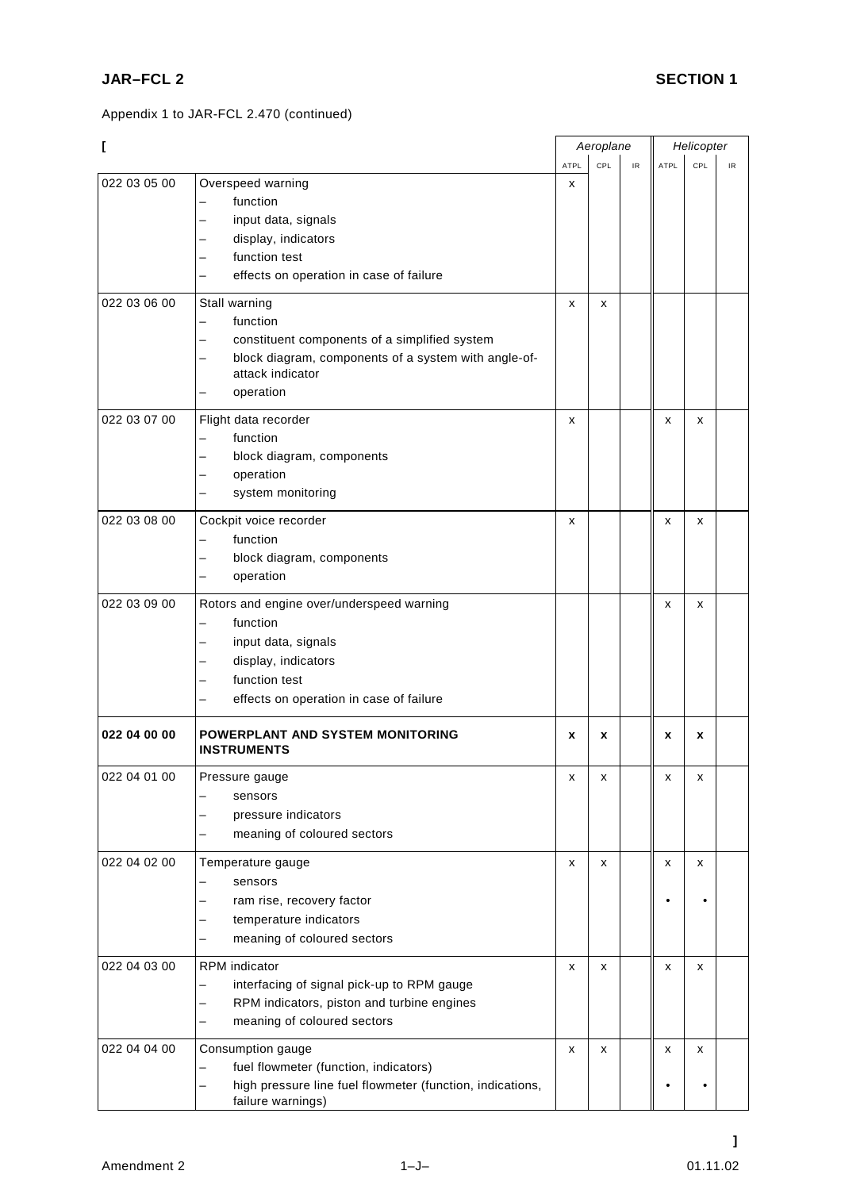Appendix 1 to JAR-FCL 2.470 (continued)

[

| | | Aeroplane | | | Helicopter | | |
|---|---|---|---|---|---|---|---|
| | | ATPL | CPL | IR | ATPL | CPL | IR |
| 022 03 05 00 | Overspeed warning<br>– function<br>– input data, signals<br>– display, indicators<br>– function test<br>– effects on operation in case of failure | x | | | | | |
| 022 03 06 00 | Stall warning<br>– function<br>– constituent components of a simplified system<br>– block diagram, components of a system with angle-of-attack indicator<br>– operation | x | x | | | | |
| 022 03 07 00 | Flight data recorder<br>– function<br>– block diagram, components<br>– operation<br>– system monitoring | x | | | x | x | |
| 022 03 08 00 | Cockpit voice recorder<br>– function<br>– block diagram, components<br>– operation | x | | | x | x | |
| 022 03 09 00 | Rotors and engine over/underspeed warning<br>– function<br>– input data, signals<br>– display, indicators<br>– function test<br>– effects on operation in case of failure | | | | x | x | |
| **022 04 00 00** | **POWERPLANT AND SYSTEM MONITORING INSTRUMENTS** | **x** | **x** | | **x** | **x** | |
| 022 04 01 00 | Pressure gauge<br>– sensors<br>– pressure indicators<br>– meaning of coloured sectors | x | x | | x | x | |
| 022 04 02 00 | Temperature gauge<br>– sensors<br>– ram rise, recovery factor<br>– temperature indicators<br>– meaning of coloured sectors | x | x | | x<br>•| x<br>• | |
| 022 04 03 00 | RPM indicator<br>– interfacing of signal pick-up to RPM gauge<br>– RPM indicators, piston and turbine engines<br>– meaning of coloured sectors | x | x | | x | x | |
| 022 04 04 00 | Consumption gauge<br>– fuel flowmeter (function, indicators)<br>– high pressure line fuel flowmeter (function, indications, failure warnings) | x | x | | x<br>• | x<br>• | |

]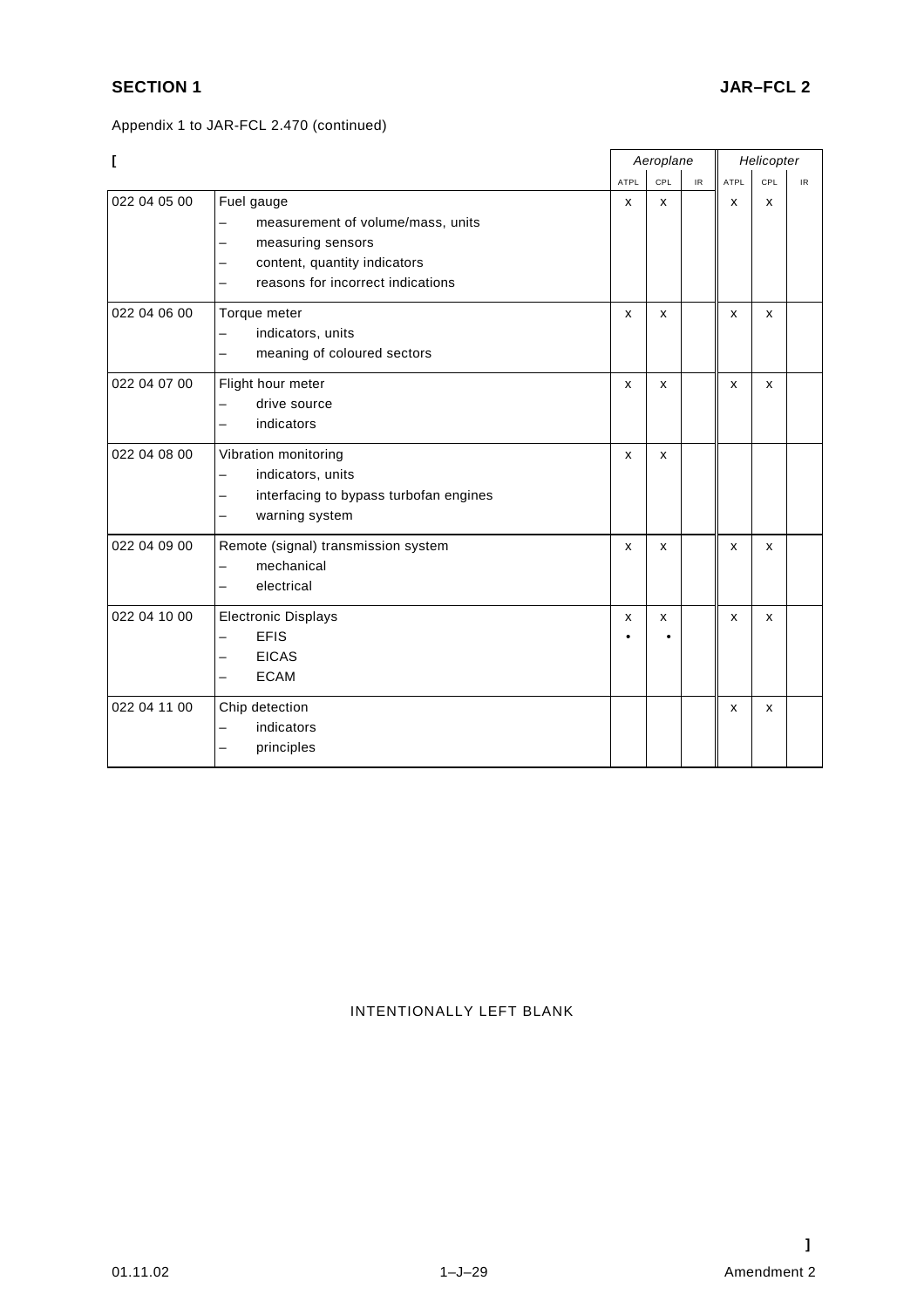Appendix 1 to JAR-FCL 2.470 (continued)

[

| | | Aeroplane | | | Helicopter | | |
|---|---|---|---|---|---|---|---|
| | | ATPL | CPL | IR | ATPL | CPL | IR |
| 022 04 05 00 | Fuel gauge<br>– measurement of volume/mass, units<br>– measuring sensors<br>– content, quantity indicators<br>– reasons for incorrect indications | x | x | | x | x | |
| 022 04 06 00 | Torque meter<br>– indicators, units<br>– meaning of coloured sectors | x | x | | x | x | |
| 022 04 07 00 | Flight hour meter<br>– drive source<br>– indicators | x | x | | x | x | |
| 022 04 08 00 | Vibration monitoring<br>– indicators, units<br>– interfacing to bypass turbofan engines<br>– warning system | x | x | | | | |
| 022 04 09 00 | Remote (signal) transmission system<br>– mechanical<br>– electrical | x | x | | x | x | |
| 022 04 10 00 | Electronic Displays<br>– EFIS<br>– EICAS<br>– ECAM | x<br>• | x<br>• | | x | x | |
| 022 04 11 00 | Chip detection<br>– indicators<br>– principles | | | | x | x | |

INTENTIONALLY LEFT BLANK

]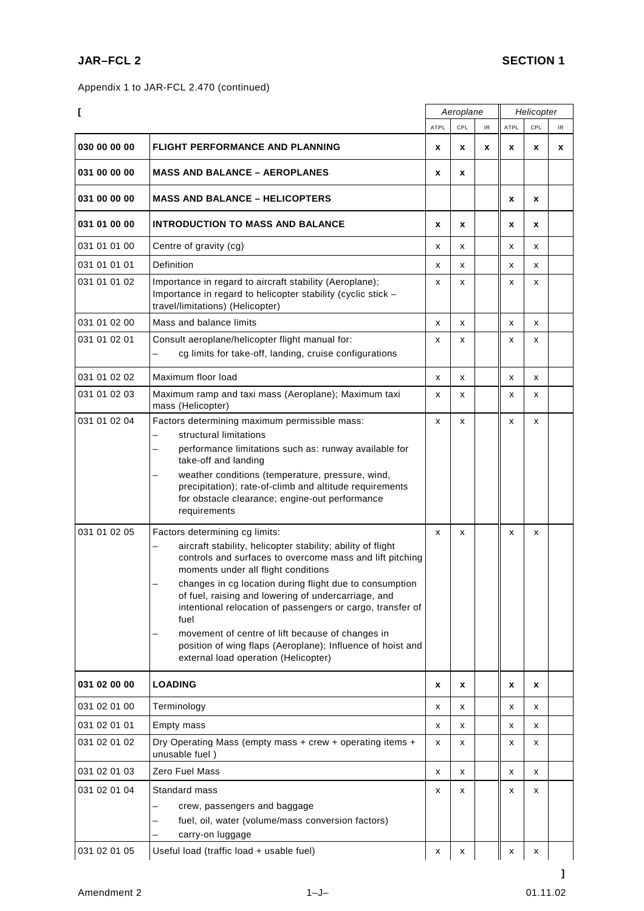Appendix 1 to JAR-FCL 2.470 (continued)

[

| | | Aeroplane | | | Helicopter | | |
|---|---|---|---|---|---|---|---|
| | | ATPL | CPL | IR | ATPL | CPL | IR |
| **030 00 00 00** | **FLIGHT PERFORMANCE AND PLANNING** | **x** | **x** | **x** | **x** | **x** | **x** |
| **031 00 00 00** | **MASS AND BALANCE – AEROPLANES** | **x** | **x** | | | | |
| **031 00 00 00** | **MASS AND BALANCE – HELICOPTERS** | | | | **x** | **x** | |
| **031 01 00 00** | **INTRODUCTION TO MASS AND BALANCE** | **x** | **x** | | **x** | **x** | |
| 031 01 01 00 | Centre of gravity (cg) | x | x | | x | x | |
| 031 01 01 01 | Definition | x | x | | x | x | |
| 031 01 01 02 | Importance in regard to aircraft stability (Aeroplane); Importance in regard to helicopter stability (cyclic stick – travel/limitations) (Helicopter) | x | x | | x | x | |
| 031 01 02 00 | Mass and balance limits | x | x | | x | x | |
| 031 01 02 01 | Consult aeroplane/helicopter flight manual for:<br>– cg limits for take-off, landing, cruise configurations | x | x | | x | x | |
| 031 01 02 02 | Maximum floor load | x | x | | x | x | |
| 031 01 02 03 | Maximum ramp and taxi mass (Aeroplane); Maximum taxi mass (Helicopter) | x | x | | x | x | |
| 031 01 02 04 | Factors determining maximum permissible mass:<br>– structural limitations<br>– performance limitations such as: runway available for take-off and landing<br>– weather conditions (temperature, pressure, wind, precipitation); rate-of-climb and altitude requirements for obstacle clearance; engine-out performance requirements | x | x | | x | x | |
| 031 01 02 05 | Factors determining cg limits:<br>– aircraft stability, helicopter stability; ability of flight controls and surfaces to overcome mass and lift pitching moments under all flight conditions<br>– changes in cg location during flight due to consumption of fuel, raising and lowering of undercarriage, and intentional relocation of passengers or cargo, transfer of fuel<br>– movement of centre of lift because of changes in position of wing flaps (Aeroplane); Influence of hoist and external load operation (Helicopter) | x | x | | x | x | |
| **031 02 00 00** | **LOADING** | **x** | **x** | | **x** | **x** | |
| 031 02 01 00 | Terminology | x | x | | x | x | |
| 031 02 01 01 | Empty mass | x | x | | x | x | |
| 031 02 01 02 | Dry Operating Mass (empty mass + crew + operating items + unusable fuel ) | x | x | | x | x | |
| 031 02 01 03 | Zero Fuel Mass | x | x | | x | x | |
| 031 02 01 04 | Standard mass<br>– crew, passengers and baggage<br>– fuel, oil, water (volume/mass conversion factors)<br>– carry-on luggage | x | x | | x | x | |
| 031 02 01 05 | Useful load (traffic load + usable fuel) | x | x | | x | x | |

]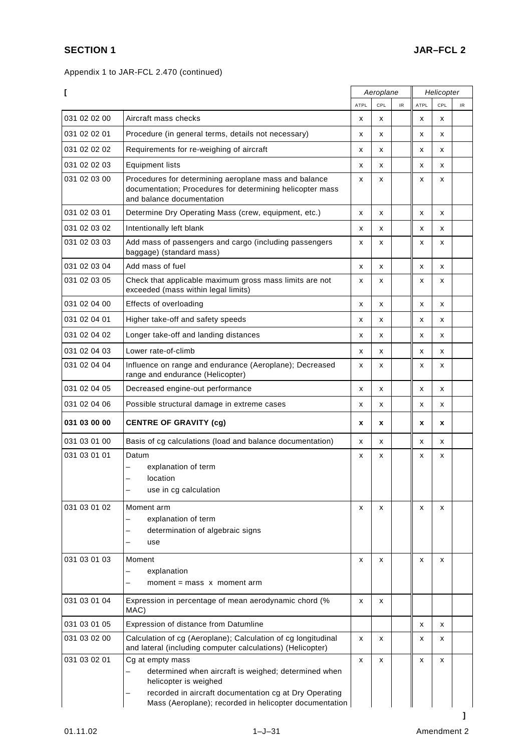Appendix 1 to JAR-FCL 2.470 (continued)

[

| | | Aeroplane | | | Helicopter | | |
|---|---|---|---|---|---|---|---|
| | | ATPL | CPL | IR | ATPL | CPL | IR |
| 031 02 02 00 | Aircraft mass checks | x | x | | x | x | |
| 031 02 02 01 | Procedure (in general terms, details not necessary) | x | x | | x | x | |
| 031 02 02 02 | Requirements for re-weighing of aircraft | x | x | | x | x | |
| 031 02 02 03 | Equipment lists | x | x | | x | x | |
| 031 02 03 00 | Procedures for determining aeroplane mass and balance documentation; Procedures for determining helicopter mass and balance documentation | x | x | | x | x | |
| 031 02 03 01 | Determine Dry Operating Mass (crew, equipment, etc.) | x | x | | x | x | |
| 031 02 03 02 | Intentionally left blank | x | x | | x | x | |
| 031 02 03 03 | Add mass of passengers and cargo (including passengers baggage) (standard mass) | x | x | | x | x | |
| 031 02 03 04 | Add mass of fuel | x | x | | x | x | |
| 031 02 03 05 | Check that applicable maximum gross mass limits are not exceeded (mass within legal limits) | x | x | | x | x | |
| 031 02 04 00 | Effects of overloading | x | x | | x | x | |
| 031 02 04 01 | Higher take-off and safety speeds | x | x | | x | x | |
| 031 02 04 02 | Longer take-off and landing distances | x | x | | x | x | |
| 031 02 04 03 | Lower rate-of-climb | x | x | | x | x | |
| 031 02 04 04 | Influence on range and endurance (Aeroplane); Decreased range and endurance (Helicopter) | x | x | | x | x | |
| 031 02 04 05 | Decreased engine-out performance | x | x | | x | x | |
| 031 02 04 06 | Possible structural damage in extreme cases | x | x | | x | x | |
| **031 03 00 00** | **CENTRE OF GRAVITY (cg)** | **x** | **x** | | **x** | **x** | |
| 031 03 01 00 | Basis of cg calculations (load and balance documentation) | x | x | | x | x | |
| 031 03 01 01 | Datum<br>– explanation of term<br>– location<br>– use in cg calculation | x | x | | x | x | |
| 031 03 01 02 | Moment arm<br>– explanation of term<br>– determination of algebraic signs<br>– use | x | x | | x | x | |
| 031 03 01 03 | Moment<br>– explanation<br>– moment = mass x moment arm | x | x | | x | x | |
| 031 03 01 04 | Expression in percentage of mean aerodynamic chord (% MAC) | x | x | | | | |
| 031 03 01 05 | Expression of distance from Datumline | | | | x | x | |
| 031 03 02 00 | Calculation of cg (Aeroplane); Calculation of cg longitudinal and lateral (including computer calculations) (Helicopter) | x | x | | x | x | |
| 031 03 02 01 | Cg at empty mass<br>– determined when aircraft is weighed; determined when helicopter is weighed<br>– recorded in aircraft documentation cg at Dry Operating Mass (Aeroplane); recorded in helicopter documentation | x | x | | x | x | |

]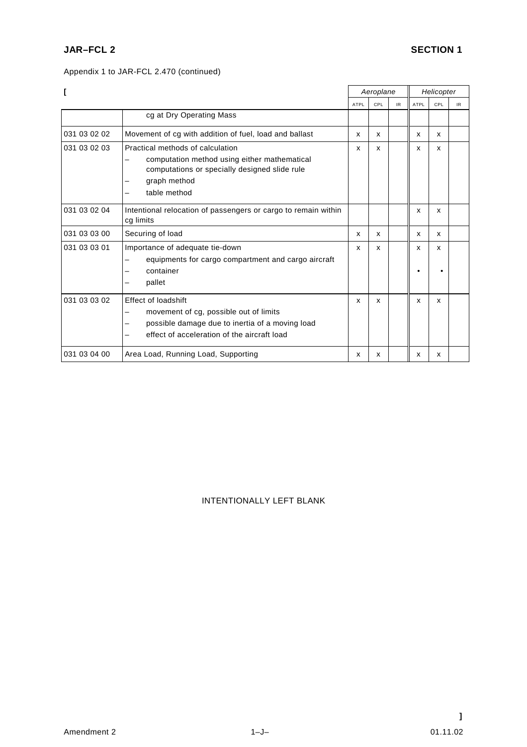Appendix 1 to JAR-FCL 2.470 (continued)

[

| | | Aeroplane | | | Helicopter | | |
|---|---|---|---|---|---|---|---|
| | | ATPL | CPL | IR | ATPL | CPL | IR |
| | cg at Dry Operating Mass | | | | | | |
| 031 03 02 02 | Movement of cg with addition of fuel, load and ballast | x | x | | x | x | |
| 031 03 02 03 | Practical methods of calculation<br>– computation method using either mathematical computations or specially designed slide rule<br>– graph method<br>– table method | x | x | | x | x | |
| 031 03 02 04 | Intentional relocation of passengers or cargo to remain within cg limits | | | | x | x | |
| 031 03 03 00 | Securing of load | x | x | | x | x | |
| 031 03 03 01 | Importance of adequate tie-down<br>– equipments for cargo compartment and cargo aircraft<br>– container<br>– pallet | x | x | | x<br><br>•<br> | x<br><br>•<br> | |
| 031 03 03 02 | Effect of loadshift<br>– movement of cg, possible out of limits<br>– possible damage due to inertia of a moving load<br>– effect of acceleration of the aircraft load | x | x | | x | x | |
| 031 03 04 00 | Area Load, Running Load, Supporting | x | x | | x | x | |

INTENTIONALLY LEFT BLANK

]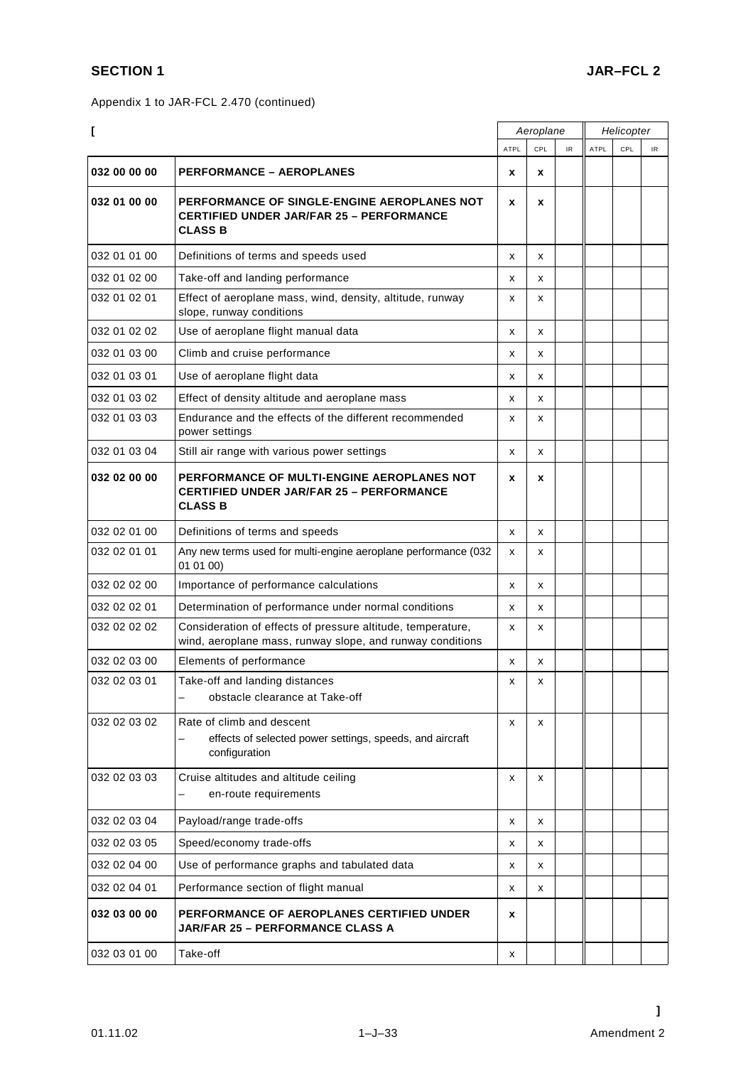Appendix 1 to JAR-FCL 2.470 (continued)

[

| | | Aeroplane | | | Helicopter | | |
|---|---|---|---|---|---|---|---|
| | | ATPL | CPL | IR | ATPL | CPL | IR |
| **032 00 00 00** | **PERFORMANCE – AEROPLANES** | **x** | **x** | | | | |
| **032 01 00 00** | **PERFORMANCE OF SINGLE-ENGINE AEROPLANES NOT CERTIFIED UNDER JAR/FAR 25 – PERFORMANCE CLASS B** | **x** | **x** | | | | |
| 032 01 01 00 | Definitions of terms and speeds used | x | x | | | | |
| 032 01 02 00 | Take-off and landing performance | x | x | | | | |
| 032 01 02 01 | Effect of aeroplane mass, wind, density, altitude, runway slope, runway conditions | x | x | | | | |
| 032 01 02 02 | Use of aeroplane flight manual data | x | x | | | | |
| 032 01 03 00 | Climb and cruise performance | x | x | | | | |
| 032 01 03 01 | Use of aeroplane flight data | x | x | | | | |
| 032 01 03 02 | Effect of density altitude and aeroplane mass | x | x | | | | |
| 032 01 03 03 | Endurance and the effects of the different recommended power settings | x | x | | | | |
| 032 01 03 04 | Still air range with various power settings | x | x | | | | |
| **032 02 00 00** | **PERFORMANCE OF MULTI-ENGINE AEROPLANES NOT CERTIFIED UNDER JAR/FAR 25 – PERFORMANCE CLASS B** | **x** | **x** | | | | |
| 032 02 01 00 | Definitions of terms and speeds | x | x | | | | |
| 032 02 01 01 | Any new terms used for multi-engine aeroplane performance (032 01 01 00) | x | x | | | | |
| 032 02 02 00 | Importance of performance calculations | x | x | | | | |
| 032 02 02 01 | Determination of performance under normal conditions | x | x | | | | |
| 032 02 02 02 | Consideration of effects of pressure altitude, temperature, wind, aeroplane mass, runway slope, and runway conditions | x | x | | | | |
| 032 02 03 00 | Elements of performance | x | x | | | | |
| 032 02 03 01 | Take-off and landing distances<br>– obstacle clearance at Take-off | x | x | | | | |
| 032 02 03 02 | Rate of climb and descent<br>– effects of selected power settings, speeds, and aircraft configuration | x | x | | | | |
| 032 02 03 03 | Cruise altitudes and altitude ceiling<br>– en-route requirements | x | x | | | | |
| 032 02 03 04 | Payload/range trade-offs | x | x | | | | |
| 032 02 03 05 | Speed/economy trade-offs | x | x | | | | |
| 032 02 04 00 | Use of performance graphs and tabulated data | x | x | | | | |
| 032 02 04 01 | Performance section of flight manual | x | x | | | | |
| **032 03 00 00** | **PERFORMANCE OF AEROPLANES CERTIFIED UNDER JAR/FAR 25 – PERFORMANCE CLASS A** | **x** | | | | | |
| 032 03 01 00 | Take-off | x | | | | | |

]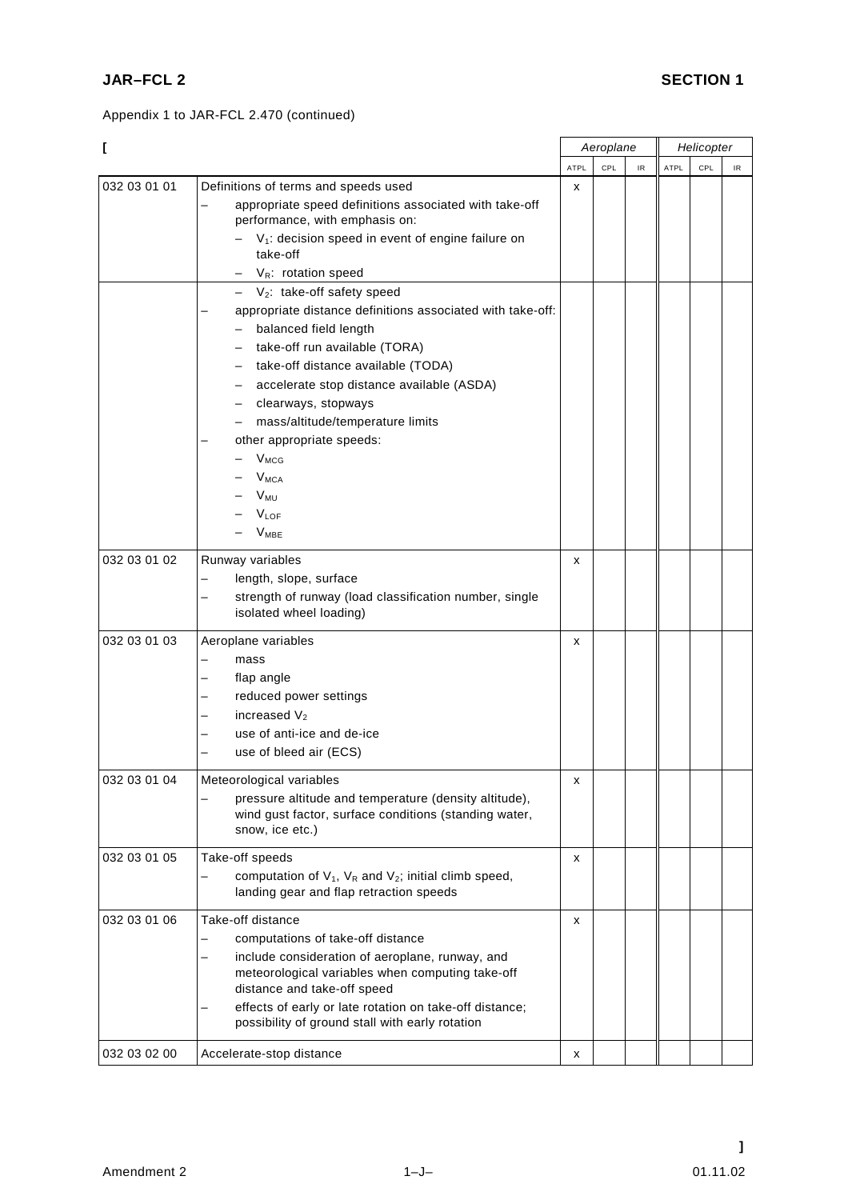Appendix 1 to JAR-FCL 2.470 (continued)

[

| | | Aeroplane | | | Helicopter | | |
|---|---|---|---|---|---|---|---|
| | | ATPL | CPL | IR | ATPL | CPL | IR |
| 032 03 01 01 | Definitions of terms and speeds used<br>– appropriate speed definitions associated with take-off performance, with emphasis on:<br>– $V_1$: decision speed in event of engine failure on take-off<br>– $V_R$: rotation speed | x | | | | | |
| | – $V_2$: take-off safety speed<br>– appropriate distance definitions associated with take-off:<br>– balanced field length<br>– take-off run available (TORA)<br>– take-off distance available (TODA)<br>– accelerate stop distance available (ASDA)<br>– clearways, stopways<br>– mass/altitude/temperature limits<br>– other appropriate speeds:<br>– $V_{MCG}$<br>– $V_{MCA}$<br>– $V_{MU}$<br>– $V_{LOF}$<br>– $V_{MBE}$ | | | | | | |
| 032 03 01 02 | Runway variables<br>– length, slope, surface<br>– strength of runway (load classification number, single isolated wheel loading) | x | | | | | |
| 032 03 01 03 | Aeroplane variables<br>– mass<br>– flap angle<br>– reduced power settings<br>– increased $V_2$<br>– use of anti-ice and de-ice<br>– use of bleed air (ECS) | x | | | | | |
| 032 03 01 04 | Meteorological variables<br>– pressure altitude and temperature (density altitude), wind gust factor, surface conditions (standing water, snow, ice etc.) | x | | | | | |
| 032 03 01 05 | Take-off speeds<br>– computation of $V_1$, $V_R$ and $V_2$; initial climb speed, landing gear and flap retraction speeds | x | | | | | |
| 032 03 01 06 | Take-off distance<br>– computations of take-off distance<br>– include consideration of aeroplane, runway, and meteorological variables when computing take-off distance and take-off speed<br>– effects of early or late rotation on take-off distance; possibility of ground stall with early rotation | x | | | | | |
| 032 03 02 00 | Accelerate-stop distance | x | | | | | |

]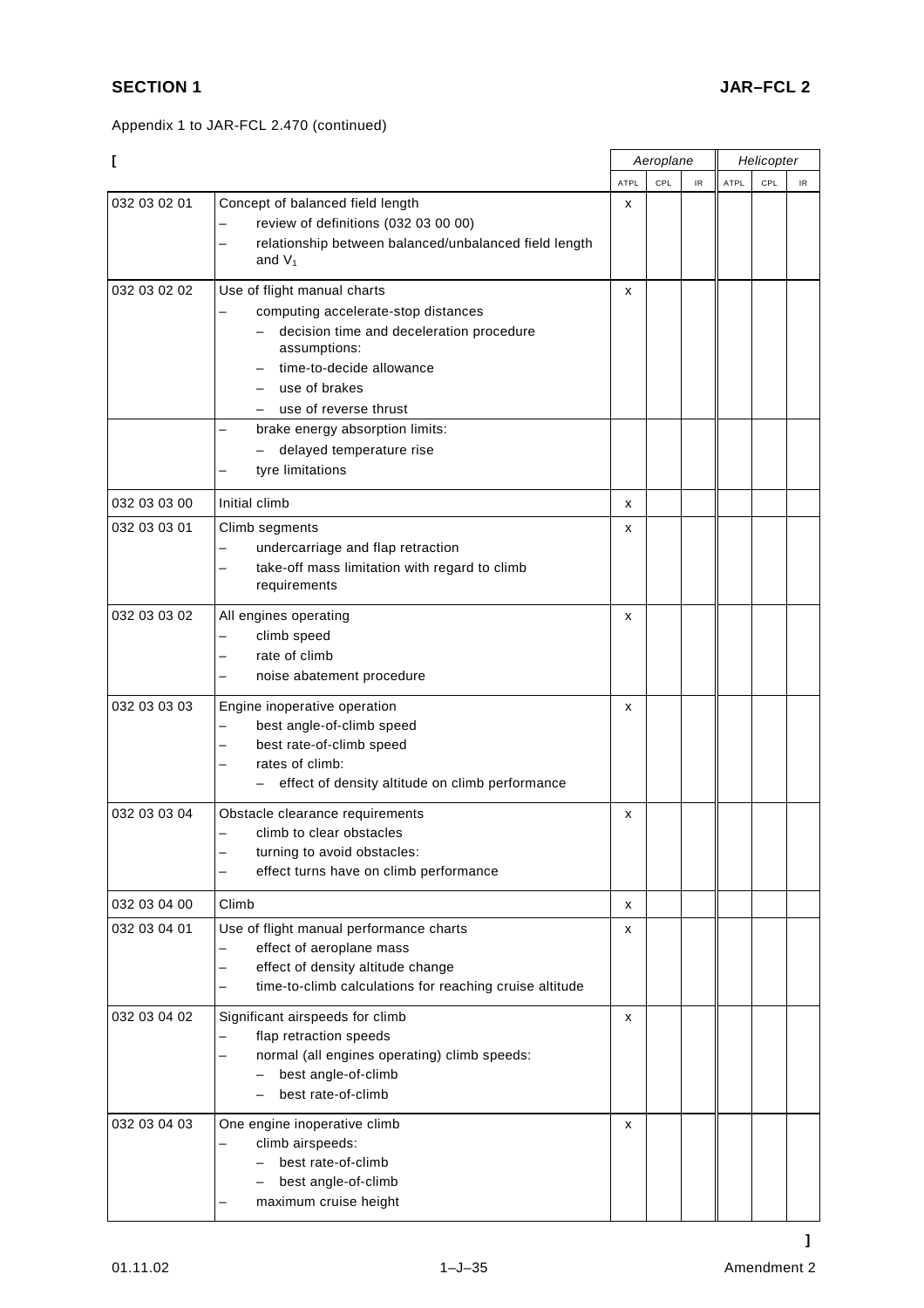Appendix 1 to JAR-FCL 2.470 (continued)

[

| | | Aeroplane | | | Helicopter | | |
|---|---|---|---|---|---|---|---|
| | | ATPL | CPL | IR | ATPL | CPL | IR |
| 032 03 02 01 | Concept of balanced field length<br>– review of definitions (032 03 00 00)<br>– relationship between balanced/unbalanced field length and $V_1$ | x | | | | | |
| 032 03 02 02 | Use of flight manual charts<br>– computing accelerate-stop distances<br>  – decision time and deceleration procedure assumptions:<br>  – time-to-decide allowance<br>  – use of brakes<br>  – use of reverse thrust | x | | | | | |
| | – brake energy absorption limits:<br>  – delayed temperature rise<br>– tyre limitations | | | | | | |
| 032 03 03 00 | Initial climb | x | | | | | |
| 032 03 03 01 | Climb segments<br>– undercarriage and flap retraction<br>– take-off mass limitation with regard to climb requirements | x | | | | | |
| 032 03 03 02 | All engines operating<br>– climb speed<br>– rate of climb<br>– noise abatement procedure | x | | | | | |
| 032 03 03 03 | Engine inoperative operation<br>– best angle-of-climb speed<br>– best rate-of-climb speed<br>– rates of climb:<br>  – effect of density altitude on climb performance | x | | | | | |
| 032 03 03 04 | Obstacle clearance requirements<br>– climb to clear obstacles<br>– turning to avoid obstacles:<br>– effect turns have on climb performance | x | | | | | |
| 032 03 04 00 | Climb | x | | | | | |
| 032 03 04 01 | Use of flight manual performance charts<br>– effect of aeroplane mass<br>– effect of density altitude change<br>– time-to-climb calculations for reaching cruise altitude | x | | | | | |
| 032 03 04 02 | Significant airspeeds for climb<br>– flap retraction speeds<br>– normal (all engines operating) climb speeds:<br>  – best angle-of-climb<br>  – best rate-of-climb | x | | | | | |
| 032 03 04 03 | One engine inoperative climb<br>– climb airspeeds:<br>  – best rate-of-climb<br>  – best angle-of-climb<br>– maximum cruise height | x | | | | | |

]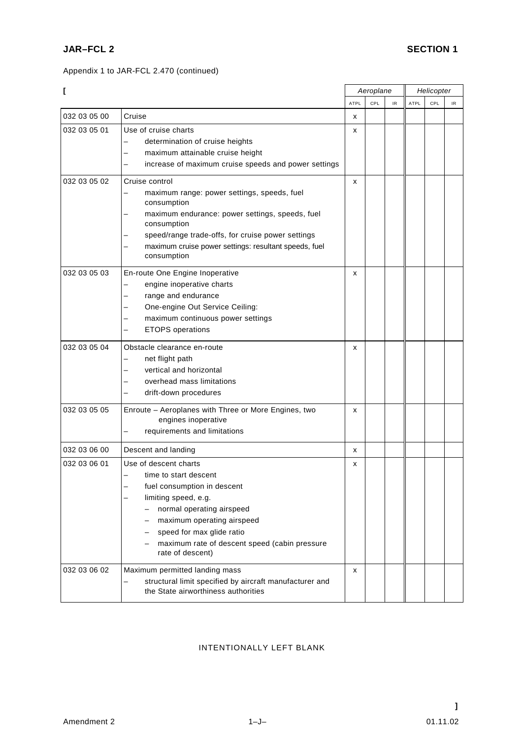Appendix 1 to JAR-FCL 2.470 (continued)

[

| | | Aeroplane | | | Helicopter | | |
|---|---|---|---|---|---|---|---|
| | | ATPL | CPL | IR | ATPL | CPL | IR |
| 032 03 05 00 | Cruise | x | | | | | |
| 032 03 05 01 | Use of cruise charts<br>– determination of cruise heights<br>– maximum attainable cruise height<br>– increase of maximum cruise speeds and power settings | x | | | | | |
| 032 03 05 02 | Cruise control<br>– maximum range: power settings, speeds, fuel consumption<br>– maximum endurance: power settings, speeds, fuel consumption<br>– speed/range trade-offs, for cruise power settings<br>– maximum cruise power settings: resultant speeds, fuel consumption | x | | | | | |
| 032 03 05 03 | En-route One Engine Inoperative<br>– engine inoperative charts<br>– range and endurance<br>– One-engine Out Service Ceiling:<br>– maximum continuous power settings<br>– ETOPS operations | x | | | | | |
| 032 03 05 04 | Obstacle clearance en-route<br>– net flight path<br>– vertical and horizontal<br>– overhead mass limitations<br>– drift-down procedures | x | | | | | |
| 032 03 05 05 | Enroute – Aeroplanes with Three or More Engines, two engines inoperative<br>– requirements and limitations | x | | | | | |
| 032 03 06 00 | Descent and landing | x | | | | | |
| 032 03 06 01 | Use of descent charts<br>– time to start descent<br>– fuel consumption in descent<br>– limiting speed, e.g.<br>&nbsp;&nbsp;– normal operating airspeed<br>&nbsp;&nbsp;– maximum operating airspeed<br>&nbsp;&nbsp;– speed for max glide ratio<br>&nbsp;&nbsp;– maximum rate of descent speed (cabin pressure rate of descent) | x | | | | | |
| 032 03 06 02 | Maximum permitted landing mass<br>– structural limit specified by aircraft manufacturer and the State airworthiness authorities | x | | | | | |

INTENTIONALLY LEFT BLANK

]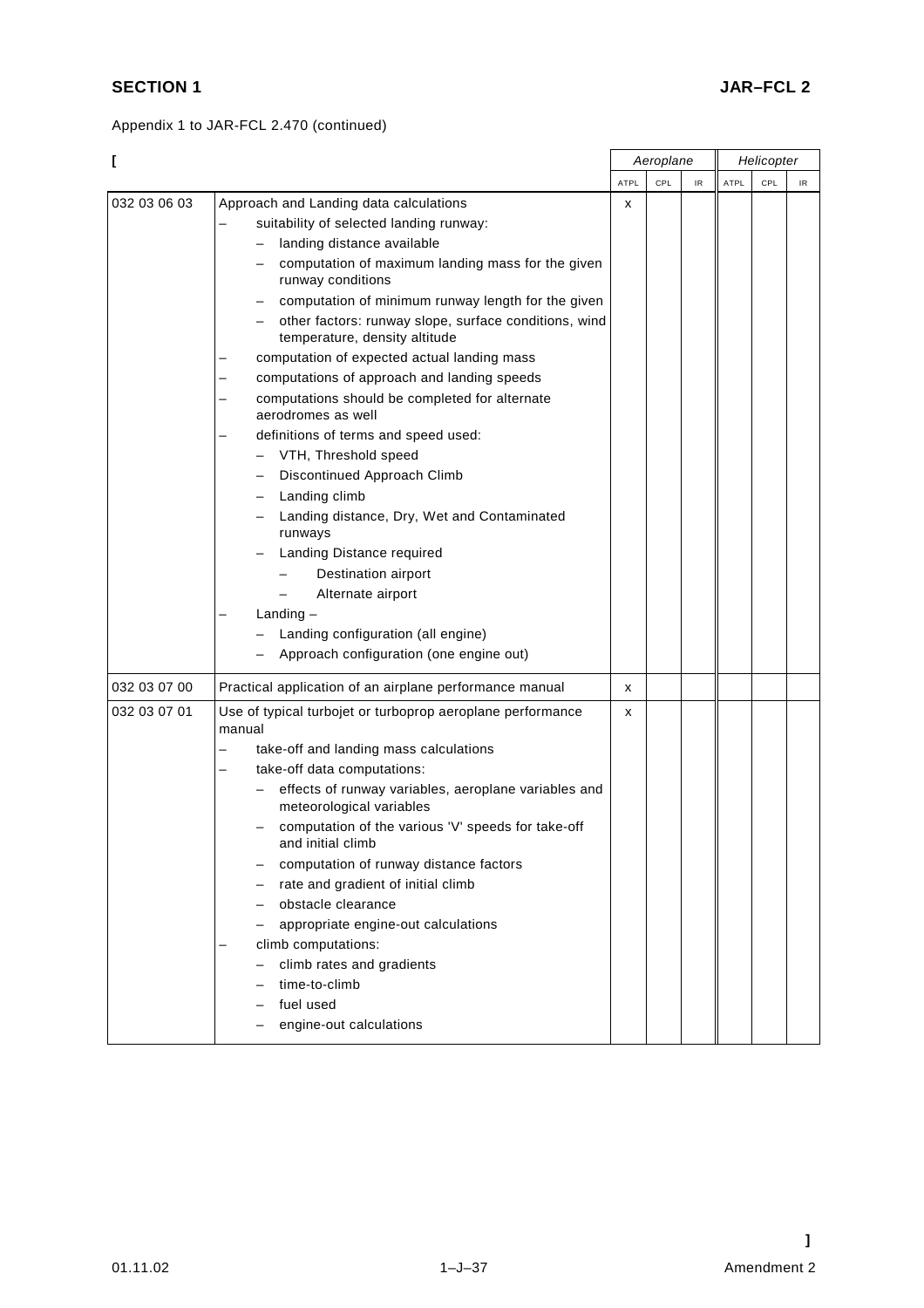Appendix 1 to JAR-FCL 2.470 (continued)

[

| | | Aeroplane | | | Helicopter | | |
|---|---|---|---|---|---|---|---|
| | | ATPL | CPL | IR | ATPL | CPL | IR |
| 032 03 06 03 | Approach and Landing data calculations<br>– suitability of selected landing runway:<br>&nbsp;&nbsp;– landing distance available<br>&nbsp;&nbsp;– computation of maximum landing mass for the given runway conditions<br>&nbsp;&nbsp;– computation of minimum runway length for the given<br>&nbsp;&nbsp;– other factors: runway slope, surface conditions, wind temperature, density altitude<br>– computation of expected actual landing mass<br>– computations of approach and landing speeds<br>– computations should be completed for alternate aerodromes as well<br>– definitions of terms and speed used:<br>&nbsp;&nbsp;– VTH, Threshold speed<br>&nbsp;&nbsp;– Discontinued Approach Climb<br>&nbsp;&nbsp;– Landing climb<br>&nbsp;&nbsp;– Landing distance, Dry, Wet and Contaminated runways<br>&nbsp;&nbsp;– Landing Distance required<br>&nbsp;&nbsp;&nbsp;&nbsp;– Destination airport<br>&nbsp;&nbsp;&nbsp;&nbsp;– Alternate airport<br>– Landing –<br>&nbsp;&nbsp;– Landing configuration (all engine)<br>&nbsp;&nbsp;– Approach configuration (one engine out) | x | | | | | |
| 032 03 07 00 | Practical application of an airplane performance manual | x | | | | | |
| 032 03 07 01 | Use of typical turbojet or turboprop aeroplane performance manual<br>– take-off and landing mass calculations<br>– take-off data computations:<br>&nbsp;&nbsp;– effects of runway variables, aeroplane variables and meteorological variables<br>&nbsp;&nbsp;– computation of the various 'V' speeds for take-off and initial climb<br>&nbsp;&nbsp;– computation of runway distance factors<br>&nbsp;&nbsp;– rate and gradient of initial climb<br>&nbsp;&nbsp;– obstacle clearance<br>&nbsp;&nbsp;– appropriate engine-out calculations<br>– climb computations:<br>&nbsp;&nbsp;– climb rates and gradients<br>&nbsp;&nbsp;– time-to-climb<br>&nbsp;&nbsp;– fuel used<br>&nbsp;&nbsp;– engine-out calculations | x | | | | | |

]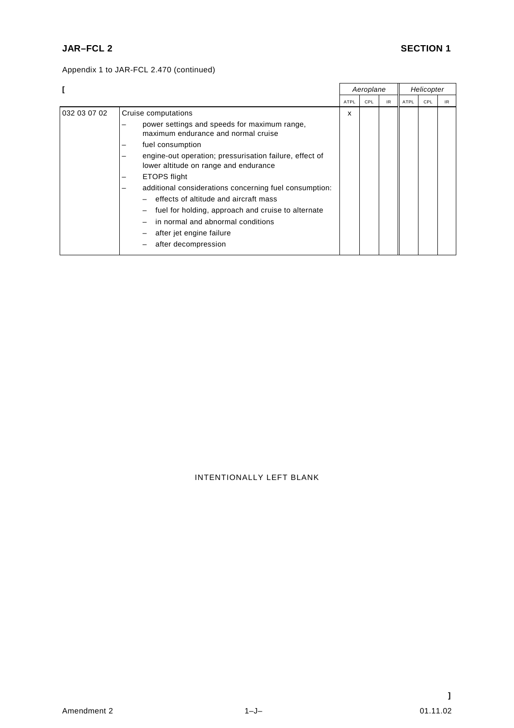Appendix 1 to JAR-FCL 2.470 (continued)

[

| | | Aeroplane | | | Helicopter | | |
|---|---|---|---|---|---|---|---|
| | | ATPL | CPL | IR | ATPL | CPL | IR |
| 032 03 07 02 | Cruise computations<br>– power settings and speeds for maximum range, maximum endurance and normal cruise<br>– fuel consumption<br>– engine-out operation; pressurisation failure, effect of lower altitude on range and endurance<br>– ETOPS flight<br>– additional considerations concerning fuel consumption:<br>  – effects of altitude and aircraft mass<br>  – fuel for holding, approach and cruise to alternate<br>  – in normal and abnormal conditions<br>  – after jet engine failure<br>  – after decompression | x | | | | | |

INTENTIONALLY LEFT BLANK

]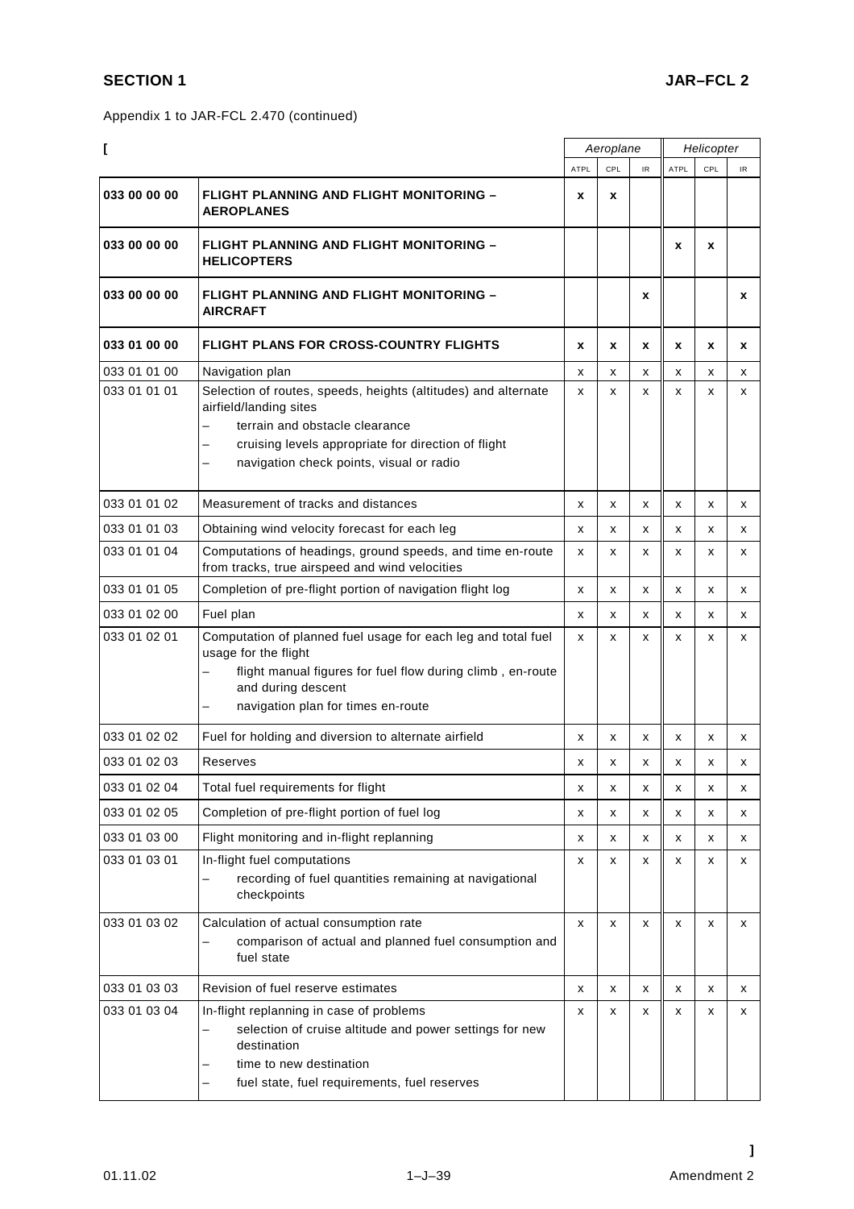Appendix 1 to JAR-FCL 2.470 (continued)

| [ | | Aeroplane | | | Helicopter | | |
|---|---|---|---|---|---|---|---|
| | | ATPL | CPL | IR | ATPL | CPL | IR |
| **033 00 00 00** | **FLIGHT PLANNING AND FLIGHT MONITORING – AEROPLANES** | **x** | **x** | | | | |
| **033 00 00 00** | **FLIGHT PLANNING AND FLIGHT MONITORING – HELICOPTERS** | | | | **x** | **x** | |
| **033 00 00 00** | **FLIGHT PLANNING AND FLIGHT MONITORING – AIRCRAFT** | | | **x** | | | **x** |
| **033 01 00 00** | **FLIGHT PLANS FOR CROSS-COUNTRY FLIGHTS** | **x** | **x** | **x** | **x** | **x** | **x** |
| 033 01 01 00 | Navigation plan | x | x | x | x | x | x |
| 033 01 01 01 | Selection of routes, speeds, heights (altitudes) and alternate airfield/landing sites<br>– terrain and obstacle clearance<br>– cruising levels appropriate for direction of flight<br>– navigation check points, visual or radio | x | x | x | x | x | x |
| 033 01 01 02 | Measurement of tracks and distances | x | x | x | x | x | x |
| 033 01 01 03 | Obtaining wind velocity forecast for each leg | x | x | x | x | x | x |
| 033 01 01 04 | Computations of headings, ground speeds, and time en-route from tracks, true airspeed and wind velocities | x | x | x | x | x | x |
| 033 01 01 05 | Completion of pre-flight portion of navigation flight log | x | x | x | x | x | x |
| 033 01 02 00 | Fuel plan | x | x | x | x | x | x |
| 033 01 02 01 | Computation of planned fuel usage for each leg and total fuel usage for the flight<br>– flight manual figures for fuel flow during climb , en-route and during descent<br>– navigation plan for times en-route | x | x | x | x | x | x |
| 033 01 02 02 | Fuel for holding and diversion to alternate airfield | x | x | x | x | x | x |
| 033 01 02 03 | Reserves | x | x | x | x | x | x |
| 033 01 02 04 | Total fuel requirements for flight | x | x | x | x | x | x |
| 033 01 02 05 | Completion of pre-flight portion of fuel log | x | x | x | x | x | x |
| 033 01 03 00 | Flight monitoring and in-flight replanning | x | x | x | x | x | x |
| 033 01 03 01 | In-flight fuel computations<br>– recording of fuel quantities remaining at navigational checkpoints | x | x | x | x | x | x |
| 033 01 03 02 | Calculation of actual consumption rate<br>– comparison of actual and planned fuel consumption and fuel state | x | x | x | x | x | x |
| 033 01 03 03 | Revision of fuel reserve estimates | x | x | x | x | x | x |
| 033 01 03 04 | In-flight replanning in case of problems<br>– selection of cruise altitude and power settings for new destination<br>– time to new destination<br>– fuel state, fuel requirements, fuel reserves | x | x | x | x | x | x |

]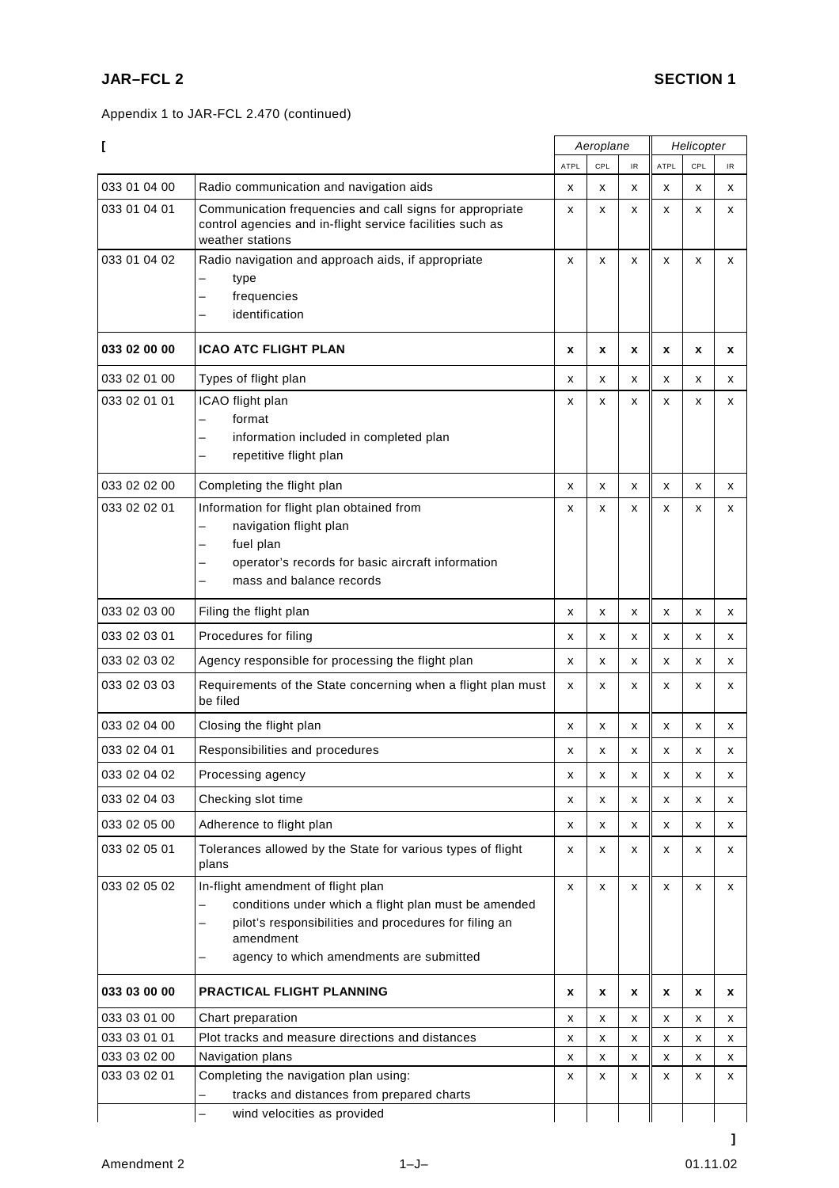Appendix 1 to JAR-FCL 2.470 (continued)

[

| | | Aeroplane | | | Helicopter | | |
|---|---|---|---|---|---|---|---|
| | | ATPL | CPL | IR | ATPL | CPL | IR |
| 033 01 04 00 | Radio communication and navigation aids | x | x | x | x | x | x |
| 033 01 04 01 | Communication frequencies and call signs for appropriate control agencies and in-flight service facilities such as weather stations | x | x | x | x | x | x |
| 033 01 04 02 | Radio navigation and approach aids, if appropriate<br>– type<br>– frequencies<br>– identification | x | x | x | x | x | x |
| **033 02 00 00** | **ICAO ATC FLIGHT PLAN** | **x** | **x** | **x** | **x** | **x** | **x** |
| 033 02 01 00 | Types of flight plan | x | x | x | x | x | x |
| 033 02 01 01 | ICAO flight plan<br>– format<br>– information included in completed plan<br>– repetitive flight plan | x | x | x | x | x | x |
| 033 02 02 00 | Completing the flight plan | x | x | x | x | x | x |
| 033 02 02 01 | Information for flight plan obtained from<br>– navigation flight plan<br>– fuel plan<br>– operator's records for basic aircraft information<br>– mass and balance records | x | x | x | x | x | x |
| 033 02 03 00 | Filing the flight plan | x | x | x | x | x | x |
| 033 02 03 01 | Procedures for filing | x | x | x | x | x | x |
| 033 02 03 02 | Agency responsible for processing the flight plan | x | x | x | x | x | x |
| 033 02 03 03 | Requirements of the State concerning when a flight plan must be filed | x | x | x | x | x | x |
| 033 02 04 00 | Closing the flight plan | x | x | x | x | x | x |
| 033 02 04 01 | Responsibilities and procedures | x | x | x | x | x | x |
| 033 02 04 02 | Processing agency | x | x | x | x | x | x |
| 033 02 04 03 | Checking slot time | x | x | x | x | x | x |
| 033 02 05 00 | Adherence to flight plan | x | x | x | x | x | x |
| 033 02 05 01 | Tolerances allowed by the State for various types of flight plans | x | x | x | x | x | x |
| 033 02 05 02 | In-flight amendment of flight plan<br>– conditions under which a flight plan must be amended<br>– pilot's responsibilities and procedures for filing an amendment<br>– agency to which amendments are submitted | x | x | x | x | x | x |
| **033 03 00 00** | **PRACTICAL FLIGHT PLANNING** | **x** | **x** | **x** | **x** | **x** | **x** |
| 033 03 01 00 | Chart preparation | x | x | x | x | x | x |
| 033 03 01 01 | Plot tracks and measure directions and distances | x | x | x | x | x | x |
| 033 03 02 00 | Navigation plans | x | x | x | x | x | x |
| 033 03 02 01 | Completing the navigation plan using:<br>– tracks and distances from prepared charts<br>– wind velocities as provided | x | x | x | x | x | x |

]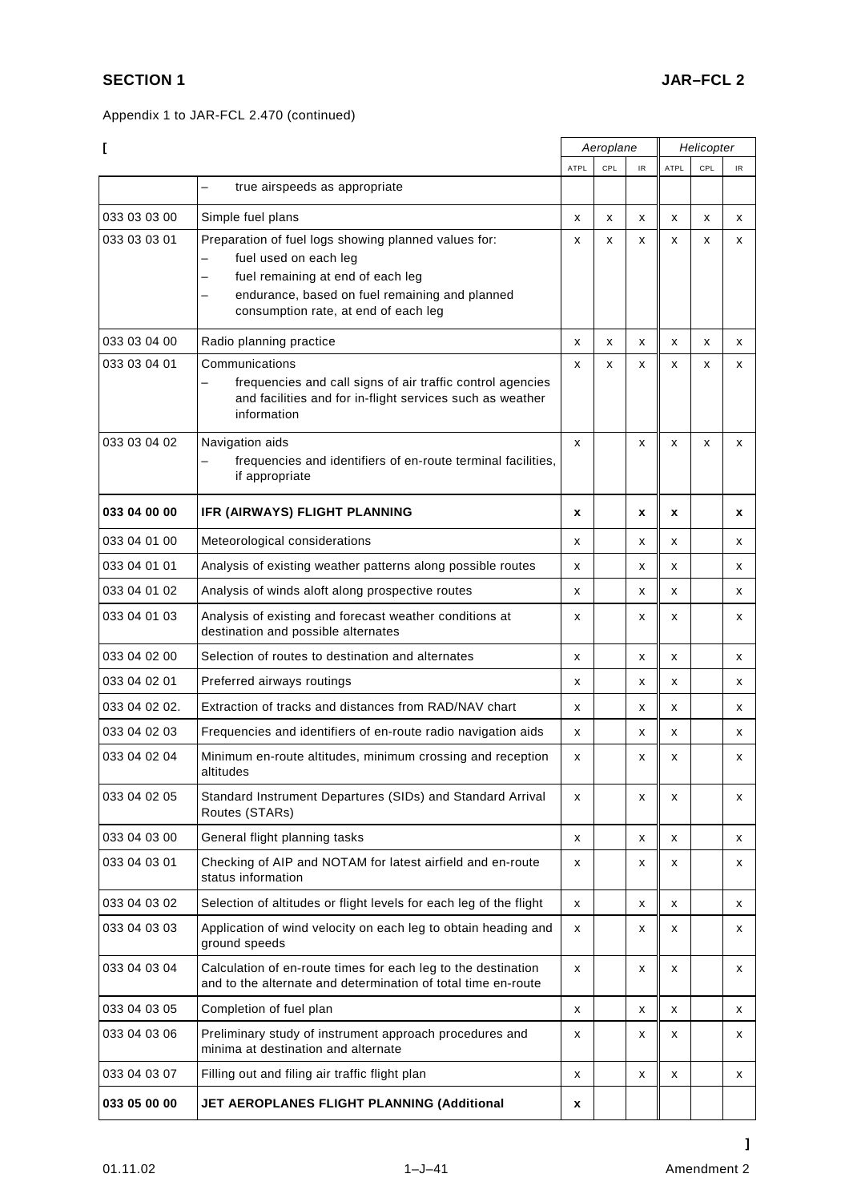Appendix 1 to JAR-FCL 2.470 (continued)

[

| | | Aeroplane | | | Helicopter | | |
|---|---|---|---|---|---|---|---|
| | | ATPL | CPL | IR | ATPL | CPL | IR |
| | – true airspeeds as appropriate | | | | | | |
| 033 03 03 00 | Simple fuel plans | x | x | x | x | x | x |
| 033 03 03 01 | Preparation of fuel logs showing planned values for:<br>– fuel used on each leg<br>– fuel remaining at end of each leg<br>– endurance, based on fuel remaining and planned consumption rate, at end of each leg | x | x | x | x | x | x |
| 033 03 04 00 | Radio planning practice | x | x | x | x | x | x |
| 033 03 04 01 | Communications<br>– frequencies and call signs of air traffic control agencies and facilities and for in-flight services such as weather information | x | x | x | x | x | x |
| 033 03 04 02 | Navigation aids<br>– frequencies and identifiers of en-route terminal facilities, if appropriate | x | | x | x | x | x |
| **033 04 00 00** | **IFR (AIRWAYS) FLIGHT PLANNING** | **x** | | **x** | **x** | | **x** |
| 033 04 01 00 | Meteorological considerations | x | | x | x | | x |
| 033 04 01 01 | Analysis of existing weather patterns along possible routes | x | | x | x | | x |
| 033 04 01 02 | Analysis of winds aloft along prospective routes | x | | x | x | | x |
| 033 04 01 03 | Analysis of existing and forecast weather conditions at destination and possible alternates | x | | x | x | | x |
| 033 04 02 00 | Selection of routes to destination and alternates | x | | x | x | | x |
| 033 04 02 01 | Preferred airways routings | x | | x | x | | x |
| 033 04 02 02. | Extraction of tracks and distances from RAD/NAV chart | x | | x | x | | x |
| 033 04 02 03 | Frequencies and identifiers of en-route radio navigation aids | x | | x | x | | x |
| 033 04 02 04 | Minimum en-route altitudes, minimum crossing and reception altitudes | x | | x | x | | x |
| 033 04 02 05 | Standard Instrument Departures (SIDs) and Standard Arrival Routes (STARs) | x | | x | x | | x |
| 033 04 03 00 | General flight planning tasks | x | | x | x | | x |
| 033 04 03 01 | Checking of AIP and NOTAM for latest airfield and en-route status information | x | | x | x | | x |
| 033 04 03 02 | Selection of altitudes or flight levels for each leg of the flight | x | | x | x | | x |
| 033 04 03 03 | Application of wind velocity on each leg to obtain heading and ground speeds | x | | x | x | | x |
| 033 04 03 04 | Calculation of en-route times for each leg to the destination and to the alternate and determination of total time en-route | x | | x | x | | x |
| 033 04 03 05 | Completion of fuel plan | x | | x | x | | x |
| 033 04 03 06 | Preliminary study of instrument approach procedures and minima at destination and alternate | x | | x | x | | x |
| 033 04 03 07 | Filling out and filing air traffic flight plan | x | | x | x | | x |
| **033 05 00 00** | **JET AEROPLANES FLIGHT PLANNING (Additional** | **x** | | | | | |

]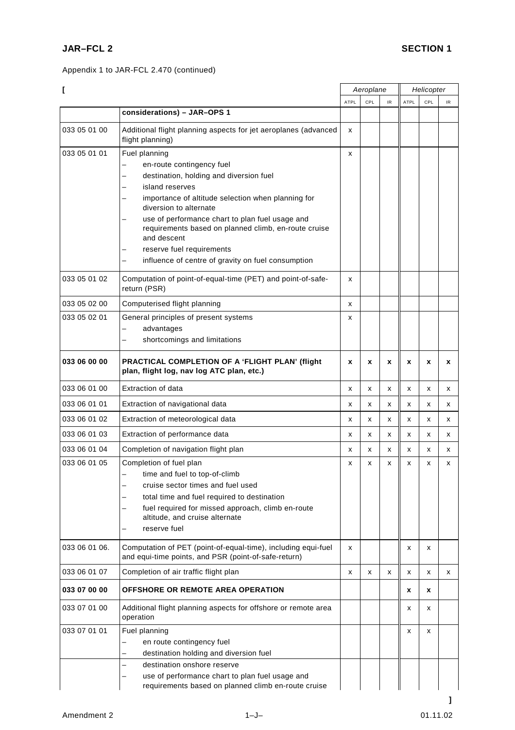Appendix 1 to JAR-FCL 2.470 (continued)

[

| | | Aeroplane | | | Helicopter | | |
|---|---|---|---|---|---|---|---|
| | | ATPL | CPL | IR | ATPL | CPL | IR |
| | considerations) – JAR–OPS 1 | | | | | | |
| 033 05 01 00 | Additional flight planning aspects for jet aeroplanes (advanced flight planning) | x | | | | | |
| 033 05 01 01 | Fuel planning<br>– en-route contingency fuel<br>– destination, holding and diversion fuel<br>– island reserves<br>– importance of altitude selection when planning for diversion to alternate<br>– use of performance chart to plan fuel usage and requirements based on planned climb, en-route cruise and descent<br>– reserve fuel requirements<br>– influence of centre of gravity on fuel consumption | x | | | | | |
| 033 05 01 02 | Computation of point-of-equal-time (PET) and point-of-safe-return (PSR) | x | | | | | |
| 033 05 02 00 | Computerised flight planning | x | | | | | |
| 033 05 02 01 | General principles of present systems<br>– advantages<br>– shortcomings and limitations | x | | | | | |
| **033 06 00 00** | **PRACTICAL COMPLETION OF A 'FLIGHT PLAN' (flight plan, flight log, nav log ATC plan, etc.)** | **x** | **x** | **x** | **x** | **x** | **x** |
| 033 06 01 00 | Extraction of data | x | x | x | x | x | x |
| 033 06 01 01 | Extraction of navigational data | x | x | x | x | x | x |
| 033 06 01 02 | Extraction of meteorological data | x | x | x | x | x | x |
| 033 06 01 03 | Extraction of performance data | x | x | x | x | x | x |
| 033 06 01 04 | Completion of navigation flight plan | x | x | x | x | x | x |
| 033 06 01 05 | Completion of fuel plan<br>– time and fuel to top-of-climb<br>– cruise sector times and fuel used<br>– total time and fuel required to destination<br>– fuel required for missed approach, climb en-route altitude, and cruise alternate<br>– reserve fuel | x | x | x | x | x | x |
| 033 06 01 06. | Computation of PET (point-of-equal-time), including equi-fuel and equi-time points, and PSR (point-of-safe-return) | x | | | x | x | |
| 033 06 01 07 | Completion of air traffic flight plan | x | x | x | x | x | x |
| **033 07 00 00** | **OFFSHORE OR REMOTE AREA OPERATION** | | | | **x** | **x** | |
| 033 07 01 00 | Additional flight planning aspects for offshore or remote area operation | | | | x | x | |
| 033 07 01 01 | Fuel planning<br>– en route contingency fuel<br>– destination holding and diversion fuel | | | | x | x | |
| | – destination onshore reserve<br>– use of performance chart to plan fuel usage and requirements based on planned climb en-route cruise | | | | | | |

]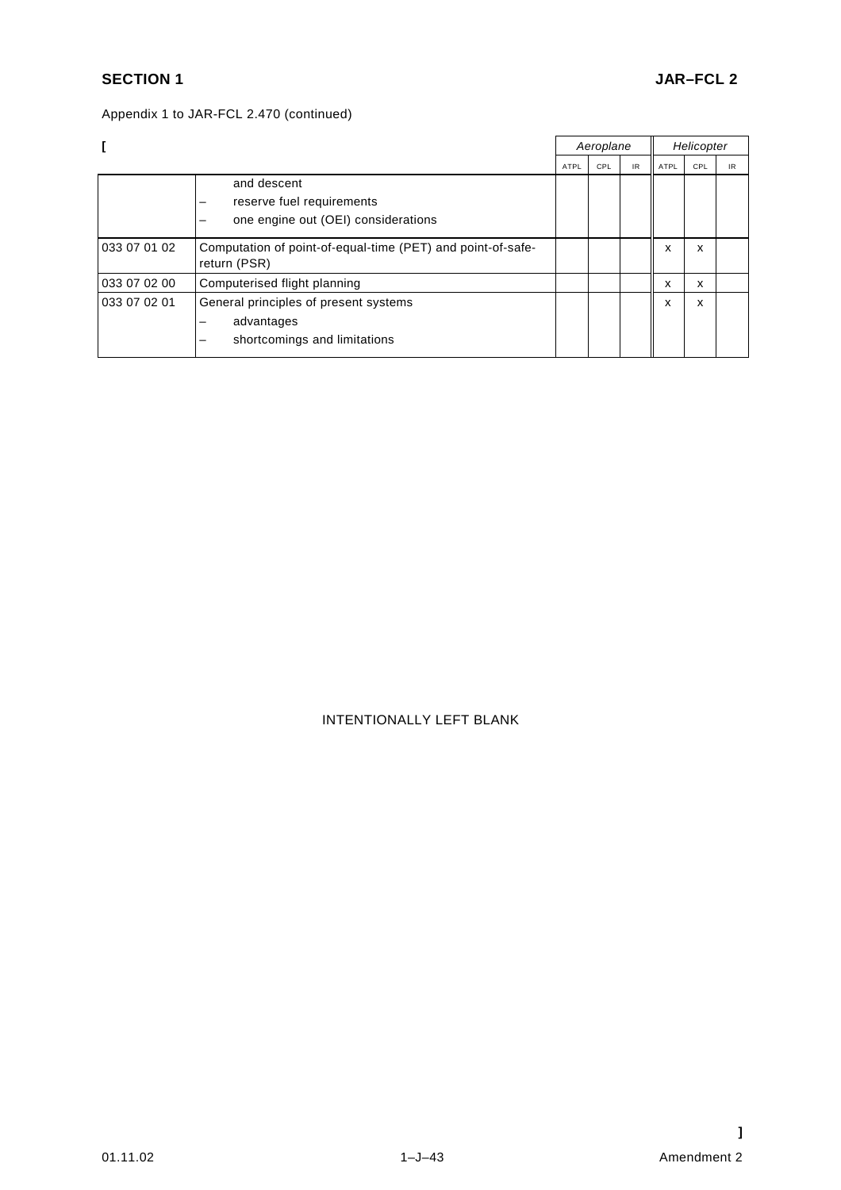Appendix 1 to JAR-FCL 2.470 (continued)

| [ | | Aeroplane | | | Helicopter | | |
|---|---|---|---|---|---|---|---|
| | | ATPL | CPL | IR | ATPL | CPL | IR |
| | and descent<br>– reserve fuel requirements<br>– one engine out (OEI) considerations | | | | | | |
| 033 07 01 02 | Computation of point-of-equal-time (PET) and point-of-safe-return (PSR) | | | | x | x | |
| 033 07 02 00 | Computerised flight planning | | | | x | x | |
| 033 07 02 01 | General principles of present systems<br>– advantages<br>– shortcomings and limitations | | | | x | x | |

INTENTIONALLY LEFT BLANK

]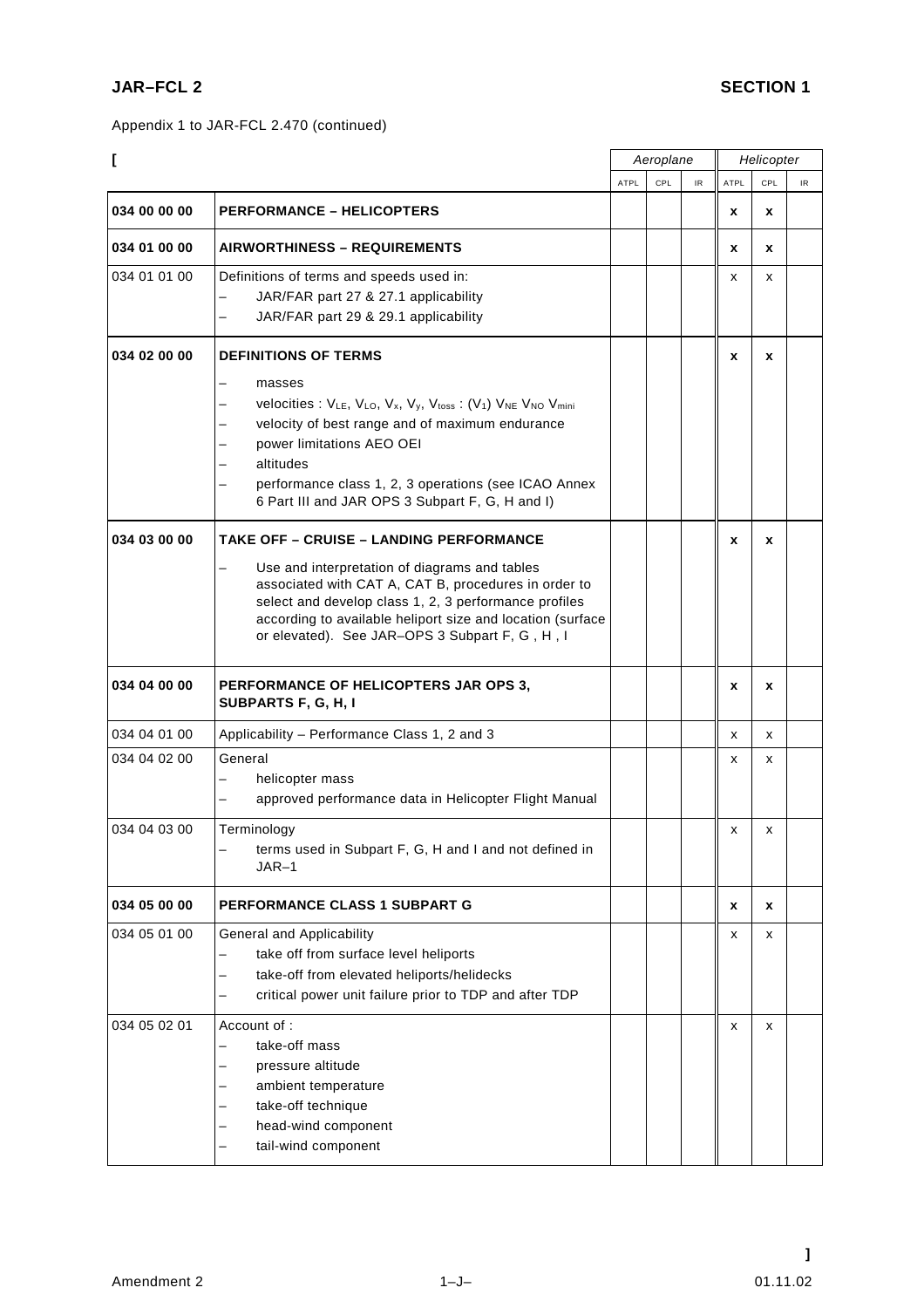Appendix 1 to JAR-FCL 2.470 (continued)

| [ | | Aeroplane | | | Helicopter | | |
|---|---|---|---|---|---|---|---|
| | | ATPL | CPL | IR | ATPL | CPL | IR |
| **034 00 00 00** | **PERFORMANCE – HELICOPTERS** | | | | **x** | **x** | |
| **034 01 00 00** | **AIRWORTHINESS – REQUIREMENTS** | | | | **x** | **x** | |
| 034 01 01 00 | Definitions of terms and speeds used in:<br>– JAR/FAR part 27 & 27.1 applicability<br>– JAR/FAR part 29 & 29.1 applicability | | | | x | x | |
| **034 02 00 00** | **DEFINITIONS OF TERMS**<br>– masses<br>– velocities : $V_{LE}$, $V_{LO}$, $V_x$, $V_y$, $V_{toss}$ : ($V_1$) $V_{NE}$ $V_{NO}$ $V_{mini}$<br>– velocity of best range and of maximum endurance<br>– power limitations AEO OEI<br>– altitudes<br>– performance class 1, 2, 3 operations (see ICAO Annex 6 Part III and JAR OPS 3 Subpart F, G, H and I) | | | | **x** | **x** | |
| **034 03 00 00** | **TAKE OFF – CRUISE – LANDING PERFORMANCE**<br>– Use and interpretation of diagrams and tables associated with CAT A, CAT B, procedures in order to select and develop class 1, 2, 3 performance profiles according to available heliport size and location (surface or elevated). See JAR–OPS 3 Subpart F, G , H , I | | | | **x** | **x** | |
| **034 04 00 00** | **PERFORMANCE OF HELICOPTERS JAR OPS 3, SUBPARTS F, G, H, I** | | | | **x** | **x** | |
| 034 04 01 00 | Applicability – Performance Class 1, 2 and 3 | | | | x | x | |
| 034 04 02 00 | General<br>– helicopter mass<br>– approved performance data in Helicopter Flight Manual | | | | x | x | |
| 034 04 03 00 | Terminology<br>– terms used in Subpart F, G, H and I and not defined in JAR–1 | | | | x | x | |
| **034 05 00 00** | **PERFORMANCE CLASS 1 SUBPART G** | | | | **x** | **x** | |
| 034 05 01 00 | General and Applicability<br>– take off from surface level heliports<br>– take-off from elevated heliports/helidecks<br>– critical power unit failure prior to TDP and after TDP | | | | x | x | |
| 034 05 02 01 | Account of :<br>– take-off mass<br>– pressure altitude<br>– ambient temperature<br>– take-off technique<br>– head-wind component<br>– tail-wind component | | | | x | x | |

]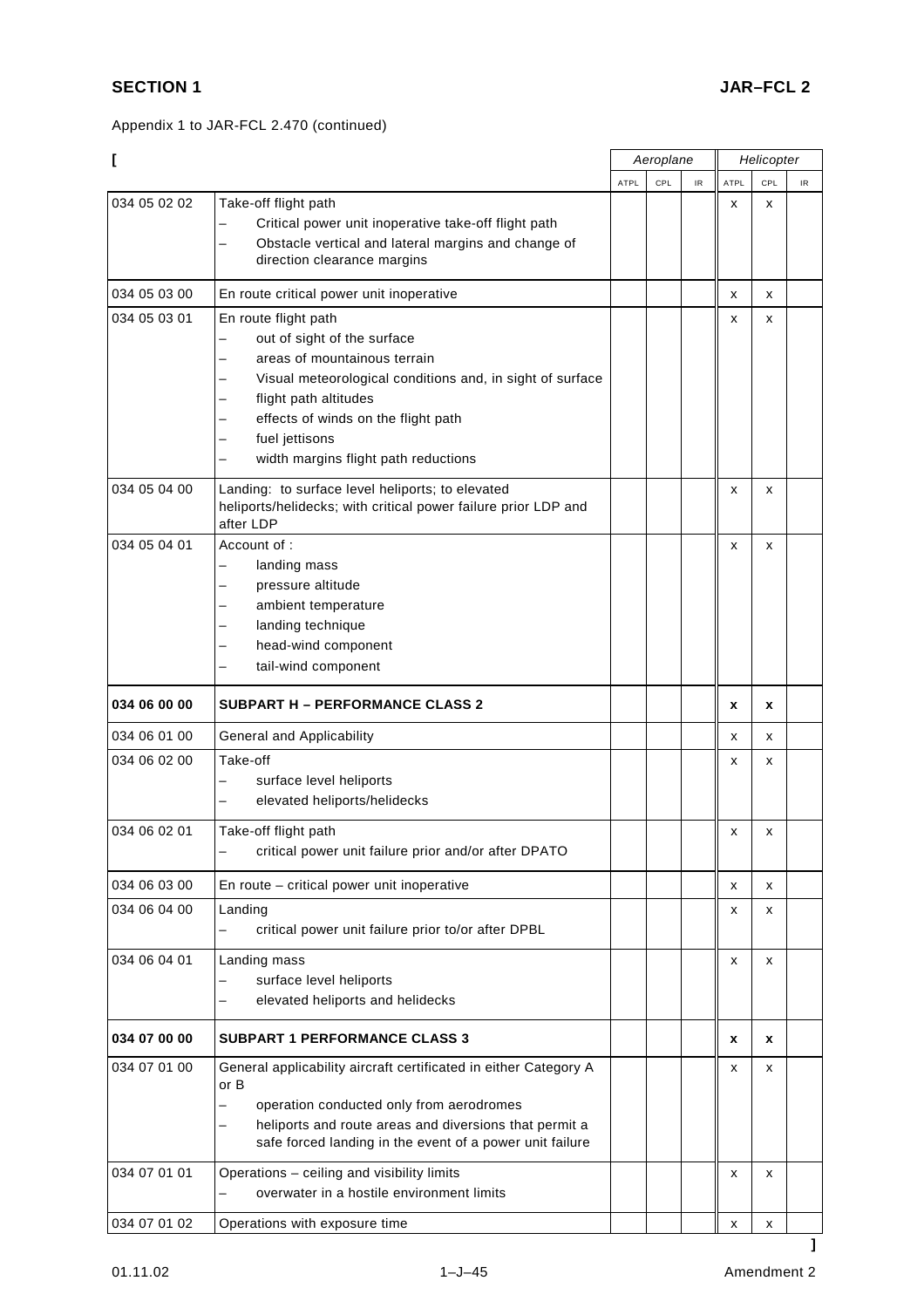Appendix 1 to JAR-FCL 2.470 (continued)

[

| | | Aeroplane | | | Helicopter | | |
|---|---|---|---|---|---|---|---|
| | | ATPL | CPL | IR | ATPL | CPL | IR |
| 034 05 02 02 | Take-off flight path<br>– Critical power unit inoperative take-off flight path<br>– Obstacle vertical and lateral margins and change of direction clearance margins | | | | x | x | |
| 034 05 03 00 | En route critical power unit inoperative | | | | x | x | |
| 034 05 03 01 | En route flight path<br>– out of sight of the surface<br>– areas of mountainous terrain<br>– Visual meteorological conditions and, in sight of surface<br>– flight path altitudes<br>– effects of winds on the flight path<br>– fuel jettisons<br>– width margins flight path reductions | | | | x | x | |
| 034 05 04 00 | Landing: to surface level heliports; to elevated heliports/helidecks; with critical power failure prior LDP and after LDP | | | | x | x | |
| 034 05 04 01 | Account of :<br>– landing mass<br>– pressure altitude<br>– ambient temperature<br>– landing technique<br>– head-wind component<br>– tail-wind component | | | | x | x | |
| **034 06 00 00** | **SUBPART H – PERFORMANCE CLASS 2** | | | | **x** | **x** | |
| 034 06 01 00 | General and Applicability | | | | x | x | |
| 034 06 02 00 | Take-off<br>– surface level heliports<br>– elevated heliports/helidecks | | | | x | x | |
| 034 06 02 01 | Take-off flight path<br>– critical power unit failure prior and/or after DPATO | | | | x | x | |
| 034 06 03 00 | En route – critical power unit inoperative | | | | x | x | |
| 034 06 04 00 | Landing<br>– critical power unit failure prior to/or after DPBL | | | | x | x | |
| 034 06 04 01 | Landing mass<br>– surface level heliports<br>– elevated heliports and helidecks | | | | x | x | |
| **034 07 00 00** | **SUBPART 1 PERFORMANCE CLASS 3** | | | | **x** | **x** | |
| 034 07 01 00 | General applicability aircraft certificated in either Category A or B<br>– operation conducted only from aerodromes<br>– heliports and route areas and diversions that permit a safe forced landing in the event of a power unit failure | | | | x | x | |
| 034 07 01 01 | Operations – ceiling and visibility limits<br>– overwater in a hostile environment limits | | | | x | x | |
| 034 07 01 02 | Operations with exposure time | | | | x | x | |

]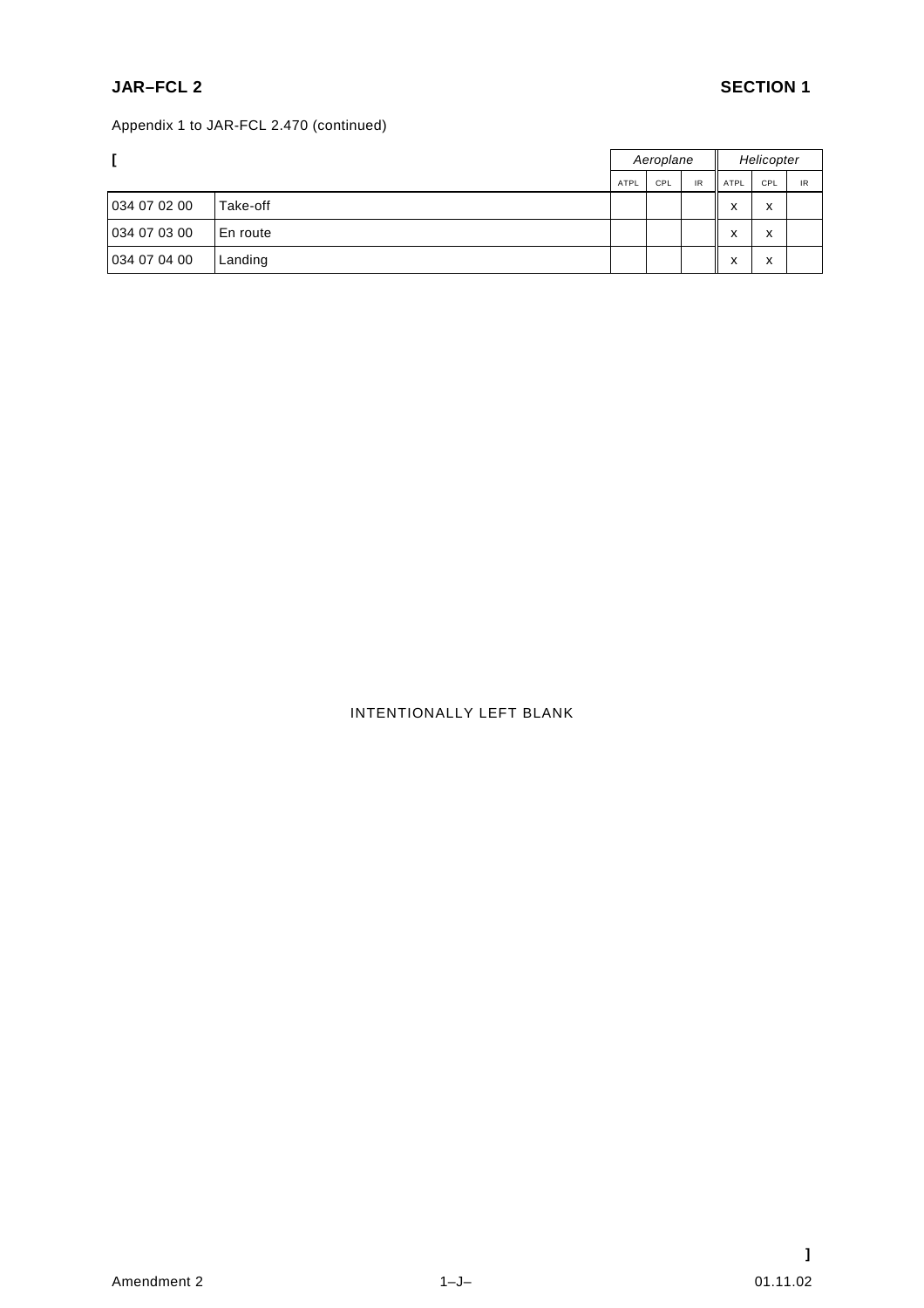Appendix 1 to JAR-FCL 2.470 (continued)

| [ | | *Aeroplane* | | | *Helicopter* | | |
|---|---|---|---|---|---|---|---|
| | | ATPL | CPL | IR | ATPL | CPL | IR |
| 034 07 02 00 | Take-off | | | | x | x | |
| 034 07 03 00 | En route | | | | x | x | |
| 034 07 04 00 | Landing | | | | x | x | |

INTENTIONALLY LEFT BLANK

]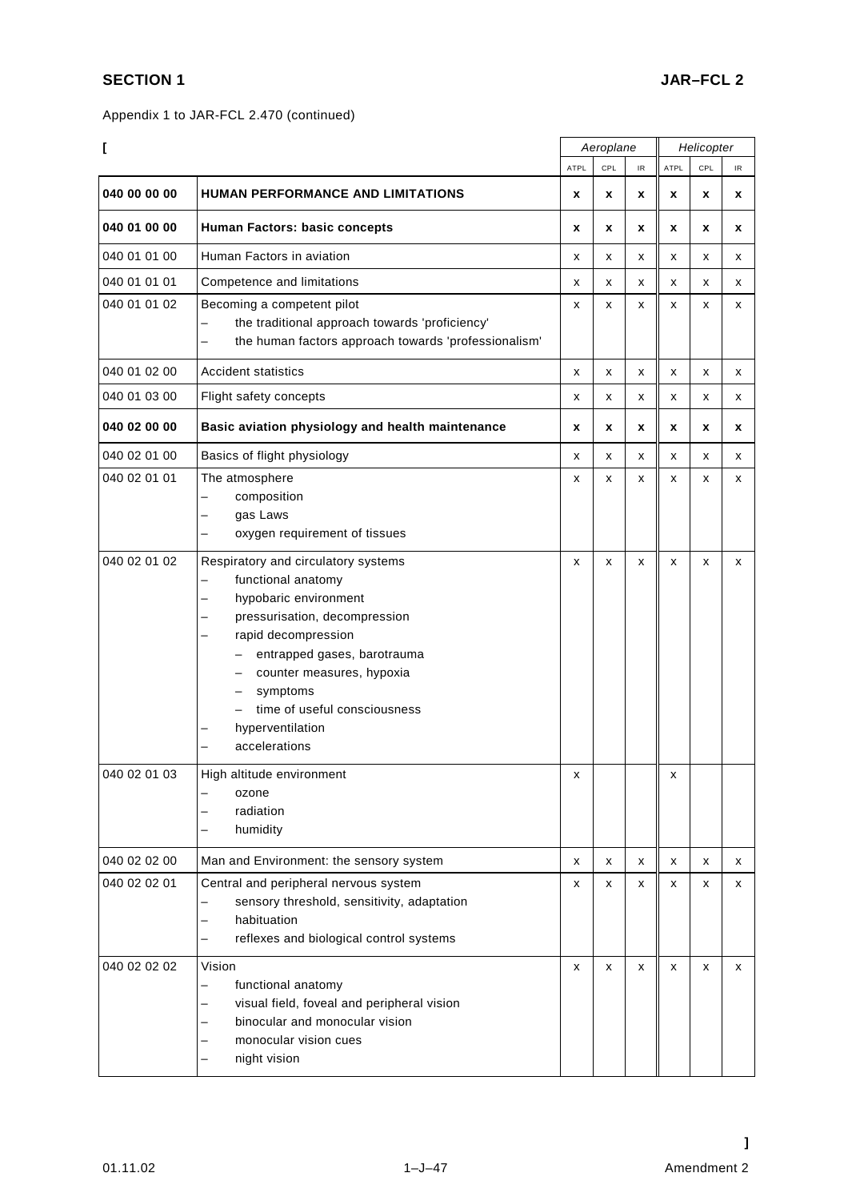Appendix 1 to JAR-FCL 2.470 (continued)

| [ | | Aeroplane | | | Helicopter | | |
|---|---|---|---|---|---|---|---|
| | | ATPL | CPL | IR | ATPL | CPL | IR |
| **040 00 00 00** | **HUMAN PERFORMANCE AND LIMITATIONS** | **x** | **x** | **x** | **x** | **x** | **x** |
| **040 01 00 00** | **Human Factors: basic concepts** | **x** | **x** | **x** | **x** | **x** | **x** |
| 040 01 01 00 | Human Factors in aviation | x | x | x | x | x | x |
| 040 01 01 01 | Competence and limitations | x | x | x | x | x | x |
| 040 01 01 02 | Becoming a competent pilot<br>– the traditional approach towards 'proficiency'<br>– the human factors approach towards 'professionalism' | x | x | x | x | x | x |
| 040 01 02 00 | Accident statistics | x | x | x | x | x | x |
| 040 01 03 00 | Flight safety concepts | x | x | x | x | x | x |
| **040 02 00 00** | **Basic aviation physiology and health maintenance** | **x** | **x** | **x** | **x** | **x** | **x** |
| 040 02 01 00 | Basics of flight physiology | x | x | x | x | x | x |
| 040 02 01 01 | The atmosphere<br>– composition<br>– gas Laws<br>– oxygen requirement of tissues | x | x | x | x | x | x |
| 040 02 01 02 | Respiratory and circulatory systems<br>– functional anatomy<br>– hypobaric environment<br>– pressurisation, decompression<br>– rapid decompression<br>&nbsp;&nbsp;– entrapped gases, barotrauma<br>&nbsp;&nbsp;– counter measures, hypoxia<br>&nbsp;&nbsp;– symptoms<br>&nbsp;&nbsp;– time of useful consciousness<br>– hyperventilation<br>– accelerations | x | x | x | x | x | x |
| 040 02 01 03 | High altitude environment<br>– ozone<br>– radiation<br>– humidity | x | | | x | | |
| 040 02 02 00 | Man and Environment: the sensory system | x | x | x | x | x | x |
| 040 02 02 01 | Central and peripheral nervous system<br>– sensory threshold, sensitivity, adaptation<br>– habituation<br>– reflexes and biological control systems | x | x | x | x | x | x |
| 040 02 02 02 | Vision<br>– functional anatomy<br>– visual field, foveal and peripheral vision<br>– binocular and monocular vision<br>– monocular vision cues<br>– night vision | x | x | x | x | x | x |

]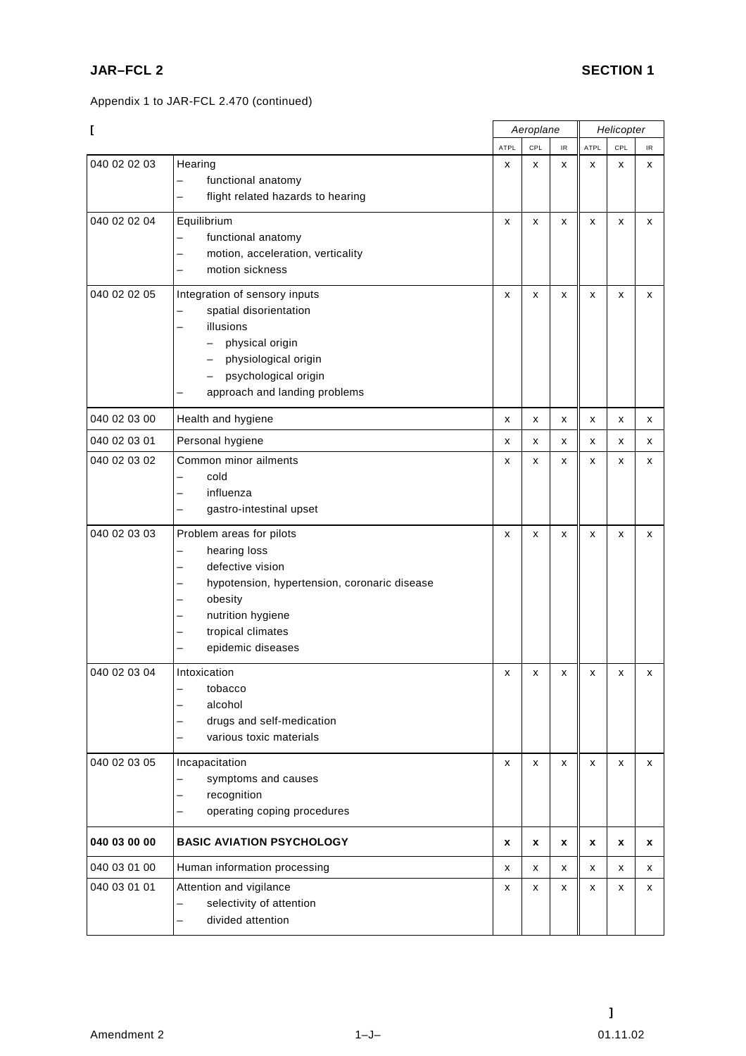Appendix 1 to JAR-FCL 2.470 (continued)

| [ | | Aeroplane | | | Helicopter | | |
|---|---|---|---|---|---|---|---|
| | | ATPL | CPL | IR | ATPL | CPL | IR |
| 040 02 02 03 | Hearing<br>– functional anatomy<br>– flight related hazards to hearing | x | x | x | x | x | x |
| 040 02 02 04 | Equilibrium<br>– functional anatomy<br>– motion, acceleration, verticality<br>– motion sickness | x | x | x | x | x | x |
| 040 02 02 05 | Integration of sensory inputs<br>– spatial disorientation<br>– illusions<br>&nbsp;&nbsp;– physical origin<br>&nbsp;&nbsp;– physiological origin<br>&nbsp;&nbsp;– psychological origin<br>– approach and landing problems | x | x | x | x | x | x |
| 040 02 03 00 | Health and hygiene | x | x | x | x | x | x |
| 040 02 03 01 | Personal hygiene | x | x | x | x | x | x |
| 040 02 03 02 | Common minor ailments<br>– cold<br>– influenza<br>– gastro-intestinal upset | x | x | x | x | x | x |
| 040 02 03 03 | Problem areas for pilots<br>– hearing loss<br>– defective vision<br>– hypotension, hypertension, coronaric disease<br>– obesity<br>– nutrition hygiene<br>– tropical climates<br>– epidemic diseases | x | x | x | x | x | x |
| 040 02 03 04 | Intoxication<br>– tobacco<br>– alcohol<br>– drugs and self-medication<br>– various toxic materials | x | x | x | x | x | x |
| 040 02 03 05 | Incapacitation<br>– symptoms and causes<br>– recognition<br>– operating coping procedures | x | x | x | x | x | x |
| **040 03 00 00** | **BASIC AVIATION PSYCHOLOGY** | **x** | **x** | **x** | **x** | **x** | **x** |
| 040 03 01 00 | Human information processing | x | x | x | x | x | x |
| 040 03 01 01 | Attention and vigilance<br>– selectivity of attention<br>– divided attention | x | x | x | x | x | x |

]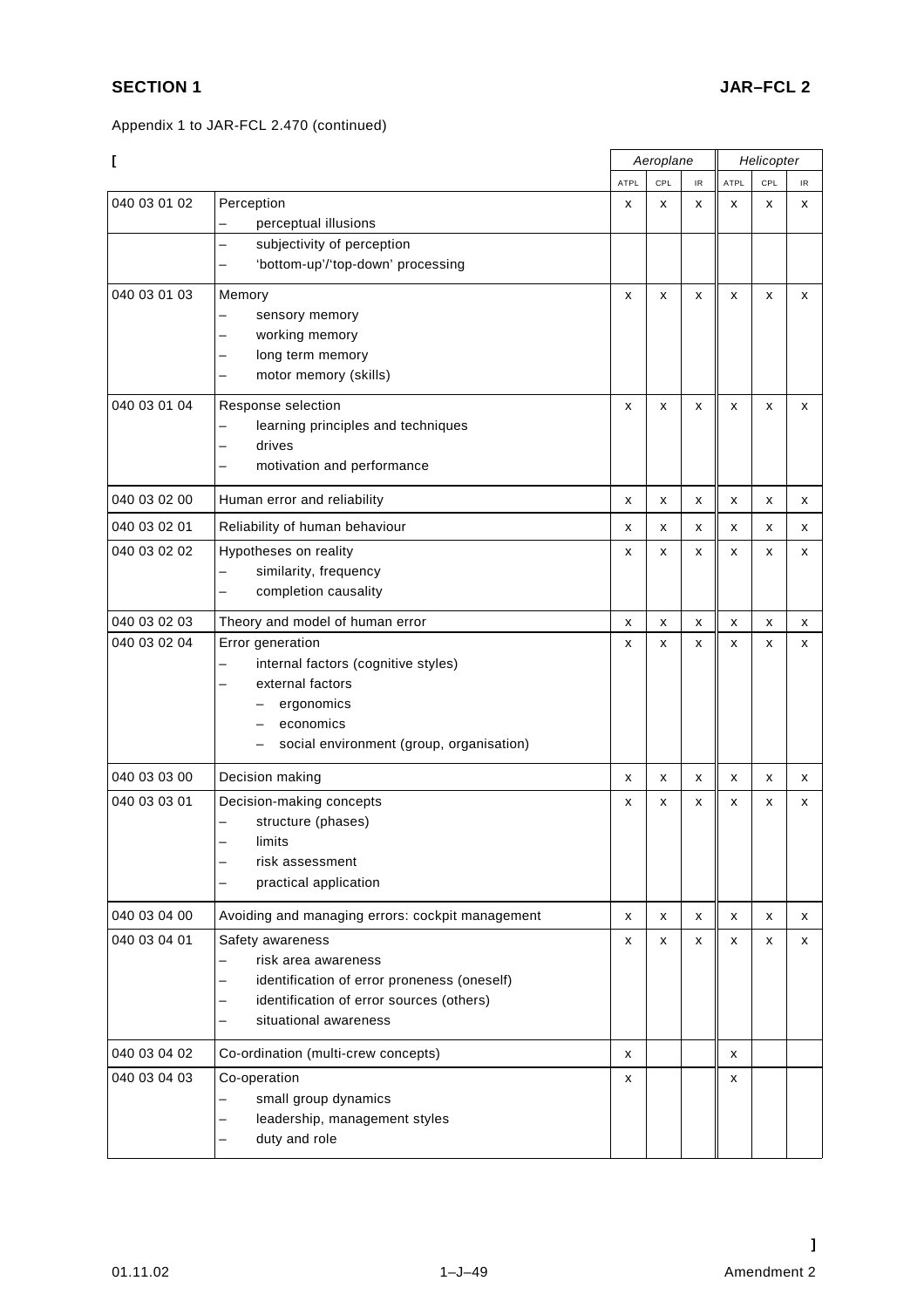Appendix 1 to JAR-FCL 2.470 (continued)

[

| | | Aeroplane | | | Helicopter | | |
|---|---|---|---|---|---|---|---|
| | | ATPL | CPL | IR | ATPL | CPL | IR |
| 040 03 01 02 | Perception<br>– perceptual illusions | x | x | x | x | x | x |
| | – subjectivity of perception<br>– 'bottom-up'/'top-down' processing | | | | | | |
| 040 03 01 03 | Memory<br>– sensory memory<br>– working memory<br>– long term memory<br>– motor memory (skills) | x | x | x | x | x | x |
| 040 03 01 04 | Response selection<br>– learning principles and techniques<br>– drives<br>– motivation and performance | x | x | x | x | x | x |
| 040 03 02 00 | Human error and reliability | x | x | x | x | x | x |
| 040 03 02 01 | Reliability of human behaviour | x | x | x | x | x | x |
| 040 03 02 02 | Hypotheses on reality<br>– similarity, frequency<br>– completion causality | x | x | x | x | x | x |
| 040 03 02 03 | Theory and model of human error | x | x | x | x | x | x |
| 040 03 02 04 | Error generation<br>– internal factors (cognitive styles)<br>– external factors<br>  – ergonomics<br>  – economics<br>  – social environment (group, organisation) | x | x | x | x | x | x |
| 040 03 03 00 | Decision making | x | x | x | x | x | x |
| 040 03 03 01 | Decision-making concepts<br>– structure (phases)<br>– limits<br>– risk assessment<br>– practical application | x | x | x | x | x | x |
| 040 03 04 00 | Avoiding and managing errors: cockpit management | x | x | x | x | x | x |
| 040 03 04 01 | Safety awareness<br>– risk area awareness<br>– identification of error proneness (oneself)<br>– identification of error sources (others)<br>– situational awareness | x | x | x | x | x | x |
| 040 03 04 02 | Co-ordination (multi-crew concepts) | x | | | x | | |
| 040 03 04 03 | Co-operation<br>– small group dynamics<br>– leadership, management styles<br>– duty and role | x | | | x | | |

]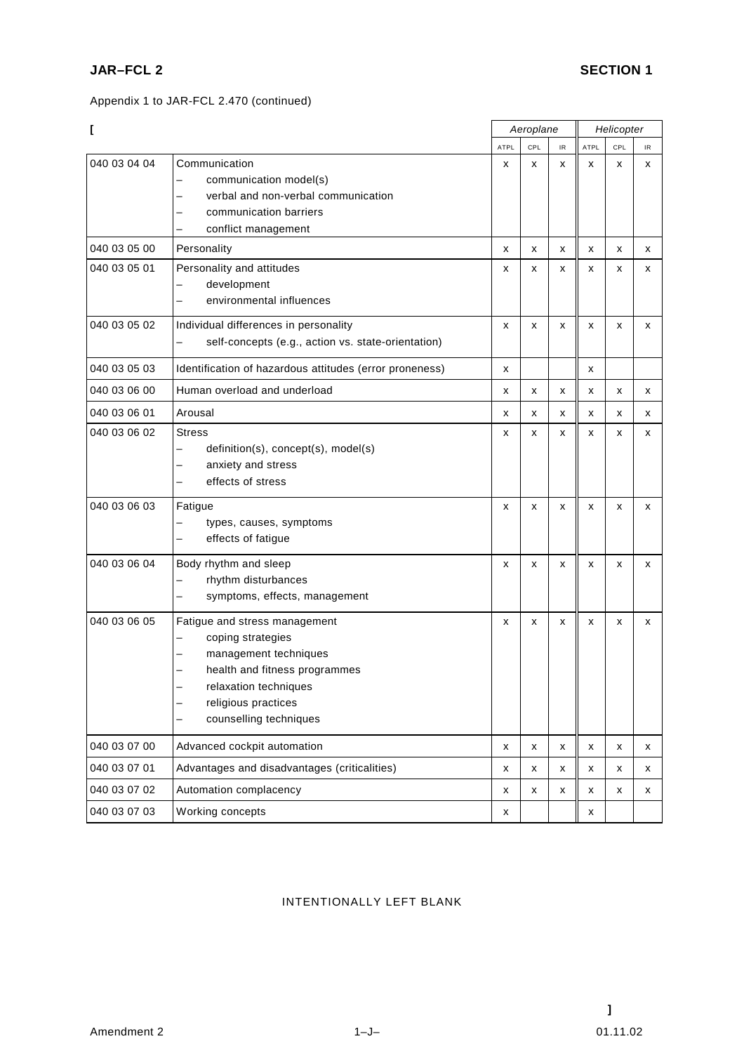Appendix 1 to JAR-FCL 2.470 (continued)

[

| | | Aeroplane | | | Helicopter | | |
|---|---|---|---|---|---|---|---|
| | | ATPL | CPL | IR | ATPL | CPL | IR |
| 040 03 04 04 | Communication<br>– communication model(s)<br>– verbal and non-verbal communication<br>– communication barriers<br>– conflict management | x | x | x | x | x | x |
| 040 03 05 00 | Personality | x | x | x | x | x | x |
| 040 03 05 01 | Personality and attitudes<br>– development<br>– environmental influences | x | x | x | x | x | x |
| 040 03 05 02 | Individual differences in personality<br>– self-concepts (e.g., action vs. state-orientation) | x | x | x | x | x | x |
| 040 03 05 03 | Identification of hazardous attitudes (error proneness) | x | | | x | | |
| 040 03 06 00 | Human overload and underload | x | x | x | x | x | x |
| 040 03 06 01 | Arousal | x | x | x | x | x | x |
| 040 03 06 02 | Stress<br>– definition(s), concept(s), model(s)<br>– anxiety and stress<br>– effects of stress | x | x | x | x | x | x |
| 040 03 06 03 | Fatigue<br>– types, causes, symptoms<br>– effects of fatigue | x | x | x | x | x | x |
| 040 03 06 04 | Body rhythm and sleep<br>– rhythm disturbances<br>– symptoms, effects, management | x | x | x | x | x | x |
| 040 03 06 05 | Fatigue and stress management<br>– coping strategies<br>– management techniques<br>– health and fitness programmes<br>– relaxation techniques<br>– religious practices<br>– counselling techniques | x | x | x | x | x | x |
| 040 03 07 00 | Advanced cockpit automation | x | x | x | x | x | x |
| 040 03 07 01 | Advantages and disadvantages (criticalities) | x | x | x | x | x | x |
| 040 03 07 02 | Automation complacency | x | x | x | x | x | x |
| 040 03 07 03 | Working concepts | x | | | x | | |

INTENTIONALLY LEFT BLANK

]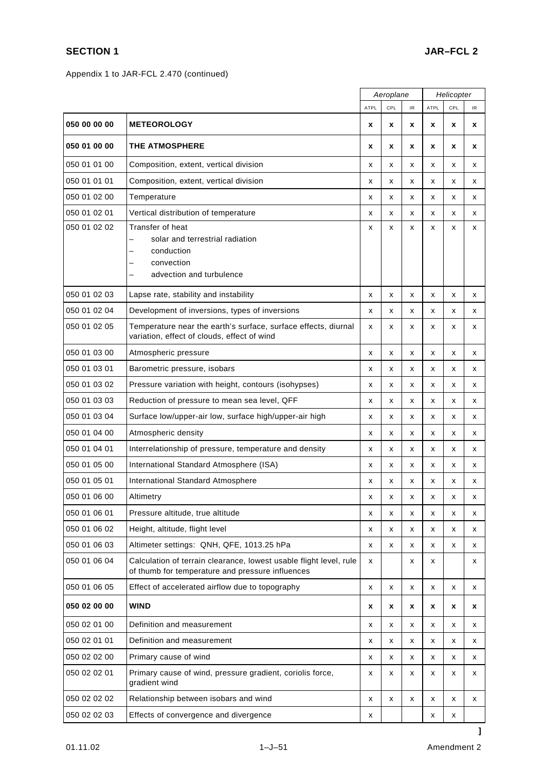Appendix 1 to JAR-FCL 2.470 (continued)

| | | Aeroplane | | | Helicopter | | |
|---|---|---|---|---|---|---|---|
| | | ATPL | CPL | IR | ATPL | CPL | IR |
| **050 00 00 00** | **METEOROLOGY** | **x** | **x** | **x** | **x** | **x** | **x** |
| **050 01 00 00** | **THE ATMOSPHERE** | **x** | **x** | **x** | **x** | **x** | **x** |
| 050 01 01 00 | Composition, extent, vertical division | x | x | x | x | x | x |
| 050 01 01 01 | Composition, extent, vertical division | x | x | x | x | x | x |
| 050 01 02 00 | Temperature | x | x | x | x | x | x |
| 050 01 02 01 | Vertical distribution of temperature | x | x | x | x | x | x |
| 050 01 02 02 | Transfer of heat<br>– solar and terrestrial radiation<br>– conduction<br>– convection<br>– advection and turbulence | x | x | x | x | x | x |
| 050 01 02 03 | Lapse rate, stability and instability | x | x | x | x | x | x |
| 050 01 02 04 | Development of inversions, types of inversions | x | x | x | x | x | x |
| 050 01 02 05 | Temperature near the earth's surface, surface effects, diurnal variation, effect of clouds, effect of wind | x | x | x | x | x | x |
| 050 01 03 00 | Atmospheric pressure | x | x | x | x | x | x |
| 050 01 03 01 | Barometric pressure, isobars | x | x | x | x | x | x |
| 050 01 03 02 | Pressure variation with height, contours (isohypses) | x | x | x | x | x | x |
| 050 01 03 03 | Reduction of pressure to mean sea level, QFF | x | x | x | x | x | x |
| 050 01 03 04 | Surface low/upper-air low, surface high/upper-air high | x | x | x | x | x | x |
| 050 01 04 00 | Atmospheric density | x | x | x | x | x | x |
| 050 01 04 01 | Interrelationship of pressure, temperature and density | x | x | x | x | x | x |
| 050 01 05 00 | International Standard Atmosphere (ISA) | x | x | x | x | x | x |
| 050 01 05 01 | International Standard Atmosphere | x | x | x | x | x | x |
| 050 01 06 00 | Altimetry | x | x | x | x | x | x |
| 050 01 06 01 | Pressure altitude, true altitude | x | x | x | x | x | x |
| 050 01 06 02 | Height, altitude, flight level | x | x | x | x | x | x |
| 050 01 06 03 | Altimeter settings: QNH, QFE, 1013.25 hPa | x | x | x | x | x | x |
| 050 01 06 04 | Calculation of terrain clearance, lowest usable flight level, rule of thumb for temperature and pressure influences | x | | x | x | | x |
| 050 01 06 05 | Effect of accelerated airflow due to topography | x | x | x | x | x | x |
| **050 02 00 00** | **WIND** | **x** | **x** | **x** | **x** | **x** | **x** |
| 050 02 01 00 | Definition and measurement | x | x | x | x | x | x |
| 050 02 01 01 | Definition and measurement | x | x | x | x | x | x |
| 050 02 02 00 | Primary cause of wind | x | x | x | x | x | x |
| 050 02 02 01 | Primary cause of wind, pressure gradient, coriolis force, gradient wind | x | x | x | x | x | x |
| 050 02 02 02 | Relationship between isobars and wind | x | x | x | x | x | x |
| 050 02 02 03 | Effects of convergence and divergence | x | | | x | x | |

]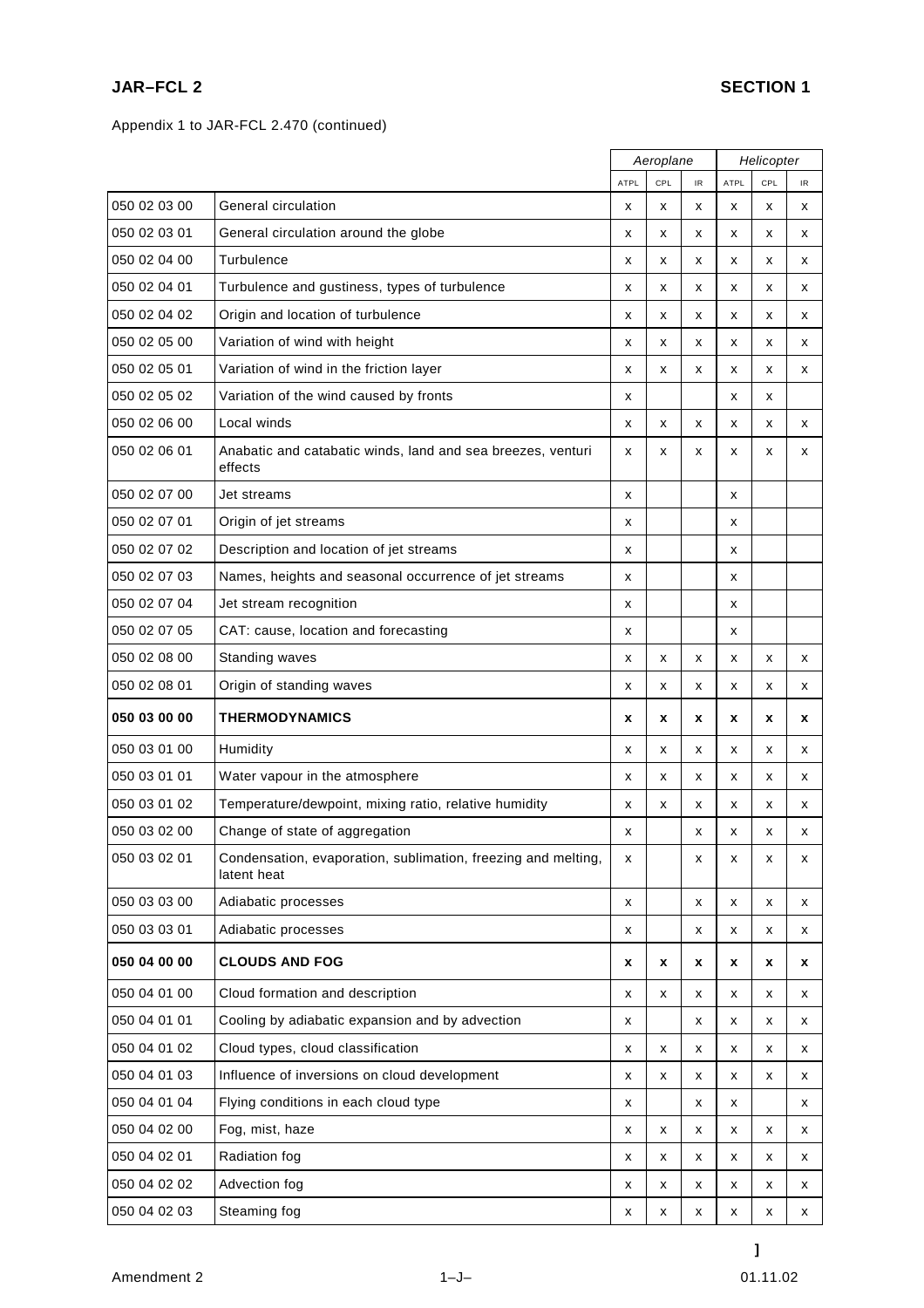Appendix 1 to JAR-FCL 2.470 (continued)

| | | Aeroplane | | | Helicopter | | |
|---|---|---|---|---|---|---|---|
| | | ATPL | CPL | IR | ATPL | CPL | IR |
| 050 02 03 00 | General circulation | x | x | x | x | x | x |
| 050 02 03 01 | General circulation around the globe | x | x | x | x | x | x |
| 050 02 04 00 | Turbulence | x | x | x | x | x | x |
| 050 02 04 01 | Turbulence and gustiness, types of turbulence | x | x | x | x | x | x |
| 050 02 04 02 | Origin and location of turbulence | x | x | x | x | x | x |
| 050 02 05 00 | Variation of wind with height | x | x | x | x | x | x |
| 050 02 05 01 | Variation of wind in the friction layer | x | x | x | x | x | x |
| 050 02 05 02 | Variation of the wind caused by fronts | x | | | x | x | |
| 050 02 06 00 | Local winds | x | x | x | x | x | x |
| 050 02 06 01 | Anabatic and catabatic winds, land and sea breezes, venturi effects | x | x | x | x | x | x |
| 050 02 07 00 | Jet streams | x | | | x | | |
| 050 02 07 01 | Origin of jet streams | x | | | x | | |
| 050 02 07 02 | Description and location of jet streams | x | | | x | | |
| 050 02 07 03 | Names, heights and seasonal occurrence of jet streams | x | | | x | | |
| 050 02 07 04 | Jet stream recognition | x | | | x | | |
| 050 02 07 05 | CAT: cause, location and forecasting | x | | | x | | |
| 050 02 08 00 | Standing waves | x | x | x | x | x | x |
| 050 02 08 01 | Origin of standing waves | x | x | x | x | x | x |
| **050 03 00 00** | **THERMODYNAMICS** | **x** | **x** | **x** | **x** | **x** | **x** |
| 050 03 01 00 | Humidity | x | x | x | x | x | x |
| 050 03 01 01 | Water vapour in the atmosphere | x | x | x | x | x | x |
| 050 03 01 02 | Temperature/dewpoint, mixing ratio, relative humidity | x | x | x | x | x | x |
| 050 03 02 00 | Change of state of aggregation | x | | x | x | x | x |
| 050 03 02 01 | Condensation, evaporation, sublimation, freezing and melting, latent heat | x | | x | x | x | x |
| 050 03 03 00 | Adiabatic processes | x | | x | x | x | x |
| 050 03 03 01 | Adiabatic processes | x | | x | x | x | x |
| **050 04 00 00** | **CLOUDS AND FOG** | **x** | **x** | **x** | **x** | **x** | **x** |
| 050 04 01 00 | Cloud formation and description | x | x | x | x | x | x |
| 050 04 01 01 | Cooling by adiabatic expansion and by advection | x | | x | x | x | x |
| 050 04 01 02 | Cloud types, cloud classification | x | x | x | x | x | x |
| 050 04 01 03 | Influence of inversions on cloud development | x | x | x | x | x | x |
| 050 04 01 04 | Flying conditions in each cloud type | x | | x | x | | x |
| 050 04 02 00 | Fog, mist, haze | x | x | x | x | x | x |
| 050 04 02 01 | Radiation fog | x | x | x | x | x | x |
| 050 04 02 02 | Advection fog | x | x | x | x | x | x |
| 050 04 02 03 | Steaming fog | x | x | x | x | x | x |

]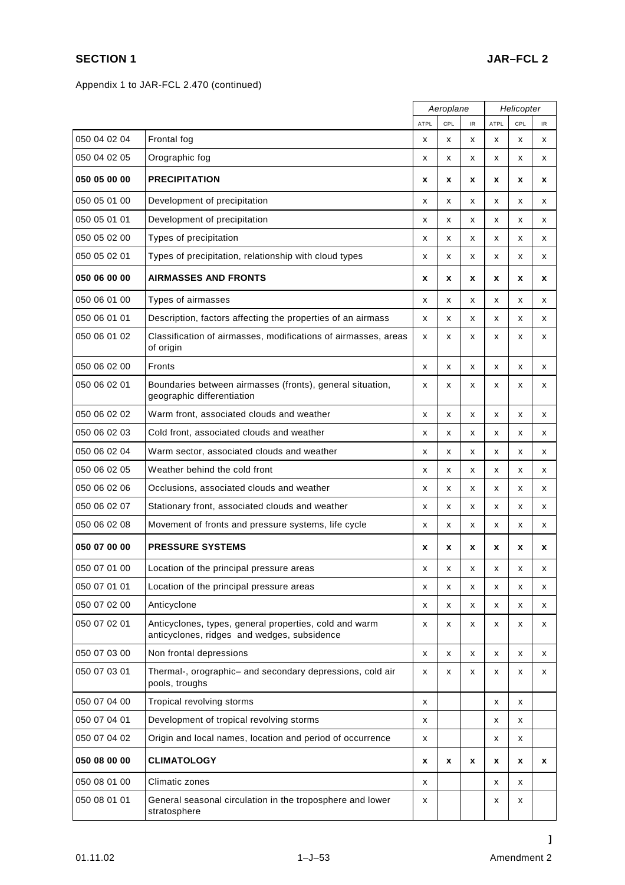Appendix 1 to JAR-FCL 2.470 (continued)

| | | Aeroplane | | | Helicopter | | |
|---|---|---|---|---|---|---|---|
| | | ATPL | CPL | IR | ATPL | CPL | IR |
| 050 04 02 04 | Frontal fog | x | x | x | x | x | x |
| 050 04 02 05 | Orographic fog | x | x | x | x | x | x |
| **050 05 00 00** | **PRECIPITATION** | **x** | **x** | **x** | **x** | **x** | **x** |
| 050 05 01 00 | Development of precipitation | x | x | x | x | x | x |
| 050 05 01 01 | Development of precipitation | x | x | x | x | x | x |
| 050 05 02 00 | Types of precipitation | x | x | x | x | x | x |
| 050 05 02 01 | Types of precipitation, relationship with cloud types | x | x | x | x | x | x |
| **050 06 00 00** | **AIRMASSES AND FRONTS** | **x** | **x** | **x** | **x** | **x** | **x** |
| 050 06 01 00 | Types of airmasses | x | x | x | x | x | x |
| 050 06 01 01 | Description, factors affecting the properties of an airmass | x | x | x | x | x | x |
| 050 06 01 02 | Classification of airmasses, modifications of airmasses, areas of origin | x | x | x | x | x | x |
| 050 06 02 00 | Fronts | x | x | x | x | x | x |
| 050 06 02 01 | Boundaries between airmasses (fronts), general situation, geographic differentiation | x | x | x | x | x | x |
| 050 06 02 02 | Warm front, associated clouds and weather | x | x | x | x | x | x |
| 050 06 02 03 | Cold front, associated clouds and weather | x | x | x | x | x | x |
| 050 06 02 04 | Warm sector, associated clouds and weather | x | x | x | x | x | x |
| 050 06 02 05 | Weather behind the cold front | x | x | x | x | x | x |
| 050 06 02 06 | Occlusions, associated clouds and weather | x | x | x | x | x | x |
| 050 06 02 07 | Stationary front, associated clouds and weather | x | x | x | x | x | x |
| 050 06 02 08 | Movement of fronts and pressure systems, life cycle | x | x | x | x | x | x |
| **050 07 00 00** | **PRESSURE SYSTEMS** | **x** | **x** | **x** | **x** | **x** | **x** |
| 050 07 01 00 | Location of the principal pressure areas | x | x | x | x | x | x |
| 050 07 01 01 | Location of the principal pressure areas | x | x | x | x | x | x |
| 050 07 02 00 | Anticyclone | x | x | x | x | x | x |
| 050 07 02 01 | Anticyclones, types, general properties, cold and warm anticyclones, ridges and wedges, subsidence | x | x | x | x | x | x |
| 050 07 03 00 | Non frontal depressions | x | x | x | x | x | x |
| 050 07 03 01 | Thermal-, orographic– and secondary depressions, cold air pools, troughs | x | x | x | x | x | x |
| 050 07 04 00 | Tropical revolving storms | x | | | x | x | |
| 050 07 04 01 | Development of tropical revolving storms | x | | | x | x | |
| 050 07 04 02 | Origin and local names, location and period of occurrence | x | | | x | x | |
| **050 08 00 00** | **CLIMATOLOGY** | **x** | **x** | **x** | **x** | **x** | **x** |
| 050 08 01 00 | Climatic zones | x | | | x | x | |
| 050 08 01 01 | General seasonal circulation in the troposphere and lower stratosphere | x | | | x | x | |

]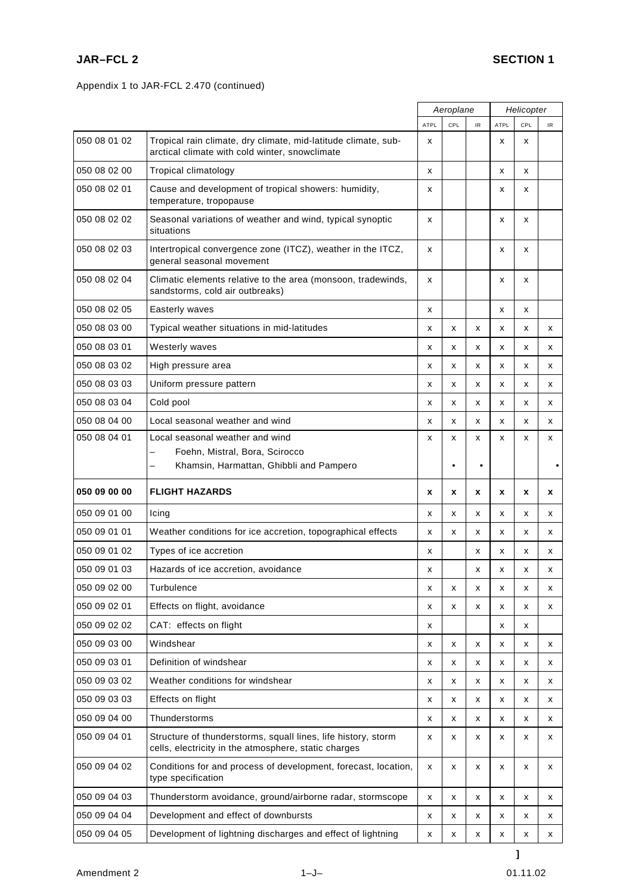Appendix 1 to JAR-FCL 2.470 (continued)

| | | *Aeroplane* | | | *Helicopter* | | |
|---|---|---|---|---|---|---|---|
| | | ATPL | CPL | IR | ATPL | CPL | IR |
| 050 08 01 02 | Tropical rain climate, dry climate, mid-latitude climate, sub-arctical climate with cold winter, snowclimate | x | | | x | x | |
| 050 08 02 00 | Tropical climatology | x | | | x | x | |
| 050 08 02 01 | Cause and development of tropical showers: humidity, temperature, tropopause | x | | | x | x | |
| 050 08 02 02 | Seasonal variations of weather and wind, typical synoptic situations | x | | | x | x | |
| 050 08 02 03 | Intertropical convergence zone (ITCZ), weather in the ITCZ, general seasonal movement | x | | | x | x | |
| 050 08 02 04 | Climatic elements relative to the area (monsoon, tradewinds, sandstorms, cold air outbreaks) | x | | | x | x | |
| 050 08 02 05 | Easterly waves | x | | | x | x | |
| 050 08 03 00 | Typical weather situations in mid-latitudes | x | x | x | x | x | x |
| 050 08 03 01 | Westerly waves | x | x | x | x | x | x |
| 050 08 03 02 | High pressure area | x | x | x | x | x | x |
| 050 08 03 03 | Uniform pressure pattern | x | x | x | x | x | x |
| 050 08 03 04 | Cold pool | x | x | x | x | x | x |
| 050 08 04 00 | Local seasonal weather and wind | x | x | x | x | x | x |
| 050 08 04 01 | Local seasonal weather and wind<br>– Foehn, Mistral, Bora, Scirocco<br>– Khamsin, Harmattan, Ghibbli and Pampero | x | x<br><br>• | x<br><br>• | x | x | x<br><br>• |
| **050 09 00 00** | **FLIGHT HAZARDS** | **x** | **x** | **x** | **x** | **x** | **x** |
| 050 09 01 00 | Icing | x | x | x | x | x | x |
| 050 09 01 01 | Weather conditions for ice accretion, topographical effects | x | x | x | x | x | x |
| 050 09 01 02 | Types of ice accretion | x | | x | x | x | x |
| 050 09 01 03 | Hazards of ice accretion, avoidance | x | | x | x | x | x |
| 050 09 02 00 | Turbulence | x | x | x | x | x | x |
| 050 09 02 01 | Effects on flight, avoidance | x | x | x | x | x | x |
| 050 09 02 02 | CAT: effects on flight | x | | | x | x | |
| 050 09 03 00 | Windshear | x | x | x | x | x | x |
| 050 09 03 01 | Definition of windshear | x | x | x | x | x | x |
| 050 09 03 02 | Weather conditions for windshear | x | x | x | x | x | x |
| 050 09 03 03 | Effects on flight | x | x | x | x | x | x |
| 050 09 04 00 | Thunderstorms | x | x | x | x | x | x |
| 050 09 04 01 | Structure of thunderstorms, squall lines, life history, storm cells, electricity in the atmosphere, static charges | x | x | x | x | x | x |
| 050 09 04 02 | Conditions for and process of development, forecast, location, type specification | x | x | x | x | x | x |
| 050 09 04 03 | Thunderstorm avoidance, ground/airborne radar, stormscope | x | x | x | x | x | x |
| 050 09 04 04 | Development and effect of downbursts | x | x | x | x | x | x |
| 050 09 04 05 | Development of lightning discharges and effect of lightning | x | x | x | x | x | x |

]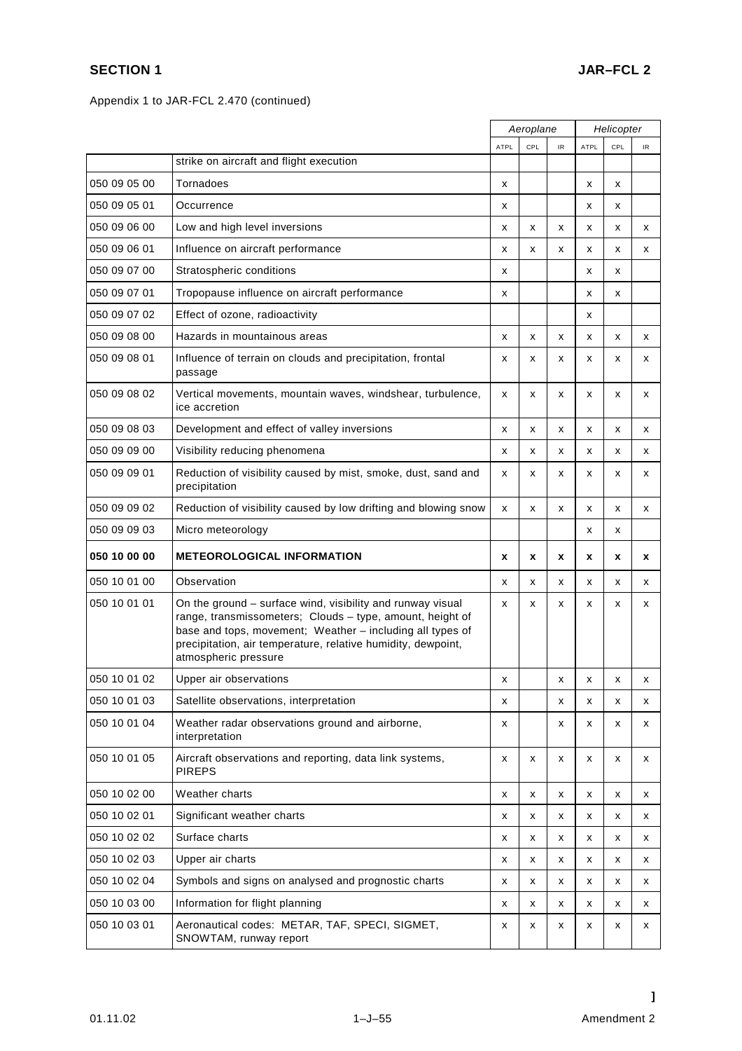Appendix 1 to JAR-FCL 2.470 (continued)

| | | Aeroplane | | | Helicopter | | |
|---|---|---|---|---|---|---|---|
| | | ATPL | CPL | IR | ATPL | CPL | IR |
| | strike on aircraft and flight execution | | | | | | |
| 050 09 05 00 | Tornadoes | x | | | x | x | |
| 050 09 05 01 | Occurrence | x | | | x | x | |
| 050 09 06 00 | Low and high level inversions | x | x | x | x | x | x |
| 050 09 06 01 | Influence on aircraft performance | x | x | x | x | x | x |
| 050 09 07 00 | Stratospheric conditions | x | | | x | x | |
| 050 09 07 01 | Tropopause influence on aircraft performance | x | | | x | x | |
| 050 09 07 02 | Effect of ozone, radioactivity | | | | x | | |
| 050 09 08 00 | Hazards in mountainous areas | x | x | x | x | x | x |
| 050 09 08 01 | Influence of terrain on clouds and precipitation, frontal passage | x | x | x | x | x | x |
| 050 09 08 02 | Vertical movements, mountain waves, windshear, turbulence, ice accretion | x | x | x | x | x | x |
| 050 09 08 03 | Development and effect of valley inversions | x | x | x | x | x | x |
| 050 09 09 00 | Visibility reducing phenomena | x | x | x | x | x | x |
| 050 09 09 01 | Reduction of visibility caused by mist, smoke, dust, sand and precipitation | x | x | x | x | x | x |
| 050 09 09 02 | Reduction of visibility caused by low drifting and blowing snow | x | x | x | x | x | x |
| 050 09 09 03 | Micro meteorology | | | | x | x | |
| **050 10 00 00** | **METEOROLOGICAL INFORMATION** | **x** | **x** | **x** | **x** | **x** | **x** |
| 050 10 01 00 | Observation | x | x | x | x | x | x |
| 050 10 01 01 | On the ground – surface wind, visibility and runway visual range, transmissometers; Clouds – type, amount, height of base and tops, movement; Weather – including all types of precipitation, air temperature, relative humidity, dewpoint, atmospheric pressure | x | x | x | x | x | x |
| 050 10 01 02 | Upper air observations | x | | x | x | x | x |
| 050 10 01 03 | Satellite observations, interpretation | x | | x | x | x | x |
| 050 10 01 04 | Weather radar observations ground and airborne, interpretation | x | | x | x | x | x |
| 050 10 01 05 | Aircraft observations and reporting, data link systems, PIREPS | x | x | x | x | x | x |
| 050 10 02 00 | Weather charts | x | x | x | x | x | x |
| 050 10 02 01 | Significant weather charts | x | x | x | x | x | x |
| 050 10 02 02 | Surface charts | x | x | x | x | x | x |
| 050 10 02 03 | Upper air charts | x | x | x | x | x | x |
| 050 10 02 04 | Symbols and signs on analysed and prognostic charts | x | x | x | x | x | x |
| 050 10 03 00 | Information for flight planning | x | x | x | x | x | x |
| 050 10 03 01 | Aeronautical codes: METAR, TAF, SPECI, SIGMET, SNOWTAM, runway report | x | x | x | x | x | x |

]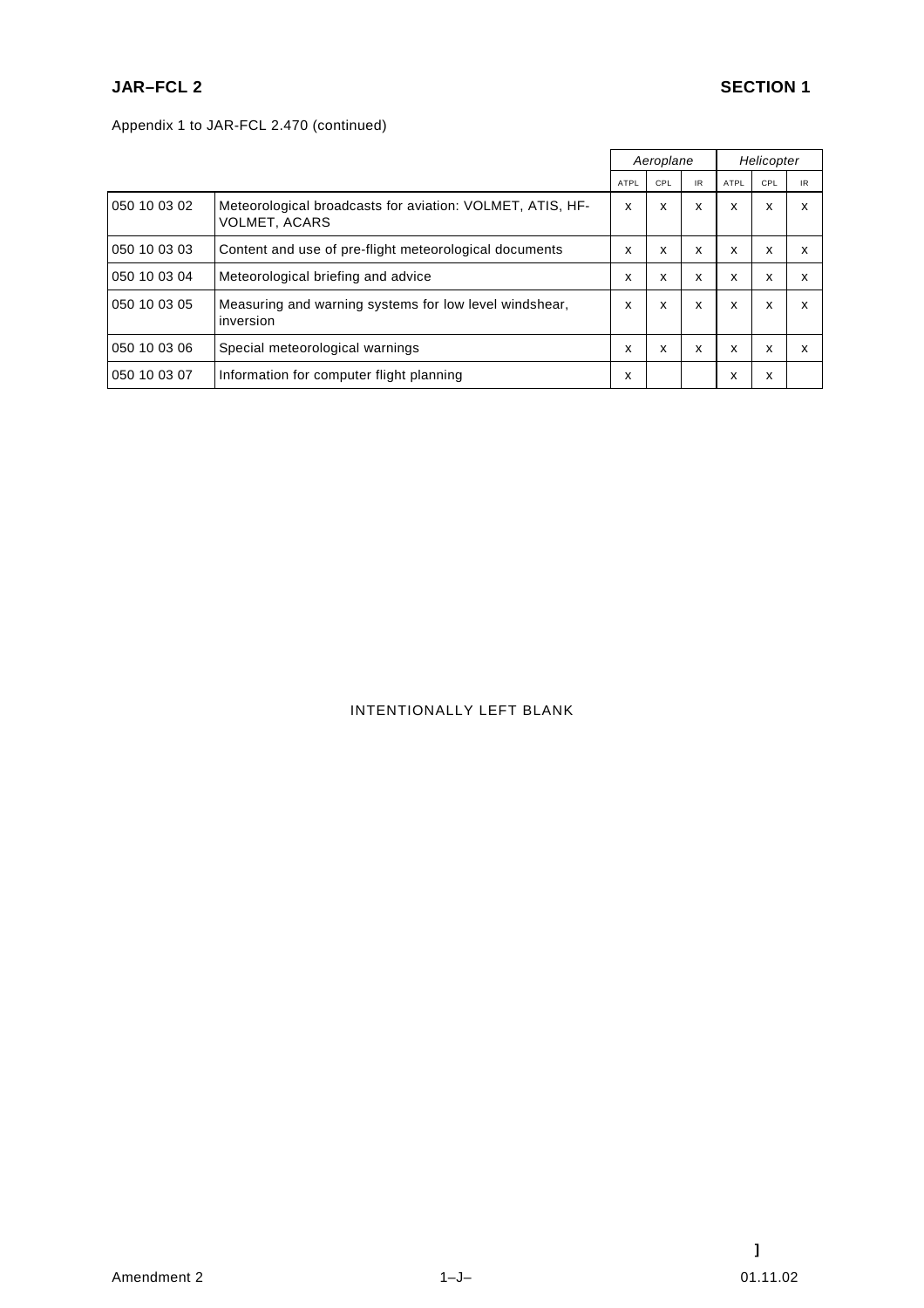Appendix 1 to JAR-FCL 2.470 (continued)

| | | *Aeroplane* | | | *Helicopter* | | |
|---|---|---|---|---|---|---|---|
| | | ATPL | CPL | IR | ATPL | CPL | IR |
| 050 10 03 02 | Meteorological broadcasts for aviation: VOLMET, ATIS, HF-VOLMET, ACARS | x | x | x | x | x | x |
| 050 10 03 03 | Content and use of pre-flight meteorological documents | x | x | x | x | x | x |
| 050 10 03 04 | Meteorological briefing and advice | x | x | x | x | x | x |
| 050 10 03 05 | Measuring and warning systems for low level windshear, inversion | x | x | x | x | x | x |
| 050 10 03 06 | Special meteorological warnings | x | x | x | x | x | x |
| 050 10 03 07 | Information for computer flight planning | x | | | x | x | |

INTENTIONALLY LEFT BLANK

]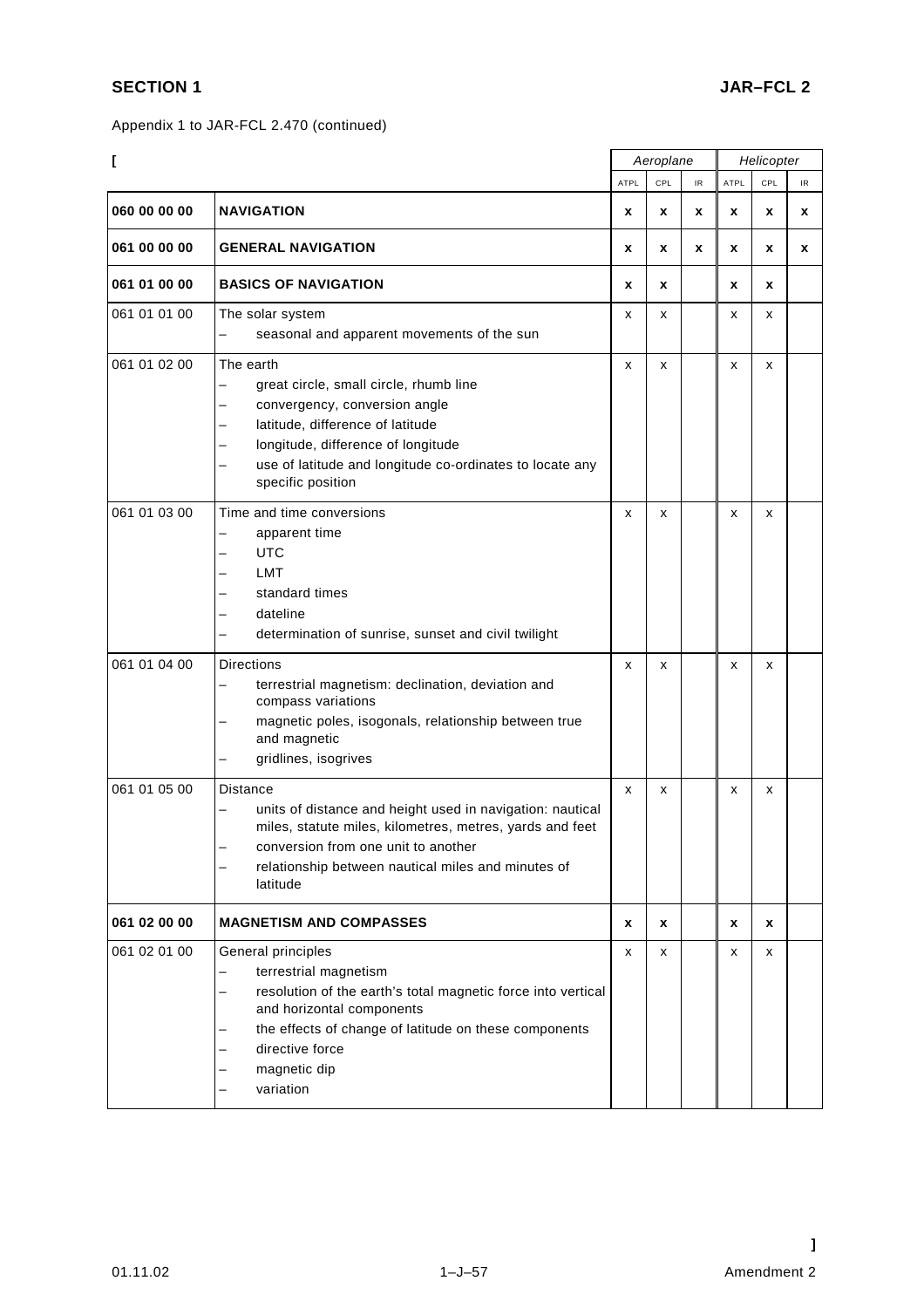Appendix 1 to JAR-FCL 2.470 (continued)

| [ | | Aeroplane | | | Helicopter | | |
|---|---|---|---|---|---|---|---|
| | | ATPL | CPL | IR | ATPL | CPL | IR |
| **060 00 00 00** | **NAVIGATION** | **x** | **x** | **x** | **x** | **x** | **x** |
| **061 00 00 00** | **GENERAL NAVIGATION** | **x** | **x** | **x** | **x** | **x** | **x** |
| **061 01 00 00** | **BASICS OF NAVIGATION** | **x** | **x** | | **x** | **x** | |
| 061 01 01 00 | The solar system<br>– seasonal and apparent movements of the sun | x | x | | x | x | |
| 061 01 02 00 | The earth<br>– great circle, small circle, rhumb line<br>– convergency, conversion angle<br>– latitude, difference of latitude<br>– longitude, difference of longitude<br>– use of latitude and longitude co-ordinates to locate any specific position | x | x | | x | x | |
| 061 01 03 00 | Time and time conversions<br>– apparent time<br>– UTC<br>– LMT<br>– standard times<br>– dateline<br>– determination of sunrise, sunset and civil twilight | x | x | | x | x | |
| 061 01 04 00 | Directions<br>– terrestrial magnetism: declination, deviation and compass variations<br>– magnetic poles, isogonals, relationship between true and magnetic<br>– gridlines, isogrives | x | x | | x | x | |
| 061 01 05 00 | Distance<br>– units of distance and height used in navigation: nautical miles, statute miles, kilometres, metres, yards and feet<br>– conversion from one unit to another<br>– relationship between nautical miles and minutes of latitude | x | x | | x | x | |
| **061 02 00 00** | **MAGNETISM AND COMPASSES** | **x** | **x** | | **x** | **x** | |
| 061 02 01 00 | General principles<br>– terrestrial magnetism<br>– resolution of the earth's total magnetic force into vertical and horizontal components<br>– the effects of change of latitude on these components<br>– directive force<br>– magnetic dip<br>– variation | x | x | | x | x | |

]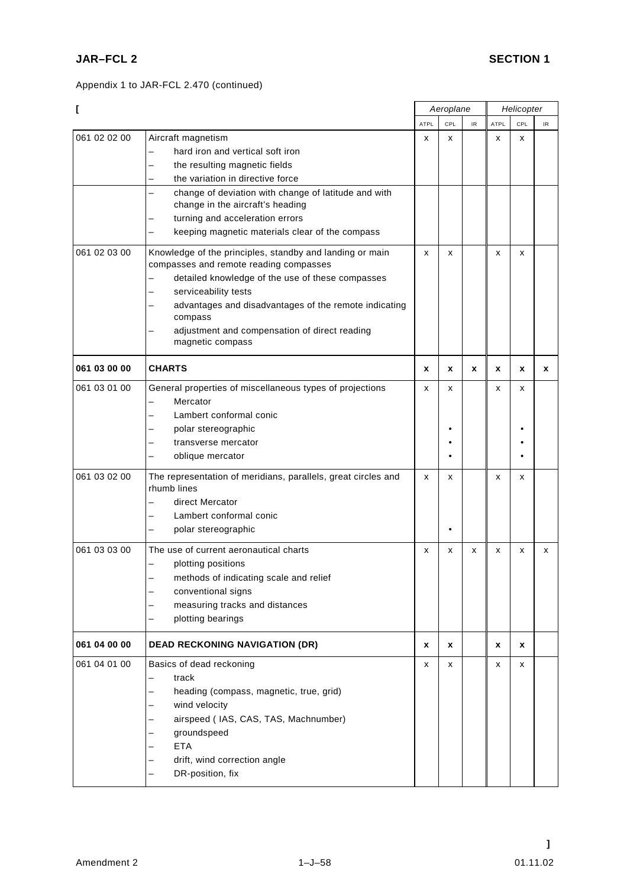Appendix 1 to JAR-FCL 2.470 (continued)

[

| | | Aeroplane | | | Helicopter | | |
|---|---|---|---|---|---|---|---|
| | | ATPL | CPL | IR | ATPL | CPL | IR |
| 061 02 02 00 | Aircraft magnetism<br>– hard iron and vertical soft iron<br>– the resulting magnetic fields<br>– the variation in directive force<br>– change of deviation with change of latitude and with change in the aircraft's heading<br>– turning and acceleration errors<br>– keeping magnetic materials clear of the compass | x | x | | x | x | |
| 061 02 03 00 | Knowledge of the principles, standby and landing or main compasses and remote reading compasses<br>– detailed knowledge of the use of these compasses<br>– serviceability tests<br>– advantages and disadvantages of the remote indicating compass<br>– adjustment and compensation of direct reading magnetic compass | x | x | | x | x | |
| **061 03 00 00** | **CHARTS** | **x** | **x** | **x** | **x** | **x** | **x** |
| 061 03 01 00 | General properties of miscellaneous types of projections | x | x | | x | x | |
| | – Mercator | | | | | | |
| | – Lambert conformal conic | | | | | | |
| | – polar stereographic | | • | | | • | |
| | – transverse mercator | | • | | | • | |
| | – oblique mercator | | • | | | • | |
| 061 03 02 00 | The representation of meridians, parallels, great circles and rhumb lines | x | x | | x | x | |
| | – direct Mercator | | | | | | |
| | – Lambert conformal conic | | | | | | |
| | – polar stereographic | | • | | | | |
| 061 03 03 00 | The use of current aeronautical charts<br>– plotting positions<br>– methods of indicating scale and relief<br>– conventional signs<br>– measuring tracks and distances<br>– plotting bearings | x | x | x | x | x | x |
| **061 04 00 00** | **DEAD RECKONING NAVIGATION (DR)** | **x** | **x** | | **x** | **x** | |
| 061 04 01 00 | Basics of dead reckoning<br>– track<br>– heading (compass, magnetic, true, grid)<br>– wind velocity<br>– airspeed ( IAS, CAS, TAS, Machnumber)<br>– groundspeed<br>– ETA<br>– drift, wind correction angle<br>– DR-position, fix | x | x | | x | x | |

]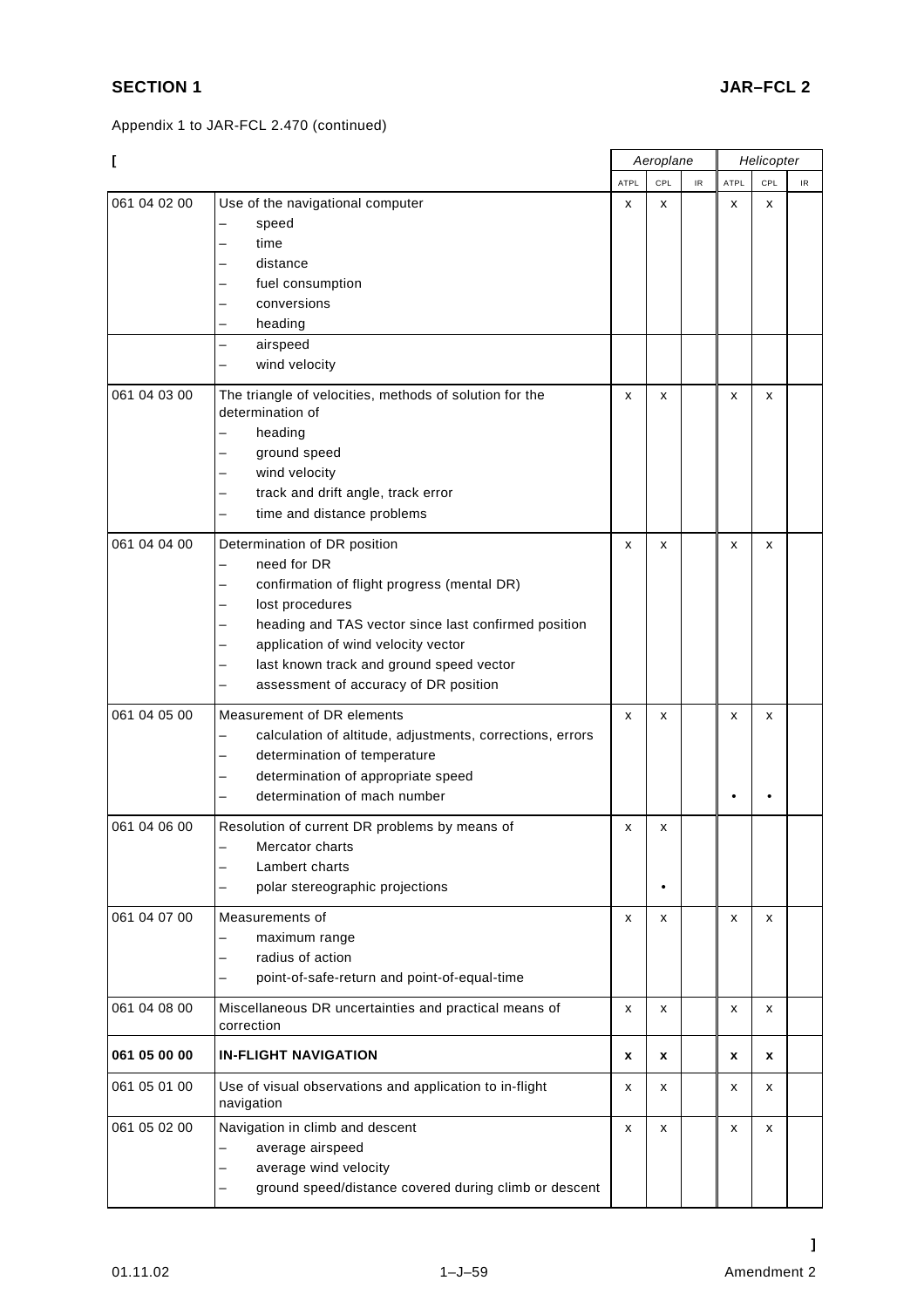Appendix 1 to JAR-FCL 2.470 (continued)

[

| | | Aeroplane | | | Helicopter | | |
|---|---|---|---|---|---|---|---|
| | | ATPL | CPL | IR | ATPL | CPL | IR |
| 061 04 02 00 | Use of the navigational computer<br>– speed<br>– time<br>– distance<br>– fuel consumption<br>– conversions<br>– heading | x | x | | x | x | |
| | – airspeed<br>– wind velocity | | | | | | |
| 061 04 03 00 | The triangle of velocities, methods of solution for the determination of<br>– heading<br>– ground speed<br>– wind velocity<br>– track and drift angle, track error<br>– time and distance problems | x | x | | x | x | |
| 061 04 04 00 | Determination of DR position<br>– need for DR<br>– confirmation of flight progress (mental DR)<br>– lost procedures<br>– heading and TAS vector since last confirmed position<br>– application of wind velocity vector<br>– last known track and ground speed vector<br>– assessment of accuracy of DR position | x | x | | x | x | |
| 061 04 05 00 | Measurement of DR elements<br>– calculation of altitude, adjustments, corrections, errors<br>– determination of temperature<br>– determination of appropriate speed<br>– determination of mach number | x | x | | x<br><br><br><br>• | x<br><br><br><br>• | |
| 061 04 06 00 | Resolution of current DR problems by means of<br>– Mercator charts<br>– Lambert charts<br>– polar stereographic projections | x | x<br><br><br>• | | | | |
| 061 04 07 00 | Measurements of<br>– maximum range<br>– radius of action<br>– point-of-safe-return and point-of-equal-time | x | x | | x | x | |
| 061 04 08 00 | Miscellaneous DR uncertainties and practical means of correction | x | x | | x | x | |
| **061 05 00 00** | **IN-FLIGHT NAVIGATION** | **x** | **x** | | **x** | **x** | |
| 061 05 01 00 | Use of visual observations and application to in-flight navigation | x | x | | x | x | |
| 061 05 02 00 | Navigation in climb and descent<br>– average airspeed<br>– average wind velocity<br>– ground speed/distance covered during climb or descent | x | x | | x | x | |

]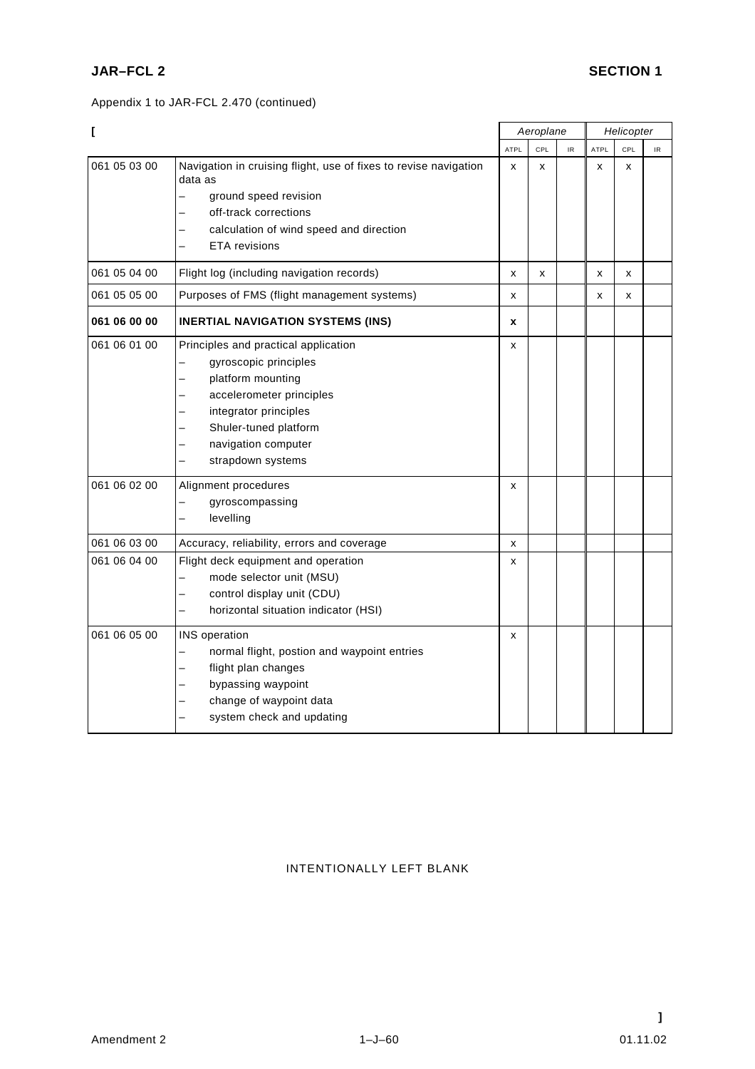Appendix 1 to JAR-FCL 2.470 (continued)

[

| | | Aeroplane | | | Helicopter | | |
|---|---|---|---|---|---|---|---|
| | | ATPL | CPL | IR | ATPL | CPL | IR |
| 061 05 03 00 | Navigation in cruising flight, use of fixes to revise navigation data as<br>– ground speed revision<br>– off-track corrections<br>– calculation of wind speed and direction<br>– ETA revisions | x | x | | x | x | |
| 061 05 04 00 | Flight log (including navigation records) | x | x | | x | x | |
| 061 05 05 00 | Purposes of FMS (flight management systems) | x | | | x | x | |
| **061 06 00 00** | **INERTIAL NAVIGATION SYSTEMS (INS)** | **x** | | | | | |
| 061 06 01 00 | Principles and practical application<br>– gyroscopic principles<br>– platform mounting<br>– accelerometer principles<br>– integrator principles<br>– Shuler-tuned platform<br>– navigation computer<br>– strapdown systems | x | | | | | |
| 061 06 02 00 | Alignment procedures<br>– gyroscompassing<br>– levelling | x | | | | | |
| 061 06 03 00 | Accuracy, reliability, errors and coverage | x | | | | | |
| 061 06 04 00 | Flight deck equipment and operation<br>– mode selector unit (MSU)<br>– control display unit (CDU)<br>– horizontal situation indicator (HSI) | x | | | | | |
| 061 06 05 00 | INS operation<br>– normal flight, postion and waypoint entries<br>– flight plan changes<br>– bypassing waypoint<br>– change of waypoint data<br>– system check and updating | x | | | | | |

INTENTIONALLY LEFT BLANK

]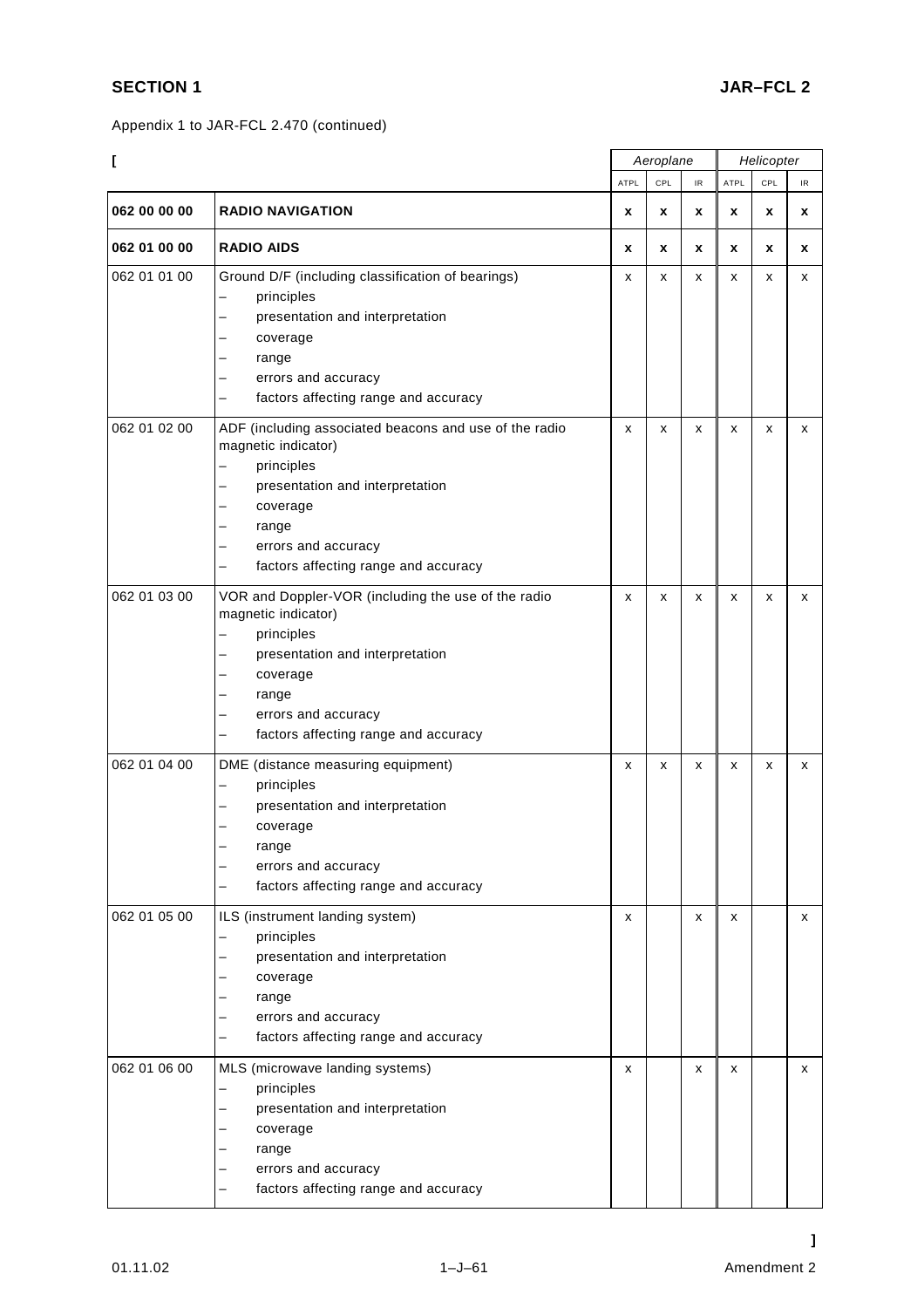Appendix 1 to JAR-FCL 2.470 (continued)

[

| | | Aeroplane | | | Helicopter | | |
|---|---|---|---|---|---|---|---|
| | | ATPL | CPL | IR | ATPL | CPL | IR |
| **062 00 00 00** | **RADIO NAVIGATION** | **x** | **x** | **x** | **x** | **x** | **x** |
| **062 01 00 00** | **RADIO AIDS** | **x** | **x** | **x** | **x** | **x** | **x** |
| 062 01 01 00 | Ground D/F (including classification of bearings)<br>– principles<br>– presentation and interpretation<br>– coverage<br>– range<br>– errors and accuracy<br>– factors affecting range and accuracy | x | x | x | x | x | x |
| 062 01 02 00 | ADF (including associated beacons and use of the radio magnetic indicator)<br>– principles<br>– presentation and interpretation<br>– coverage<br>– range<br>– errors and accuracy<br>– factors affecting range and accuracy | x | x | x | x | x | x |
| 062 01 03 00 | VOR and Doppler-VOR (including the use of the radio magnetic indicator)<br>– principles<br>– presentation and interpretation<br>– coverage<br>– range<br>– errors and accuracy<br>– factors affecting range and accuracy | x | x | x | x | x | x |
| 062 01 04 00 | DME (distance measuring equipment)<br>– principles<br>– presentation and interpretation<br>– coverage<br>– range<br>– errors and accuracy<br>– factors affecting range and accuracy | x | x | x | x | x | x |
| 062 01 05 00 | ILS (instrument landing system)<br>– principles<br>– presentation and interpretation<br>– coverage<br>– range<br>– errors and accuracy<br>– factors affecting range and accuracy | x | | x | x | | x |
| 062 01 06 00 | MLS (microwave landing systems)<br>– principles<br>– presentation and interpretation<br>– coverage<br>– range<br>– errors and accuracy<br>– factors affecting range and accuracy | x | | x | x | | x |

]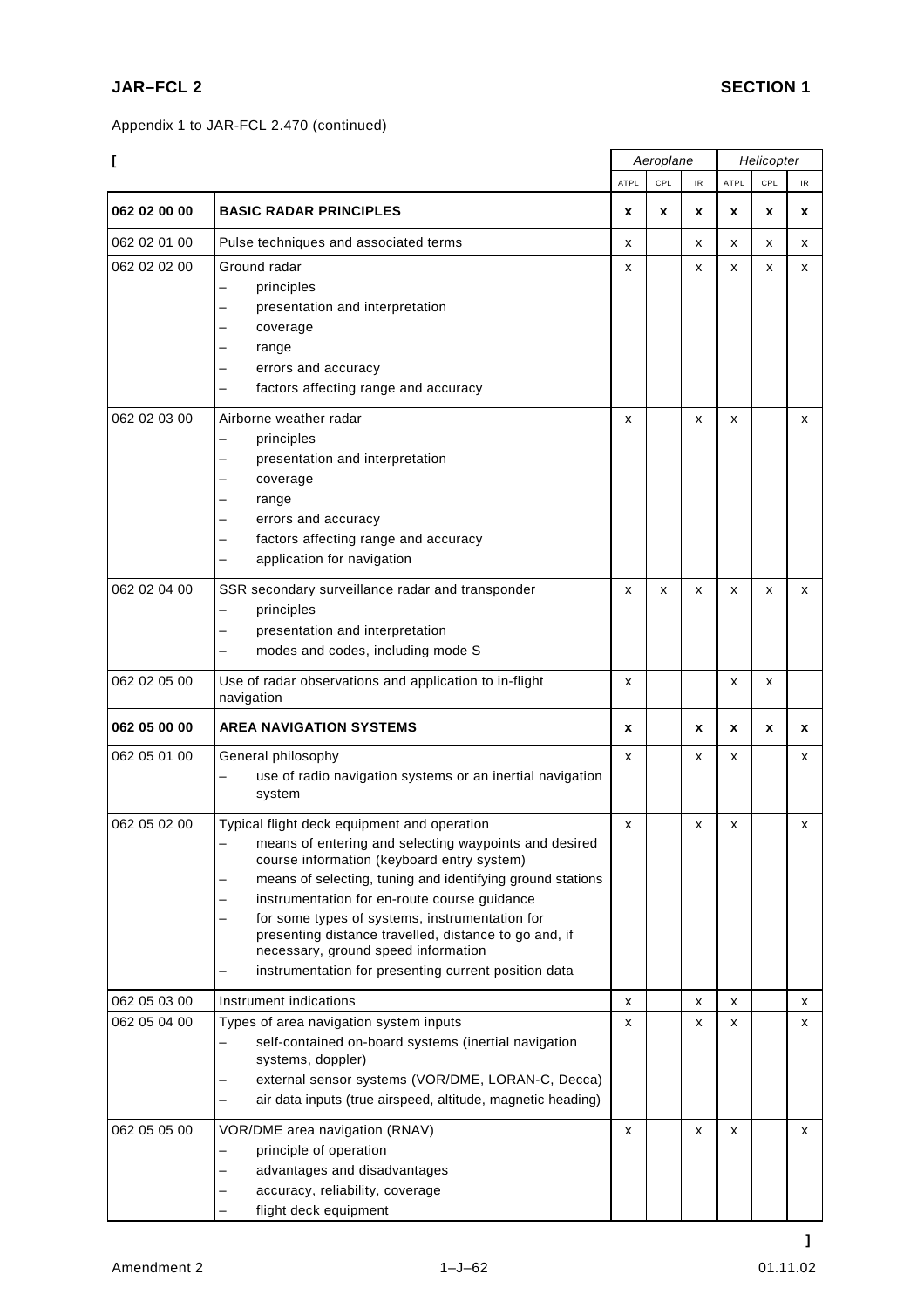Appendix 1 to JAR-FCL 2.470 (continued)

[

| | | Aeroplane | | | Helicopter | | |
|---|---|---|---|---|---|---|---|
| | | ATPL | CPL | IR | ATPL | CPL | IR |
| **062 02 00 00** | **BASIC RADAR PRINCIPLES** | **x** | **x** | **x** | **x** | **x** | **x** |
| 062 02 01 00 | Pulse techniques and associated terms | x | | x | x | x | x |
| 062 02 02 00 | Ground radar<br>– principles<br>– presentation and interpretation<br>– coverage<br>– range<br>– errors and accuracy<br>– factors affecting range and accuracy | x | | x | x | x | x |
| 062 02 03 00 | Airborne weather radar<br>– principles<br>– presentation and interpretation<br>– coverage<br>– range<br>– errors and accuracy<br>– factors affecting range and accuracy<br>– application for navigation | x | | x | x | | x |
| 062 02 04 00 | SSR secondary surveillance radar and transponder<br>– principles<br>– presentation and interpretation<br>– modes and codes, including mode S | x | x | x | x | x | x |
| 062 02 05 00 | Use of radar observations and application to in-flight navigation | x | | | x | x | |
| **062 05 00 00** | **AREA NAVIGATION SYSTEMS** | **x** | | **x** | **x** | **x** | **x** |
| 062 05 01 00 | General philosophy<br>– use of radio navigation systems or an inertial navigation system | x | | x | x | | x |
| 062 05 02 00 | Typical flight deck equipment and operation<br>– means of entering and selecting waypoints and desired course information (keyboard entry system)<br>– means of selecting, tuning and identifying ground stations<br>– instrumentation for en-route course guidance<br>– for some types of systems, instrumentation for presenting distance travelled, distance to go and, if necessary, ground speed information<br>– instrumentation for presenting current position data | x | | x | x | | x |
| 062 05 03 00 | Instrument indications | x | | x | x | | x |
| 062 05 04 00 | Types of area navigation system inputs<br>– self-contained on-board systems (inertial navigation systems, doppler)<br>– external sensor systems (VOR/DME, LORAN-C, Decca)<br>– air data inputs (true airspeed, altitude, magnetic heading) | x | | x | x | | x |
| 062 05 05 00 | VOR/DME area navigation (RNAV)<br>– principle of operation<br>– advantages and disadvantages<br>– accuracy, reliability, coverage<br>– flight deck equipment | x | | x | x | | x |

]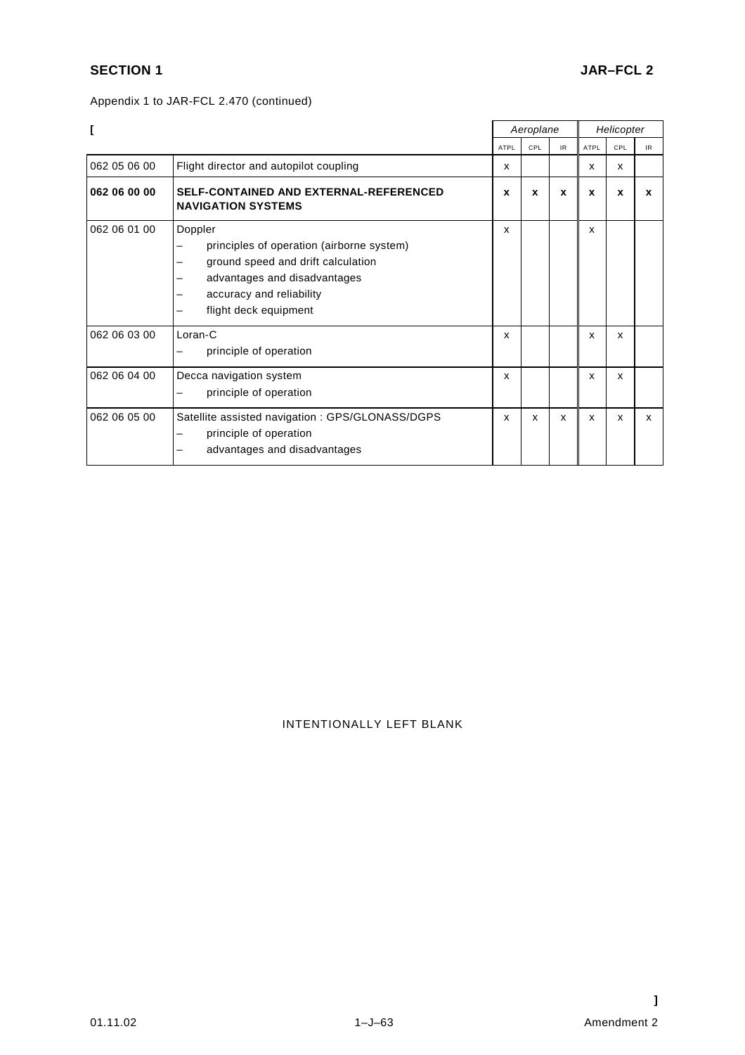Appendix 1 to JAR-FCL 2.470 (continued)

| [ | | Aeroplane | | | Helicopter | | |
|---|---|---|---|---|---|---|---|
| | | ATPL | CPL | IR | ATPL | CPL | IR |
| 062 05 06 00 | Flight director and autopilot coupling | x | | | x | x | |
| **062 06 00 00** | **SELF-CONTAINED AND EXTERNAL-REFERENCED NAVIGATION SYSTEMS** | **x** | **x** | **x** | **x** | **x** | **x** |
| 062 06 01 00 | Doppler<br>– principles of operation (airborne system)<br>– ground speed and drift calculation<br>– advantages and disadvantages<br>– accuracy and reliability<br>– flight deck equipment | x | | | x | | |
| 062 06 03 00 | Loran-C<br>– principle of operation | x | | | x | x | |
| 062 06 04 00 | Decca navigation system<br>– principle of operation | x | | | x | x | |
| 062 06 05 00 | Satellite assisted navigation : GPS/GLONASS/DGPS<br>– principle of operation<br>– advantages and disadvantages | x | x | x | x | x | x |

INTENTIONALLY LEFT BLANK

]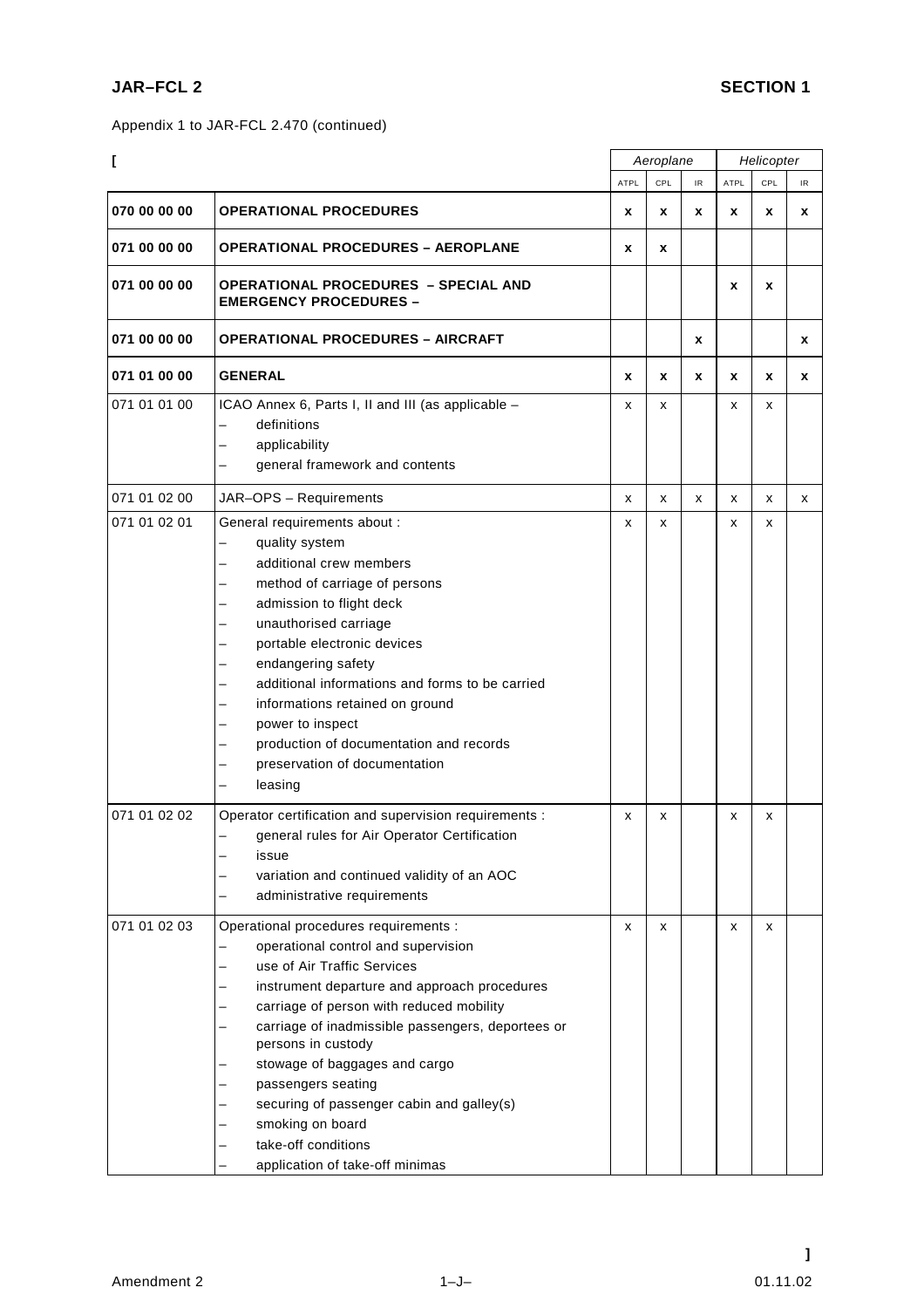Appendix 1 to JAR-FCL 2.470 (continued)

[

| | | Aeroplane | | | Helicopter | | |
|---|---|---|---|---|---|---|---|
| | | ATPL | CPL | IR | ATPL | CPL | IR |
| **070 00 00 00** | **OPERATIONAL PROCEDURES** | **x** | **x** | **x** | **x** | **x** | **x** |
| **071 00 00 00** | **OPERATIONAL PROCEDURES – AEROPLANE** | **x** | **x** | | | | |
| **071 00 00 00** | **OPERATIONAL PROCEDURES – SPECIAL AND EMERGENCY PROCEDURES –** | | | | **x** | **x** | |
| **071 00 00 00** | **OPERATIONAL PROCEDURES – AIRCRAFT** | | | **x** | | | **x** |
| **071 01 00 00** | **GENERAL** | **x** | **x** | **x** | **x** | **x** | **x** |
| 071 01 01 00 | ICAO Annex 6, Parts I, II and III (as applicable –<br>– definitions<br>– applicability<br>– general framework and contents | x | x | | x | x | |
| 071 01 02 00 | JAR–OPS – Requirements | x | x | x | x | x | x |
| 071 01 02 01 | General requirements about :<br>– quality system<br>– additional crew members<br>– method of carriage of persons<br>– admission to flight deck<br>– unauthorised carriage<br>– portable electronic devices<br>– endangering safety<br>– additional informations and forms to be carried<br>– informations retained on ground<br>– power to inspect<br>– production of documentation and records<br>– preservation of documentation<br>– leasing | x | x | | x | x | |
| 071 01 02 02 | Operator certification and supervision requirements :<br>– general rules for Air Operator Certification<br>– issue<br>– variation and continued validity of an AOC<br>– administrative requirements | x | x | | x | x | |
| 071 01 02 03 | Operational procedures requirements :<br>– operational control and supervision<br>– use of Air Traffic Services<br>– instrument departure and approach procedures<br>– carriage of person with reduced mobility<br>– carriage of inadmissible passengers, deportees or persons in custody<br>– stowage of baggages and cargo<br>– passengers seating<br>– securing of passenger cabin and galley(s)<br>– smoking on board<br>– take-off conditions<br>– application of take-off minimas | x | x | | x | x | |

]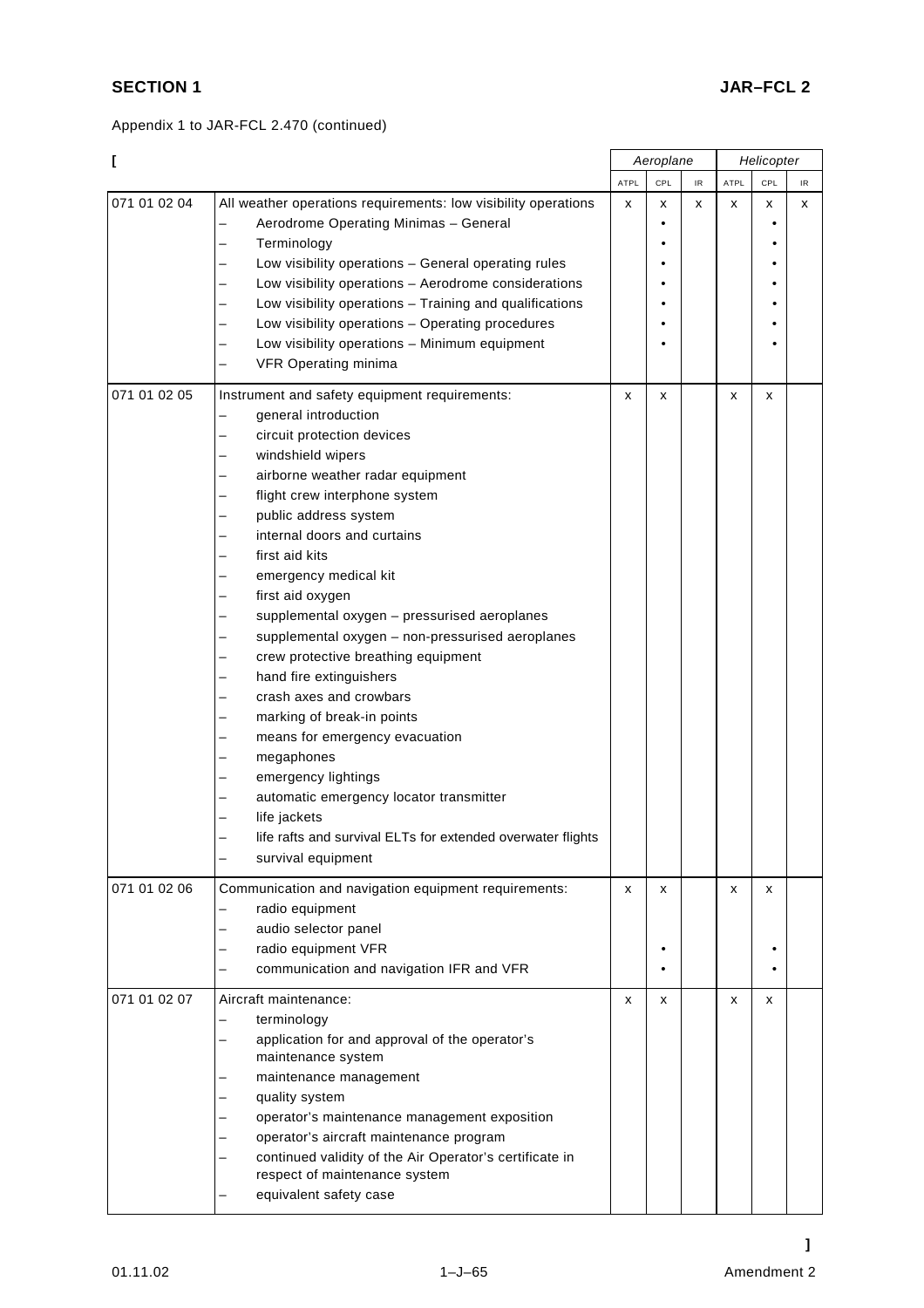Appendix 1 to JAR-FCL 2.470 (continued)

[

| | | Aeroplane | | | Helicopter | | |
|---|---|---|---|---|---|---|---|
| | | ATPL | CPL | IR | ATPL | CPL | IR |
| 071 01 02 04 | All weather operations requirements: low visibility operations | x | x | x | x | x | x |
| | – Aerodrome Operating Minimas – General | | • | | | • | |
| | – Terminology | | • | | | • | |
| | – Low visibility operations – General operating rules | | • | | | • | |
| | – Low visibility operations – Aerodrome considerations | | • | | | • | |
| | – Low visibility operations – Training and qualifications | | • | | | • | |
| | – Low visibility operations – Operating procedures | | • | | | • | |
| | – Low visibility operations – Minimum equipment | | • | | | • | |
| | – VFR Operating minima | | | | | | |
| 071 01 02 05 | Instrument and safety equipment requirements: | x | x | | x | x | |
| | – general introduction | | | | | | |
| | – circuit protection devices | | | | | | |
| | – windshield wipers | | | | | | |
| | – airborne weather radar equipment | | | | | | |
| | – flight crew interphone system | | | | | | |
| | – public address system | | | | | | |
| | – internal doors and curtains | | | | | | |
| | – first aid kits | | | | | | |
| | – emergency medical kit | | | | | | |
| | – first aid oxygen | | | | | | |
| | – supplemental oxygen – pressurised aeroplanes | | | | | | |
| | – supplemental oxygen – non-pressurised aeroplanes | | | | | | |
| | – crew protective breathing equipment | | | | | | |
| | – hand fire extinguishers | | | | | | |
| | – crash axes and crowbars | | | | | | |
| | – marking of break-in points | | | | | | |
| | – means for emergency evacuation | | | | | | |
| | – megaphones | | | | | | |
| | – emergency lightings | | | | | | |
| | – automatic emergency locator transmitter | | | | | | |
| | – life jackets | | | | | | |
| | – life rafts and survival ELTs for extended overwater flights | | | | | | |
| | – survival equipment | | | | | | |
| 071 01 02 06 | Communication and navigation equipment requirements: | x | x | | x | x | |
| | – radio equipment | | | | | | |
| | – audio selector panel | | | | | | |
| | – radio equipment VFR | | • | | | • | |
| | – communication and navigation IFR and VFR | | • | | | • | |
| 071 01 02 07 | Aircraft maintenance: | x | x | | x | x | |
| | – terminology | | | | | | |
| | – application for and approval of the operator's maintenance system | | | | | | |
| | – maintenance management | | | | | | |
| | – quality system | | | | | | |
| | – operator's maintenance management exposition | | | | | | |
| | – operator's aircraft maintenance program | | | | | | |
| | – continued validity of the Air Operator's certificate in respect of maintenance system | | | | | | |
| | – equivalent safety case | | | | | | |

]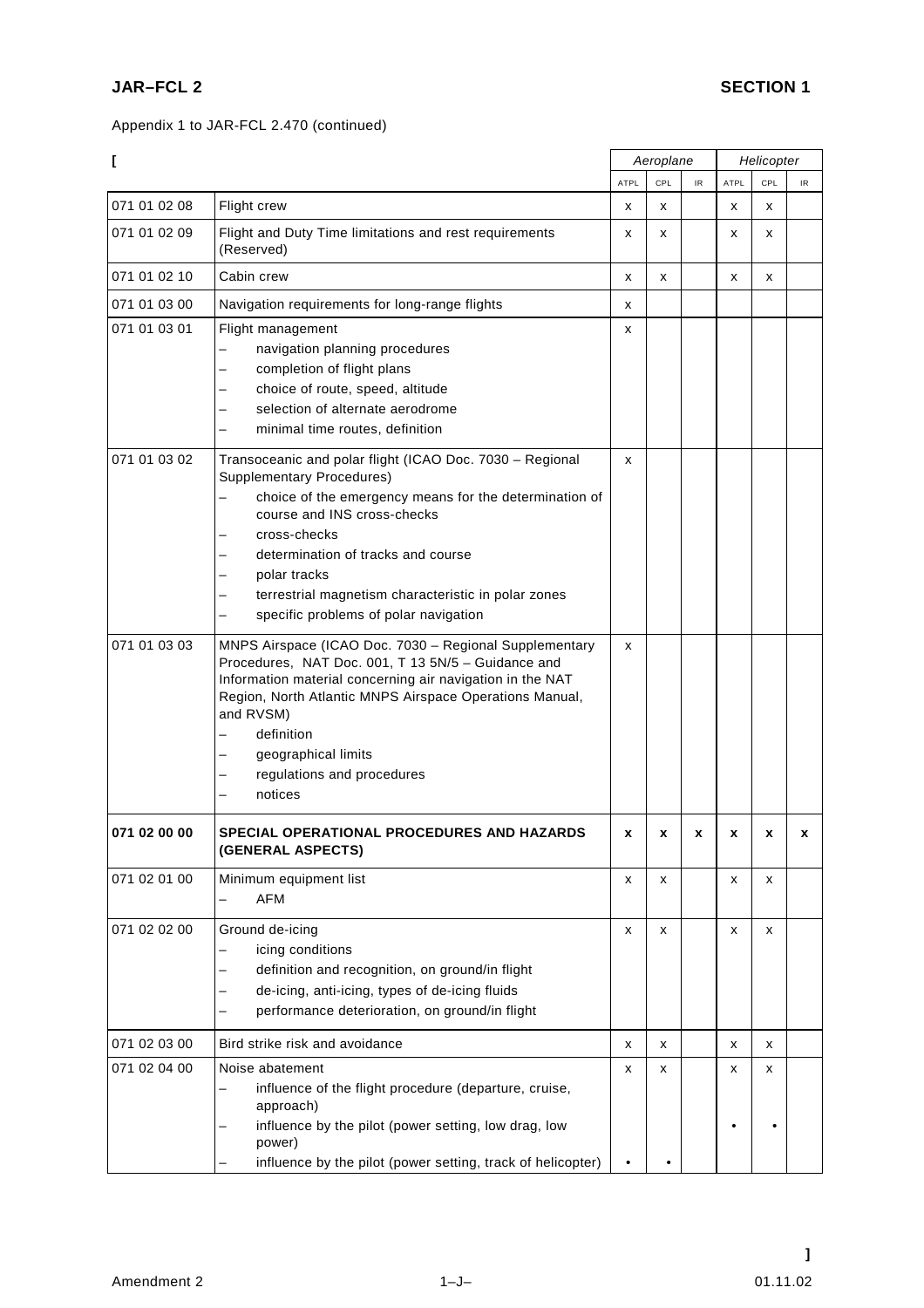Appendix 1 to JAR-FCL 2.470 (continued)

[

| | | Aeroplane | | | Helicopter | | |
|---|---|---|---|---|---|---|---|
| | | ATPL | CPL | IR | ATPL | CPL | IR |
| 071 01 02 08 | Flight crew | x | x | | x | x | |
| 071 01 02 09 | Flight and Duty Time limitations and rest requirements (Reserved) | x | x | | x | x | |
| 071 01 02 10 | Cabin crew | x | x | | x | x | |
| 071 01 03 00 | Navigation requirements for long-range flights | x | | | | | |
| 071 01 03 01 | Flight management<br>– navigation planning procedures<br>– completion of flight plans<br>– choice of route, speed, altitude<br>– selection of alternate aerodrome<br>– minimal time routes, definition | x | | | | | |
| 071 01 03 02 | Transoceanic and polar flight (ICAO Doc. 7030 – Regional Supplementary Procedures)<br>– choice of the emergency means for the determination of course and INS cross-checks<br>– cross-checks<br>– determination of tracks and course<br>– polar tracks<br>– terrestrial magnetism characteristic in polar zones<br>– specific problems of polar navigation | x | | | | | |
| 071 01 03 03 | MNPS Airspace (ICAO Doc. 7030 – Regional Supplementary Procedures, NAT Doc. 001, T 13 5N/5 – Guidance and Information material concerning air navigation in the NAT Region, North Atlantic MNPS Airspace Operations Manual, and RVSM)<br>– definition<br>– geographical limits<br>– regulations and procedures<br>– notices | x | | | | | |
| **071 02 00 00** | **SPECIAL OPERATIONAL PROCEDURES AND HAZARDS (GENERAL ASPECTS)** | **x** | **x** | **x** | **x** | **x** | **x** |
| 071 02 01 00 | Minimum equipment list<br>– AFM | x | x | | x | x | |
| 071 02 02 00 | Ground de-icing<br>– icing conditions<br>– definition and recognition, on ground/in flight<br>– de-icing, anti-icing, types of de-icing fluids<br>– performance deterioration, on ground/in flight | x | x | | x | x | |
| 071 02 03 00 | Bird strike risk and avoidance | x | x | | x | x | |
| 071 02 04 00 | Noise abatement<br>– influence of the flight procedure (departure, cruise, approach)<br>– influence by the pilot (power setting, low drag, low power)<br>– influence by the pilot (power setting, track of helicopter) | x<br><br>•<br><br>• | x<br><br><br><br>• | | x<br><br>•<br><br> | x<br><br>•<br><br> | |

]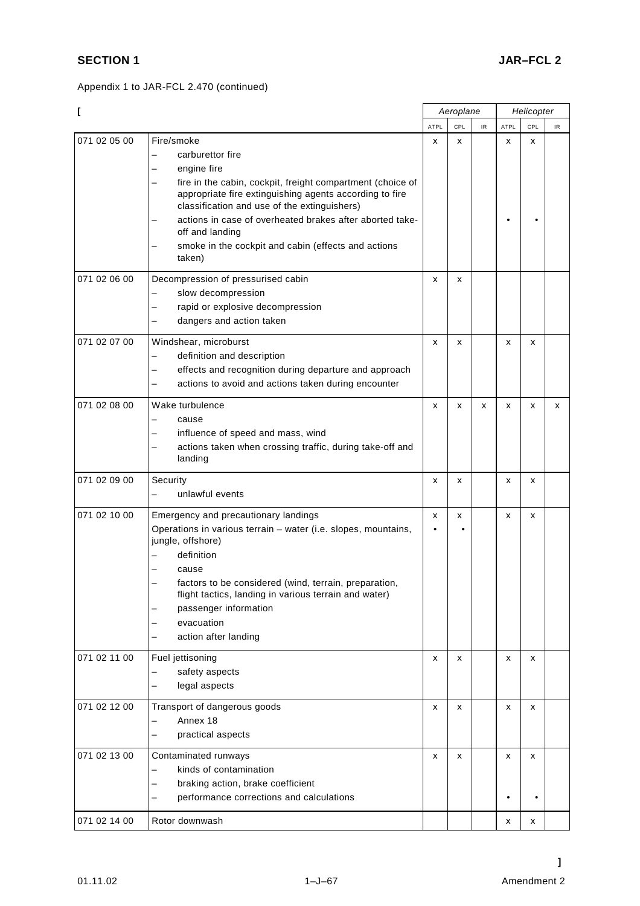Appendix 1 to JAR-FCL 2.470 (continued)

| [ | | Aeroplane | | | Helicopter | | |
|---|---|---|---|---|---|---|---|
| | | ATPL | CPL | IR | ATPL | CPL | IR |
| 071 02 05 00 | Fire/smoke<br>– carburettor fire<br>– engine fire<br>– fire in the cabin, cockpit, freight compartment (choice of appropriate fire extinguishing agents according to fire classification and use of the extinguishers)<br>– actions in case of overheated brakes after aborted take-off and landing<br>– smoke in the cockpit and cabin (effects and actions taken) | x | x | | x<br><br><br><br><br><br>• | x<br><br><br><br><br><br>• | |
| 071 02 06 00 | Decompression of pressurised cabin<br>– slow decompression<br>– rapid or explosive decompression<br>– dangers and action taken | x | x | | | | |
| 071 02 07 00 | Windshear, microburst<br>– definition and description<br>– effects and recognition during departure and approach<br>– actions to avoid and actions taken during encounter | x | x | | x | x | |
| 071 02 08 00 | Wake turbulence<br>– cause<br>– influence of speed and mass, wind<br>– actions taken when crossing traffic, during take-off and landing | x | x | x | x | x | x |
| 071 02 09 00 | Security<br>– unlawful events | x | x | | x | x | |
| 071 02 10 00 | Emergency and precautionary landings<br>Operations in various terrain – water (i.e. slopes, mountains, jungle, offshore)<br>– definition<br>– cause<br>– factors to be considered (wind, terrain, preparation, flight tactics, landing in various terrain and water)<br>– passenger information<br>– evacuation<br>– action after landing | x<br>• | x<br>• | | x | x | |
| 071 02 11 00 | Fuel jettisoning<br>– safety aspects<br>– legal aspects | x | x | | x | x | |
| 071 02 12 00 | Transport of dangerous goods<br>– Annex 18<br>– practical aspects | x | x | | x | x | |
| 071 02 13 00 | Contaminated runways<br>– kinds of contamination<br>– braking action, brake coefficient<br>– performance corrections and calculations | x | x | | x<br><br><br>• | x<br><br><br>• | |
| 071 02 14 00 | Rotor downwash | | | | x | x | |

]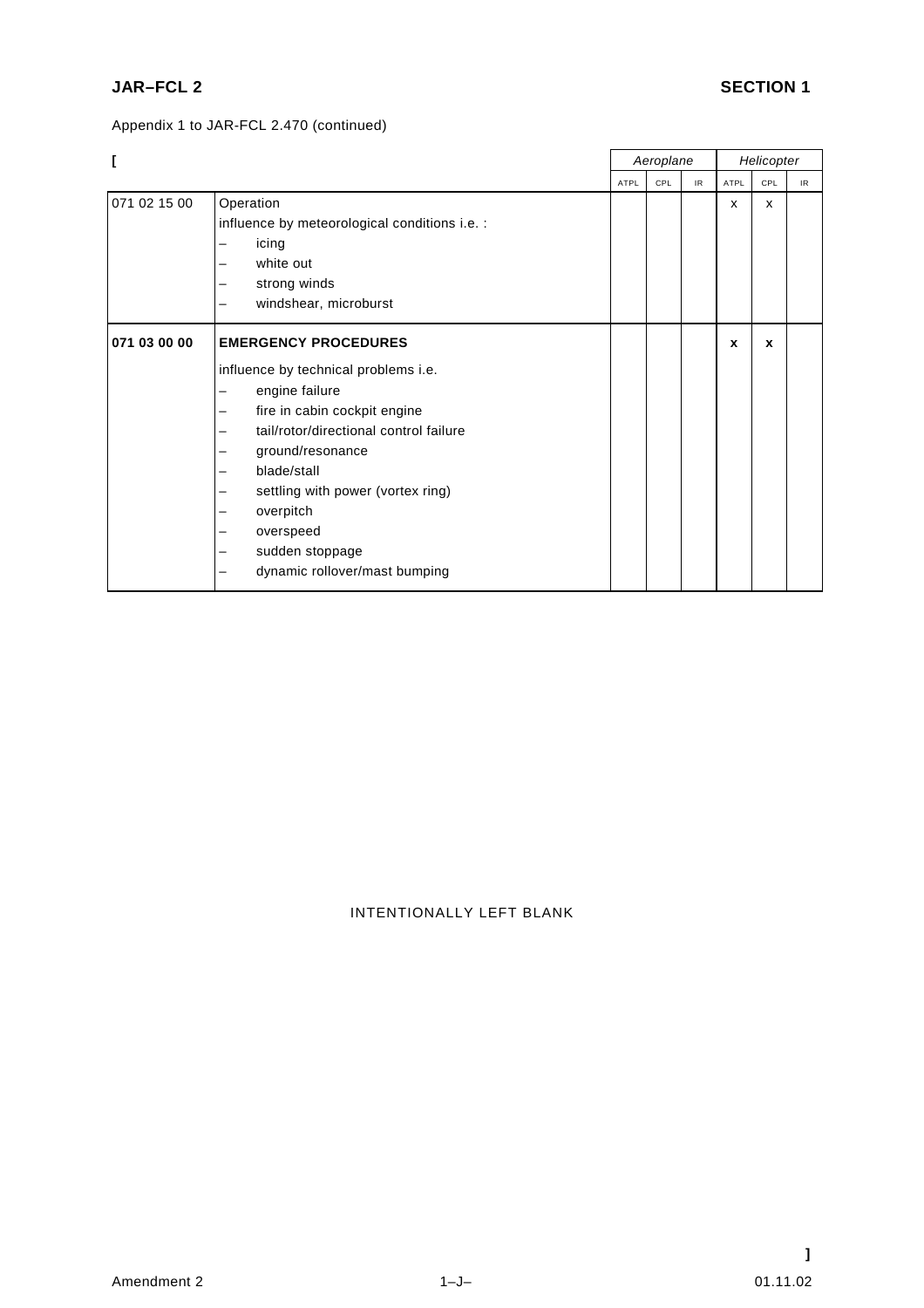Appendix 1 to JAR-FCL 2.470 (continued)

[

| | | *Aeroplane* | | | *Helicopter* | | |
|---|---|---|---|---|---|---|---|
| | | ATPL | CPL | IR | ATPL | CPL | IR |
| 071 02 15 00 | Operation<br>influence by meteorological conditions i.e. :<br>– icing<br>– white out<br>– strong winds<br>– windshear, microburst | | | | x | x | |
| **071 03 00 00** | **EMERGENCY PROCEDURES**<br>influence by technical problems i.e.<br>– engine failure<br>– fire in cabin cockpit engine<br>– tail/rotor/directional control failure<br>– ground/resonance<br>– blade/stall<br>– settling with power (vortex ring)<br>– overpitch<br>– overspeed<br>– sudden stoppage<br>– dynamic rollover/mast bumping | | | | **x** | **x** | |

INTENTIONALLY LEFT BLANK

]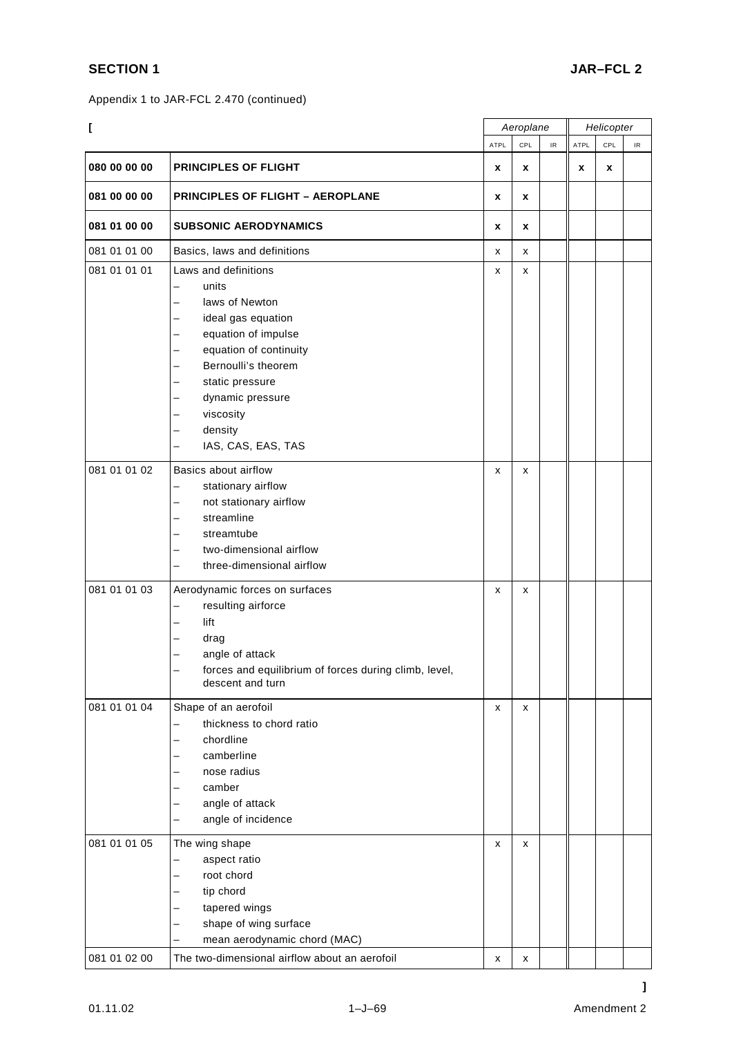Appendix 1 to JAR-FCL 2.470 (continued)

[

| | | Aeroplane | | | Helicopter | | |
|---|---|---|---|---|---|---|---|
| | | ATPL | CPL | IR | ATPL | CPL | IR |
| **080 00 00 00** | **PRINCIPLES OF FLIGHT** | **x** | **x** | | **x** | **x** | |
| **081 00 00 00** | **PRINCIPLES OF FLIGHT – AEROPLANE** | **x** | **x** | | | | |
| **081 01 00 00** | **SUBSONIC AERODYNAMICS** | **x** | **x** | | | | |
| 081 01 01 00 | Basics, laws and definitions | x | x | | | | |
| 081 01 01 01 | Laws and definitions<br>– units<br>– laws of Newton<br>– ideal gas equation<br>– equation of impulse<br>– equation of continuity<br>– Bernoulli's theorem<br>– static pressure<br>– dynamic pressure<br>– viscosity<br>– density<br>– IAS, CAS, EAS, TAS | x | x | | | | |
| 081 01 01 02 | Basics about airflow<br>– stationary airflow<br>– not stationary airflow<br>– streamline<br>– streamtube<br>– two-dimensional airflow<br>– three-dimensional airflow | x | x | | | | |
| 081 01 01 03 | Aerodynamic forces on surfaces<br>– resulting airforce<br>– lift<br>– drag<br>– angle of attack<br>– forces and equilibrium of forces during climb, level, descent and turn | x | x | | | | |
| 081 01 01 04 | Shape of an aerofoil<br>– thickness to chord ratio<br>– chordline<br>– camberline<br>– nose radius<br>– camber<br>– angle of attack<br>– angle of incidence | x | x | | | | |
| 081 01 01 05 | The wing shape<br>– aspect ratio<br>– root chord<br>– tip chord<br>– tapered wings<br>– shape of wing surface<br>– mean aerodynamic chord (MAC) | x | x | | | | |
| 081 01 02 00 | The two-dimensional airflow about an aerofoil | x | x | | | | |

]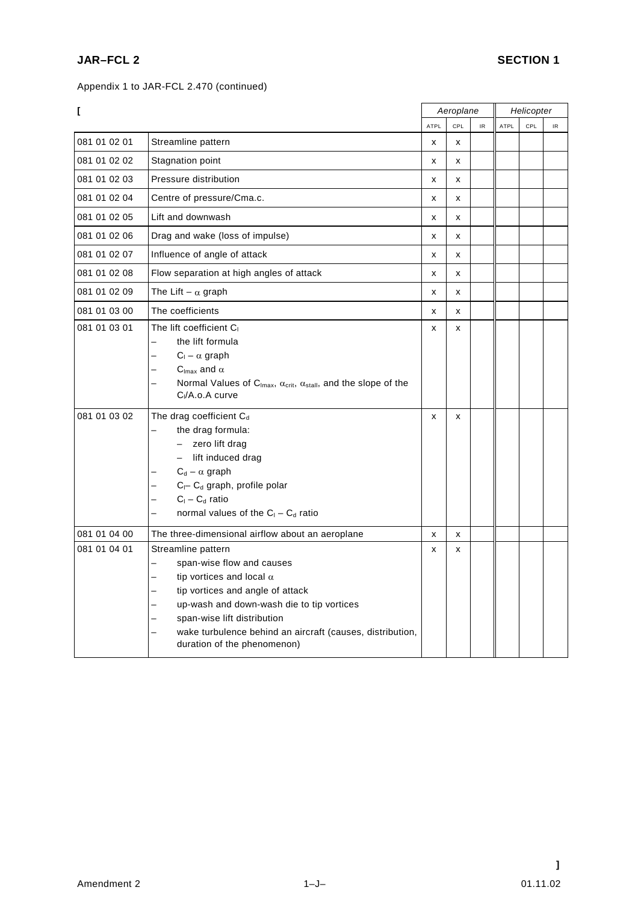Appendix 1 to JAR-FCL 2.470 (continued)

[

| | | Aeroplane | | | Helicopter | | |
|---|---|---|---|---|---|---|---|
| | | ATPL | CPL | IR | ATPL | CPL | IR |
| 081 01 02 01 | Streamline pattern | x | x | | | | |
| 081 01 02 02 | Stagnation point | x | x | | | | |
| 081 01 02 03 | Pressure distribution | x | x | | | | |
| 081 01 02 04 | Centre of pressure/Cma.c. | x | x | | | | |
| 081 01 02 05 | Lift and downwash | x | x | | | | |
| 081 01 02 06 | Drag and wake (loss of impulse) | x | x | | | | |
| 081 01 02 07 | Influence of angle of attack | x | x | | | | |
| 081 01 02 08 | Flow separation at high angles of attack | x | x | | | | |
| 081 01 02 09 | The Lift – $\alpha$ graph | x | x | | | | |
| 081 01 03 00 | The coefficients | x | x | | | | |
| 081 01 03 01 | The lift coefficient $C_l$<br>– the lift formula<br>– $C_l - \alpha$ graph<br>– $C_{lmax}$ and $\alpha$<br>– Normal Values of $C_{lmax}$, $\alpha_{crit}$, $\alpha_{stall}$, and the slope of the $C_l$/A.o.A curve | x | x | | | | |
| 081 01 03 02 | The drag coefficient $C_d$<br>– the drag formula:<br>&nbsp;&nbsp;– zero lift drag<br>&nbsp;&nbsp;– lift induced drag<br>– $C_d - \alpha$ graph<br>– $C_l$– $C_d$ graph, profile polar<br>– $C_l - C_d$ ratio<br>– normal values of the $C_l - C_d$ ratio | x | x | | | | |
| 081 01 04 00 | The three-dimensional airflow about an aeroplane | x | x | | | | |
| 081 01 04 01 | Streamline pattern<br>– span-wise flow and causes<br>– tip vortices and local $\alpha$<br>– tip vortices and angle of attack<br>– up-wash and down-wash die to tip vortices<br>– span-wise lift distribution<br>– wake turbulence behind an aircraft (causes, distribution, duration of the phenomenon) | x | x | | | | |

]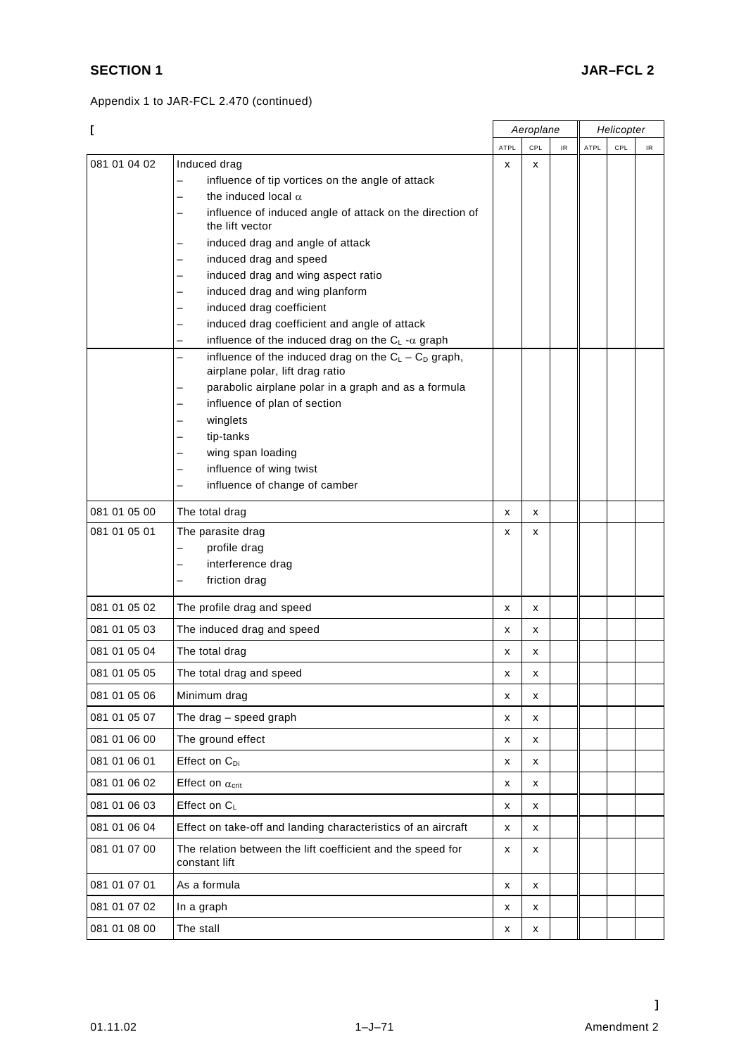Appendix 1 to JAR-FCL 2.470 (continued)

[

| | | Aeroplane | | | Helicopter | | |
|---|---|---|---|---|---|---|---|
| | | ATPL | CPL | IR | ATPL | CPL | IR |
| 081 01 04 02 | Induced drag<br>– influence of tip vortices on the angle of attack<br>– the induced local $\alpha$<br>– influence of induced angle of attack on the direction of the lift vector<br>– induced drag and angle of attack<br>– induced drag and speed<br>– induced drag and wing aspect ratio<br>– induced drag and wing planform<br>– induced drag coefficient<br>– induced drag coefficient and angle of attack<br>– influence of the induced drag on the $C_L$ -$\alpha$ graph | x | x | | | | |
| | – influence of the induced drag on the $C_L$ – $C_D$ graph, airplane polar, lift drag ratio<br>– parabolic airplane polar in a graph and as a formula<br>– influence of plan of section<br>– winglets<br>– tip-tanks<br>– wing span loading<br>– influence of wing twist<br>– influence of change of camber | | | | | | |
| 081 01 05 00 | The total drag | x | x | | | | |
| 081 01 05 01 | The parasite drag<br>– profile drag<br>– interference drag<br>– friction drag | x | x | | | | |
| 081 01 05 02 | The profile drag and speed | x | x | | | | |
| 081 01 05 03 | The induced drag and speed | x | x | | | | |
| 081 01 05 04 | The total drag | x | x | | | | |
| 081 01 05 05 | The total drag and speed | x | x | | | | |
| 081 01 05 06 | Minimum drag | x | x | | | | |
| 081 01 05 07 | The drag – speed graph | x | x | | | | |
| 081 01 06 00 | The ground effect | x | x | | | | |
| 081 01 06 01 | Effect on $C_{Di}$ | x | x | | | | |
| 081 01 06 02 | Effect on $\alpha_{crit}$ | x | x | | | | |
| 081 01 06 03 | Effect on $C_L$ | x | x | | | | |
| 081 01 06 04 | Effect on take-off and landing characteristics of an aircraft | x | x | | | | |
| 081 01 07 00 | The relation between the lift coefficient and the speed for constant lift | x | x | | | | |
| 081 01 07 01 | As a formula | x | x | | | | |
| 081 01 07 02 | In a graph | x | x | | | | |
| 081 01 08 00 | The stall | x | x | | | | |

]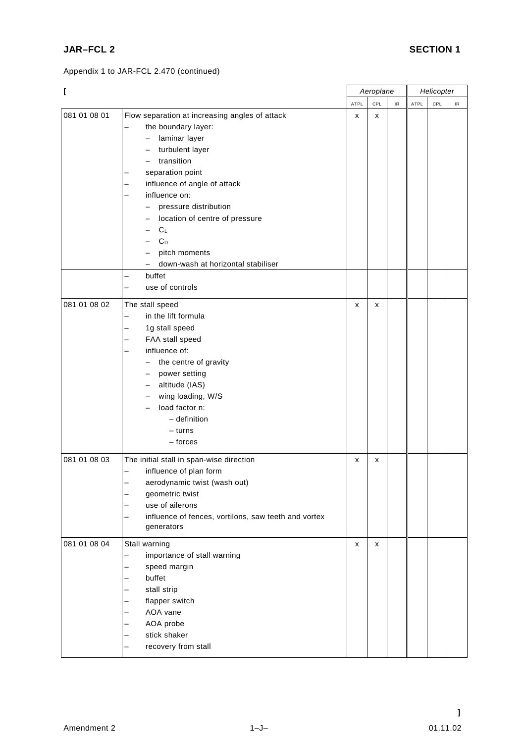Appendix 1 to JAR-FCL 2.470 (continued)

| [ | | Aeroplane | | | Helicopter | | |
|---|---|---|---|---|---|---|---|
| | | ATPL | CPL | IR | ATPL | CPL | IR |
| 081 01 08 01 | Flow separation at increasing angles of attack<br>– the boundary layer:<br>&nbsp;&nbsp;– laminar layer<br>&nbsp;&nbsp;– turbulent layer<br>&nbsp;&nbsp;– transition<br>– separation point<br>– influence of angle of attack<br>– influence on:<br>&nbsp;&nbsp;– pressure distribution<br>&nbsp;&nbsp;– location of centre of pressure<br>&nbsp;&nbsp;– $C_L$<br>&nbsp;&nbsp;– $C_D$<br>&nbsp;&nbsp;– pitch moments<br>&nbsp;&nbsp;– down-wash at horizontal stabiliser | x | x | | | | |
| | – buffet<br>– use of controls | | | | | | |
| 081 01 08 02 | The stall speed<br>– in the lift formula<br>– 1g stall speed<br>– FAA stall speed<br>– influence of:<br>&nbsp;&nbsp;– the centre of gravity<br>&nbsp;&nbsp;– power setting<br>&nbsp;&nbsp;– altitude (IAS)<br>&nbsp;&nbsp;– wing loading, W/S<br>&nbsp;&nbsp;– load factor n:<br>&nbsp;&nbsp;&nbsp;&nbsp;– definition<br>&nbsp;&nbsp;&nbsp;&nbsp;– turns<br>&nbsp;&nbsp;&nbsp;&nbsp;– forces | x | x | | | | |
| 081 01 08 03 | The initial stall in span-wise direction<br>– influence of plan form<br>– aerodynamic twist (wash out)<br>– geometric twist<br>– use of ailerons<br>– influence of fences, vortilons, saw teeth and vortex generators | x | x | | | | |
| 081 01 08 04 | Stall warning<br>– importance of stall warning<br>– speed margin<br>– buffet<br>– stall strip<br>– flapper switch<br>– AOA vane<br>– AOA probe<br>– stick shaker<br>– recovery from stall | x | x | | | | |

]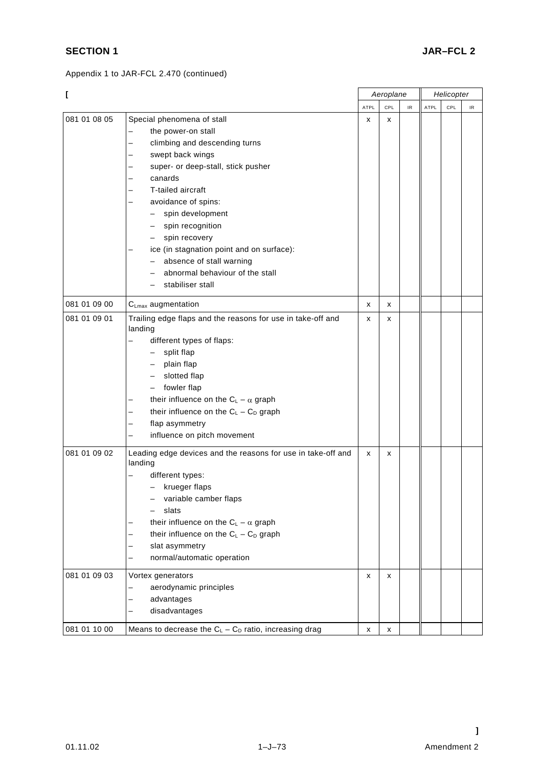Appendix 1 to JAR-FCL 2.470 (continued)

[

| | | Aeroplane | | | Helicopter | | |
|---|---|---|---|---|---|---|---|
| | | ATPL | CPL | IR | ATPL | CPL | IR |
| 081 01 08 05 | Special phenomena of stall<br>– the power-on stall<br>– climbing and descending turns<br>– swept back wings<br>– super- or deep-stall, stick pusher<br>– canards<br>– T-tailed aircraft<br>– avoidance of spins:<br>&nbsp;&nbsp;– spin development<br>&nbsp;&nbsp;– spin recognition<br>&nbsp;&nbsp;– spin recovery<br>– ice (in stagnation point and on surface):<br>&nbsp;&nbsp;– absence of stall warning<br>&nbsp;&nbsp;– abnormal behaviour of the stall<br>&nbsp;&nbsp;– stabiliser stall | x | x | | | | |
| 081 01 09 00 | $C_{Lmax}$ augmentation | x | x | | | | |
| 081 01 09 01 | Trailing edge flaps and the reasons for use in take-off and landing<br>– different types of flaps:<br>&nbsp;&nbsp;– split flap<br>&nbsp;&nbsp;– plain flap<br>&nbsp;&nbsp;– slotted flap<br>&nbsp;&nbsp;– fowler flap<br>– their influence on the $C_L - \alpha$ graph<br>– their influence on the $C_L - C_D$ graph<br>– flap asymmetry<br>– influence on pitch movement | x | x | | | | |
| 081 01 09 02 | Leading edge devices and the reasons for use in take-off and landing<br>– different types:<br>&nbsp;&nbsp;– krueger flaps<br>&nbsp;&nbsp;– variable camber flaps<br>&nbsp;&nbsp;– slats<br>– their influence on the $C_L - \alpha$ graph<br>– their influence on the $C_L - C_D$ graph<br>– slat asymmetry<br>– normal/automatic operation | x | x | | | | |
| 081 01 09 03 | Vortex generators<br>– aerodynamic principles<br>– advantages<br>– disadvantages | x | x | | | | |
| 081 01 10 00 | Means to decrease the $C_L - C_D$ ratio, increasing drag | x | x | | | | |

]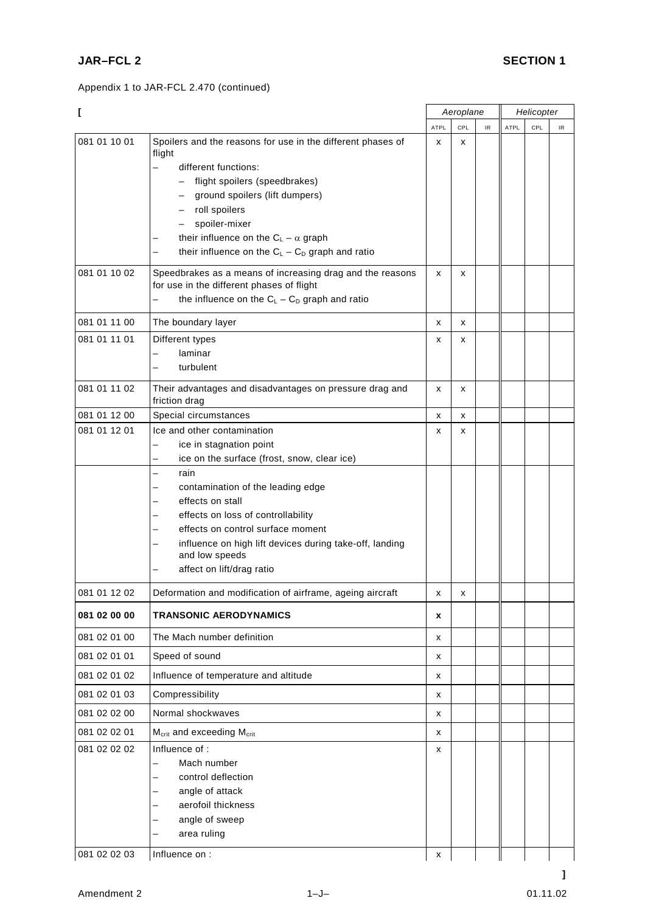Appendix 1 to JAR-FCL 2.470 (continued)

[

| | | Aeroplane | | | Helicopter | | |
|---|---|---|---|---|---|---|---|
| | | ATPL | CPL | IR | ATPL | CPL | IR |
| 081 01 10 01 | Spoilers and the reasons for use in the different phases of flight<br>– different functions:<br>– flight spoilers (speedbrakes)<br>– ground spoilers (lift dumpers)<br>– roll spoilers<br>– spoiler-mixer<br>– their influence on the $C_L - \alpha$ graph<br>– their influence on the $C_L - C_D$ graph and ratio | x | x | | | | |
| 081 01 10 02 | Speedbrakes as a means of increasing drag and the reasons for use in the different phases of flight<br>– the influence on the $C_L - C_D$ graph and ratio | x | x | | | | |
| 081 01 11 00 | The boundary layer | x | x | | | | |
| 081 01 11 01 | Different types<br>– laminar<br>– turbulent | x | x | | | | |
| 081 01 11 02 | Their advantages and disadvantages on pressure drag and friction drag | x | x | | | | |
| 081 01 12 00 | Special circumstances | x | x | | | | |
| 081 01 12 01 | Ice and other contamination<br>– ice in stagnation point<br>– ice on the surface (frost, snow, clear ice) | x | x | | | | |
| | – rain<br>– contamination of the leading edge<br>– effects on stall<br>– effects on loss of controllability<br>– effects on control surface moment<br>– influence on high lift devices during take-off, landing and low speeds<br>– affect on lift/drag ratio | | | | | | |
| 081 01 12 02 | Deformation and modification of airframe, ageing aircraft | x | x | | | | |
| **081 02 00 00** | **TRANSONIC AERODYNAMICS** | **x** | | | | | |
| 081 02 01 00 | The Mach number definition | x | | | | | |
| 081 02 01 01 | Speed of sound | x | | | | | |
| 081 02 01 02 | Influence of temperature and altitude | x | | | | | |
| 081 02 01 03 | Compressibility | x | | | | | |
| 081 02 02 00 | Normal shockwaves | x | | | | | |
| 081 02 02 01 | $M_{crit}$ and exceeding $M_{crit}$ | x | | | | | |
| 081 02 02 02 | Influence of :<br>– Mach number<br>– control deflection<br>– angle of attack<br>– aerofoil thickness<br>– angle of sweep<br>– area ruling | x | | | | | |
| 081 02 02 03 | Influence on : | x | | | | | |

]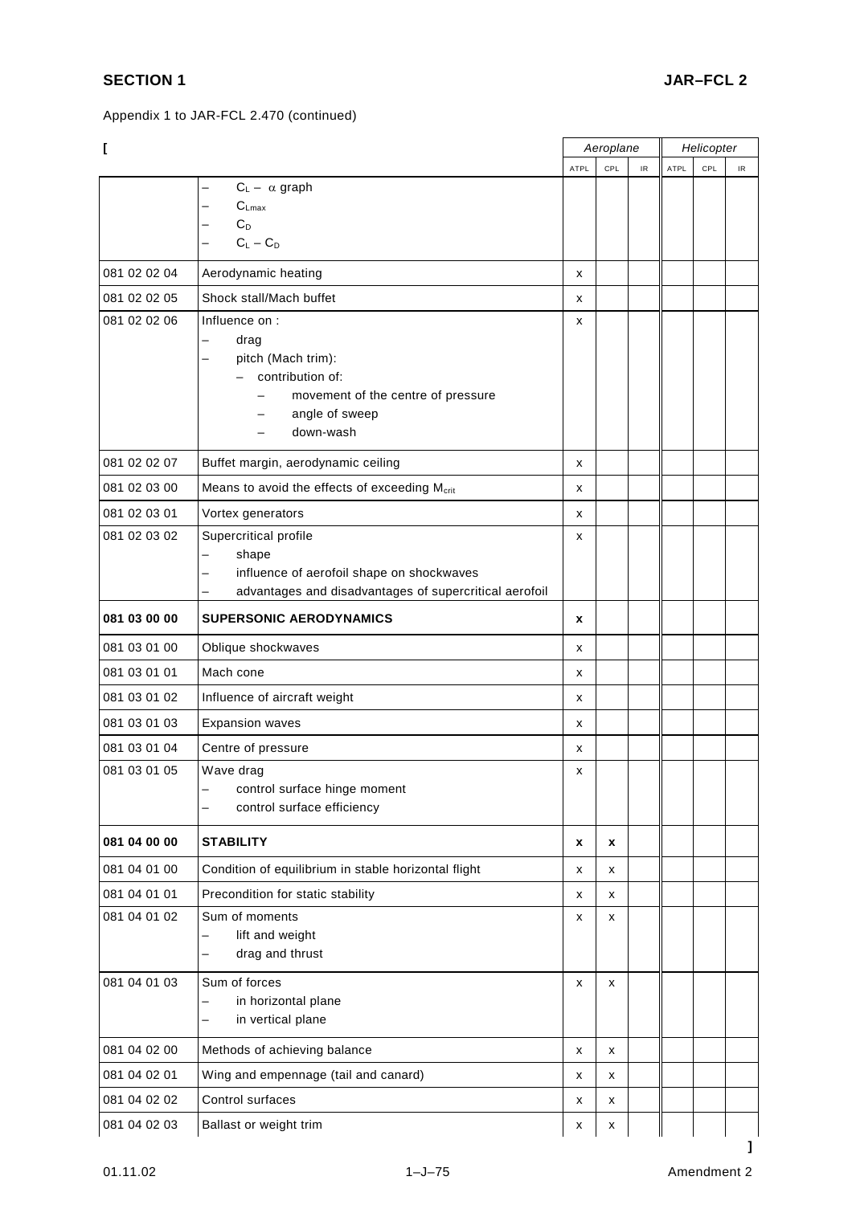Appendix 1 to JAR-FCL 2.470 (continued)

[

| | | Aeroplane | | | Helicopter | | |
|---|---|---|---|---|---|---|---|
| | | ATPL | CPL | IR | ATPL | CPL | IR |
| | – $C_L$ – α graph<br>– $C_{Lmax}$<br>– $C_D$<br>– $C_L$ – $C_D$ | | | | | | |
| 081 02 02 04 | Aerodynamic heating | x | | | | | |
| 081 02 02 05 | Shock stall/Mach buffet | x | | | | | |
| 081 02 02 06 | Influence on :<br>– drag<br>– pitch (Mach trim):<br>– contribution of:<br>– movement of the centre of pressure<br>– angle of sweep<br>– down-wash | x | | | | | |
| 081 02 02 07 | Buffet margin, aerodynamic ceiling | x | | | | | |
| 081 02 03 00 | Means to avoid the effects of exceeding $M_{crit}$ | x | | | | | |
| 081 02 03 01 | Vortex generators | x | | | | | |
| 081 02 03 02 | Supercritical profile<br>– shape<br>– influence of aerofoil shape on shockwaves<br>– advantages and disadvantages of supercritical aerofoil | x | | | | | |
| **081 03 00 00** | **SUPERSONIC AERODYNAMICS** | **x** | | | | | |
| 081 03 01 00 | Oblique shockwaves | x | | | | | |
| 081 03 01 01 | Mach cone | x | | | | | |
| 081 03 01 02 | Influence of aircraft weight | x | | | | | |
| 081 03 01 03 | Expansion waves | x | | | | | |
| 081 03 01 04 | Centre of pressure | x | | | | | |
| 081 03 01 05 | Wave drag<br>– control surface hinge moment<br>– control surface efficiency | x | | | | | |
| **081 04 00 00** | **STABILITY** | **x** | **x** | | | | |
| 081 04 01 00 | Condition of equilibrium in stable horizontal flight | x | x | | | | |
| 081 04 01 01 | Precondition for static stability | x | x | | | | |
| 081 04 01 02 | Sum of moments<br>– lift and weight<br>– drag and thrust | x | x | | | | |
| 081 04 01 03 | Sum of forces<br>– in horizontal plane<br>– in vertical plane | x | x | | | | |
| 081 04 02 00 | Methods of achieving balance | x | x | | | | |
| 081 04 02 01 | Wing and empennage (tail and canard) | x | x | | | | |
| 081 04 02 02 | Control surfaces | x | x | | | | |
| 081 04 02 03 | Ballast or weight trim | x | x | | | | |

]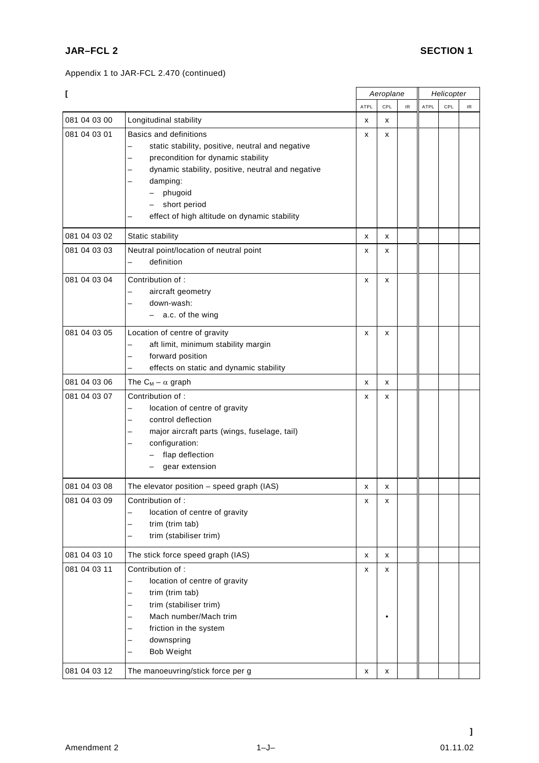Appendix 1 to JAR-FCL 2.470 (continued)

[

| | | Aeroplane | | | Helicopter | | |
|---|---|---|---|---|---|---|---|
| | | ATPL | CPL | IR | ATPL | CPL | IR |
| 081 04 03 00 | Longitudinal stability | x | x | | | | |
| 081 04 03 01 | Basics and definitions<br>– static stability, positive, neutral and negative<br>– precondition for dynamic stability<br>– dynamic stability, positive, neutral and negative<br>– damping:<br>  – phugoid<br>  – short period<br>– effect of high altitude on dynamic stability | x | x | | | | |
| 081 04 03 02 | Static stability | x | x | | | | |
| 081 04 03 03 | Neutral point/location of neutral point<br>– definition | x | x | | | | |
| 081 04 03 04 | Contribution of :<br>– aircraft geometry<br>– down-wash:<br>  – a.c. of the wing | x | x | | | | |
| 081 04 03 05 | Location of centre of gravity<br>– aft limit, minimum stability margin<br>– forward position<br>– effects on static and dynamic stability | x | x | | | | |
| 081 04 03 06 | The $C_M - \alpha$ graph | x | x | | | | |
| 081 04 03 07 | Contribution of :<br>– location of centre of gravity<br>– control deflection<br>– major aircraft parts (wings, fuselage, tail)<br>– configuration:<br>  – flap deflection<br>  – gear extension | x | x | | | | |
| 081 04 03 08 | The elevator position – speed graph (IAS) | x | x | | | | |
| 081 04 03 09 | Contribution of :<br>– location of centre of gravity<br>– trim (trim tab)<br>– trim (stabiliser trim) | x | x | | | | |
| 081 04 03 10 | The stick force speed graph (IAS) | x | x | | | | |
| 081 04 03 11 | Contribution of :<br>– location of centre of gravity<br>– trim (trim tab)<br>– trim (stabiliser trim)<br>– Mach number/Mach trim<br>– friction in the system<br>– downspring<br>– Bob Weight | x | x<br><br><br><br>• | | | | |
| 081 04 03 12 | The manoeuvring/stick force per g | x | x | | | | |

]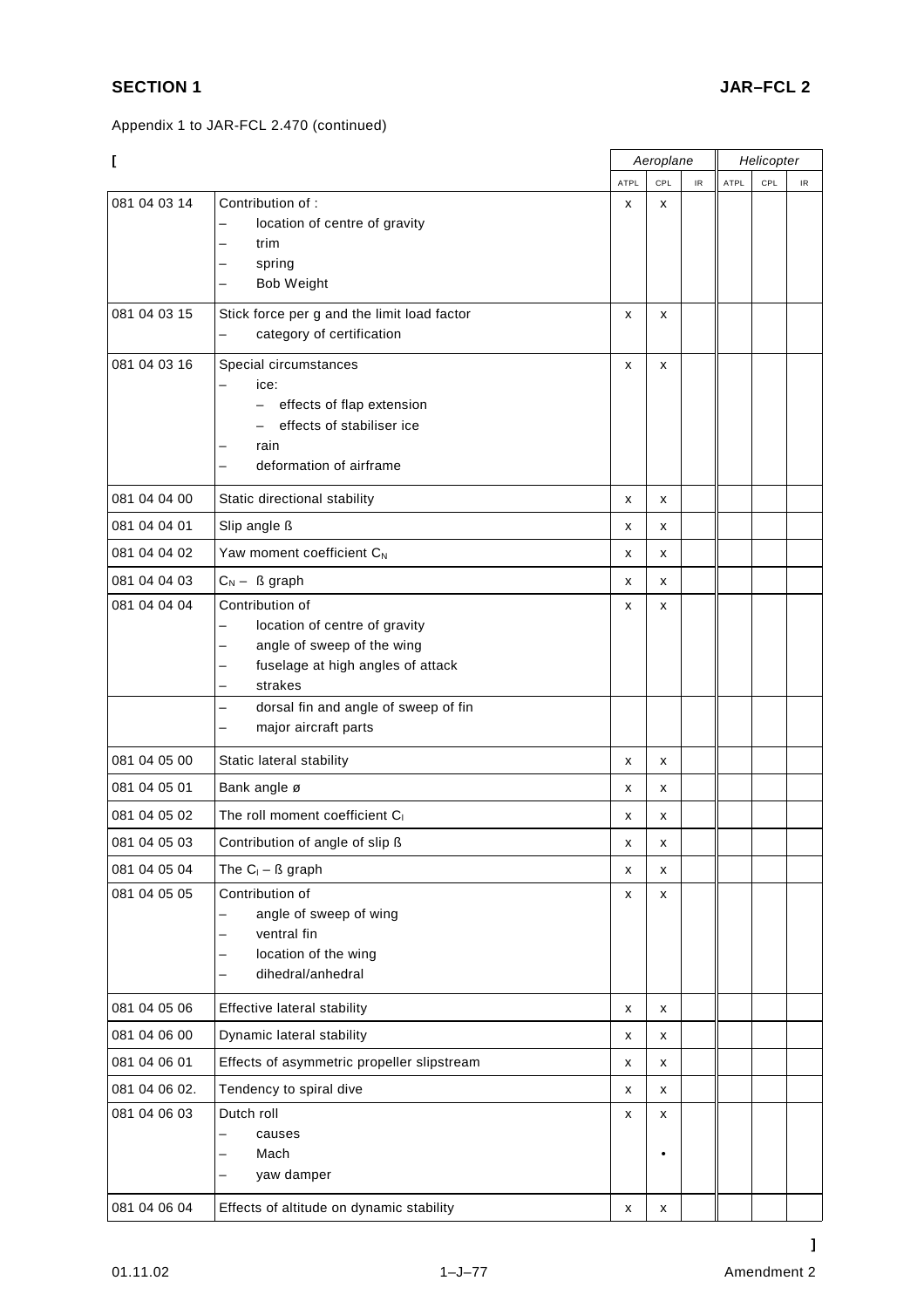Appendix 1 to JAR-FCL 2.470 (continued)

[

| | | Aeroplane | | | Helicopter | | |
|---|---|---|---|---|---|---|---|
| | | ATPL | CPL | IR | ATPL | CPL | IR |
| 081 04 03 14 | Contribution of :<br>– location of centre of gravity<br>– trim<br>– spring<br>– Bob Weight | x | x | | | | |
| 081 04 03 15 | Stick force per g and the limit load factor<br>– category of certification | x | x | | | | |
| 081 04 03 16 | Special circumstances<br>– ice:<br>– effects of flap extension<br>– effects of stabiliser ice<br>– rain<br>– deformation of airframe | x | x | | | | |
| 081 04 04 00 | Static directional stability | x | x | | | | |
| 081 04 04 01 | Slip angle ß | x | x | | | | |
| 081 04 04 02 | Yaw moment coefficient $C_N$ | x | x | | | | |
| 081 04 04 03 | $C_N$ – ß graph | x | x | | | | |
| 081 04 04 04 | Contribution of<br>– location of centre of gravity<br>– angle of sweep of the wing<br>– fuselage at high angles of attack<br>– strakes | x | x | | | | |
| | – dorsal fin and angle of sweep of fin<br>– major aircraft parts | | | | | | |
| 081 04 05 00 | Static lateral stability | x | x | | | | |
| 081 04 05 01 | Bank angle ø | x | x | | | | |
| 081 04 05 02 | The roll moment coefficient $C_l$ | x | x | | | | |
| 081 04 05 03 | Contribution of angle of slip ß | x | x | | | | |
| 081 04 05 04 | The $C_l$ – ß graph | x | x | | | | |
| 081 04 05 05 | Contribution of<br>– angle of sweep of wing<br>– ventral fin<br>– location of the wing<br>– dihedral/anhedral | x | x | | | | |
| 081 04 05 06 | Effective lateral stability | x | x | | | | |
| 081 04 06 00 | Dynamic lateral stability | x | x | | | | |
| 081 04 06 01 | Effects of asymmetric propeller slipstream | x | x | | | | |
| 081 04 06 02. | Tendency to spiral dive | x | x | | | | |
| 081 04 06 03 | Dutch roll<br>– causes<br>– Mach<br>– yaw damper | x | x<br><br>•<br> | | | | |
| 081 04 06 04 | Effects of altitude on dynamic stability | x | x | | | | |

]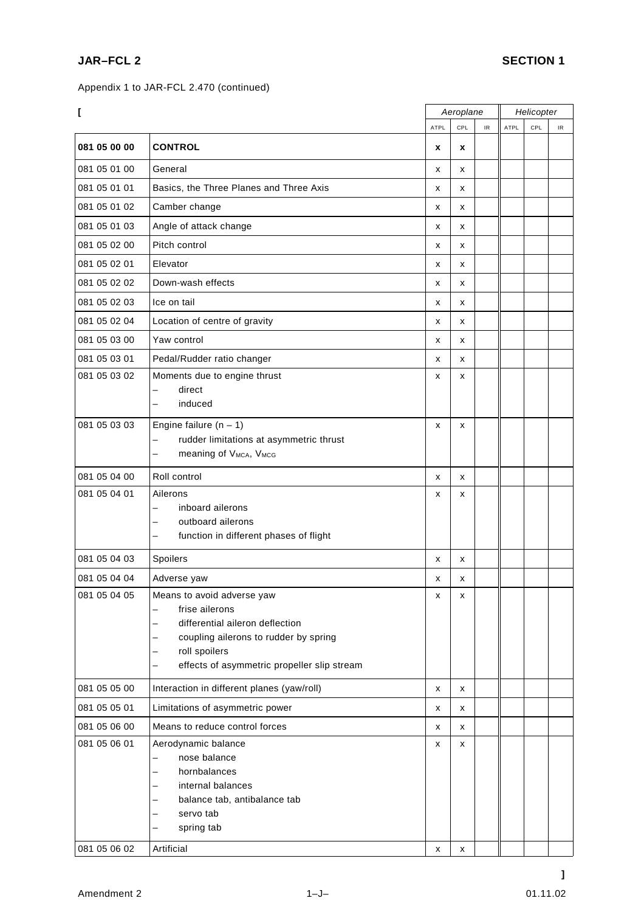Appendix 1 to JAR-FCL 2.470 (continued)

[

| | | Aeroplane | | | Helicopter | | |
|---|---|---|---|---|---|---|---|
| | | ATPL | CPL | IR | ATPL | CPL | IR |
| **081 05 00 00** | **CONTROL** | **x** | **x** | | | | |
| 081 05 01 00 | General | x | x | | | | |
| 081 05 01 01 | Basics, the Three Planes and Three Axis | x | x | | | | |
| 081 05 01 02 | Camber change | x | x | | | | |
| 081 05 01 03 | Angle of attack change | x | x | | | | |
| 081 05 02 00 | Pitch control | x | x | | | | |
| 081 05 02 01 | Elevator | x | x | | | | |
| 081 05 02 02 | Down-wash effects | x | x | | | | |
| 081 05 02 03 | Ice on tail | x | x | | | | |
| 081 05 02 04 | Location of centre of gravity | x | x | | | | |
| 081 05 03 00 | Yaw control | x | x | | | | |
| 081 05 03 01 | Pedal/Rudder ratio changer | x | x | | | | |
| 081 05 03 02 | Moments due to engine thrust<br>– direct<br>– induced | x | x | | | | |
| 081 05 03 03 | Engine failure (n – 1)<br>– rudder limitations at asymmetric thrust<br>– meaning of $V_{MCA}$, $V_{MCG}$ | x | x | | | | |
| 081 05 04 00 | Roll control | x | x | | | | |
| 081 05 04 01 | Ailerons<br>– inboard ailerons<br>– outboard ailerons<br>– function in different phases of flight | x | x | | | | |
| 081 05 04 03 | Spoilers | x | x | | | | |
| 081 05 04 04 | Adverse yaw | x | x | | | | |
| 081 05 04 05 | Means to avoid adverse yaw<br>– frise ailerons<br>– differential aileron deflection<br>– coupling ailerons to rudder by spring<br>– roll spoilers<br>– effects of asymmetric propeller slip stream | x | x | | | | |
| 081 05 05 00 | Interaction in different planes (yaw/roll) | x | x | | | | |
| 081 05 05 01 | Limitations of asymmetric power | x | x | | | | |
| 081 05 06 00 | Means to reduce control forces | x | x | | | | |
| 081 05 06 01 | Aerodynamic balance<br>– nose balance<br>– hornbalances<br>– internal balances<br>– balance tab, antibalance tab<br>– servo tab<br>– spring tab | x | x | | | | |
| 081 05 06 02 | Artificial | x | x | | | | |

]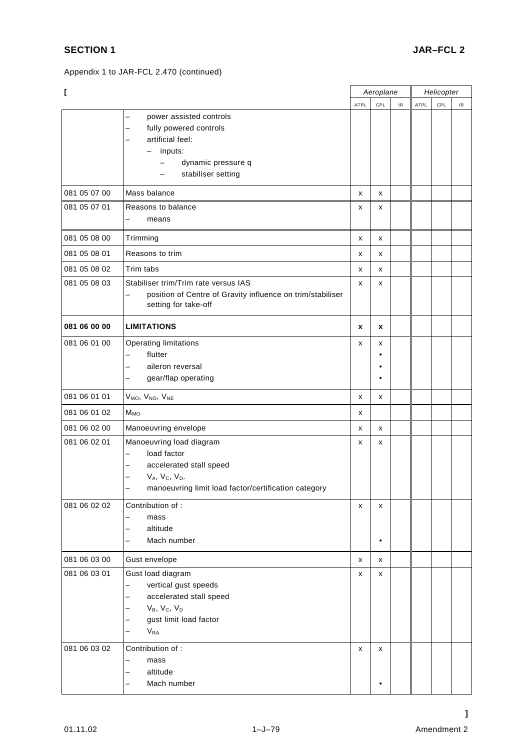Appendix 1 to JAR-FCL 2.470 (continued)

| [ | | Aeroplane | | | Helicopter | | |
|---|---|---|---|---|---|---|---|
| | | ATPL | CPL | IR | ATPL | CPL | IR |
| | – power assisted controls<br>– fully powered controls<br>– artificial feel:<br>– inputs:<br>– dynamic pressure q<br>– stabiliser setting | | | | | | |
| 081 05 07 00 | Mass balance | x | x | | | | |
| 081 05 07 01 | Reasons to balance<br>– means | x | x | | | | |
| 081 05 08 00 | Trimming | x | x | | | | |
| 081 05 08 01 | Reasons to trim | x | x | | | | |
| 081 05 08 02 | Trim tabs | x | x | | | | |
| 081 05 08 03 | Stabiliser trim/Trim rate versus IAS<br>– position of Centre of Gravity influence on trim/stabiliser setting for take-off | x | x | | | | |
| **081 06 00 00** | **LIMITATIONS** | **x** | **x** | | | | |
| 081 06 01 00 | Operating limitations<br>– flutter<br>– aileron reversal<br>– gear/flap operating | x | x<br>•<br>•<br>• | | | | |
| 081 06 01 01 | $V_{MO}$, $V_{NO}$, $V_{NE}$ | x | x | | | | |
| 081 06 01 02 | $M_{MO}$ | x | | | | | |
| 081 06 02 00 | Manoeuvring envelope | x | x | | | | |
| 081 06 02 01 | Manoeuvring load diagram<br>– load factor<br>– accelerated stall speed<br>– $V_A$, $V_C$, $V_D$.<br>– manoeuvring limit load factor/certification category | x | x | | | | |
| 081 06 02 02 | Contribution of :<br>– mass<br>– altitude<br>– Mach number | x | x<br><br><br>• | | | | |
| 081 06 03 00 | Gust envelope | x | x | | | | |
| 081 06 03 01 | Gust load diagram<br>– vertical gust speeds<br>– accelerated stall speed<br>– $V_B$, $V_C$, $V_D$<br>– gust limit load factor<br>– $V_{RA}$ | x | x | | | | |
| 081 06 03 02 | Contribution of :<br>– mass<br>– altitude<br>– Mach number | x | x<br><br><br>• | | | | |

]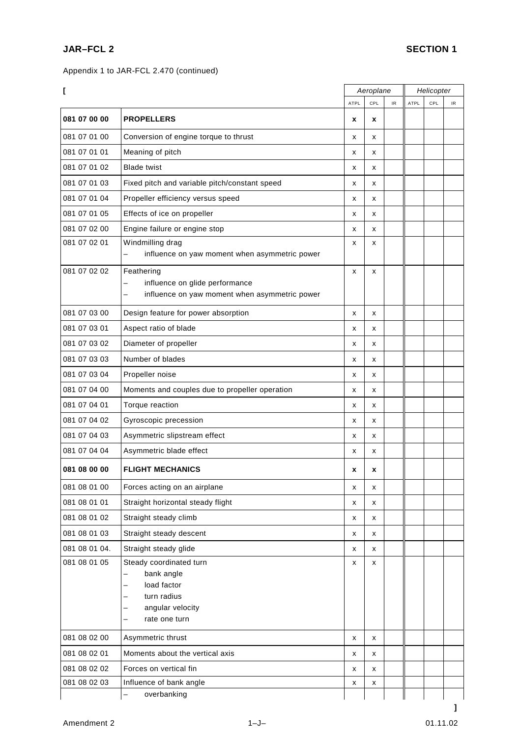Appendix 1 to JAR-FCL 2.470 (continued)

[

| | | Aeroplane | | | Helicopter | | |
|---|---|---|---|---|---|---|---|
| | | ATPL | CPL | IR | ATPL | CPL | IR |
| **081 07 00 00** | **PROPELLERS** | **x** | **x** | | | | |
| 081 07 01 00 | Conversion of engine torque to thrust | x | x | | | | |
| 081 07 01 01 | Meaning of pitch | x | x | | | | |
| 081 07 01 02 | Blade twist | x | x | | | | |
| 081 07 01 03 | Fixed pitch and variable pitch/constant speed | x | x | | | | |
| 081 07 01 04 | Propeller efficiency versus speed | x | x | | | | |
| 081 07 01 05 | Effects of ice on propeller | x | x | | | | |
| 081 07 02 00 | Engine failure or engine stop | x | x | | | | |
| 081 07 02 01 | Windmilling drag<br>– influence on yaw moment when asymmetric power | x | x | | | | |
| 081 07 02 02 | Feathering<br>– influence on glide performance<br>– influence on yaw moment when asymmetric power | x | x | | | | |
| 081 07 03 00 | Design feature for power absorption | x | x | | | | |
| 081 07 03 01 | Aspect ratio of blade | x | x | | | | |
| 081 07 03 02 | Diameter of propeller | x | x | | | | |
| 081 07 03 03 | Number of blades | x | x | | | | |
| 081 07 03 04 | Propeller noise | x | x | | | | |
| 081 07 04 00 | Moments and couples due to propeller operation | x | x | | | | |
| 081 07 04 01 | Torque reaction | x | x | | | | |
| 081 07 04 02 | Gyroscopic precession | x | x | | | | |
| 081 07 04 03 | Asymmetric slipstream effect | x | x | | | | |
| 081 07 04 04 | Asymmetric blade effect | x | x | | | | |
| **081 08 00 00** | **FLIGHT MECHANICS** | **x** | **x** | | | | |
| 081 08 01 00 | Forces acting on an airplane | x | x | | | | |
| 081 08 01 01 | Straight horizontal steady flight | x | x | | | | |
| 081 08 01 02 | Straight steady climb | x | x | | | | |
| 081 08 01 03 | Straight steady descent | x | x | | | | |
| 081 08 01 04. | Straight steady glide | x | x | | | | |
| 081 08 01 05 | Steady coordinated turn<br>– bank angle<br>– load factor<br>– turn radius<br>– angular velocity<br>– rate one turn | x | x | | | | |
| 081 08 02 00 | Asymmetric thrust | x | x | | | | |
| 081 08 02 01 | Moments about the vertical axis | x | x | | | | |
| 081 08 02 02 | Forces on vertical fin | x | x | | | | |
| 081 08 02 03 | Influence of bank angle<br>– overbanking | x | x | | | | |

]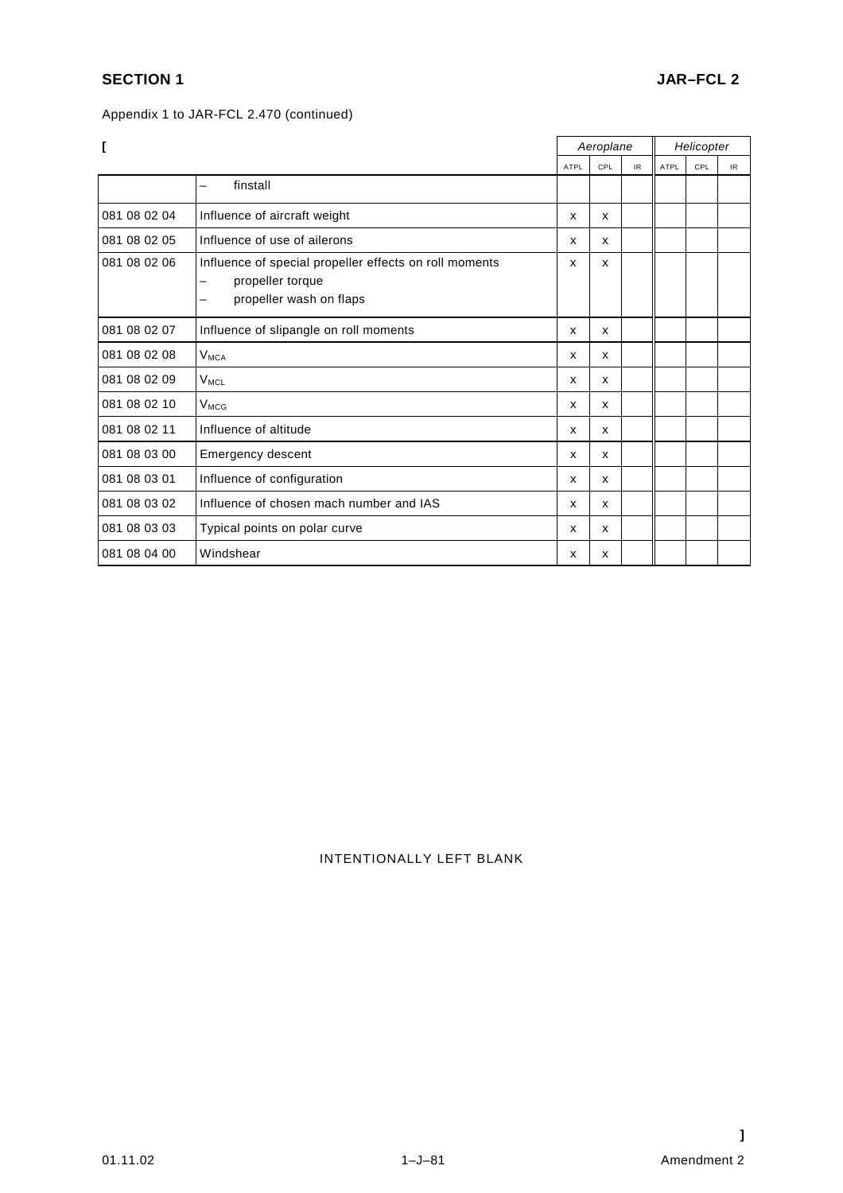Appendix 1 to JAR-FCL 2.470 (continued)

| [ | | Aeroplane | | | Helicopter | | |
|---|---|---|---|---|---|---|---|
| | | ATPL | CPL | IR | ATPL | CPL | IR |
| | – finstall | | | | | | |
| 081 08 02 04 | Influence of aircraft weight | x | x | | | | |
| 081 08 02 05 | Influence of use of ailerons | x | x | | | | |
| 081 08 02 06 | Influence of special propeller effects on roll moments<br>– propeller torque<br>– propeller wash on flaps | x | x | | | | |
| 081 08 02 07 | Influence of slipangle on roll moments | x | x | | | | |
| 081 08 02 08 | $V_{MCA}$ | x | x | | | | |
| 081 08 02 09 | $V_{MCL}$ | x | x | | | | |
| 081 08 02 10 | $V_{MCG}$ | x | x | | | | |
| 081 08 02 11 | Influence of altitude | x | x | | | | |
| 081 08 03 00 | Emergency descent | x | x | | | | |
| 081 08 03 01 | Influence of configuration | x | x | | | | |
| 081 08 03 02 | Influence of chosen mach number and IAS | x | x | | | | |
| 081 08 03 03 | Typical points on polar curve | x | x | | | | |
| 081 08 04 00 | Windshear | x | x | | | | |

INTENTIONALLY LEFT BLANK

]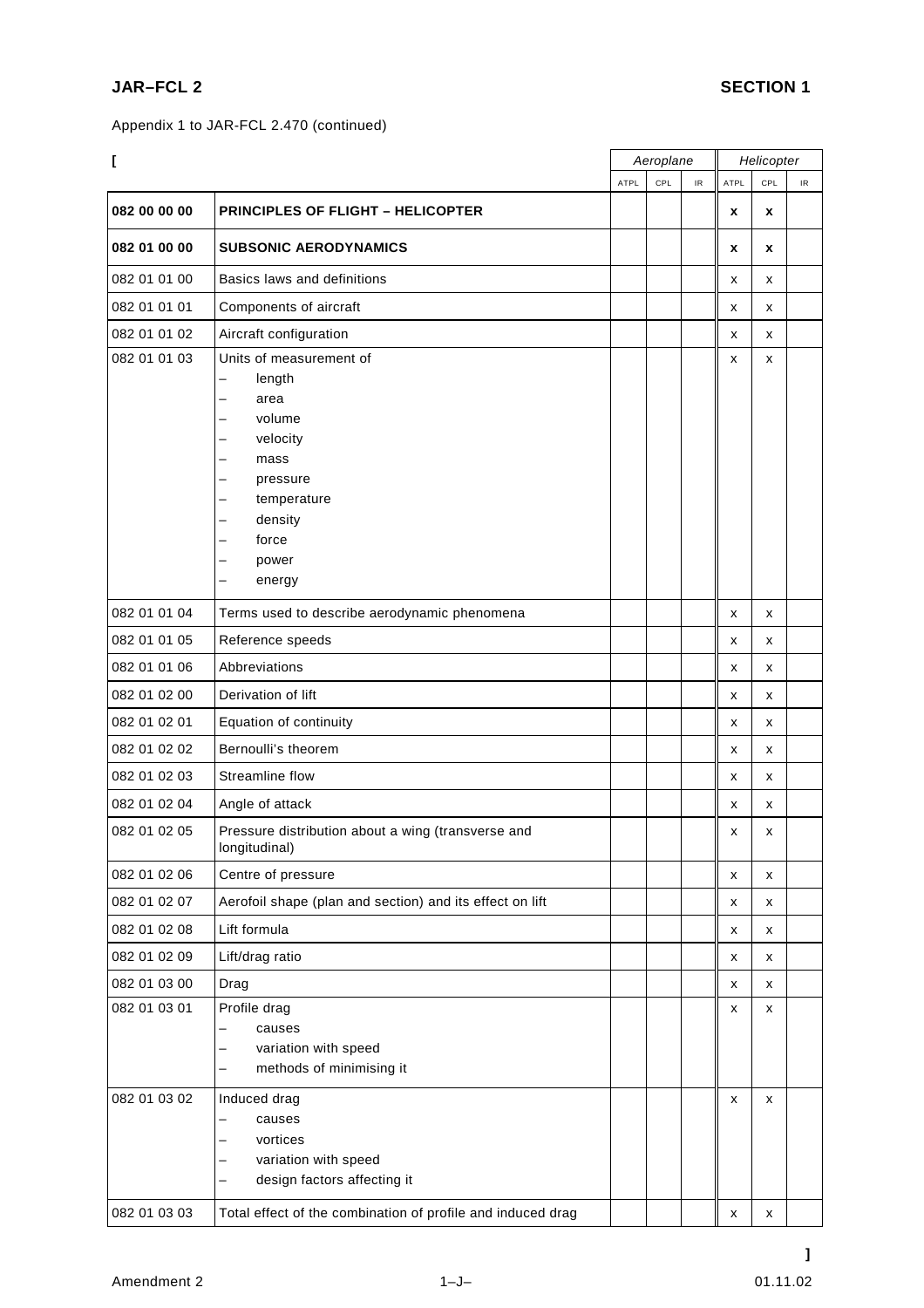Appendix 1 to JAR-FCL 2.470 (continued)

[

| | | Aeroplane | | | Helicopter | | |
|---|---|---|---|---|---|---|---|
| | | ATPL | CPL | IR | ATPL | CPL | IR |
| **082 00 00 00** | **PRINCIPLES OF FLIGHT – HELICOPTER** | | | | **x** | **x** | |
| **082 01 00 00** | **SUBSONIC AERODYNAMICS** | | | | **x** | **x** | |
| 082 01 01 00 | Basics laws and definitions | | | | x | x | |
| 082 01 01 01 | Components of aircraft | | | | x | x | |
| 082 01 01 02 | Aircraft configuration | | | | x | x | |
| 082 01 01 03 | Units of measurement of<br>– length<br>– area<br>– volume<br>– velocity<br>– mass<br>– pressure<br>– temperature<br>– density<br>– force<br>– power<br>– energy | | | | x | x | |
| 082 01 01 04 | Terms used to describe aerodynamic phenomena | | | | x | x | |
| 082 01 01 05 | Reference speeds | | | | x | x | |
| 082 01 01 06 | Abbreviations | | | | x | x | |
| 082 01 02 00 | Derivation of lift | | | | x | x | |
| 082 01 02 01 | Equation of continuity | | | | x | x | |
| 082 01 02 02 | Bernoulli's theorem | | | | x | x | |
| 082 01 02 03 | Streamline flow | | | | x | x | |
| 082 01 02 04 | Angle of attack | | | | x | x | |
| 082 01 02 05 | Pressure distribution about a wing (transverse and longitudinal) | | | | x | x | |
| 082 01 02 06 | Centre of pressure | | | | x | x | |
| 082 01 02 07 | Aerofoil shape (plan and section) and its effect on lift | | | | x | x | |
| 082 01 02 08 | Lift formula | | | | x | x | |
| 082 01 02 09 | Lift/drag ratio | | | | x | x | |
| 082 01 03 00 | Drag | | | | x | x | |
| 082 01 03 01 | Profile drag<br>– causes<br>– variation with speed<br>– methods of minimising it | | | | x | x | |
| 082 01 03 02 | Induced drag<br>– causes<br>– vortices<br>– variation with speed<br>– design factors affecting it | | | | x | x | |
| 082 01 03 03 | Total effect of the combination of profile and induced drag | | | | x | x | |

]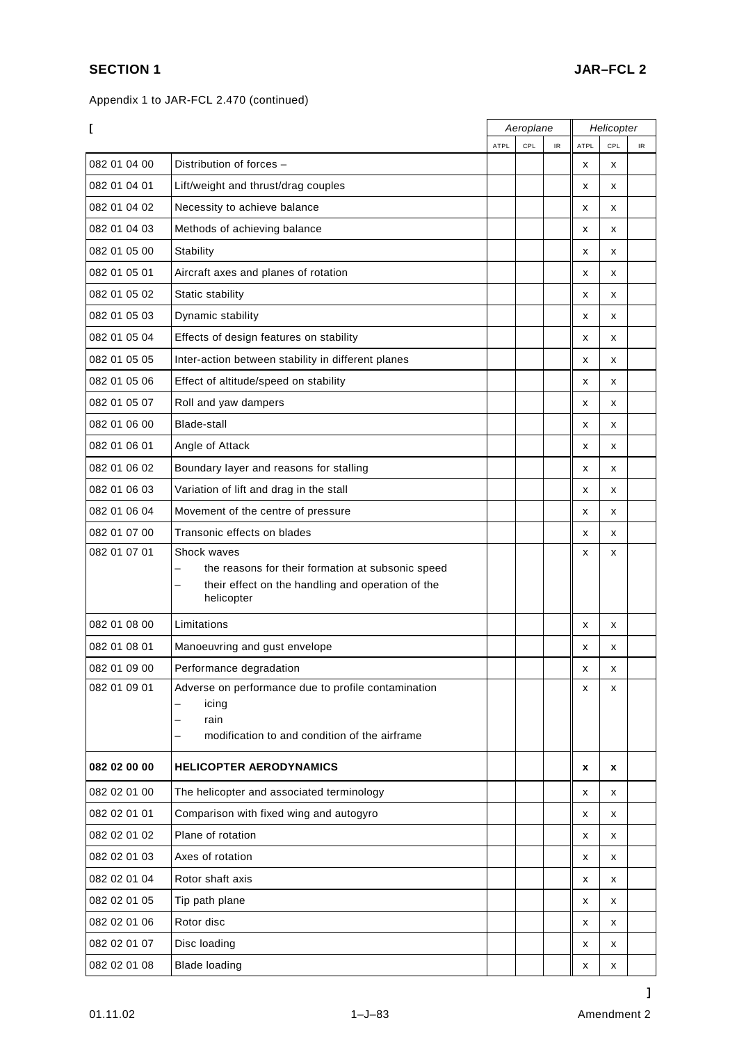Appendix 1 to JAR-FCL 2.470 (continued)

[

| | | Aeroplane | | | Helicopter | | |
|---|---|---|---|---|---|---|---|
| | | ATPL | CPL | IR | ATPL | CPL | IR |
| 082 01 04 00 | Distribution of forces – | | | | x | x | |
| 082 01 04 01 | Lift/weight and thrust/drag couples | | | | x | x | |
| 082 01 04 02 | Necessity to achieve balance | | | | x | x | |
| 082 01 04 03 | Methods of achieving balance | | | | x | x | |
| 082 01 05 00 | Stability | | | | x | x | |
| 082 01 05 01 | Aircraft axes and planes of rotation | | | | x | x | |
| 082 01 05 02 | Static stability | | | | x | x | |
| 082 01 05 03 | Dynamic stability | | | | x | x | |
| 082 01 05 04 | Effects of design features on stability | | | | x | x | |
| 082 01 05 05 | Inter-action between stability in different planes | | | | x | x | |
| 082 01 05 06 | Effect of altitude/speed on stability | | | | x | x | |
| 082 01 05 07 | Roll and yaw dampers | | | | x | x | |
| 082 01 06 00 | Blade-stall | | | | x | x | |
| 082 01 06 01 | Angle of Attack | | | | x | x | |
| 082 01 06 02 | Boundary layer and reasons for stalling | | | | x | x | |
| 082 01 06 03 | Variation of lift and drag in the stall | | | | x | x | |
| 082 01 06 04 | Movement of the centre of pressure | | | | x | x | |
| 082 01 07 00 | Transonic effects on blades | | | | x | x | |
| 082 01 07 01 | Shock waves<br>– the reasons for their formation at subsonic speed<br>– their effect on the handling and operation of the helicopter | | | | x | x | |
| 082 01 08 00 | Limitations | | | | x | x | |
| 082 01 08 01 | Manoeuvring and gust envelope | | | | x | x | |
| 082 01 09 00 | Performance degradation | | | | x | x | |
| 082 01 09 01 | Adverse on performance due to profile contamination<br>– icing<br>– rain<br>– modification to and condition of the airframe | | | | x | x | |
| **082 02 00 00** | **HELICOPTER AERODYNAMICS** | | | | **x** | **x** | |
| 082 02 01 00 | The helicopter and associated terminology | | | | x | x | |
| 082 02 01 01 | Comparison with fixed wing and autogyro | | | | x | x | |
| 082 02 01 02 | Plane of rotation | | | | x | x | |
| 082 02 01 03 | Axes of rotation | | | | x | x | |
| 082 02 01 04 | Rotor shaft axis | | | | x | x | |
| 082 02 01 05 | Tip path plane | | | | x | x | |
| 082 02 01 06 | Rotor disc | | | | x | x | |
| 082 02 01 07 | Disc loading | | | | x | x | |
| 082 02 01 08 | Blade loading | | | | x | x | |

]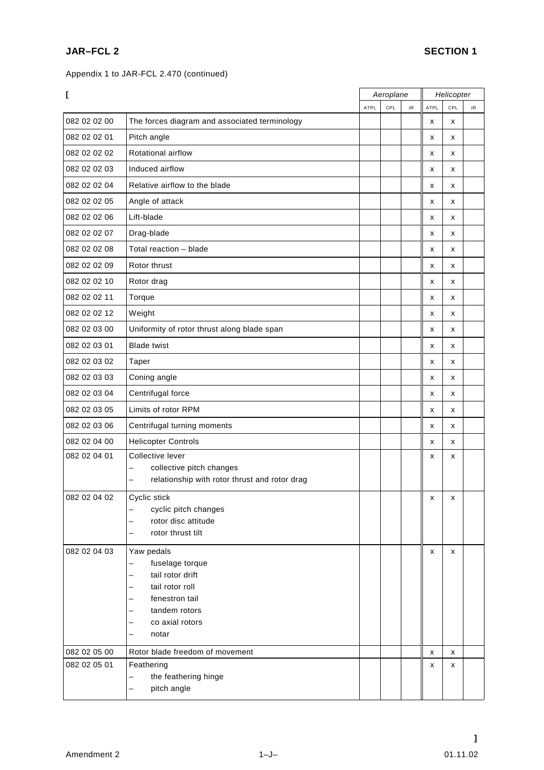Appendix 1 to JAR-FCL 2.470 (continued)

| [ | | Aeroplane | | | Helicopter | | |
|---|---|---|---|---|---|---|---|
| | | ATPL | CPL | IR | ATPL | CPL | IR |
| 082 02 02 00 | The forces diagram and associated terminology | | | | x | x | |
| 082 02 02 01 | Pitch angle | | | | x | x | |
| 082 02 02 02 | Rotational airflow | | | | x | x | |
| 082 02 02 03 | Induced airflow | | | | x | x | |
| 082 02 02 04 | Relative airflow to the blade | | | | x | x | |
| 082 02 02 05 | Angle of attack | | | | x | x | |
| 082 02 02 06 | Lift-blade | | | | x | x | |
| 082 02 02 07 | Drag-blade | | | | x | x | |
| 082 02 02 08 | Total reaction – blade | | | | x | x | |
| 082 02 02 09 | Rotor thrust | | | | x | x | |
| 082 02 02 10 | Rotor drag | | | | x | x | |
| 082 02 02 11 | Torque | | | | x | x | |
| 082 02 02 12 | Weight | | | | x | x | |
| 082 02 03 00 | Uniformity of rotor thrust along blade span | | | | x | x | |
| 082 02 03 01 | Blade twist | | | | x | x | |
| 082 02 03 02 | Taper | | | | x | x | |
| 082 02 03 03 | Coning angle | | | | x | x | |
| 082 02 03 04 | Centrifugal force | | | | x | x | |
| 082 02 03 05 | Limits of rotor RPM | | | | x | x | |
| 082 02 03 06 | Centrifugal turning moments | | | | x | x | |
| 082 02 04 00 | Helicopter Controls | | | | x | x | |
| 082 02 04 01 | Collective lever<br>– collective pitch changes<br>– relationship with rotor thrust and rotor drag | | | | x | x | |
| 082 02 04 02 | Cyclic stick<br>– cyclic pitch changes<br>– rotor disc attitude<br>– rotor thrust tilt | | | | x | x | |
| 082 02 04 03 | Yaw pedals<br>– fuselage torque<br>– tail rotor drift<br>– tail rotor roll<br>– fenestron tail<br>– tandem rotors<br>– co axial rotors<br>– notar | | | | x | x | |
| 082 02 05 00 | Rotor blade freedom of movement | | | | x | x | |
| 082 02 05 01 | Feathering<br>– the feathering hinge<br>– pitch angle | | | | x | x | |

]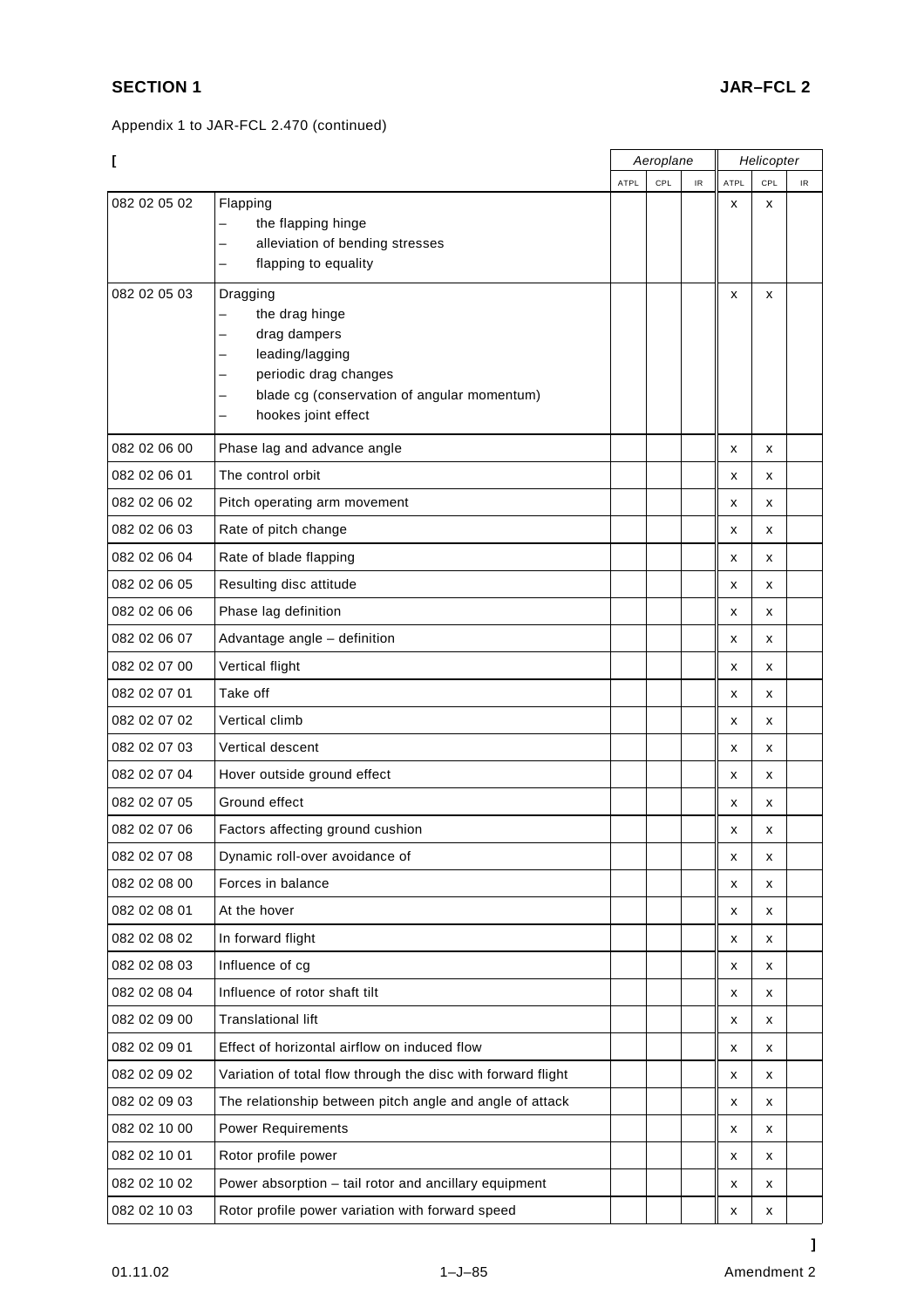Appendix 1 to JAR-FCL 2.470 (continued)

| [ | | Aeroplane | | | Helicopter | | |
|---|---|---|---|---|---|---|---|
| | | ATPL | CPL | IR | ATPL | CPL | IR |
| 082 02 05 02 | Flapping<br>– the flapping hinge<br>– alleviation of bending stresses<br>– flapping to equality | | | | x | x | |
| 082 02 05 03 | Dragging<br>– the drag hinge<br>– drag dampers<br>– leading/lagging<br>– periodic drag changes<br>– blade cg (conservation of angular momentum)<br>– hookes joint effect | | | | x | x | |
| 082 02 06 00 | Phase lag and advance angle | | | | x | x | |
| 082 02 06 01 | The control orbit | | | | x | x | |
| 082 02 06 02 | Pitch operating arm movement | | | | x | x | |
| 082 02 06 03 | Rate of pitch change | | | | x | x | |
| 082 02 06 04 | Rate of blade flapping | | | | x | x | |
| 082 02 06 05 | Resulting disc attitude | | | | x | x | |
| 082 02 06 06 | Phase lag definition | | | | x | x | |
| 082 02 06 07 | Advantage angle – definition | | | | x | x | |
| 082 02 07 00 | Vertical flight | | | | x | x | |
| 082 02 07 01 | Take off | | | | x | x | |
| 082 02 07 02 | Vertical climb | | | | x | x | |
| 082 02 07 03 | Vertical descent | | | | x | x | |
| 082 02 07 04 | Hover outside ground effect | | | | x | x | |
| 082 02 07 05 | Ground effect | | | | x | x | |
| 082 02 07 06 | Factors affecting ground cushion | | | | x | x | |
| 082 02 07 08 | Dynamic roll-over avoidance of | | | | x | x | |
| 082 02 08 00 | Forces in balance | | | | x | x | |
| 082 02 08 01 | At the hover | | | | x | x | |
| 082 02 08 02 | In forward flight | | | | x | x | |
| 082 02 08 03 | Influence of cg | | | | x | x | |
| 082 02 08 04 | Influence of rotor shaft tilt | | | | x | x | |
| 082 02 09 00 | Translational lift | | | | x | x | |
| 082 02 09 01 | Effect of horizontal airflow on induced flow | | | | x | x | |
| 082 02 09 02 | Variation of total flow through the disc with forward flight | | | | x | x | |
| 082 02 09 03 | The relationship between pitch angle and angle of attack | | | | x | x | |
| 082 02 10 00 | Power Requirements | | | | x | x | |
| 082 02 10 01 | Rotor profile power | | | | x | x | |
| 082 02 10 02 | Power absorption – tail rotor and ancillary equipment | | | | x | x | |
| 082 02 10 03 | Rotor profile power variation with forward speed | | | | x | x | |

]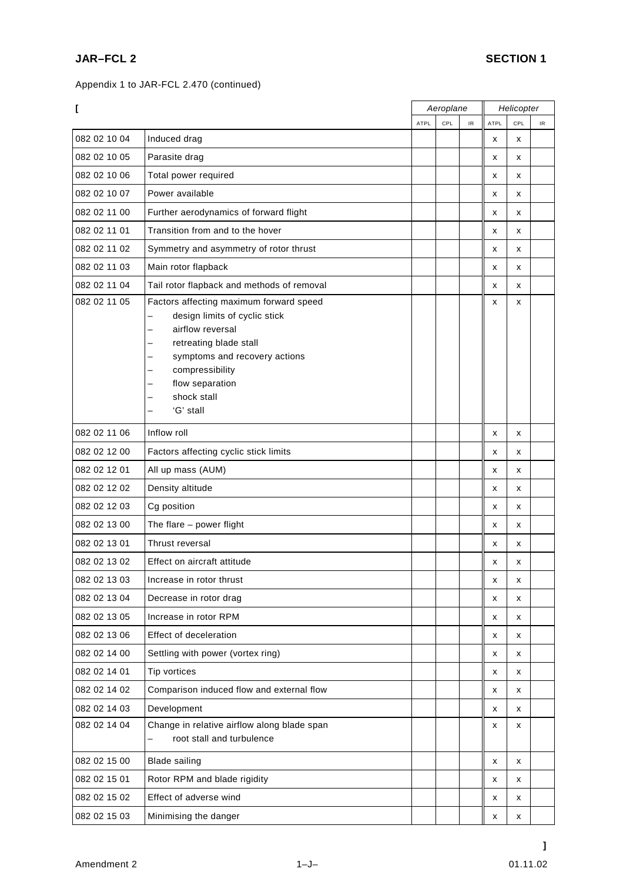Appendix 1 to JAR-FCL 2.470 (continued)

[

| | | Aeroplane | | | Helicopter | | |
|---|---|---|---|---|---|---|---|
| | | ATPL | CPL | IR | ATPL | CPL | IR |
| 082 02 10 04 | Induced drag | | | | x | x | |
| 082 02 10 05 | Parasite drag | | | | x | x | |
| 082 02 10 06 | Total power required | | | | x | x | |
| 082 02 10 07 | Power available | | | | x | x | |
| 082 02 11 00 | Further aerodynamics of forward flight | | | | x | x | |
| 082 02 11 01 | Transition from and to the hover | | | | x | x | |
| 082 02 11 02 | Symmetry and asymmetry of rotor thrust | | | | x | x | |
| 082 02 11 03 | Main rotor flapback | | | | x | x | |
| 082 02 11 04 | Tail rotor flapback and methods of removal | | | | x | x | |
| 082 02 11 05 | Factors affecting maximum forward speed<br>– design limits of cyclic stick<br>– airflow reversal<br>– retreating blade stall<br>– symptoms and recovery actions<br>– compressibility<br>– flow separation<br>– shock stall<br>– 'G' stall | | | | x | x | |
| 082 02 11 06 | Inflow roll | | | | x | x | |
| 082 02 12 00 | Factors affecting cyclic stick limits | | | | x | x | |
| 082 02 12 01 | All up mass (AUM) | | | | x | x | |
| 082 02 12 02 | Density altitude | | | | x | x | |
| 082 02 12 03 | Cg position | | | | x | x | |
| 082 02 13 00 | The flare – power flight | | | | x | x | |
| 082 02 13 01 | Thrust reversal | | | | x | x | |
| 082 02 13 02 | Effect on aircraft attitude | | | | x | x | |
| 082 02 13 03 | Increase in rotor thrust | | | | x | x | |
| 082 02 13 04 | Decrease in rotor drag | | | | x | x | |
| 082 02 13 05 | Increase in rotor RPM | | | | x | x | |
| 082 02 13 06 | Effect of deceleration | | | | x | x | |
| 082 02 14 00 | Settling with power (vortex ring) | | | | x | x | |
| 082 02 14 01 | Tip vortices | | | | x | x | |
| 082 02 14 02 | Comparison induced flow and external flow | | | | x | x | |
| 082 02 14 03 | Development | | | | x | x | |
| 082 02 14 04 | Change in relative airflow along blade span<br>– root stall and turbulence | | | | x | x | |
| 082 02 15 00 | Blade sailing | | | | x | x | |
| 082 02 15 01 | Rotor RPM and blade rigidity | | | | x | x | |
| 082 02 15 02 | Effect of adverse wind | | | | x | x | |
| 082 02 15 03 | Minimising the danger | | | | x | x | |

]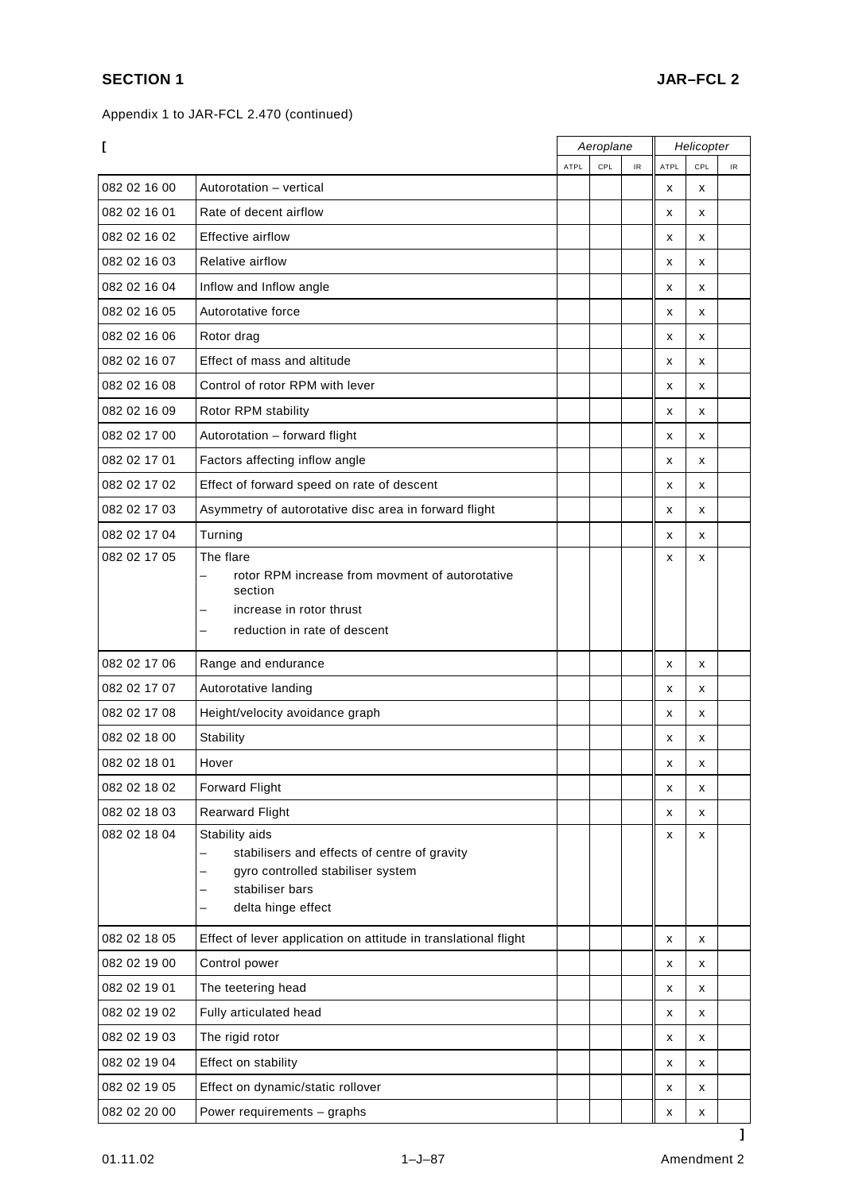Appendix 1 to JAR-FCL 2.470 (continued)

[

| | | Aeroplane | | | Helicopter | | |
|---|---|---|---|---|---|---|---|
| | | ATPL | CPL | IR | ATPL | CPL | IR |
| 082 02 16 00 | Autorotation – vertical | | | | x | x | |
| 082 02 16 01 | Rate of decent airflow | | | | x | x | |
| 082 02 16 02 | Effective airflow | | | | x | x | |
| 082 02 16 03 | Relative airflow | | | | x | x | |
| 082 02 16 04 | Inflow and Inflow angle | | | | x | x | |
| 082 02 16 05 | Autorotative force | | | | x | x | |
| 082 02 16 06 | Rotor drag | | | | x | x | |
| 082 02 16 07 | Effect of mass and altitude | | | | x | x | |
| 082 02 16 08 | Control of rotor RPM with lever | | | | x | x | |
| 082 02 16 09 | Rotor RPM stability | | | | x | x | |
| 082 02 17 00 | Autorotation – forward flight | | | | x | x | |
| 082 02 17 01 | Factors affecting inflow angle | | | | x | x | |
| 082 02 17 02 | Effect of forward speed on rate of descent | | | | x | x | |
| 082 02 17 03 | Asymmetry of autorotative disc area in forward flight | | | | x | x | |
| 082 02 17 04 | Turning | | | | x | x | |
| 082 02 17 05 | The flare<br>– rotor RPM increase from movment of autorotative section<br>– increase in rotor thrust<br>– reduction in rate of descent | | | | x | x | |
| 082 02 17 06 | Range and endurance | | | | x | x | |
| 082 02 17 07 | Autorotative landing | | | | x | x | |
| 082 02 17 08 | Height/velocity avoidance graph | | | | x | x | |
| 082 02 18 00 | Stability | | | | x | x | |
| 082 02 18 01 | Hover | | | | x | x | |
| 082 02 18 02 | Forward Flight | | | | x | x | |
| 082 02 18 03 | Rearward Flight | | | | x | x | |
| 082 02 18 04 | Stability aids<br>– stabilisers and effects of centre of gravity<br>– gyro controlled stabiliser system<br>– stabiliser bars<br>– delta hinge effect | | | | x | x | |
| 082 02 18 05 | Effect of lever application on attitude in translational flight | | | | x | x | |
| 082 02 19 00 | Control power | | | | x | x | |
| 082 02 19 01 | The teetering head | | | | x | x | |
| 082 02 19 02 | Fully articulated head | | | | x | x | |
| 082 02 19 03 | The rigid rotor | | | | x | x | |
| 082 02 19 04 | Effect on stability | | | | x | x | |
| 082 02 19 05 | Effect on dynamic/static rollover | | | | x | x | |
| 082 02 20 00 | Power requirements – graphs | | | | x | x | |

]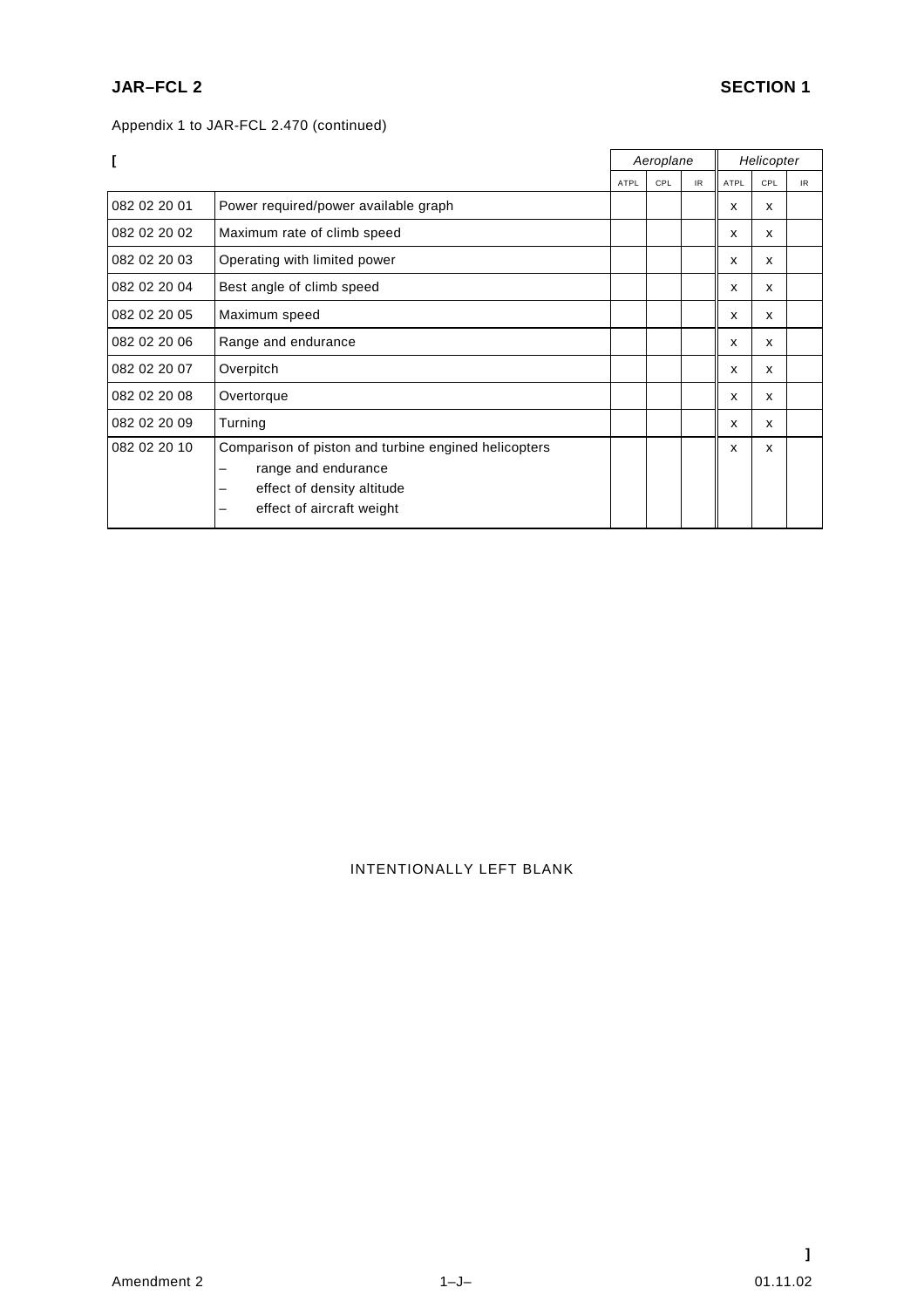Appendix 1 to JAR-FCL 2.470 (continued)

[

| | | Aeroplane | | | Helicopter | | |
|---|---|---|---|---|---|---|---|
| | | ATPL | CPL | IR | ATPL | CPL | IR |
| 082 02 20 01 | Power required/power available graph | | | | x | x | |
| 082 02 20 02 | Maximum rate of climb speed | | | | x | x | |
| 082 02 20 03 | Operating with limited power | | | | x | x | |
| 082 02 20 04 | Best angle of climb speed | | | | x | x | |
| 082 02 20 05 | Maximum speed | | | | x | x | |
| 082 02 20 06 | Range and endurance | | | | x | x | |
| 082 02 20 07 | Overpitch | | | | x | x | |
| 082 02 20 08 | Overtorque | | | | x | x | |
| 082 02 20 09 | Turning | | | | x | x | |
| 082 02 20 10 | Comparison of piston and turbine engined helicopters<br>– range and endurance<br>– effect of density altitude<br>– effect of aircraft weight | | | | x | x | |

INTENTIONALLY LEFT BLANK

]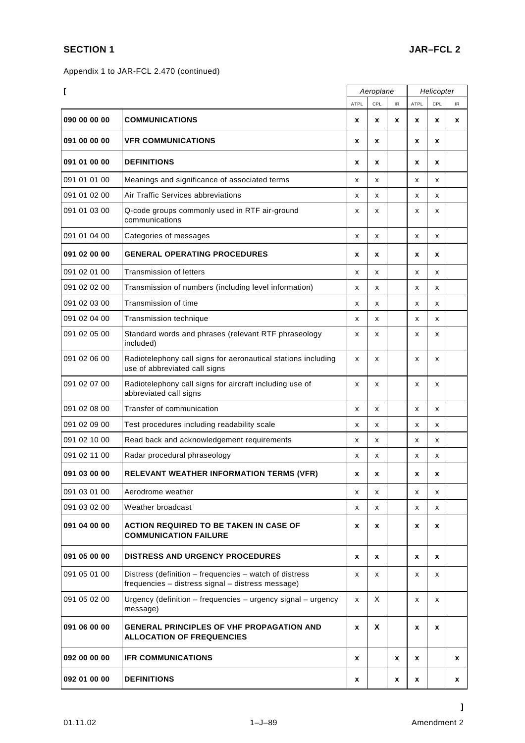Appendix 1 to JAR-FCL 2.470 (continued)

[

| | | Aeroplane | | | Helicopter | | |
|---|---|---|---|---|---|---|---|
| | | ATPL | CPL | IR | ATPL | CPL | IR |
| **090 00 00 00** | **COMMUNICATIONS** | **x** | **x** | **x** | **x** | **x** | **x** |
| **091 00 00 00** | **VFR COMMUNICATIONS** | **x** | **x** | | **x** | **x** | |
| **091 01 00 00** | **DEFINITIONS** | **x** | **x** | | **x** | **x** | |
| 091 01 01 00 | Meanings and significance of associated terms | x | x | | x | x | |
| 091 01 02 00 | Air Traffic Services abbreviations | x | x | | x | x | |
| 091 01 03 00 | Q-code groups commonly used in RTF air-ground communications | x | x | | x | x | |
| 091 01 04 00 | Categories of messages | x | x | | x | x | |
| **091 02 00 00** | **GENERAL OPERATING PROCEDURES** | **x** | **x** | | **x** | **x** | |
| 091 02 01 00 | Transmission of letters | x | x | | x | x | |
| 091 02 02 00 | Transmission of numbers (including level information) | x | x | | x | x | |
| 091 02 03 00 | Transmission of time | x | x | | x | x | |
| 091 02 04 00 | Transmission technique | x | x | | x | x | |
| 091 02 05 00 | Standard words and phrases (relevant RTF phraseology included) | x | x | | x | x | |
| 091 02 06 00 | Radiotelephony call signs for aeronautical stations including use of abbreviated call signs | x | x | | x | x | |
| 091 02 07 00 | Radiotelephony call signs for aircraft including use of abbreviated call signs | x | x | | x | x | |
| 091 02 08 00 | Transfer of communication | x | x | | x | x | |
| 091 02 09 00 | Test procedures including readability scale | x | x | | x | x | |
| 091 02 10 00 | Read back and acknowledgement requirements | x | x | | x | x | |
| 091 02 11 00 | Radar procedural phraseology | x | x | | x | x | |
| **091 03 00 00** | **RELEVANT WEATHER INFORMATION TERMS (VFR)** | **x** | **x** | | **x** | **x** | |
| 091 03 01 00 | Aerodrome weather | x | x | | x | x | |
| 091 03 02 00 | Weather broadcast | x | x | | x | x | |
| **091 04 00 00** | **ACTION REQUIRED TO BE TAKEN IN CASE OF COMMUNICATION FAILURE** | **x** | **x** | | **x** | **x** | |
| **091 05 00 00** | **DISTRESS AND URGENCY PROCEDURES** | **x** | **x** | | **x** | **x** | |
| 091 05 01 00 | Distress (definition – frequencies – watch of distress frequencies – distress signal – distress message) | x | x | | x | x | |
| 091 05 02 00 | Urgency (definition – frequencies – urgency signal – urgency message) | x | X | | x | x | |
| **091 06 00 00** | **GENERAL PRINCIPLES OF VHF PROPAGATION AND ALLOCATION OF FREQUENCIES** | **x** | **X** | | **x** | **x** | |
| **092 00 00 00** | **IFR COMMUNICATIONS** | **x** | | **x** | **x** | | **x** |
| **092 01 00 00** | **DEFINITIONS** | **x** | | **x** | **x** | | **x** |

]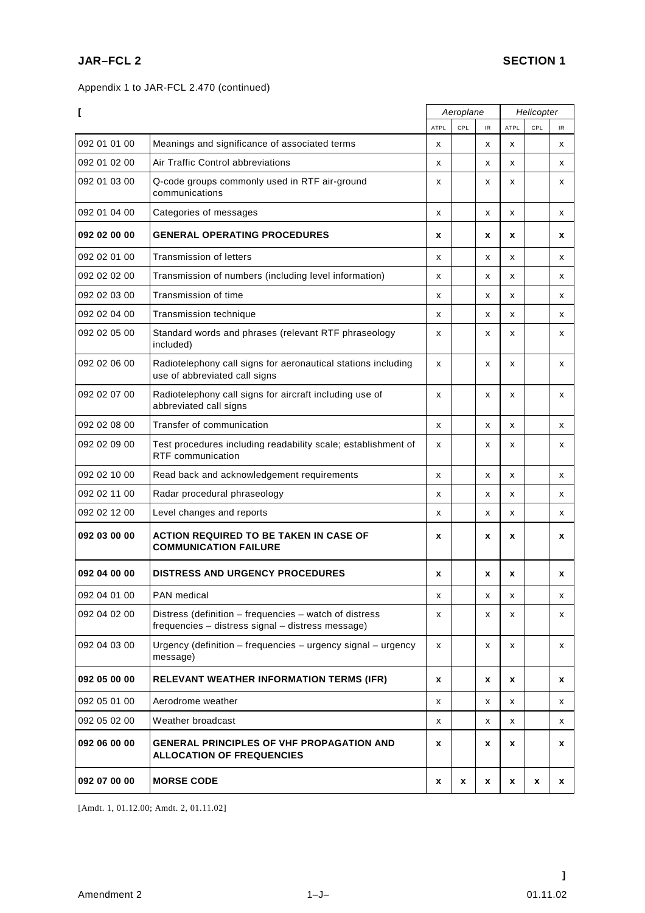Appendix 1 to JAR-FCL 2.470 (continued)

[

| | | Aeroplane | | | Helicopter | | |
|---|---|---|---|---|---|---|---|
| | | ATPL | CPL | IR | ATPL | CPL | IR |
| 092 01 01 00 | Meanings and significance of associated terms | x | | x | x | | x |
| 092 01 02 00 | Air Traffic Control abbreviations | x | | x | x | | x |
| 092 01 03 00 | Q-code groups commonly used in RTF air-ground communications | x | | x | x | | x |
| 092 01 04 00 | Categories of messages | x | | x | x | | x |
| **092 02 00 00** | **GENERAL OPERATING PROCEDURES** | **x** | | **x** | **x** | | **x** |
| 092 02 01 00 | Transmission of letters | x | | x | x | | x |
| 092 02 02 00 | Transmission of numbers (including level information) | x | | x | x | | x |
| 092 02 03 00 | Transmission of time | x | | x | x | | x |
| 092 02 04 00 | Transmission technique | x | | x | x | | x |
| 092 02 05 00 | Standard words and phrases (relevant RTF phraseology included) | x | | x | x | | x |
| 092 02 06 00 | Radiotelephony call signs for aeronautical stations including use of abbreviated call signs | x | | x | x | | x |
| 092 02 07 00 | Radiotelephony call signs for aircraft including use of abbreviated call signs | x | | x | x | | x |
| 092 02 08 00 | Transfer of communication | x | | x | x | | x |
| 092 02 09 00 | Test procedures including readability scale; establishment of RTF communication | x | | x | x | | x |
| 092 02 10 00 | Read back and acknowledgement requirements | x | | x | x | | x |
| 092 02 11 00 | Radar procedural phraseology | x | | x | x | | x |
| 092 02 12 00 | Level changes and reports | x | | x | x | | x |
| **092 03 00 00** | **ACTION REQUIRED TO BE TAKEN IN CASE OF COMMUNICATION FAILURE** | **x** | | **x** | **x** | | **x** |
| **092 04 00 00** | **DISTRESS AND URGENCY PROCEDURES** | **x** | | **x** | **x** | | **x** |
| 092 04 01 00 | PAN medical | x | | x | x | | x |
| 092 04 02 00 | Distress (definition – frequencies – watch of distress frequencies – distress signal – distress message) | x | | x | x | | x |
| 092 04 03 00 | Urgency (definition – frequencies – urgency signal – urgency message) | x | | x | x | | x |
| **092 05 00 00** | **RELEVANT WEATHER INFORMATION TERMS (IFR)** | **x** | | **x** | **x** | | **x** |
| 092 05 01 00 | Aerodrome weather | x | | x | x | | x |
| 092 05 02 00 | Weather broadcast | x | | x | x | | x |
| **092 06 00 00** | **GENERAL PRINCIPLES OF VHF PROPAGATION AND ALLOCATION OF FREQUENCIES** | **x** | | **x** | **x** | | **x** |
| **092 07 00 00** | **MORSE CODE** | **x** | **x** | **x** | **x** | **x** | **x** |

[Amdt. 1, 01.12.00; Amdt. 2, 01.11.02]

]